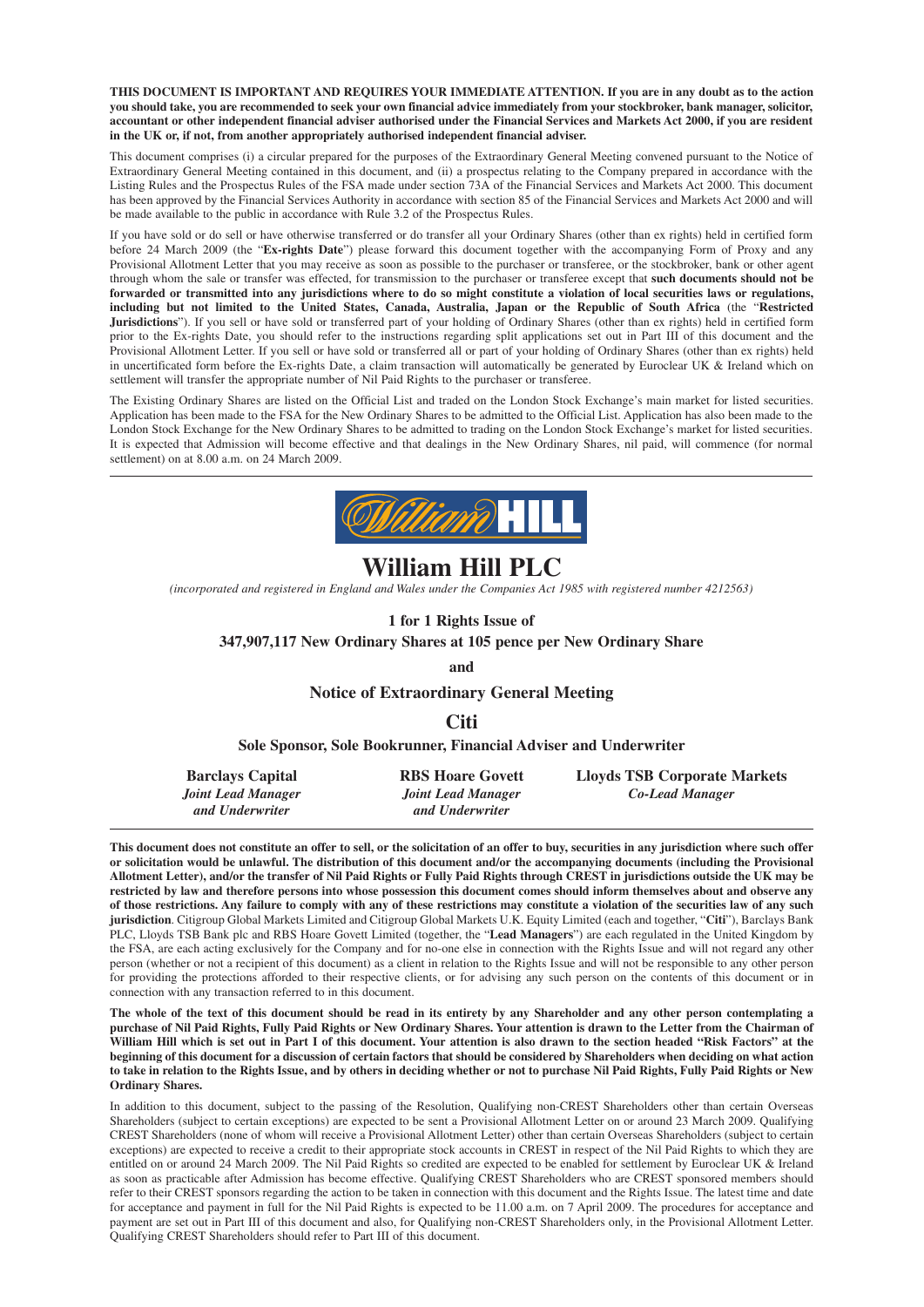**THIS DOCUMENT IS IMPORTANT AND REQUIRES YOUR IMMEDIATE ATTENTION. If you are in any doubt as to the action you should take, you are recommended to seek your own financial advice immediately from your stockbroker, bank manager, solicitor, accountant or other independent financial adviser authorised under the Financial Services and Markets Act 2000, if you are resident in the UK or, if not, from another appropriately authorised independent financial adviser.**

This document comprises (i) a circular prepared for the purposes of the Extraordinary General Meeting convened pursuant to the Notice of Extraordinary General Meeting contained in this document, and (ii) a prospectus relating to the Company prepared in accordance with the Listing Rules and the Prospectus Rules of the FSA made under section 73A of the Financial Services and Markets Act 2000. This document has been approved by the Financial Services Authority in accordance with section 85 of the Financial Services and Markets Act 2000 and will be made available to the public in accordance with Rule 3.2 of the Prospectus Rules.

If you have sold or do sell or have otherwise transferred or do transfer all your Ordinary Shares (other than ex rights) held in certified form before 24 March 2009 (the "**Ex-rights Date**") please forward this document together with the accompanying Form of Proxy and any Provisional Allotment Letter that you may receive as soon as possible to the purchaser or transferee, or the stockbroker, bank or other agent through whom the sale or transfer was effected, for transmission to the purchaser or transferee except that **such documents should not be forwarded or transmitted into any jurisdictions where to do so might constitute a violation of local securities laws or regulations, including but not limited to the United States, Canada, Australia, Japan or the Republic of South Africa** (the "**Restricted Jurisdictions**"). If you sell or have sold or transferred part of your holding of Ordinary Shares (other than ex rights) held in certified form prior to the Ex-rights Date, you should refer to the instructions regarding split applications set out in Part III of this document and the Provisional Allotment Letter. If you sell or have sold or transferred all or part of your holding of Ordinary Shares (other than ex rights) held in uncertificated form before the Ex-rights Date, a claim transaction will automatically be generated by Euroclear UK & Ireland which on settlement will transfer the appropriate number of Nil Paid Rights to the purchaser or transferee.

The Existing Ordinary Shares are listed on the Official List and traded on the London Stock Exchange's main market for listed securities. Application has been made to the FSA for the New Ordinary Shares to be admitted to the Official List. Application has also been made to the London Stock Exchange for the New Ordinary Shares to be admitted to trading on the London Stock Exchange's market for listed securities. It is expected that Admission will become effective and that dealings in the New Ordinary Shares, nil paid, will commence (for normal settlement) on at 8.00 a.m. on 24 March 2009.

# William Hill PLC

*(incorporated and registered in England and Wales under the Companies Act 1985 with registered number 4212563)*

**1 for 1 Rights Issue of**

**347,907,117 New Ordinary Shares at 105 pence per New Ordinary Share**

**and**

**Notice of Extraordinary General Meeting**

**Citi**

**Sole Sponsor, Sole Bookrunner, Financial Adviser and Underwriter**

| **Barclays Capital** | **RBS Hoare Govett** | **Lloyds TSB Corporate Markets** |
|---|---|---|
| ***Joint Lead Manager and Underwriter*** | ***Joint Lead Manager and Underwriter*** | ***Co-Lead Manager*** |

**This document does not constitute an offer to sell, or the solicitation of an offer to buy, securities in any jurisdiction where such offer or solicitation would be unlawful. The distribution of this document and/or the accompanying documents (including the Provisional Allotment Letter), and/or the transfer of Nil Paid Rights or Fully Paid Rights through CREST in jurisdictions outside the UK may be restricted by law and therefore persons into whose possession this document comes should inform themselves about and observe any of those restrictions. Any failure to comply with any of these restrictions may constitute a violation of the securities law of any such jurisdiction**. Citigroup Global Markets Limited and Citigroup Global Markets U.K. Equity Limited (each and together, "**Citi**"), Barclays Bank PLC, Lloyds TSB Bank plc and RBS Hoare Govett Limited (together, the "**Lead Managers**") are each regulated in the United Kingdom by the FSA, are each acting exclusively for the Company and for no-one else in connection with the Rights Issue and will not regard any other person (whether or not a recipient of this document) as a client in relation to the Rights Issue and will not be responsible to any other person for providing the protections afforded to their respective clients, or for advising any such person on the contents of this document or in connection with any transaction referred to in this document.

**The whole of the text of this document should be read in its entirety by any Shareholder and any other person contemplating a purchase of Nil Paid Rights, Fully Paid Rights or New Ordinary Shares. Your attention is drawn to the Letter from the Chairman of William Hill which is set out in Part I of this document. Your attention is also drawn to the section headed "Risk Factors" at the beginning of this document for a discussion of certain factors that should be considered by Shareholders when deciding on what action to take in relation to the Rights Issue, and by others in deciding whether or not to purchase Nil Paid Rights, Fully Paid Rights or New Ordinary Shares.**

In addition to this document, subject to the passing of the Resolution, Qualifying non-CREST Shareholders other than certain Overseas Shareholders (subject to certain exceptions) are expected to be sent a Provisional Allotment Letter on or around 23 March 2009. Qualifying CREST Shareholders (none of whom will receive a Provisional Allotment Letter) other than certain Overseas Shareholders (subject to certain exceptions) are expected to receive a credit to their appropriate stock accounts in CREST in respect of the Nil Paid Rights to which they are entitled on or around 24 March 2009. The Nil Paid Rights so credited are expected to be enabled for settlement by Euroclear UK & Ireland as soon as practicable after Admission has become effective. Qualifying CREST Shareholders who are CREST sponsored members should refer to their CREST sponsors regarding the action to be taken in connection with this document and the Rights Issue. The latest time and date for acceptance and payment in full for the Nil Paid Rights is expected to be 11.00 a.m. on 7 April 2009. The procedures for acceptance and payment are set out in Part III of this document and also, for Qualifying non-CREST Shareholders only, in the Provisional Allotment Letter. Qualifying CREST Shareholders should refer to Part III of this document.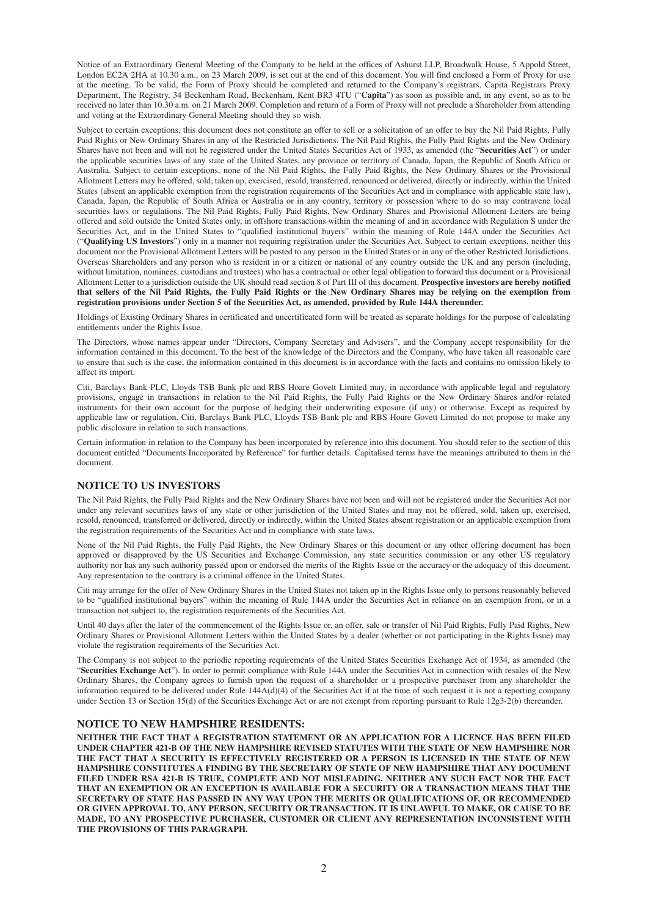Notice of an Extraordinary General Meeting of the Company to be held at the offices of Ashurst LLP, Broadwalk House, 5 Appold Street, London EC2A 2HA at 10.30 a.m., on 23 March 2009, is set out at the end of this document. You will find enclosed a Form of Proxy for use at the meeting. To be valid, the Form of Proxy should be completed and returned to the Company's registrars, Capita Registrars Proxy Department, The Registry, 34 Beckenham Road, Beckenham, Kent BR3 4TU ("**Capita**") as soon as possible and, in any event, so as to be received no later than 10.30 a.m. on 21 March 2009. Completion and return of a Form of Proxy will not preclude a Shareholder from attending and voting at the Extraordinary General Meeting should they so wish.

Subject to certain exceptions, this document does not constitute an offer to sell or a solicitation of an offer to buy the Nil Paid Rights, Fully Paid Rights or New Ordinary Shares in any of the Restricted Jurisdictions. The Nil Paid Rights, the Fully Paid Rights and the New Ordinary Shares have not been and will not be registered under the United States Securities Act of 1933, as amended (the "**Securities Act**") or under the applicable securities laws of any state of the United States, any province or territory of Canada, Japan, the Republic of South Africa or Australia. Subject to certain exceptions, none of the Nil Paid Rights, the Fully Paid Rights, the New Ordinary Shares or the Provisional Allotment Letters may be offered, sold, taken up, exercised, resold, transferred, renounced or delivered, directly or indirectly, within the United States (absent an applicable exemption from the registration requirements of the Securities Act and in compliance with applicable state law), Canada, Japan, the Republic of South Africa or Australia or in any country, territory or possession where to do so may contravene local securities laws or regulations. The Nil Paid Rights, Fully Paid Rights, New Ordinary Shares and Provisional Allotment Letters are being offered and sold outside the United States only, in offshore transactions within the meaning of and in accordance with Regulation S under the Securities Act, and in the United States to "qualified institutional buyers" within the meaning of Rule 144A under the Securities Act ("**Qualifying US Investors**") only in a manner not requiring registration under the Securities Act. Subject to certain exceptions, neither this document nor the Provisional Allotment Letters will be posted to any person in the United States or in any of the other Restricted Jurisdictions. Overseas Shareholders and any person who is resident in or a citizen or national of any country outside the UK and any person (including, without limitation, nominees, custodians and trustees) who has a contractual or other legal obligation to forward this document or a Provisional Allotment Letter to a jurisdiction outside the UK should read section 8 of Part III of this document. **Prospective investors are hereby notified that sellers of the Nil Paid Rights, the Fully Paid Rights or the New Ordinary Shares may be relying on the exemption from registration provisions under Section 5 of the Securities Act, as amended, provided by Rule 144A thereunder.**

Holdings of Existing Ordinary Shares in certificated and uncertificated form will be treated as separate holdings for the purpose of calculating entitlements under the Rights Issue.

The Directors, whose names appear under "Directors, Company Secretary and Advisers", and the Company accept responsibility for the information contained in this document. To the best of the knowledge of the Directors and the Company, who have taken all reasonable care to ensure that such is the case, the information contained in this document is in accordance with the facts and contains no omission likely to affect its import.

Citi, Barclays Bank PLC, Lloyds TSB Bank plc and RBS Hoare Govett Limited may, in accordance with applicable legal and regulatory provisions, engage in transactions in relation to the Nil Paid Rights, the Fully Paid Rights or the New Ordinary Shares and/or related instruments for their own account for the purpose of hedging their underwriting exposure (if any) or otherwise. Except as required by applicable law or regulation, Citi, Barclays Bank PLC, Lloyds TSB Bank plc and RBS Hoare Govett Limited do not propose to make any public disclosure in relation to such transactions.

Certain information in relation to the Company has been incorporated by reference into this document. You should refer to the section of this document entitled "Documents Incorporated by Reference" for further details. Capitalised terms have the meanings attributed to them in the document.

## NOTICE TO US INVESTORS

The Nil Paid Rights, the Fully Paid Rights and the New Ordinary Shares have not been and will not be registered under the Securities Act nor under any relevant securities laws of any state or other jurisdiction of the United States and may not be offered, sold, taken up, exercised, resold, renounced, transferred or delivered, directly or indirectly, within the United States absent registration or an applicable exemption from the registration requirements of the Securities Act and in compliance with state laws.

None of the Nil Paid Rights, the Fully Paid Rights, the New Ordinary Shares or this document or any other offering document has been approved or disapproved by the US Securities and Exchange Commission, any state securities commission or any other US regulatory authority nor has any such authority passed upon or endorsed the merits of the Rights Issue or the accuracy or the adequacy of this document. Any representation to the contrary is a criminal offence in the United States.

Citi may arrange for the offer of New Ordinary Shares in the United States not taken up in the Rights Issue only to persons reasonably believed to be "qualified institutional buyers" within the meaning of Rule 144A under the Securities Act in reliance on an exemption from, or in a transaction not subject to, the registration requirements of the Securities Act.

Until 40 days after the later of the commencement of the Rights Issue or, an offer, sale or transfer of Nil Paid Rights, Fully Paid Rights, New Ordinary Shares or Provisional Allotment Letters within the United States by a dealer (whether or not participating in the Rights Issue) may violate the registration requirements of the Securities Act.

The Company is not subject to the periodic reporting requirements of the United States Securities Exchange Act of 1934, as amended (the "**Securities Exchange Act**"). In order to permit compliance with Rule 144A under the Securities Act in connection with resales of the New Ordinary Shares, the Company agrees to furnish upon the request of a shareholder or a prospective purchaser from any shareholder the information required to be delivered under Rule 144A(d)(4) of the Securities Act if at the time of such request it is not a reporting company under Section 13 or Section 15(d) of the Securities Exchange Act or are not exempt from reporting pursuant to Rule 12g3-2(b) thereunder.

## NOTICE TO NEW HAMPSHIRE RESIDENTS:

**NEITHER THE FACT THAT A REGISTRATION STATEMENT OR AN APPLICATION FOR A LICENCE HAS BEEN FILED UNDER CHAPTER 421-B OF THE NEW HAMPSHIRE REVISED STATUTES WITH THE STATE OF NEW HAMPSHIRE NOR THE FACT THAT A SECURITY IS EFFECTIVELY REGISTERED OR A PERSON IS LICENSED IN THE STATE OF NEW HAMPSHIRE CONSTITUTES A FINDING BY THE SECRETARY OF STATE OF NEW HAMPSHIRE THAT ANY DOCUMENT FILED UNDER RSA 421-B IS TRUE, COMPLETE AND NOT MISLEADING. NEITHER ANY SUCH FACT NOR THE FACT THAT AN EXEMPTION OR AN EXCEPTION IS AVAILABLE FOR A SECURITY OR A TRANSACTION MEANS THAT THE SECRETARY OF STATE HAS PASSED IN ANY WAY UPON THE MERITS OR QUALIFICATIONS OF, OR RECOMMENDED OR GIVEN APPROVAL TO, ANY PERSON, SECURITY OR TRANSACTION. IT IS UNLAWFUL TO MAKE, OR CAUSE TO BE MADE, TO ANY PROSPECTIVE PURCHASER, CUSTOMER OR CLIENT ANY REPRESENTATION INCONSISTENT WITH THE PROVISIONS OF THIS PARAGRAPH.**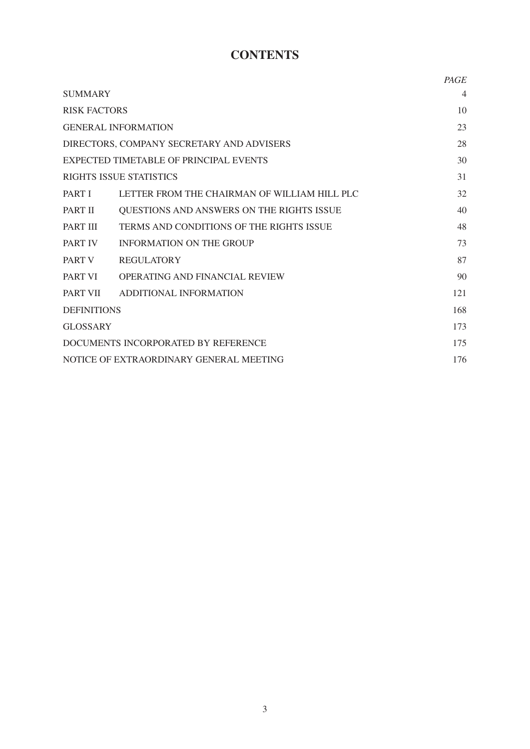# CONTENTS

| | | PAGE |
|---|---|---|
| SUMMARY | | 4 |
| RISK FACTORS | | 10 |
| GENERAL INFORMATION | | 23 |
| DIRECTORS, COMPANY SECRETARY AND ADVISERS | | 28 |
| EXPECTED TIMETABLE OF PRINCIPAL EVENTS | | 30 |
| RIGHTS ISSUE STATISTICS | | 31 |
| PART I | LETTER FROM THE CHAIRMAN OF WILLIAM HILL PLC | 32 |
| PART II | QUESTIONS AND ANSWERS ON THE RIGHTS ISSUE | 40 |
| PART III | TERMS AND CONDITIONS OF THE RIGHTS ISSUE | 48 |
| PART IV | INFORMATION ON THE GROUP | 73 |
| PART V | REGULATORY | 87 |
| PART VI | OPERATING AND FINANCIAL REVIEW | 90 |
| PART VII | ADDITIONAL INFORMATION | 121 |
| DEFINITIONS | | 168 |
| GLOSSARY | | 173 |
| DOCUMENTS INCORPORATED BY REFERENCE | | 175 |
| NOTICE OF EXTRAORDINARY GENERAL MEETING | | 176 |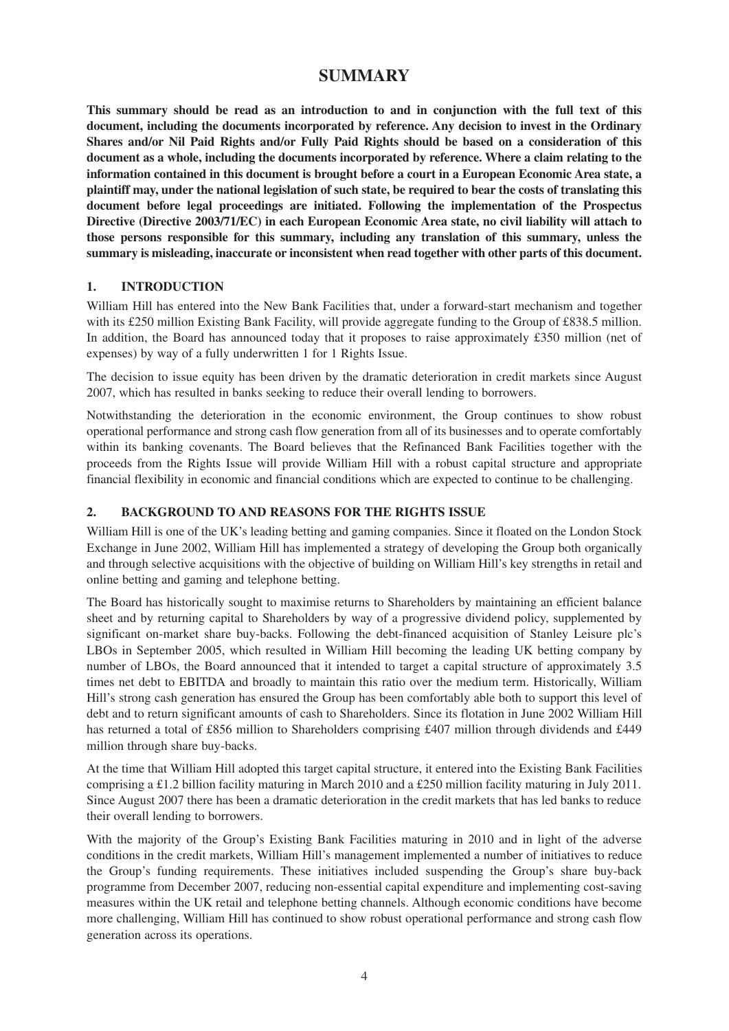# SUMMARY

**This summary should be read as an introduction to and in conjunction with the full text of this document, including the documents incorporated by reference. Any decision to invest in the Ordinary Shares and/or Nil Paid Rights and/or Fully Paid Rights should be based on a consideration of this document as a whole, including the documents incorporated by reference. Where a claim relating to the information contained in this document is brought before a court in a European Economic Area state, a plaintiff may, under the national legislation of such state, be required to bear the costs of translating this document before legal proceedings are initiated. Following the implementation of the Prospectus Directive (Directive 2003/71/EC) in each European Economic Area state, no civil liability will attach to those persons responsible for this summary, including any translation of this summary, unless the summary is misleading, inaccurate or inconsistent when read together with other parts of this document.**

## 1. INTRODUCTION

William Hill has entered into the New Bank Facilities that, under a forward-start mechanism and together with its £250 million Existing Bank Facility, will provide aggregate funding to the Group of £838.5 million. In addition, the Board has announced today that it proposes to raise approximately £350 million (net of expenses) by way of a fully underwritten 1 for 1 Rights Issue.

The decision to issue equity has been driven by the dramatic deterioration in credit markets since August 2007, which has resulted in banks seeking to reduce their overall lending to borrowers.

Notwithstanding the deterioration in the economic environment, the Group continues to show robust operational performance and strong cash flow generation from all of its businesses and to operate comfortably within its banking covenants. The Board believes that the Refinanced Bank Facilities together with the proceeds from the Rights Issue will provide William Hill with a robust capital structure and appropriate financial flexibility in economic and financial conditions which are expected to continue to be challenging.

## 2. BACKGROUND TO AND REASONS FOR THE RIGHTS ISSUE

William Hill is one of the UK's leading betting and gaming companies. Since it floated on the London Stock Exchange in June 2002, William Hill has implemented a strategy of developing the Group both organically and through selective acquisitions with the objective of building on William Hill's key strengths in retail and online betting and gaming and telephone betting.

The Board has historically sought to maximise returns to Shareholders by maintaining an efficient balance sheet and by returning capital to Shareholders by way of a progressive dividend policy, supplemented by significant on-market share buy-backs. Following the debt-financed acquisition of Stanley Leisure plc's LBOs in September 2005, which resulted in William Hill becoming the leading UK betting company by number of LBOs, the Board announced that it intended to target a capital structure of approximately 3.5 times net debt to EBITDA and broadly to maintain this ratio over the medium term. Historically, William Hill's strong cash generation has ensured the Group has been comfortably able both to support this level of debt and to return significant amounts of cash to Shareholders. Since its flotation in June 2002 William Hill has returned a total of £856 million to Shareholders comprising £407 million through dividends and £449 million through share buy-backs.

At the time that William Hill adopted this target capital structure, it entered into the Existing Bank Facilities comprising a £1.2 billion facility maturing in March 2010 and a £250 million facility maturing in July 2011. Since August 2007 there has been a dramatic deterioration in the credit markets that has led banks to reduce their overall lending to borrowers.

With the majority of the Group's Existing Bank Facilities maturing in 2010 and in light of the adverse conditions in the credit markets, William Hill's management implemented a number of initiatives to reduce the Group's funding requirements. These initiatives included suspending the Group's share buy-back programme from December 2007, reducing non-essential capital expenditure and implementing cost-saving measures within the UK retail and telephone betting channels. Although economic conditions have become more challenging, William Hill has continued to show robust operational performance and strong cash flow generation across its operations.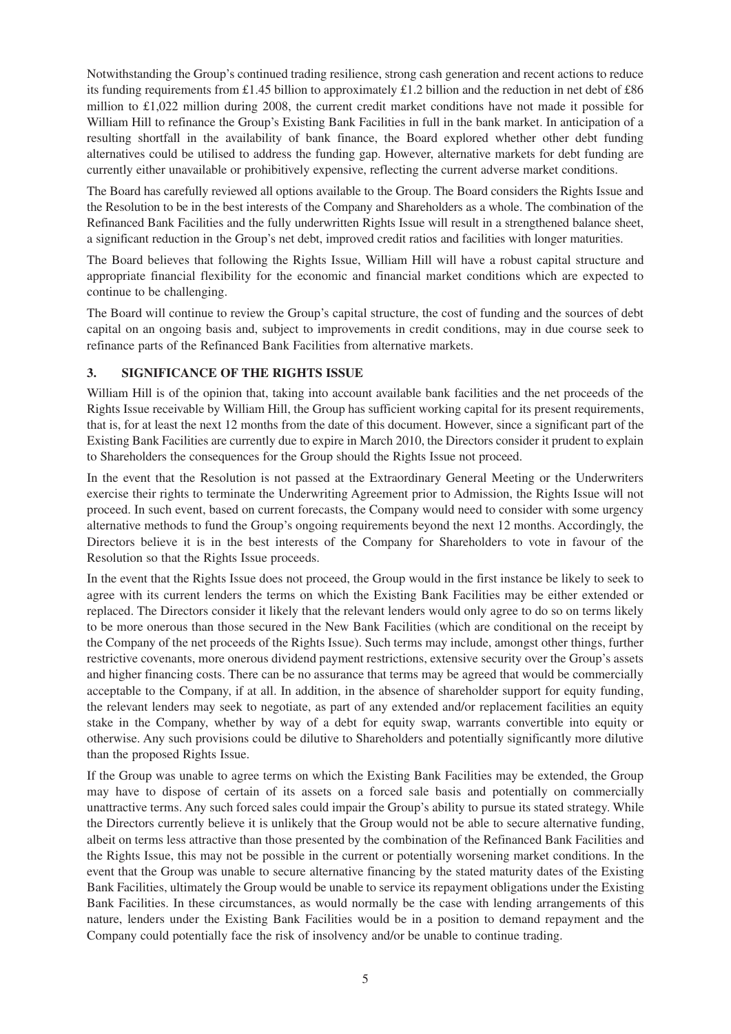Notwithstanding the Group's continued trading resilience, strong cash generation and recent actions to reduce its funding requirements from £1.45 billion to approximately £1.2 billion and the reduction in net debt of £86 million to £1,022 million during 2008, the current credit market conditions have not made it possible for William Hill to refinance the Group's Existing Bank Facilities in full in the bank market. In anticipation of a resulting shortfall in the availability of bank finance, the Board explored whether other debt funding alternatives could be utilised to address the funding gap. However, alternative markets for debt funding are currently either unavailable or prohibitively expensive, reflecting the current adverse market conditions.

The Board has carefully reviewed all options available to the Group. The Board considers the Rights Issue and the Resolution to be in the best interests of the Company and Shareholders as a whole. The combination of the Refinanced Bank Facilities and the fully underwritten Rights Issue will result in a strengthened balance sheet, a significant reduction in the Group's net debt, improved credit ratios and facilities with longer maturities.

The Board believes that following the Rights Issue, William Hill will have a robust capital structure and appropriate financial flexibility for the economic and financial market conditions which are expected to continue to be challenging.

The Board will continue to review the Group's capital structure, the cost of funding and the sources of debt capital on an ongoing basis and, subject to improvements in credit conditions, may in due course seek to refinance parts of the Refinanced Bank Facilities from alternative markets.

## 3. SIGNIFICANCE OF THE RIGHTS ISSUE

William Hill is of the opinion that, taking into account available bank facilities and the net proceeds of the Rights Issue receivable by William Hill, the Group has sufficient working capital for its present requirements, that is, for at least the next 12 months from the date of this document. However, since a significant part of the Existing Bank Facilities are currently due to expire in March 2010, the Directors consider it prudent to explain to Shareholders the consequences for the Group should the Rights Issue not proceed.

In the event that the Resolution is not passed at the Extraordinary General Meeting or the Underwriters exercise their rights to terminate the Underwriting Agreement prior to Admission, the Rights Issue will not proceed. In such event, based on current forecasts, the Company would need to consider with some urgency alternative methods to fund the Group's ongoing requirements beyond the next 12 months. Accordingly, the Directors believe it is in the best interests of the Company for Shareholders to vote in favour of the Resolution so that the Rights Issue proceeds.

In the event that the Rights Issue does not proceed, the Group would in the first instance be likely to seek to agree with its current lenders the terms on which the Existing Bank Facilities may be either extended or replaced. The Directors consider it likely that the relevant lenders would only agree to do so on terms likely to be more onerous than those secured in the New Bank Facilities (which are conditional on the receipt by the Company of the net proceeds of the Rights Issue). Such terms may include, amongst other things, further restrictive covenants, more onerous dividend payment restrictions, extensive security over the Group's assets and higher financing costs. There can be no assurance that terms may be agreed that would be commercially acceptable to the Company, if at all. In addition, in the absence of shareholder support for equity funding, the relevant lenders may seek to negotiate, as part of any extended and/or replacement facilities an equity stake in the Company, whether by way of a debt for equity swap, warrants convertible into equity or otherwise. Any such provisions could be dilutive to Shareholders and potentially significantly more dilutive than the proposed Rights Issue.

If the Group was unable to agree terms on which the Existing Bank Facilities may be extended, the Group may have to dispose of certain of its assets on a forced sale basis and potentially on commercially unattractive terms. Any such forced sales could impair the Group's ability to pursue its stated strategy. While the Directors currently believe it is unlikely that the Group would not be able to secure alternative funding, albeit on terms less attractive than those presented by the combination of the Refinanced Bank Facilities and the Rights Issue, this may not be possible in the current or potentially worsening market conditions. In the event that the Group was unable to secure alternative financing by the stated maturity dates of the Existing Bank Facilities, ultimately the Group would be unable to service its repayment obligations under the Existing Bank Facilities. In these circumstances, as would normally be the case with lending arrangements of this nature, lenders under the Existing Bank Facilities would be in a position to demand repayment and the Company could potentially face the risk of insolvency and/or be unable to continue trading.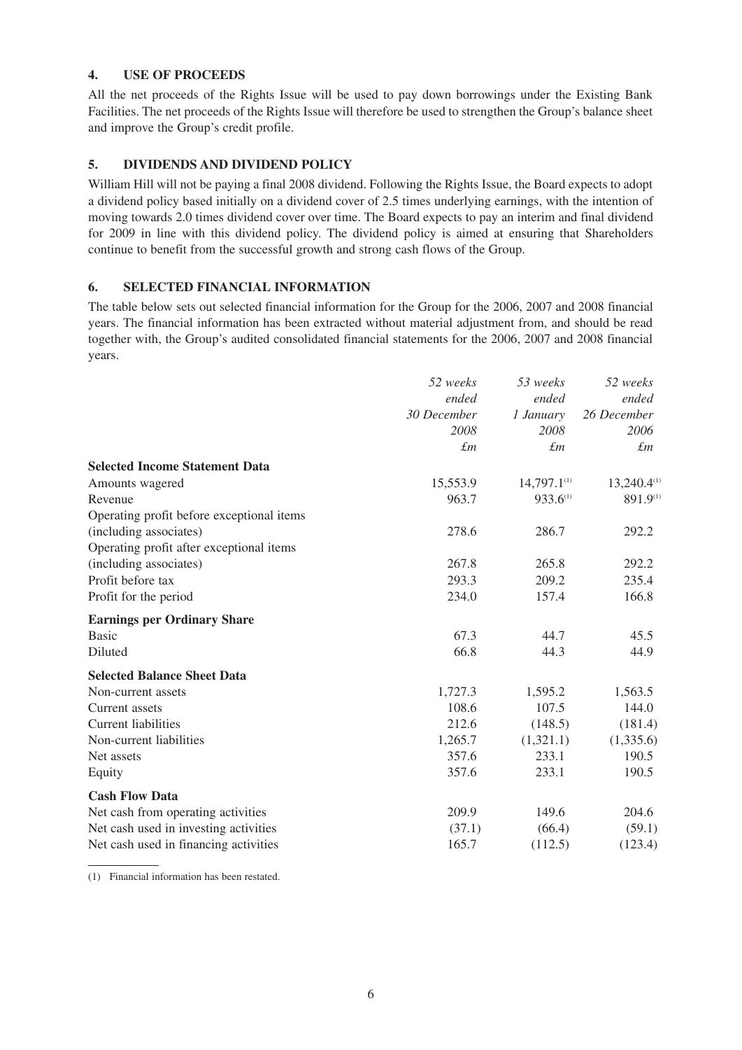## 4. USE OF PROCEEDS

All the net proceeds of the Rights Issue will be used to pay down borrowings under the Existing Bank Facilities. The net proceeds of the Rights Issue will therefore be used to strengthen the Group's balance sheet and improve the Group's credit profile.

## 5. DIVIDENDS AND DIVIDEND POLICY

William Hill will not be paying a final 2008 dividend. Following the Rights Issue, the Board expects to adopt a dividend policy based initially on a dividend cover of 2.5 times underlying earnings, with the intention of moving towards 2.0 times dividend cover over time. The Board expects to pay an interim and final dividend for 2009 in line with this dividend policy. The dividend policy is aimed at ensuring that Shareholders continue to benefit from the successful growth and strong cash flows of the Group.

## 6. SELECTED FINANCIAL INFORMATION

The table below sets out selected financial information for the Group for the 2006, 2007 and 2008 financial years. The financial information has been extracted without material adjustment from, and should be read together with, the Group's audited consolidated financial statements for the 2006, 2007 and 2008 financial years.

| | *52 weeks ended 30 December 2008 £m* | *53 weeks ended 1 January 2008 £m* | *52 weeks ended 26 December 2006 £m* |
|---|---|---|---|
| **Selected Income Statement Data** | | | |
| Amounts wagered | 15,553.9 | 14,797.1[(1)] | 13,240.4[(1)] |
| Revenue | 963.7 | 933.6[(1)] | 891.9[(1)] |
| Operating profit before exceptional items (including associates) | 278.6 | 286.7 | 292.2 |
| Operating profit after exceptional items (including associates) | 267.8 | 265.8 | 292.2 |
| Profit before tax | 293.3 | 209.2 | 235.4 |
| Profit for the period | 234.0 | 157.4 | 166.8 |
| **Earnings per Ordinary Share** | | | |
| Basic | 67.3 | 44.7 | 45.5 |
| Diluted | 66.8 | 44.3 | 44.9 |
| **Selected Balance Sheet Data** | | | |
| Non-current assets | 1,727.3 | 1,595.2 | 1,563.5 |
| Current assets | 108.6 | 107.5 | 144.0 |
| Current liabilities | 212.6 | (148.5) | (181.4) |
| Non-current liabilities | 1,265.7 | (1,321.1) | (1,335.6) |
| Net assets | 357.6 | 233.1 | 190.5 |
| Equity | 357.6 | 233.1 | 190.5 |
| **Cash Flow Data** | | | |
| Net cash from operating activities | 209.9 | 149.6 | 204.6 |
| Net cash used in investing activities | (37.1) | (66.4) | (59.1) |
| Net cash used in financing activities | 165.7 | (112.5) | (123.4) |

(1) Financial information has been restated.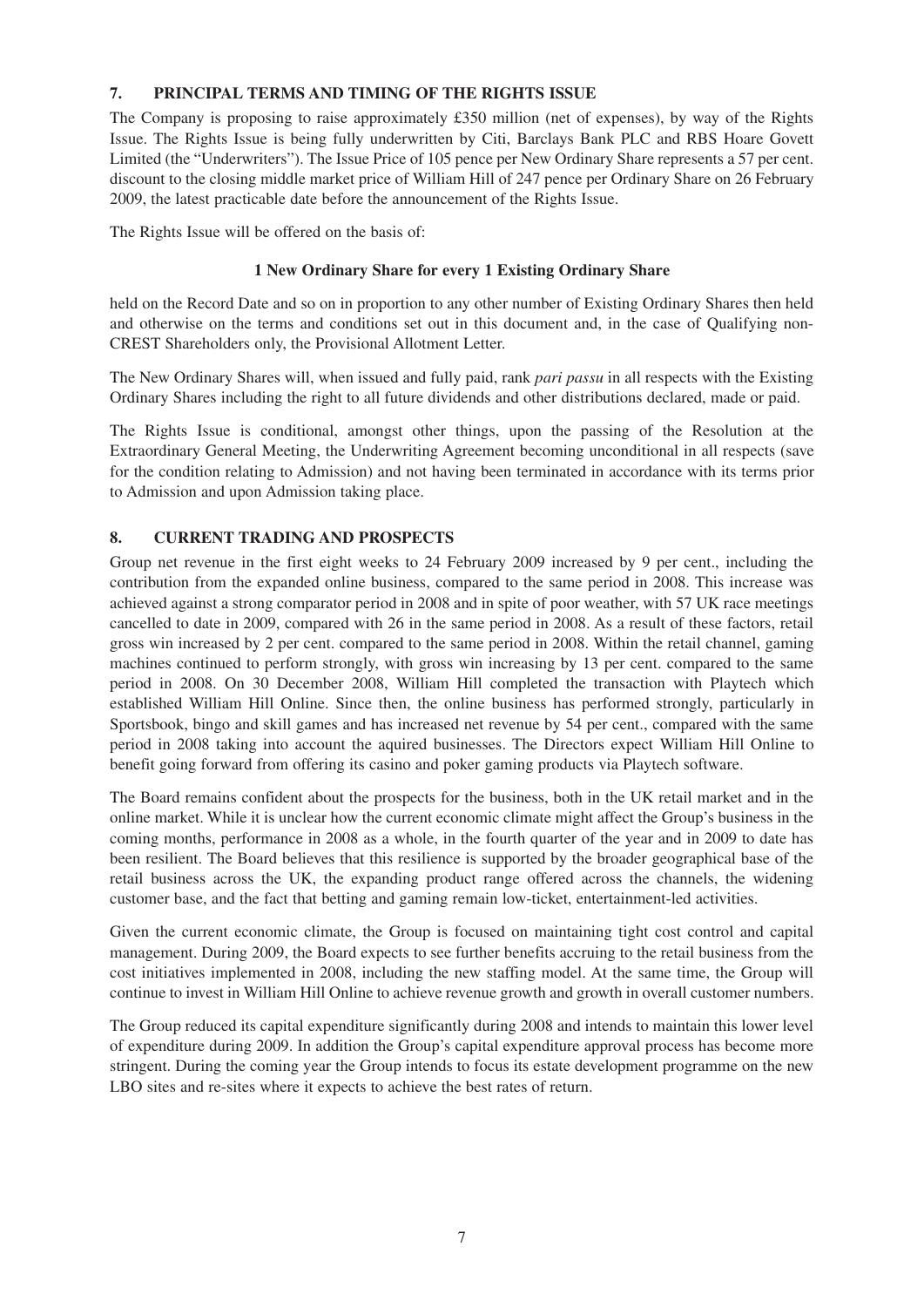## 7. PRINCIPAL TERMS AND TIMING OF THE RIGHTS ISSUE

The Company is proposing to raise approximately £350 million (net of expenses), by way of the Rights Issue. The Rights Issue is being fully underwritten by Citi, Barclays Bank PLC and RBS Hoare Govett Limited (the "Underwriters"). The Issue Price of 105 pence per New Ordinary Share represents a 57 per cent. discount to the closing middle market price of William Hill of 247 pence per Ordinary Share on 26 February 2009, the latest practicable date before the announcement of the Rights Issue.

The Rights Issue will be offered on the basis of:

**1 New Ordinary Share for every 1 Existing Ordinary Share**

held on the Record Date and so on in proportion to any other number of Existing Ordinary Shares then held and otherwise on the terms and conditions set out in this document and, in the case of Qualifying non-CREST Shareholders only, the Provisional Allotment Letter.

The New Ordinary Shares will, when issued and fully paid, rank *pari passu* in all respects with the Existing Ordinary Shares including the right to all future dividends and other distributions declared, made or paid.

The Rights Issue is conditional, amongst other things, upon the passing of the Resolution at the Extraordinary General Meeting, the Underwriting Agreement becoming unconditional in all respects (save for the condition relating to Admission) and not having been terminated in accordance with its terms prior to Admission and upon Admission taking place.

## 8. CURRENT TRADING AND PROSPECTS

Group net revenue in the first eight weeks to 24 February 2009 increased by 9 per cent., including the contribution from the expanded online business, compared to the same period in 2008. This increase was achieved against a strong comparator period in 2008 and in spite of poor weather, with 57 UK race meetings cancelled to date in 2009, compared with 26 in the same period in 2008. As a result of these factors, retail gross win increased by 2 per cent. compared to the same period in 2008. Within the retail channel, gaming machines continued to perform strongly, with gross win increasing by 13 per cent. compared to the same period in 2008. On 30 December 2008, William Hill completed the transaction with Playtech which established William Hill Online. Since then, the online business has performed strongly, particularly in Sportsbook, bingo and skill games and has increased net revenue by 54 per cent., compared with the same period in 2008 taking into account the aquired businesses. The Directors expect William Hill Online to benefit going forward from offering its casino and poker gaming products via Playtech software.

The Board remains confident about the prospects for the business, both in the UK retail market and in the online market. While it is unclear how the current economic climate might affect the Group's business in the coming months, performance in 2008 as a whole, in the fourth quarter of the year and in 2009 to date has been resilient. The Board believes that this resilience is supported by the broader geographical base of the retail business across the UK, the expanding product range offered across the channels, the widening customer base, and the fact that betting and gaming remain low-ticket, entertainment-led activities.

Given the current economic climate, the Group is focused on maintaining tight cost control and capital management. During 2009, the Board expects to see further benefits accruing to the retail business from the cost initiatives implemented in 2008, including the new staffing model. At the same time, the Group will continue to invest in William Hill Online to achieve revenue growth and growth in overall customer numbers.

The Group reduced its capital expenditure significantly during 2008 and intends to maintain this lower level of expenditure during 2009. In addition the Group's capital expenditure approval process has become more stringent. During the coming year the Group intends to focus its estate development programme on the new LBO sites and re-sites where it expects to achieve the best rates of return.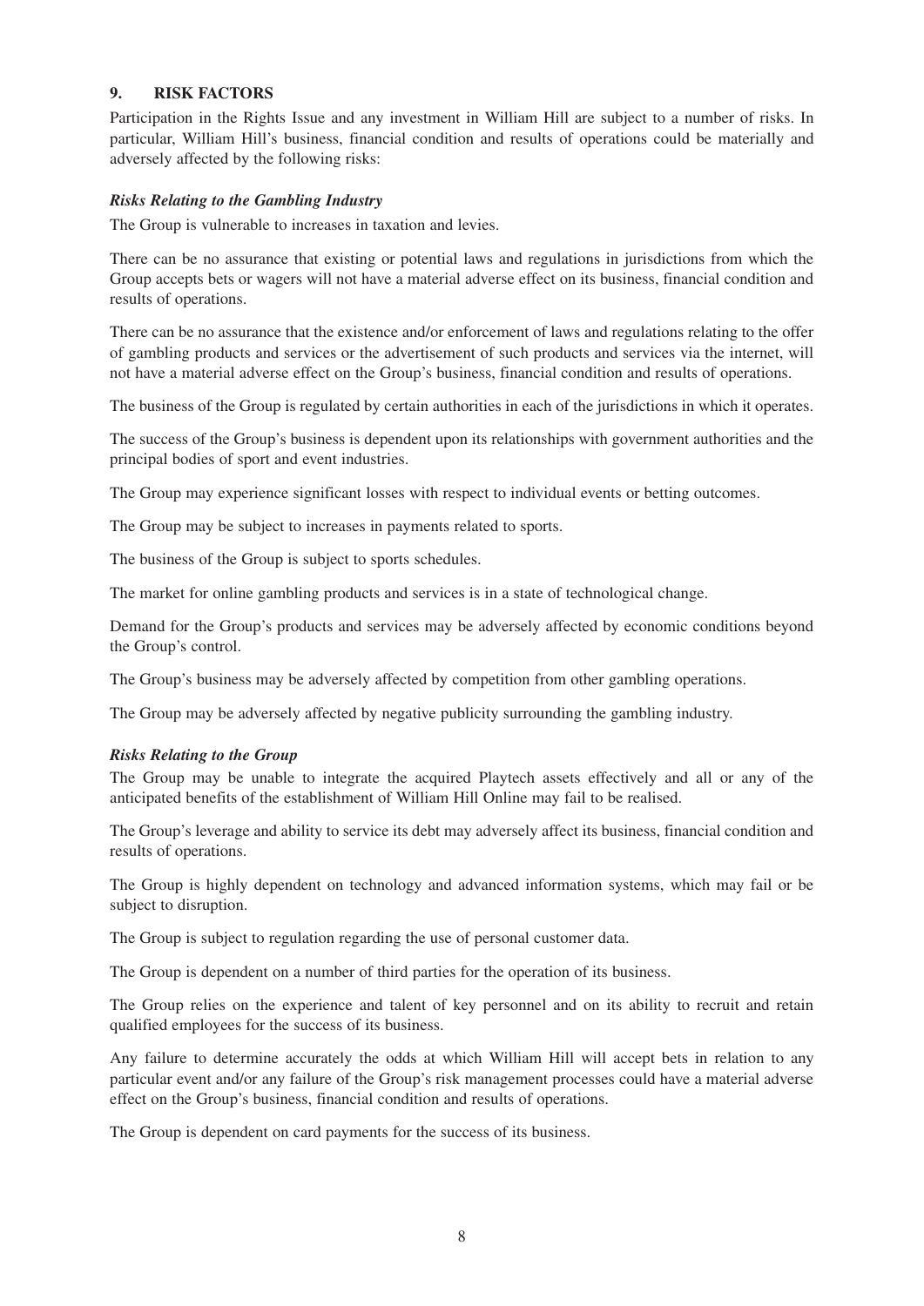## 9. RISK FACTORS

Participation in the Rights Issue and any investment in William Hill are subject to a number of risks. In particular, William Hill's business, financial condition and results of operations could be materially and adversely affected by the following risks:

### *Risks Relating to the Gambling Industry*

The Group is vulnerable to increases in taxation and levies.

There can be no assurance that existing or potential laws and regulations in jurisdictions from which the Group accepts bets or wagers will not have a material adverse effect on its business, financial condition and results of operations.

There can be no assurance that the existence and/or enforcement of laws and regulations relating to the offer of gambling products and services or the advertisement of such products and services via the internet, will not have a material adverse effect on the Group's business, financial condition and results of operations.

The business of the Group is regulated by certain authorities in each of the jurisdictions in which it operates.

The success of the Group's business is dependent upon its relationships with government authorities and the principal bodies of sport and event industries.

The Group may experience significant losses with respect to individual events or betting outcomes.

The Group may be subject to increases in payments related to sports.

The business of the Group is subject to sports schedules.

The market for online gambling products and services is in a state of technological change.

Demand for the Group's products and services may be adversely affected by economic conditions beyond the Group's control.

The Group's business may be adversely affected by competition from other gambling operations.

The Group may be adversely affected by negative publicity surrounding the gambling industry.

### *Risks Relating to the Group*

The Group may be unable to integrate the acquired Playtech assets effectively and all or any of the anticipated benefits of the establishment of William Hill Online may fail to be realised.

The Group's leverage and ability to service its debt may adversely affect its business, financial condition and results of operations.

The Group is highly dependent on technology and advanced information systems, which may fail or be subject to disruption.

The Group is subject to regulation regarding the use of personal customer data.

The Group is dependent on a number of third parties for the operation of its business.

The Group relies on the experience and talent of key personnel and on its ability to recruit and retain qualified employees for the success of its business.

Any failure to determine accurately the odds at which William Hill will accept bets in relation to any particular event and/or any failure of the Group's risk management processes could have a material adverse effect on the Group's business, financial condition and results of operations.

The Group is dependent on card payments for the success of its business.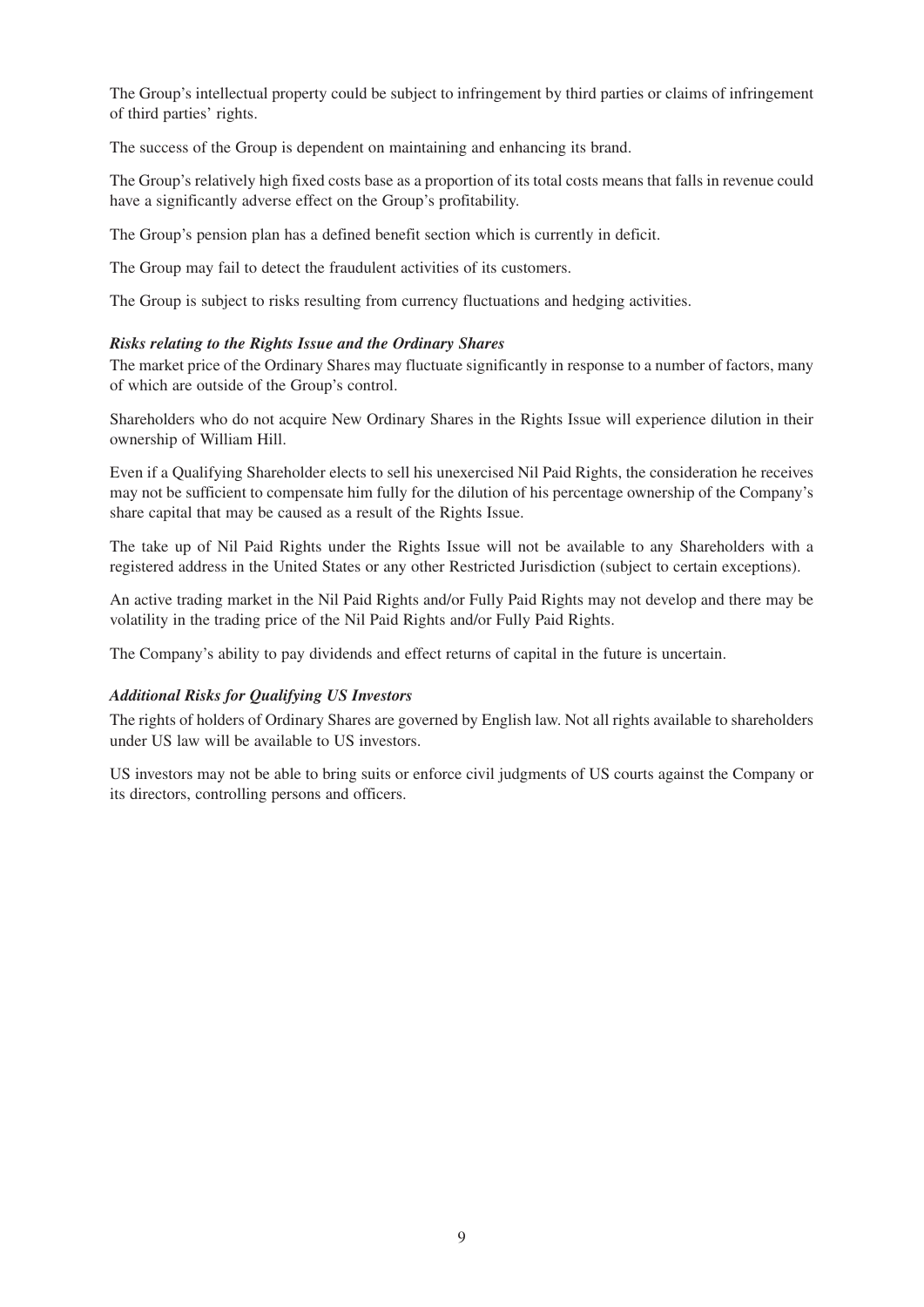The Group's intellectual property could be subject to infringement by third parties or claims of infringement of third parties' rights.

The success of the Group is dependent on maintaining and enhancing its brand.

The Group's relatively high fixed costs base as a proportion of its total costs means that falls in revenue could have a significantly adverse effect on the Group's profitability.

The Group's pension plan has a defined benefit section which is currently in deficit.

The Group may fail to detect the fraudulent activities of its customers.

The Group is subject to risks resulting from currency fluctuations and hedging activities.

***Risks relating to the Rights Issue and the Ordinary Shares***

The market price of the Ordinary Shares may fluctuate significantly in response to a number of factors, many of which are outside of the Group's control.

Shareholders who do not acquire New Ordinary Shares in the Rights Issue will experience dilution in their ownership of William Hill.

Even if a Qualifying Shareholder elects to sell his unexercised Nil Paid Rights, the consideration he receives may not be sufficient to compensate him fully for the dilution of his percentage ownership of the Company's share capital that may be caused as a result of the Rights Issue.

The take up of Nil Paid Rights under the Rights Issue will not be available to any Shareholders with a registered address in the United States or any other Restricted Jurisdiction (subject to certain exceptions).

An active trading market in the Nil Paid Rights and/or Fully Paid Rights may not develop and there may be volatility in the trading price of the Nil Paid Rights and/or Fully Paid Rights.

The Company's ability to pay dividends and effect returns of capital in the future is uncertain.

***Additional Risks for Qualifying US Investors***

The rights of holders of Ordinary Shares are governed by English law. Not all rights available to shareholders under US law will be available to US investors.

US investors may not be able to bring suits or enforce civil judgments of US courts against the Company or its directors, controlling persons and officers.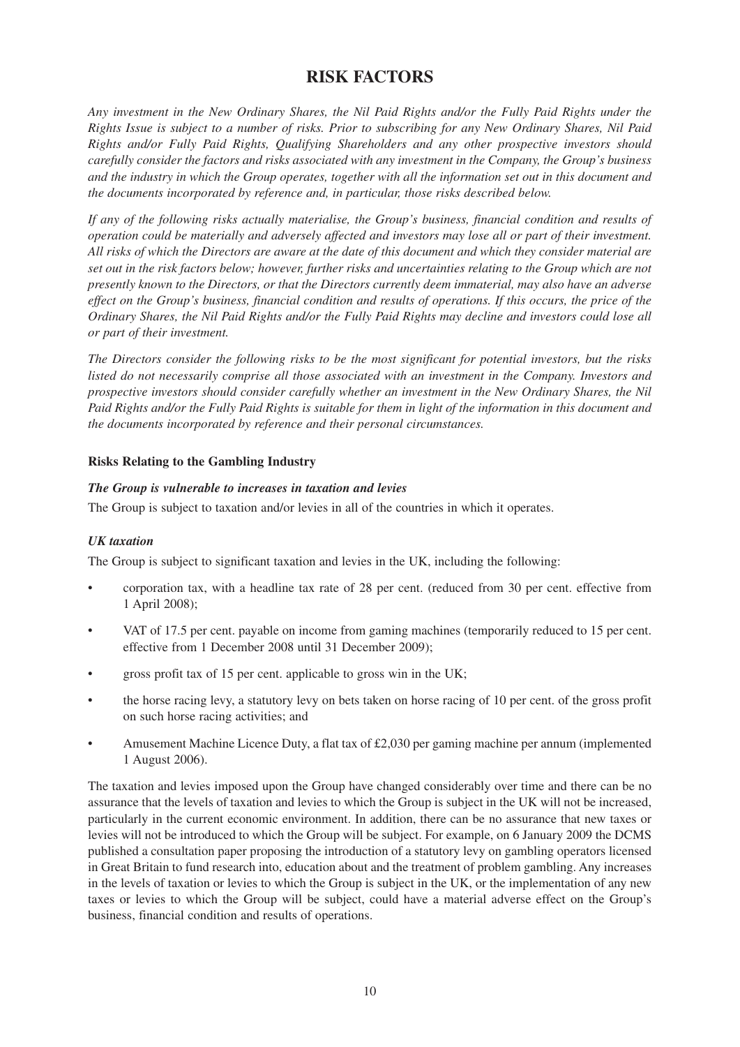# RISK FACTORS

*Any investment in the New Ordinary Shares, the Nil Paid Rights and/or the Fully Paid Rights under the Rights Issue is subject to a number of risks. Prior to subscribing for any New Ordinary Shares, Nil Paid Rights and/or Fully Paid Rights, Qualifying Shareholders and any other prospective investors should carefully consider the factors and risks associated with any investment in the Company, the Group's business and the industry in which the Group operates, together with all the information set out in this document and the documents incorporated by reference and, in particular, those risks described below.*

*If any of the following risks actually materialise, the Group's business, financial condition and results of operation could be materially and adversely affected and investors may lose all or part of their investment. All risks of which the Directors are aware at the date of this document and which they consider material are set out in the risk factors below; however, further risks and uncertainties relating to the Group which are not presently known to the Directors, or that the Directors currently deem immaterial, may also have an adverse effect on the Group's business, financial condition and results of operations. If this occurs, the price of the Ordinary Shares, the Nil Paid Rights and/or the Fully Paid Rights may decline and investors could lose all or part of their investment.*

*The Directors consider the following risks to be the most significant for potential investors, but the risks listed do not necessarily comprise all those associated with an investment in the Company. Investors and prospective investors should consider carefully whether an investment in the New Ordinary Shares, the Nil Paid Rights and/or the Fully Paid Rights is suitable for them in light of the information in this document and the documents incorporated by reference and their personal circumstances.*

**Risks Relating to the Gambling Industry**

***The Group is vulnerable to increases in taxation and levies***

The Group is subject to taxation and/or levies in all of the countries in which it operates.

***UK taxation***

The Group is subject to significant taxation and levies in the UK, including the following:

- corporation tax, with a headline tax rate of 28 per cent. (reduced from 30 per cent. effective from 1 April 2008);
- VAT of 17.5 per cent. payable on income from gaming machines (temporarily reduced to 15 per cent. effective from 1 December 2008 until 31 December 2009);
- gross profit tax of 15 per cent. applicable to gross win in the UK;
- the horse racing levy, a statutory levy on bets taken on horse racing of 10 per cent. of the gross profit on such horse racing activities; and
- Amusement Machine Licence Duty, a flat tax of £2,030 per gaming machine per annum (implemented 1 August 2006).

The taxation and levies imposed upon the Group have changed considerably over time and there can be no assurance that the levels of taxation and levies to which the Group is subject in the UK will not be increased, particularly in the current economic environment. In addition, there can be no assurance that new taxes or levies will not be introduced to which the Group will be subject. For example, on 6 January 2009 the DCMS published a consultation paper proposing the introduction of a statutory levy on gambling operators licensed in Great Britain to fund research into, education about and the treatment of problem gambling. Any increases in the levels of taxation or levies to which the Group is subject in the UK, or the implementation of any new taxes or levies to which the Group will be subject, could have a material adverse effect on the Group's business, financial condition and results of operations.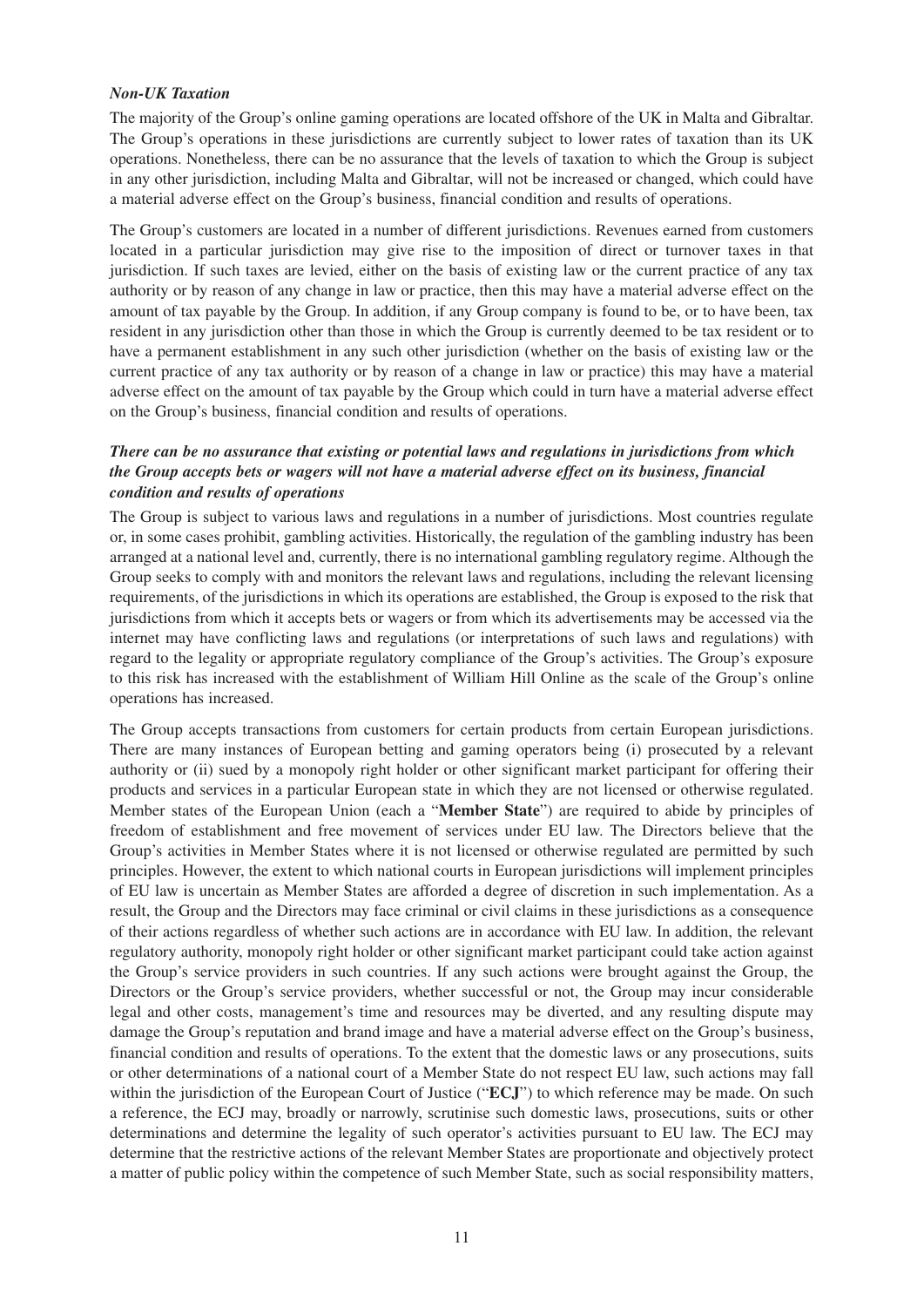***Non-UK Taxation***

The majority of the Group's online gaming operations are located offshore of the UK in Malta and Gibraltar. The Group's operations in these jurisdictions are currently subject to lower rates of taxation than its UK operations. Nonetheless, there can be no assurance that the levels of taxation to which the Group is subject in any other jurisdiction, including Malta and Gibraltar, will not be increased or changed, which could have a material adverse effect on the Group's business, financial condition and results of operations.

The Group's customers are located in a number of different jurisdictions. Revenues earned from customers located in a particular jurisdiction may give rise to the imposition of direct or turnover taxes in that jurisdiction. If such taxes are levied, either on the basis of existing law or the current practice of any tax authority or by reason of any change in law or practice, then this may have a material adverse effect on the amount of tax payable by the Group. In addition, if any Group company is found to be, or to have been, tax resident in any jurisdiction other than those in which the Group is currently deemed to be tax resident or to have a permanent establishment in any such other jurisdiction (whether on the basis of existing law or the current practice of any tax authority or by reason of a change in law or practice) this may have a material adverse effect on the amount of tax payable by the Group which could in turn have a material adverse effect on the Group's business, financial condition and results of operations.

***There can be no assurance that existing or potential laws and regulations in jurisdictions from which the Group accepts bets or wagers will not have a material adverse effect on its business, financial condition and results of operations***

The Group is subject to various laws and regulations in a number of jurisdictions. Most countries regulate or, in some cases prohibit, gambling activities. Historically, the regulation of the gambling industry has been arranged at a national level and, currently, there is no international gambling regulatory regime. Although the Group seeks to comply with and monitors the relevant laws and regulations, including the relevant licensing requirements, of the jurisdictions in which its operations are established, the Group is exposed to the risk that jurisdictions from which it accepts bets or wagers or from which its advertisements may be accessed via the internet may have conflicting laws and regulations (or interpretations of such laws and regulations) with regard to the legality or appropriate regulatory compliance of the Group's activities. The Group's exposure to this risk has increased with the establishment of William Hill Online as the scale of the Group's online operations has increased.

The Group accepts transactions from customers for certain products from certain European jurisdictions. There are many instances of European betting and gaming operators being (i) prosecuted by a relevant authority or (ii) sued by a monopoly right holder or other significant market participant for offering their products and services in a particular European state in which they are not licensed or otherwise regulated. Member states of the European Union (each a "**Member State**") are required to abide by principles of freedom of establishment and free movement of services under EU law. The Directors believe that the Group's activities in Member States where it is not licensed or otherwise regulated are permitted by such principles. However, the extent to which national courts in European jurisdictions will implement principles of EU law is uncertain as Member States are afforded a degree of discretion in such implementation. As a result, the Group and the Directors may face criminal or civil claims in these jurisdictions as a consequence of their actions regardless of whether such actions are in accordance with EU law. In addition, the relevant regulatory authority, monopoly right holder or other significant market participant could take action against the Group's service providers in such countries. If any such actions were brought against the Group, the Directors or the Group's service providers, whether successful or not, the Group may incur considerable legal and other costs, management's time and resources may be diverted, and any resulting dispute may damage the Group's reputation and brand image and have a material adverse effect on the Group's business, financial condition and results of operations. To the extent that the domestic laws or any prosecutions, suits or other determinations of a national court of a Member State do not respect EU law, such actions may fall within the jurisdiction of the European Court of Justice ("**ECJ**") to which reference may be made. On such a reference, the ECJ may, broadly or narrowly, scrutinise such domestic laws, prosecutions, suits or other determinations and determine the legality of such operator's activities pursuant to EU law. The ECJ may determine that the restrictive actions of the relevant Member States are proportionate and objectively protect a matter of public policy within the competence of such Member State, such as social responsibility matters,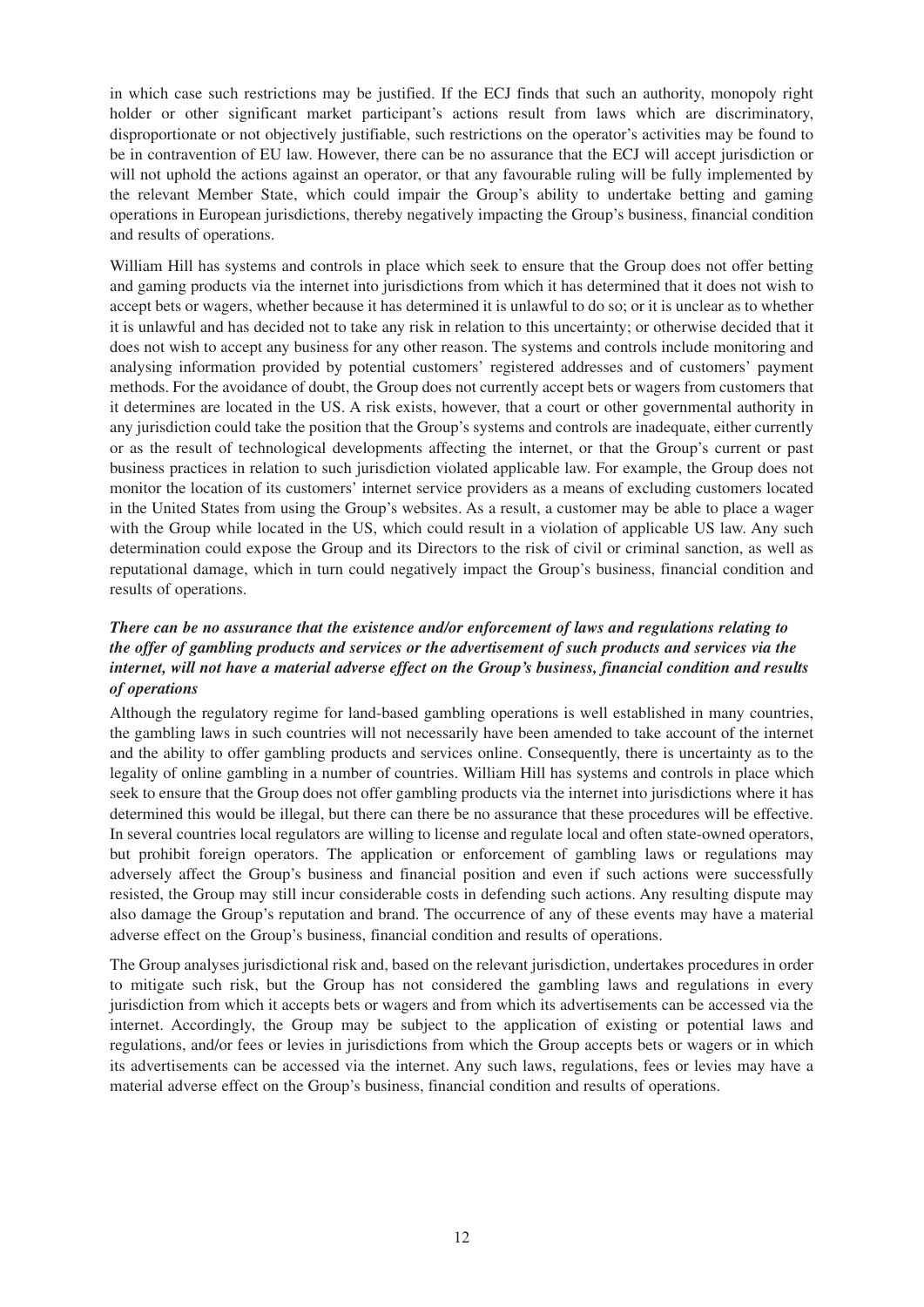in which case such restrictions may be justified. If the ECJ finds that such an authority, monopoly right holder or other significant market participant's actions result from laws which are discriminatory, disproportionate or not objectively justifiable, such restrictions on the operator's activities may be found to be in contravention of EU law. However, there can be no assurance that the ECJ will accept jurisdiction or will not uphold the actions against an operator, or that any favourable ruling will be fully implemented by the relevant Member State, which could impair the Group's ability to undertake betting and gaming operations in European jurisdictions, thereby negatively impacting the Group's business, financial condition and results of operations.

William Hill has systems and controls in place which seek to ensure that the Group does not offer betting and gaming products via the internet into jurisdictions from which it has determined that it does not wish to accept bets or wagers, whether because it has determined it is unlawful to do so; or it is unclear as to whether it is unlawful and has decided not to take any risk in relation to this uncertainty; or otherwise decided that it does not wish to accept any business for any other reason. The systems and controls include monitoring and analysing information provided by potential customers' registered addresses and of customers' payment methods. For the avoidance of doubt, the Group does not currently accept bets or wagers from customers that it determines are located in the US. A risk exists, however, that a court or other governmental authority in any jurisdiction could take the position that the Group's systems and controls are inadequate, either currently or as the result of technological developments affecting the internet, or that the Group's current or past business practices in relation to such jurisdiction violated applicable law. For example, the Group does not monitor the location of its customers' internet service providers as a means of excluding customers located in the United States from using the Group's websites. As a result, a customer may be able to place a wager with the Group while located in the US, which could result in a violation of applicable US law. Any such determination could expose the Group and its Directors to the risk of civil or criminal sanction, as well as reputational damage, which in turn could negatively impact the Group's business, financial condition and results of operations.

***There can be no assurance that the existence and/or enforcement of laws and regulations relating to the offer of gambling products and services or the advertisement of such products and services via the internet, will not have a material adverse effect on the Group's business, financial condition and results of operations***

Although the regulatory regime for land-based gambling operations is well established in many countries, the gambling laws in such countries will not necessarily have been amended to take account of the internet and the ability to offer gambling products and services online. Consequently, there is uncertainty as to the legality of online gambling in a number of countries. William Hill has systems and controls in place which seek to ensure that the Group does not offer gambling products via the internet into jurisdictions where it has determined this would be illegal, but there can there be no assurance that these procedures will be effective. In several countries local regulators are willing to license and regulate local and often state-owned operators, but prohibit foreign operators. The application or enforcement of gambling laws or regulations may adversely affect the Group's business and financial position and even if such actions were successfully resisted, the Group may still incur considerable costs in defending such actions. Any resulting dispute may also damage the Group's reputation and brand. The occurrence of any of these events may have a material adverse effect on the Group's business, financial condition and results of operations.

The Group analyses jurisdictional risk and, based on the relevant jurisdiction, undertakes procedures in order to mitigate such risk, but the Group has not considered the gambling laws and regulations in every jurisdiction from which it accepts bets or wagers and from which its advertisements can be accessed via the internet. Accordingly, the Group may be subject to the application of existing or potential laws and regulations, and/or fees or levies in jurisdictions from which the Group accepts bets or wagers or in which its advertisements can be accessed via the internet. Any such laws, regulations, fees or levies may have a material adverse effect on the Group's business, financial condition and results of operations.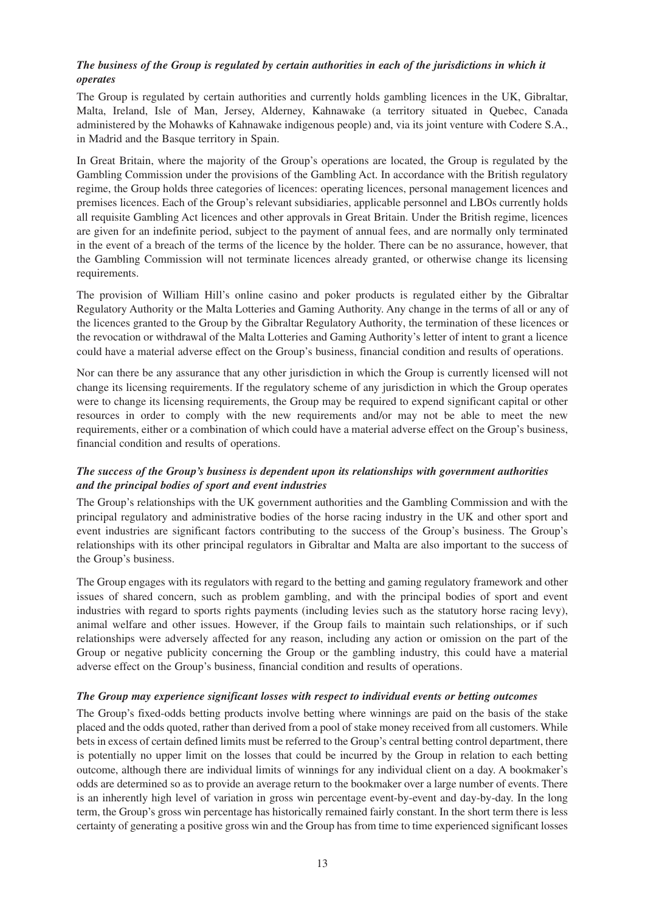***The business of the Group is regulated by certain authorities in each of the jurisdictions in which it operates***

The Group is regulated by certain authorities and currently holds gambling licences in the UK, Gibraltar, Malta, Ireland, Isle of Man, Jersey, Alderney, Kahnawake (a territory situated in Quebec, Canada administered by the Mohawks of Kahnawake indigenous people) and, via its joint venture with Codere S.A., in Madrid and the Basque territory in Spain.

In Great Britain, where the majority of the Group's operations are located, the Group is regulated by the Gambling Commission under the provisions of the Gambling Act. In accordance with the British regulatory regime, the Group holds three categories of licences: operating licences, personal management licences and premises licences. Each of the Group's relevant subsidiaries, applicable personnel and LBOs currently holds all requisite Gambling Act licences and other approvals in Great Britain. Under the British regime, licences are given for an indefinite period, subject to the payment of annual fees, and are normally only terminated in the event of a breach of the terms of the licence by the holder. There can be no assurance, however, that the Gambling Commission will not terminate licences already granted, or otherwise change its licensing requirements.

The provision of William Hill's online casino and poker products is regulated either by the Gibraltar Regulatory Authority or the Malta Lotteries and Gaming Authority. Any change in the terms of all or any of the licences granted to the Group by the Gibraltar Regulatory Authority, the termination of these licences or the revocation or withdrawal of the Malta Lotteries and Gaming Authority's letter of intent to grant a licence could have a material adverse effect on the Group's business, financial condition and results of operations.

Nor can there be any assurance that any other jurisdiction in which the Group is currently licensed will not change its licensing requirements. If the regulatory scheme of any jurisdiction in which the Group operates were to change its licensing requirements, the Group may be required to expend significant capital or other resources in order to comply with the new requirements and/or may not be able to meet the new requirements, either or a combination of which could have a material adverse effect on the Group's business, financial condition and results of operations.

***The success of the Group's business is dependent upon its relationships with government authorities and the principal bodies of sport and event industries***

The Group's relationships with the UK government authorities and the Gambling Commission and with the principal regulatory and administrative bodies of the horse racing industry in the UK and other sport and event industries are significant factors contributing to the success of the Group's business. The Group's relationships with its other principal regulators in Gibraltar and Malta are also important to the success of the Group's business.

The Group engages with its regulators with regard to the betting and gaming regulatory framework and other issues of shared concern, such as problem gambling, and with the principal bodies of sport and event industries with regard to sports rights payments (including levies such as the statutory horse racing levy), animal welfare and other issues. However, if the Group fails to maintain such relationships, or if such relationships were adversely affected for any reason, including any action or omission on the part of the Group or negative publicity concerning the Group or the gambling industry, this could have a material adverse effect on the Group's business, financial condition and results of operations.

***The Group may experience significant losses with respect to individual events or betting outcomes***

The Group's fixed-odds betting products involve betting where winnings are paid on the basis of the stake placed and the odds quoted, rather than derived from a pool of stake money received from all customers. While bets in excess of certain defined limits must be referred to the Group's central betting control department, there is potentially no upper limit on the losses that could be incurred by the Group in relation to each betting outcome, although there are individual limits of winnings for any individual client on a day. A bookmaker's odds are determined so as to provide an average return to the bookmaker over a large number of events. There is an inherently high level of variation in gross win percentage event-by-event and day-by-day. In the long term, the Group's gross win percentage has historically remained fairly constant. In the short term there is less certainty of generating a positive gross win and the Group has from time to time experienced significant losses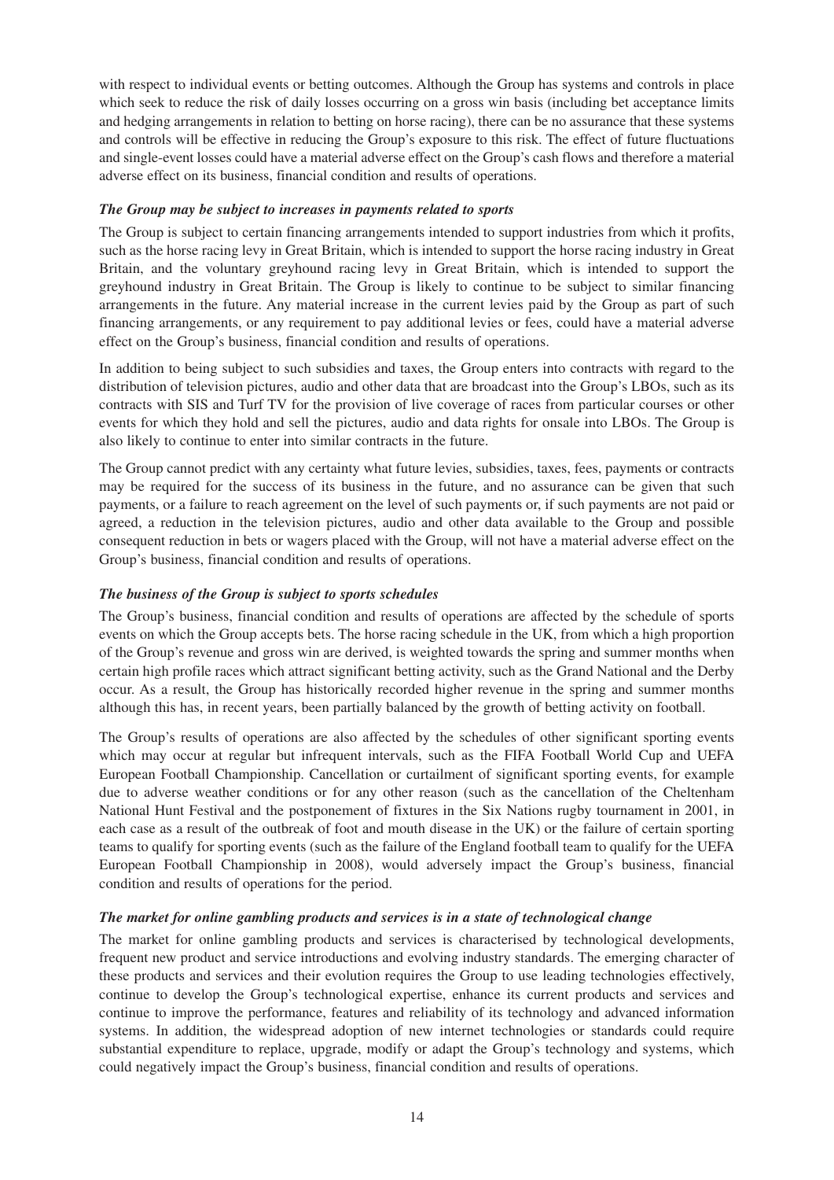with respect to individual events or betting outcomes. Although the Group has systems and controls in place which seek to reduce the risk of daily losses occurring on a gross win basis (including bet acceptance limits and hedging arrangements in relation to betting on horse racing), there can be no assurance that these systems and controls will be effective in reducing the Group's exposure to this risk. The effect of future fluctuations and single-event losses could have a material adverse effect on the Group's cash flows and therefore a material adverse effect on its business, financial condition and results of operations.

***The Group may be subject to increases in payments related to sports***

The Group is subject to certain financing arrangements intended to support industries from which it profits, such as the horse racing levy in Great Britain, which is intended to support the horse racing industry in Great Britain, and the voluntary greyhound racing levy in Great Britain, which is intended to support the greyhound industry in Great Britain. The Group is likely to continue to be subject to similar financing arrangements in the future. Any material increase in the current levies paid by the Group as part of such financing arrangements, or any requirement to pay additional levies or fees, could have a material adverse effect on the Group's business, financial condition and results of operations.

In addition to being subject to such subsidies and taxes, the Group enters into contracts with regard to the distribution of television pictures, audio and other data that are broadcast into the Group's LBOs, such as its contracts with SIS and Turf TV for the provision of live coverage of races from particular courses or other events for which they hold and sell the pictures, audio and data rights for onsale into LBOs. The Group is also likely to continue to enter into similar contracts in the future.

The Group cannot predict with any certainty what future levies, subsidies, taxes, fees, payments or contracts may be required for the success of its business in the future, and no assurance can be given that such payments, or a failure to reach agreement on the level of such payments or, if such payments are not paid or agreed, a reduction in the television pictures, audio and other data available to the Group and possible consequent reduction in bets or wagers placed with the Group, will not have a material adverse effect on the Group's business, financial condition and results of operations.

***The business of the Group is subject to sports schedules***

The Group's business, financial condition and results of operations are affected by the schedule of sports events on which the Group accepts bets. The horse racing schedule in the UK, from which a high proportion of the Group's revenue and gross win are derived, is weighted towards the spring and summer months when certain high profile races which attract significant betting activity, such as the Grand National and the Derby occur. As a result, the Group has historically recorded higher revenue in the spring and summer months although this has, in recent years, been partially balanced by the growth of betting activity on football.

The Group's results of operations are also affected by the schedules of other significant sporting events which may occur at regular but infrequent intervals, such as the FIFA Football World Cup and UEFA European Football Championship. Cancellation or curtailment of significant sporting events, for example due to adverse weather conditions or for any other reason (such as the cancellation of the Cheltenham National Hunt Festival and the postponement of fixtures in the Six Nations rugby tournament in 2001, in each case as a result of the outbreak of foot and mouth disease in the UK) or the failure of certain sporting teams to qualify for sporting events (such as the failure of the England football team to qualify for the UEFA European Football Championship in 2008), would adversely impact the Group's business, financial condition and results of operations for the period.

***The market for online gambling products and services is in a state of technological change***

The market for online gambling products and services is characterised by technological developments, frequent new product and service introductions and evolving industry standards. The emerging character of these products and services and their evolution requires the Group to use leading technologies effectively, continue to develop the Group's technological expertise, enhance its current products and services and continue to improve the performance, features and reliability of its technology and advanced information systems. In addition, the widespread adoption of new internet technologies or standards could require substantial expenditure to replace, upgrade, modify or adapt the Group's technology and systems, which could negatively impact the Group's business, financial condition and results of operations.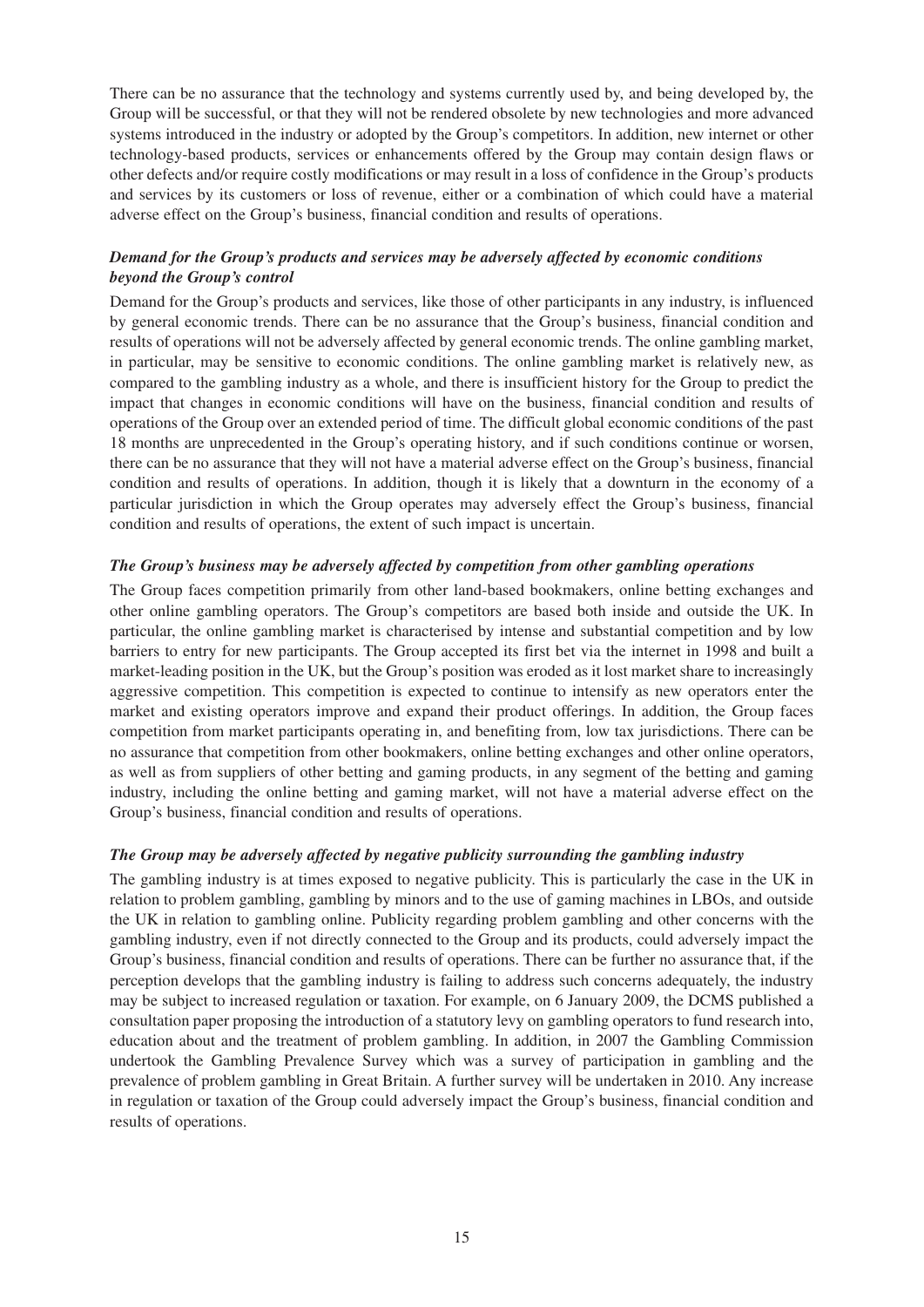There can be no assurance that the technology and systems currently used by, and being developed by, the Group will be successful, or that they will not be rendered obsolete by new technologies and more advanced systems introduced in the industry or adopted by the Group's competitors. In addition, new internet or other technology-based products, services or enhancements offered by the Group may contain design flaws or other defects and/or require costly modifications or may result in a loss of confidence in the Group's products and services by its customers or loss of revenue, either or a combination of which could have a material adverse effect on the Group's business, financial condition and results of operations.

***Demand for the Group's products and services may be adversely affected by economic conditions beyond the Group's control***

Demand for the Group's products and services, like those of other participants in any industry, is influenced by general economic trends. There can be no assurance that the Group's business, financial condition and results of operations will not be adversely affected by general economic trends. The online gambling market, in particular, may be sensitive to economic conditions. The online gambling market is relatively new, as compared to the gambling industry as a whole, and there is insufficient history for the Group to predict the impact that changes in economic conditions will have on the business, financial condition and results of operations of the Group over an extended period of time. The difficult global economic conditions of the past 18 months are unprecedented in the Group's operating history, and if such conditions continue or worsen, there can be no assurance that they will not have a material adverse effect on the Group's business, financial condition and results of operations. In addition, though it is likely that a downturn in the economy of a particular jurisdiction in which the Group operates may adversely effect the Group's business, financial condition and results of operations, the extent of such impact is uncertain.

***The Group's business may be adversely affected by competition from other gambling operations***

The Group faces competition primarily from other land-based bookmakers, online betting exchanges and other online gambling operators. The Group's competitors are based both inside and outside the UK. In particular, the online gambling market is characterised by intense and substantial competition and by low barriers to entry for new participants. The Group accepted its first bet via the internet in 1998 and built a market-leading position in the UK, but the Group's position was eroded as it lost market share to increasingly aggressive competition. This competition is expected to continue to intensify as new operators enter the market and existing operators improve and expand their product offerings. In addition, the Group faces competition from market participants operating in, and benefiting from, low tax jurisdictions. There can be no assurance that competition from other bookmakers, online betting exchanges and other online operators, as well as from suppliers of other betting and gaming products, in any segment of the betting and gaming industry, including the online betting and gaming market, will not have a material adverse effect on the Group's business, financial condition and results of operations.

***The Group may be adversely affected by negative publicity surrounding the gambling industry***

The gambling industry is at times exposed to negative publicity. This is particularly the case in the UK in relation to problem gambling, gambling by minors and to the use of gaming machines in LBOs, and outside the UK in relation to gambling online. Publicity regarding problem gambling and other concerns with the gambling industry, even if not directly connected to the Group and its products, could adversely impact the Group's business, financial condition and results of operations. There can be further no assurance that, if the perception develops that the gambling industry is failing to address such concerns adequately, the industry may be subject to increased regulation or taxation. For example, on 6 January 2009, the DCMS published a consultation paper proposing the introduction of a statutory levy on gambling operators to fund research into, education about and the treatment of problem gambling. In addition, in 2007 the Gambling Commission undertook the Gambling Prevalence Survey which was a survey of participation in gambling and the prevalence of problem gambling in Great Britain. A further survey will be undertaken in 2010. Any increase in regulation or taxation of the Group could adversely impact the Group's business, financial condition and results of operations.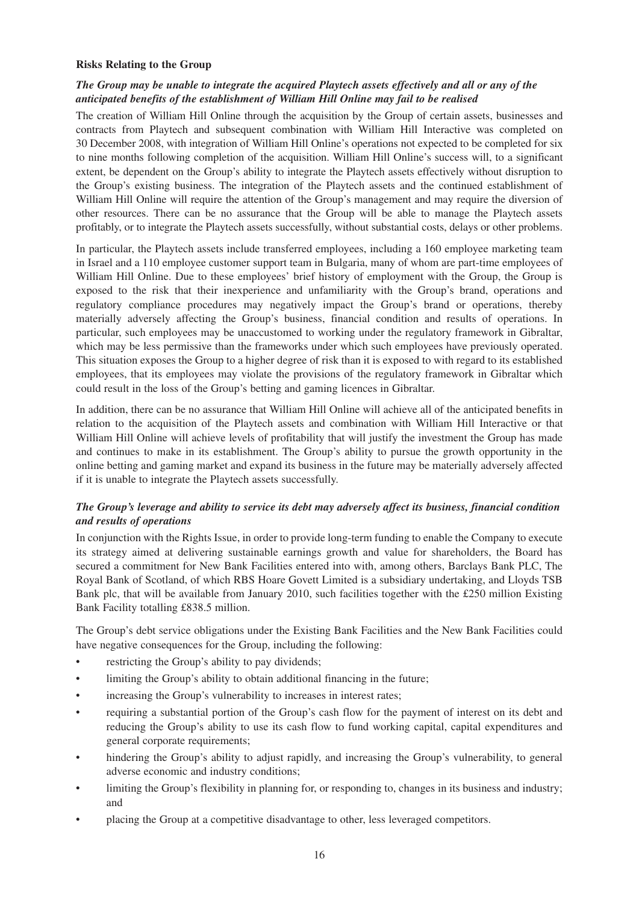**Risks Relating to the Group**

***The Group may be unable to integrate the acquired Playtech assets effectively and all or any of the anticipated benefits of the establishment of William Hill Online may fail to be realised***

The creation of William Hill Online through the acquisition by the Group of certain assets, businesses and contracts from Playtech and subsequent combination with William Hill Interactive was completed on 30 December 2008, with integration of William Hill Online's operations not expected to be completed for six to nine months following completion of the acquisition. William Hill Online's success will, to a significant extent, be dependent on the Group's ability to integrate the Playtech assets effectively without disruption to the Group's existing business. The integration of the Playtech assets and the continued establishment of William Hill Online will require the attention of the Group's management and may require the diversion of other resources. There can be no assurance that the Group will be able to manage the Playtech assets profitably, or to integrate the Playtech assets successfully, without substantial costs, delays or other problems.

In particular, the Playtech assets include transferred employees, including a 160 employee marketing team in Israel and a 110 employee customer support team in Bulgaria, many of whom are part-time employees of William Hill Online. Due to these employees' brief history of employment with the Group, the Group is exposed to the risk that their inexperience and unfamiliarity with the Group's brand, operations and regulatory compliance procedures may negatively impact the Group's brand or operations, thereby materially adversely affecting the Group's business, financial condition and results of operations. In particular, such employees may be unaccustomed to working under the regulatory framework in Gibraltar, which may be less permissive than the frameworks under which such employees have previously operated. This situation exposes the Group to a higher degree of risk than it is exposed to with regard to its established employees, that its employees may violate the provisions of the regulatory framework in Gibraltar which could result in the loss of the Group's betting and gaming licences in Gibraltar.

In addition, there can be no assurance that William Hill Online will achieve all of the anticipated benefits in relation to the acquisition of the Playtech assets and combination with William Hill Interactive or that William Hill Online will achieve levels of profitability that will justify the investment the Group has made and continues to make in its establishment. The Group's ability to pursue the growth opportunity in the online betting and gaming market and expand its business in the future may be materially adversely affected if it is unable to integrate the Playtech assets successfully.

***The Group's leverage and ability to service its debt may adversely affect its business, financial condition and results of operations***

In conjunction with the Rights Issue, in order to provide long-term funding to enable the Company to execute its strategy aimed at delivering sustainable earnings growth and value for shareholders, the Board has secured a commitment for New Bank Facilities entered into with, among others, Barclays Bank PLC, The Royal Bank of Scotland, of which RBS Hoare Govett Limited is a subsidiary undertaking, and Lloyds TSB Bank plc, that will be available from January 2010, such facilities together with the £250 million Existing Bank Facility totalling £838.5 million.

The Group's debt service obligations under the Existing Bank Facilities and the New Bank Facilities could have negative consequences for the Group, including the following:

- restricting the Group's ability to pay dividends;
- limiting the Group's ability to obtain additional financing in the future;
- increasing the Group's vulnerability to increases in interest rates;
- requiring a substantial portion of the Group's cash flow for the payment of interest on its debt and reducing the Group's ability to use its cash flow to fund working capital, capital expenditures and general corporate requirements;
- hindering the Group's ability to adjust rapidly, and increasing the Group's vulnerability, to general adverse economic and industry conditions;
- limiting the Group's flexibility in planning for, or responding to, changes in its business and industry; and
- placing the Group at a competitive disadvantage to other, less leveraged competitors.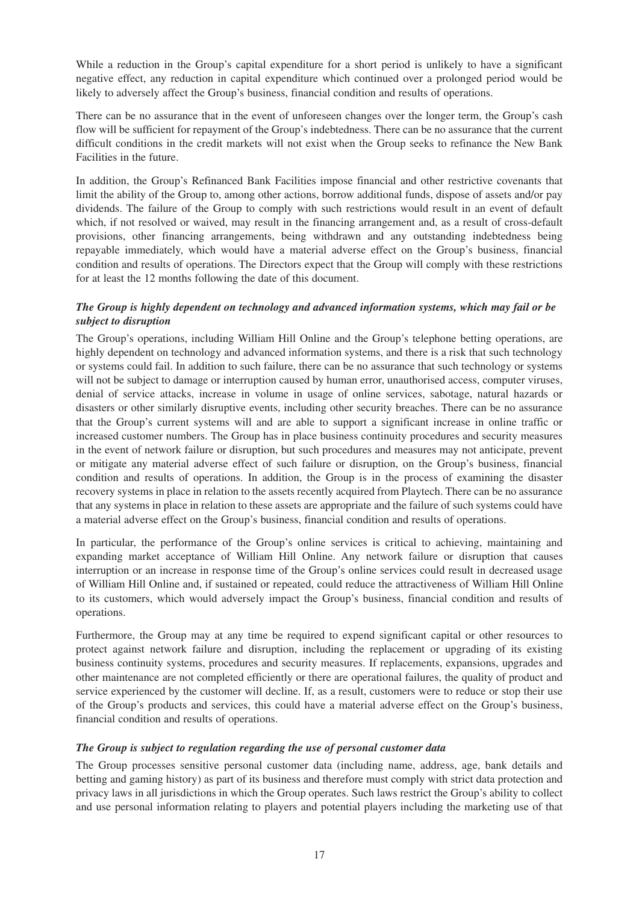While a reduction in the Group's capital expenditure for a short period is unlikely to have a significant negative effect, any reduction in capital expenditure which continued over a prolonged period would be likely to adversely affect the Group's business, financial condition and results of operations.

There can be no assurance that in the event of unforeseen changes over the longer term, the Group's cash flow will be sufficient for repayment of the Group's indebtedness. There can be no assurance that the current difficult conditions in the credit markets will not exist when the Group seeks to refinance the New Bank Facilities in the future.

In addition, the Group's Refinanced Bank Facilities impose financial and other restrictive covenants that limit the ability of the Group to, among other actions, borrow additional funds, dispose of assets and/or pay dividends. The failure of the Group to comply with such restrictions would result in an event of default which, if not resolved or waived, may result in the financing arrangement and, as a result of cross-default provisions, other financing arrangements, being withdrawn and any outstanding indebtedness being repayable immediately, which would have a material adverse effect on the Group's business, financial condition and results of operations. The Directors expect that the Group will comply with these restrictions for at least the 12 months following the date of this document.

***The Group is highly dependent on technology and advanced information systems, which may fail or be subject to disruption***

The Group's operations, including William Hill Online and the Group's telephone betting operations, are highly dependent on technology and advanced information systems, and there is a risk that such technology or systems could fail. In addition to such failure, there can be no assurance that such technology or systems will not be subject to damage or interruption caused by human error, unauthorised access, computer viruses, denial of service attacks, increase in volume in usage of online services, sabotage, natural hazards or disasters or other similarly disruptive events, including other security breaches. There can be no assurance that the Group's current systems will and are able to support a significant increase in online traffic or increased customer numbers. The Group has in place business continuity procedures and security measures in the event of network failure or disruption, but such procedures and measures may not anticipate, prevent or mitigate any material adverse effect of such failure or disruption, on the Group's business, financial condition and results of operations. In addition, the Group is in the process of examining the disaster recovery systems in place in relation to the assets recently acquired from Playtech. There can be no assurance that any systems in place in relation to these assets are appropriate and the failure of such systems could have a material adverse effect on the Group's business, financial condition and results of operations.

In particular, the performance of the Group's online services is critical to achieving, maintaining and expanding market acceptance of William Hill Online. Any network failure or disruption that causes interruption or an increase in response time of the Group's online services could result in decreased usage of William Hill Online and, if sustained or repeated, could reduce the attractiveness of William Hill Online to its customers, which would adversely impact the Group's business, financial condition and results of operations.

Furthermore, the Group may at any time be required to expend significant capital or other resources to protect against network failure and disruption, including the replacement or upgrading of its existing business continuity systems, procedures and security measures. If replacements, expansions, upgrades and other maintenance are not completed efficiently or there are operational failures, the quality of product and service experienced by the customer will decline. If, as a result, customers were to reduce or stop their use of the Group's products and services, this could have a material adverse effect on the Group's business, financial condition and results of operations.

***The Group is subject to regulation regarding the use of personal customer data***

The Group processes sensitive personal customer data (including name, address, age, bank details and betting and gaming history) as part of its business and therefore must comply with strict data protection and privacy laws in all jurisdictions in which the Group operates. Such laws restrict the Group's ability to collect and use personal information relating to players and potential players including the marketing use of that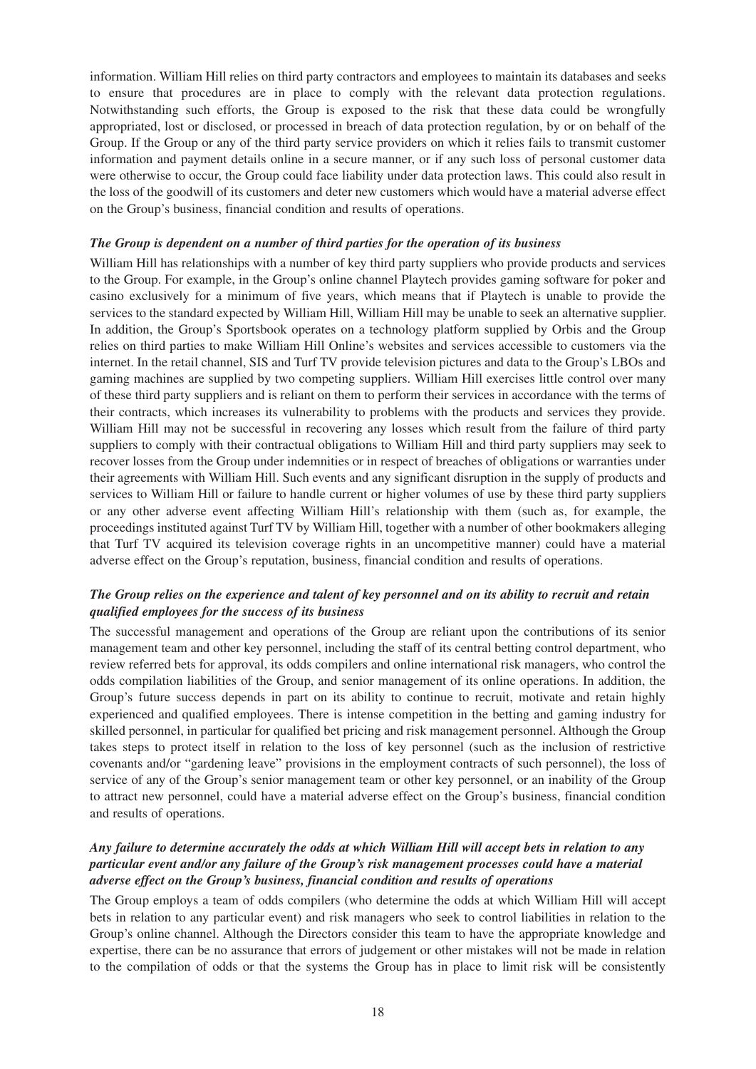information. William Hill relies on third party contractors and employees to maintain its databases and seeks to ensure that procedures are in place to comply with the relevant data protection regulations. Notwithstanding such efforts, the Group is exposed to the risk that these data could be wrongfully appropriated, lost or disclosed, or processed in breach of data protection regulation, by or on behalf of the Group. If the Group or any of the third party service providers on which it relies fails to transmit customer information and payment details online in a secure manner, or if any such loss of personal customer data were otherwise to occur, the Group could face liability under data protection laws. This could also result in the loss of the goodwill of its customers and deter new customers which would have a material adverse effect on the Group's business, financial condition and results of operations.

***The Group is dependent on a number of third parties for the operation of its business***

William Hill has relationships with a number of key third party suppliers who provide products and services to the Group. For example, in the Group's online channel Playtech provides gaming software for poker and casino exclusively for a minimum of five years, which means that if Playtech is unable to provide the services to the standard expected by William Hill, William Hill may be unable to seek an alternative supplier. In addition, the Group's Sportsbook operates on a technology platform supplied by Orbis and the Group relies on third parties to make William Hill Online's websites and services accessible to customers via the internet. In the retail channel, SIS and Turf TV provide television pictures and data to the Group's LBOs and gaming machines are supplied by two competing suppliers. William Hill exercises little control over many of these third party suppliers and is reliant on them to perform their services in accordance with the terms of their contracts, which increases its vulnerability to problems with the products and services they provide. William Hill may not be successful in recovering any losses which result from the failure of third party suppliers to comply with their contractual obligations to William Hill and third party suppliers may seek to recover losses from the Group under indemnities or in respect of breaches of obligations or warranties under their agreements with William Hill. Such events and any significant disruption in the supply of products and services to William Hill or failure to handle current or higher volumes of use by these third party suppliers or any other adverse event affecting William Hill's relationship with them (such as, for example, the proceedings instituted against Turf TV by William Hill, together with a number of other bookmakers alleging that Turf TV acquired its television coverage rights in an uncompetitive manner) could have a material adverse effect on the Group's reputation, business, financial condition and results of operations.

***The Group relies on the experience and talent of key personnel and on its ability to recruit and retain qualified employees for the success of its business***

The successful management and operations of the Group are reliant upon the contributions of its senior management team and other key personnel, including the staff of its central betting control department, who review referred bets for approval, its odds compilers and online international risk managers, who control the odds compilation liabilities of the Group, and senior management of its online operations. In addition, the Group's future success depends in part on its ability to continue to recruit, motivate and retain highly experienced and qualified employees. There is intense competition in the betting and gaming industry for skilled personnel, in particular for qualified bet pricing and risk management personnel. Although the Group takes steps to protect itself in relation to the loss of key personnel (such as the inclusion of restrictive covenants and/or "gardening leave" provisions in the employment contracts of such personnel), the loss of service of any of the Group's senior management team or other key personnel, or an inability of the Group to attract new personnel, could have a material adverse effect on the Group's business, financial condition and results of operations.

***Any failure to determine accurately the odds at which William Hill will accept bets in relation to any particular event and/or any failure of the Group's risk management processes could have a material adverse effect on the Group's business, financial condition and results of operations***

The Group employs a team of odds compilers (who determine the odds at which William Hill will accept bets in relation to any particular event) and risk managers who seek to control liabilities in relation to the Group's online channel. Although the Directors consider this team to have the appropriate knowledge and expertise, there can be no assurance that errors of judgement or other mistakes will not be made in relation to the compilation of odds or that the systems the Group has in place to limit risk will be consistently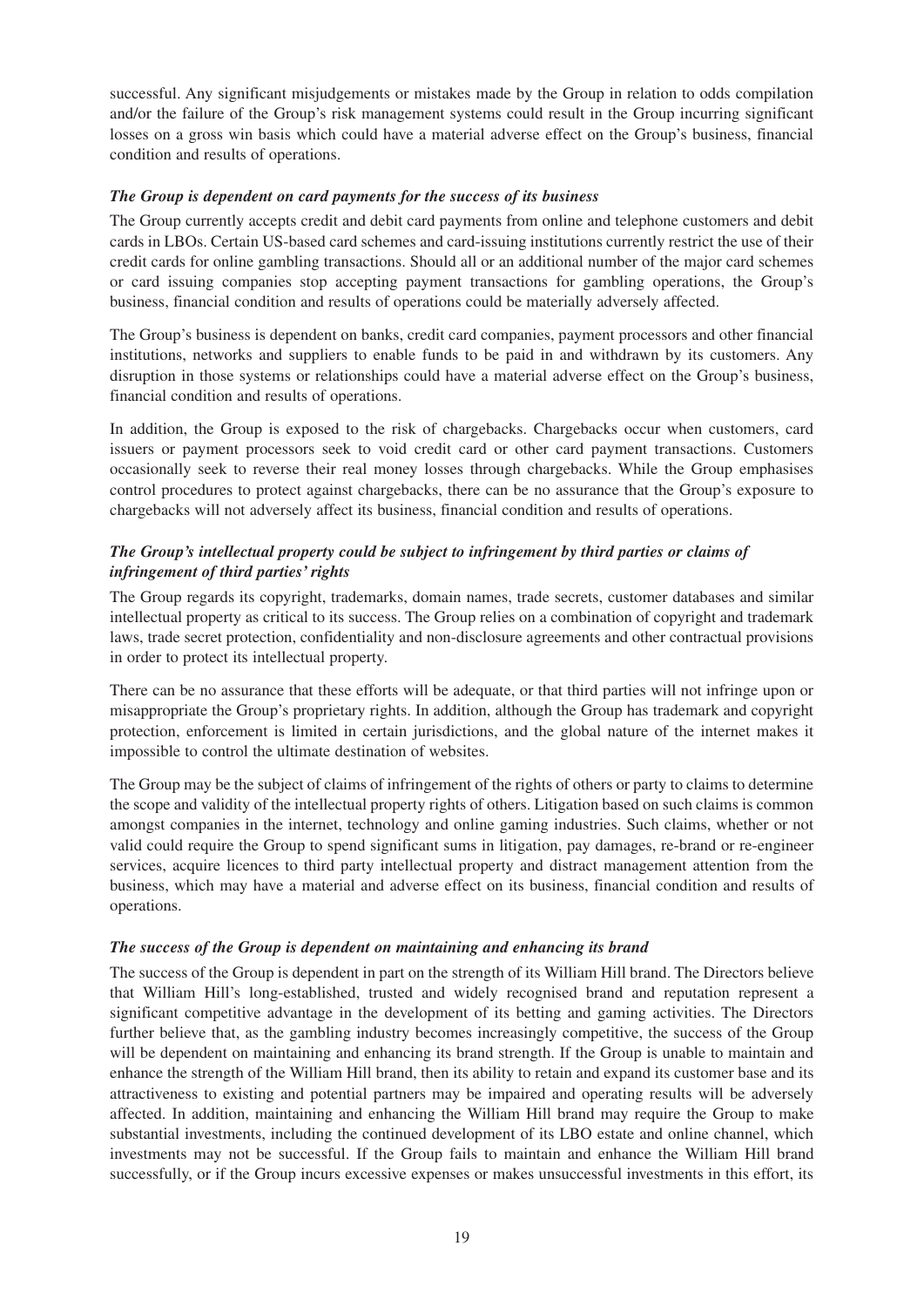successful. Any significant misjudgements or mistakes made by the Group in relation to odds compilation and/or the failure of the Group's risk management systems could result in the Group incurring significant losses on a gross win basis which could have a material adverse effect on the Group's business, financial condition and results of operations.

***The Group is dependent on card payments for the success of its business***

The Group currently accepts credit and debit card payments from online and telephone customers and debit cards in LBOs. Certain US-based card schemes and card-issuing institutions currently restrict the use of their credit cards for online gambling transactions. Should all or an additional number of the major card schemes or card issuing companies stop accepting payment transactions for gambling operations, the Group's business, financial condition and results of operations could be materially adversely affected.

The Group's business is dependent on banks, credit card companies, payment processors and other financial institutions, networks and suppliers to enable funds to be paid in and withdrawn by its customers. Any disruption in those systems or relationships could have a material adverse effect on the Group's business, financial condition and results of operations.

In addition, the Group is exposed to the risk of chargebacks. Chargebacks occur when customers, card issuers or payment processors seek to void credit card or other card payment transactions. Customers occasionally seek to reverse their real money losses through chargebacks. While the Group emphasises control procedures to protect against chargebacks, there can be no assurance that the Group's exposure to chargebacks will not adversely affect its business, financial condition and results of operations.

***The Group's intellectual property could be subject to infringement by third parties or claims of infringement of third parties' rights***

The Group regards its copyright, trademarks, domain names, trade secrets, customer databases and similar intellectual property as critical to its success. The Group relies on a combination of copyright and trademark laws, trade secret protection, confidentiality and non-disclosure agreements and other contractual provisions in order to protect its intellectual property.

There can be no assurance that these efforts will be adequate, or that third parties will not infringe upon or misappropriate the Group's proprietary rights. In addition, although the Group has trademark and copyright protection, enforcement is limited in certain jurisdictions, and the global nature of the internet makes it impossible to control the ultimate destination of websites.

The Group may be the subject of claims of infringement of the rights of others or party to claims to determine the scope and validity of the intellectual property rights of others. Litigation based on such claims is common amongst companies in the internet, technology and online gaming industries. Such claims, whether or not valid could require the Group to spend significant sums in litigation, pay damages, re-brand or re-engineer services, acquire licences to third party intellectual property and distract management attention from the business, which may have a material and adverse effect on its business, financial condition and results of operations.

***The success of the Group is dependent on maintaining and enhancing its brand***

The success of the Group is dependent in part on the strength of its William Hill brand. The Directors believe that William Hill's long-established, trusted and widely recognised brand and reputation represent a significant competitive advantage in the development of its betting and gaming activities. The Directors further believe that, as the gambling industry becomes increasingly competitive, the success of the Group will be dependent on maintaining and enhancing its brand strength. If the Group is unable to maintain and enhance the strength of the William Hill brand, then its ability to retain and expand its customer base and its attractiveness to existing and potential partners may be impaired and operating results will be adversely affected. In addition, maintaining and enhancing the William Hill brand may require the Group to make substantial investments, including the continued development of its LBO estate and online channel, which investments may not be successful. If the Group fails to maintain and enhance the William Hill brand successfully, or if the Group incurs excessive expenses or makes unsuccessful investments in this effort, its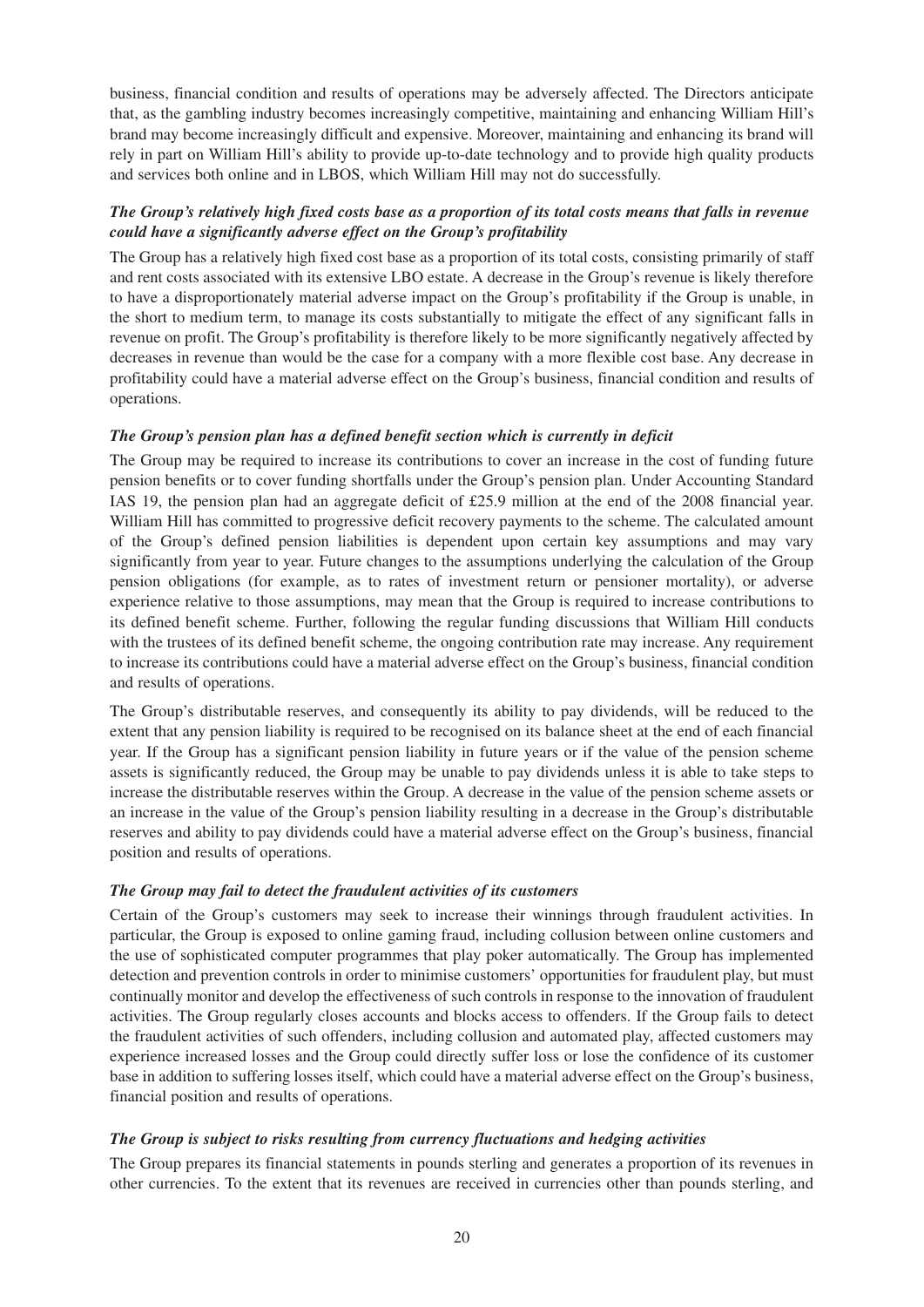business, financial condition and results of operations may be adversely affected. The Directors anticipate that, as the gambling industry becomes increasingly competitive, maintaining and enhancing William Hill's brand may become increasingly difficult and expensive. Moreover, maintaining and enhancing its brand will rely in part on William Hill's ability to provide up-to-date technology and to provide high quality products and services both online and in LBOS, which William Hill may not do successfully.

***The Group's relatively high fixed costs base as a proportion of its total costs means that falls in revenue could have a significantly adverse effect on the Group's profitability***

The Group has a relatively high fixed cost base as a proportion of its total costs, consisting primarily of staff and rent costs associated with its extensive LBO estate. A decrease in the Group's revenue is likely therefore to have a disproportionately material adverse impact on the Group's profitability if the Group is unable, in the short to medium term, to manage its costs substantially to mitigate the effect of any significant falls in revenue on profit. The Group's profitability is therefore likely to be more significantly negatively affected by decreases in revenue than would be the case for a company with a more flexible cost base. Any decrease in profitability could have a material adverse effect on the Group's business, financial condition and results of operations.

***The Group's pension plan has a defined benefit section which is currently in deficit***

The Group may be required to increase its contributions to cover an increase in the cost of funding future pension benefits or to cover funding shortfalls under the Group's pension plan. Under Accounting Standard IAS 19, the pension plan had an aggregate deficit of £25.9 million at the end of the 2008 financial year. William Hill has committed to progressive deficit recovery payments to the scheme. The calculated amount of the Group's defined pension liabilities is dependent upon certain key assumptions and may vary significantly from year to year. Future changes to the assumptions underlying the calculation of the Group pension obligations (for example, as to rates of investment return or pensioner mortality), or adverse experience relative to those assumptions, may mean that the Group is required to increase contributions to its defined benefit scheme. Further, following the regular funding discussions that William Hill conducts with the trustees of its defined benefit scheme, the ongoing contribution rate may increase. Any requirement to increase its contributions could have a material adverse effect on the Group's business, financial condition and results of operations.

The Group's distributable reserves, and consequently its ability to pay dividends, will be reduced to the extent that any pension liability is required to be recognised on its balance sheet at the end of each financial year. If the Group has a significant pension liability in future years or if the value of the pension scheme assets is significantly reduced, the Group may be unable to pay dividends unless it is able to take steps to increase the distributable reserves within the Group. A decrease in the value of the pension scheme assets or an increase in the value of the Group's pension liability resulting in a decrease in the Group's distributable reserves and ability to pay dividends could have a material adverse effect on the Group's business, financial position and results of operations.

***The Group may fail to detect the fraudulent activities of its customers***

Certain of the Group's customers may seek to increase their winnings through fraudulent activities. In particular, the Group is exposed to online gaming fraud, including collusion between online customers and the use of sophisticated computer programmes that play poker automatically. The Group has implemented detection and prevention controls in order to minimise customers' opportunities for fraudulent play, but must continually monitor and develop the effectiveness of such controls in response to the innovation of fraudulent activities. The Group regularly closes accounts and blocks access to offenders. If the Group fails to detect the fraudulent activities of such offenders, including collusion and automated play, affected customers may experience increased losses and the Group could directly suffer loss or lose the confidence of its customer base in addition to suffering losses itself, which could have a material adverse effect on the Group's business, financial position and results of operations.

***The Group is subject to risks resulting from currency fluctuations and hedging activities***

The Group prepares its financial statements in pounds sterling and generates a proportion of its revenues in other currencies. To the extent that its revenues are received in currencies other than pounds sterling, and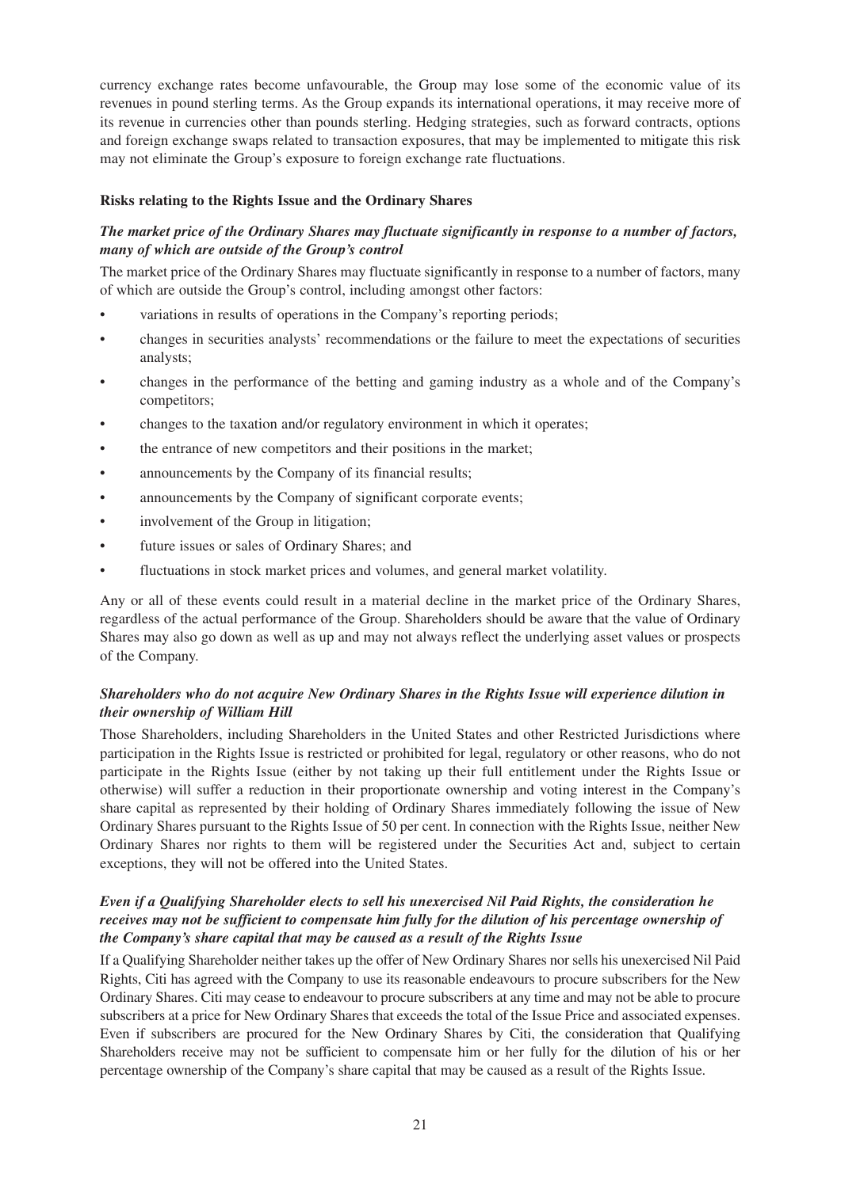currency exchange rates become unfavourable, the Group may lose some of the economic value of its revenues in pound sterling terms. As the Group expands its international operations, it may receive more of its revenue in currencies other than pounds sterling. Hedging strategies, such as forward contracts, options and foreign exchange swaps related to transaction exposures, that may be implemented to mitigate this risk may not eliminate the Group's exposure to foreign exchange rate fluctuations.

**Risks relating to the Rights Issue and the Ordinary Shares**

***The market price of the Ordinary Shares may fluctuate significantly in response to a number of factors, many of which are outside of the Group's control***

The market price of the Ordinary Shares may fluctuate significantly in response to a number of factors, many of which are outside the Group's control, including amongst other factors:

- variations in results of operations in the Company's reporting periods;
- changes in securities analysts' recommendations or the failure to meet the expectations of securities analysts;
- changes in the performance of the betting and gaming industry as a whole and of the Company's competitors;
- changes to the taxation and/or regulatory environment in which it operates;
- the entrance of new competitors and their positions in the market;
- announcements by the Company of its financial results;
- announcements by the Company of significant corporate events;
- involvement of the Group in litigation;
- future issues or sales of Ordinary Shares; and
- fluctuations in stock market prices and volumes, and general market volatility.

Any or all of these events could result in a material decline in the market price of the Ordinary Shares, regardless of the actual performance of the Group. Shareholders should be aware that the value of Ordinary Shares may also go down as well as up and may not always reflect the underlying asset values or prospects of the Company.

***Shareholders who do not acquire New Ordinary Shares in the Rights Issue will experience dilution in their ownership of William Hill***

Those Shareholders, including Shareholders in the United States and other Restricted Jurisdictions where participation in the Rights Issue is restricted or prohibited for legal, regulatory or other reasons, who do not participate in the Rights Issue (either by not taking up their full entitlement under the Rights Issue or otherwise) will suffer a reduction in their proportionate ownership and voting interest in the Company's share capital as represented by their holding of Ordinary Shares immediately following the issue of New Ordinary Shares pursuant to the Rights Issue of 50 per cent. In connection with the Rights Issue, neither New Ordinary Shares nor rights to them will be registered under the Securities Act and, subject to certain exceptions, they will not be offered into the United States.

***Even if a Qualifying Shareholder elects to sell his unexercised Nil Paid Rights, the consideration he receives may not be sufficient to compensate him fully for the dilution of his percentage ownership of the Company's share capital that may be caused as a result of the Rights Issue***

If a Qualifying Shareholder neither takes up the offer of New Ordinary Shares nor sells his unexercised Nil Paid Rights, Citi has agreed with the Company to use its reasonable endeavours to procure subscribers for the New Ordinary Shares. Citi may cease to endeavour to procure subscribers at any time and may not be able to procure subscribers at a price for New Ordinary Shares that exceeds the total of the Issue Price and associated expenses. Even if subscribers are procured for the New Ordinary Shares by Citi, the consideration that Qualifying Shareholders receive may not be sufficient to compensate him or her fully for the dilution of his or her percentage ownership of the Company's share capital that may be caused as a result of the Rights Issue.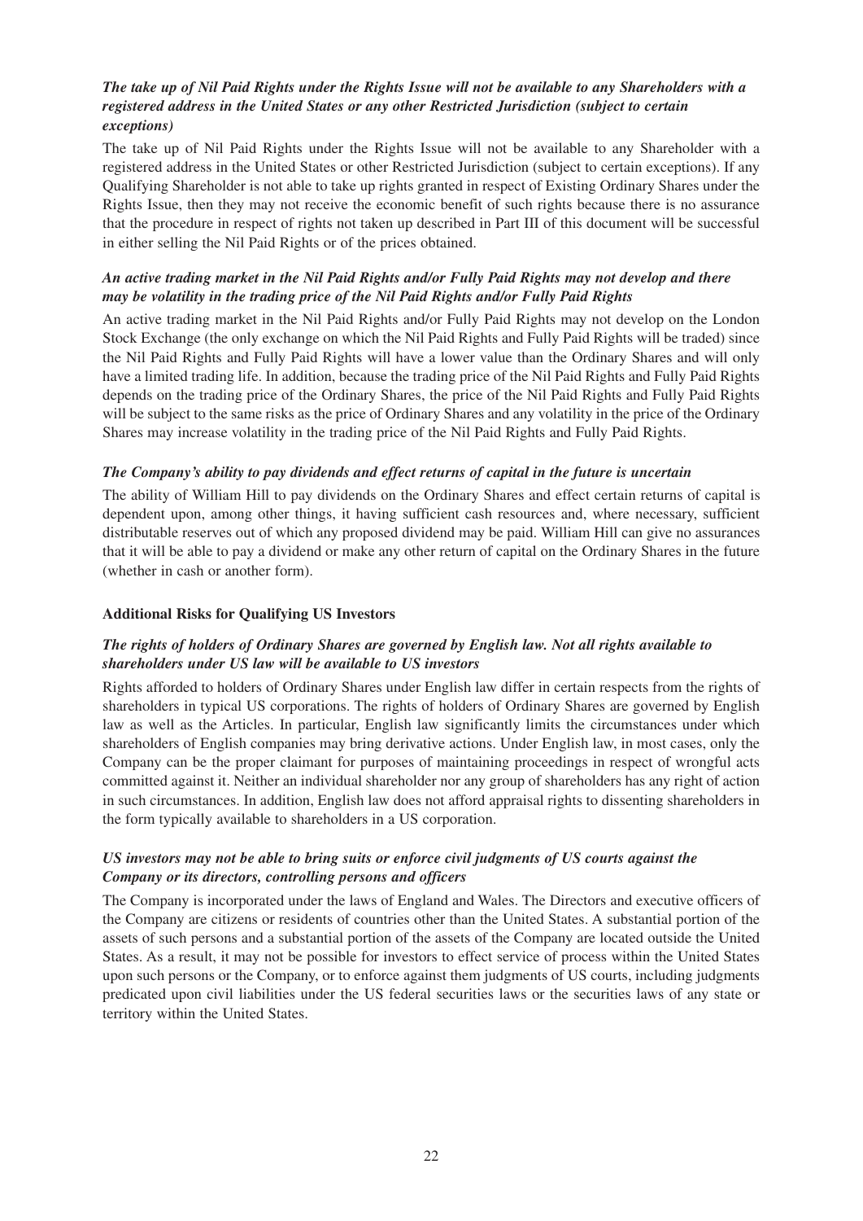***The take up of Nil Paid Rights under the Rights Issue will not be available to any Shareholders with a registered address in the United States or any other Restricted Jurisdiction (subject to certain exceptions)***

The take up of Nil Paid Rights under the Rights Issue will not be available to any Shareholder with a registered address in the United States or other Restricted Jurisdiction (subject to certain exceptions). If any Qualifying Shareholder is not able to take up rights granted in respect of Existing Ordinary Shares under the Rights Issue, then they may not receive the economic benefit of such rights because there is no assurance that the procedure in respect of rights not taken up described in Part III of this document will be successful in either selling the Nil Paid Rights or of the prices obtained.

***An active trading market in the Nil Paid Rights and/or Fully Paid Rights may not develop and there may be volatility in the trading price of the Nil Paid Rights and/or Fully Paid Rights***

An active trading market in the Nil Paid Rights and/or Fully Paid Rights may not develop on the London Stock Exchange (the only exchange on which the Nil Paid Rights and Fully Paid Rights will be traded) since the Nil Paid Rights and Fully Paid Rights will have a lower value than the Ordinary Shares and will only have a limited trading life. In addition, because the trading price of the Nil Paid Rights and Fully Paid Rights depends on the trading price of the Ordinary Shares, the price of the Nil Paid Rights and Fully Paid Rights will be subject to the same risks as the price of Ordinary Shares and any volatility in the price of the Ordinary Shares may increase volatility in the trading price of the Nil Paid Rights and Fully Paid Rights.

***The Company's ability to pay dividends and effect returns of capital in the future is uncertain***

The ability of William Hill to pay dividends on the Ordinary Shares and effect certain returns of capital is dependent upon, among other things, it having sufficient cash resources and, where necessary, sufficient distributable reserves out of which any proposed dividend may be paid. William Hill can give no assurances that it will be able to pay a dividend or make any other return of capital on the Ordinary Shares in the future (whether in cash or another form).

**Additional Risks for Qualifying US Investors**

***The rights of holders of Ordinary Shares are governed by English law. Not all rights available to shareholders under US law will be available to US investors***

Rights afforded to holders of Ordinary Shares under English law differ in certain respects from the rights of shareholders in typical US corporations. The rights of holders of Ordinary Shares are governed by English law as well as the Articles. In particular, English law significantly limits the circumstances under which shareholders of English companies may bring derivative actions. Under English law, in most cases, only the Company can be the proper claimant for purposes of maintaining proceedings in respect of wrongful acts committed against it. Neither an individual shareholder nor any group of shareholders has any right of action in such circumstances. In addition, English law does not afford appraisal rights to dissenting shareholders in the form typically available to shareholders in a US corporation.

***US investors may not be able to bring suits or enforce civil judgments of US courts against the Company or its directors, controlling persons and officers***

The Company is incorporated under the laws of England and Wales. The Directors and executive officers of the Company are citizens or residents of countries other than the United States. A substantial portion of the assets of such persons and a substantial portion of the assets of the Company are located outside the United States. As a result, it may not be possible for investors to effect service of process within the United States upon such persons or the Company, or to enforce against them judgments of US courts, including judgments predicated upon civil liabilities under the US federal securities laws or the securities laws of any state or territory within the United States.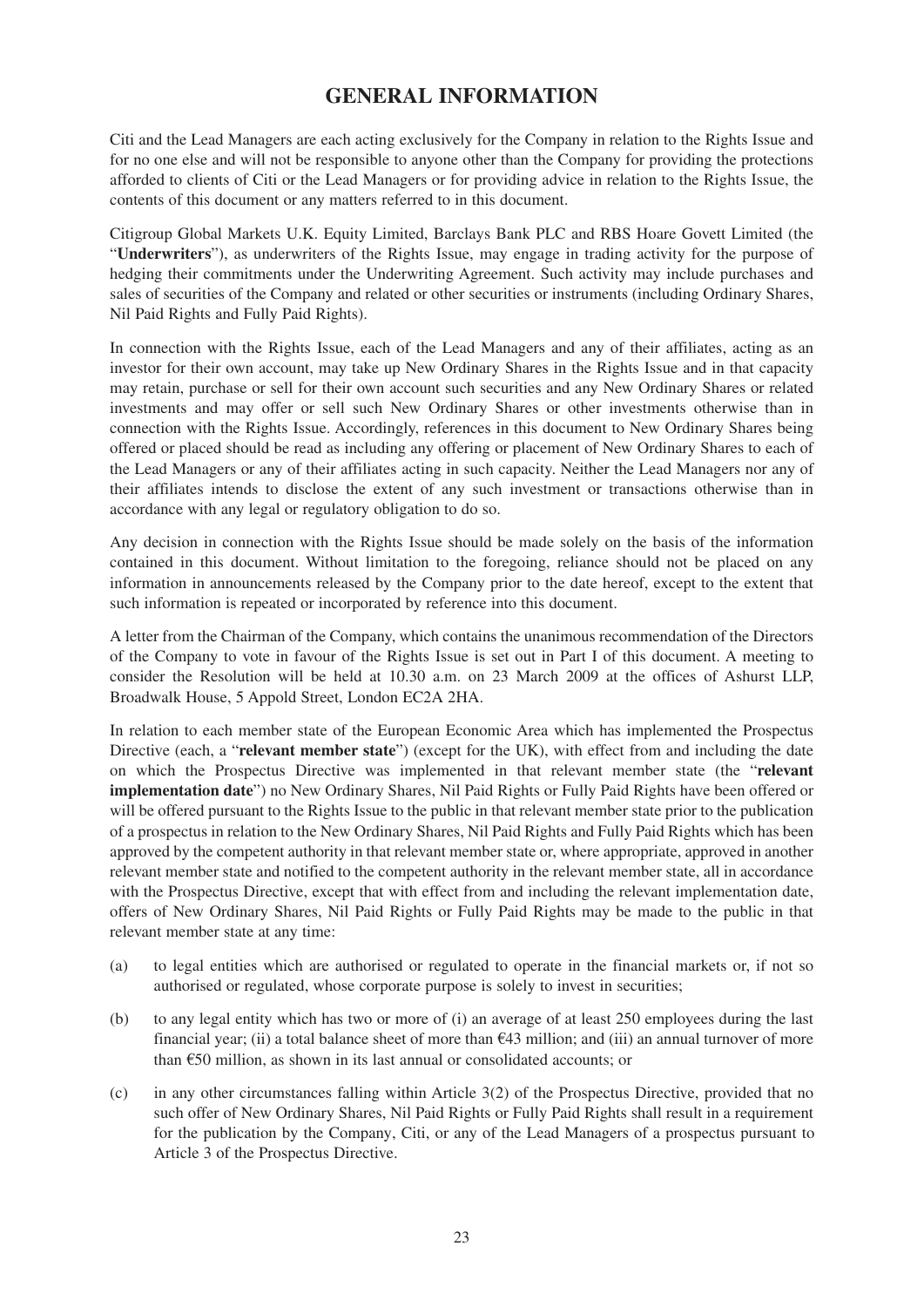# GENERAL INFORMATION

Citi and the Lead Managers are each acting exclusively for the Company in relation to the Rights Issue and for no one else and will not be responsible to anyone other than the Company for providing the protections afforded to clients of Citi or the Lead Managers or for providing advice in relation to the Rights Issue, the contents of this document or any matters referred to in this document.

Citigroup Global Markets U.K. Equity Limited, Barclays Bank PLC and RBS Hoare Govett Limited (the "**Underwriters**"), as underwriters of the Rights Issue, may engage in trading activity for the purpose of hedging their commitments under the Underwriting Agreement. Such activity may include purchases and sales of securities of the Company and related or other securities or instruments (including Ordinary Shares, Nil Paid Rights and Fully Paid Rights).

In connection with the Rights Issue, each of the Lead Managers and any of their affiliates, acting as an investor for their own account, may take up New Ordinary Shares in the Rights Issue and in that capacity may retain, purchase or sell for their own account such securities and any New Ordinary Shares or related investments and may offer or sell such New Ordinary Shares or other investments otherwise than in connection with the Rights Issue. Accordingly, references in this document to New Ordinary Shares being offered or placed should be read as including any offering or placement of New Ordinary Shares to each of the Lead Managers or any of their affiliates acting in such capacity. Neither the Lead Managers nor any of their affiliates intends to disclose the extent of any such investment or transactions otherwise than in accordance with any legal or regulatory obligation to do so.

Any decision in connection with the Rights Issue should be made solely on the basis of the information contained in this document. Without limitation to the foregoing, reliance should not be placed on any information in announcements released by the Company prior to the date hereof, except to the extent that such information is repeated or incorporated by reference into this document.

A letter from the Chairman of the Company, which contains the unanimous recommendation of the Directors of the Company to vote in favour of the Rights Issue is set out in Part I of this document. A meeting to consider the Resolution will be held at 10.30 a.m. on 23 March 2009 at the offices of Ashurst LLP, Broadwalk House, 5 Appold Street, London EC2A 2HA.

In relation to each member state of the European Economic Area which has implemented the Prospectus Directive (each, a "**relevant member state**") (except for the UK), with effect from and including the date on which the Prospectus Directive was implemented in that relevant member state (the "**relevant implementation date**") no New Ordinary Shares, Nil Paid Rights or Fully Paid Rights have been offered or will be offered pursuant to the Rights Issue to the public in that relevant member state prior to the publication of a prospectus in relation to the New Ordinary Shares, Nil Paid Rights and Fully Paid Rights which has been approved by the competent authority in that relevant member state or, where appropriate, approved in another relevant member state and notified to the competent authority in the relevant member state, all in accordance with the Prospectus Directive, except that with effect from and including the relevant implementation date, offers of New Ordinary Shares, Nil Paid Rights or Fully Paid Rights may be made to the public in that relevant member state at any time:

(a) to legal entities which are authorised or regulated to operate in the financial markets or, if not so authorised or regulated, whose corporate purpose is solely to invest in securities;

(b) to any legal entity which has two or more of (i) an average of at least 250 employees during the last financial year; (ii) a total balance sheet of more than €43 million; and (iii) an annual turnover of more than €50 million, as shown in its last annual or consolidated accounts; or

(c) in any other circumstances falling within Article 3(2) of the Prospectus Directive, provided that no such offer of New Ordinary Shares, Nil Paid Rights or Fully Paid Rights shall result in a requirement for the publication by the Company, Citi, or any of the Lead Managers of a prospectus pursuant to Article 3 of the Prospectus Directive.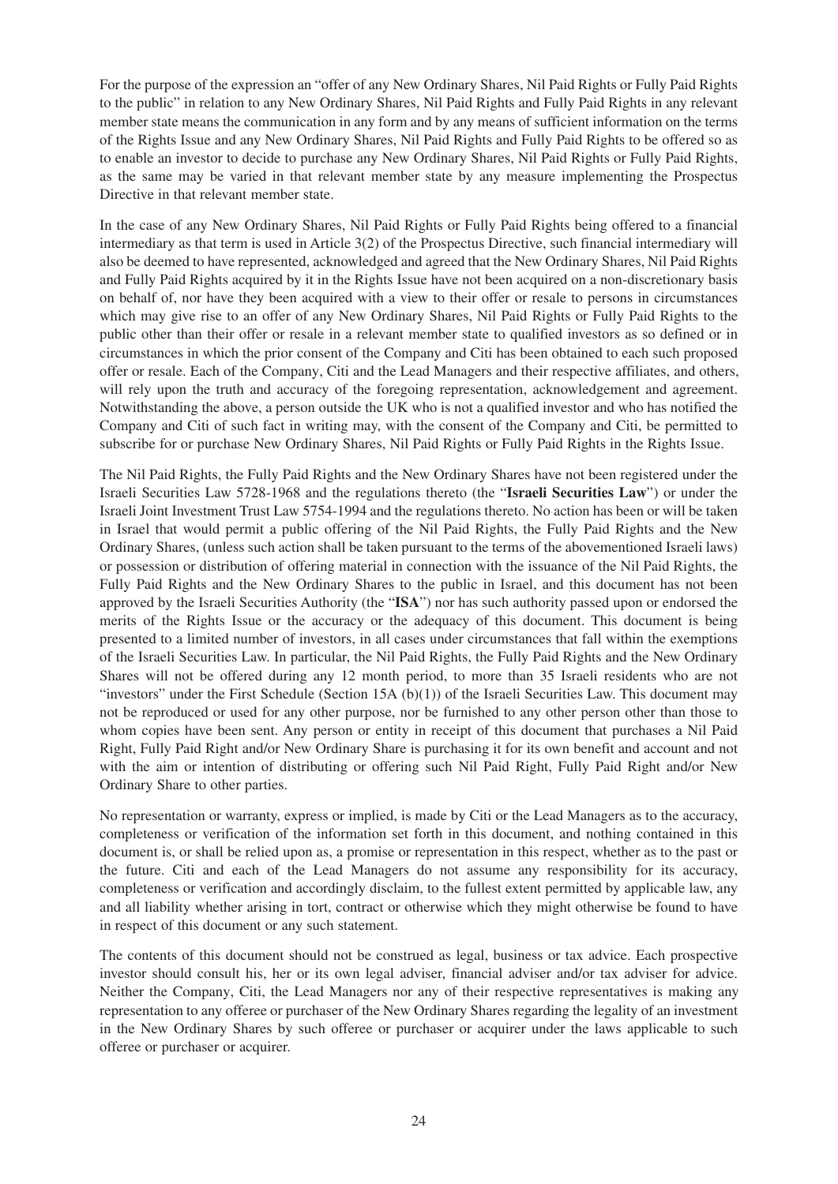For the purpose of the expression an "offer of any New Ordinary Shares, Nil Paid Rights or Fully Paid Rights to the public" in relation to any New Ordinary Shares, Nil Paid Rights and Fully Paid Rights in any relevant member state means the communication in any form and by any means of sufficient information on the terms of the Rights Issue and any New Ordinary Shares, Nil Paid Rights and Fully Paid Rights to be offered so as to enable an investor to decide to purchase any New Ordinary Shares, Nil Paid Rights or Fully Paid Rights, as the same may be varied in that relevant member state by any measure implementing the Prospectus Directive in that relevant member state.

In the case of any New Ordinary Shares, Nil Paid Rights or Fully Paid Rights being offered to a financial intermediary as that term is used in Article 3(2) of the Prospectus Directive, such financial intermediary will also be deemed to have represented, acknowledged and agreed that the New Ordinary Shares, Nil Paid Rights and Fully Paid Rights acquired by it in the Rights Issue have not been acquired on a non-discretionary basis on behalf of, nor have they been acquired with a view to their offer or resale to persons in circumstances which may give rise to an offer of any New Ordinary Shares, Nil Paid Rights or Fully Paid Rights to the public other than their offer or resale in a relevant member state to qualified investors as so defined or in circumstances in which the prior consent of the Company and Citi has been obtained to each such proposed offer or resale. Each of the Company, Citi and the Lead Managers and their respective affiliates, and others, will rely upon the truth and accuracy of the foregoing representation, acknowledgement and agreement. Notwithstanding the above, a person outside the UK who is not a qualified investor and who has notified the Company and Citi of such fact in writing may, with the consent of the Company and Citi, be permitted to subscribe for or purchase New Ordinary Shares, Nil Paid Rights or Fully Paid Rights in the Rights Issue.

The Nil Paid Rights, the Fully Paid Rights and the New Ordinary Shares have not been registered under the Israeli Securities Law 5728-1968 and the regulations thereto (the "**Israeli Securities Law**") or under the Israeli Joint Investment Trust Law 5754-1994 and the regulations thereto. No action has been or will be taken in Israel that would permit a public offering of the Nil Paid Rights, the Fully Paid Rights and the New Ordinary Shares, (unless such action shall be taken pursuant to the terms of the abovementioned Israeli laws) or possession or distribution of offering material in connection with the issuance of the Nil Paid Rights, the Fully Paid Rights and the New Ordinary Shares to the public in Israel, and this document has not been approved by the Israeli Securities Authority (the "**ISA**") nor has such authority passed upon or endorsed the merits of the Rights Issue or the accuracy or the adequacy of this document. This document is being presented to a limited number of investors, in all cases under circumstances that fall within the exemptions of the Israeli Securities Law. In particular, the Nil Paid Rights, the Fully Paid Rights and the New Ordinary Shares will not be offered during any 12 month period, to more than 35 Israeli residents who are not "investors" under the First Schedule (Section 15A (b)(1)) of the Israeli Securities Law. This document may not be reproduced or used for any other purpose, nor be furnished to any other person other than those to whom copies have been sent. Any person or entity in receipt of this document that purchases a Nil Paid Right, Fully Paid Right and/or New Ordinary Share is purchasing it for its own benefit and account and not with the aim or intention of distributing or offering such Nil Paid Right, Fully Paid Right and/or New Ordinary Share to other parties.

No representation or warranty, express or implied, is made by Citi or the Lead Managers as to the accuracy, completeness or verification of the information set forth in this document, and nothing contained in this document is, or shall be relied upon as, a promise or representation in this respect, whether as to the past or the future. Citi and each of the Lead Managers do not assume any responsibility for its accuracy, completeness or verification and accordingly disclaim, to the fullest extent permitted by applicable law, any and all liability whether arising in tort, contract or otherwise which they might otherwise be found to have in respect of this document or any such statement.

The contents of this document should not be construed as legal, business or tax advice. Each prospective investor should consult his, her or its own legal adviser, financial adviser and/or tax adviser for advice. Neither the Company, Citi, the Lead Managers nor any of their respective representatives is making any representation to any offeree or purchaser of the New Ordinary Shares regarding the legality of an investment in the New Ordinary Shares by such offeree or purchaser or acquirer under the laws applicable to such offeree or purchaser or acquirer.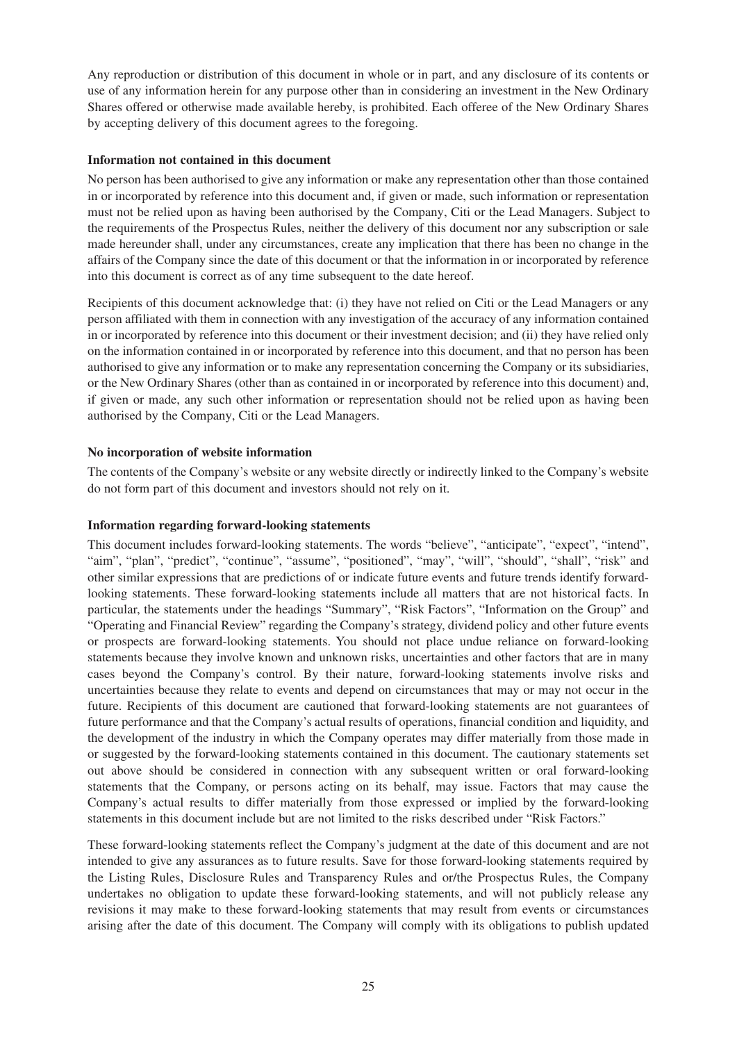Any reproduction or distribution of this document in whole or in part, and any disclosure of its contents or use of any information herein for any purpose other than in considering an investment in the New Ordinary Shares offered or otherwise made available hereby, is prohibited. Each offeree of the New Ordinary Shares by accepting delivery of this document agrees to the foregoing.

**Information not contained in this document**

No person has been authorised to give any information or make any representation other than those contained in or incorporated by reference into this document and, if given or made, such information or representation must not be relied upon as having been authorised by the Company, Citi or the Lead Managers. Subject to the requirements of the Prospectus Rules, neither the delivery of this document nor any subscription or sale made hereunder shall, under any circumstances, create any implication that there has been no change in the affairs of the Company since the date of this document or that the information in or incorporated by reference into this document is correct as of any time subsequent to the date hereof.

Recipients of this document acknowledge that: (i) they have not relied on Citi or the Lead Managers or any person affiliated with them in connection with any investigation of the accuracy of any information contained in or incorporated by reference into this document or their investment decision; and (ii) they have relied only on the information contained in or incorporated by reference into this document, and that no person has been authorised to give any information or to make any representation concerning the Company or its subsidiaries, or the New Ordinary Shares (other than as contained in or incorporated by reference into this document) and, if given or made, any such other information or representation should not be relied upon as having been authorised by the Company, Citi or the Lead Managers.

**No incorporation of website information**

The contents of the Company's website or any website directly or indirectly linked to the Company's website do not form part of this document and investors should not rely on it.

**Information regarding forward-looking statements**

This document includes forward-looking statements. The words "believe", "anticipate", "expect", "intend", "aim", "plan", "predict", "continue", "assume", "positioned", "may", "will", "should", "shall", "risk" and other similar expressions that are predictions of or indicate future events and future trends identify forward-looking statements. These forward-looking statements include all matters that are not historical facts. In particular, the statements under the headings "Summary", "Risk Factors", "Information on the Group" and "Operating and Financial Review" regarding the Company's strategy, dividend policy and other future events or prospects are forward-looking statements. You should not place undue reliance on forward-looking statements because they involve known and unknown risks, uncertainties and other factors that are in many cases beyond the Company's control. By their nature, forward-looking statements involve risks and uncertainties because they relate to events and depend on circumstances that may or may not occur in the future. Recipients of this document are cautioned that forward-looking statements are not guarantees of future performance and that the Company's actual results of operations, financial condition and liquidity, and the development of the industry in which the Company operates may differ materially from those made in or suggested by the forward-looking statements contained in this document. The cautionary statements set out above should be considered in connection with any subsequent written or oral forward-looking statements that the Company, or persons acting on its behalf, may issue. Factors that may cause the Company's actual results to differ materially from those expressed or implied by the forward-looking statements in this document include but are not limited to the risks described under "Risk Factors."

These forward-looking statements reflect the Company's judgment at the date of this document and are not intended to give any assurances as to future results. Save for those forward-looking statements required by the Listing Rules, Disclosure Rules and Transparency Rules and or/the Prospectus Rules, the Company undertakes no obligation to update these forward-looking statements, and will not publicly release any revisions it may make to these forward-looking statements that may result from events or circumstances arising after the date of this document. The Company will comply with its obligations to publish updated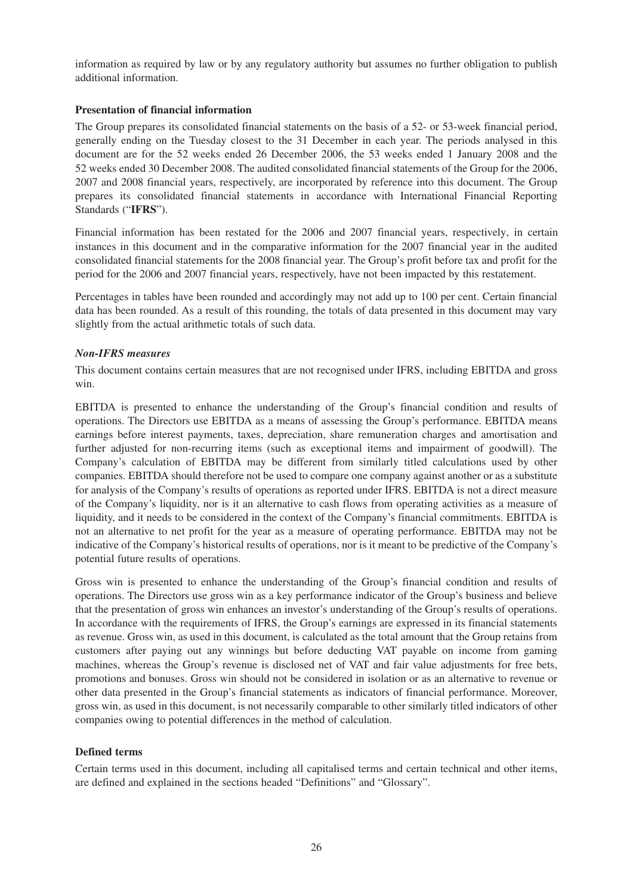information as required by law or by any regulatory authority but assumes no further obligation to publish additional information.

**Presentation of financial information**

The Group prepares its consolidated financial statements on the basis of a 52- or 53-week financial period, generally ending on the Tuesday closest to the 31 December in each year. The periods analysed in this document are for the 52 weeks ended 26 December 2006, the 53 weeks ended 1 January 2008 and the 52 weeks ended 30 December 2008. The audited consolidated financial statements of the Group for the 2006, 2007 and 2008 financial years, respectively, are incorporated by reference into this document. The Group prepares its consolidated financial statements in accordance with International Financial Reporting Standards ("**IFRS**").

Financial information has been restated for the 2006 and 2007 financial years, respectively, in certain instances in this document and in the comparative information for the 2007 financial year in the audited consolidated financial statements for the 2008 financial year. The Group's profit before tax and profit for the period for the 2006 and 2007 financial years, respectively, have not been impacted by this restatement.

Percentages in tables have been rounded and accordingly may not add up to 100 per cent. Certain financial data has been rounded. As a result of this rounding, the totals of data presented in this document may vary slightly from the actual arithmetic totals of such data.

***Non-IFRS measures***

This document contains certain measures that are not recognised under IFRS, including EBITDA and gross win.

EBITDA is presented to enhance the understanding of the Group's financial condition and results of operations. The Directors use EBITDA as a means of assessing the Group's performance. EBITDA means earnings before interest payments, taxes, depreciation, share remuneration charges and amortisation and further adjusted for non-recurring items (such as exceptional items and impairment of goodwill). The Company's calculation of EBITDA may be different from similarly titled calculations used by other companies. EBITDA should therefore not be used to compare one company against another or as a substitute for analysis of the Company's results of operations as reported under IFRS. EBITDA is not a direct measure of the Company's liquidity, nor is it an alternative to cash flows from operating activities as a measure of liquidity, and it needs to be considered in the context of the Company's financial commitments. EBITDA is not an alternative to net profit for the year as a measure of operating performance. EBITDA may not be indicative of the Company's historical results of operations, nor is it meant to be predictive of the Company's potential future results of operations.

Gross win is presented to enhance the understanding of the Group's financial condition and results of operations. The Directors use gross win as a key performance indicator of the Group's business and believe that the presentation of gross win enhances an investor's understanding of the Group's results of operations. In accordance with the requirements of IFRS, the Group's earnings are expressed in its financial statements as revenue. Gross win, as used in this document, is calculated as the total amount that the Group retains from customers after paying out any winnings but before deducting VAT payable on income from gaming machines, whereas the Group's revenue is disclosed net of VAT and fair value adjustments for free bets, promotions and bonuses. Gross win should not be considered in isolation or as an alternative to revenue or other data presented in the Group's financial statements as indicators of financial performance. Moreover, gross win, as used in this document, is not necessarily comparable to other similarly titled indicators of other companies owing to potential differences in the method of calculation.

**Defined terms**

Certain terms used in this document, including all capitalised terms and certain technical and other items, are defined and explained in the sections headed "Definitions" and "Glossary".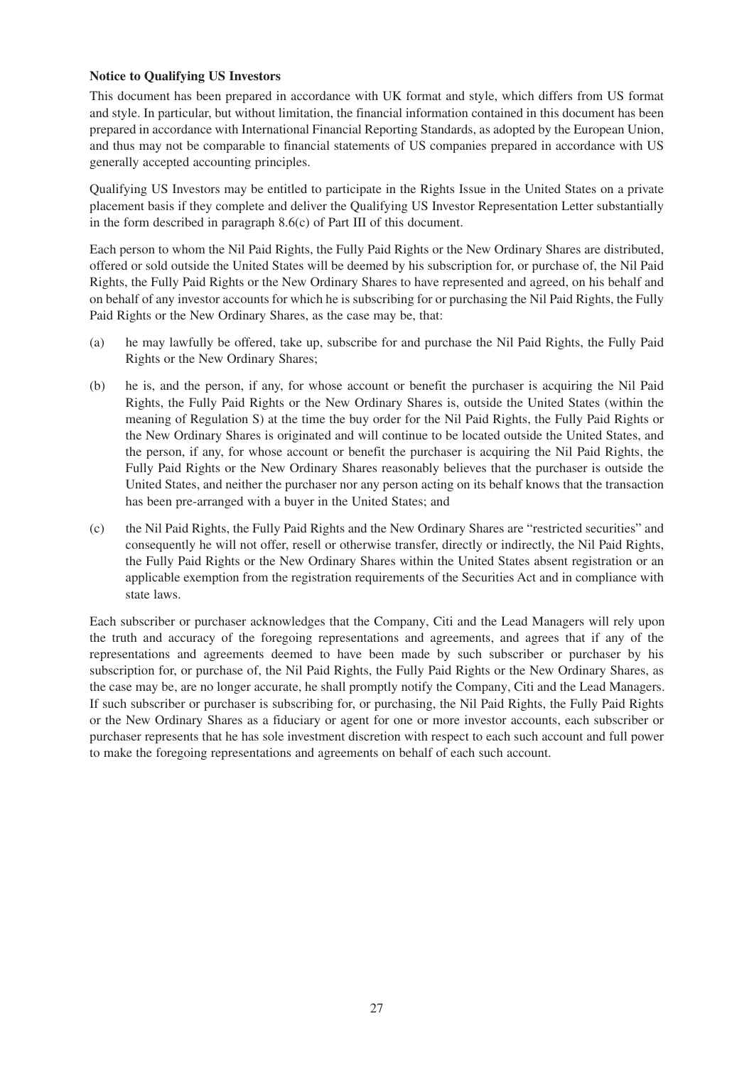**Notice to Qualifying US Investors**

This document has been prepared in accordance with UK format and style, which differs from US format and style. In particular, but without limitation, the financial information contained in this document has been prepared in accordance with International Financial Reporting Standards, as adopted by the European Union, and thus may not be comparable to financial statements of US companies prepared in accordance with US generally accepted accounting principles.

Qualifying US Investors may be entitled to participate in the Rights Issue in the United States on a private placement basis if they complete and deliver the Qualifying US Investor Representation Letter substantially in the form described in paragraph 8.6(c) of Part III of this document.

Each person to whom the Nil Paid Rights, the Fully Paid Rights or the New Ordinary Shares are distributed, offered or sold outside the United States will be deemed by his subscription for, or purchase of, the Nil Paid Rights, the Fully Paid Rights or the New Ordinary Shares to have represented and agreed, on his behalf and on behalf of any investor accounts for which he is subscribing for or purchasing the Nil Paid Rights, the Fully Paid Rights or the New Ordinary Shares, as the case may be, that:

(a) he may lawfully be offered, take up, subscribe for and purchase the Nil Paid Rights, the Fully Paid Rights or the New Ordinary Shares;

(b) he is, and the person, if any, for whose account or benefit the purchaser is acquiring the Nil Paid Rights, the Fully Paid Rights or the New Ordinary Shares is, outside the United States (within the meaning of Regulation S) at the time the buy order for the Nil Paid Rights, the Fully Paid Rights or the New Ordinary Shares is originated and will continue to be located outside the United States, and the person, if any, for whose account or benefit the purchaser is acquiring the Nil Paid Rights, the Fully Paid Rights or the New Ordinary Shares reasonably believes that the purchaser is outside the United States, and neither the purchaser nor any person acting on its behalf knows that the transaction has been pre-arranged with a buyer in the United States; and

(c) the Nil Paid Rights, the Fully Paid Rights and the New Ordinary Shares are "restricted securities" and consequently he will not offer, resell or otherwise transfer, directly or indirectly, the Nil Paid Rights, the Fully Paid Rights or the New Ordinary Shares within the United States absent registration or an applicable exemption from the registration requirements of the Securities Act and in compliance with state laws.

Each subscriber or purchaser acknowledges that the Company, Citi and the Lead Managers will rely upon the truth and accuracy of the foregoing representations and agreements, and agrees that if any of the representations and agreements deemed to have been made by such subscriber or purchaser by his subscription for, or purchase of, the Nil Paid Rights, the Fully Paid Rights or the New Ordinary Shares, as the case may be, are no longer accurate, he shall promptly notify the Company, Citi and the Lead Managers. If such subscriber or purchaser is subscribing for, or purchasing, the Nil Paid Rights, the Fully Paid Rights or the New Ordinary Shares as a fiduciary or agent for one or more investor accounts, each subscriber or purchaser represents that he has sole investment discretion with respect to each such account and full power to make the foregoing representations and agreements on behalf of each such account.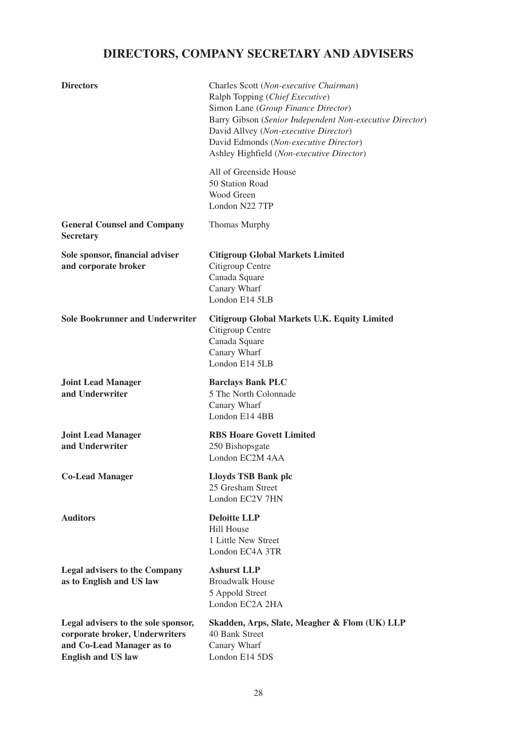# DIRECTORS, COMPANY SECRETARY AND ADVISERS

| | |
|---|---|
| **Directors** | Charles Scott (*Non-executive Chairman*)<br>Ralph Topping (*Chief Executive*)<br>Simon Lane (*Group Finance Director*)<br>Barry Gibson (*Senior Independent Non-executive Director*)<br>David Allvey (*Non-executive Director*)<br>David Edmonds (*Non-executive Director*)<br>Ashley Highfield (*Non-executive Director*)<br><br>All of Greenside House<br>50 Station Road<br>Wood Green<br>London N22 7TP |
| **General Counsel and Company Secretary** | Thomas Murphy |
| **Sole sponsor, financial adviser and corporate broker** | **Citigroup Global Markets Limited**<br>Citigroup Centre<br>Canada Square<br>Canary Wharf<br>London E14 5LB |
| **Sole Bookrunner and Underwriter** | **Citigroup Global Markets U.K. Equity Limited**<br>Citigroup Centre<br>Canada Square<br>Canary Wharf<br>London E14 5LB |
| **Joint Lead Manager and Underwriter** | **Barclays Bank PLC**<br>5 The North Colonnade<br>Canary Wharf<br>London E14 4BB |
| **Joint Lead Manager and Underwriter** | **RBS Hoare Govett Limited**<br>250 Bishopsgate<br>London EC2M 4AA |
| **Co-Lead Manager** | **Lloyds TSB Bank plc**<br>25 Gresham Street<br>London EC2V 7HN |
| **Auditors** | **Deloitte LLP**<br>Hill House<br>1 Little New Street<br>London EC4A 3TR |
| **Legal advisers to the Company as to English and US law** | **Ashurst LLP**<br>Broadwalk House<br>5 Appold Street<br>London EC2A 2HA |
| **Legal advisers to the sole sponsor, corporate broker, Underwriters and Co-Lead Manager as to English and US law** | **Skadden, Arps, Slate, Meagher & Flom (UK) LLP**<br>40 Bank Street<br>Canary Wharf<br>London E14 5DS |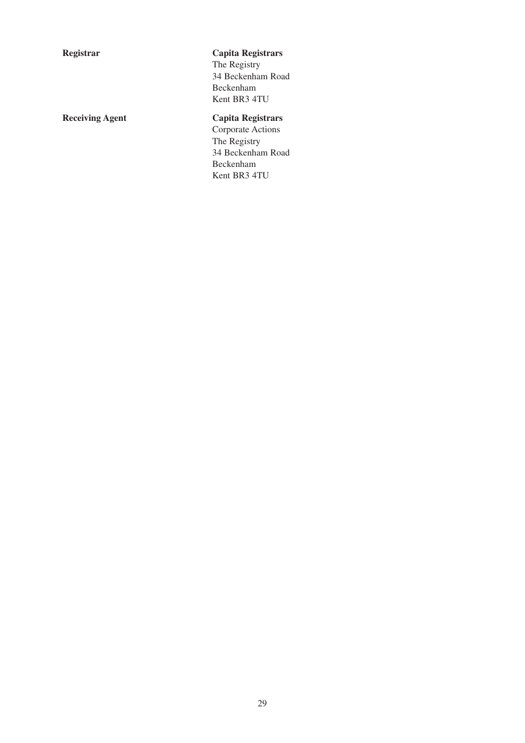| | |
|---|---|
| **Registrar** | **Capita Registrars**<br>The Registry<br>34 Beckenham Road<br>Beckenham<br>Kent BR3 4TU |
| **Receiving Agent** | **Capita Registrars**<br>Corporate Actions<br>The Registry<br>34 Beckenham Road<br>Beckenham<br>Kent BR3 4TU |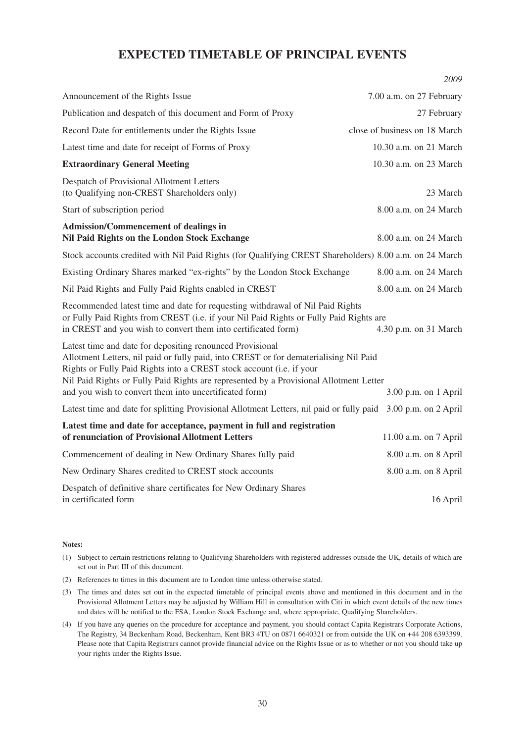# EXPECTED TIMETABLE OF PRINCIPAL EVENTS

| | *2009* |
|---|---|
| Announcement of the Rights Issue | 7.00 a.m. on 27 February |
| Publication and despatch of this document and Form of Proxy | 27 February |
| Record Date for entitlements under the Rights Issue | close of business on 18 March |
| Latest time and date for receipt of Forms of Proxy | 10.30 a.m. on 21 March |
| **Extraordinary General Meeting** | 10.30 a.m. on 23 March |
| Despatch of Provisional Allotment Letters (to Qualifying non-CREST Shareholders only) | 23 March |
| Start of subscription period | 8.00 a.m. on 24 March |
| **Admission/Commencement of dealings in Nil Paid Rights on the London Stock Exchange** | 8.00 a.m. on 24 March |
| Stock accounts credited with Nil Paid Rights (for Qualifying CREST Shareholders) | 8.00 a.m. on 24 March |
| Existing Ordinary Shares marked "ex-rights" by the London Stock Exchange | 8.00 a.m. on 24 March |
| Nil Paid Rights and Fully Paid Rights enabled in CREST | 8.00 a.m. on 24 March |
| Recommended latest time and date for requesting withdrawal of Nil Paid Rights or Fully Paid Rights from CREST (i.e. if your Nil Paid Rights or Fully Paid Rights are in CREST and you wish to convert them into certificated form) | 4.30 p.m. on 31 March |
| Latest time and date for depositing renounced Provisional Allotment Letters, nil paid or fully paid, into CREST or for dematerialising Nil Paid Rights or Fully Paid Rights into a CREST stock account (i.e. if your Nil Paid Rights or Fully Paid Rights are represented by a Provisional Allotment Letter and you wish to convert them into uncertificated form) | 3.00 p.m. on 1 April |
| Latest time and date for splitting Provisional Allotment Letters, nil paid or fully paid | 3.00 p.m. on 2 April |
| **Latest time and date for acceptance, payment in full and registration of renunciation of Provisional Allotment Letters** | 11.00 a.m. on 7 April |
| Commencement of dealing in New Ordinary Shares fully paid | 8.00 a.m. on 8 April |
| New Ordinary Shares credited to CREST stock accounts | 8.00 a.m. on 8 April |
| Despatch of definitive share certificates for New Ordinary Shares in certificated form | 16 April |

**Notes:**

(1) Subject to certain restrictions relating to Qualifying Shareholders with registered addresses outside the UK, details of which are set out in Part III of this document.

(2) References to times in this document are to London time unless otherwise stated.

(3) The times and dates set out in the expected timetable of principal events above and mentioned in this document and in the Provisional Allotment Letters may be adjusted by William Hill in consultation with Citi in which event details of the new times and dates will be notified to the FSA, London Stock Exchange and, where appropriate, Qualifying Shareholders.

(4) If you have any queries on the procedure for acceptance and payment, you should contact Capita Registrars Corporate Actions, The Registry, 34 Beckenham Road, Beckenham, Kent BR3 4TU on 0871 6640321 or from outside the UK on +44 208 6393399. Please note that Capita Registrars cannot provide financial advice on the Rights Issue or as to whether or not you should take up your rights under the Rights Issue.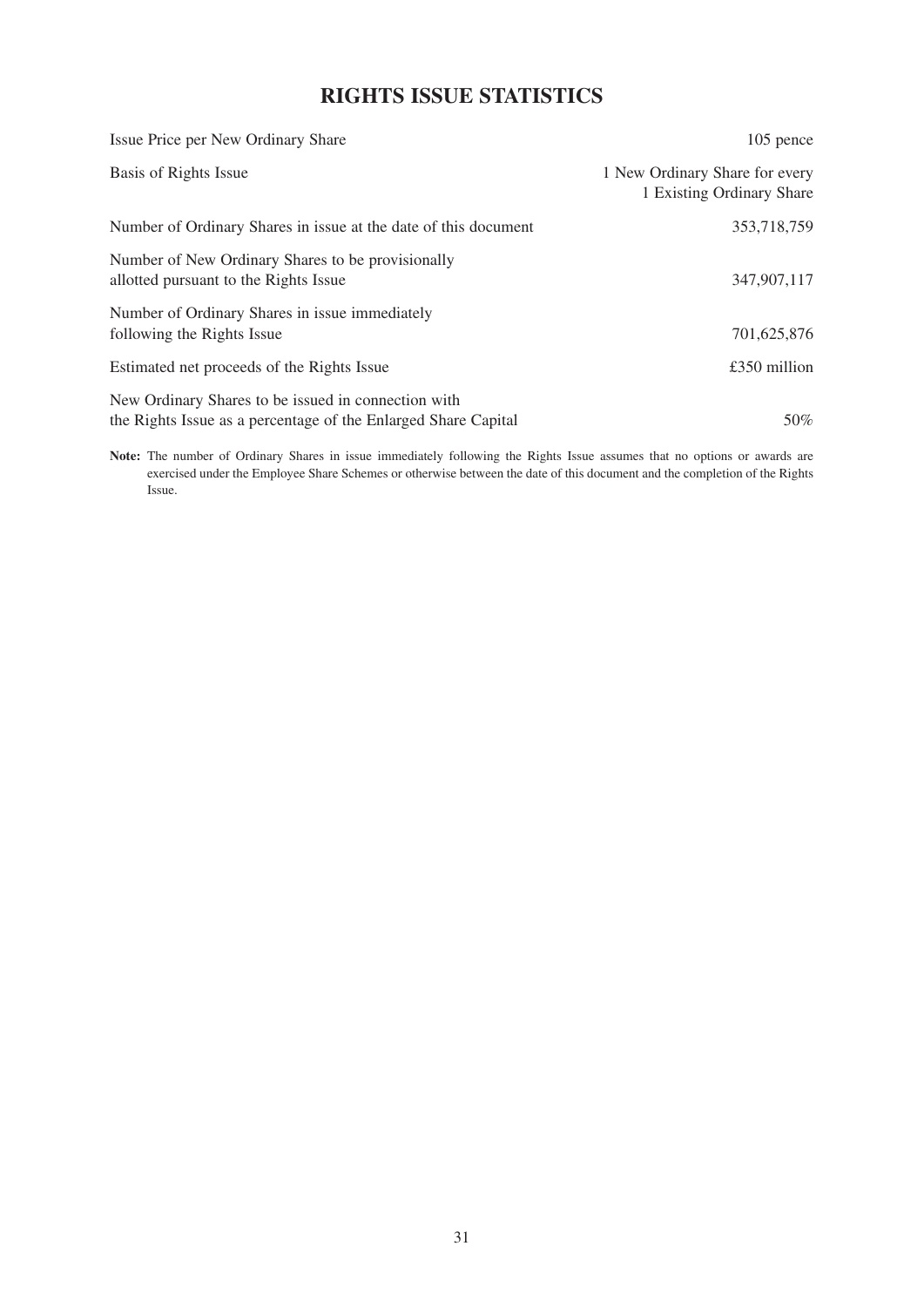# RIGHTS ISSUE STATISTICS

| | |
|---|---|
| Issue Price per New Ordinary Share | 105 pence |
| Basis of Rights Issue | 1 New Ordinary Share for every 1 Existing Ordinary Share |
| Number of Ordinary Shares in issue at the date of this document | 353,718,759 |
| Number of New Ordinary Shares to be provisionally allotted pursuant to the Rights Issue | 347,907,117 |
| Number of Ordinary Shares in issue immediately following the Rights Issue | 701,625,876 |
| Estimated net proceeds of the Rights Issue | £350 million |
| New Ordinary Shares to be issued in connection with the Rights Issue as a percentage of the Enlarged Share Capital | 50% |

**Note:** The number of Ordinary Shares in issue immediately following the Rights Issue assumes that no options or awards are exercised under the Employee Share Schemes or otherwise between the date of this document and the completion of the Rights Issue.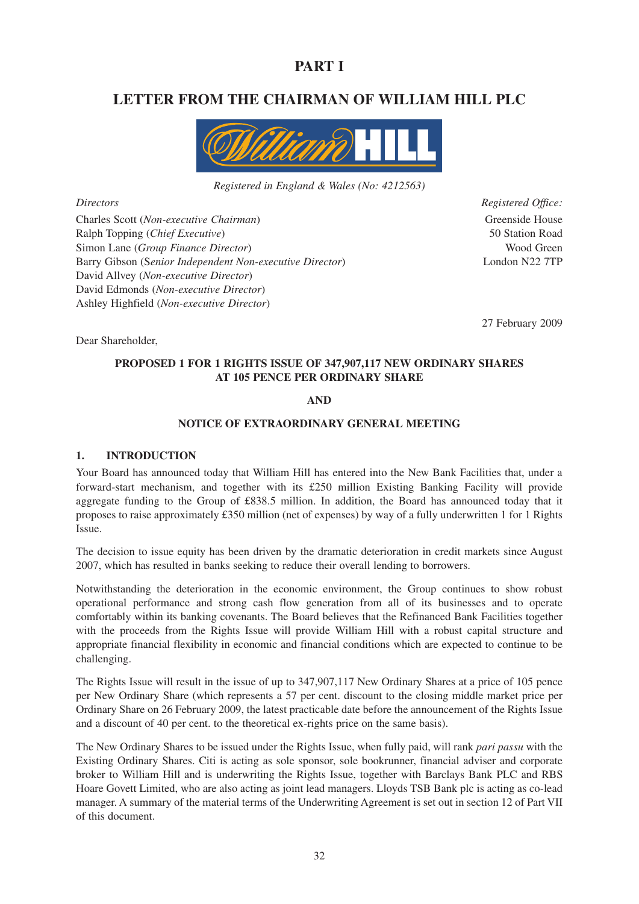# PART I

## LETTER FROM THE CHAIRMAN OF WILLIAM HILL PLC

*Registered in England & Wales (No: 4212563)*

*Directors*

Charles Scott (*Non-executive Chairman*)
Ralph Topping (*Chief Executive*)
Simon Lane (*Group Finance Director*)
Barry Gibson (*Senior Independent Non-executive Director*)
David Allvey (*Non-executive Director*)
David Edmonds (*Non-executive Director*)
Ashley Highfield (*Non-executive Director*)

*Registered Office:*
Greenside House
50 Station Road
Wood Green
London N22 7TP

27 February 2009

Dear Shareholder,

**PROPOSED 1 FOR 1 RIGHTS ISSUE OF 347,907,117 NEW ORDINARY SHARES AT 105 PENCE PER ORDINARY SHARE**

**AND**

**NOTICE OF EXTRAORDINARY GENERAL MEETING**

### 1. INTRODUCTION

Your Board has announced today that William Hill has entered into the New Bank Facilities that, under a forward-start mechanism, and together with its £250 million Existing Banking Facility will provide aggregate funding to the Group of £838.5 million. In addition, the Board has announced today that it proposes to raise approximately £350 million (net of expenses) by way of a fully underwritten 1 for 1 Rights Issue.

The decision to issue equity has been driven by the dramatic deterioration in credit markets since August 2007, which has resulted in banks seeking to reduce their overall lending to borrowers.

Notwithstanding the deterioration in the economic environment, the Group continues to show robust operational performance and strong cash flow generation from all of its businesses and to operate comfortably within its banking covenants. The Board believes that the Refinanced Bank Facilities together with the proceeds from the Rights Issue will provide William Hill with a robust capital structure and appropriate financial flexibility in economic and financial conditions which are expected to continue to be challenging.

The Rights Issue will result in the issue of up to 347,907,117 New Ordinary Shares at a price of 105 pence per New Ordinary Share (which represents a 57 per cent. discount to the closing middle market price per Ordinary Share on 26 February 2009, the latest practicable date before the announcement of the Rights Issue and a discount of 40 per cent. to the theoretical ex-rights price on the same basis).

The New Ordinary Shares to be issued under the Rights Issue, when fully paid, will rank *pari passu* with the Existing Ordinary Shares. Citi is acting as sole sponsor, sole bookrunner, financial adviser and corporate broker to William Hill and is underwriting the Rights Issue, together with Barclays Bank PLC and RBS Hoare Govett Limited, who are also acting as joint lead managers. Lloyds TSB Bank plc is acting as co-lead manager. A summary of the material terms of the Underwriting Agreement is set out in section 12 of Part VII of this document.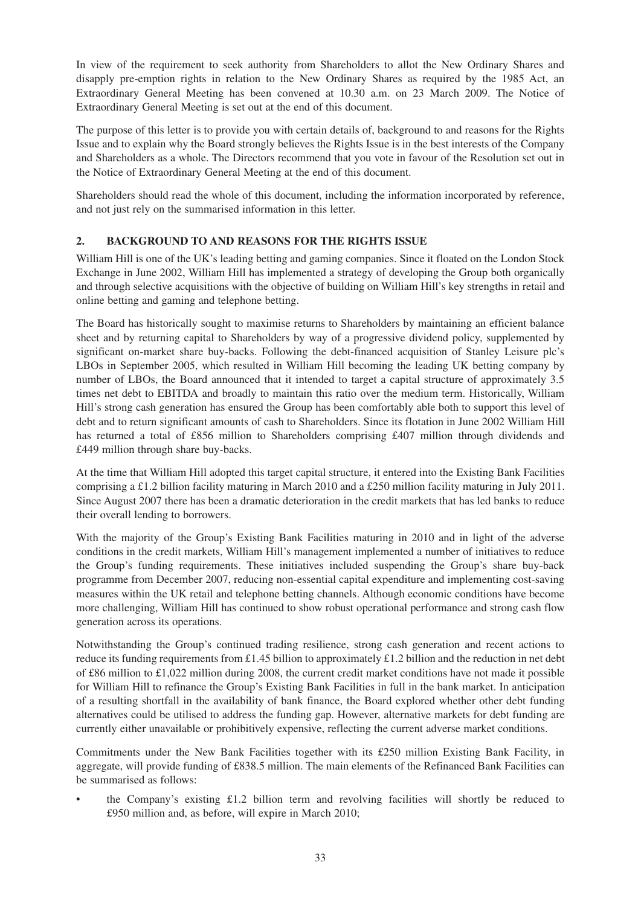In view of the requirement to seek authority from Shareholders to allot the New Ordinary Shares and disapply pre-emption rights in relation to the New Ordinary Shares as required by the 1985 Act, an Extraordinary General Meeting has been convened at 10.30 a.m. on 23 March 2009. The Notice of Extraordinary General Meeting is set out at the end of this document.

The purpose of this letter is to provide you with certain details of, background to and reasons for the Rights Issue and to explain why the Board strongly believes the Rights Issue is in the best interests of the Company and Shareholders as a whole. The Directors recommend that you vote in favour of the Resolution set out in the Notice of Extraordinary General Meeting at the end of this document.

Shareholders should read the whole of this document, including the information incorporated by reference, and not just rely on the summarised information in this letter.

## 2. BACKGROUND TO AND REASONS FOR THE RIGHTS ISSUE

William Hill is one of the UK's leading betting and gaming companies. Since it floated on the London Stock Exchange in June 2002, William Hill has implemented a strategy of developing the Group both organically and through selective acquisitions with the objective of building on William Hill's key strengths in retail and online betting and gaming and telephone betting.

The Board has historically sought to maximise returns to Shareholders by maintaining an efficient balance sheet and by returning capital to Shareholders by way of a progressive dividend policy, supplemented by significant on-market share buy-backs. Following the debt-financed acquisition of Stanley Leisure plc's LBOs in September 2005, which resulted in William Hill becoming the leading UK betting company by number of LBOs, the Board announced that it intended to target a capital structure of approximately 3.5 times net debt to EBITDA and broadly to maintain this ratio over the medium term. Historically, William Hill's strong cash generation has ensured the Group has been comfortably able both to support this level of debt and to return significant amounts of cash to Shareholders. Since its flotation in June 2002 William Hill has returned a total of £856 million to Shareholders comprising £407 million through dividends and £449 million through share buy-backs.

At the time that William Hill adopted this target capital structure, it entered into the Existing Bank Facilities comprising a £1.2 billion facility maturing in March 2010 and a £250 million facility maturing in July 2011. Since August 2007 there has been a dramatic deterioration in the credit markets that has led banks to reduce their overall lending to borrowers.

With the majority of the Group's Existing Bank Facilities maturing in 2010 and in light of the adverse conditions in the credit markets, William Hill's management implemented a number of initiatives to reduce the Group's funding requirements. These initiatives included suspending the Group's share buy-back programme from December 2007, reducing non-essential capital expenditure and implementing cost-saving measures within the UK retail and telephone betting channels. Although economic conditions have become more challenging, William Hill has continued to show robust operational performance and strong cash flow generation across its operations.

Notwithstanding the Group's continued trading resilience, strong cash generation and recent actions to reduce its funding requirements from £1.45 billion to approximately £1.2 billion and the reduction in net debt of £86 million to £1,022 million during 2008, the current credit market conditions have not made it possible for William Hill to refinance the Group's Existing Bank Facilities in full in the bank market. In anticipation of a resulting shortfall in the availability of bank finance, the Board explored whether other debt funding alternatives could be utilised to address the funding gap. However, alternative markets for debt funding are currently either unavailable or prohibitively expensive, reflecting the current adverse market conditions.

Commitments under the New Bank Facilities together with its £250 million Existing Bank Facility, in aggregate, will provide funding of £838.5 million. The main elements of the Refinanced Bank Facilities can be summarised as follows:

- the Company's existing £1.2 billion term and revolving facilities will shortly be reduced to £950 million and, as before, will expire in March 2010;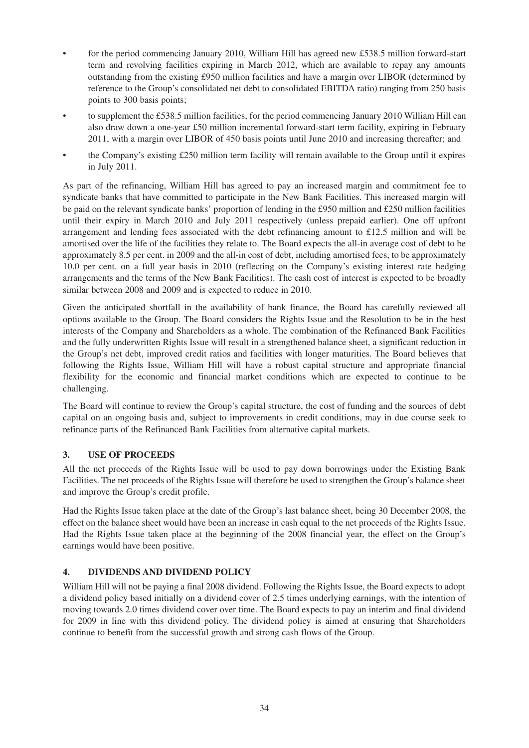- for the period commencing January 2010, William Hill has agreed new £538.5 million forward-start term and revolving facilities expiring in March 2012, which are available to repay any amounts outstanding from the existing £950 million facilities and have a margin over LIBOR (determined by reference to the Group's consolidated net debt to consolidated EBITDA ratio) ranging from 250 basis points to 300 basis points;
- to supplement the £538.5 million facilities, for the period commencing January 2010 William Hill can also draw down a one-year £50 million incremental forward-start term facility, expiring in February 2011, with a margin over LIBOR of 450 basis points until June 2010 and increasing thereafter; and
- the Company's existing £250 million term facility will remain available to the Group until it expires in July 2011.

As part of the refinancing, William Hill has agreed to pay an increased margin and commitment fee to syndicate banks that have committed to participate in the New Bank Facilities. This increased margin will be paid on the relevant syndicate banks' proportion of lending in the £950 million and £250 million facilities until their expiry in March 2010 and July 2011 respectively (unless prepaid earlier). One off upfront arrangement and lending fees associated with the debt refinancing amount to £12.5 million and will be amortised over the life of the facilities they relate to. The Board expects the all-in average cost of debt to be approximately 8.5 per cent. in 2009 and the all-in cost of debt, including amortised fees, to be approximately 10.0 per cent. on a full year basis in 2010 (reflecting on the Company's existing interest rate hedging arrangements and the terms of the New Bank Facilities). The cash cost of interest is expected to be broadly similar between 2008 and 2009 and is expected to reduce in 2010.

Given the anticipated shortfall in the availability of bank finance, the Board has carefully reviewed all options available to the Group. The Board considers the Rights Issue and the Resolution to be in the best interests of the Company and Shareholders as a whole. The combination of the Refinanced Bank Facilities and the fully underwritten Rights Issue will result in a strengthened balance sheet, a significant reduction in the Group's net debt, improved credit ratios and facilities with longer maturities. The Board believes that following the Rights Issue, William Hill will have a robust capital structure and appropriate financial flexibility for the economic and financial market conditions which are expected to continue to be challenging.

The Board will continue to review the Group's capital structure, the cost of funding and the sources of debt capital on an ongoing basis and, subject to improvements in credit conditions, may in due course seek to refinance parts of the Refinanced Bank Facilities from alternative capital markets.

## 3. USE OF PROCEEDS

All the net proceeds of the Rights Issue will be used to pay down borrowings under the Existing Bank Facilities. The net proceeds of the Rights Issue will therefore be used to strengthen the Group's balance sheet and improve the Group's credit profile.

Had the Rights Issue taken place at the date of the Group's last balance sheet, being 30 December 2008, the effect on the balance sheet would have been an increase in cash equal to the net proceeds of the Rights Issue. Had the Rights Issue taken place at the beginning of the 2008 financial year, the effect on the Group's earnings would have been positive.

## 4. DIVIDENDS AND DIVIDEND POLICY

William Hill will not be paying a final 2008 dividend. Following the Rights Issue, the Board expects to adopt a dividend policy based initially on a dividend cover of 2.5 times underlying earnings, with the intention of moving towards 2.0 times dividend cover over time. The Board expects to pay an interim and final dividend for 2009 in line with this dividend policy. The dividend policy is aimed at ensuring that Shareholders continue to benefit from the successful growth and strong cash flows of the Group.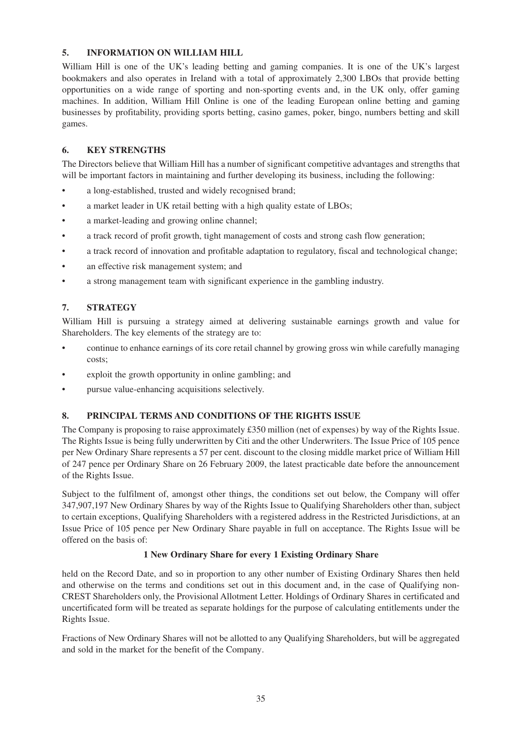## 5. INFORMATION ON WILLIAM HILL

William Hill is one of the UK's leading betting and gaming companies. It is one of the UK's largest bookmakers and also operates in Ireland with a total of approximately 2,300 LBOs that provide betting opportunities on a wide range of sporting and non-sporting events and, in the UK only, offer gaming machines. In addition, William Hill Online is one of the leading European online betting and gaming businesses by profitability, providing sports betting, casino games, poker, bingo, numbers betting and skill games.

## 6. KEY STRENGTHS

The Directors believe that William Hill has a number of significant competitive advantages and strengths that will be important factors in maintaining and further developing its business, including the following:

- a long-established, trusted and widely recognised brand;
- a market leader in UK retail betting with a high quality estate of LBOs;
- a market-leading and growing online channel;
- a track record of profit growth, tight management of costs and strong cash flow generation;
- a track record of innovation and profitable adaptation to regulatory, fiscal and technological change;
- an effective risk management system; and
- a strong management team with significant experience in the gambling industry.

## 7. STRATEGY

William Hill is pursuing a strategy aimed at delivering sustainable earnings growth and value for Shareholders. The key elements of the strategy are to:

- continue to enhance earnings of its core retail channel by growing gross win while carefully managing costs;
- exploit the growth opportunity in online gambling; and
- pursue value-enhancing acquisitions selectively.

## 8. PRINCIPAL TERMS AND CONDITIONS OF THE RIGHTS ISSUE

The Company is proposing to raise approximately £350 million (net of expenses) by way of the Rights Issue. The Rights Issue is being fully underwritten by Citi and the other Underwriters. The Issue Price of 105 pence per New Ordinary Share represents a 57 per cent. discount to the closing middle market price of William Hill of 247 pence per Ordinary Share on 26 February 2009, the latest practicable date before the announcement of the Rights Issue.

Subject to the fulfilment of, amongst other things, the conditions set out below, the Company will offer 347,907,197 New Ordinary Shares by way of the Rights Issue to Qualifying Shareholders other than, subject to certain exceptions, Qualifying Shareholders with a registered address in the Restricted Jurisdictions, at an Issue Price of 105 pence per New Ordinary Share payable in full on acceptance. The Rights Issue will be offered on the basis of:

**1 New Ordinary Share for every 1 Existing Ordinary Share**

held on the Record Date, and so in proportion to any other number of Existing Ordinary Shares then held and otherwise on the terms and conditions set out in this document and, in the case of Qualifying non-CREST Shareholders only, the Provisional Allotment Letter. Holdings of Ordinary Shares in certificated and uncertificated form will be treated as separate holdings for the purpose of calculating entitlements under the Rights Issue.

Fractions of New Ordinary Shares will not be allotted to any Qualifying Shareholders, but will be aggregated and sold in the market for the benefit of the Company.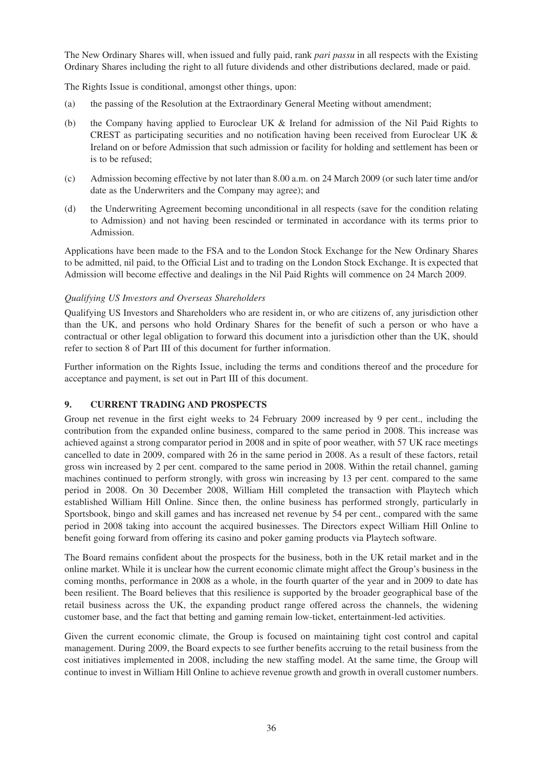The New Ordinary Shares will, when issued and fully paid, rank *pari passu* in all respects with the Existing Ordinary Shares including the right to all future dividends and other distributions declared, made or paid.

The Rights Issue is conditional, amongst other things, upon:

(a) the passing of the Resolution at the Extraordinary General Meeting without amendment;

(b) the Company having applied to Euroclear UK & Ireland for admission of the Nil Paid Rights to CREST as participating securities and no notification having been received from Euroclear UK & Ireland on or before Admission that such admission or facility for holding and settlement has been or is to be refused;

(c) Admission becoming effective by not later than 8.00 a.m. on 24 March 2009 (or such later time and/or date as the Underwriters and the Company may agree); and

(d) the Underwriting Agreement becoming unconditional in all respects (save for the condition relating to Admission) and not having been rescinded or terminated in accordance with its terms prior to Admission.

Applications have been made to the FSA and to the London Stock Exchange for the New Ordinary Shares to be admitted, nil paid, to the Official List and to trading on the London Stock Exchange. It is expected that Admission will become effective and dealings in the Nil Paid Rights will commence on 24 March 2009.

*Qualifying US Investors and Overseas Shareholders*

Qualifying US Investors and Shareholders who are resident in, or who are citizens of, any jurisdiction other than the UK, and persons who hold Ordinary Shares for the benefit of such a person or who have a contractual or other legal obligation to forward this document into a jurisdiction other than the UK, should refer to section 8 of Part III of this document for further information.

Further information on the Rights Issue, including the terms and conditions thereof and the procedure for acceptance and payment, is set out in Part III of this document.

## 9. CURRENT TRADING AND PROSPECTS

Group net revenue in the first eight weeks to 24 February 2009 increased by 9 per cent., including the contribution from the expanded online business, compared to the same period in 2008. This increase was achieved against a strong comparator period in 2008 and in spite of poor weather, with 57 UK race meetings cancelled to date in 2009, compared with 26 in the same period in 2008. As a result of these factors, retail gross win increased by 2 per cent. compared to the same period in 2008. Within the retail channel, gaming machines continued to perform strongly, with gross win increasing by 13 per cent. compared to the same period in 2008. On 30 December 2008, William Hill completed the transaction with Playtech which established William Hill Online. Since then, the online business has performed strongly, particularly in Sportsbook, bingo and skill games and has increased net revenue by 54 per cent., compared with the same period in 2008 taking into account the acquired businesses. The Directors expect William Hill Online to benefit going forward from offering its casino and poker gaming products via Playtech software.

The Board remains confident about the prospects for the business, both in the UK retail market and in the online market. While it is unclear how the current economic climate might affect the Group's business in the coming months, performance in 2008 as a whole, in the fourth quarter of the year and in 2009 to date has been resilient. The Board believes that this resilience is supported by the broader geographical base of the retail business across the UK, the expanding product range offered across the channels, the widening customer base, and the fact that betting and gaming remain low-ticket, entertainment-led activities.

Given the current economic climate, the Group is focused on maintaining tight cost control and capital management. During 2009, the Board expects to see further benefits accruing to the retail business from the cost initiatives implemented in 2008, including the new staffing model. At the same time, the Group will continue to invest in William Hill Online to achieve revenue growth and growth in overall customer numbers.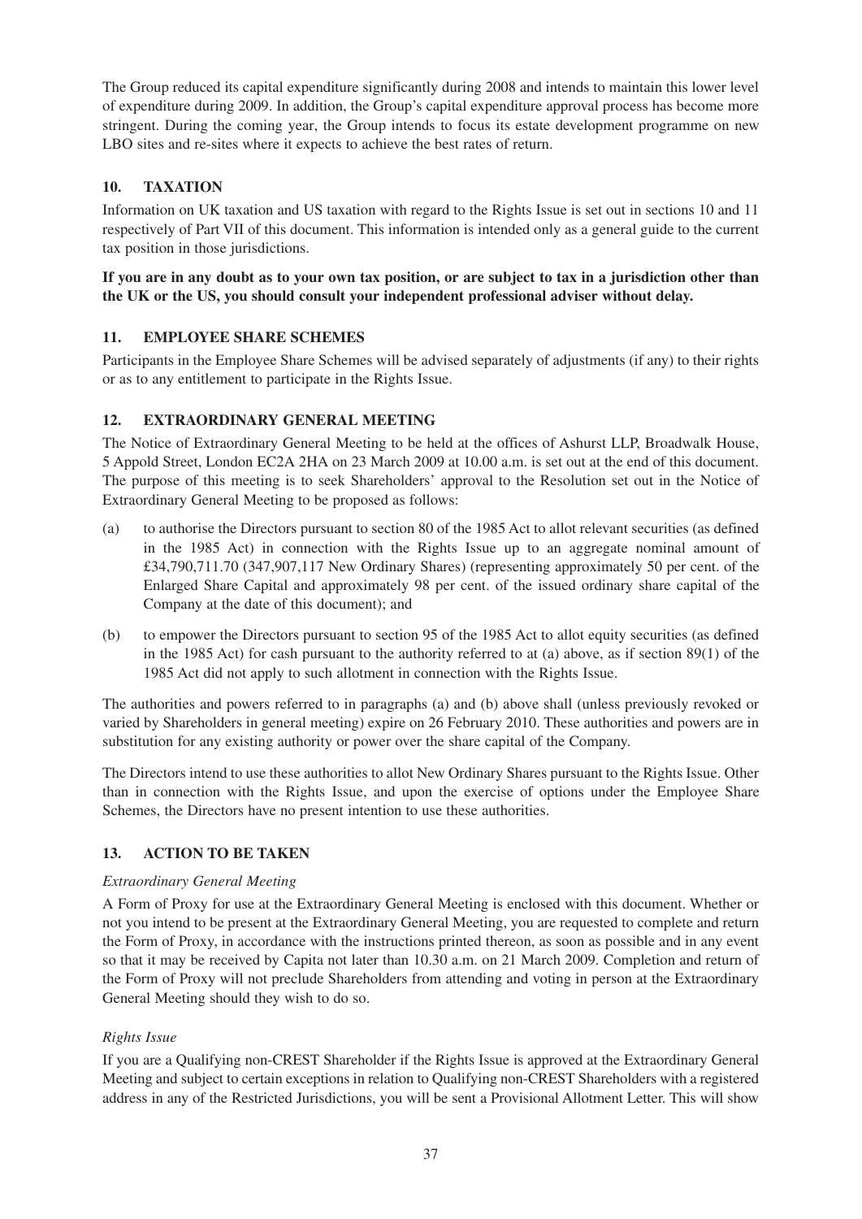The Group reduced its capital expenditure significantly during 2008 and intends to maintain this lower level of expenditure during 2009. In addition, the Group's capital expenditure approval process has become more stringent. During the coming year, the Group intends to focus its estate development programme on new LBO sites and re-sites where it expects to achieve the best rates of return.

## 10. TAXATION

Information on UK taxation and US taxation with regard to the Rights Issue is set out in sections 10 and 11 respectively of Part VII of this document. This information is intended only as a general guide to the current tax position in those jurisdictions.

**If you are in any doubt as to your own tax position, or are subject to tax in a jurisdiction other than the UK or the US, you should consult your independent professional adviser without delay.**

## 11. EMPLOYEE SHARE SCHEMES

Participants in the Employee Share Schemes will be advised separately of adjustments (if any) to their rights or as to any entitlement to participate in the Rights Issue.

## 12. EXTRAORDINARY GENERAL MEETING

The Notice of Extraordinary General Meeting to be held at the offices of Ashurst LLP, Broadwalk House, 5 Appold Street, London EC2A 2HA on 23 March 2009 at 10.00 a.m. is set out at the end of this document. The purpose of this meeting is to seek Shareholders' approval to the Resolution set out in the Notice of Extraordinary General Meeting to be proposed as follows:

(a) to authorise the Directors pursuant to section 80 of the 1985 Act to allot relevant securities (as defined in the 1985 Act) in connection with the Rights Issue up to an aggregate nominal amount of £34,790,711.70 (347,907,117 New Ordinary Shares) (representing approximately 50 per cent. of the Enlarged Share Capital and approximately 98 per cent. of the issued ordinary share capital of the Company at the date of this document); and

(b) to empower the Directors pursuant to section 95 of the 1985 Act to allot equity securities (as defined in the 1985 Act) for cash pursuant to the authority referred to at (a) above, as if section 89(1) of the 1985 Act did not apply to such allotment in connection with the Rights Issue.

The authorities and powers referred to in paragraphs (a) and (b) above shall (unless previously revoked or varied by Shareholders in general meeting) expire on 26 February 2010. These authorities and powers are in substitution for any existing authority or power over the share capital of the Company.

The Directors intend to use these authorities to allot New Ordinary Shares pursuant to the Rights Issue. Other than in connection with the Rights Issue, and upon the exercise of options under the Employee Share Schemes, the Directors have no present intention to use these authorities.

## 13. ACTION TO BE TAKEN

*Extraordinary General Meeting*

A Form of Proxy for use at the Extraordinary General Meeting is enclosed with this document. Whether or not you intend to be present at the Extraordinary General Meeting, you are requested to complete and return the Form of Proxy, in accordance with the instructions printed thereon, as soon as possible and in any event so that it may be received by Capita not later than 10.30 a.m. on 21 March 2009. Completion and return of the Form of Proxy will not preclude Shareholders from attending and voting in person at the Extraordinary General Meeting should they wish to do so.

*Rights Issue*

If you are a Qualifying non-CREST Shareholder if the Rights Issue is approved at the Extraordinary General Meeting and subject to certain exceptions in relation to Qualifying non-CREST Shareholders with a registered address in any of the Restricted Jurisdictions, you will be sent a Provisional Allotment Letter. This will show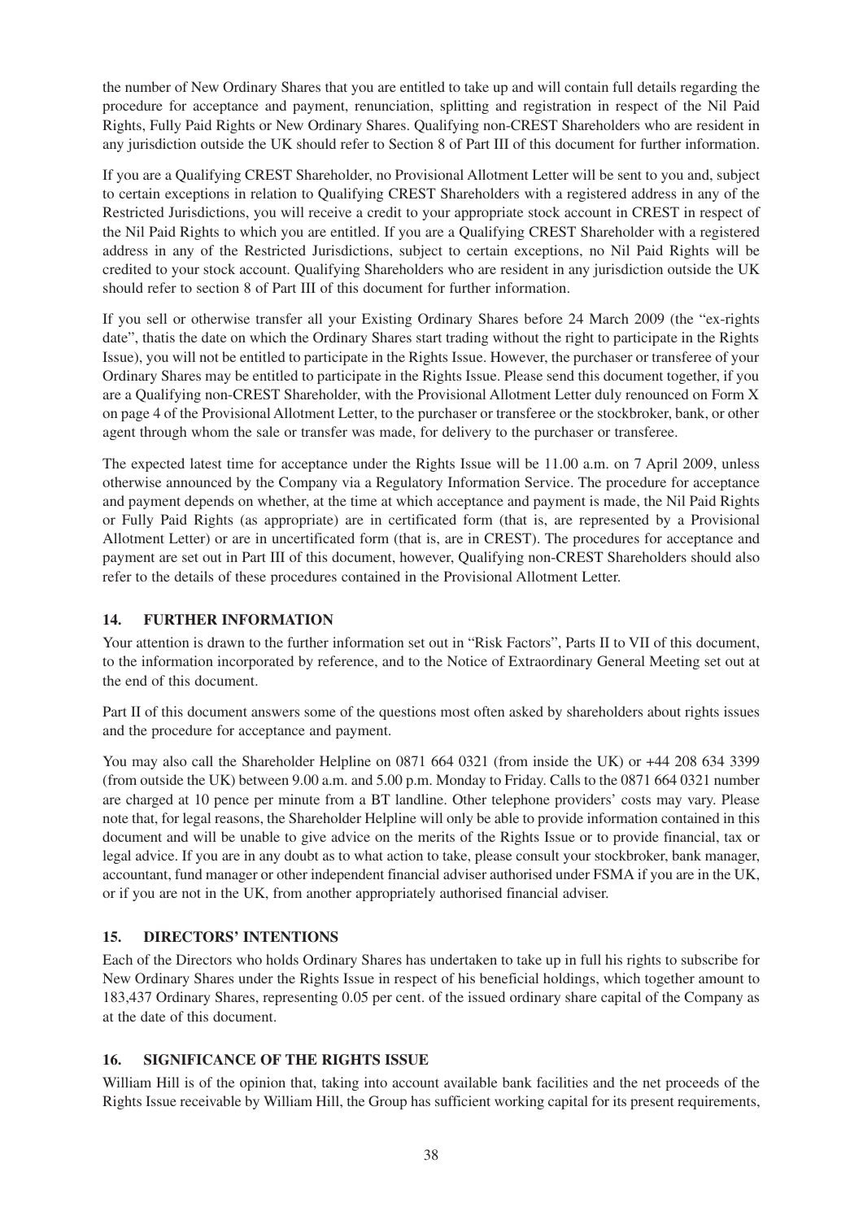the number of New Ordinary Shares that you are entitled to take up and will contain full details regarding the procedure for acceptance and payment, renunciation, splitting and registration in respect of the Nil Paid Rights, Fully Paid Rights or New Ordinary Shares. Qualifying non-CREST Shareholders who are resident in any jurisdiction outside the UK should refer to Section 8 of Part III of this document for further information.

If you are a Qualifying CREST Shareholder, no Provisional Allotment Letter will be sent to you and, subject to certain exceptions in relation to Qualifying CREST Shareholders with a registered address in any of the Restricted Jurisdictions, you will receive a credit to your appropriate stock account in CREST in respect of the Nil Paid Rights to which you are entitled. If you are a Qualifying CREST Shareholder with a registered address in any of the Restricted Jurisdictions, subject to certain exceptions, no Nil Paid Rights will be credited to your stock account. Qualifying Shareholders who are resident in any jurisdiction outside the UK should refer to section 8 of Part III of this document for further information.

If you sell or otherwise transfer all your Existing Ordinary Shares before 24 March 2009 (the "ex-rights date", thatis the date on which the Ordinary Shares start trading without the right to participate in the Rights Issue), you will not be entitled to participate in the Rights Issue. However, the purchaser or transferee of your Ordinary Shares may be entitled to participate in the Rights Issue. Please send this document together, if you are a Qualifying non-CREST Shareholder, with the Provisional Allotment Letter duly renounced on Form X on page 4 of the Provisional Allotment Letter, to the purchaser or transferee or the stockbroker, bank, or other agent through whom the sale or transfer was made, for delivery to the purchaser or transferee.

The expected latest time for acceptance under the Rights Issue will be 11.00 a.m. on 7 April 2009, unless otherwise announced by the Company via a Regulatory Information Service. The procedure for acceptance and payment depends on whether, at the time at which acceptance and payment is made, the Nil Paid Rights or Fully Paid Rights (as appropriate) are in certificated form (that is, are represented by a Provisional Allotment Letter) or are in uncertificated form (that is, are in CREST). The procedures for acceptance and payment are set out in Part III of this document, however, Qualifying non-CREST Shareholders should also refer to the details of these procedures contained in the Provisional Allotment Letter.

## 14. FURTHER INFORMATION

Your attention is drawn to the further information set out in "Risk Factors", Parts II to VII of this document, to the information incorporated by reference, and to the Notice of Extraordinary General Meeting set out at the end of this document.

Part II of this document answers some of the questions most often asked by shareholders about rights issues and the procedure for acceptance and payment.

You may also call the Shareholder Helpline on 0871 664 0321 (from inside the UK) or +44 208 634 3399 (from outside the UK) between 9.00 a.m. and 5.00 p.m. Monday to Friday. Calls to the 0871 664 0321 number are charged at 10 pence per minute from a BT landline. Other telephone providers' costs may vary. Please note that, for legal reasons, the Shareholder Helpline will only be able to provide information contained in this document and will be unable to give advice on the merits of the Rights Issue or to provide financial, tax or legal advice. If you are in any doubt as to what action to take, please consult your stockbroker, bank manager, accountant, fund manager or other independent financial adviser authorised under FSMA if you are in the UK, or if you are not in the UK, from another appropriately authorised financial adviser.

## 15. DIRECTORS' INTENTIONS

Each of the Directors who holds Ordinary Shares has undertaken to take up in full his rights to subscribe for New Ordinary Shares under the Rights Issue in respect of his beneficial holdings, which together amount to 183,437 Ordinary Shares, representing 0.05 per cent. of the issued ordinary share capital of the Company as at the date of this document.

## 16. SIGNIFICANCE OF THE RIGHTS ISSUE

William Hill is of the opinion that, taking into account available bank facilities and the net proceeds of the Rights Issue receivable by William Hill, the Group has sufficient working capital for its present requirements,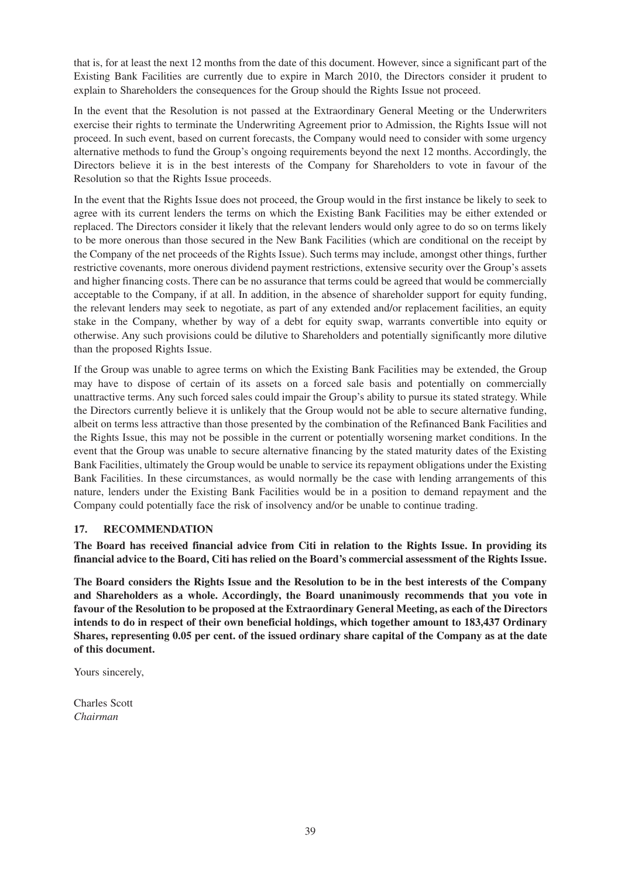that is, for at least the next 12 months from the date of this document. However, since a significant part of the Existing Bank Facilities are currently due to expire in March 2010, the Directors consider it prudent to explain to Shareholders the consequences for the Group should the Rights Issue not proceed.

In the event that the Resolution is not passed at the Extraordinary General Meeting or the Underwriters exercise their rights to terminate the Underwriting Agreement prior to Admission, the Rights Issue will not proceed. In such event, based on current forecasts, the Company would need to consider with some urgency alternative methods to fund the Group's ongoing requirements beyond the next 12 months. Accordingly, the Directors believe it is in the best interests of the Company for Shareholders to vote in favour of the Resolution so that the Rights Issue proceeds.

In the event that the Rights Issue does not proceed, the Group would in the first instance be likely to seek to agree with its current lenders the terms on which the Existing Bank Facilities may be either extended or replaced. The Directors consider it likely that the relevant lenders would only agree to do so on terms likely to be more onerous than those secured in the New Bank Facilities (which are conditional on the receipt by the Company of the net proceeds of the Rights Issue). Such terms may include, amongst other things, further restrictive covenants, more onerous dividend payment restrictions, extensive security over the Group's assets and higher financing costs. There can be no assurance that terms could be agreed that would be commercially acceptable to the Company, if at all. In addition, in the absence of shareholder support for equity funding, the relevant lenders may seek to negotiate, as part of any extended and/or replacement facilities, an equity stake in the Company, whether by way of a debt for equity swap, warrants convertible into equity or otherwise. Any such provisions could be dilutive to Shareholders and potentially significantly more dilutive than the proposed Rights Issue.

If the Group was unable to agree terms on which the Existing Bank Facilities may be extended, the Group may have to dispose of certain of its assets on a forced sale basis and potentially on commercially unattractive terms. Any such forced sales could impair the Group's ability to pursue its stated strategy. While the Directors currently believe it is unlikely that the Group would not be able to secure alternative funding, albeit on terms less attractive than those presented by the combination of the Refinanced Bank Facilities and the Rights Issue, this may not be possible in the current or potentially worsening market conditions. In the event that the Group was unable to secure alternative financing by the stated maturity dates of the Existing Bank Facilities, ultimately the Group would be unable to service its repayment obligations under the Existing Bank Facilities. In these circumstances, as would normally be the case with lending arrangements of this nature, lenders under the Existing Bank Facilities would be in a position to demand repayment and the Company could potentially face the risk of insolvency and/or be unable to continue trading.

## 17. RECOMMENDATION

**The Board has received financial advice from Citi in relation to the Rights Issue. In providing its financial advice to the Board, Citi has relied on the Board's commercial assessment of the Rights Issue.**

**The Board considers the Rights Issue and the Resolution to be in the best interests of the Company and Shareholders as a whole. Accordingly, the Board unanimously recommends that you vote in favour of the Resolution to be proposed at the Extraordinary General Meeting, as each of the Directors intends to do in respect of their own beneficial holdings, which together amount to 183,437 Ordinary Shares, representing 0.05 per cent. of the issued ordinary share capital of the Company as at the date of this document.**

Yours sincerely,

Charles Scott
*Chairman*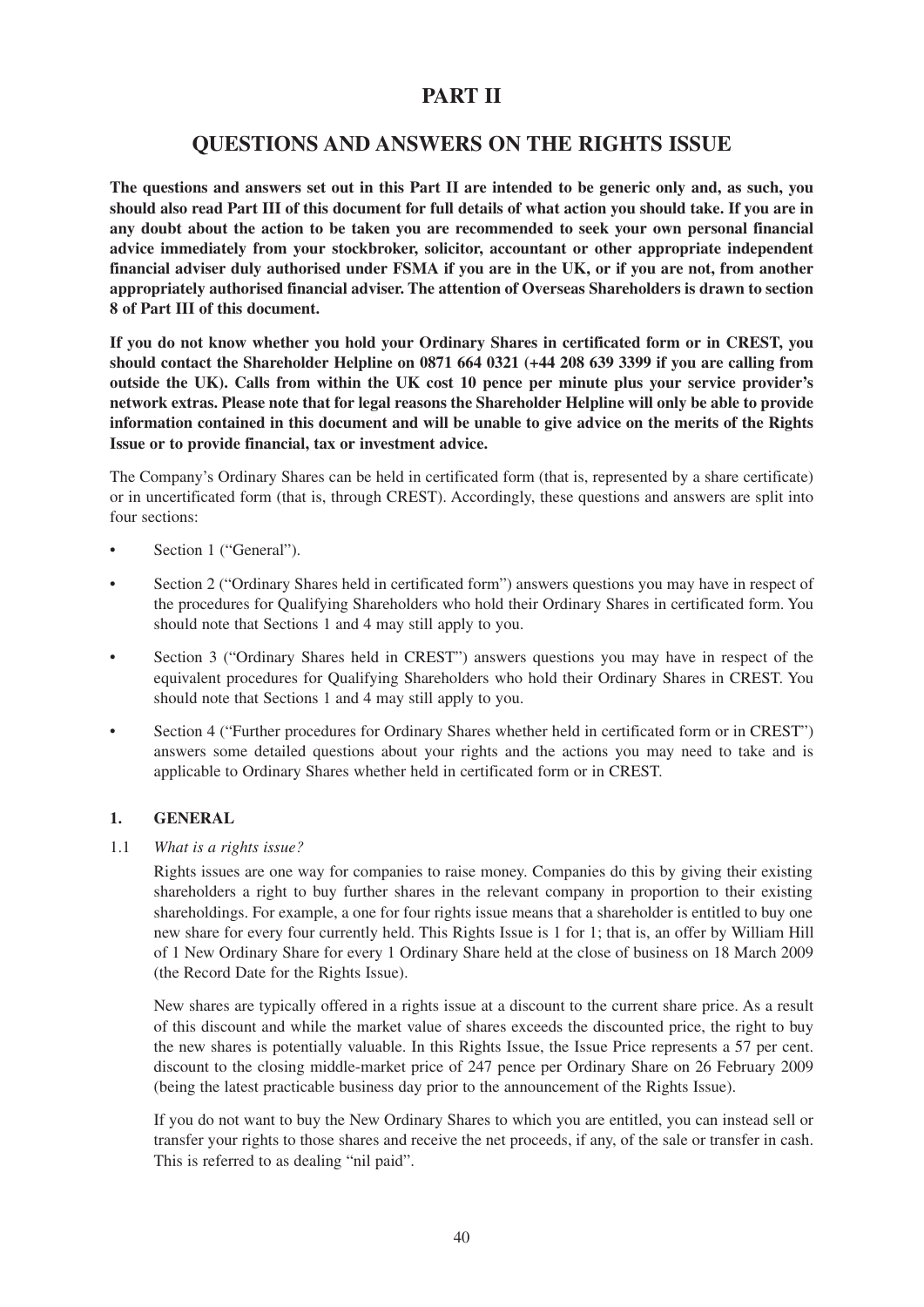# PART II

## QUESTIONS AND ANSWERS ON THE RIGHTS ISSUE

**The questions and answers set out in this Part II are intended to be generic only and, as such, you should also read Part III of this document for full details of what action you should take. If you are in any doubt about the action to be taken you are recommended to seek your own personal financial advice immediately from your stockbroker, solicitor, accountant or other appropriate independent financial adviser duly authorised under FSMA if you are in the UK, or if you are not, from another appropriately authorised financial adviser. The attention of Overseas Shareholders is drawn to section 8 of Part III of this document.**

**If you do not know whether you hold your Ordinary Shares in certificated form or in CREST, you should contact the Shareholder Helpline on 0871 664 0321 (+44 208 639 3399 if you are calling from outside the UK). Calls from within the UK cost 10 pence per minute plus your service provider's network extras. Please note that for legal reasons the Shareholder Helpline will only be able to provide information contained in this document and will be unable to give advice on the merits of the Rights Issue or to provide financial, tax or investment advice.**

The Company's Ordinary Shares can be held in certificated form (that is, represented by a share certificate) or in uncertificated form (that is, through CREST). Accordingly, these questions and answers are split into four sections:

- Section 1 ("General").
- Section 2 ("Ordinary Shares held in certificated form") answers questions you may have in respect of the procedures for Qualifying Shareholders who hold their Ordinary Shares in certificated form. You should note that Sections 1 and 4 may still apply to you.
- Section 3 ("Ordinary Shares held in CREST") answers questions you may have in respect of the equivalent procedures for Qualifying Shareholders who hold their Ordinary Shares in CREST. You should note that Sections 1 and 4 may still apply to you.
- Section 4 ("Further procedures for Ordinary Shares whether held in certificated form or in CREST") answers some detailed questions about your rights and the actions you may need to take and is applicable to Ordinary Shares whether held in certificated form or in CREST.

### 1. GENERAL

1.1 *What is a rights issue?*

Rights issues are one way for companies to raise money. Companies do this by giving their existing shareholders a right to buy further shares in the relevant company in proportion to their existing shareholdings. For example, a one for four rights issue means that a shareholder is entitled to buy one new share for every four currently held. This Rights Issue is 1 for 1; that is, an offer by William Hill of 1 New Ordinary Share for every 1 Ordinary Share held at the close of business on 18 March 2009 (the Record Date for the Rights Issue).

New shares are typically offered in a rights issue at a discount to the current share price. As a result of this discount and while the market value of shares exceeds the discounted price, the right to buy the new shares is potentially valuable. In this Rights Issue, the Issue Price represents a 57 per cent. discount to the closing middle-market price of 247 pence per Ordinary Share on 26 February 2009 (being the latest practicable business day prior to the announcement of the Rights Issue).

If you do not want to buy the New Ordinary Shares to which you are entitled, you can instead sell or transfer your rights to those shares and receive the net proceeds, if any, of the sale or transfer in cash. This is referred to as dealing "nil paid".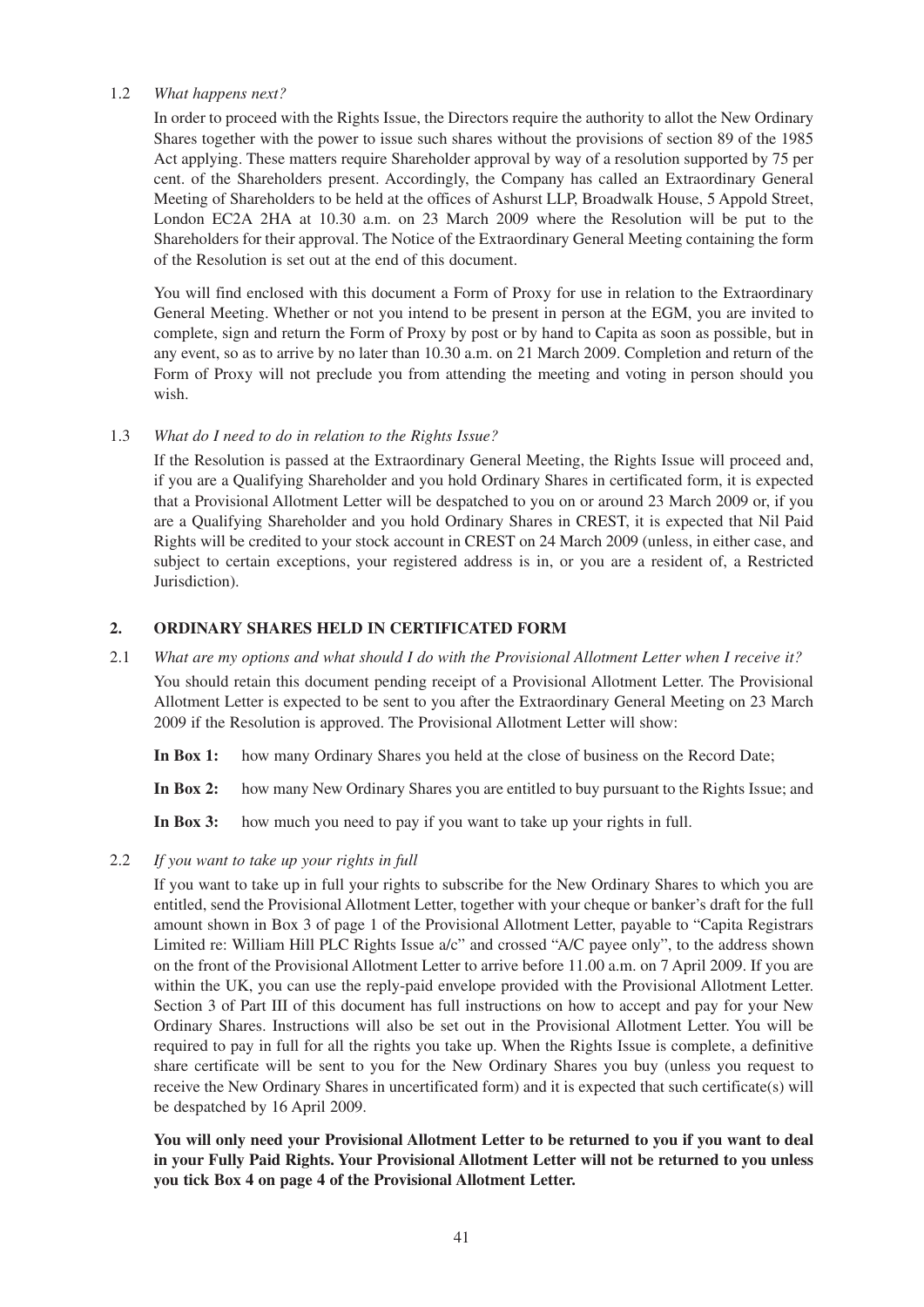1.2 *What happens next?*

In order to proceed with the Rights Issue, the Directors require the authority to allot the New Ordinary Shares together with the power to issue such shares without the provisions of section 89 of the 1985 Act applying. These matters require Shareholder approval by way of a resolution supported by 75 per cent. of the Shareholders present. Accordingly, the Company has called an Extraordinary General Meeting of Shareholders to be held at the offices of Ashurst LLP, Broadwalk House, 5 Appold Street, London EC2A 2HA at 10.30 a.m. on 23 March 2009 where the Resolution will be put to the Shareholders for their approval. The Notice of the Extraordinary General Meeting containing the form of the Resolution is set out at the end of this document.

You will find enclosed with this document a Form of Proxy for use in relation to the Extraordinary General Meeting. Whether or not you intend to be present in person at the EGM, you are invited to complete, sign and return the Form of Proxy by post or by hand to Capita as soon as possible, but in any event, so as to arrive by no later than 10.30 a.m. on 21 March 2009. Completion and return of the Form of Proxy will not preclude you from attending the meeting and voting in person should you wish.

1.3 *What do I need to do in relation to the Rights Issue?*

If the Resolution is passed at the Extraordinary General Meeting, the Rights Issue will proceed and, if you are a Qualifying Shareholder and you hold Ordinary Shares in certificated form, it is expected that a Provisional Allotment Letter will be despatched to you on or around 23 March 2009 or, if you are a Qualifying Shareholder and you hold Ordinary Shares in CREST, it is expected that Nil Paid Rights will be credited to your stock account in CREST on 24 March 2009 (unless, in either case, and subject to certain exceptions, your registered address is in, or you are a resident of, a Restricted Jurisdiction).

## 2. ORDINARY SHARES HELD IN CERTIFICATED FORM

2.1 *What are my options and what should I do with the Provisional Allotment Letter when I receive it?*

You should retain this document pending receipt of a Provisional Allotment Letter. The Provisional Allotment Letter is expected to be sent to you after the Extraordinary General Meeting on 23 March 2009 if the Resolution is approved. The Provisional Allotment Letter will show:

**In Box 1:** how many Ordinary Shares you held at the close of business on the Record Date;

**In Box 2:** how many New Ordinary Shares you are entitled to buy pursuant to the Rights Issue; and

**In Box 3:** how much you need to pay if you want to take up your rights in full.

2.2 *If you want to take up your rights in full*

If you want to take up in full your rights to subscribe for the New Ordinary Shares to which you are entitled, send the Provisional Allotment Letter, together with your cheque or banker's draft for the full amount shown in Box 3 of page 1 of the Provisional Allotment Letter, payable to "Capita Registrars Limited re: William Hill PLC Rights Issue a/c" and crossed "A/C payee only", to the address shown on the front of the Provisional Allotment Letter to arrive before 11.00 a.m. on 7 April 2009. If you are within the UK, you can use the reply-paid envelope provided with the Provisional Allotment Letter. Section 3 of Part III of this document has full instructions on how to accept and pay for your New Ordinary Shares. Instructions will also be set out in the Provisional Allotment Letter. You will be required to pay in full for all the rights you take up. When the Rights Issue is complete, a definitive share certificate will be sent to you for the New Ordinary Shares you buy (unless you request to receive the New Ordinary Shares in uncertificated form) and it is expected that such certificate(s) will be despatched by 16 April 2009.

**You will only need your Provisional Allotment Letter to be returned to you if you want to deal in your Fully Paid Rights. Your Provisional Allotment Letter will not be returned to you unless you tick Box 4 on page 4 of the Provisional Allotment Letter.**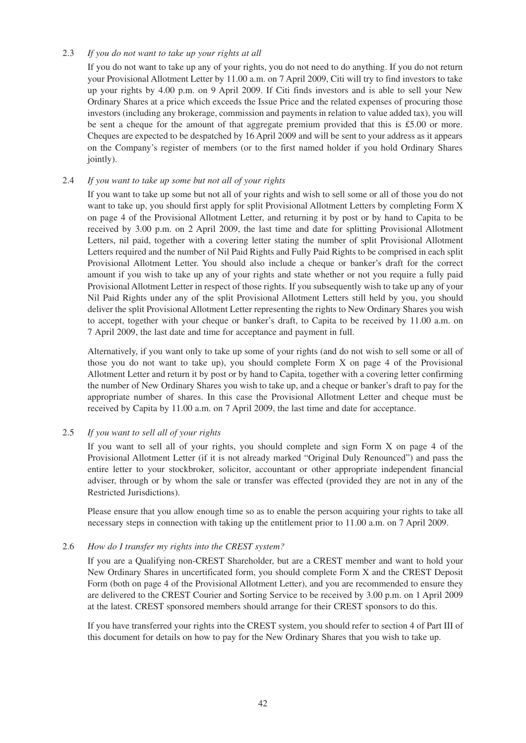### 2.3 *If you do not want to take up your rights at all*

If you do not want to take up any of your rights, you do not need to do anything. If you do not return your Provisional Allotment Letter by 11.00 a.m. on 7 April 2009, Citi will try to find investors to take up your rights by 4.00 p.m. on 9 April 2009. If Citi finds investors and is able to sell your New Ordinary Shares at a price which exceeds the Issue Price and the related expenses of procuring those investors (including any brokerage, commission and payments in relation to value added tax), you will be sent a cheque for the amount of that aggregate premium provided that this is £5.00 or more. Cheques are expected to be despatched by 16 April 2009 and will be sent to your address as it appears on the Company's register of members (or to the first named holder if you hold Ordinary Shares jointly).

### 2.4 *If you want to take up some but not all of your rights*

If you want to take up some but not all of your rights and wish to sell some or all of those you do not want to take up, you should first apply for split Provisional Allotment Letters by completing Form X on page 4 of the Provisional Allotment Letter, and returning it by post or by hand to Capita to be received by 3.00 p.m. on 2 April 2009, the last time and date for splitting Provisional Allotment Letters, nil paid, together with a covering letter stating the number of split Provisional Allotment Letters required and the number of Nil Paid Rights and Fully Paid Rights to be comprised in each split Provisional Allotment Letter. You should also include a cheque or banker's draft for the correct amount if you wish to take up any of your rights and state whether or not you require a fully paid Provisional Allotment Letter in respect of those rights. If you subsequently wish to take up any of your Nil Paid Rights under any of the split Provisional Allotment Letters still held by you, you should deliver the split Provisional Allotment Letter representing the rights to New Ordinary Shares you wish to accept, together with your cheque or banker's draft, to Capita to be received by 11.00 a.m. on 7 April 2009, the last date and time for acceptance and payment in full.

Alternatively, if you want only to take up some of your rights (and do not wish to sell some or all of those you do not want to take up), you should complete Form X on page 4 of the Provisional Allotment Letter and return it by post or by hand to Capita, together with a covering letter confirming the number of New Ordinary Shares you wish to take up, and a cheque or banker's draft to pay for the appropriate number of shares. In this case the Provisional Allotment Letter and cheque must be received by Capita by 11.00 a.m. on 7 April 2009, the last time and date for acceptance.

### 2.5 *If you want to sell all of your rights*

If you want to sell all of your rights, you should complete and sign Form X on page 4 of the Provisional Allotment Letter (if it is not already marked "Original Duly Renounced") and pass the entire letter to your stockbroker, solicitor, accountant or other appropriate independent financial adviser, through or by whom the sale or transfer was effected (provided they are not in any of the Restricted Jurisdictions).

Please ensure that you allow enough time so as to enable the person acquiring your rights to take all necessary steps in connection with taking up the entitlement prior to 11.00 a.m. on 7 April 2009.

### 2.6 *How do I transfer my rights into the CREST system?*

If you are a Qualifying non-CREST Shareholder, but are a CREST member and want to hold your New Ordinary Shares in uncertificated form, you should complete Form X and the CREST Deposit Form (both on page 4 of the Provisional Allotment Letter), and you are recommended to ensure they are delivered to the CREST Courier and Sorting Service to be received by 3.00 p.m. on 1 April 2009 at the latest. CREST sponsored members should arrange for their CREST sponsors to do this.

If you have transferred your rights into the CREST system, you should refer to section 4 of Part III of this document for details on how to pay for the New Ordinary Shares that you wish to take up.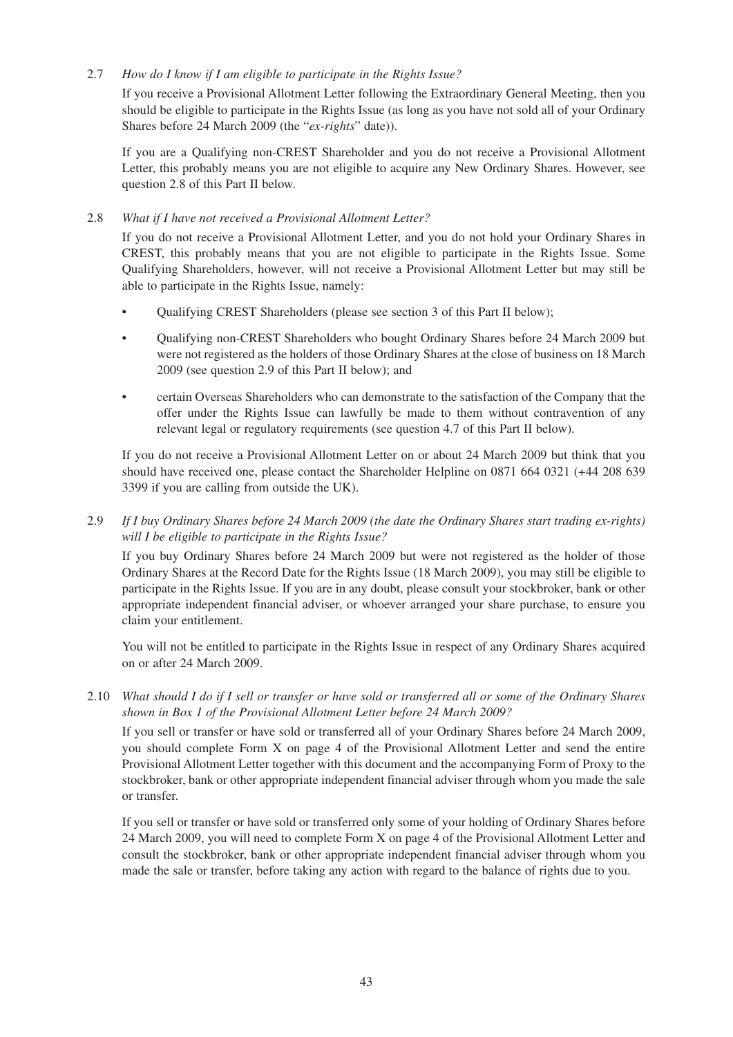2.7 *How do I know if I am eligible to participate in the Rights Issue?*

If you receive a Provisional Allotment Letter following the Extraordinary General Meeting, then you should be eligible to participate in the Rights Issue (as long as you have not sold all of your Ordinary Shares before 24 March 2009 (the "*ex-rights*" date)).

If you are a Qualifying non-CREST Shareholder and you do not receive a Provisional Allotment Letter, this probably means you are not eligible to acquire any New Ordinary Shares. However, see question 2.8 of this Part II below.

2.8 *What if I have not received a Provisional Allotment Letter?*

If you do not receive a Provisional Allotment Letter, and you do not hold your Ordinary Shares in CREST, this probably means that you are not eligible to participate in the Rights Issue. Some Qualifying Shareholders, however, will not receive a Provisional Allotment Letter but may still be able to participate in the Rights Issue, namely:

- Qualifying CREST Shareholders (please see section 3 of this Part II below);
- Qualifying non-CREST Shareholders who bought Ordinary Shares before 24 March 2009 but were not registered as the holders of those Ordinary Shares at the close of business on 18 March 2009 (see question 2.9 of this Part II below); and
- certain Overseas Shareholders who can demonstrate to the satisfaction of the Company that the offer under the Rights Issue can lawfully be made to them without contravention of any relevant legal or regulatory requirements (see question 4.7 of this Part II below).

If you do not receive a Provisional Allotment Letter on or about 24 March 2009 but think that you should have received one, please contact the Shareholder Helpline on 0871 664 0321 (+44 208 639 3399 if you are calling from outside the UK).

2.9 *If I buy Ordinary Shares before 24 March 2009 (the date the Ordinary Shares start trading ex-rights) will I be eligible to participate in the Rights Issue?*

If you buy Ordinary Shares before 24 March 2009 but were not registered as the holder of those Ordinary Shares at the Record Date for the Rights Issue (18 March 2009), you may still be eligible to participate in the Rights Issue. If you are in any doubt, please consult your stockbroker, bank or other appropriate independent financial adviser, or whoever arranged your share purchase, to ensure you claim your entitlement.

You will not be entitled to participate in the Rights Issue in respect of any Ordinary Shares acquired on or after 24 March 2009.

2.10 *What should I do if I sell or transfer or have sold or transferred all or some of the Ordinary Shares shown in Box 1 of the Provisional Allotment Letter before 24 March 2009?*

If you sell or transfer or have sold or transferred all of your Ordinary Shares before 24 March 2009, you should complete Form X on page 4 of the Provisional Allotment Letter and send the entire Provisional Allotment Letter together with this document and the accompanying Form of Proxy to the stockbroker, bank or other appropriate independent financial adviser through whom you made the sale or transfer.

If you sell or transfer or have sold or transferred only some of your holding of Ordinary Shares before 24 March 2009, you will need to complete Form X on page 4 of the Provisional Allotment Letter and consult the stockbroker, bank or other appropriate independent financial adviser through whom you made the sale or transfer, before taking any action with regard to the balance of rights due to you.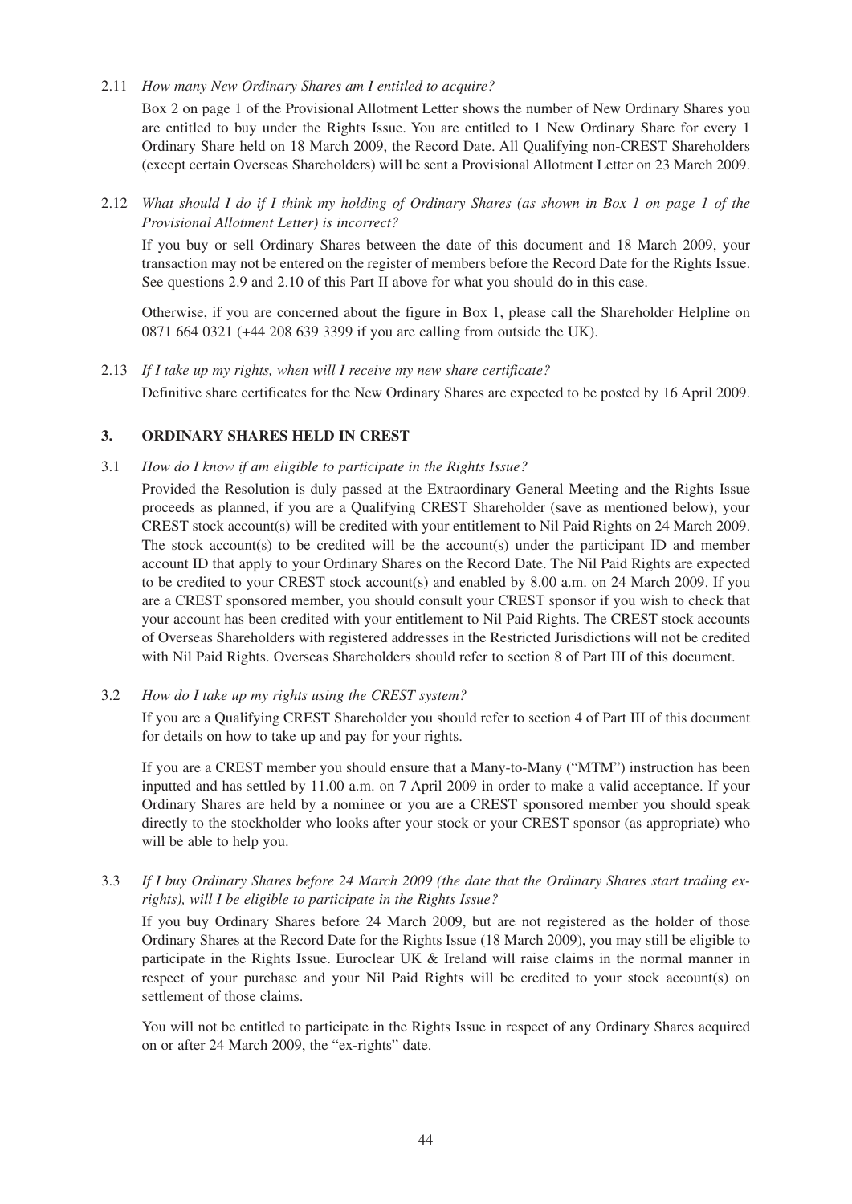2.11 *How many New Ordinary Shares am I entitled to acquire?*

Box 2 on page 1 of the Provisional Allotment Letter shows the number of New Ordinary Shares you are entitled to buy under the Rights Issue. You are entitled to 1 New Ordinary Share for every 1 Ordinary Share held on 18 March 2009, the Record Date. All Qualifying non-CREST Shareholders (except certain Overseas Shareholders) will be sent a Provisional Allotment Letter on 23 March 2009.

2.12 *What should I do if I think my holding of Ordinary Shares (as shown in Box 1 on page 1 of the Provisional Allotment Letter) is incorrect?*

If you buy or sell Ordinary Shares between the date of this document and 18 March 2009, your transaction may not be entered on the register of members before the Record Date for the Rights Issue. See questions 2.9 and 2.10 of this Part II above for what you should do in this case.

Otherwise, if you are concerned about the figure in Box 1, please call the Shareholder Helpline on 0871 664 0321 (+44 208 639 3399 if you are calling from outside the UK).

2.13 *If I take up my rights, when will I receive my new share certificate?*

Definitive share certificates for the New Ordinary Shares are expected to be posted by 16 April 2009.

## 3. ORDINARY SHARES HELD IN CREST

3.1 *How do I know if am eligible to participate in the Rights Issue?*

Provided the Resolution is duly passed at the Extraordinary General Meeting and the Rights Issue proceeds as planned, if you are a Qualifying CREST Shareholder (save as mentioned below), your CREST stock account(s) will be credited with your entitlement to Nil Paid Rights on 24 March 2009. The stock account(s) to be credited will be the account(s) under the participant ID and member account ID that apply to your Ordinary Shares on the Record Date. The Nil Paid Rights are expected to be credited to your CREST stock account(s) and enabled by 8.00 a.m. on 24 March 2009. If you are a CREST sponsored member, you should consult your CREST sponsor if you wish to check that your account has been credited with your entitlement to Nil Paid Rights. The CREST stock accounts of Overseas Shareholders with registered addresses in the Restricted Jurisdictions will not be credited with Nil Paid Rights. Overseas Shareholders should refer to section 8 of Part III of this document.

3.2 *How do I take up my rights using the CREST system?*

If you are a Qualifying CREST Shareholder you should refer to section 4 of Part III of this document for details on how to take up and pay for your rights.

If you are a CREST member you should ensure that a Many-to-Many ("MTM") instruction has been inputted and has settled by 11.00 a.m. on 7 April 2009 in order to make a valid acceptance. If your Ordinary Shares are held by a nominee or you are a CREST sponsored member you should speak directly to the stockholder who looks after your stock or your CREST sponsor (as appropriate) who will be able to help you.

3.3 *If I buy Ordinary Shares before 24 March 2009 (the date that the Ordinary Shares start trading ex-rights), will I be eligible to participate in the Rights Issue?*

If you buy Ordinary Shares before 24 March 2009, but are not registered as the holder of those Ordinary Shares at the Record Date for the Rights Issue (18 March 2009), you may still be eligible to participate in the Rights Issue. Euroclear UK & Ireland will raise claims in the normal manner in respect of your purchase and your Nil Paid Rights will be credited to your stock account(s) on settlement of those claims.

You will not be entitled to participate in the Rights Issue in respect of any Ordinary Shares acquired on or after 24 March 2009, the "ex-rights" date.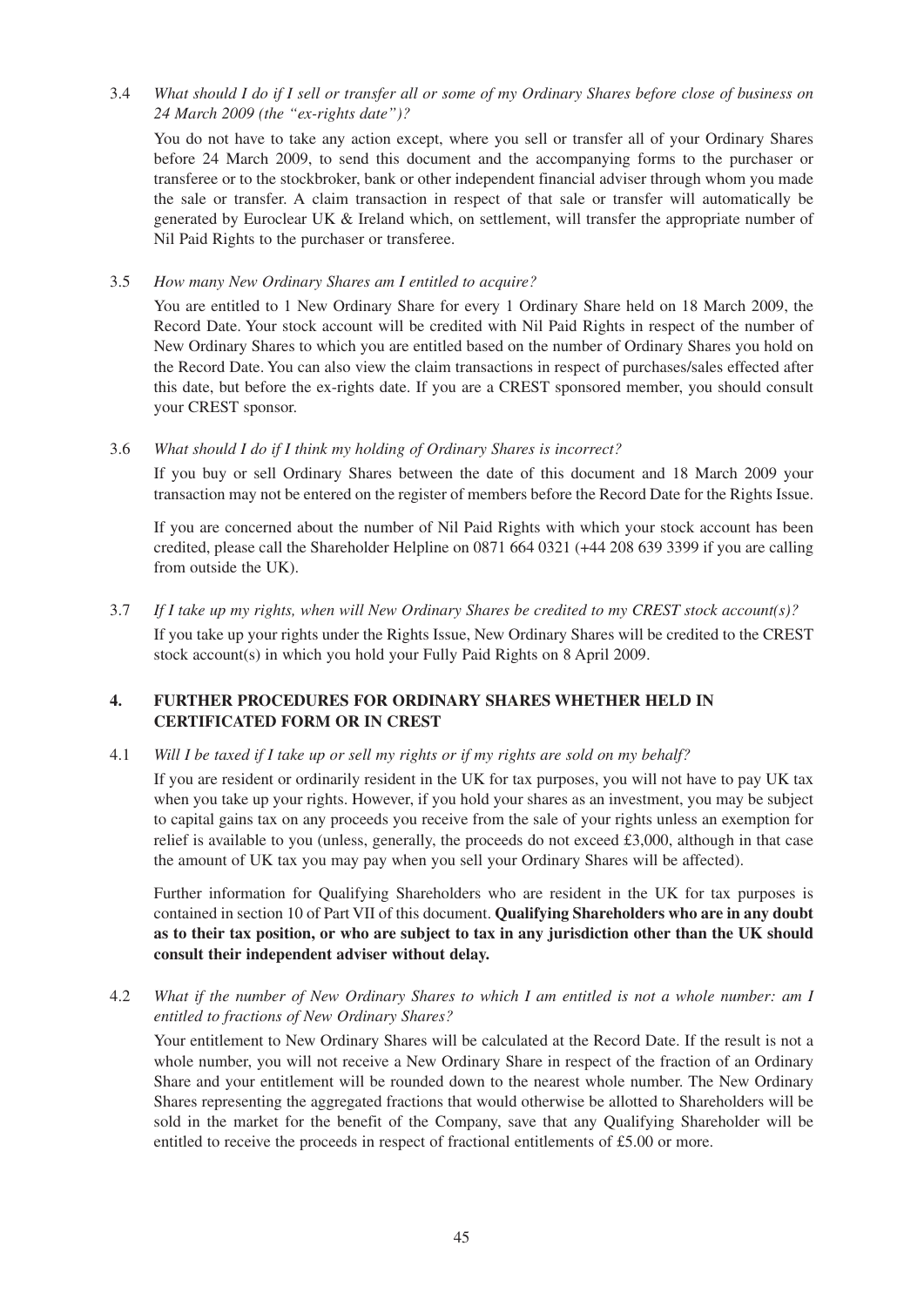3.4 *What should I do if I sell or transfer all or some of my Ordinary Shares before close of business on 24 March 2009 (the "ex-rights date")?*

You do not have to take any action except, where you sell or transfer all of your Ordinary Shares before 24 March 2009, to send this document and the accompanying forms to the purchaser or transferee or to the stockbroker, bank or other independent financial adviser through whom you made the sale or transfer. A claim transaction in respect of that sale or transfer will automatically be generated by Euroclear UK & Ireland which, on settlement, will transfer the appropriate number of Nil Paid Rights to the purchaser or transferee.

3.5 *How many New Ordinary Shares am I entitled to acquire?*

You are entitled to 1 New Ordinary Share for every 1 Ordinary Share held on 18 March 2009, the Record Date. Your stock account will be credited with Nil Paid Rights in respect of the number of New Ordinary Shares to which you are entitled based on the number of Ordinary Shares you hold on the Record Date. You can also view the claim transactions in respect of purchases/sales effected after this date, but before the ex-rights date. If you are a CREST sponsored member, you should consult your CREST sponsor.

3.6 *What should I do if I think my holding of Ordinary Shares is incorrect?*

If you buy or sell Ordinary Shares between the date of this document and 18 March 2009 your transaction may not be entered on the register of members before the Record Date for the Rights Issue.

If you are concerned about the number of Nil Paid Rights with which your stock account has been credited, please call the Shareholder Helpline on 0871 664 0321 (+44 208 639 3399 if you are calling from outside the UK).

3.7 *If I take up my rights, when will New Ordinary Shares be credited to my CREST stock account(s)?*

If you take up your rights under the Rights Issue, New Ordinary Shares will be credited to the CREST stock account(s) in which you hold your Fully Paid Rights on 8 April 2009.

## 4. FURTHER PROCEDURES FOR ORDINARY SHARES WHETHER HELD IN CERTIFICATED FORM OR IN CREST

4.1 *Will I be taxed if I take up or sell my rights or if my rights are sold on my behalf?*

If you are resident or ordinarily resident in the UK for tax purposes, you will not have to pay UK tax when you take up your rights. However, if you hold your shares as an investment, you may be subject to capital gains tax on any proceeds you receive from the sale of your rights unless an exemption for relief is available to you (unless, generally, the proceeds do not exceed £3,000, although in that case the amount of UK tax you may pay when you sell your Ordinary Shares will be affected).

Further information for Qualifying Shareholders who are resident in the UK for tax purposes is contained in section 10 of Part VII of this document. **Qualifying Shareholders who are in any doubt as to their tax position, or who are subject to tax in any jurisdiction other than the UK should consult their independent adviser without delay.**

4.2 *What if the number of New Ordinary Shares to which I am entitled is not a whole number: am I entitled to fractions of New Ordinary Shares?*

Your entitlement to New Ordinary Shares will be calculated at the Record Date. If the result is not a whole number, you will not receive a New Ordinary Share in respect of the fraction of an Ordinary Share and your entitlement will be rounded down to the nearest whole number. The New Ordinary Shares representing the aggregated fractions that would otherwise be allotted to Shareholders will be sold in the market for the benefit of the Company, save that any Qualifying Shareholder will be entitled to receive the proceeds in respect of fractional entitlements of £5.00 or more.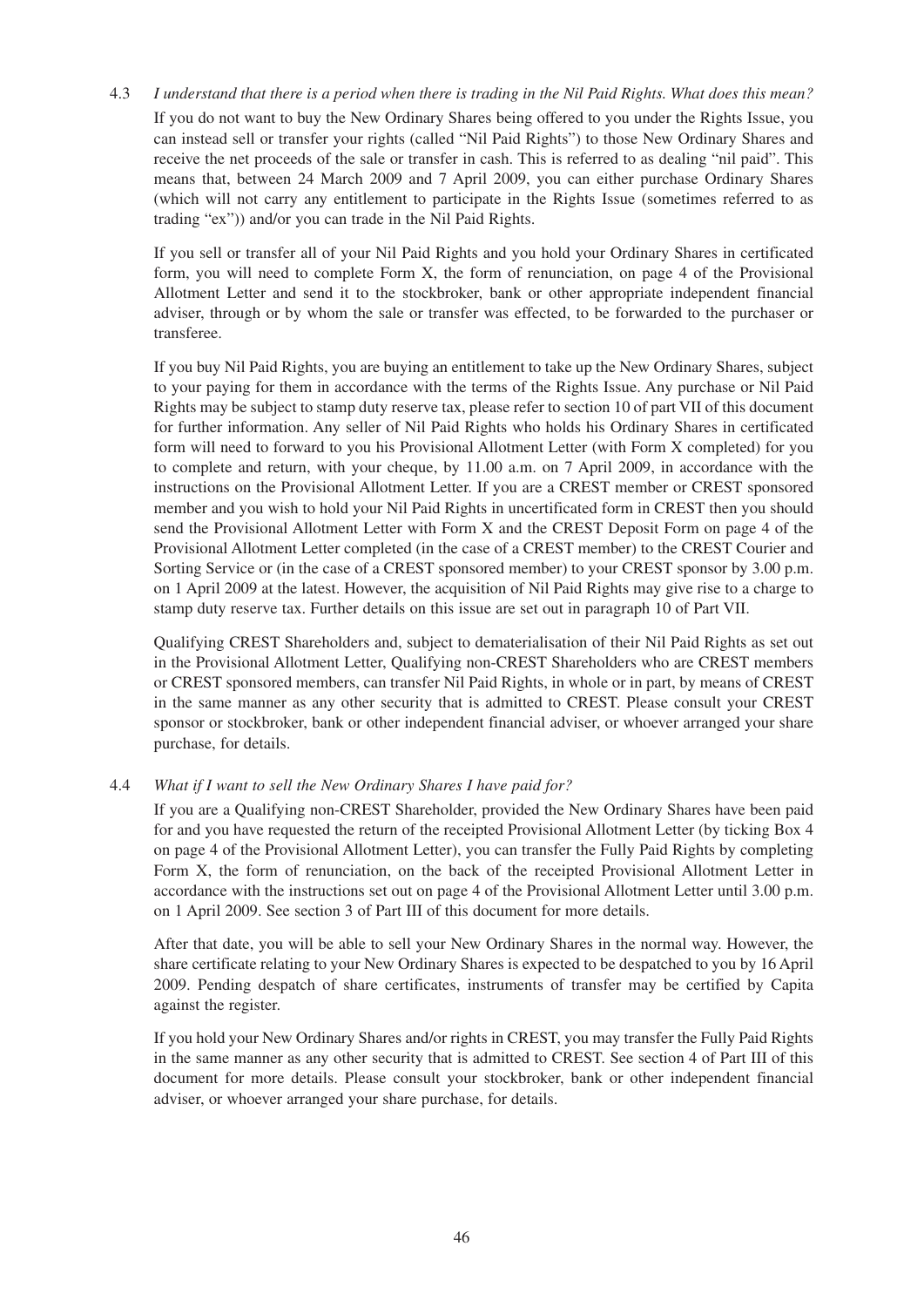4.3 *I understand that there is a period when there is trading in the Nil Paid Rights. What does this mean?*

If you do not want to buy the New Ordinary Shares being offered to you under the Rights Issue, you can instead sell or transfer your rights (called "Nil Paid Rights") to those New Ordinary Shares and receive the net proceeds of the sale or transfer in cash. This is referred to as dealing "nil paid". This means that, between 24 March 2009 and 7 April 2009, you can either purchase Ordinary Shares (which will not carry any entitlement to participate in the Rights Issue (sometimes referred to as trading "ex")) and/or you can trade in the Nil Paid Rights.

If you sell or transfer all of your Nil Paid Rights and you hold your Ordinary Shares in certificated form, you will need to complete Form X, the form of renunciation, on page 4 of the Provisional Allotment Letter and send it to the stockbroker, bank or other appropriate independent financial adviser, through or by whom the sale or transfer was effected, to be forwarded to the purchaser or transferee.

If you buy Nil Paid Rights, you are buying an entitlement to take up the New Ordinary Shares, subject to your paying for them in accordance with the terms of the Rights Issue. Any purchase or Nil Paid Rights may be subject to stamp duty reserve tax, please refer to section 10 of part VII of this document for further information. Any seller of Nil Paid Rights who holds his Ordinary Shares in certificated form will need to forward to you his Provisional Allotment Letter (with Form X completed) for you to complete and return, with your cheque, by 11.00 a.m. on 7 April 2009, in accordance with the instructions on the Provisional Allotment Letter. If you are a CREST member or CREST sponsored member and you wish to hold your Nil Paid Rights in uncertificated form in CREST then you should send the Provisional Allotment Letter with Form X and the CREST Deposit Form on page 4 of the Provisional Allotment Letter completed (in the case of a CREST member) to the CREST Courier and Sorting Service or (in the case of a CREST sponsored member) to your CREST sponsor by 3.00 p.m. on 1 April 2009 at the latest. However, the acquisition of Nil Paid Rights may give rise to a charge to stamp duty reserve tax. Further details on this issue are set out in paragraph 10 of Part VII.

Qualifying CREST Shareholders and, subject to dematerialisation of their Nil Paid Rights as set out in the Provisional Allotment Letter, Qualifying non-CREST Shareholders who are CREST members or CREST sponsored members, can transfer Nil Paid Rights, in whole or in part, by means of CREST in the same manner as any other security that is admitted to CREST. Please consult your CREST sponsor or stockbroker, bank or other independent financial adviser, or whoever arranged your share purchase, for details.

4.4 *What if I want to sell the New Ordinary Shares I have paid for?*

If you are a Qualifying non-CREST Shareholder, provided the New Ordinary Shares have been paid for and you have requested the return of the receipted Provisional Allotment Letter (by ticking Box 4 on page 4 of the Provisional Allotment Letter), you can transfer the Fully Paid Rights by completing Form X, the form of renunciation, on the back of the receipted Provisional Allotment Letter in accordance with the instructions set out on page 4 of the Provisional Allotment Letter until 3.00 p.m. on 1 April 2009. See section 3 of Part III of this document for more details.

After that date, you will be able to sell your New Ordinary Shares in the normal way. However, the share certificate relating to your New Ordinary Shares is expected to be despatched to you by 16 April 2009. Pending despatch of share certificates, instruments of transfer may be certified by Capita against the register.

If you hold your New Ordinary Shares and/or rights in CREST, you may transfer the Fully Paid Rights in the same manner as any other security that is admitted to CREST. See section 4 of Part III of this document for more details. Please consult your stockbroker, bank or other independent financial adviser, or whoever arranged your share purchase, for details.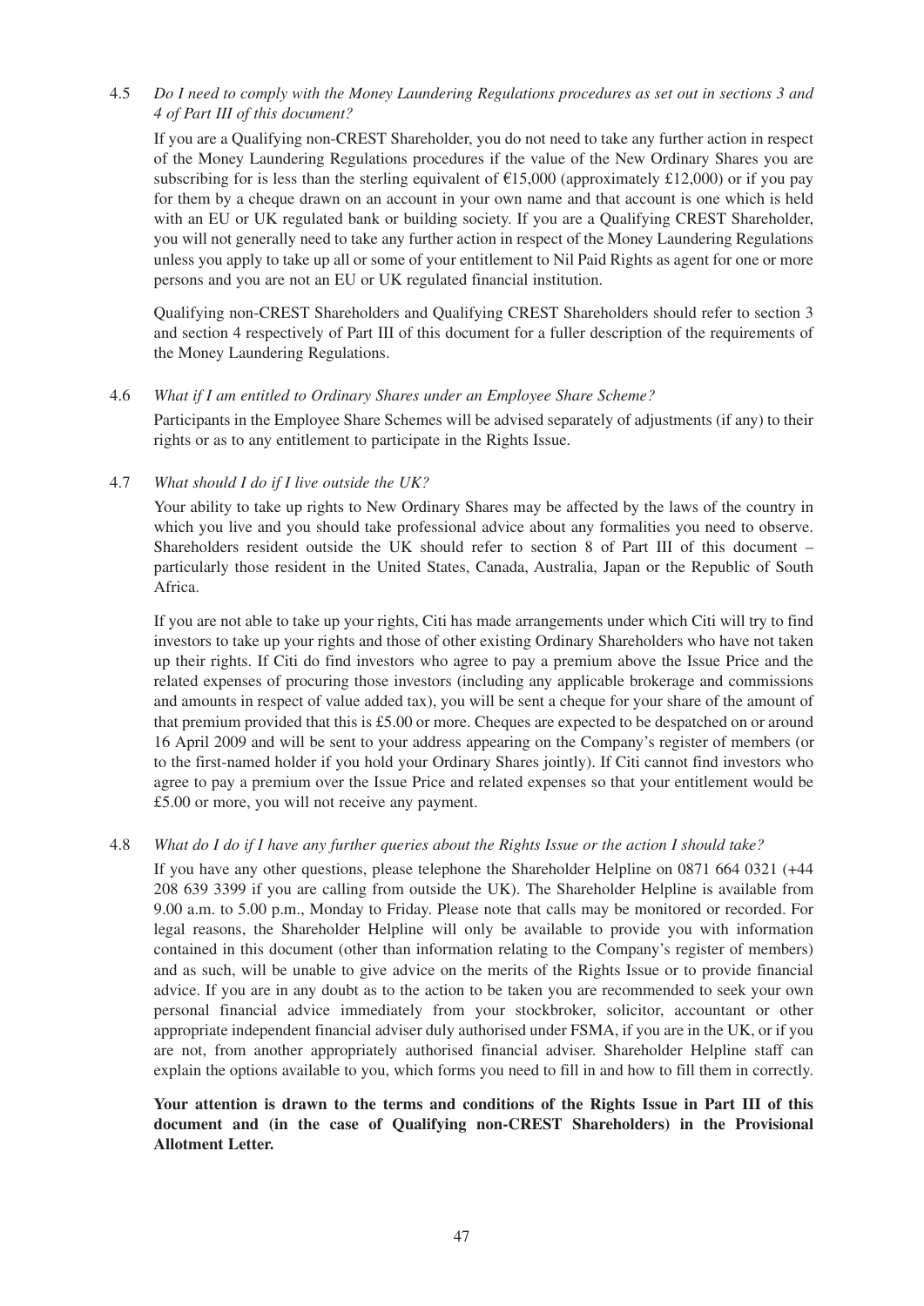4.5 *Do I need to comply with the Money Laundering Regulations procedures as set out in sections 3 and 4 of Part III of this document?*

If you are a Qualifying non-CREST Shareholder, you do not need to take any further action in respect of the Money Laundering Regulations procedures if the value of the New Ordinary Shares you are subscribing for is less than the sterling equivalent of €15,000 (approximately £12,000) or if you pay for them by a cheque drawn on an account in your own name and that account is one which is held with an EU or UK regulated bank or building society. If you are a Qualifying CREST Shareholder, you will not generally need to take any further action in respect of the Money Laundering Regulations unless you apply to take up all or some of your entitlement to Nil Paid Rights as agent for one or more persons and you are not an EU or UK regulated financial institution.

Qualifying non-CREST Shareholders and Qualifying CREST Shareholders should refer to section 3 and section 4 respectively of Part III of this document for a fuller description of the requirements of the Money Laundering Regulations.

4.6 *What if I am entitled to Ordinary Shares under an Employee Share Scheme?*

Participants in the Employee Share Schemes will be advised separately of adjustments (if any) to their rights or as to any entitlement to participate in the Rights Issue.

4.7 *What should I do if I live outside the UK?*

Your ability to take up rights to New Ordinary Shares may be affected by the laws of the country in which you live and you should take professional advice about any formalities you need to observe. Shareholders resident outside the UK should refer to section 8 of Part III of this document – particularly those resident in the United States, Canada, Australia, Japan or the Republic of South Africa.

If you are not able to take up your rights, Citi has made arrangements under which Citi will try to find investors to take up your rights and those of other existing Ordinary Shareholders who have not taken up their rights. If Citi do find investors who agree to pay a premium above the Issue Price and the related expenses of procuring those investors (including any applicable brokerage and commissions and amounts in respect of value added tax), you will be sent a cheque for your share of the amount of that premium provided that this is £5.00 or more. Cheques are expected to be despatched on or around 16 April 2009 and will be sent to your address appearing on the Company's register of members (or to the first-named holder if you hold your Ordinary Shares jointly). If Citi cannot find investors who agree to pay a premium over the Issue Price and related expenses so that your entitlement would be £5.00 or more, you will not receive any payment.

4.8 *What do I do if I have any further queries about the Rights Issue or the action I should take?*

If you have any other questions, please telephone the Shareholder Helpline on 0871 664 0321 (+44 208 639 3399 if you are calling from outside the UK). The Shareholder Helpline is available from 9.00 a.m. to 5.00 p.m., Monday to Friday. Please note that calls may be monitored or recorded. For legal reasons, the Shareholder Helpline will only be available to provide you with information contained in this document (other than information relating to the Company's register of members) and as such, will be unable to give advice on the merits of the Rights Issue or to provide financial advice. If you are in any doubt as to the action to be taken you are recommended to seek your own personal financial advice immediately from your stockbroker, solicitor, accountant or other appropriate independent financial adviser duly authorised under FSMA, if you are in the UK, or if you are not, from another appropriately authorised financial adviser. Shareholder Helpline staff can explain the options available to you, which forms you need to fill in and how to fill them in correctly.

**Your attention is drawn to the terms and conditions of the Rights Issue in Part III of this document and (in the case of Qualifying non-CREST Shareholders) in the Provisional Allotment Letter.**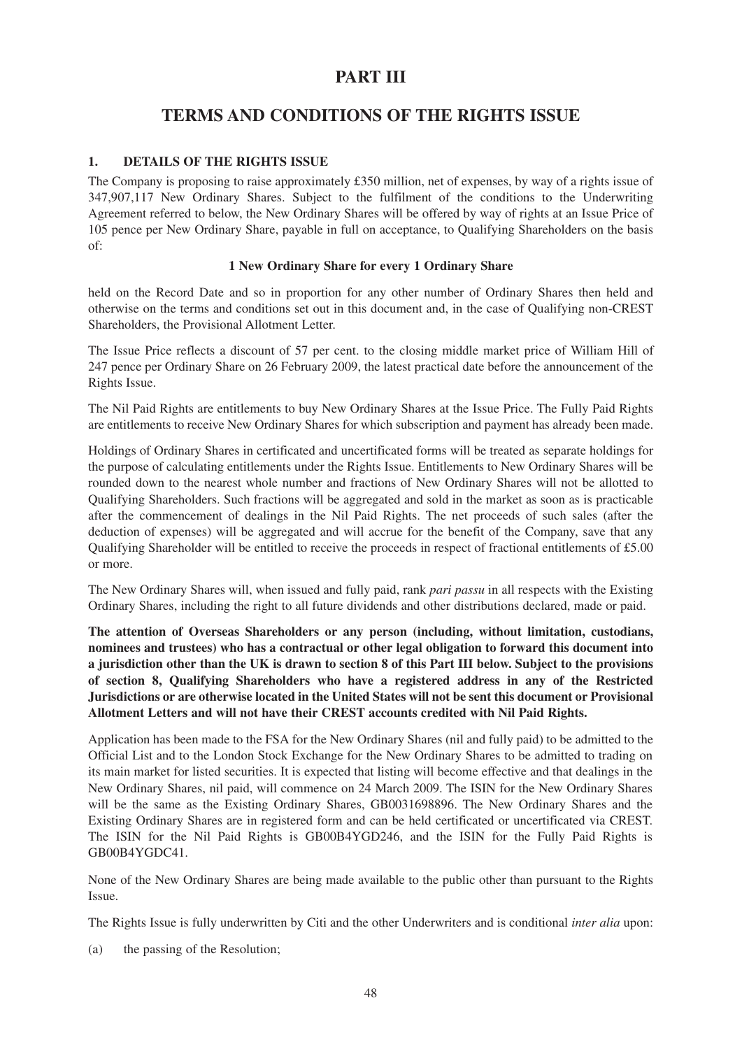# PART III

# TERMS AND CONDITIONS OF THE RIGHTS ISSUE

## 1. DETAILS OF THE RIGHTS ISSUE

The Company is proposing to raise approximately £350 million, net of expenses, by way of a rights issue of 347,907,117 New Ordinary Shares. Subject to the fulfilment of the conditions to the Underwriting Agreement referred to below, the New Ordinary Shares will be offered by way of rights at an Issue Price of 105 pence per New Ordinary Share, payable in full on acceptance, to Qualifying Shareholders on the basis of:

**1 New Ordinary Share for every 1 Ordinary Share**

held on the Record Date and so in proportion for any other number of Ordinary Shares then held and otherwise on the terms and conditions set out in this document and, in the case of Qualifying non-CREST Shareholders, the Provisional Allotment Letter.

The Issue Price reflects a discount of 57 per cent. to the closing middle market price of William Hill of 247 pence per Ordinary Share on 26 February 2009, the latest practical date before the announcement of the Rights Issue.

The Nil Paid Rights are entitlements to buy New Ordinary Shares at the Issue Price. The Fully Paid Rights are entitlements to receive New Ordinary Shares for which subscription and payment has already been made.

Holdings of Ordinary Shares in certificated and uncertificated forms will be treated as separate holdings for the purpose of calculating entitlements under the Rights Issue. Entitlements to New Ordinary Shares will be rounded down to the nearest whole number and fractions of New Ordinary Shares will not be allotted to Qualifying Shareholders. Such fractions will be aggregated and sold in the market as soon as is practicable after the commencement of dealings in the Nil Paid Rights. The net proceeds of such sales (after the deduction of expenses) will be aggregated and will accrue for the benefit of the Company, save that any Qualifying Shareholder will be entitled to receive the proceeds in respect of fractional entitlements of £5.00 or more.

The New Ordinary Shares will, when issued and fully paid, rank *pari passu* in all respects with the Existing Ordinary Shares, including the right to all future dividends and other distributions declared, made or paid.

**The attention of Overseas Shareholders or any person (including, without limitation, custodians, nominees and trustees) who has a contractual or other legal obligation to forward this document into a jurisdiction other than the UK is drawn to section 8 of this Part III below. Subject to the provisions of section 8, Qualifying Shareholders who have a registered address in any of the Restricted Jurisdictions or are otherwise located in the United States will not be sent this document or Provisional Allotment Letters and will not have their CREST accounts credited with Nil Paid Rights.**

Application has been made to the FSA for the New Ordinary Shares (nil and fully paid) to be admitted to the Official List and to the London Stock Exchange for the New Ordinary Shares to be admitted to trading on its main market for listed securities. It is expected that listing will become effective and that dealings in the New Ordinary Shares, nil paid, will commence on 24 March 2009. The ISIN for the New Ordinary Shares will be the same as the Existing Ordinary Shares, GB0031698896. The New Ordinary Shares and the Existing Ordinary Shares are in registered form and can be held certificated or uncertificated via CREST. The ISIN for the Nil Paid Rights is GB00B4YGD246, and the ISIN for the Fully Paid Rights is GB00B4YGDC41.

None of the New Ordinary Shares are being made available to the public other than pursuant to the Rights Issue.

The Rights Issue is fully underwritten by Citi and the other Underwriters and is conditional *inter alia* upon:

(a) the passing of the Resolution;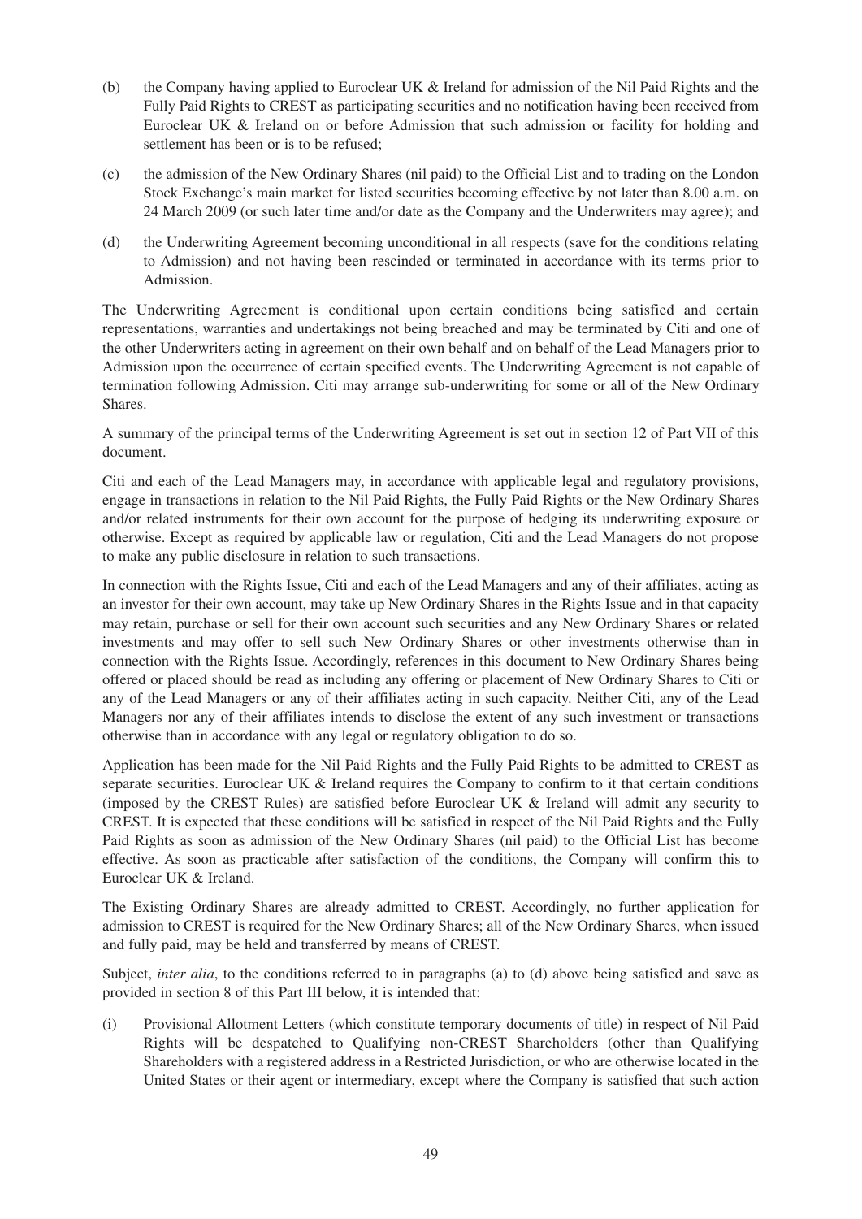(b) the Company having applied to Euroclear UK & Ireland for admission of the Nil Paid Rights and the Fully Paid Rights to CREST as participating securities and no notification having been received from Euroclear UK & Ireland on or before Admission that such admission or facility for holding and settlement has been or is to be refused;

(c) the admission of the New Ordinary Shares (nil paid) to the Official List and to trading on the London Stock Exchange's main market for listed securities becoming effective by not later than 8.00 a.m. on 24 March 2009 (or such later time and/or date as the Company and the Underwriters may agree); and

(d) the Underwriting Agreement becoming unconditional in all respects (save for the conditions relating to Admission) and not having been rescinded or terminated in accordance with its terms prior to Admission.

The Underwriting Agreement is conditional upon certain conditions being satisfied and certain representations, warranties and undertakings not being breached and may be terminated by Citi and one of the other Underwriters acting in agreement on their own behalf and on behalf of the Lead Managers prior to Admission upon the occurrence of certain specified events. The Underwriting Agreement is not capable of termination following Admission. Citi may arrange sub-underwriting for some or all of the New Ordinary Shares.

A summary of the principal terms of the Underwriting Agreement is set out in section 12 of Part VII of this document.

Citi and each of the Lead Managers may, in accordance with applicable legal and regulatory provisions, engage in transactions in relation to the Nil Paid Rights, the Fully Paid Rights or the New Ordinary Shares and/or related instruments for their own account for the purpose of hedging its underwriting exposure or otherwise. Except as required by applicable law or regulation, Citi and the Lead Managers do not propose to make any public disclosure in relation to such transactions.

In connection with the Rights Issue, Citi and each of the Lead Managers and any of their affiliates, acting as an investor for their own account, may take up New Ordinary Shares in the Rights Issue and in that capacity may retain, purchase or sell for their own account such securities and any New Ordinary Shares or related investments and may offer to sell such New Ordinary Shares or other investments otherwise than in connection with the Rights Issue. Accordingly, references in this document to New Ordinary Shares being offered or placed should be read as including any offering or placement of New Ordinary Shares to Citi or any of the Lead Managers or any of their affiliates acting in such capacity. Neither Citi, any of the Lead Managers nor any of their affiliates intends to disclose the extent of any such investment or transactions otherwise than in accordance with any legal or regulatory obligation to do so.

Application has been made for the Nil Paid Rights and the Fully Paid Rights to be admitted to CREST as separate securities. Euroclear UK & Ireland requires the Company to confirm to it that certain conditions (imposed by the CREST Rules) are satisfied before Euroclear UK & Ireland will admit any security to CREST. It is expected that these conditions will be satisfied in respect of the Nil Paid Rights and the Fully Paid Rights as soon as admission of the New Ordinary Shares (nil paid) to the Official List has become effective. As soon as practicable after satisfaction of the conditions, the Company will confirm this to Euroclear UK & Ireland.

The Existing Ordinary Shares are already admitted to CREST. Accordingly, no further application for admission to CREST is required for the New Ordinary Shares; all of the New Ordinary Shares, when issued and fully paid, may be held and transferred by means of CREST.

Subject, *inter alia*, to the conditions referred to in paragraphs (a) to (d) above being satisfied and save as provided in section 8 of this Part III below, it is intended that:

(i) Provisional Allotment Letters (which constitute temporary documents of title) in respect of Nil Paid Rights will be despatched to Qualifying non-CREST Shareholders (other than Qualifying Shareholders with a registered address in a Restricted Jurisdiction, or who are otherwise located in the United States or their agent or intermediary, except where the Company is satisfied that such action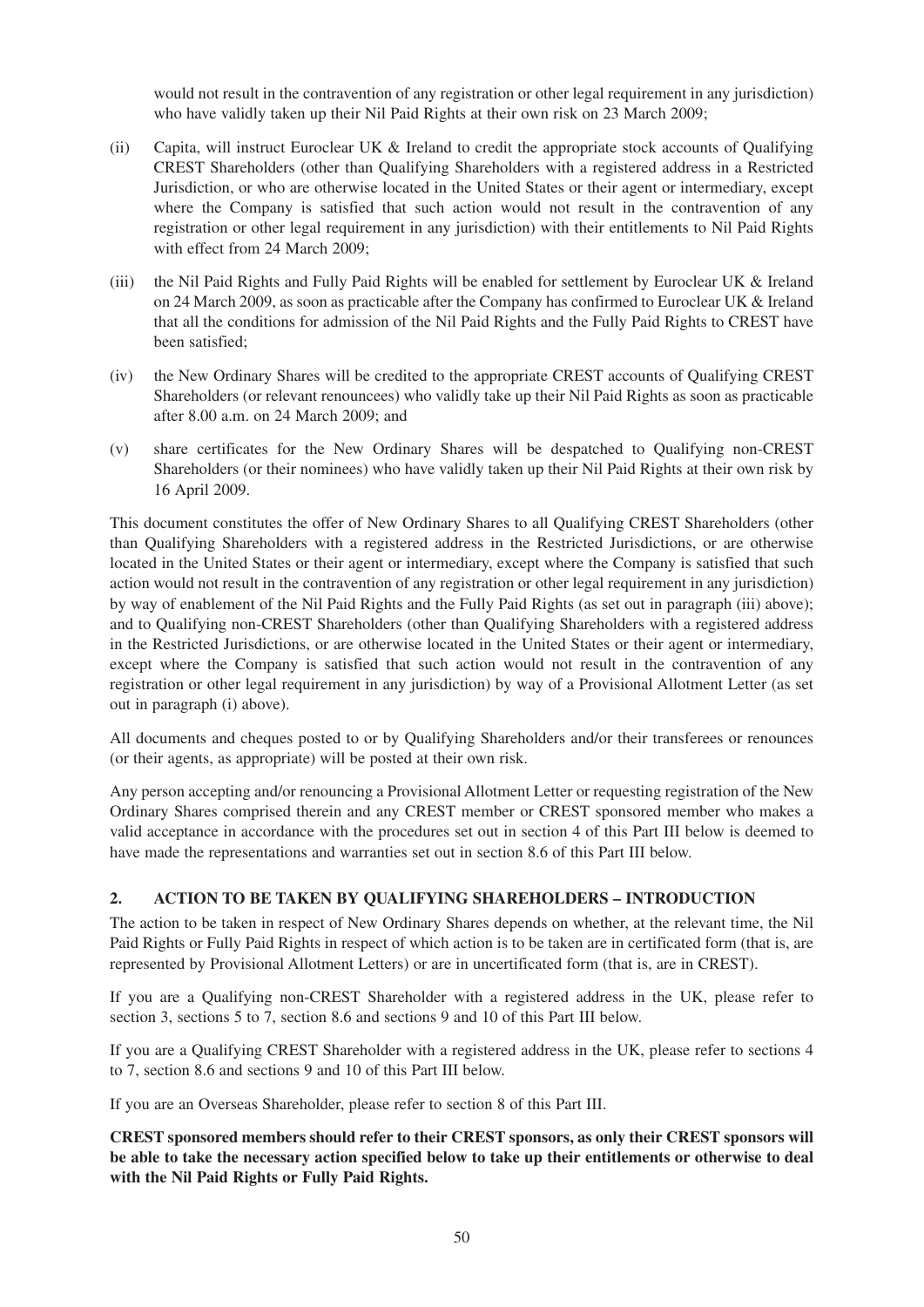would not result in the contravention of any registration or other legal requirement in any jurisdiction) who have validly taken up their Nil Paid Rights at their own risk on 23 March 2009;

(ii) Capita, will instruct Euroclear UK & Ireland to credit the appropriate stock accounts of Qualifying CREST Shareholders (other than Qualifying Shareholders with a registered address in a Restricted Jurisdiction, or who are otherwise located in the United States or their agent or intermediary, except where the Company is satisfied that such action would not result in the contravention of any registration or other legal requirement in any jurisdiction) with their entitlements to Nil Paid Rights with effect from 24 March 2009;

(iii) the Nil Paid Rights and Fully Paid Rights will be enabled for settlement by Euroclear UK & Ireland on 24 March 2009, as soon as practicable after the Company has confirmed to Euroclear UK & Ireland that all the conditions for admission of the Nil Paid Rights and the Fully Paid Rights to CREST have been satisfied;

(iv) the New Ordinary Shares will be credited to the appropriate CREST accounts of Qualifying CREST Shareholders (or relevant renouncees) who validly take up their Nil Paid Rights as soon as practicable after 8.00 a.m. on 24 March 2009; and

(v) share certificates for the New Ordinary Shares will be despatched to Qualifying non-CREST Shareholders (or their nominees) who have validly taken up their Nil Paid Rights at their own risk by 16 April 2009.

This document constitutes the offer of New Ordinary Shares to all Qualifying CREST Shareholders (other than Qualifying Shareholders with a registered address in the Restricted Jurisdictions, or are otherwise located in the United States or their agent or intermediary, except where the Company is satisfied that such action would not result in the contravention of any registration or other legal requirement in any jurisdiction) by way of enablement of the Nil Paid Rights and the Fully Paid Rights (as set out in paragraph (iii) above); and to Qualifying non-CREST Shareholders (other than Qualifying Shareholders with a registered address in the Restricted Jurisdictions, or are otherwise located in the United States or their agent or intermediary, except where the Company is satisfied that such action would not result in the contravention of any registration or other legal requirement in any jurisdiction) by way of a Provisional Allotment Letter (as set out in paragraph (i) above).

All documents and cheques posted to or by Qualifying Shareholders and/or their transferees or renounces (or their agents, as appropriate) will be posted at their own risk.

Any person accepting and/or renouncing a Provisional Allotment Letter or requesting registration of the New Ordinary Shares comprised therein and any CREST member or CREST sponsored member who makes a valid acceptance in accordance with the procedures set out in section 4 of this Part III below is deemed to have made the representations and warranties set out in section 8.6 of this Part III below.

## 2. ACTION TO BE TAKEN BY QUALIFYING SHAREHOLDERS – INTRODUCTION

The action to be taken in respect of New Ordinary Shares depends on whether, at the relevant time, the Nil Paid Rights or Fully Paid Rights in respect of which action is to be taken are in certificated form (that is, are represented by Provisional Allotment Letters) or are in uncertificated form (that is, are in CREST).

If you are a Qualifying non-CREST Shareholder with a registered address in the UK, please refer to section 3, sections 5 to 7, section 8.6 and sections 9 and 10 of this Part III below.

If you are a Qualifying CREST Shareholder with a registered address in the UK, please refer to sections 4 to 7, section 8.6 and sections 9 and 10 of this Part III below.

If you are an Overseas Shareholder, please refer to section 8 of this Part III.

**CREST sponsored members should refer to their CREST sponsors, as only their CREST sponsors will be able to take the necessary action specified below to take up their entitlements or otherwise to deal with the Nil Paid Rights or Fully Paid Rights.**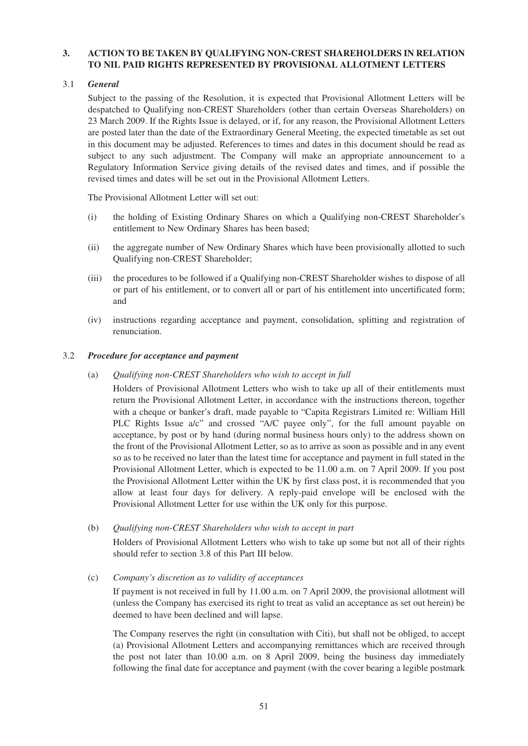## 3. ACTION TO BE TAKEN BY QUALIFYING NON-CREST SHAREHOLDERS IN RELATION TO NIL PAID RIGHTS REPRESENTED BY PROVISIONAL ALLOTMENT LETTERS

### 3.1 *General*

Subject to the passing of the Resolution, it is expected that Provisional Allotment Letters will be despatched to Qualifying non-CREST Shareholders (other than certain Overseas Shareholders) on 23 March 2009. If the Rights Issue is delayed, or if, for any reason, the Provisional Allotment Letters are posted later than the date of the Extraordinary General Meeting, the expected timetable as set out in this document may be adjusted. References to times and dates in this document should be read as subject to any such adjustment. The Company will make an appropriate announcement to a Regulatory Information Service giving details of the revised dates and times, and if possible the revised times and dates will be set out in the Provisional Allotment Letters.

The Provisional Allotment Letter will set out:

(i) the holding of Existing Ordinary Shares on which a Qualifying non-CREST Shareholder's entitlement to New Ordinary Shares has been based;

(ii) the aggregate number of New Ordinary Shares which have been provisionally allotted to such Qualifying non-CREST Shareholder;

(iii) the procedures to be followed if a Qualifying non-CREST Shareholder wishes to dispose of all or part of his entitlement, or to convert all or part of his entitlement into uncertificated form; and

(iv) instructions regarding acceptance and payment, consolidation, splitting and registration of renunciation.

### 3.2 *Procedure for acceptance and payment*

(a) *Qualifying non-CREST Shareholders who wish to accept in full*

Holders of Provisional Allotment Letters who wish to take up all of their entitlements must return the Provisional Allotment Letter, in accordance with the instructions thereon, together with a cheque or banker's draft, made payable to "Capita Registrars Limited re: William Hill PLC Rights Issue a/c" and crossed "A/C payee only", for the full amount payable on acceptance, by post or by hand (during normal business hours only) to the address shown on the front of the Provisional Allotment Letter, so as to arrive as soon as possible and in any event so as to be received no later than the latest time for acceptance and payment in full stated in the Provisional Allotment Letter, which is expected to be 11.00 a.m. on 7 April 2009. If you post the Provisional Allotment Letter within the UK by first class post, it is recommended that you allow at least four days for delivery. A reply-paid envelope will be enclosed with the Provisional Allotment Letter for use within the UK only for this purpose.

(b) *Qualifying non-CREST Shareholders who wish to accept in part*

Holders of Provisional Allotment Letters who wish to take up some but not all of their rights should refer to section 3.8 of this Part III below.

(c) *Company's discretion as to validity of acceptances*

If payment is not received in full by 11.00 a.m. on 7 April 2009, the provisional allotment will (unless the Company has exercised its right to treat as valid an acceptance as set out herein) be deemed to have been declined and will lapse.

The Company reserves the right (in consultation with Citi), but shall not be obliged, to accept (a) Provisional Allotment Letters and accompanying remittances which are received through the post not later than 10.00 a.m. on 8 April 2009, being the business day immediately following the final date for acceptance and payment (with the cover bearing a legible postmark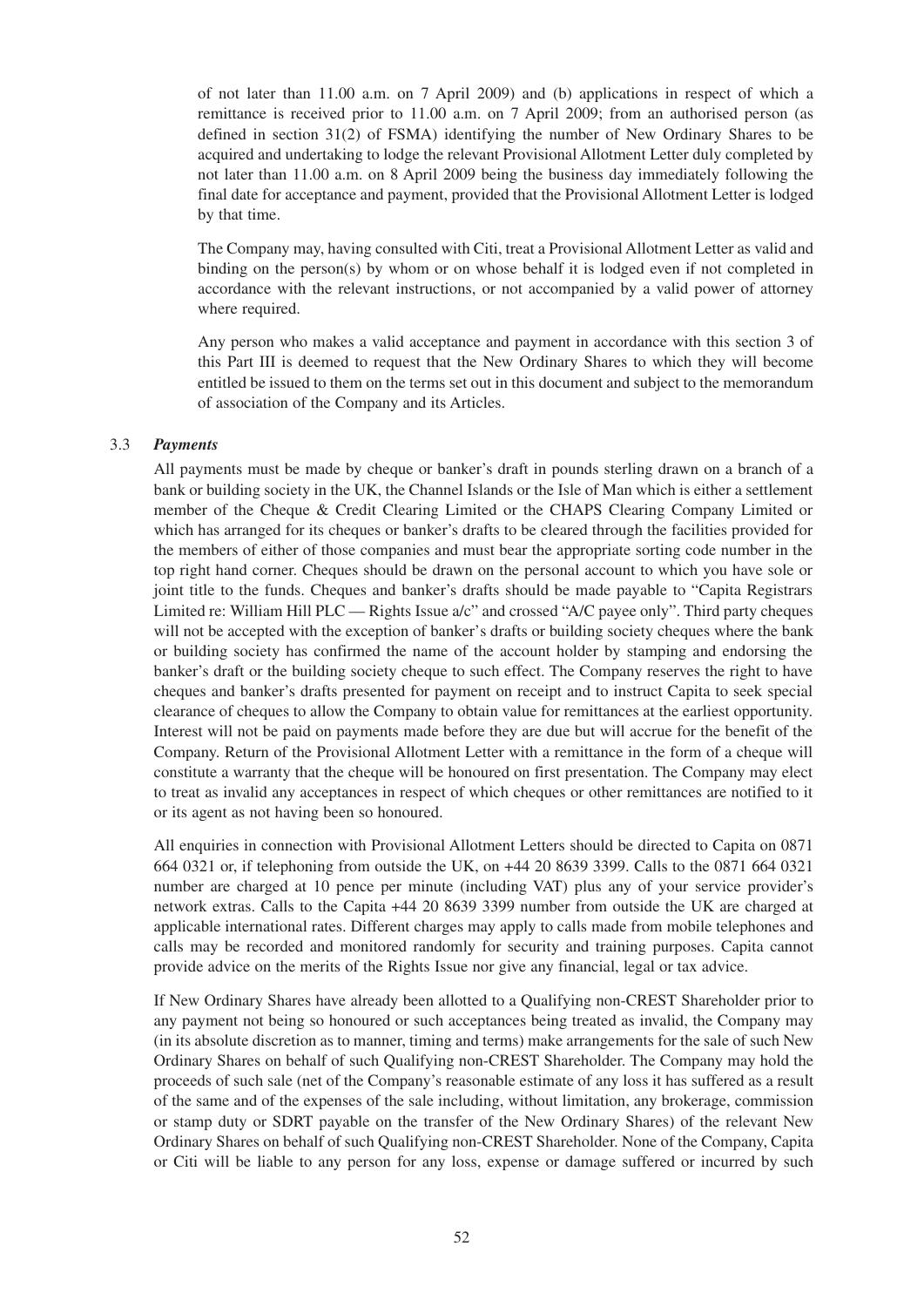of not later than 11.00 a.m. on 7 April 2009) and (b) applications in respect of which a remittance is received prior to 11.00 a.m. on 7 April 2009; from an authorised person (as defined in section 31(2) of FSMA) identifying the number of New Ordinary Shares to be acquired and undertaking to lodge the relevant Provisional Allotment Letter duly completed by not later than 11.00 a.m. on 8 April 2009 being the business day immediately following the final date for acceptance and payment, provided that the Provisional Allotment Letter is lodged by that time.

The Company may, having consulted with Citi, treat a Provisional Allotment Letter as valid and binding on the person(s) by whom or on whose behalf it is lodged even if not completed in accordance with the relevant instructions, or not accompanied by a valid power of attorney where required.

Any person who makes a valid acceptance and payment in accordance with this section 3 of this Part III is deemed to request that the New Ordinary Shares to which they will become entitled be issued to them on the terms set out in this document and subject to the memorandum of association of the Company and its Articles.

3.3 ***Payments***

All payments must be made by cheque or banker's draft in pounds sterling drawn on a branch of a bank or building society in the UK, the Channel Islands or the Isle of Man which is either a settlement member of the Cheque & Credit Clearing Limited or the CHAPS Clearing Company Limited or which has arranged for its cheques or banker's drafts to be cleared through the facilities provided for the members of either of those companies and must bear the appropriate sorting code number in the top right hand corner. Cheques should be drawn on the personal account to which you have sole or joint title to the funds. Cheques and banker's drafts should be made payable to "Capita Registrars Limited re: William Hill PLC — Rights Issue a/c" and crossed "A/C payee only". Third party cheques will not be accepted with the exception of banker's drafts or building society cheques where the bank or building society has confirmed the name of the account holder by stamping and endorsing the banker's draft or the building society cheque to such effect. The Company reserves the right to have cheques and banker's drafts presented for payment on receipt and to instruct Capita to seek special clearance of cheques to allow the Company to obtain value for remittances at the earliest opportunity. Interest will not be paid on payments made before they are due but will accrue for the benefit of the Company. Return of the Provisional Allotment Letter with a remittance in the form of a cheque will constitute a warranty that the cheque will be honoured on first presentation. The Company may elect to treat as invalid any acceptances in respect of which cheques or other remittances are notified to it or its agent as not having been so honoured.

All enquiries in connection with Provisional Allotment Letters should be directed to Capita on 0871 664 0321 or, if telephoning from outside the UK, on +44 20 8639 3399. Calls to the 0871 664 0321 number are charged at 10 pence per minute (including VAT) plus any of your service provider's network extras. Calls to the Capita +44 20 8639 3399 number from outside the UK are charged at applicable international rates. Different charges may apply to calls made from mobile telephones and calls may be recorded and monitored randomly for security and training purposes. Capita cannot provide advice on the merits of the Rights Issue nor give any financial, legal or tax advice.

If New Ordinary Shares have already been allotted to a Qualifying non-CREST Shareholder prior to any payment not being so honoured or such acceptances being treated as invalid, the Company may (in its absolute discretion as to manner, timing and terms) make arrangements for the sale of such New Ordinary Shares on behalf of such Qualifying non-CREST Shareholder. The Company may hold the proceeds of such sale (net of the Company's reasonable estimate of any loss it has suffered as a result of the same and of the expenses of the sale including, without limitation, any brokerage, commission or stamp duty or SDRT payable on the transfer of the New Ordinary Shares) of the relevant New Ordinary Shares on behalf of such Qualifying non-CREST Shareholder. None of the Company, Capita or Citi will be liable to any person for any loss, expense or damage suffered or incurred by such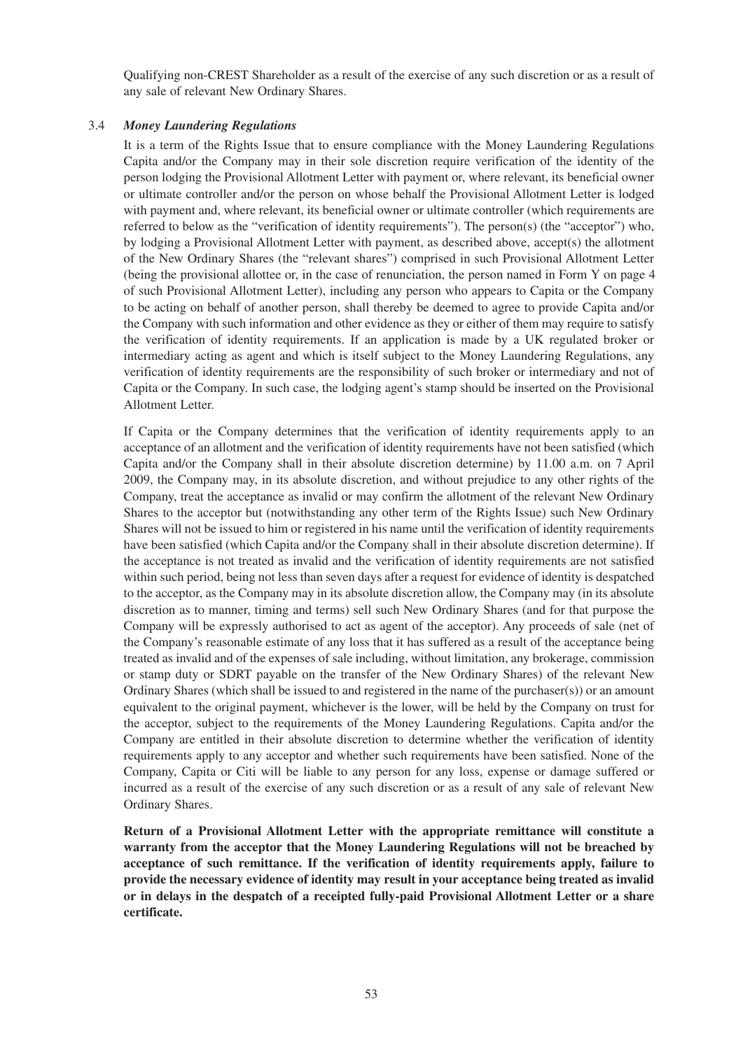Qualifying non-CREST Shareholder as a result of the exercise of any such discretion or as a result of any sale of relevant New Ordinary Shares.

### 3.4 *Money Laundering Regulations*

It is a term of the Rights Issue that to ensure compliance with the Money Laundering Regulations Capita and/or the Company may in their sole discretion require verification of the identity of the person lodging the Provisional Allotment Letter with payment or, where relevant, its beneficial owner or ultimate controller and/or the person on whose behalf the Provisional Allotment Letter is lodged with payment and, where relevant, its beneficial owner or ultimate controller (which requirements are referred to below as the "verification of identity requirements"). The person(s) (the "acceptor") who, by lodging a Provisional Allotment Letter with payment, as described above, accept(s) the allotment of the New Ordinary Shares (the "relevant shares") comprised in such Provisional Allotment Letter (being the provisional allottee or, in the case of renunciation, the person named in Form Y on page 4 of such Provisional Allotment Letter), including any person who appears to Capita or the Company to be acting on behalf of another person, shall thereby be deemed to agree to provide Capita and/or the Company with such information and other evidence as they or either of them may require to satisfy the verification of identity requirements. If an application is made by a UK regulated broker or intermediary acting as agent and which is itself subject to the Money Laundering Regulations, any verification of identity requirements are the responsibility of such broker or intermediary and not of Capita or the Company. In such case, the lodging agent's stamp should be inserted on the Provisional Allotment Letter.

If Capita or the Company determines that the verification of identity requirements apply to an acceptance of an allotment and the verification of identity requirements have not been satisfied (which Capita and/or the Company shall in their absolute discretion determine) by 11.00 a.m. on 7 April 2009, the Company may, in its absolute discretion, and without prejudice to any other rights of the Company, treat the acceptance as invalid or may confirm the allotment of the relevant New Ordinary Shares to the acceptor but (notwithstanding any other term of the Rights Issue) such New Ordinary Shares will not be issued to him or registered in his name until the verification of identity requirements have been satisfied (which Capita and/or the Company shall in their absolute discretion determine). If the acceptance is not treated as invalid and the verification of identity requirements are not satisfied within such period, being not less than seven days after a request for evidence of identity is despatched to the acceptor, as the Company may in its absolute discretion allow, the Company may (in its absolute discretion as to manner, timing and terms) sell such New Ordinary Shares (and for that purpose the Company will be expressly authorised to act as agent of the acceptor). Any proceeds of sale (net of the Company's reasonable estimate of any loss that it has suffered as a result of the acceptance being treated as invalid and of the expenses of sale including, without limitation, any brokerage, commission or stamp duty or SDRT payable on the transfer of the New Ordinary Shares) of the relevant New Ordinary Shares (which shall be issued to and registered in the name of the purchaser(s)) or an amount equivalent to the original payment, whichever is the lower, will be held by the Company on trust for the acceptor, subject to the requirements of the Money Laundering Regulations. Capita and/or the Company are entitled in their absolute discretion to determine whether the verification of identity requirements apply to any acceptor and whether such requirements have been satisfied. None of the Company, Capita or Citi will be liable to any person for any loss, expense or damage suffered or incurred as a result of the exercise of any such discretion or as a result of any sale of relevant New Ordinary Shares.

**Return of a Provisional Allotment Letter with the appropriate remittance will constitute a warranty from the acceptor that the Money Laundering Regulations will not be breached by acceptance of such remittance. If the verification of identity requirements apply, failure to provide the necessary evidence of identity may result in your acceptance being treated as invalid or in delays in the despatch of a receipted fully-paid Provisional Allotment Letter or a share certificate.**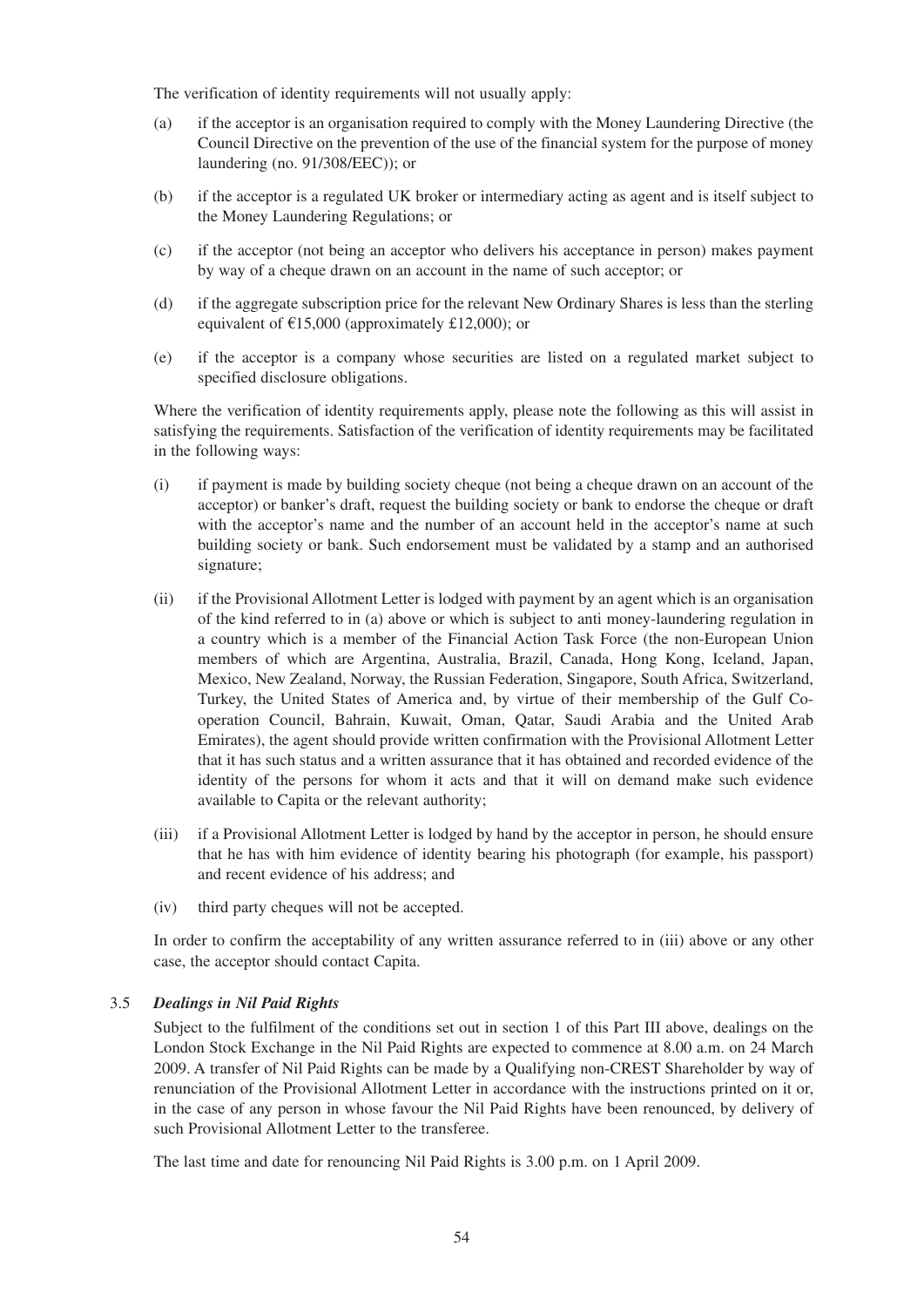The verification of identity requirements will not usually apply:

(a) if the acceptor is an organisation required to comply with the Money Laundering Directive (the Council Directive on the prevention of the use of the financial system for the purpose of money laundering (no. 91/308/EEC)); or

(b) if the acceptor is a regulated UK broker or intermediary acting as agent and is itself subject to the Money Laundering Regulations; or

(c) if the acceptor (not being an acceptor who delivers his acceptance in person) makes payment by way of a cheque drawn on an account in the name of such acceptor; or

(d) if the aggregate subscription price for the relevant New Ordinary Shares is less than the sterling equivalent of €15,000 (approximately £12,000); or

(e) if the acceptor is a company whose securities are listed on a regulated market subject to specified disclosure obligations.

Where the verification of identity requirements apply, please note the following as this will assist in satisfying the requirements. Satisfaction of the verification of identity requirements may be facilitated in the following ways:

(i) if payment is made by building society cheque (not being a cheque drawn on an account of the acceptor) or banker's draft, request the building society or bank to endorse the cheque or draft with the acceptor's name and the number of an account held in the acceptor's name at such building society or bank. Such endorsement must be validated by a stamp and an authorised signature;

(ii) if the Provisional Allotment Letter is lodged with payment by an agent which is an organisation of the kind referred to in (a) above or which is subject to anti money-laundering regulation in a country which is a member of the Financial Action Task Force (the non-European Union members of which are Argentina, Australia, Brazil, Canada, Hong Kong, Iceland, Japan, Mexico, New Zealand, Norway, the Russian Federation, Singapore, South Africa, Switzerland, Turkey, the United States of America and, by virtue of their membership of the Gulf Co-operation Council, Bahrain, Kuwait, Oman, Qatar, Saudi Arabia and the United Arab Emirates), the agent should provide written confirmation with the Provisional Allotment Letter that it has such status and a written assurance that it has obtained and recorded evidence of the identity of the persons for whom it acts and that it will on demand make such evidence available to Capita or the relevant authority;

(iii) if a Provisional Allotment Letter is lodged by hand by the acceptor in person, he should ensure that he has with him evidence of identity bearing his photograph (for example, his passport) and recent evidence of his address; and

(iv) third party cheques will not be accepted.

In order to confirm the acceptability of any written assurance referred to in (iii) above or any other case, the acceptor should contact Capita.

### 3.5 *Dealings in Nil Paid Rights*

Subject to the fulfilment of the conditions set out in section 1 of this Part III above, dealings on the London Stock Exchange in the Nil Paid Rights are expected to commence at 8.00 a.m. on 24 March 2009. A transfer of Nil Paid Rights can be made by a Qualifying non-CREST Shareholder by way of renunciation of the Provisional Allotment Letter in accordance with the instructions printed on it or, in the case of any person in whose favour the Nil Paid Rights have been renounced, by delivery of such Provisional Allotment Letter to the transferee.

The last time and date for renouncing Nil Paid Rights is 3.00 p.m. on 1 April 2009.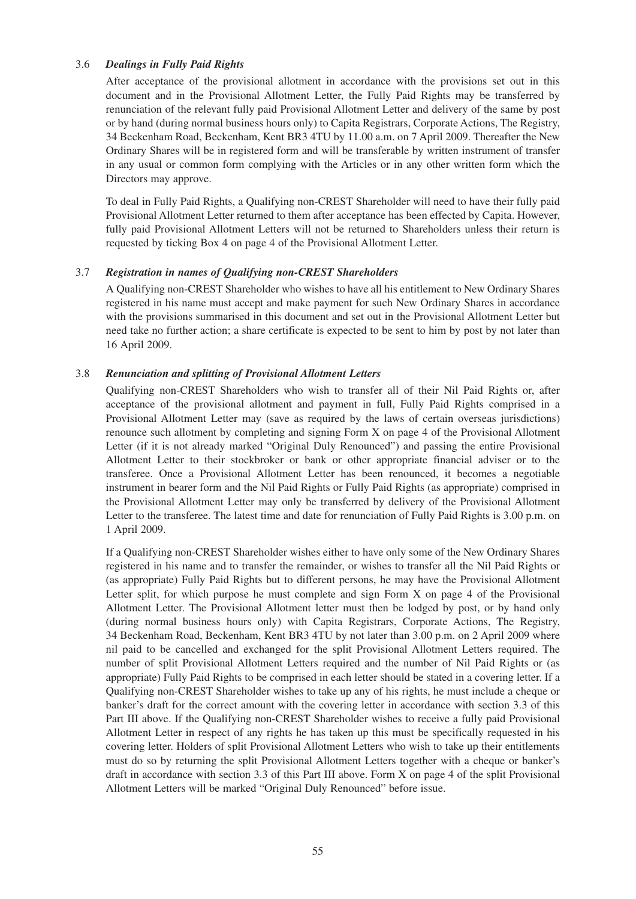### 3.6 *Dealings in Fully Paid Rights*

After acceptance of the provisional allotment in accordance with the provisions set out in this document and in the Provisional Allotment Letter, the Fully Paid Rights may be transferred by renunciation of the relevant fully paid Provisional Allotment Letter and delivery of the same by post or by hand (during normal business hours only) to Capita Registrars, Corporate Actions, The Registry, 34 Beckenham Road, Beckenham, Kent BR3 4TU by 11.00 a.m. on 7 April 2009. Thereafter the New Ordinary Shares will be in registered form and will be transferable by written instrument of transfer in any usual or common form complying with the Articles or in any other written form which the Directors may approve.

To deal in Fully Paid Rights, a Qualifying non-CREST Shareholder will need to have their fully paid Provisional Allotment Letter returned to them after acceptance has been effected by Capita. However, fully paid Provisional Allotment Letters will not be returned to Shareholders unless their return is requested by ticking Box 4 on page 4 of the Provisional Allotment Letter.

### 3.7 *Registration in names of Qualifying non-CREST Shareholders*

A Qualifying non-CREST Shareholder who wishes to have all his entitlement to New Ordinary Shares registered in his name must accept and make payment for such New Ordinary Shares in accordance with the provisions summarised in this document and set out in the Provisional Allotment Letter but need take no further action; a share certificate is expected to be sent to him by post by not later than 16 April 2009.

### 3.8 *Renunciation and splitting of Provisional Allotment Letters*

Qualifying non-CREST Shareholders who wish to transfer all of their Nil Paid Rights or, after acceptance of the provisional allotment and payment in full, Fully Paid Rights comprised in a Provisional Allotment Letter may (save as required by the laws of certain overseas jurisdictions) renounce such allotment by completing and signing Form X on page 4 of the Provisional Allotment Letter (if it is not already marked "Original Duly Renounced") and passing the entire Provisional Allotment Letter to their stockbroker or bank or other appropriate financial adviser or to the transferee. Once a Provisional Allotment Letter has been renounced, it becomes a negotiable instrument in bearer form and the Nil Paid Rights or Fully Paid Rights (as appropriate) comprised in the Provisional Allotment Letter may only be transferred by delivery of the Provisional Allotment Letter to the transferee. The latest time and date for renunciation of Fully Paid Rights is 3.00 p.m. on 1 April 2009.

If a Qualifying non-CREST Shareholder wishes either to have only some of the New Ordinary Shares registered in his name and to transfer the remainder, or wishes to transfer all the Nil Paid Rights or (as appropriate) Fully Paid Rights but to different persons, he may have the Provisional Allotment Letter split, for which purpose he must complete and sign Form X on page 4 of the Provisional Allotment Letter. The Provisional Allotment letter must then be lodged by post, or by hand only (during normal business hours only) with Capita Registrars, Corporate Actions, The Registry, 34 Beckenham Road, Beckenham, Kent BR3 4TU by not later than 3.00 p.m. on 2 April 2009 where nil paid to be cancelled and exchanged for the split Provisional Allotment Letters required. The number of split Provisional Allotment Letters required and the number of Nil Paid Rights or (as appropriate) Fully Paid Rights to be comprised in each letter should be stated in a covering letter. If a Qualifying non-CREST Shareholder wishes to take up any of his rights, he must include a cheque or banker's draft for the correct amount with the covering letter in accordance with section 3.3 of this Part III above. If the Qualifying non-CREST Shareholder wishes to receive a fully paid Provisional Allotment Letter in respect of any rights he has taken up this must be specifically requested in his covering letter. Holders of split Provisional Allotment Letters who wish to take up their entitlements must do so by returning the split Provisional Allotment Letters together with a cheque or banker's draft in accordance with section 3.3 of this Part III above. Form X on page 4 of the split Provisional Allotment Letters will be marked "Original Duly Renounced" before issue.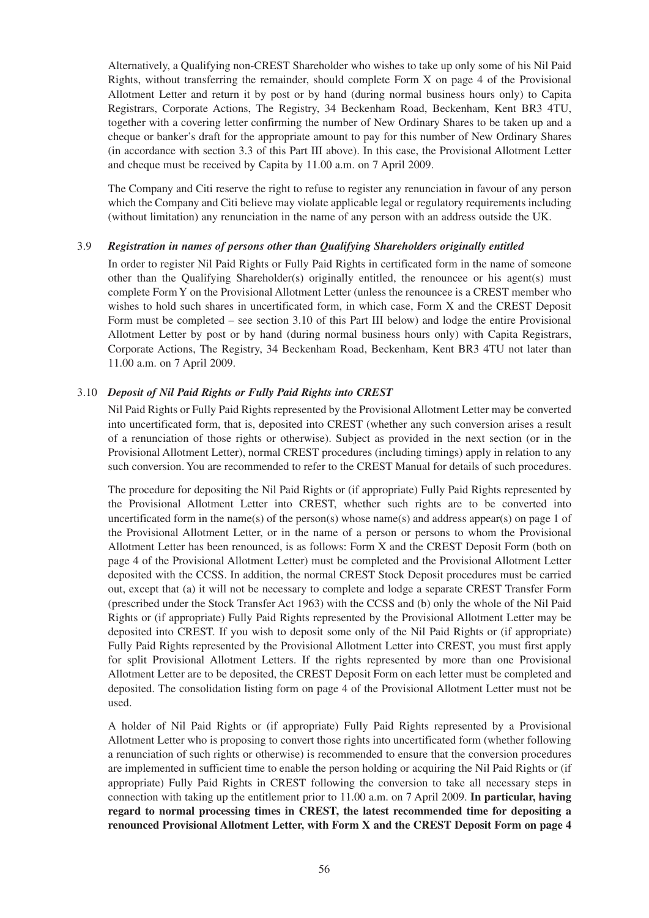Alternatively, a Qualifying non-CREST Shareholder who wishes to take up only some of his Nil Paid Rights, without transferring the remainder, should complete Form X on page 4 of the Provisional Allotment Letter and return it by post or by hand (during normal business hours only) to Capita Registrars, Corporate Actions, The Registry, 34 Beckenham Road, Beckenham, Kent BR3 4TU, together with a covering letter confirming the number of New Ordinary Shares to be taken up and a cheque or banker's draft for the appropriate amount to pay for this number of New Ordinary Shares (in accordance with section 3.3 of this Part III above). In this case, the Provisional Allotment Letter and cheque must be received by Capita by 11.00 a.m. on 7 April 2009.

The Company and Citi reserve the right to refuse to register any renunciation in favour of any person which the Company and Citi believe may violate applicable legal or regulatory requirements including (without limitation) any renunciation in the name of any person with an address outside the UK.

### 3.9 *Registration in names of persons other than Qualifying Shareholders originally entitled*

In order to register Nil Paid Rights or Fully Paid Rights in certificated form in the name of someone other than the Qualifying Shareholder(s) originally entitled, the renouncee or his agent(s) must complete Form Y on the Provisional Allotment Letter (unless the renouncee is a CREST member who wishes to hold such shares in uncertificated form, in which case, Form X and the CREST Deposit Form must be completed – see section 3.10 of this Part III below) and lodge the entire Provisional Allotment Letter by post or by hand (during normal business hours only) with Capita Registrars, Corporate Actions, The Registry, 34 Beckenham Road, Beckenham, Kent BR3 4TU not later than 11.00 a.m. on 7 April 2009.

### 3.10 *Deposit of Nil Paid Rights or Fully Paid Rights into CREST*

Nil Paid Rights or Fully Paid Rights represented by the Provisional Allotment Letter may be converted into uncertificated form, that is, deposited into CREST (whether any such conversion arises a result of a renunciation of those rights or otherwise). Subject as provided in the next section (or in the Provisional Allotment Letter), normal CREST procedures (including timings) apply in relation to any such conversion. You are recommended to refer to the CREST Manual for details of such procedures.

The procedure for depositing the Nil Paid Rights or (if appropriate) Fully Paid Rights represented by the Provisional Allotment Letter into CREST, whether such rights are to be converted into uncertificated form in the name(s) of the person(s) whose name(s) and address appear(s) on page 1 of the Provisional Allotment Letter, or in the name of a person or persons to whom the Provisional Allotment Letter has been renounced, is as follows: Form X and the CREST Deposit Form (both on page 4 of the Provisional Allotment Letter) must be completed and the Provisional Allotment Letter deposited with the CCSS. In addition, the normal CREST Stock Deposit procedures must be carried out, except that (a) it will not be necessary to complete and lodge a separate CREST Transfer Form (prescribed under the Stock Transfer Act 1963) with the CCSS and (b) only the whole of the Nil Paid Rights or (if appropriate) Fully Paid Rights represented by the Provisional Allotment Letter may be deposited into CREST. If you wish to deposit some only of the Nil Paid Rights or (if appropriate) Fully Paid Rights represented by the Provisional Allotment Letter into CREST, you must first apply for split Provisional Allotment Letters. If the rights represented by more than one Provisional Allotment Letter are to be deposited, the CREST Deposit Form on each letter must be completed and deposited. The consolidation listing form on page 4 of the Provisional Allotment Letter must not be used.

A holder of Nil Paid Rights or (if appropriate) Fully Paid Rights represented by a Provisional Allotment Letter who is proposing to convert those rights into uncertificated form (whether following a renunciation of such rights or otherwise) is recommended to ensure that the conversion procedures are implemented in sufficient time to enable the person holding or acquiring the Nil Paid Rights or (if appropriate) Fully Paid Rights in CREST following the conversion to take all necessary steps in connection with taking up the entitlement prior to 11.00 a.m. on 7 April 2009. **In particular, having regard to normal processing times in CREST, the latest recommended time for depositing a renounced Provisional Allotment Letter, with Form X and the CREST Deposit Form on page 4**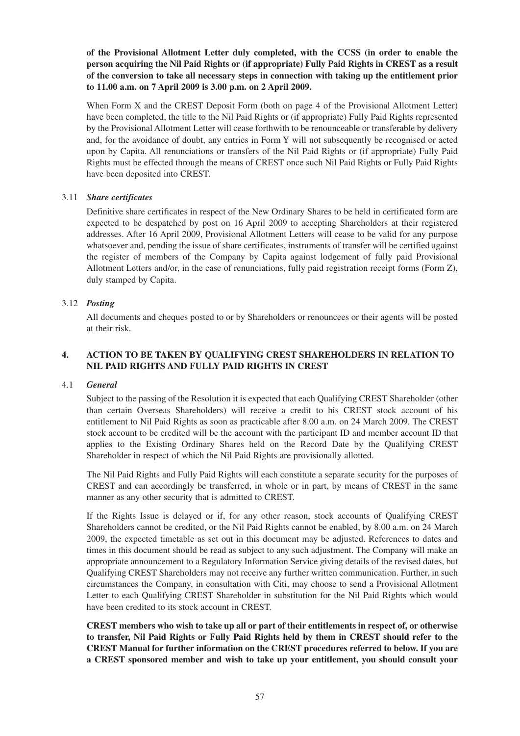**of the Provisional Allotment Letter duly completed, with the CCSS (in order to enable the person acquiring the Nil Paid Rights or (if appropriate) Fully Paid Rights in CREST as a result of the conversion to take all necessary steps in connection with taking up the entitlement prior to 11.00 a.m. on 7 April 2009 is 3.00 p.m. on 2 April 2009.**

When Form X and the CREST Deposit Form (both on page 4 of the Provisional Allotment Letter) have been completed, the title to the Nil Paid Rights or (if appropriate) Fully Paid Rights represented by the Provisional Allotment Letter will cease forthwith to be renounceable or transferable by delivery and, for the avoidance of doubt, any entries in Form Y will not subsequently be recognised or acted upon by Capita. All renunciations or transfers of the Nil Paid Rights or (if appropriate) Fully Paid Rights must be effected through the means of CREST once such Nil Paid Rights or Fully Paid Rights have been deposited into CREST.

3.11 ***Share certificates***

Definitive share certificates in respect of the New Ordinary Shares to be held in certificated form are expected to be despatched by post on 16 April 2009 to accepting Shareholders at their registered addresses. After 16 April 2009, Provisional Allotment Letters will cease to be valid for any purpose whatsoever and, pending the issue of share certificates, instruments of transfer will be certified against the register of members of the Company by Capita against lodgement of fully paid Provisional Allotment Letters and/or, in the case of renunciations, fully paid registration receipt forms (Form Z), duly stamped by Capita.

3.12 ***Posting***

All documents and cheques posted to or by Shareholders or renouncees or their agents will be posted at their risk.

## 4. ACTION TO BE TAKEN BY QUALIFYING CREST SHAREHOLDERS IN RELATION TO NIL PAID RIGHTS AND FULLY PAID RIGHTS IN CREST

4.1 ***General***

Subject to the passing of the Resolution it is expected that each Qualifying CREST Shareholder (other than certain Overseas Shareholders) will receive a credit to his CREST stock account of his entitlement to Nil Paid Rights as soon as practicable after 8.00 a.m. on 24 March 2009. The CREST stock account to be credited will be the account with the participant ID and member account ID that applies to the Existing Ordinary Shares held on the Record Date by the Qualifying CREST Shareholder in respect of which the Nil Paid Rights are provisionally allotted.

The Nil Paid Rights and Fully Paid Rights will each constitute a separate security for the purposes of CREST and can accordingly be transferred, in whole or in part, by means of CREST in the same manner as any other security that is admitted to CREST.

If the Rights Issue is delayed or if, for any other reason, stock accounts of Qualifying CREST Shareholders cannot be credited, or the Nil Paid Rights cannot be enabled, by 8.00 a.m. on 24 March 2009, the expected timetable as set out in this document may be adjusted. References to dates and times in this document should be read as subject to any such adjustment. The Company will make an appropriate announcement to a Regulatory Information Service giving details of the revised dates, but Qualifying CREST Shareholders may not receive any further written communication. Further, in such circumstances the Company, in consultation with Citi, may choose to send a Provisional Allotment Letter to each Qualifying CREST Shareholder in substitution for the Nil Paid Rights which would have been credited to its stock account in CREST.

**CREST members who wish to take up all or part of their entitlements in respect of, or otherwise to transfer, Nil Paid Rights or Fully Paid Rights held by them in CREST should refer to the CREST Manual for further information on the CREST procedures referred to below. If you are a CREST sponsored member and wish to take up your entitlement, you should consult your**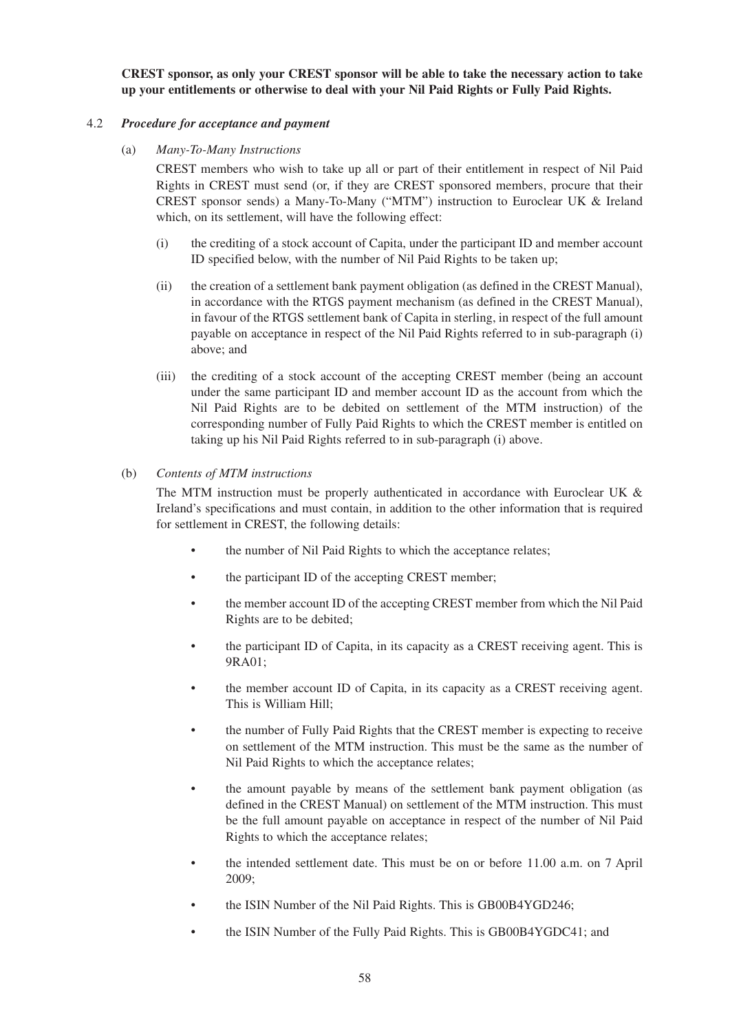**CREST sponsor, as only your CREST sponsor will be able to take the necessary action to take up your entitlements or otherwise to deal with your Nil Paid Rights or Fully Paid Rights.**

4.2 ***Procedure for acceptance and payment***

(a) *Many-To-Many Instructions*

CREST members who wish to take up all or part of their entitlement in respect of Nil Paid Rights in CREST must send (or, if they are CREST sponsored members, procure that their CREST sponsor sends) a Many-To-Many ("MTM") instruction to Euroclear UK & Ireland which, on its settlement, will have the following effect:

(i) the crediting of a stock account of Capita, under the participant ID and member account ID specified below, with the number of Nil Paid Rights to be taken up;

(ii) the creation of a settlement bank payment obligation (as defined in the CREST Manual), in accordance with the RTGS payment mechanism (as defined in the CREST Manual), in favour of the RTGS settlement bank of Capita in sterling, in respect of the full amount payable on acceptance in respect of the Nil Paid Rights referred to in sub-paragraph (i) above; and

(iii) the crediting of a stock account of the accepting CREST member (being an account under the same participant ID and member account ID as the account from which the Nil Paid Rights are to be debited on settlement of the MTM instruction) of the corresponding number of Fully Paid Rights to which the CREST member is entitled on taking up his Nil Paid Rights referred to in sub-paragraph (i) above.

(b) *Contents of MTM instructions*

The MTM instruction must be properly authenticated in accordance with Euroclear UK & Ireland's specifications and must contain, in addition to the other information that is required for settlement in CREST, the following details:

- the number of Nil Paid Rights to which the acceptance relates;
- the participant ID of the accepting CREST member;
- the member account ID of the accepting CREST member from which the Nil Paid Rights are to be debited;
- the participant ID of Capita, in its capacity as a CREST receiving agent. This is 9RA01;
- the member account ID of Capita, in its capacity as a CREST receiving agent. This is William Hill;
- the number of Fully Paid Rights that the CREST member is expecting to receive on settlement of the MTM instruction. This must be the same as the number of Nil Paid Rights to which the acceptance relates;
- the amount payable by means of the settlement bank payment obligation (as defined in the CREST Manual) on settlement of the MTM instruction. This must be the full amount payable on acceptance in respect of the number of Nil Paid Rights to which the acceptance relates;
- the intended settlement date. This must be on or before 11.00 a.m. on 7 April 2009;
- the ISIN Number of the Nil Paid Rights. This is GB00B4YGD246;
- the ISIN Number of the Fully Paid Rights. This is GB00B4YGDC41; and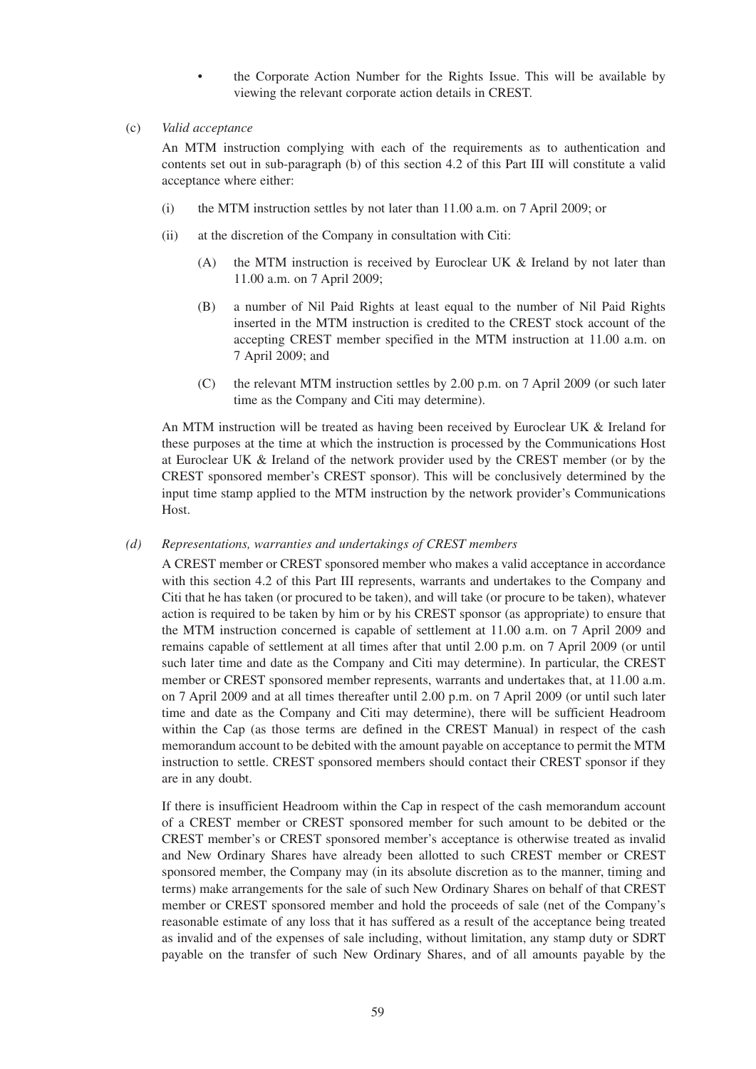- the Corporate Action Number for the Rights Issue. This will be available by viewing the relevant corporate action details in CREST.

(c) *Valid acceptance*

An MTM instruction complying with each of the requirements as to authentication and contents set out in sub-paragraph (b) of this section 4.2 of this Part III will constitute a valid acceptance where either:

(i) the MTM instruction settles by not later than 11.00 a.m. on 7 April 2009; or

(ii) at the discretion of the Company in consultation with Citi:

(A) the MTM instruction is received by Euroclear UK & Ireland by not later than 11.00 a.m. on 7 April 2009;

(B) a number of Nil Paid Rights at least equal to the number of Nil Paid Rights inserted in the MTM instruction is credited to the CREST stock account of the accepting CREST member specified in the MTM instruction at 11.00 a.m. on 7 April 2009; and

(C) the relevant MTM instruction settles by 2.00 p.m. on 7 April 2009 (or such later time as the Company and Citi may determine).

An MTM instruction will be treated as having been received by Euroclear UK & Ireland for these purposes at the time at which the instruction is processed by the Communications Host at Euroclear UK & Ireland of the network provider used by the CREST member (or by the CREST sponsored member's CREST sponsor). This will be conclusively determined by the input time stamp applied to the MTM instruction by the network provider's Communications Host.

*(d) Representations, warranties and undertakings of CREST members*

A CREST member or CREST sponsored member who makes a valid acceptance in accordance with this section 4.2 of this Part III represents, warrants and undertakes to the Company and Citi that he has taken (or procured to be taken), and will take (or procure to be taken), whatever action is required to be taken by him or by his CREST sponsor (as appropriate) to ensure that the MTM instruction concerned is capable of settlement at 11.00 a.m. on 7 April 2009 and remains capable of settlement at all times after that until 2.00 p.m. on 7 April 2009 (or until such later time and date as the Company and Citi may determine). In particular, the CREST member or CREST sponsored member represents, warrants and undertakes that, at 11.00 a.m. on 7 April 2009 and at all times thereafter until 2.00 p.m. on 7 April 2009 (or until such later time and date as the Company and Citi may determine), there will be sufficient Headroom within the Cap (as those terms are defined in the CREST Manual) in respect of the cash memorandum account to be debited with the amount payable on acceptance to permit the MTM instruction to settle. CREST sponsored members should contact their CREST sponsor if they are in any doubt.

If there is insufficient Headroom within the Cap in respect of the cash memorandum account of a CREST member or CREST sponsored member for such amount to be debited or the CREST member's or CREST sponsored member's acceptance is otherwise treated as invalid and New Ordinary Shares have already been allotted to such CREST member or CREST sponsored member, the Company may (in its absolute discretion as to the manner, timing and terms) make arrangements for the sale of such New Ordinary Shares on behalf of that CREST member or CREST sponsored member and hold the proceeds of sale (net of the Company's reasonable estimate of any loss that it has suffered as a result of the acceptance being treated as invalid and of the expenses of sale including, without limitation, any stamp duty or SDRT payable on the transfer of such New Ordinary Shares, and of all amounts payable by the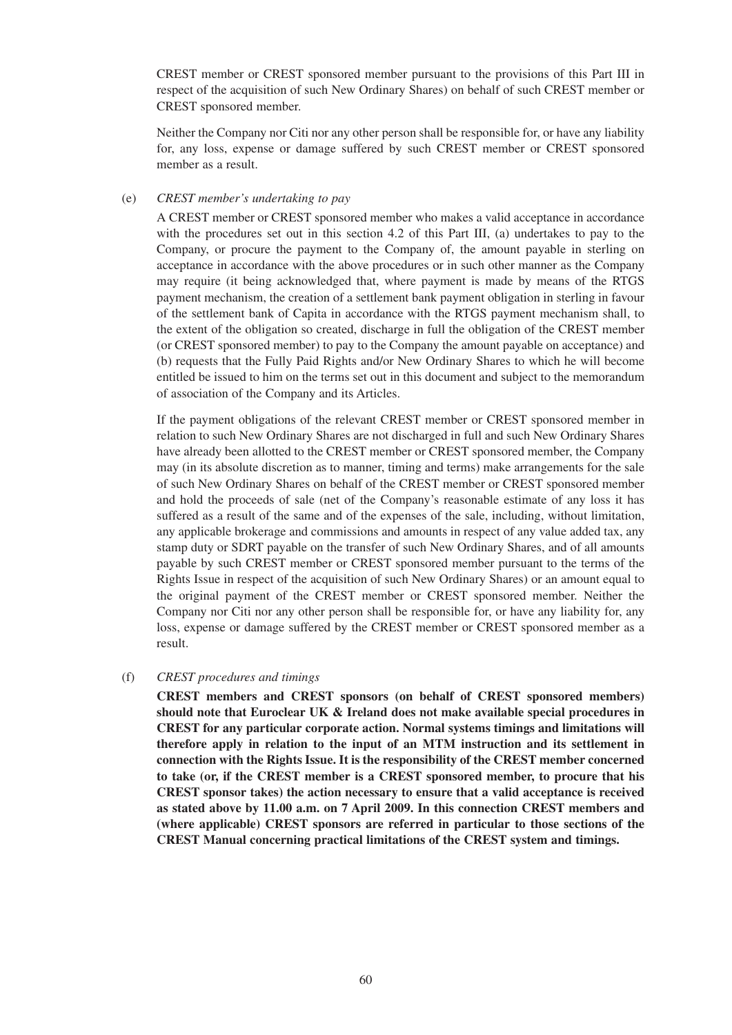CREST member or CREST sponsored member pursuant to the provisions of this Part III in respect of the acquisition of such New Ordinary Shares) on behalf of such CREST member or CREST sponsored member.

Neither the Company nor Citi nor any other person shall be responsible for, or have any liability for, any loss, expense or damage suffered by such CREST member or CREST sponsored member as a result.

(e) *CREST member's undertaking to pay*

A CREST member or CREST sponsored member who makes a valid acceptance in accordance with the procedures set out in this section 4.2 of this Part III, (a) undertakes to pay to the Company, or procure the payment to the Company of, the amount payable in sterling on acceptance in accordance with the above procedures or in such other manner as the Company may require (it being acknowledged that, where payment is made by means of the RTGS payment mechanism, the creation of a settlement bank payment obligation in sterling in favour of the settlement bank of Capita in accordance with the RTGS payment mechanism shall, to the extent of the obligation so created, discharge in full the obligation of the CREST member (or CREST sponsored member) to pay to the Company the amount payable on acceptance) and (b) requests that the Fully Paid Rights and/or New Ordinary Shares to which he will become entitled be issued to him on the terms set out in this document and subject to the memorandum of association of the Company and its Articles.

If the payment obligations of the relevant CREST member or CREST sponsored member in relation to such New Ordinary Shares are not discharged in full and such New Ordinary Shares have already been allotted to the CREST member or CREST sponsored member, the Company may (in its absolute discretion as to manner, timing and terms) make arrangements for the sale of such New Ordinary Shares on behalf of the CREST member or CREST sponsored member and hold the proceeds of sale (net of the Company's reasonable estimate of any loss it has suffered as a result of the same and of the expenses of the sale, including, without limitation, any applicable brokerage and commissions and amounts in respect of any value added tax, any stamp duty or SDRT payable on the transfer of such New Ordinary Shares, and of all amounts payable by such CREST member or CREST sponsored member pursuant to the terms of the Rights Issue in respect of the acquisition of such New Ordinary Shares) or an amount equal to the original payment of the CREST member or CREST sponsored member. Neither the Company nor Citi nor any other person shall be responsible for, or have any liability for, any loss, expense or damage suffered by the CREST member or CREST sponsored member as a result.

(f) *CREST procedures and timings*

**CREST members and CREST sponsors (on behalf of CREST sponsored members) should note that Euroclear UK & Ireland does not make available special procedures in CREST for any particular corporate action. Normal systems timings and limitations will therefore apply in relation to the input of an MTM instruction and its settlement in connection with the Rights Issue. It is the responsibility of the CREST member concerned to take (or, if the CREST member is a CREST sponsored member, to procure that his CREST sponsor takes) the action necessary to ensure that a valid acceptance is received as stated above by 11.00 a.m. on 7 April 2009. In this connection CREST members and (where applicable) CREST sponsors are referred in particular to those sections of the CREST Manual concerning practical limitations of the CREST system and timings.**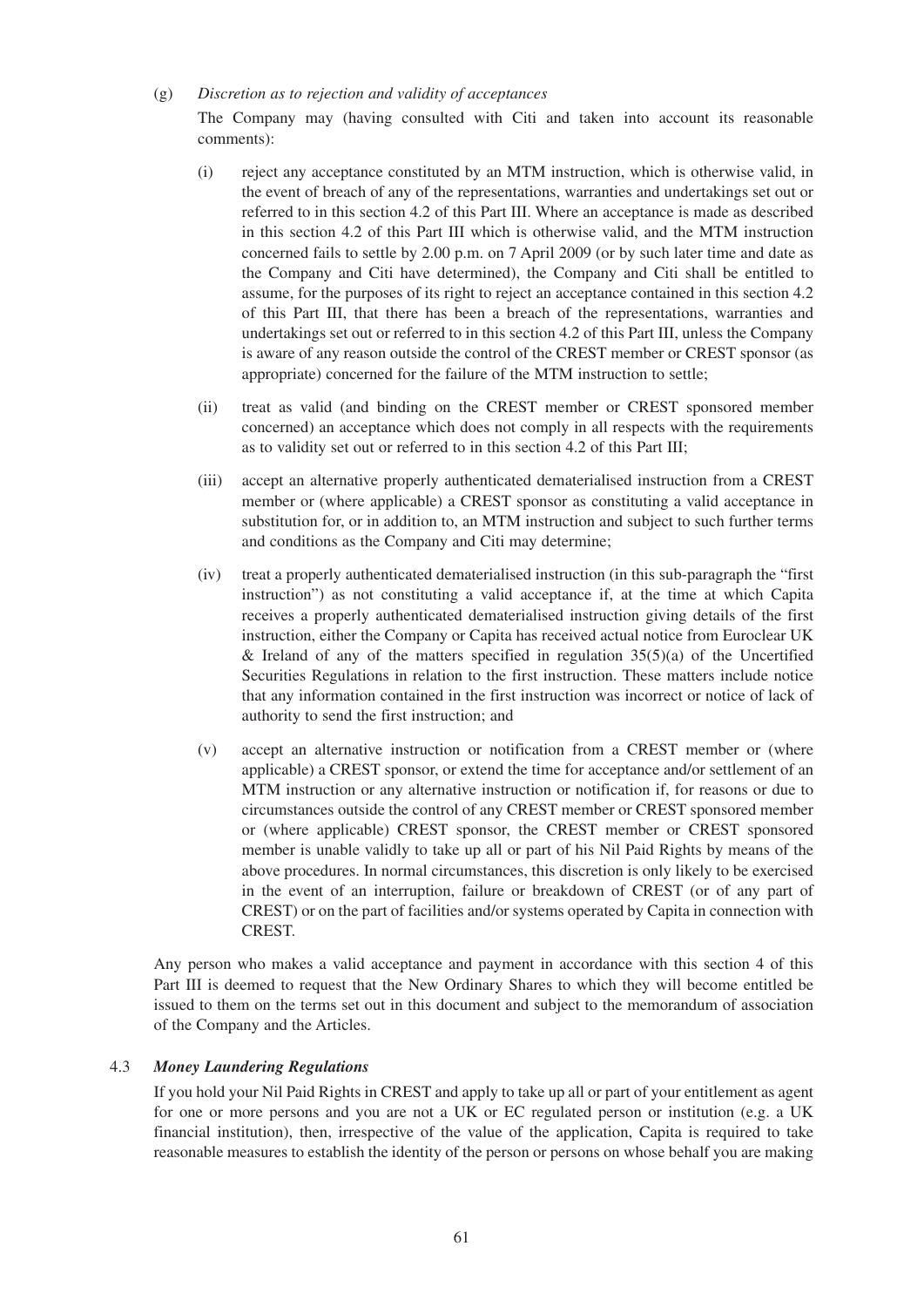(g) *Discretion as to rejection and validity of acceptances*

The Company may (having consulted with Citi and taken into account its reasonable comments):

(i) reject any acceptance constituted by an MTM instruction, which is otherwise valid, in the event of breach of any of the representations, warranties and undertakings set out or referred to in this section 4.2 of this Part III. Where an acceptance is made as described in this section 4.2 of this Part III which is otherwise valid, and the MTM instruction concerned fails to settle by 2.00 p.m. on 7 April 2009 (or by such later time and date as the Company and Citi have determined), the Company and Citi shall be entitled to assume, for the purposes of its right to reject an acceptance contained in this section 4.2 of this Part III, that there has been a breach of the representations, warranties and undertakings set out or referred to in this section 4.2 of this Part III, unless the Company is aware of any reason outside the control of the CREST member or CREST sponsor (as appropriate) concerned for the failure of the MTM instruction to settle;

(ii) treat as valid (and binding on the CREST member or CREST sponsored member concerned) an acceptance which does not comply in all respects with the requirements as to validity set out or referred to in this section 4.2 of this Part III;

(iii) accept an alternative properly authenticated dematerialised instruction from a CREST member or (where applicable) a CREST sponsor as constituting a valid acceptance in substitution for, or in addition to, an MTM instruction and subject to such further terms and conditions as the Company and Citi may determine;

(iv) treat a properly authenticated dematerialised instruction (in this sub-paragraph the "first instruction") as not constituting a valid acceptance if, at the time at which Capita receives a properly authenticated dematerialised instruction giving details of the first instruction, either the Company or Capita has received actual notice from Euroclear UK & Ireland of any of the matters specified in regulation 35(5)(a) of the Uncertified Securities Regulations in relation to the first instruction. These matters include notice that any information contained in the first instruction was incorrect or notice of lack of authority to send the first instruction; and

(v) accept an alternative instruction or notification from a CREST member or (where applicable) a CREST sponsor, or extend the time for acceptance and/or settlement of an MTM instruction or any alternative instruction or notification if, for reasons or due to circumstances outside the control of any CREST member or CREST sponsored member or (where applicable) CREST sponsor, the CREST member or CREST sponsored member is unable validly to take up all or part of his Nil Paid Rights by means of the above procedures. In normal circumstances, this discretion is only likely to be exercised in the event of an interruption, failure or breakdown of CREST (or of any part of CREST) or on the part of facilities and/or systems operated by Capita in connection with CREST.

Any person who makes a valid acceptance and payment in accordance with this section 4 of this Part III is deemed to request that the New Ordinary Shares to which they will become entitled be issued to them on the terms set out in this document and subject to the memorandum of association of the Company and the Articles.

4.3 ***Money Laundering Regulations***

If you hold your Nil Paid Rights in CREST and apply to take up all or part of your entitlement as agent for one or more persons and you are not a UK or EC regulated person or institution (e.g. a UK financial institution), then, irrespective of the value of the application, Capita is required to take reasonable measures to establish the identity of the person or persons on whose behalf you are making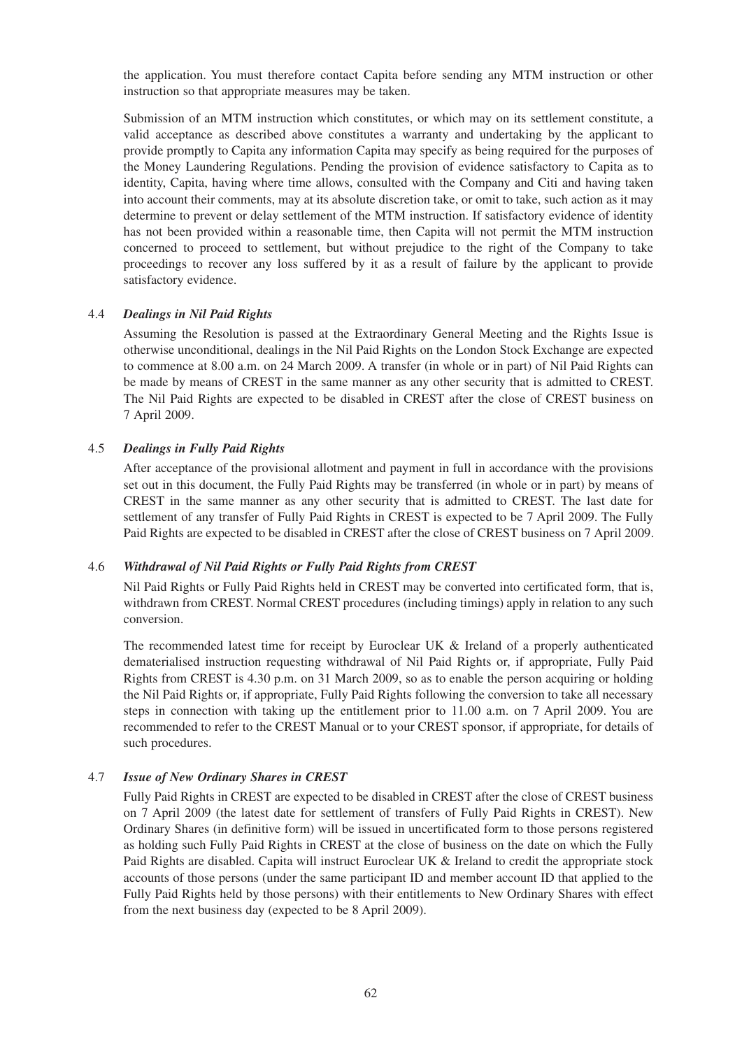the application. You must therefore contact Capita before sending any MTM instruction or other instruction so that appropriate measures may be taken.

Submission of an MTM instruction which constitutes, or which may on its settlement constitute, a valid acceptance as described above constitutes a warranty and undertaking by the applicant to provide promptly to Capita any information Capita may specify as being required for the purposes of the Money Laundering Regulations. Pending the provision of evidence satisfactory to Capita as to identity, Capita, having where time allows, consulted with the Company and Citi and having taken into account their comments, may at its absolute discretion take, or omit to take, such action as it may determine to prevent or delay settlement of the MTM instruction. If satisfactory evidence of identity has not been provided within a reasonable time, then Capita will not permit the MTM instruction concerned to proceed to settlement, but without prejudice to the right of the Company to take proceedings to recover any loss suffered by it as a result of failure by the applicant to provide satisfactory evidence.

### 4.4 *Dealings in Nil Paid Rights*

Assuming the Resolution is passed at the Extraordinary General Meeting and the Rights Issue is otherwise unconditional, dealings in the Nil Paid Rights on the London Stock Exchange are expected to commence at 8.00 a.m. on 24 March 2009. A transfer (in whole or in part) of Nil Paid Rights can be made by means of CREST in the same manner as any other security that is admitted to CREST. The Nil Paid Rights are expected to be disabled in CREST after the close of CREST business on 7 April 2009.

### 4.5 *Dealings in Fully Paid Rights*

After acceptance of the provisional allotment and payment in full in accordance with the provisions set out in this document, the Fully Paid Rights may be transferred (in whole or in part) by means of CREST in the same manner as any other security that is admitted to CREST. The last date for settlement of any transfer of Fully Paid Rights in CREST is expected to be 7 April 2009. The Fully Paid Rights are expected to be disabled in CREST after the close of CREST business on 7 April 2009.

### 4.6 *Withdrawal of Nil Paid Rights or Fully Paid Rights from CREST*

Nil Paid Rights or Fully Paid Rights held in CREST may be converted into certificated form, that is, withdrawn from CREST. Normal CREST procedures (including timings) apply in relation to any such conversion.

The recommended latest time for receipt by Euroclear UK & Ireland of a properly authenticated dematerialised instruction requesting withdrawal of Nil Paid Rights or, if appropriate, Fully Paid Rights from CREST is 4.30 p.m. on 31 March 2009, so as to enable the person acquiring or holding the Nil Paid Rights or, if appropriate, Fully Paid Rights following the conversion to take all necessary steps in connection with taking up the entitlement prior to 11.00 a.m. on 7 April 2009. You are recommended to refer to the CREST Manual or to your CREST sponsor, if appropriate, for details of such procedures.

### 4.7 *Issue of New Ordinary Shares in CREST*

Fully Paid Rights in CREST are expected to be disabled in CREST after the close of CREST business on 7 April 2009 (the latest date for settlement of transfers of Fully Paid Rights in CREST). New Ordinary Shares (in definitive form) will be issued in uncertificated form to those persons registered as holding such Fully Paid Rights in CREST at the close of business on the date on which the Fully Paid Rights are disabled. Capita will instruct Euroclear UK & Ireland to credit the appropriate stock accounts of those persons (under the same participant ID and member account ID that applied to the Fully Paid Rights held by those persons) with their entitlements to New Ordinary Shares with effect from the next business day (expected to be 8 April 2009).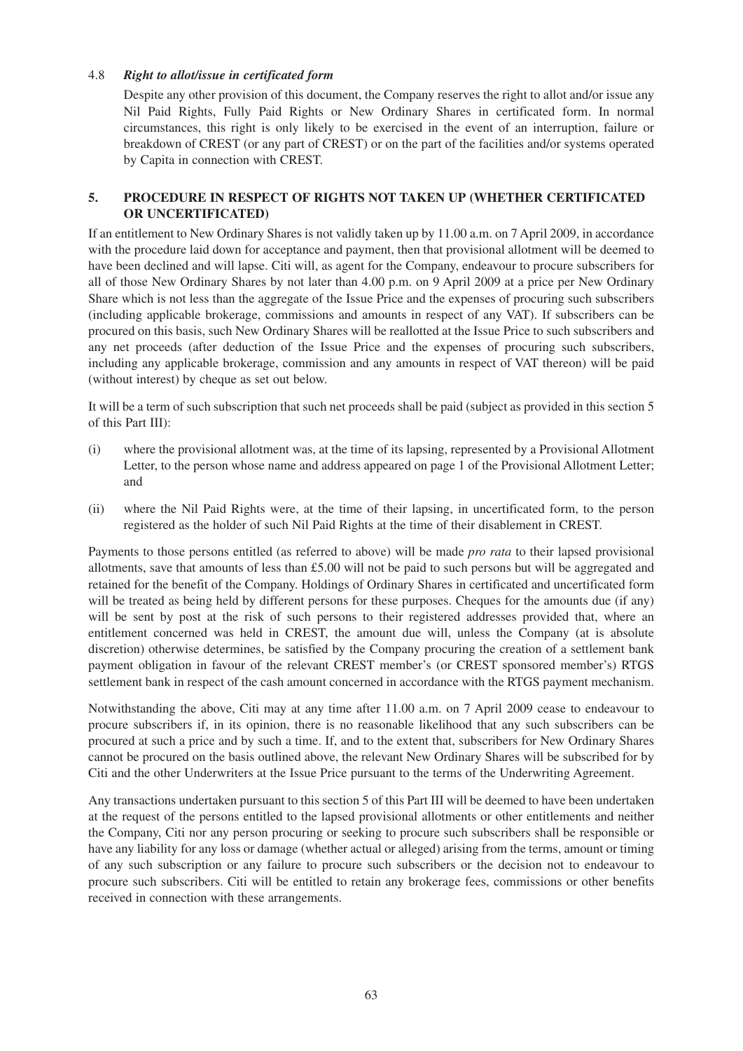#### 4.8 *Right to allot/issue in certificated form*

Despite any other provision of this document, the Company reserves the right to allot and/or issue any Nil Paid Rights, Fully Paid Rights or New Ordinary Shares in certificated form. In normal circumstances, this right is only likely to be exercised in the event of an interruption, failure or breakdown of CREST (or any part of CREST) or on the part of the facilities and/or systems operated by Capita in connection with CREST.

### 5. PROCEDURE IN RESPECT OF RIGHTS NOT TAKEN UP (WHETHER CERTIFICATED OR UNCERTIFICATED)

If an entitlement to New Ordinary Shares is not validly taken up by 11.00 a.m. on 7 April 2009, in accordance with the procedure laid down for acceptance and payment, then that provisional allotment will be deemed to have been declined and will lapse. Citi will, as agent for the Company, endeavour to procure subscribers for all of those New Ordinary Shares by not later than 4.00 p.m. on 9 April 2009 at a price per New Ordinary Share which is not less than the aggregate of the Issue Price and the expenses of procuring such subscribers (including applicable brokerage, commissions and amounts in respect of any VAT). If subscribers can be procured on this basis, such New Ordinary Shares will be reallotted at the Issue Price to such subscribers and any net proceeds (after deduction of the Issue Price and the expenses of procuring such subscribers, including any applicable brokerage, commission and any amounts in respect of VAT thereon) will be paid (without interest) by cheque as set out below.

It will be a term of such subscription that such net proceeds shall be paid (subject as provided in this section 5 of this Part III):

(i) where the provisional allotment was, at the time of its lapsing, represented by a Provisional Allotment Letter, to the person whose name and address appeared on page 1 of the Provisional Allotment Letter; and

(ii) where the Nil Paid Rights were, at the time of their lapsing, in uncertificated form, to the person registered as the holder of such Nil Paid Rights at the time of their disablement in CREST.

Payments to those persons entitled (as referred to above) will be made *pro rata* to their lapsed provisional allotments, save that amounts of less than £5.00 will not be paid to such persons but will be aggregated and retained for the benefit of the Company. Holdings of Ordinary Shares in certificated and uncertificated form will be treated as being held by different persons for these purposes. Cheques for the amounts due (if any) will be sent by post at the risk of such persons to their registered addresses provided that, where an entitlement concerned was held in CREST, the amount due will, unless the Company (at is absolute discretion) otherwise determines, be satisfied by the Company procuring the creation of a settlement bank payment obligation in favour of the relevant CREST member's (or CREST sponsored member's) RTGS settlement bank in respect of the cash amount concerned in accordance with the RTGS payment mechanism.

Notwithstanding the above, Citi may at any time after 11.00 a.m. on 7 April 2009 cease to endeavour to procure subscribers if, in its opinion, there is no reasonable likelihood that any such subscribers can be procured at such a price and by such a time. If, and to the extent that, subscribers for New Ordinary Shares cannot be procured on the basis outlined above, the relevant New Ordinary Shares will be subscribed for by Citi and the other Underwriters at the Issue Price pursuant to the terms of the Underwriting Agreement.

Any transactions undertaken pursuant to this section 5 of this Part III will be deemed to have been undertaken at the request of the persons entitled to the lapsed provisional allotments or other entitlements and neither the Company, Citi nor any person procuring or seeking to procure such subscribers shall be responsible or have any liability for any loss or damage (whether actual or alleged) arising from the terms, amount or timing of any such subscription or any failure to procure such subscribers or the decision not to endeavour to procure such subscribers. Citi will be entitled to retain any brokerage fees, commissions or other benefits received in connection with these arrangements.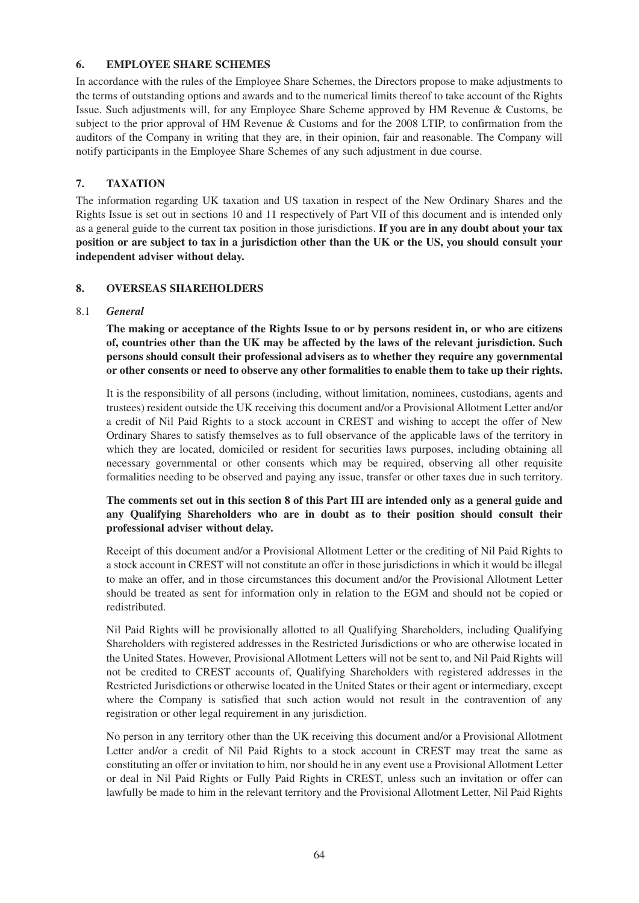## 6. EMPLOYEE SHARE SCHEMES

In accordance with the rules of the Employee Share Schemes, the Directors propose to make adjustments to the terms of outstanding options and awards and to the numerical limits thereof to take account of the Rights Issue. Such adjustments will, for any Employee Share Scheme approved by HM Revenue & Customs, be subject to the prior approval of HM Revenue & Customs and for the 2008 LTIP, to confirmation from the auditors of the Company in writing that they are, in their opinion, fair and reasonable. The Company will notify participants in the Employee Share Schemes of any such adjustment in due course.

## 7. TAXATION

The information regarding UK taxation and US taxation in respect of the New Ordinary Shares and the Rights Issue is set out in sections 10 and 11 respectively of Part VII of this document and is intended only as a general guide to the current tax position in those jurisdictions. **If you are in any doubt about your tax position or are subject to tax in a jurisdiction other than the UK or the US, you should consult your independent adviser without delay.**

## 8. OVERSEAS SHAREHOLDERS

### 8.1 *General*

**The making or acceptance of the Rights Issue to or by persons resident in, or who are citizens of, countries other than the UK may be affected by the laws of the relevant jurisdiction. Such persons should consult their professional advisers as to whether they require any governmental or other consents or need to observe any other formalities to enable them to take up their rights.**

It is the responsibility of all persons (including, without limitation, nominees, custodians, agents and trustees) resident outside the UK receiving this document and/or a Provisional Allotment Letter and/or a credit of Nil Paid Rights to a stock account in CREST and wishing to accept the offer of New Ordinary Shares to satisfy themselves as to full observance of the applicable laws of the territory in which they are located, domiciled or resident for securities laws purposes, including obtaining all necessary governmental or other consents which may be required, observing all other requisite formalities needing to be observed and paying any issue, transfer or other taxes due in such territory.

**The comments set out in this section 8 of this Part III are intended only as a general guide and any Qualifying Shareholders who are in doubt as to their position should consult their professional adviser without delay.**

Receipt of this document and/or a Provisional Allotment Letter or the crediting of Nil Paid Rights to a stock account in CREST will not constitute an offer in those jurisdictions in which it would be illegal to make an offer, and in those circumstances this document and/or the Provisional Allotment Letter should be treated as sent for information only in relation to the EGM and should not be copied or redistributed.

Nil Paid Rights will be provisionally allotted to all Qualifying Shareholders, including Qualifying Shareholders with registered addresses in the Restricted Jurisdictions or who are otherwise located in the United States. However, Provisional Allotment Letters will not be sent to, and Nil Paid Rights will not be credited to CREST accounts of, Qualifying Shareholders with registered addresses in the Restricted Jurisdictions or otherwise located in the United States or their agent or intermediary, except where the Company is satisfied that such action would not result in the contravention of any registration or other legal requirement in any jurisdiction.

No person in any territory other than the UK receiving this document and/or a Provisional Allotment Letter and/or a credit of Nil Paid Rights to a stock account in CREST may treat the same as constituting an offer or invitation to him, nor should he in any event use a Provisional Allotment Letter or deal in Nil Paid Rights or Fully Paid Rights in CREST, unless such an invitation or offer can lawfully be made to him in the relevant territory and the Provisional Allotment Letter, Nil Paid Rights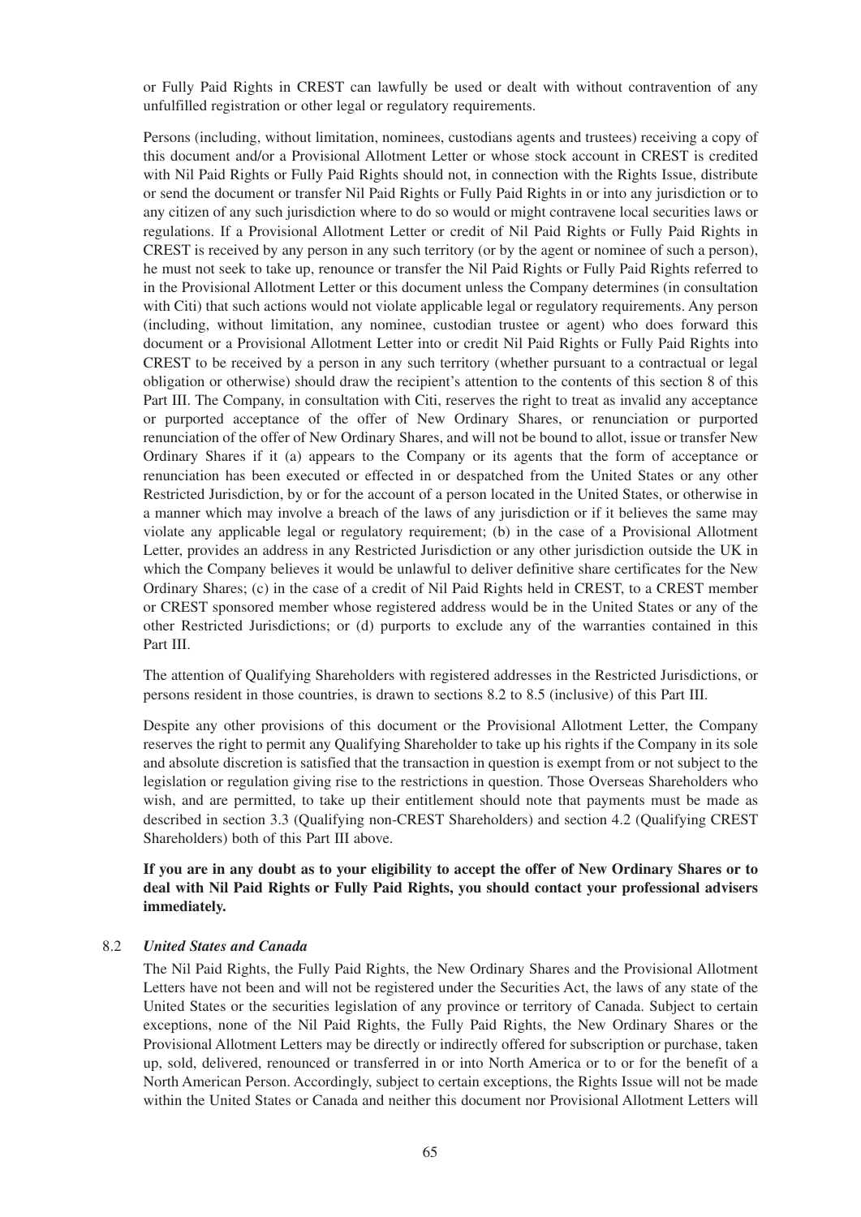or Fully Paid Rights in CREST can lawfully be used or dealt with without contravention of any unfulfilled registration or other legal or regulatory requirements.

Persons (including, without limitation, nominees, custodians agents and trustees) receiving a copy of this document and/or a Provisional Allotment Letter or whose stock account in CREST is credited with Nil Paid Rights or Fully Paid Rights should not, in connection with the Rights Issue, distribute or send the document or transfer Nil Paid Rights or Fully Paid Rights in or into any jurisdiction or to any citizen of any such jurisdiction where to do so would or might contravene local securities laws or regulations. If a Provisional Allotment Letter or credit of Nil Paid Rights or Fully Paid Rights in CREST is received by any person in any such territory (or by the agent or nominee of such a person), he must not seek to take up, renounce or transfer the Nil Paid Rights or Fully Paid Rights referred to in the Provisional Allotment Letter or this document unless the Company determines (in consultation with Citi) that such actions would not violate applicable legal or regulatory requirements. Any person (including, without limitation, any nominee, custodian trustee or agent) who does forward this document or a Provisional Allotment Letter into or credit Nil Paid Rights or Fully Paid Rights into CREST to be received by a person in any such territory (whether pursuant to a contractual or legal obligation or otherwise) should draw the recipient's attention to the contents of this section 8 of this Part III. The Company, in consultation with Citi, reserves the right to treat as invalid any acceptance or purported acceptance of the offer of New Ordinary Shares, or renunciation or purported renunciation of the offer of New Ordinary Shares, and will not be bound to allot, issue or transfer New Ordinary Shares if it (a) appears to the Company or its agents that the form of acceptance or renunciation has been executed or effected in or despatched from the United States or any other Restricted Jurisdiction, by or for the account of a person located in the United States, or otherwise in a manner which may involve a breach of the laws of any jurisdiction or if it believes the same may violate any applicable legal or regulatory requirement; (b) in the case of a Provisional Allotment Letter, provides an address in any Restricted Jurisdiction or any other jurisdiction outside the UK in which the Company believes it would be unlawful to deliver definitive share certificates for the New Ordinary Shares; (c) in the case of a credit of Nil Paid Rights held in CREST, to a CREST member or CREST sponsored member whose registered address would be in the United States or any of the other Restricted Jurisdictions; or (d) purports to exclude any of the warranties contained in this Part III.

The attention of Qualifying Shareholders with registered addresses in the Restricted Jurisdictions, or persons resident in those countries, is drawn to sections 8.2 to 8.5 (inclusive) of this Part III.

Despite any other provisions of this document or the Provisional Allotment Letter, the Company reserves the right to permit any Qualifying Shareholder to take up his rights if the Company in its sole and absolute discretion is satisfied that the transaction in question is exempt from or not subject to the legislation or regulation giving rise to the restrictions in question. Those Overseas Shareholders who wish, and are permitted, to take up their entitlement should note that payments must be made as described in section 3.3 (Qualifying non-CREST Shareholders) and section 4.2 (Qualifying CREST Shareholders) both of this Part III above.

**If you are in any doubt as to your eligibility to accept the offer of New Ordinary Shares or to deal with Nil Paid Rights or Fully Paid Rights, you should contact your professional advisers immediately.**

8.2 ***United States and Canada***

The Nil Paid Rights, the Fully Paid Rights, the New Ordinary Shares and the Provisional Allotment Letters have not been and will not be registered under the Securities Act, the laws of any state of the United States or the securities legislation of any province or territory of Canada. Subject to certain exceptions, none of the Nil Paid Rights, the Fully Paid Rights, the New Ordinary Shares or the Provisional Allotment Letters may be directly or indirectly offered for subscription or purchase, taken up, sold, delivered, renounced or transferred in or into North America or to or for the benefit of a North American Person. Accordingly, subject to certain exceptions, the Rights Issue will not be made within the United States or Canada and neither this document nor Provisional Allotment Letters will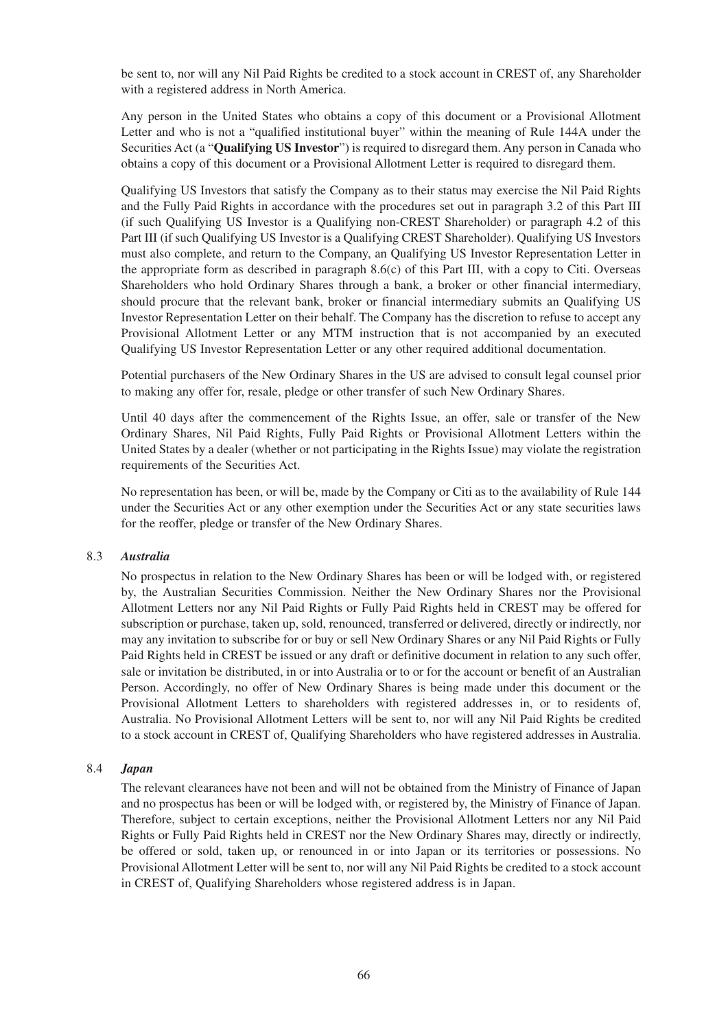be sent to, nor will any Nil Paid Rights be credited to a stock account in CREST of, any Shareholder with a registered address in North America.

Any person in the United States who obtains a copy of this document or a Provisional Allotment Letter and who is not a "qualified institutional buyer" within the meaning of Rule 144A under the Securities Act (a "**Qualifying US Investor**") is required to disregard them. Any person in Canada who obtains a copy of this document or a Provisional Allotment Letter is required to disregard them.

Qualifying US Investors that satisfy the Company as to their status may exercise the Nil Paid Rights and the Fully Paid Rights in accordance with the procedures set out in paragraph 3.2 of this Part III (if such Qualifying US Investor is a Qualifying non-CREST Shareholder) or paragraph 4.2 of this Part III (if such Qualifying US Investor is a Qualifying CREST Shareholder). Qualifying US Investors must also complete, and return to the Company, an Qualifying US Investor Representation Letter in the appropriate form as described in paragraph 8.6(c) of this Part III, with a copy to Citi. Overseas Shareholders who hold Ordinary Shares through a bank, a broker or other financial intermediary, should procure that the relevant bank, broker or financial intermediary submits an Qualifying US Investor Representation Letter on their behalf. The Company has the discretion to refuse to accept any Provisional Allotment Letter or any MTM instruction that is not accompanied by an executed Qualifying US Investor Representation Letter or any other required additional documentation.

Potential purchasers of the New Ordinary Shares in the US are advised to consult legal counsel prior to making any offer for, resale, pledge or other transfer of such New Ordinary Shares.

Until 40 days after the commencement of the Rights Issue, an offer, sale or transfer of the New Ordinary Shares, Nil Paid Rights, Fully Paid Rights or Provisional Allotment Letters within the United States by a dealer (whether or not participating in the Rights Issue) may violate the registration requirements of the Securities Act.

No representation has been, or will be, made by the Company or Citi as to the availability of Rule 144 under the Securities Act or any other exemption under the Securities Act or any state securities laws for the reoffer, pledge or transfer of the New Ordinary Shares.

### 8.3 *Australia*

No prospectus in relation to the New Ordinary Shares has been or will be lodged with, or registered by, the Australian Securities Commission. Neither the New Ordinary Shares nor the Provisional Allotment Letters nor any Nil Paid Rights or Fully Paid Rights held in CREST may be offered for subscription or purchase, taken up, sold, renounced, transferred or delivered, directly or indirectly, nor may any invitation to subscribe for or buy or sell New Ordinary Shares or any Nil Paid Rights or Fully Paid Rights held in CREST be issued or any draft or definitive document in relation to any such offer, sale or invitation be distributed, in or into Australia or to or for the account or benefit of an Australian Person. Accordingly, no offer of New Ordinary Shares is being made under this document or the Provisional Allotment Letters to shareholders with registered addresses in, or to residents of, Australia. No Provisional Allotment Letters will be sent to, nor will any Nil Paid Rights be credited to a stock account in CREST of, Qualifying Shareholders who have registered addresses in Australia.

### 8.4 *Japan*

The relevant clearances have not been and will not be obtained from the Ministry of Finance of Japan and no prospectus has been or will be lodged with, or registered by, the Ministry of Finance of Japan. Therefore, subject to certain exceptions, neither the Provisional Allotment Letters nor any Nil Paid Rights or Fully Paid Rights held in CREST nor the New Ordinary Shares may, directly or indirectly, be offered or sold, taken up, or renounced in or into Japan or its territories or possessions. No Provisional Allotment Letter will be sent to, nor will any Nil Paid Rights be credited to a stock account in CREST of, Qualifying Shareholders whose registered address is in Japan.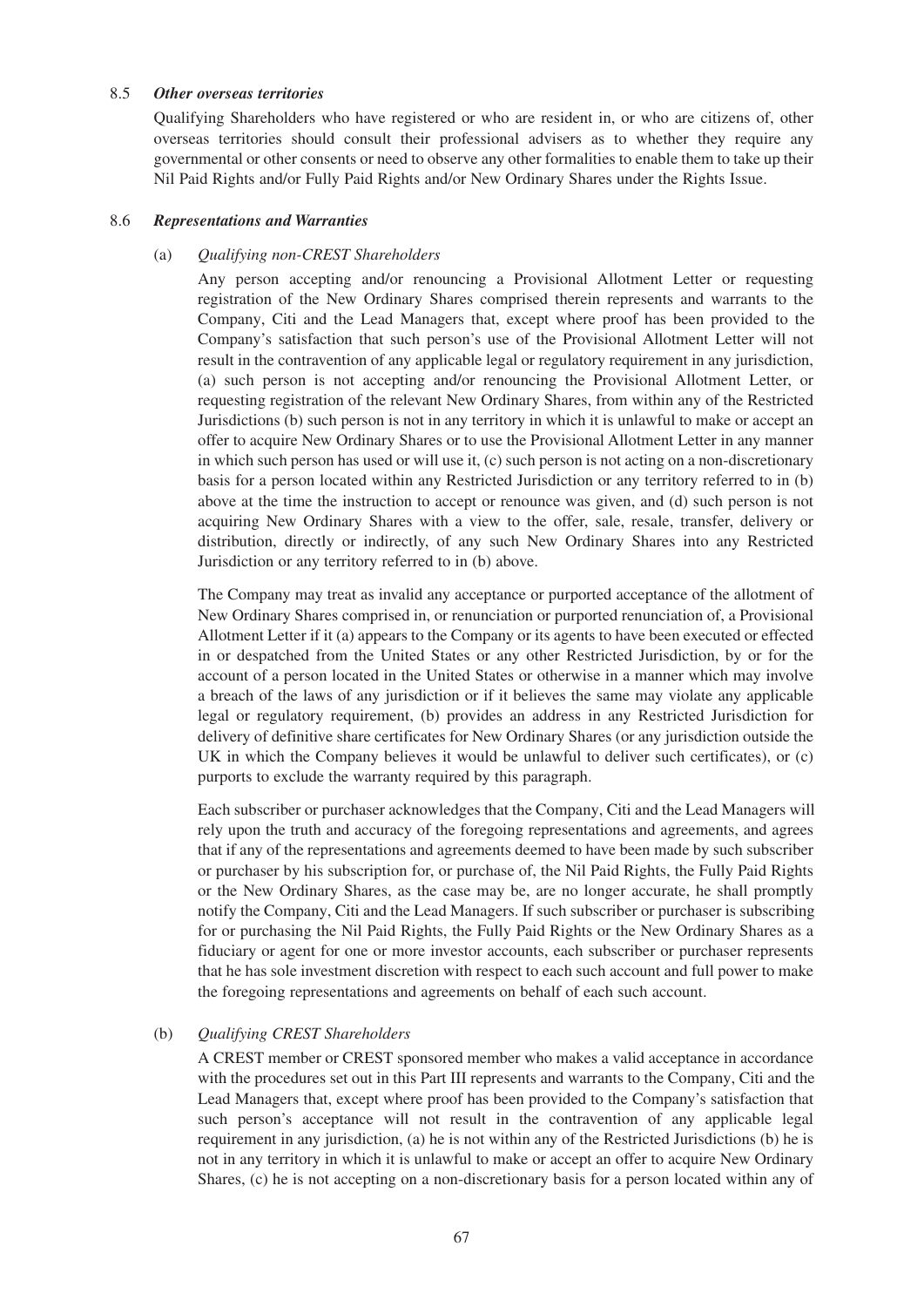### 8.5 *Other overseas territories*

Qualifying Shareholders who have registered or who are resident in, or who are citizens of, other overseas territories should consult their professional advisers as to whether they require any governmental or other consents or need to observe any other formalities to enable them to take up their Nil Paid Rights and/or Fully Paid Rights and/or New Ordinary Shares under the Rights Issue.

### 8.6 *Representations and Warranties*

(a) *Qualifying non-CREST Shareholders*

Any person accepting and/or renouncing a Provisional Allotment Letter or requesting registration of the New Ordinary Shares comprised therein represents and warrants to the Company, Citi and the Lead Managers that, except where proof has been provided to the Company's satisfaction that such person's use of the Provisional Allotment Letter will not result in the contravention of any applicable legal or regulatory requirement in any jurisdiction, (a) such person is not accepting and/or renouncing the Provisional Allotment Letter, or requesting registration of the relevant New Ordinary Shares, from within any of the Restricted Jurisdictions (b) such person is not in any territory in which it is unlawful to make or accept an offer to acquire New Ordinary Shares or to use the Provisional Allotment Letter in any manner in which such person has used or will use it, (c) such person is not acting on a non-discretionary basis for a person located within any Restricted Jurisdiction or any territory referred to in (b) above at the time the instruction to accept or renounce was given, and (d) such person is not acquiring New Ordinary Shares with a view to the offer, sale, resale, transfer, delivery or distribution, directly or indirectly, of any such New Ordinary Shares into any Restricted Jurisdiction or any territory referred to in (b) above.

The Company may treat as invalid any acceptance or purported acceptance of the allotment of New Ordinary Shares comprised in, or renunciation or purported renunciation of, a Provisional Allotment Letter if it (a) appears to the Company or its agents to have been executed or effected in or despatched from the United States or any other Restricted Jurisdiction, by or for the account of a person located in the United States or otherwise in a manner which may involve a breach of the laws of any jurisdiction or if it believes the same may violate any applicable legal or regulatory requirement, (b) provides an address in any Restricted Jurisdiction for delivery of definitive share certificates for New Ordinary Shares (or any jurisdiction outside the UK in which the Company believes it would be unlawful to deliver such certificates), or (c) purports to exclude the warranty required by this paragraph.

Each subscriber or purchaser acknowledges that the Company, Citi and the Lead Managers will rely upon the truth and accuracy of the foregoing representations and agreements, and agrees that if any of the representations and agreements deemed to have been made by such subscriber or purchaser by his subscription for, or purchase of, the Nil Paid Rights, the Fully Paid Rights or the New Ordinary Shares, as the case may be, are no longer accurate, he shall promptly notify the Company, Citi and the Lead Managers. If such subscriber or purchaser is subscribing for or purchasing the Nil Paid Rights, the Fully Paid Rights or the New Ordinary Shares as a fiduciary or agent for one or more investor accounts, each subscriber or purchaser represents that he has sole investment discretion with respect to each such account and full power to make the foregoing representations and agreements on behalf of each such account.

(b) *Qualifying CREST Shareholders*

A CREST member or CREST sponsored member who makes a valid acceptance in accordance with the procedures set out in this Part III represents and warrants to the Company, Citi and the Lead Managers that, except where proof has been provided to the Company's satisfaction that such person's acceptance will not result in the contravention of any applicable legal requirement in any jurisdiction, (a) he is not within any of the Restricted Jurisdictions (b) he is not in any territory in which it is unlawful to make or accept an offer to acquire New Ordinary Shares, (c) he is not accepting on a non-discretionary basis for a person located within any of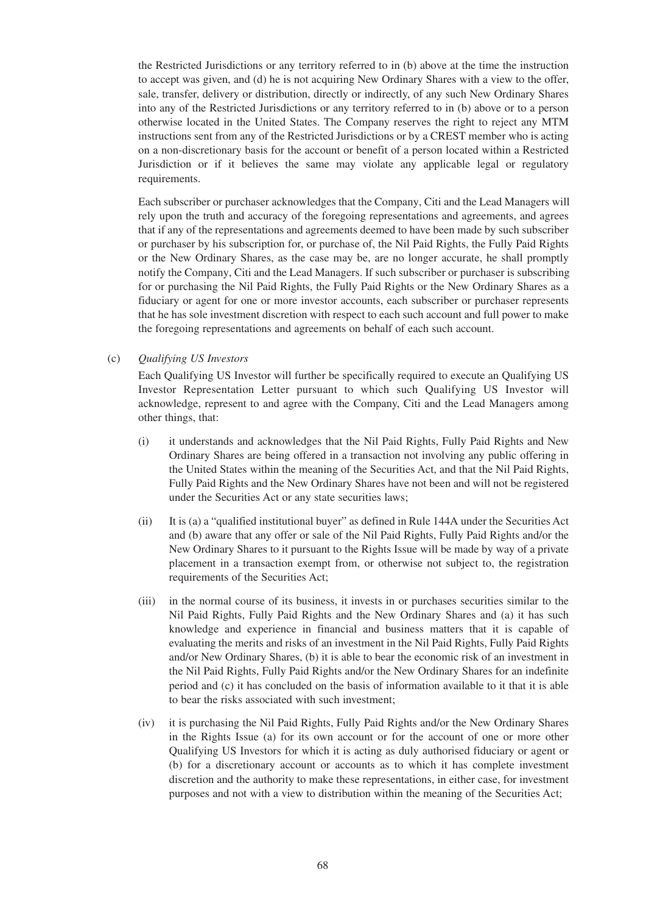the Restricted Jurisdictions or any territory referred to in (b) above at the time the instruction to accept was given, and (d) he is not acquiring New Ordinary Shares with a view to the offer, sale, transfer, delivery or distribution, directly or indirectly, of any such New Ordinary Shares into any of the Restricted Jurisdictions or any territory referred to in (b) above or to a person otherwise located in the United States. The Company reserves the right to reject any MTM instructions sent from any of the Restricted Jurisdictions or by a CREST member who is acting on a non-discretionary basis for the account or benefit of a person located within a Restricted Jurisdiction or if it believes the same may violate any applicable legal or regulatory requirements.

Each subscriber or purchaser acknowledges that the Company, Citi and the Lead Managers will rely upon the truth and accuracy of the foregoing representations and agreements, and agrees that if any of the representations and agreements deemed to have been made by such subscriber or purchaser by his subscription for, or purchase of, the Nil Paid Rights, the Fully Paid Rights or the New Ordinary Shares, as the case may be, are no longer accurate, he shall promptly notify the Company, Citi and the Lead Managers. If such subscriber or purchaser is subscribing for or purchasing the Nil Paid Rights, the Fully Paid Rights or the New Ordinary Shares as a fiduciary or agent for one or more investor accounts, each subscriber or purchaser represents that he has sole investment discretion with respect to each such account and full power to make the foregoing representations and agreements on behalf of each such account.

(c) *Qualifying US Investors*

Each Qualifying US Investor will further be specifically required to execute an Qualifying US Investor Representation Letter pursuant to which such Qualifying US Investor will acknowledge, represent to and agree with the Company, Citi and the Lead Managers among other things, that:

(i) it understands and acknowledges that the Nil Paid Rights, Fully Paid Rights and New Ordinary Shares are being offered in a transaction not involving any public offering in the United States within the meaning of the Securities Act, and that the Nil Paid Rights, Fully Paid Rights and the New Ordinary Shares have not been and will not be registered under the Securities Act or any state securities laws;

(ii) It is (a) a "qualified institutional buyer" as defined in Rule 144A under the Securities Act and (b) aware that any offer or sale of the Nil Paid Rights, Fully Paid Rights and/or the New Ordinary Shares to it pursuant to the Rights Issue will be made by way of a private placement in a transaction exempt from, or otherwise not subject to, the registration requirements of the Securities Act;

(iii) in the normal course of its business, it invests in or purchases securities similar to the Nil Paid Rights, Fully Paid Rights and the New Ordinary Shares and (a) it has such knowledge and experience in financial and business matters that it is capable of evaluating the merits and risks of an investment in the Nil Paid Rights, Fully Paid Rights and/or New Ordinary Shares, (b) it is able to bear the economic risk of an investment in the Nil Paid Rights, Fully Paid Rights and/or the New Ordinary Shares for an indefinite period and (c) it has concluded on the basis of information available to it that it is able to bear the risks associated with such investment;

(iv) it is purchasing the Nil Paid Rights, Fully Paid Rights and/or the New Ordinary Shares in the Rights Issue (a) for its own account or for the account of one or more other Qualifying US Investors for which it is acting as duly authorised fiduciary or agent or (b) for a discretionary account or accounts as to which it has complete investment discretion and the authority to make these representations, in either case, for investment purposes and not with a view to distribution within the meaning of the Securities Act;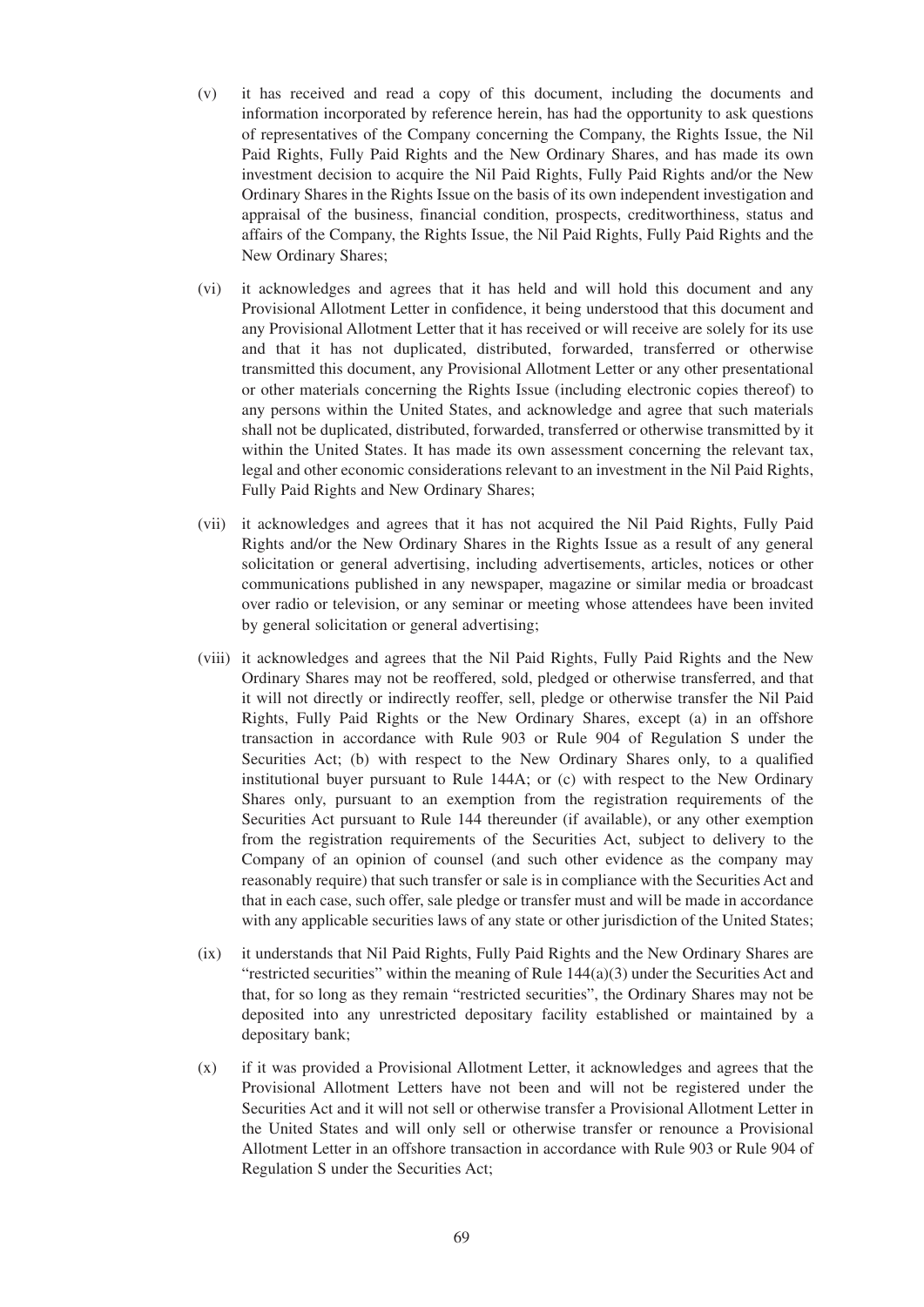(v) it has received and read a copy of this document, including the documents and information incorporated by reference herein, has had the opportunity to ask questions of representatives of the Company concerning the Company, the Rights Issue, the Nil Paid Rights, Fully Paid Rights and the New Ordinary Shares, and has made its own investment decision to acquire the Nil Paid Rights, Fully Paid Rights and/or the New Ordinary Shares in the Rights Issue on the basis of its own independent investigation and appraisal of the business, financial condition, prospects, creditworthiness, status and affairs of the Company, the Rights Issue, the Nil Paid Rights, Fully Paid Rights and the New Ordinary Shares;

(vi) it acknowledges and agrees that it has held and will hold this document and any Provisional Allotment Letter in confidence, it being understood that this document and any Provisional Allotment Letter that it has received or will receive are solely for its use and that it has not duplicated, distributed, forwarded, transferred or otherwise transmitted this document, any Provisional Allotment Letter or any other presentational or other materials concerning the Rights Issue (including electronic copies thereof) to any persons within the United States, and acknowledge and agree that such materials shall not be duplicated, distributed, forwarded, transferred or otherwise transmitted by it within the United States. It has made its own assessment concerning the relevant tax, legal and other economic considerations relevant to an investment in the Nil Paid Rights, Fully Paid Rights and New Ordinary Shares;

(vii) it acknowledges and agrees that it has not acquired the Nil Paid Rights, Fully Paid Rights and/or the New Ordinary Shares in the Rights Issue as a result of any general solicitation or general advertising, including advertisements, articles, notices or other communications published in any newspaper, magazine or similar media or broadcast over radio or television, or any seminar or meeting whose attendees have been invited by general solicitation or general advertising;

(viii) it acknowledges and agrees that the Nil Paid Rights, Fully Paid Rights and the New Ordinary Shares may not be reoffered, sold, pledged or otherwise transferred, and that it will not directly or indirectly reoffer, sell, pledge or otherwise transfer the Nil Paid Rights, Fully Paid Rights or the New Ordinary Shares, except (a) in an offshore transaction in accordance with Rule 903 or Rule 904 of Regulation S under the Securities Act; (b) with respect to the New Ordinary Shares only, to a qualified institutional buyer pursuant to Rule 144A; or (c) with respect to the New Ordinary Shares only, pursuant to an exemption from the registration requirements of the Securities Act pursuant to Rule 144 thereunder (if available), or any other exemption from the registration requirements of the Securities Act, subject to delivery to the Company of an opinion of counsel (and such other evidence as the company may reasonably require) that such transfer or sale is in compliance with the Securities Act and that in each case, such offer, sale pledge or transfer must and will be made in accordance with any applicable securities laws of any state or other jurisdiction of the United States;

(ix) it understands that Nil Paid Rights, Fully Paid Rights and the New Ordinary Shares are "restricted securities" within the meaning of Rule 144(a)(3) under the Securities Act and that, for so long as they remain "restricted securities", the Ordinary Shares may not be deposited into any unrestricted depositary facility established or maintained by a depositary bank;

(x) if it was provided a Provisional Allotment Letter, it acknowledges and agrees that the Provisional Allotment Letters have not been and will not be registered under the Securities Act and it will not sell or otherwise transfer a Provisional Allotment Letter in the United States and will only sell or otherwise transfer or renounce a Provisional Allotment Letter in an offshore transaction in accordance with Rule 903 or Rule 904 of Regulation S under the Securities Act;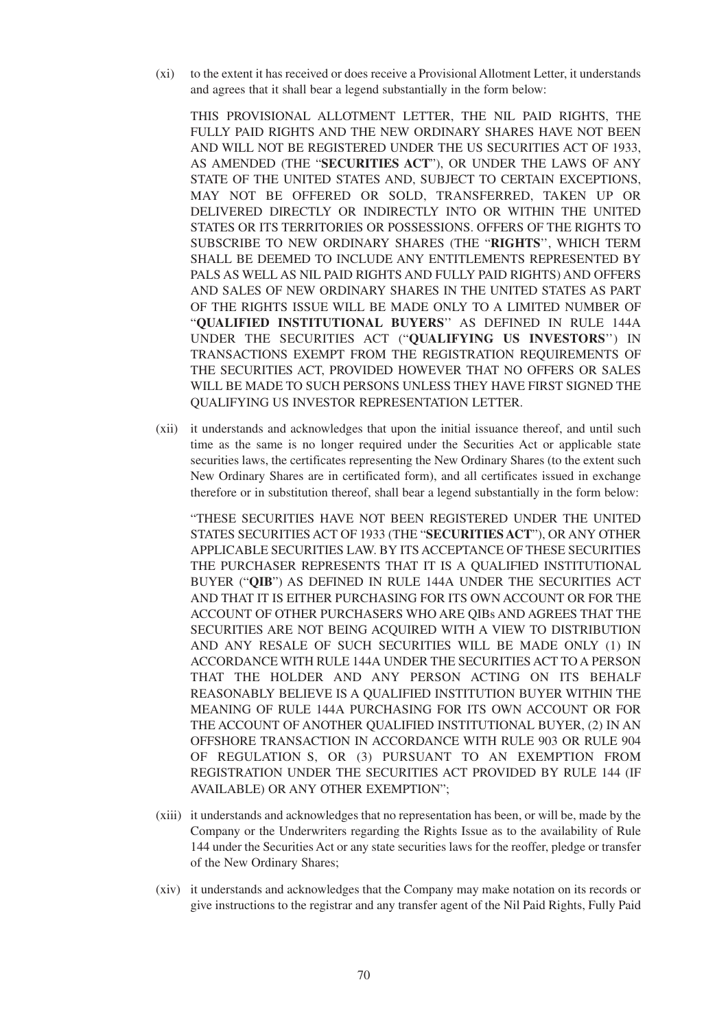(xi) to the extent it has received or does receive a Provisional Allotment Letter, it understands and agrees that it shall bear a legend substantially in the form below:

THIS PROVISIONAL ALLOTMENT LETTER, THE NIL PAID RIGHTS, THE FULLY PAID RIGHTS AND THE NEW ORDINARY SHARES HAVE NOT BEEN AND WILL NOT BE REGISTERED UNDER THE US SECURITIES ACT OF 1933, AS AMENDED (THE "**SECURITIES ACT**"), OR UNDER THE LAWS OF ANY STATE OF THE UNITED STATES AND, SUBJECT TO CERTAIN EXCEPTIONS, MAY NOT BE OFFERED OR SOLD, TRANSFERRED, TAKEN UP OR DELIVERED DIRECTLY OR INDIRECTLY INTO OR WITHIN THE UNITED STATES OR ITS TERRITORIES OR POSSESSIONS. OFFERS OF THE RIGHTS TO SUBSCRIBE TO NEW ORDINARY SHARES (THE "**RIGHTS**", WHICH TERM SHALL BE DEEMED TO INCLUDE ANY ENTITLEMENTS REPRESENTED BY PALS AS WELL AS NIL PAID RIGHTS AND FULLY PAID RIGHTS) AND OFFERS AND SALES OF NEW ORDINARY SHARES IN THE UNITED STATES AS PART OF THE RIGHTS ISSUE WILL BE MADE ONLY TO A LIMITED NUMBER OF "**QUALIFIED INSTITUTIONAL BUYERS**" AS DEFINED IN RULE 144A UNDER THE SECURITIES ACT ("**QUALIFYING US INVESTORS**") IN TRANSACTIONS EXEMPT FROM THE REGISTRATION REQUIREMENTS OF THE SECURITIES ACT, PROVIDED HOWEVER THAT NO OFFERS OR SALES WILL BE MADE TO SUCH PERSONS UNLESS THEY HAVE FIRST SIGNED THE QUALIFYING US INVESTOR REPRESENTATION LETTER.

(xii) it understands and acknowledges that upon the initial issuance thereof, and until such time as the same is no longer required under the Securities Act or applicable state securities laws, the certificates representing the New Ordinary Shares (to the extent such New Ordinary Shares are in certificated form), and all certificates issued in exchange therefore or in substitution thereof, shall bear a legend substantially in the form below:

"THESE SECURITIES HAVE NOT BEEN REGISTERED UNDER THE UNITED STATES SECURITIES ACT OF 1933 (THE "**SECURITIES ACT**"), OR ANY OTHER APPLICABLE SECURITIES LAW. BY ITS ACCEPTANCE OF THESE SECURITIES THE PURCHASER REPRESENTS THAT IT IS A QUALIFIED INSTITUTIONAL BUYER ("**QIB**") AS DEFINED IN RULE 144A UNDER THE SECURITIES ACT AND THAT IT IS EITHER PURCHASING FOR ITS OWN ACCOUNT OR FOR THE ACCOUNT OF OTHER PURCHASERS WHO ARE QIBs AND AGREES THAT THE SECURITIES ARE NOT BEING ACQUIRED WITH A VIEW TO DISTRIBUTION AND ANY RESALE OF SUCH SECURITIES WILL BE MADE ONLY (1) IN ACCORDANCE WITH RULE 144A UNDER THE SECURITIES ACT TO A PERSON THAT THE HOLDER AND ANY PERSON ACTING ON ITS BEHALF REASONABLY BELIEVE IS A QUALIFIED INSTITUTION BUYER WITHIN THE MEANING OF RULE 144A PURCHASING FOR ITS OWN ACCOUNT OR FOR THE ACCOUNT OF ANOTHER QUALIFIED INSTITUTIONAL BUYER, (2) IN AN OFFSHORE TRANSACTION IN ACCORDANCE WITH RULE 903 OR RULE 904 OF REGULATION S, OR (3) PURSUANT TO AN EXEMPTION FROM REGISTRATION UNDER THE SECURITIES ACT PROVIDED BY RULE 144 (IF AVAILABLE) OR ANY OTHER EXEMPTION";

(xiii) it understands and acknowledges that no representation has been, or will be, made by the Company or the Underwriters regarding the Rights Issue as to the availability of Rule 144 under the Securities Act or any state securities laws for the reoffer, pledge or transfer of the New Ordinary Shares;

(xiv) it understands and acknowledges that the Company may make notation on its records or give instructions to the registrar and any transfer agent of the Nil Paid Rights, Fully Paid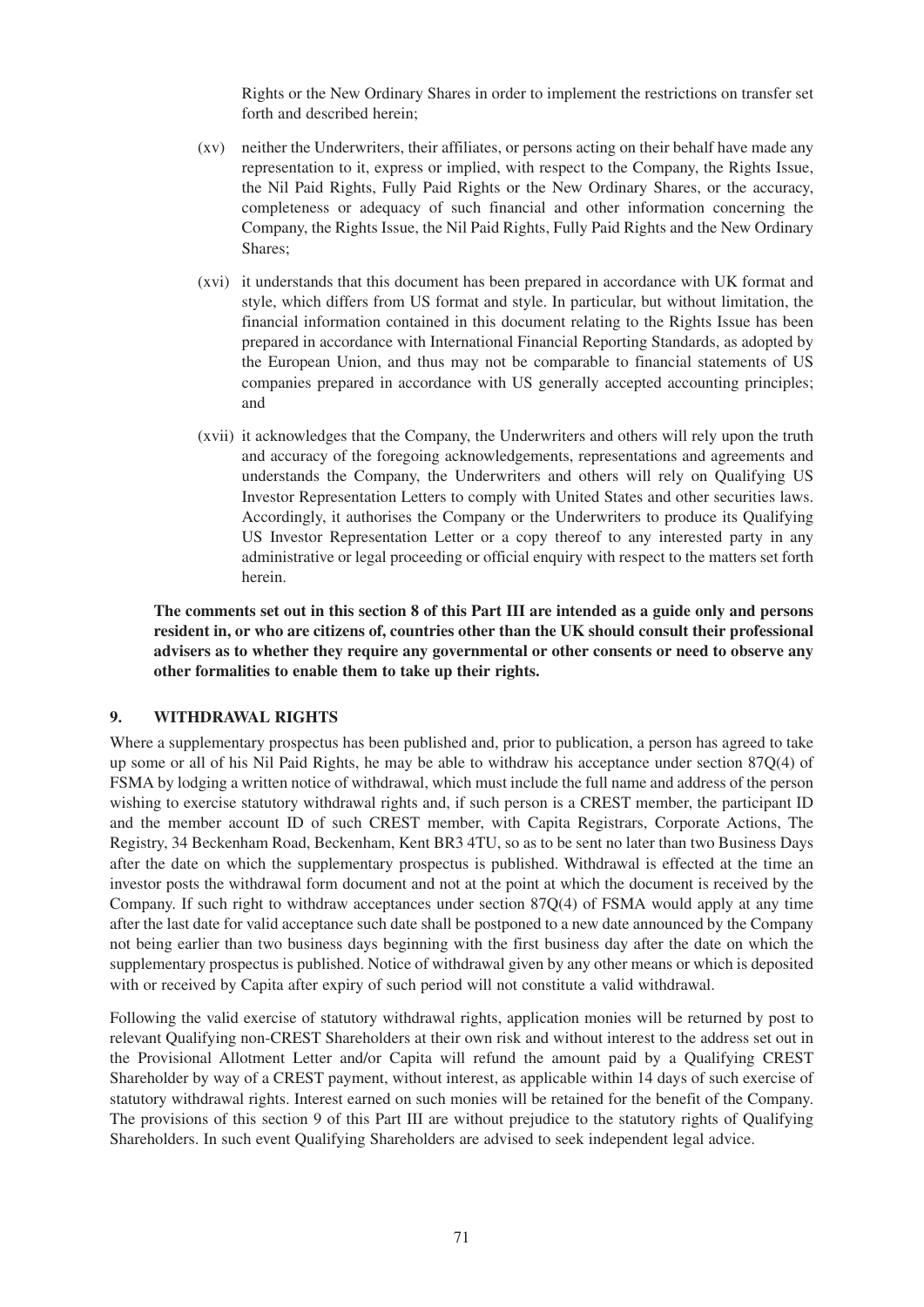Rights or the New Ordinary Shares in order to implement the restrictions on transfer set forth and described herein;

(xv) neither the Underwriters, their affiliates, or persons acting on their behalf have made any representation to it, express or implied, with respect to the Company, the Rights Issue, the Nil Paid Rights, Fully Paid Rights or the New Ordinary Shares, or the accuracy, completeness or adequacy of such financial and other information concerning the Company, the Rights Issue, the Nil Paid Rights, Fully Paid Rights and the New Ordinary Shares;

(xvi) it understands that this document has been prepared in accordance with UK format and style, which differs from US format and style. In particular, but without limitation, the financial information contained in this document relating to the Rights Issue has been prepared in accordance with International Financial Reporting Standards, as adopted by the European Union, and thus may not be comparable to financial statements of US companies prepared in accordance with US generally accepted accounting principles; and

(xvii) it acknowledges that the Company, the Underwriters and others will rely upon the truth and accuracy of the foregoing acknowledgements, representations and agreements and understands the Company, the Underwriters and others will rely on Qualifying US Investor Representation Letters to comply with United States and other securities laws. Accordingly, it authorises the Company or the Underwriters to produce its Qualifying US Investor Representation Letter or a copy thereof to any interested party in any administrative or legal proceeding or official enquiry with respect to the matters set forth herein.

**The comments set out in this section 8 of this Part III are intended as a guide only and persons resident in, or who are citizens of, countries other than the UK should consult their professional advisers as to whether they require any governmental or other consents or need to observe any other formalities to enable them to take up their rights.**

## 9. WITHDRAWAL RIGHTS

Where a supplementary prospectus has been published and, prior to publication, a person has agreed to take up some or all of his Nil Paid Rights, he may be able to withdraw his acceptance under section 87Q(4) of FSMA by lodging a written notice of withdrawal, which must include the full name and address of the person wishing to exercise statutory withdrawal rights and, if such person is a CREST member, the participant ID and the member account ID of such CREST member, with Capita Registrars, Corporate Actions, The Registry, 34 Beckenham Road, Beckenham, Kent BR3 4TU, so as to be sent no later than two Business Days after the date on which the supplementary prospectus is published. Withdrawal is effected at the time an investor posts the withdrawal form document and not at the point at which the document is received by the Company. If such right to withdraw acceptances under section 87Q(4) of FSMA would apply at any time after the last date for valid acceptance such date shall be postponed to a new date announced by the Company not being earlier than two business days beginning with the first business day after the date on which the supplementary prospectus is published. Notice of withdrawal given by any other means or which is deposited with or received by Capita after expiry of such period will not constitute a valid withdrawal.

Following the valid exercise of statutory withdrawal rights, application monies will be returned by post to relevant Qualifying non-CREST Shareholders at their own risk and without interest to the address set out in the Provisional Allotment Letter and/or Capita will refund the amount paid by a Qualifying CREST Shareholder by way of a CREST payment, without interest, as applicable within 14 days of such exercise of statutory withdrawal rights. Interest earned on such monies will be retained for the benefit of the Company. The provisions of this section 9 of this Part III are without prejudice to the statutory rights of Qualifying Shareholders. In such event Qualifying Shareholders are advised to seek independent legal advice.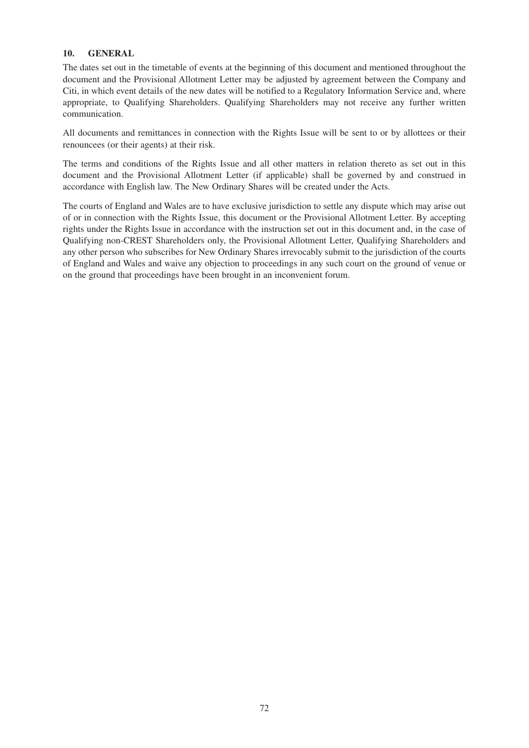## 10. GENERAL

The dates set out in the timetable of events at the beginning of this document and mentioned throughout the document and the Provisional Allotment Letter may be adjusted by agreement between the Company and Citi, in which event details of the new dates will be notified to a Regulatory Information Service and, where appropriate, to Qualifying Shareholders. Qualifying Shareholders may not receive any further written communication.

All documents and remittances in connection with the Rights Issue will be sent to or by allottees or their renouncees (or their agents) at their risk.

The terms and conditions of the Rights Issue and all other matters in relation thereto as set out in this document and the Provisional Allotment Letter (if applicable) shall be governed by and construed in accordance with English law. The New Ordinary Shares will be created under the Acts.

The courts of England and Wales are to have exclusive jurisdiction to settle any dispute which may arise out of or in connection with the Rights Issue, this document or the Provisional Allotment Letter. By accepting rights under the Rights Issue in accordance with the instruction set out in this document and, in the case of Qualifying non-CREST Shareholders only, the Provisional Allotment Letter, Qualifying Shareholders and any other person who subscribes for New Ordinary Shares irrevocably submit to the jurisdiction of the courts of England and Wales and waive any objection to proceedings in any such court on the ground of venue or on the ground that proceedings have been brought in an inconvenient forum.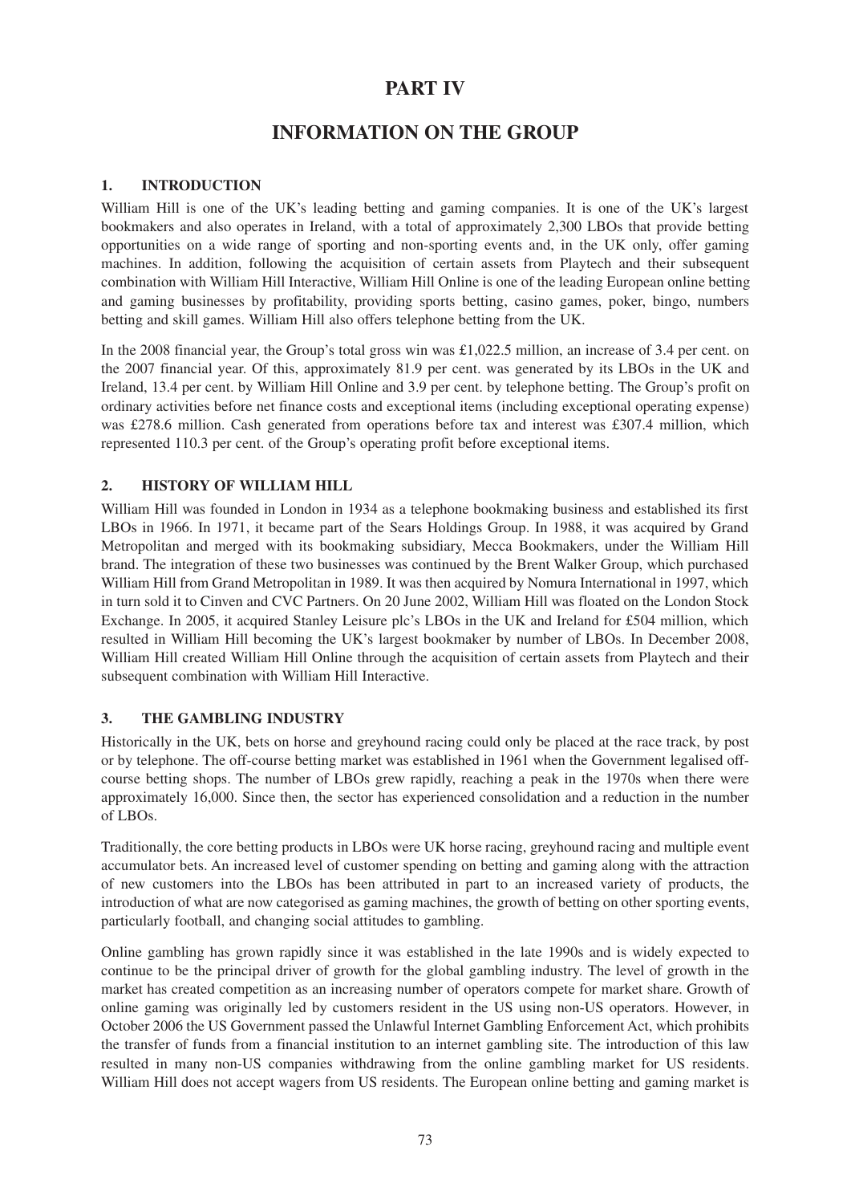# PART IV

# INFORMATION ON THE GROUP

## 1. INTRODUCTION

William Hill is one of the UK's leading betting and gaming companies. It is one of the UK's largest bookmakers and also operates in Ireland, with a total of approximately 2,300 LBOs that provide betting opportunities on a wide range of sporting and non-sporting events and, in the UK only, offer gaming machines. In addition, following the acquisition of certain assets from Playtech and their subsequent combination with William Hill Interactive, William Hill Online is one of the leading European online betting and gaming businesses by profitability, providing sports betting, casino games, poker, bingo, numbers betting and skill games. William Hill also offers telephone betting from the UK.

In the 2008 financial year, the Group's total gross win was £1,022.5 million, an increase of 3.4 per cent. on the 2007 financial year. Of this, approximately 81.9 per cent. was generated by its LBOs in the UK and Ireland, 13.4 per cent. by William Hill Online and 3.9 per cent. by telephone betting. The Group's profit on ordinary activities before net finance costs and exceptional items (including exceptional operating expense) was £278.6 million. Cash generated from operations before tax and interest was £307.4 million, which represented 110.3 per cent. of the Group's operating profit before exceptional items.

## 2. HISTORY OF WILLIAM HILL

William Hill was founded in London in 1934 as a telephone bookmaking business and established its first LBOs in 1966. In 1971, it became part of the Sears Holdings Group. In 1988, it was acquired by Grand Metropolitan and merged with its bookmaking subsidiary, Mecca Bookmakers, under the William Hill brand. The integration of these two businesses was continued by the Brent Walker Group, which purchased William Hill from Grand Metropolitan in 1989. It was then acquired by Nomura International in 1997, which in turn sold it to Cinven and CVC Partners. On 20 June 2002, William Hill was floated on the London Stock Exchange. In 2005, it acquired Stanley Leisure plc's LBOs in the UK and Ireland for £504 million, which resulted in William Hill becoming the UK's largest bookmaker by number of LBOs. In December 2008, William Hill created William Hill Online through the acquisition of certain assets from Playtech and their subsequent combination with William Hill Interactive.

## 3. THE GAMBLING INDUSTRY

Historically in the UK, bets on horse and greyhound racing could only be placed at the race track, by post or by telephone. The off-course betting market was established in 1961 when the Government legalised off-course betting shops. The number of LBOs grew rapidly, reaching a peak in the 1970s when there were approximately 16,000. Since then, the sector has experienced consolidation and a reduction in the number of LBOs.

Traditionally, the core betting products in LBOs were UK horse racing, greyhound racing and multiple event accumulator bets. An increased level of customer spending on betting and gaming along with the attraction of new customers into the LBOs has been attributed in part to an increased variety of products, the introduction of what are now categorised as gaming machines, the growth of betting on other sporting events, particularly football, and changing social attitudes to gambling.

Online gambling has grown rapidly since it was established in the late 1990s and is widely expected to continue to be the principal driver of growth for the global gambling industry. The level of growth in the market has created competition as an increasing number of operators compete for market share. Growth of online gaming was originally led by customers resident in the US using non-US operators. However, in October 2006 the US Government passed the Unlawful Internet Gambling Enforcement Act, which prohibits the transfer of funds from a financial institution to an internet gambling site. The introduction of this law resulted in many non-US companies withdrawing from the online gambling market for US residents. William Hill does not accept wagers from US residents. The European online betting and gaming market is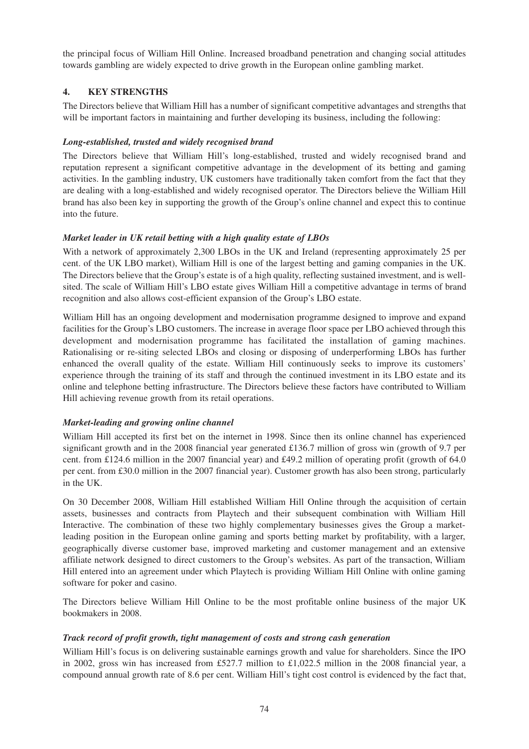the principal focus of William Hill Online. Increased broadband penetration and changing social attitudes towards gambling are widely expected to drive growth in the European online gambling market.

## 4. KEY STRENGTHS

The Directors believe that William Hill has a number of significant competitive advantages and strengths that will be important factors in maintaining and further developing its business, including the following:

***Long-established, trusted and widely recognised brand***

The Directors believe that William Hill's long-established, trusted and widely recognised brand and reputation represent a significant competitive advantage in the development of its betting and gaming activities. In the gambling industry, UK customers have traditionally taken comfort from the fact that they are dealing with a long-established and widely recognised operator. The Directors believe the William Hill brand has also been key in supporting the growth of the Group's online channel and expect this to continue into the future.

***Market leader in UK retail betting with a high quality estate of LBOs***

With a network of approximately 2,300 LBOs in the UK and Ireland (representing approximately 25 per cent. of the UK LBO market), William Hill is one of the largest betting and gaming companies in the UK. The Directors believe that the Group's estate is of a high quality, reflecting sustained investment, and is well-sited. The scale of William Hill's LBO estate gives William Hill a competitive advantage in terms of brand recognition and also allows cost-efficient expansion of the Group's LBO estate.

William Hill has an ongoing development and modernisation programme designed to improve and expand facilities for the Group's LBO customers. The increase in average floor space per LBO achieved through this development and modernisation programme has facilitated the installation of gaming machines. Rationalising or re-siting selected LBOs and closing or disposing of underperforming LBOs has further enhanced the overall quality of the estate. William Hill continuously seeks to improve its customers' experience through the training of its staff and through the continued investment in its LBO estate and its online and telephone betting infrastructure. The Directors believe these factors have contributed to William Hill achieving revenue growth from its retail operations.

***Market-leading and growing online channel***

William Hill accepted its first bet on the internet in 1998. Since then its online channel has experienced significant growth and in the 2008 financial year generated £136.7 million of gross win (growth of 9.7 per cent. from £124.6 million in the 2007 financial year) and £49.2 million of operating profit (growth of 64.0 per cent. from £30.0 million in the 2007 financial year). Customer growth has also been strong, particularly in the UK.

On 30 December 2008, William Hill established William Hill Online through the acquisition of certain assets, businesses and contracts from Playtech and their subsequent combination with William Hill Interactive. The combination of these two highly complementary businesses gives the Group a market-leading position in the European online gaming and sports betting market by profitability, with a larger, geographically diverse customer base, improved marketing and customer management and an extensive affiliate network designed to direct customers to the Group's websites. As part of the transaction, William Hill entered into an agreement under which Playtech is providing William Hill Online with online gaming software for poker and casino.

The Directors believe William Hill Online to be the most profitable online business of the major UK bookmakers in 2008.

***Track record of profit growth, tight management of costs and strong cash generation***

William Hill's focus is on delivering sustainable earnings growth and value for shareholders. Since the IPO in 2002, gross win has increased from £527.7 million to £1,022.5 million in the 2008 financial year, a compound annual growth rate of 8.6 per cent. William Hill's tight cost control is evidenced by the fact that,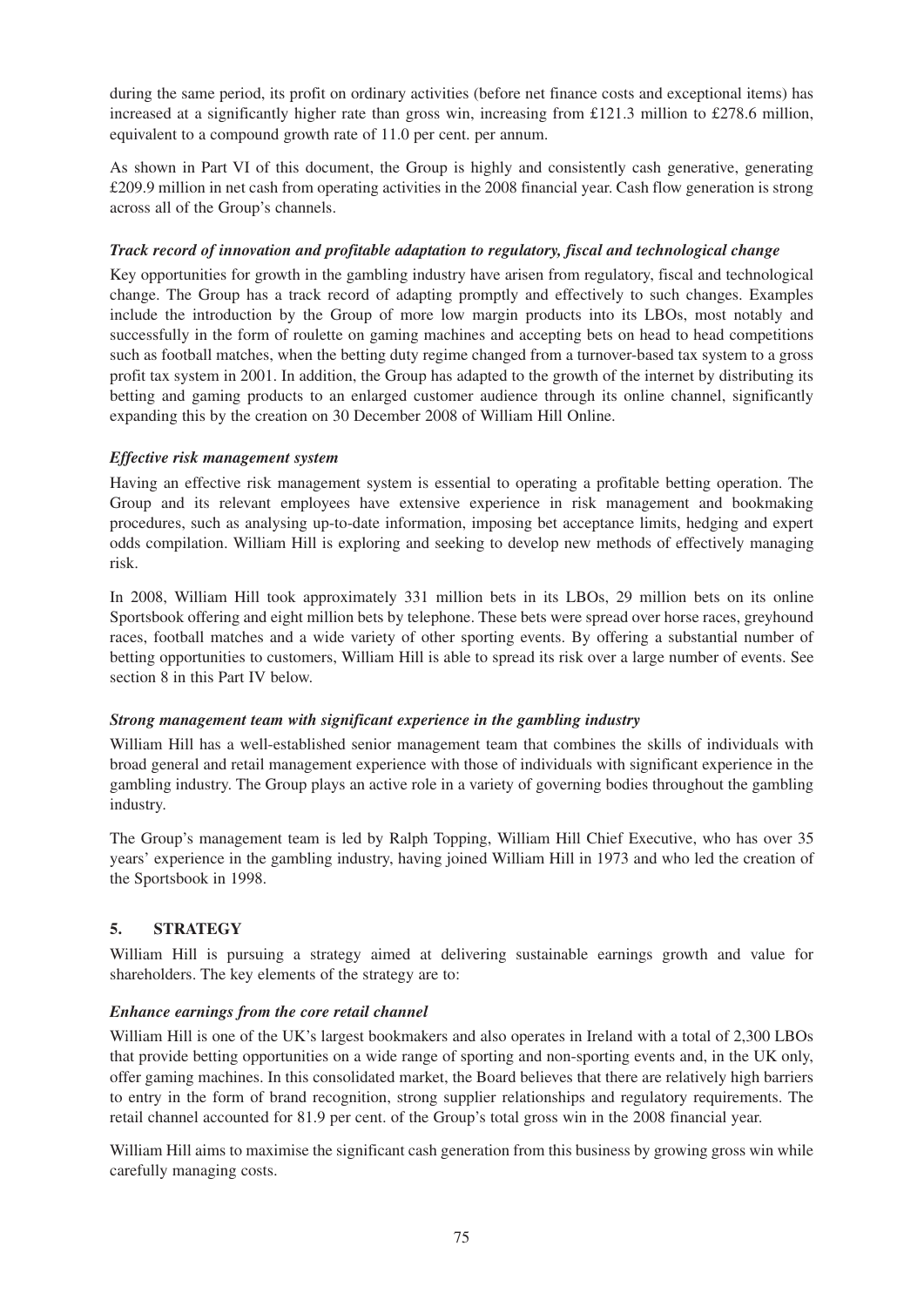during the same period, its profit on ordinary activities (before net finance costs and exceptional items) has increased at a significantly higher rate than gross win, increasing from £121.3 million to £278.6 million, equivalent to a compound growth rate of 11.0 per cent. per annum.

As shown in Part VI of this document, the Group is highly and consistently cash generative, generating £209.9 million in net cash from operating activities in the 2008 financial year. Cash flow generation is strong across all of the Group's channels.

***Track record of innovation and profitable adaptation to regulatory, fiscal and technological change***

Key opportunities for growth in the gambling industry have arisen from regulatory, fiscal and technological change. The Group has a track record of adapting promptly and effectively to such changes. Examples include the introduction by the Group of more low margin products into its LBOs, most notably and successfully in the form of roulette on gaming machines and accepting bets on head to head competitions such as football matches, when the betting duty regime changed from a turnover-based tax system to a gross profit tax system in 2001. In addition, the Group has adapted to the growth of the internet by distributing its betting and gaming products to an enlarged customer audience through its online channel, significantly expanding this by the creation on 30 December 2008 of William Hill Online.

***Effective risk management system***

Having an effective risk management system is essential to operating a profitable betting operation. The Group and its relevant employees have extensive experience in risk management and bookmaking procedures, such as analysing up-to-date information, imposing bet acceptance limits, hedging and expert odds compilation. William Hill is exploring and seeking to develop new methods of effectively managing risk.

In 2008, William Hill took approximately 331 million bets in its LBOs, 29 million bets on its online Sportsbook offering and eight million bets by telephone. These bets were spread over horse races, greyhound races, football matches and a wide variety of other sporting events. By offering a substantial number of betting opportunities to customers, William Hill is able to spread its risk over a large number of events. See section 8 in this Part IV below.

***Strong management team with significant experience in the gambling industry***

William Hill has a well-established senior management team that combines the skills of individuals with broad general and retail management experience with those of individuals with significant experience in the gambling industry. The Group plays an active role in a variety of governing bodies throughout the gambling industry.

The Group's management team is led by Ralph Topping, William Hill Chief Executive, who has over 35 years' experience in the gambling industry, having joined William Hill in 1973 and who led the creation of the Sportsbook in 1998.

## 5. STRATEGY

William Hill is pursuing a strategy aimed at delivering sustainable earnings growth and value for shareholders. The key elements of the strategy are to:

***Enhance earnings from the core retail channel***

William Hill is one of the UK's largest bookmakers and also operates in Ireland with a total of 2,300 LBOs that provide betting opportunities on a wide range of sporting and non-sporting events and, in the UK only, offer gaming machines. In this consolidated market, the Board believes that there are relatively high barriers to entry in the form of brand recognition, strong supplier relationships and regulatory requirements. The retail channel accounted for 81.9 per cent. of the Group's total gross win in the 2008 financial year.

William Hill aims to maximise the significant cash generation from this business by growing gross win while carefully managing costs.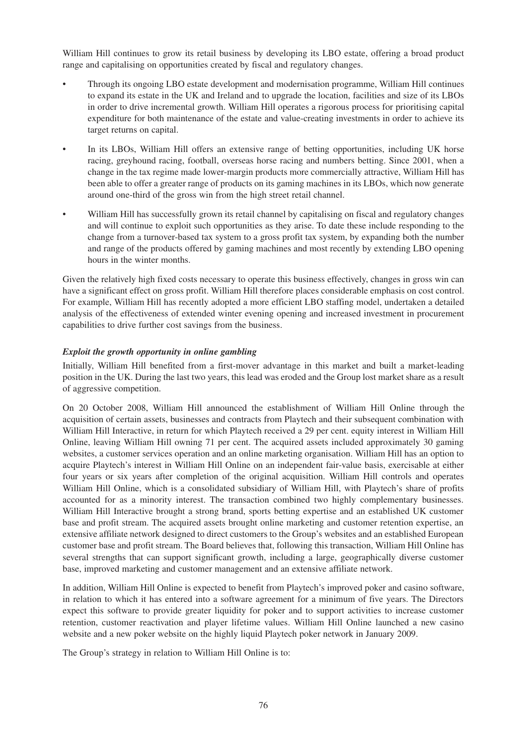William Hill continues to grow its retail business by developing its LBO estate, offering a broad product range and capitalising on opportunities created by fiscal and regulatory changes.

- Through its ongoing LBO estate development and modernisation programme, William Hill continues to expand its estate in the UK and Ireland and to upgrade the location, facilities and size of its LBOs in order to drive incremental growth. William Hill operates a rigorous process for prioritising capital expenditure for both maintenance of the estate and value-creating investments in order to achieve its target returns on capital.
- In its LBOs, William Hill offers an extensive range of betting opportunities, including UK horse racing, greyhound racing, football, overseas horse racing and numbers betting. Since 2001, when a change in the tax regime made lower-margin products more commercially attractive, William Hill has been able to offer a greater range of products on its gaming machines in its LBOs, which now generate around one-third of the gross win from the high street retail channel.
- William Hill has successfully grown its retail channel by capitalising on fiscal and regulatory changes and will continue to exploit such opportunities as they arise. To date these include responding to the change from a turnover-based tax system to a gross profit tax system, by expanding both the number and range of the products offered by gaming machines and most recently by extending LBO opening hours in the winter months.

Given the relatively high fixed costs necessary to operate this business effectively, changes in gross win can have a significant effect on gross profit. William Hill therefore places considerable emphasis on cost control. For example, William Hill has recently adopted a more efficient LBO staffing model, undertaken a detailed analysis of the effectiveness of extended winter evening opening and increased investment in procurement capabilities to drive further cost savings from the business.

***Exploit the growth opportunity in online gambling***

Initially, William Hill benefited from a first-mover advantage in this market and built a market-leading position in the UK. During the last two years, this lead was eroded and the Group lost market share as a result of aggressive competition.

On 20 October 2008, William Hill announced the establishment of William Hill Online through the acquisition of certain assets, businesses and contracts from Playtech and their subsequent combination with William Hill Interactive, in return for which Playtech received a 29 per cent. equity interest in William Hill Online, leaving William Hill owning 71 per cent. The acquired assets included approximately 30 gaming websites, a customer services operation and an online marketing organisation. William Hill has an option to acquire Playtech's interest in William Hill Online on an independent fair-value basis, exercisable at either four years or six years after completion of the original acquisition. William Hill controls and operates William Hill Online, which is a consolidated subsidiary of William Hill, with Playtech's share of profits accounted for as a minority interest. The transaction combined two highly complementary businesses. William Hill Interactive brought a strong brand, sports betting expertise and an established UK customer base and profit stream. The acquired assets brought online marketing and customer retention expertise, an extensive affiliate network designed to direct customers to the Group's websites and an established European customer base and profit stream. The Board believes that, following this transaction, William Hill Online has several strengths that can support significant growth, including a large, geographically diverse customer base, improved marketing and customer management and an extensive affiliate network.

In addition, William Hill Online is expected to benefit from Playtech's improved poker and casino software, in relation to which it has entered into a software agreement for a minimum of five years. The Directors expect this software to provide greater liquidity for poker and to support activities to increase customer retention, customer reactivation and player lifetime values. William Hill Online launched a new casino website and a new poker website on the highly liquid Playtech poker network in January 2009.

The Group's strategy in relation to William Hill Online is to: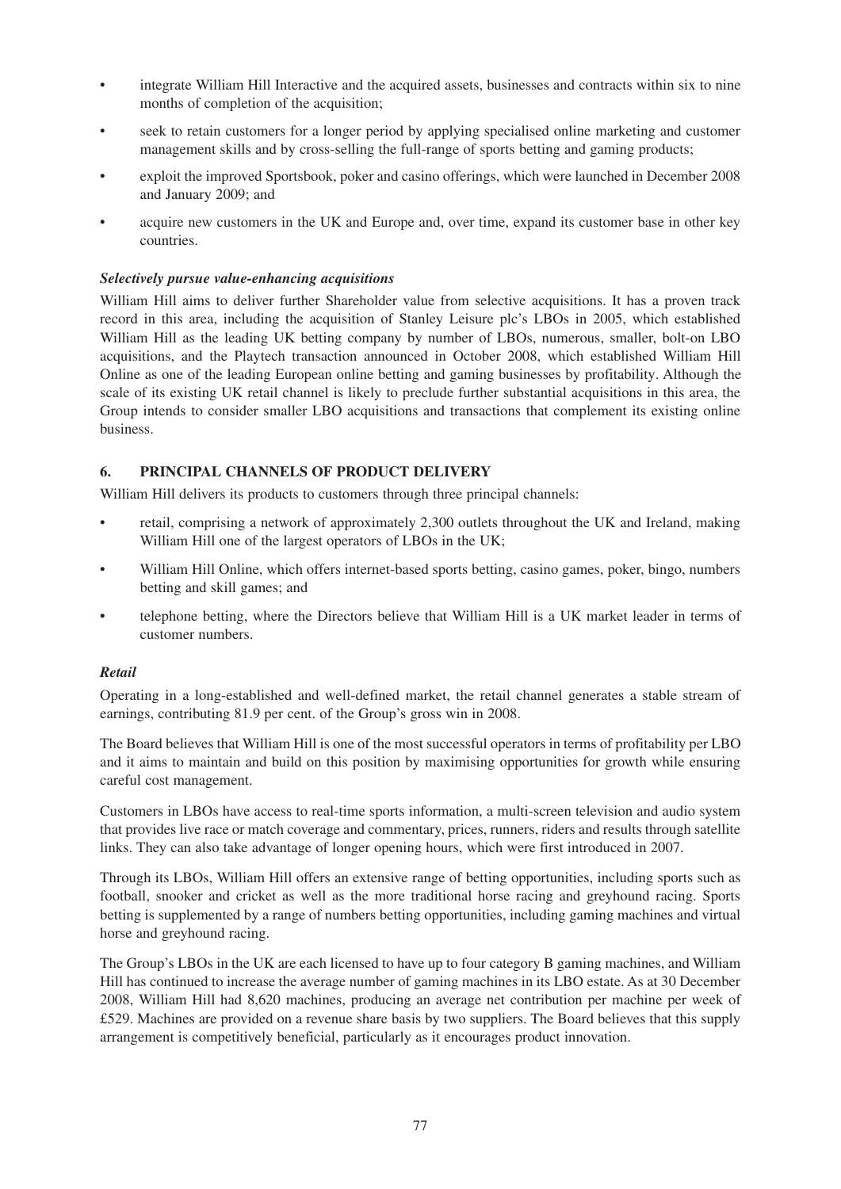- integrate William Hill Interactive and the acquired assets, businesses and contracts within six to nine months of completion of the acquisition;
- seek to retain customers for a longer period by applying specialised online marketing and customer management skills and by cross-selling the full-range of sports betting and gaming products;
- exploit the improved Sportsbook, poker and casino offerings, which were launched in December 2008 and January 2009; and
- acquire new customers in the UK and Europe and, over time, expand its customer base in other key countries.

***Selectively pursue value-enhancing acquisitions***

William Hill aims to deliver further Shareholder value from selective acquisitions. It has a proven track record in this area, including the acquisition of Stanley Leisure plc's LBOs in 2005, which established William Hill as the leading UK betting company by number of LBOs, numerous, smaller, bolt-on LBO acquisitions, and the Playtech transaction announced in October 2008, which established William Hill Online as one of the leading European online betting and gaming businesses by profitability. Although the scale of its existing UK retail channel is likely to preclude further substantial acquisitions in this area, the Group intends to consider smaller LBO acquisitions and transactions that complement its existing online business.

## 6. PRINCIPAL CHANNELS OF PRODUCT DELIVERY

William Hill delivers its products to customers through three principal channels:

- retail, comprising a network of approximately 2,300 outlets throughout the UK and Ireland, making William Hill one of the largest operators of LBOs in the UK;
- William Hill Online, which offers internet-based sports betting, casino games, poker, bingo, numbers betting and skill games; and
- telephone betting, where the Directors believe that William Hill is a UK market leader in terms of customer numbers.

***Retail***

Operating in a long-established and well-defined market, the retail channel generates a stable stream of earnings, contributing 81.9 per cent. of the Group's gross win in 2008.

The Board believes that William Hill is one of the most successful operators in terms of profitability per LBO and it aims to maintain and build on this position by maximising opportunities for growth while ensuring careful cost management.

Customers in LBOs have access to real-time sports information, a multi-screen television and audio system that provides live race or match coverage and commentary, prices, runners, riders and results through satellite links. They can also take advantage of longer opening hours, which were first introduced in 2007.

Through its LBOs, William Hill offers an extensive range of betting opportunities, including sports such as football, snooker and cricket as well as the more traditional horse racing and greyhound racing. Sports betting is supplemented by a range of numbers betting opportunities, including gaming machines and virtual horse and greyhound racing.

The Group's LBOs in the UK are each licensed to have up to four category B gaming machines, and William Hill has continued to increase the average number of gaming machines in its LBO estate. As at 30 December 2008, William Hill had 8,620 machines, producing an average net contribution per machine per week of £529. Machines are provided on a revenue share basis by two suppliers. The Board believes that this supply arrangement is competitively beneficial, particularly as it encourages product innovation.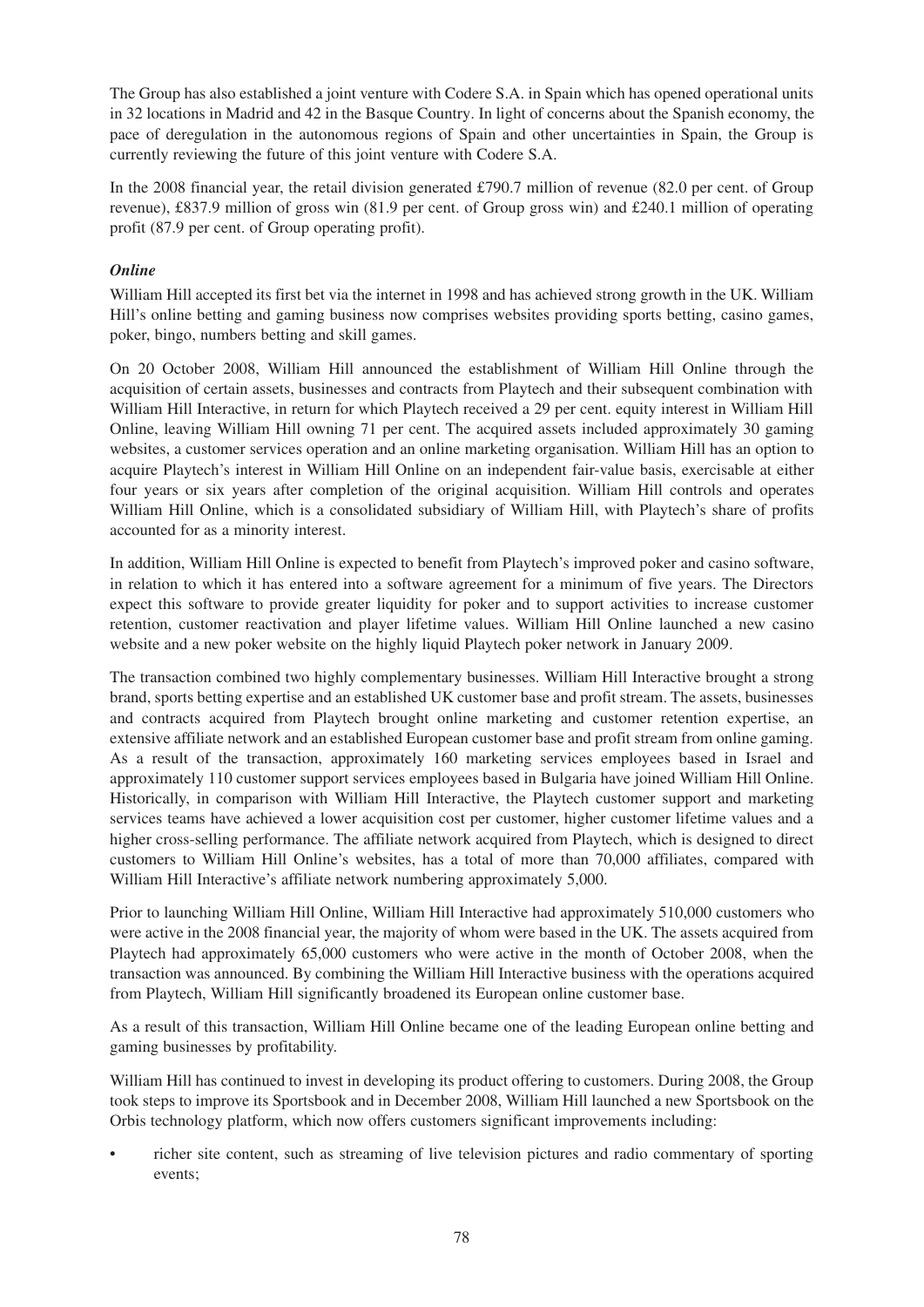The Group has also established a joint venture with Codere S.A. in Spain which has opened operational units in 32 locations in Madrid and 42 in the Basque Country. In light of concerns about the Spanish economy, the pace of deregulation in the autonomous regions of Spain and other uncertainties in Spain, the Group is currently reviewing the future of this joint venture with Codere S.A.

In the 2008 financial year, the retail division generated £790.7 million of revenue (82.0 per cent. of Group revenue), £837.9 million of gross win (81.9 per cent. of Group gross win) and £240.1 million of operating profit (87.9 per cent. of Group operating profit).

### *Online*

William Hill accepted its first bet via the internet in 1998 and has achieved strong growth in the UK. William Hill's online betting and gaming business now comprises websites providing sports betting, casino games, poker, bingo, numbers betting and skill games.

On 20 October 2008, William Hill announced the establishment of William Hill Online through the acquisition of certain assets, businesses and contracts from Playtech and their subsequent combination with William Hill Interactive, in return for which Playtech received a 29 per cent. equity interest in William Hill Online, leaving William Hill owning 71 per cent. The acquired assets included approximately 30 gaming websites, a customer services operation and an online marketing organisation. William Hill has an option to acquire Playtech's interest in William Hill Online on an independent fair-value basis, exercisable at either four years or six years after completion of the original acquisition. William Hill controls and operates William Hill Online, which is a consolidated subsidiary of William Hill, with Playtech's share of profits accounted for as a minority interest.

In addition, William Hill Online is expected to benefit from Playtech's improved poker and casino software, in relation to which it has entered into a software agreement for a minimum of five years. The Directors expect this software to provide greater liquidity for poker and to support activities to increase customer retention, customer reactivation and player lifetime values. William Hill Online launched a new casino website and a new poker website on the highly liquid Playtech poker network in January 2009.

The transaction combined two highly complementary businesses. William Hill Interactive brought a strong brand, sports betting expertise and an established UK customer base and profit stream. The assets, businesses and contracts acquired from Playtech brought online marketing and customer retention expertise, an extensive affiliate network and an established European customer base and profit stream from online gaming. As a result of the transaction, approximately 160 marketing services employees based in Israel and approximately 110 customer support services employees based in Bulgaria have joined William Hill Online. Historically, in comparison with William Hill Interactive, the Playtech customer support and marketing services teams have achieved a lower acquisition cost per customer, higher customer lifetime values and a higher cross-selling performance. The affiliate network acquired from Playtech, which is designed to direct customers to William Hill Online's websites, has a total of more than 70,000 affiliates, compared with William Hill Interactive's affiliate network numbering approximately 5,000.

Prior to launching William Hill Online, William Hill Interactive had approximately 510,000 customers who were active in the 2008 financial year, the majority of whom were based in the UK. The assets acquired from Playtech had approximately 65,000 customers who were active in the month of October 2008, when the transaction was announced. By combining the William Hill Interactive business with the operations acquired from Playtech, William Hill significantly broadened its European online customer base.

As a result of this transaction, William Hill Online became one of the leading European online betting and gaming businesses by profitability.

William Hill has continued to invest in developing its product offering to customers. During 2008, the Group took steps to improve its Sportsbook and in December 2008, William Hill launched a new Sportsbook on the Orbis technology platform, which now offers customers significant improvements including:

- richer site content, such as streaming of live television pictures and radio commentary of sporting events;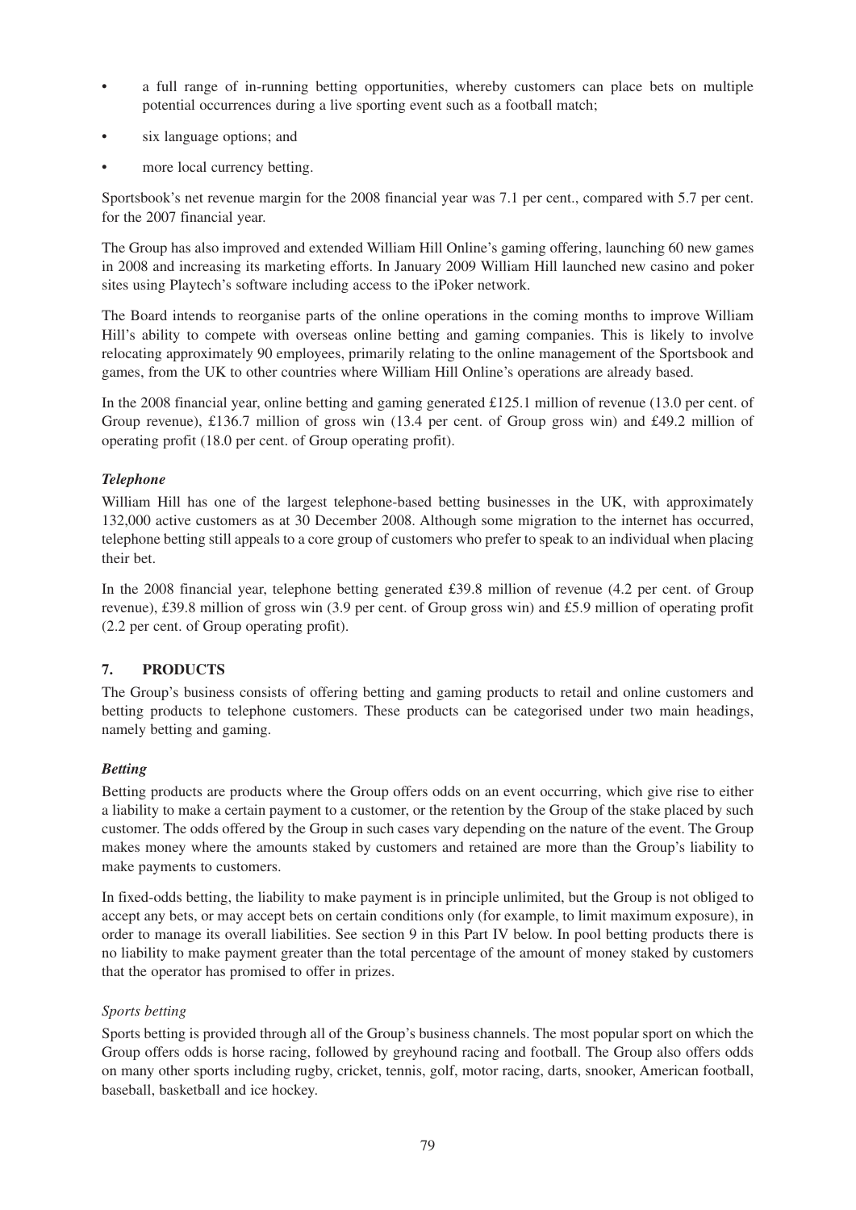- a full range of in-running betting opportunities, whereby customers can place bets on multiple potential occurrences during a live sporting event such as a football match;
- six language options; and
- more local currency betting.

Sportsbook's net revenue margin for the 2008 financial year was 7.1 per cent., compared with 5.7 per cent. for the 2007 financial year.

The Group has also improved and extended William Hill Online's gaming offering, launching 60 new games in 2008 and increasing its marketing efforts. In January 2009 William Hill launched new casino and poker sites using Playtech's software including access to the iPoker network.

The Board intends to reorganise parts of the online operations in the coming months to improve William Hill's ability to compete with overseas online betting and gaming companies. This is likely to involve relocating approximately 90 employees, primarily relating to the online management of the Sportsbook and games, from the UK to other countries where William Hill Online's operations are already based.

In the 2008 financial year, online betting and gaming generated £125.1 million of revenue (13.0 per cent. of Group revenue), £136.7 million of gross win (13.4 per cent. of Group gross win) and £49.2 million of operating profit (18.0 per cent. of Group operating profit).

### *Telephone*

William Hill has one of the largest telephone-based betting businesses in the UK, with approximately 132,000 active customers as at 30 December 2008. Although some migration to the internet has occurred, telephone betting still appeals to a core group of customers who prefer to speak to an individual when placing their bet.

In the 2008 financial year, telephone betting generated £39.8 million of revenue (4.2 per cent. of Group revenue), £39.8 million of gross win (3.9 per cent. of Group gross win) and £5.9 million of operating profit (2.2 per cent. of Group operating profit).

## 7. PRODUCTS

The Group's business consists of offering betting and gaming products to retail and online customers and betting products to telephone customers. These products can be categorised under two main headings, namely betting and gaming.

### *Betting*

Betting products are products where the Group offers odds on an event occurring, which give rise to either a liability to make a certain payment to a customer, or the retention by the Group of the stake placed by such customer. The odds offered by the Group in such cases vary depending on the nature of the event. The Group makes money where the amounts staked by customers and retained are more than the Group's liability to make payments to customers.

In fixed-odds betting, the liability to make payment is in principle unlimited, but the Group is not obliged to accept any bets, or may accept bets on certain conditions only (for example, to limit maximum exposure), in order to manage its overall liabilities. See section 9 in this Part IV below. In pool betting products there is no liability to make payment greater than the total percentage of the amount of money staked by customers that the operator has promised to offer in prizes.

#### *Sports betting*

Sports betting is provided through all of the Group's business channels. The most popular sport on which the Group offers odds is horse racing, followed by greyhound racing and football. The Group also offers odds on many other sports including rugby, cricket, tennis, golf, motor racing, darts, snooker, American football, baseball, basketball and ice hockey.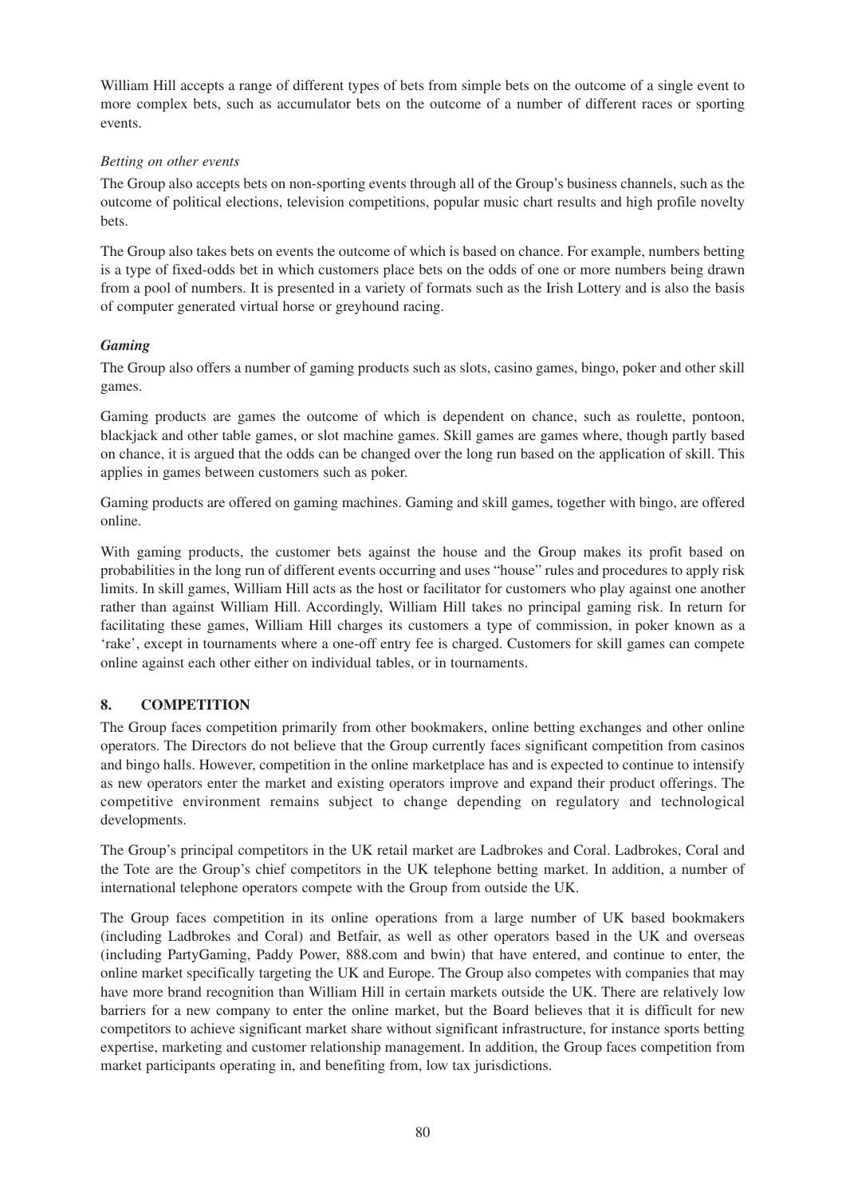William Hill accepts a range of different types of bets from simple bets on the outcome of a single event to more complex bets, such as accumulator bets on the outcome of a number of different races or sporting events.

*Betting on other events*

The Group also accepts bets on non-sporting events through all of the Group's business channels, such as the outcome of political elections, television competitions, popular music chart results and high profile novelty bets.

The Group also takes bets on events the outcome of which is based on chance. For example, numbers betting is a type of fixed-odds bet in which customers place bets on the odds of one or more numbers being drawn from a pool of numbers. It is presented in a variety of formats such as the Irish Lottery and is also the basis of computer generated virtual horse or greyhound racing.

***Gaming***

The Group also offers a number of gaming products such as slots, casino games, bingo, poker and other skill games.

Gaming products are games the outcome of which is dependent on chance, such as roulette, pontoon, blackjack and other table games, or slot machine games. Skill games are games where, though partly based on chance, it is argued that the odds can be changed over the long run based on the application of skill. This applies in games between customers such as poker.

Gaming products are offered on gaming machines. Gaming and skill games, together with bingo, are offered online.

With gaming products, the customer bets against the house and the Group makes its profit based on probabilities in the long run of different events occurring and uses "house" rules and procedures to apply risk limits. In skill games, William Hill acts as the host or facilitator for customers who play against one another rather than against William Hill. Accordingly, William Hill takes no principal gaming risk. In return for facilitating these games, William Hill charges its customers a type of commission, in poker known as a 'rake', except in tournaments where a one-off entry fee is charged. Customers for skill games can compete online against each other either on individual tables, or in tournaments.

## 8. COMPETITION

The Group faces competition primarily from other bookmakers, online betting exchanges and other online operators. The Directors do not believe that the Group currently faces significant competition from casinos and bingo halls. However, competition in the online marketplace has and is expected to continue to intensify as new operators enter the market and existing operators improve and expand their product offerings. The competitive environment remains subject to change depending on regulatory and technological developments.

The Group's principal competitors in the UK retail market are Ladbrokes and Coral. Ladbrokes, Coral and the Tote are the Group's chief competitors in the UK telephone betting market. In addition, a number of international telephone operators compete with the Group from outside the UK.

The Group faces competition in its online operations from a large number of UK based bookmakers (including Ladbrokes and Coral) and Betfair, as well as other operators based in the UK and overseas (including PartyGaming, Paddy Power, 888.com and bwin) that have entered, and continue to enter, the online market specifically targeting the UK and Europe. The Group also competes with companies that may have more brand recognition than William Hill in certain markets outside the UK. There are relatively low barriers for a new company to enter the online market, but the Board believes that it is difficult for new competitors to achieve significant market share without significant infrastructure, for instance sports betting expertise, marketing and customer relationship management. In addition, the Group faces competition from market participants operating in, and benefiting from, low tax jurisdictions.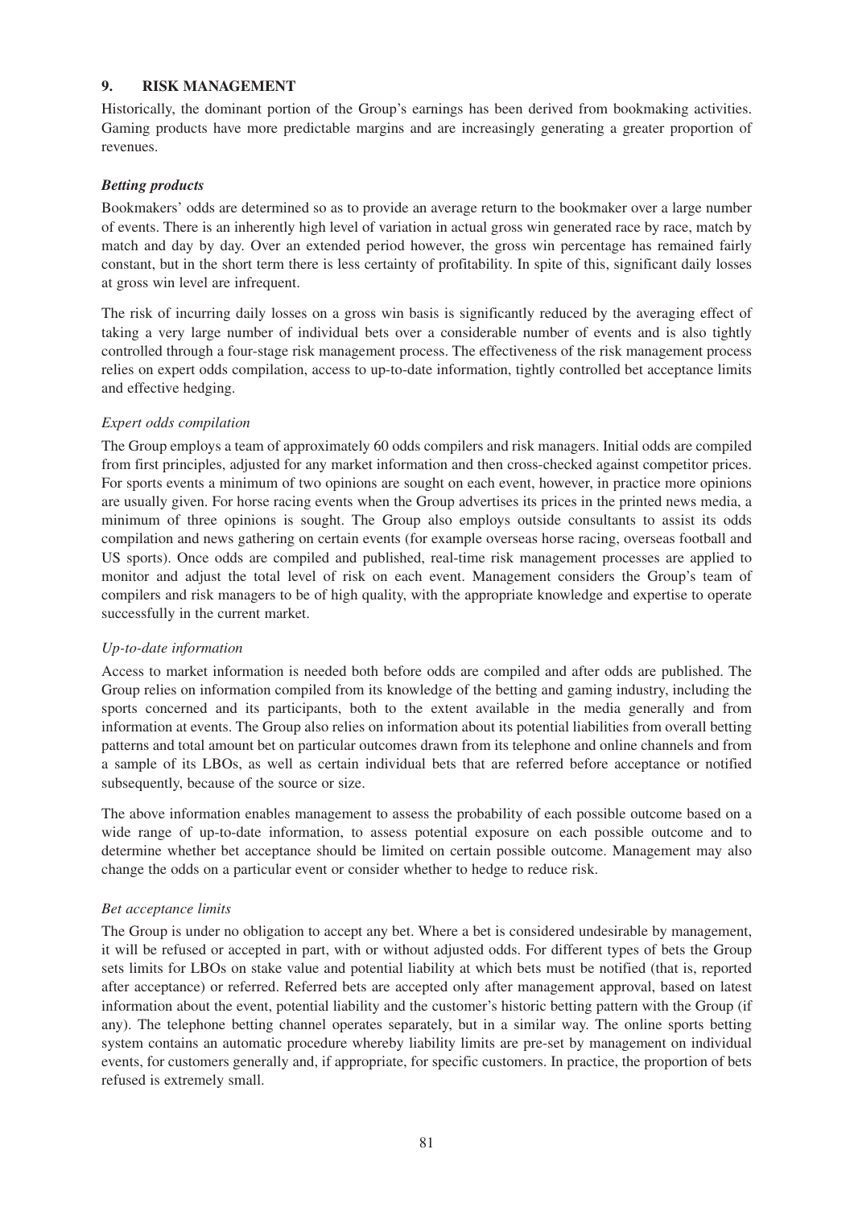## 9. RISK MANAGEMENT

Historically, the dominant portion of the Group's earnings has been derived from bookmaking activities. Gaming products have more predictable margins and are increasingly generating a greater proportion of revenues.

### *Betting products*

Bookmakers' odds are determined so as to provide an average return to the bookmaker over a large number of events. There is an inherently high level of variation in actual gross win generated race by race, match by match and day by day. Over an extended period however, the gross win percentage has remained fairly constant, but in the short term there is less certainty of profitability. In spite of this, significant daily losses at gross win level are infrequent.

The risk of incurring daily losses on a gross win basis is significantly reduced by the averaging effect of taking a very large number of individual bets over a considerable number of events and is also tightly controlled through a four-stage risk management process. The effectiveness of the risk management process relies on expert odds compilation, access to up-to-date information, tightly controlled bet acceptance limits and effective hedging.

#### *Expert odds compilation*

The Group employs a team of approximately 60 odds compilers and risk managers. Initial odds are compiled from first principles, adjusted for any market information and then cross-checked against competitor prices. For sports events a minimum of two opinions are sought on each event, however, in practice more opinions are usually given. For horse racing events when the Group advertises its prices in the printed news media, a minimum of three opinions is sought. The Group also employs outside consultants to assist its odds compilation and news gathering on certain events (for example overseas horse racing, overseas football and US sports). Once odds are compiled and published, real-time risk management processes are applied to monitor and adjust the total level of risk on each event. Management considers the Group's team of compilers and risk managers to be of high quality, with the appropriate knowledge and expertise to operate successfully in the current market.

#### *Up-to-date information*

Access to market information is needed both before odds are compiled and after odds are published. The Group relies on information compiled from its knowledge of the betting and gaming industry, including the sports concerned and its participants, both to the extent available in the media generally and from information at events. The Group also relies on information about its potential liabilities from overall betting patterns and total amount bet on particular outcomes drawn from its telephone and online channels and from a sample of its LBOs, as well as certain individual bets that are referred before acceptance or notified subsequently, because of the source or size.

The above information enables management to assess the probability of each possible outcome based on a wide range of up-to-date information, to assess potential exposure on each possible outcome and to determine whether bet acceptance should be limited on certain possible outcome. Management may also change the odds on a particular event or consider whether to hedge to reduce risk.

#### *Bet acceptance limits*

The Group is under no obligation to accept any bet. Where a bet is considered undesirable by management, it will be refused or accepted in part, with or without adjusted odds. For different types of bets the Group sets limits for LBOs on stake value and potential liability at which bets must be notified (that is, reported after acceptance) or referred. Referred bets are accepted only after management approval, based on latest information about the event, potential liability and the customer's historic betting pattern with the Group (if any). The telephone betting channel operates separately, but in a similar way. The online sports betting system contains an automatic procedure whereby liability limits are pre-set by management on individual events, for customers generally and, if appropriate, for specific customers. In practice, the proportion of bets refused is extremely small.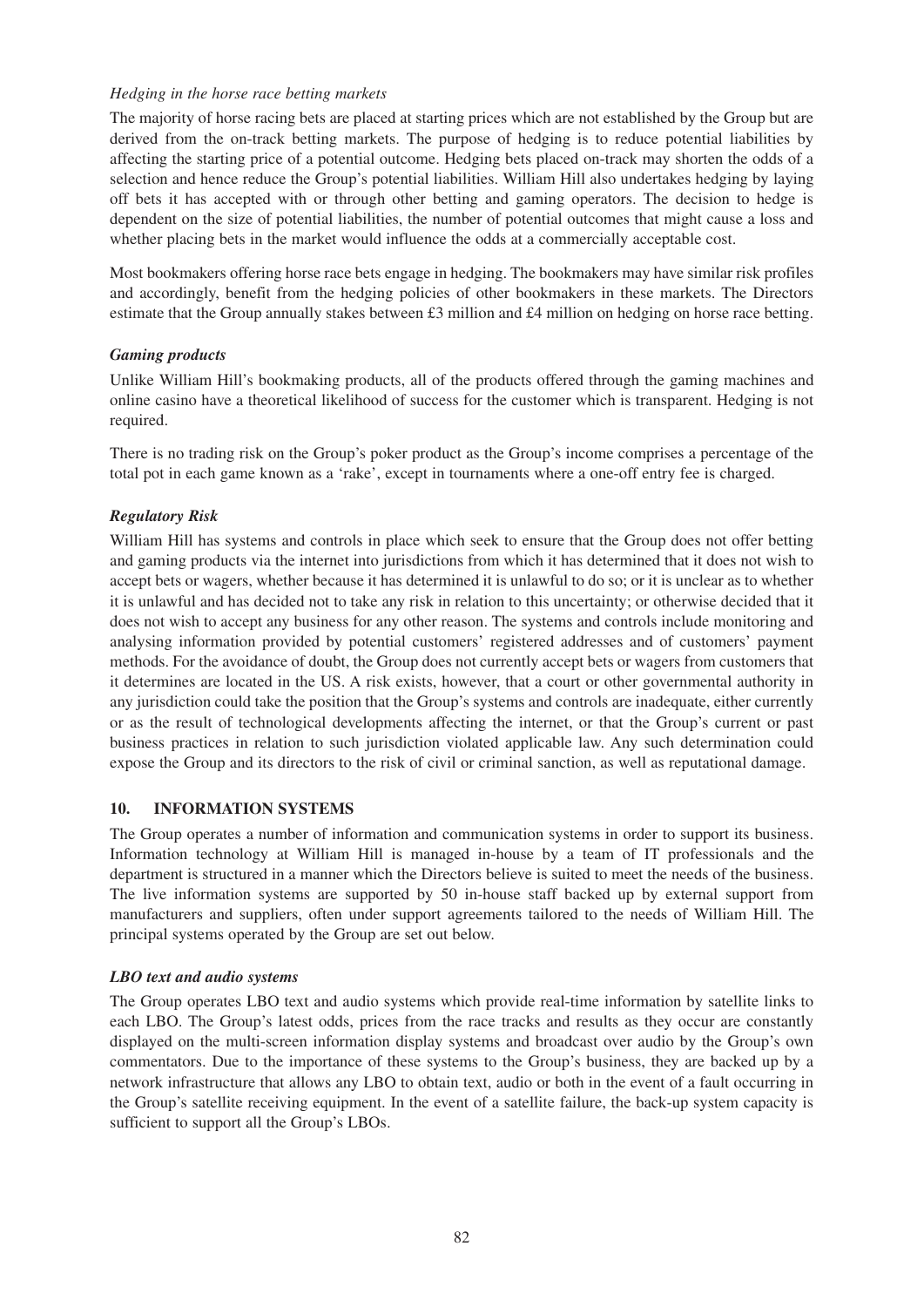*Hedging in the horse race betting markets*

The majority of horse racing bets are placed at starting prices which are not established by the Group but are derived from the on-track betting markets. The purpose of hedging is to reduce potential liabilities by affecting the starting price of a potential outcome. Hedging bets placed on-track may shorten the odds of a selection and hence reduce the Group's potential liabilities. William Hill also undertakes hedging by laying off bets it has accepted with or through other betting and gaming operators. The decision to hedge is dependent on the size of potential liabilities, the number of potential outcomes that might cause a loss and whether placing bets in the market would influence the odds at a commercially acceptable cost.

Most bookmakers offering horse race bets engage in hedging. The bookmakers may have similar risk profiles and accordingly, benefit from the hedging policies of other bookmakers in these markets. The Directors estimate that the Group annually stakes between £3 million and £4 million on hedging on horse race betting.

***Gaming products***

Unlike William Hill's bookmaking products, all of the products offered through the gaming machines and online casino have a theoretical likelihood of success for the customer which is transparent. Hedging is not required.

There is no trading risk on the Group's poker product as the Group's income comprises a percentage of the total pot in each game known as a 'rake', except in tournaments where a one-off entry fee is charged.

***Regulatory Risk***

William Hill has systems and controls in place which seek to ensure that the Group does not offer betting and gaming products via the internet into jurisdictions from which it has determined that it does not wish to accept bets or wagers, whether because it has determined it is unlawful to do so; or it is unclear as to whether it is unlawful and has decided not to take any risk in relation to this uncertainty; or otherwise decided that it does not wish to accept any business for any other reason. The systems and controls include monitoring and analysing information provided by potential customers' registered addresses and of customers' payment methods. For the avoidance of doubt, the Group does not currently accept bets or wagers from customers that it determines are located in the US. A risk exists, however, that a court or other governmental authority in any jurisdiction could take the position that the Group's systems and controls are inadequate, either currently or as the result of technological developments affecting the internet, or that the Group's current or past business practices in relation to such jurisdiction violated applicable law. Any such determination could expose the Group and its directors to the risk of civil or criminal sanction, as well as reputational damage.

## 10. INFORMATION SYSTEMS

The Group operates a number of information and communication systems in order to support its business. Information technology at William Hill is managed in-house by a team of IT professionals and the department is structured in a manner which the Directors believe is suited to meet the needs of the business. The live information systems are supported by 50 in-house staff backed up by external support from manufacturers and suppliers, often under support agreements tailored to the needs of William Hill. The principal systems operated by the Group are set out below.

***LBO text and audio systems***

The Group operates LBO text and audio systems which provide real-time information by satellite links to each LBO. The Group's latest odds, prices from the race tracks and results as they occur are constantly displayed on the multi-screen information display systems and broadcast over audio by the Group's own commentators. Due to the importance of these systems to the Group's business, they are backed up by a network infrastructure that allows any LBO to obtain text, audio or both in the event of a fault occurring in the Group's satellite receiving equipment. In the event of a satellite failure, the back-up system capacity is sufficient to support all the Group's LBOs.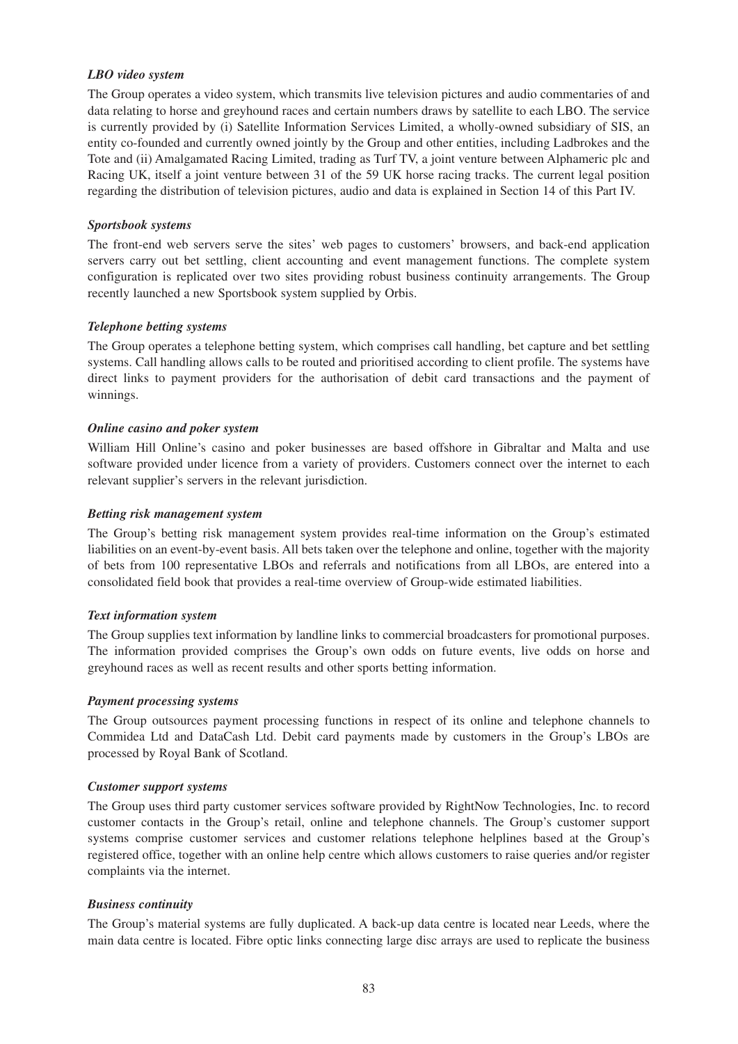***LBO video system***

The Group operates a video system, which transmits live television pictures and audio commentaries of and data relating to horse and greyhound races and certain numbers draws by satellite to each LBO. The service is currently provided by (i) Satellite Information Services Limited, a wholly-owned subsidiary of SIS, an entity co-founded and currently owned jointly by the Group and other entities, including Ladbrokes and the Tote and (ii) Amalgamated Racing Limited, trading as Turf TV, a joint venture between Alphameric plc and Racing UK, itself a joint venture between 31 of the 59 UK horse racing tracks. The current legal position regarding the distribution of television pictures, audio and data is explained in Section 14 of this Part IV.

***Sportsbook systems***

The front-end web servers serve the sites' web pages to customers' browsers, and back-end application servers carry out bet settling, client accounting and event management functions. The complete system configuration is replicated over two sites providing robust business continuity arrangements. The Group recently launched a new Sportsbook system supplied by Orbis.

***Telephone betting systems***

The Group operates a telephone betting system, which comprises call handling, bet capture and bet settling systems. Call handling allows calls to be routed and prioritised according to client profile. The systems have direct links to payment providers for the authorisation of debit card transactions and the payment of winnings.

***Online casino and poker system***

William Hill Online's casino and poker businesses are based offshore in Gibraltar and Malta and use software provided under licence from a variety of providers. Customers connect over the internet to each relevant supplier's servers in the relevant jurisdiction.

***Betting risk management system***

The Group's betting risk management system provides real-time information on the Group's estimated liabilities on an event-by-event basis. All bets taken over the telephone and online, together with the majority of bets from 100 representative LBOs and referrals and notifications from all LBOs, are entered into a consolidated field book that provides a real-time overview of Group-wide estimated liabilities.

***Text information system***

The Group supplies text information by landline links to commercial broadcasters for promotional purposes. The information provided comprises the Group's own odds on future events, live odds on horse and greyhound races as well as recent results and other sports betting information.

***Payment processing systems***

The Group outsources payment processing functions in respect of its online and telephone channels to Commidea Ltd and DataCash Ltd. Debit card payments made by customers in the Group's LBOs are processed by Royal Bank of Scotland.

***Customer support systems***

The Group uses third party customer services software provided by RightNow Technologies, Inc. to record customer contacts in the Group's retail, online and telephone channels. The Group's customer support systems comprise customer services and customer relations telephone helplines based at the Group's registered office, together with an online help centre which allows customers to raise queries and/or register complaints via the internet.

***Business continuity***

The Group's material systems are fully duplicated. A back-up data centre is located near Leeds, where the main data centre is located. Fibre optic links connecting large disc arrays are used to replicate the business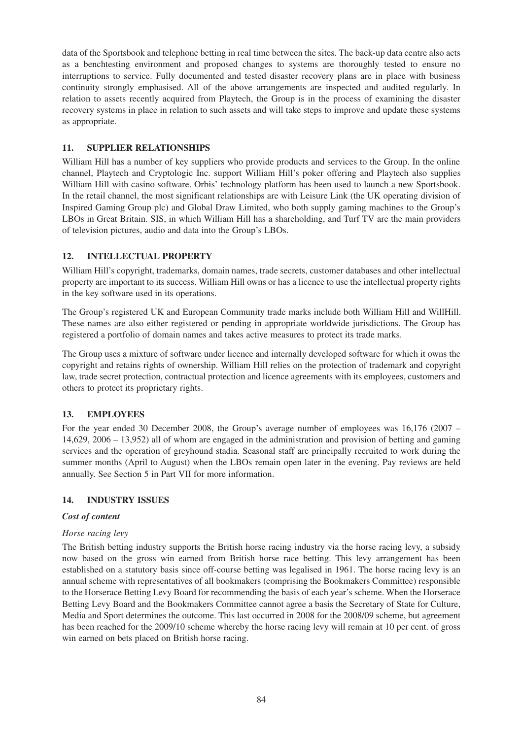data of the Sportsbook and telephone betting in real time between the sites. The back-up data centre also acts as a benchtesting environment and proposed changes to systems are thoroughly tested to ensure no interruptions to service. Fully documented and tested disaster recovery plans are in place with business continuity strongly emphasised. All of the above arrangements are inspected and audited regularly. In relation to assets recently acquired from Playtech, the Group is in the process of examining the disaster recovery systems in place in relation to such assets and will take steps to improve and update these systems as appropriate.

## 11. SUPPLIER RELATIONSHIPS

William Hill has a number of key suppliers who provide products and services to the Group. In the online channel, Playtech and Cryptologic Inc. support William Hill's poker offering and Playtech also supplies William Hill with casino software. Orbis' technology platform has been used to launch a new Sportsbook. In the retail channel, the most significant relationships are with Leisure Link (the UK operating division of Inspired Gaming Group plc) and Global Draw Limited, who both supply gaming machines to the Group's LBOs in Great Britain. SIS, in which William Hill has a shareholding, and Turf TV are the main providers of television pictures, audio and data into the Group's LBOs.

## 12. INTELLECTUAL PROPERTY

William Hill's copyright, trademarks, domain names, trade secrets, customer databases and other intellectual property are important to its success. William Hill owns or has a licence to use the intellectual property rights in the key software used in its operations.

The Group's registered UK and European Community trade marks include both William Hill and WillHill. These names are also either registered or pending in appropriate worldwide jurisdictions. The Group has registered a portfolio of domain names and takes active measures to protect its trade marks.

The Group uses a mixture of software under licence and internally developed software for which it owns the copyright and retains rights of ownership. William Hill relies on the protection of trademark and copyright law, trade secret protection, contractual protection and licence agreements with its employees, customers and others to protect its proprietary rights.

## 13. EMPLOYEES

For the year ended 30 December 2008, the Group's average number of employees was 16,176 (2007 – 14,629, 2006 – 13,952) all of whom are engaged in the administration and provision of betting and gaming services and the operation of greyhound stadia. Seasonal staff are principally recruited to work during the summer months (April to August) when the LBOs remain open later in the evening. Pay reviews are held annually. See Section 5 in Part VII for more information.

## 14. INDUSTRY ISSUES

### *Cost of content*

#### *Horse racing levy*

The British betting industry supports the British horse racing industry via the horse racing levy, a subsidy now based on the gross win earned from British horse race betting. This levy arrangement has been established on a statutory basis since off-course betting was legalised in 1961. The horse racing levy is an annual scheme with representatives of all bookmakers (comprising the Bookmakers Committee) responsible to the Horserace Betting Levy Board for recommending the basis of each year's scheme. When the Horserace Betting Levy Board and the Bookmakers Committee cannot agree a basis the Secretary of State for Culture, Media and Sport determines the outcome. This last occurred in 2008 for the 2008/09 scheme, but agreement has been reached for the 2009/10 scheme whereby the horse racing levy will remain at 10 per cent. of gross win earned on bets placed on British horse racing.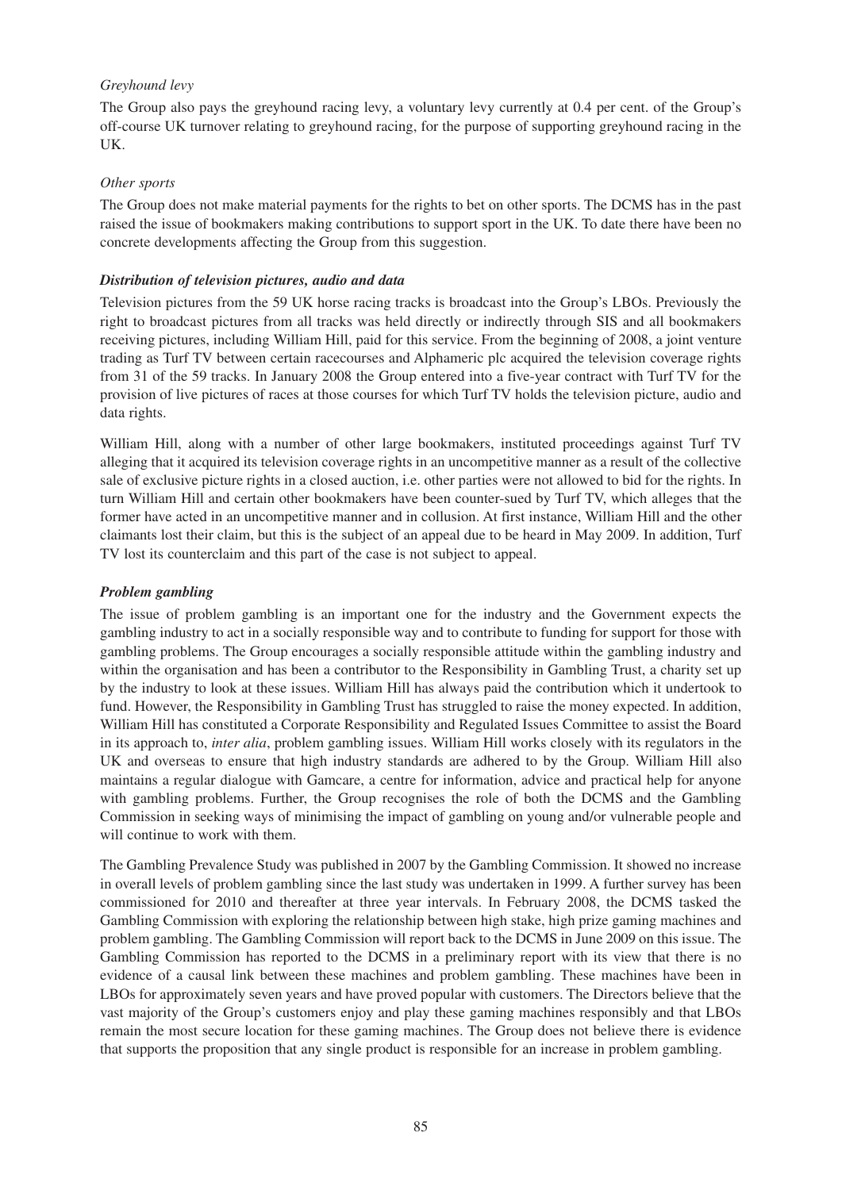*Greyhound levy*

The Group also pays the greyhound racing levy, a voluntary levy currently at 0.4 per cent. of the Group's off-course UK turnover relating to greyhound racing, for the purpose of supporting greyhound racing in the UK.

*Other sports*

The Group does not make material payments for the rights to bet on other sports. The DCMS has in the past raised the issue of bookmakers making contributions to support sport in the UK. To date there have been no concrete developments affecting the Group from this suggestion.

***Distribution of television pictures, audio and data***

Television pictures from the 59 UK horse racing tracks is broadcast into the Group's LBOs. Previously the right to broadcast pictures from all tracks was held directly or indirectly through SIS and all bookmakers receiving pictures, including William Hill, paid for this service. From the beginning of 2008, a joint venture trading as Turf TV between certain racecourses and Alphameric plc acquired the television coverage rights from 31 of the 59 tracks. In January 2008 the Group entered into a five-year contract with Turf TV for the provision of live pictures of races at those courses for which Turf TV holds the television picture, audio and data rights.

William Hill, along with a number of other large bookmakers, instituted proceedings against Turf TV alleging that it acquired its television coverage rights in an uncompetitive manner as a result of the collective sale of exclusive picture rights in a closed auction, i.e. other parties were not allowed to bid for the rights. In turn William Hill and certain other bookmakers have been counter-sued by Turf TV, which alleges that the former have acted in an uncompetitive manner and in collusion. At first instance, William Hill and the other claimants lost their claim, but this is the subject of an appeal due to be heard in May 2009. In addition, Turf TV lost its counterclaim and this part of the case is not subject to appeal.

***Problem gambling***

The issue of problem gambling is an important one for the industry and the Government expects the gambling industry to act in a socially responsible way and to contribute to funding for support for those with gambling problems. The Group encourages a socially responsible attitude within the gambling industry and within the organisation and has been a contributor to the Responsibility in Gambling Trust, a charity set up by the industry to look at these issues. William Hill has always paid the contribution which it undertook to fund. However, the Responsibility in Gambling Trust has struggled to raise the money expected. In addition, William Hill has constituted a Corporate Responsibility and Regulated Issues Committee to assist the Board in its approach to, *inter alia*, problem gambling issues. William Hill works closely with its regulators in the UK and overseas to ensure that high industry standards are adhered to by the Group. William Hill also maintains a regular dialogue with Gamcare, a centre for information, advice and practical help for anyone with gambling problems. Further, the Group recognises the role of both the DCMS and the Gambling Commission in seeking ways of minimising the impact of gambling on young and/or vulnerable people and will continue to work with them.

The Gambling Prevalence Study was published in 2007 by the Gambling Commission. It showed no increase in overall levels of problem gambling since the last study was undertaken in 1999. A further survey has been commissioned for 2010 and thereafter at three year intervals. In February 2008, the DCMS tasked the Gambling Commission with exploring the relationship between high stake, high prize gaming machines and problem gambling. The Gambling Commission will report back to the DCMS in June 2009 on this issue. The Gambling Commission has reported to the DCMS in a preliminary report with its view that there is no evidence of a causal link between these machines and problem gambling. These machines have been in LBOs for approximately seven years and have proved popular with customers. The Directors believe that the vast majority of the Group's customers enjoy and play these gaming machines responsibly and that LBOs remain the most secure location for these gaming machines. The Group does not believe there is evidence that supports the proposition that any single product is responsible for an increase in problem gambling.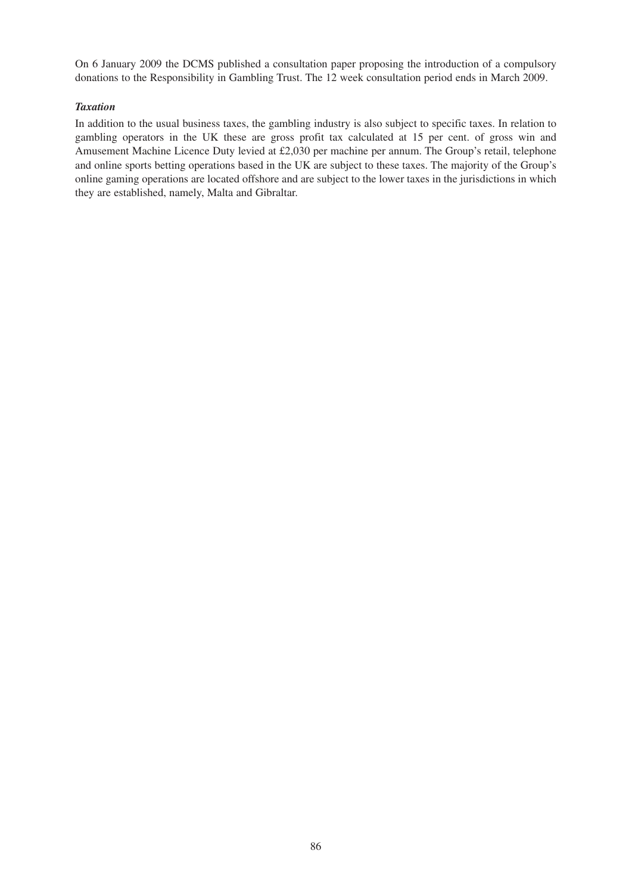On 6 January 2009 the DCMS published a consultation paper proposing the introduction of a compulsory donations to the Responsibility in Gambling Trust. The 12 week consultation period ends in March 2009.

***Taxation***

In addition to the usual business taxes, the gambling industry is also subject to specific taxes. In relation to gambling operators in the UK these are gross profit tax calculated at 15 per cent. of gross win and Amusement Machine Licence Duty levied at £2,030 per machine per annum. The Group's retail, telephone and online sports betting operations based in the UK are subject to these taxes. The majority of the Group's online gaming operations are located offshore and are subject to the lower taxes in the jurisdictions in which they are established, namely, Malta and Gibraltar.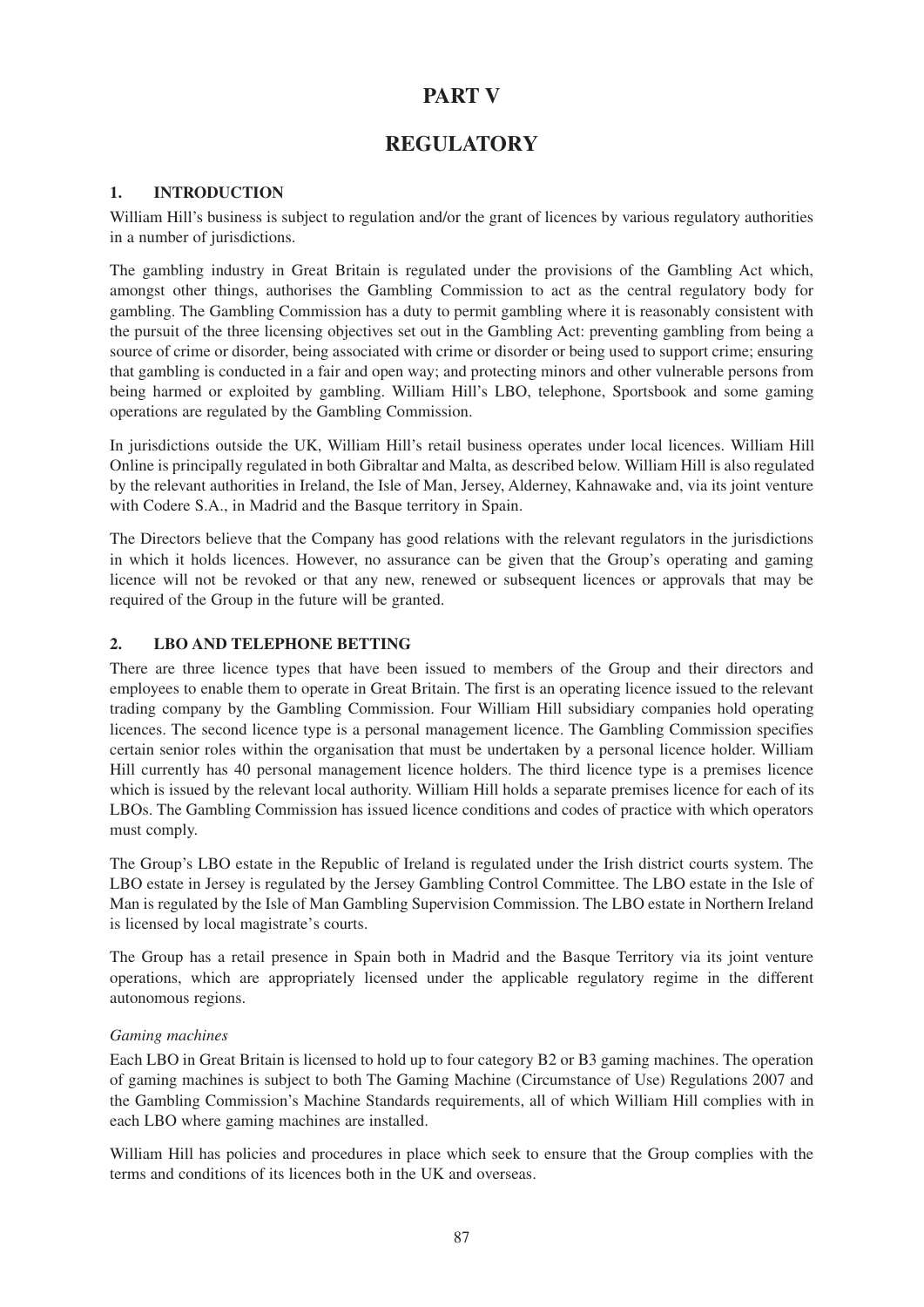# PART V

# REGULATORY

## 1. INTRODUCTION

William Hill's business is subject to regulation and/or the grant of licences by various regulatory authorities in a number of jurisdictions.

The gambling industry in Great Britain is regulated under the provisions of the Gambling Act which, amongst other things, authorises the Gambling Commission to act as the central regulatory body for gambling. The Gambling Commission has a duty to permit gambling where it is reasonably consistent with the pursuit of the three licensing objectives set out in the Gambling Act: preventing gambling from being a source of crime or disorder, being associated with crime or disorder or being used to support crime; ensuring that gambling is conducted in a fair and open way; and protecting minors and other vulnerable persons from being harmed or exploited by gambling. William Hill's LBO, telephone, Sportsbook and some gaming operations are regulated by the Gambling Commission.

In jurisdictions outside the UK, William Hill's retail business operates under local licences. William Hill Online is principally regulated in both Gibraltar and Malta, as described below. William Hill is also regulated by the relevant authorities in Ireland, the Isle of Man, Jersey, Alderney, Kahnawake and, via its joint venture with Codere S.A., in Madrid and the Basque territory in Spain.

The Directors believe that the Company has good relations with the relevant regulators in the jurisdictions in which it holds licences. However, no assurance can be given that the Group's operating and gaming licence will not be revoked or that any new, renewed or subsequent licences or approvals that may be required of the Group in the future will be granted.

## 2. LBO AND TELEPHONE BETTING

There are three licence types that have been issued to members of the Group and their directors and employees to enable them to operate in Great Britain. The first is an operating licence issued to the relevant trading company by the Gambling Commission. Four William Hill subsidiary companies hold operating licences. The second licence type is a personal management licence. The Gambling Commission specifies certain senior roles within the organisation that must be undertaken by a personal licence holder. William Hill currently has 40 personal management licence holders. The third licence type is a premises licence which is issued by the relevant local authority. William Hill holds a separate premises licence for each of its LBOs. The Gambling Commission has issued licence conditions and codes of practice with which operators must comply.

The Group's LBO estate in the Republic of Ireland is regulated under the Irish district courts system. The LBO estate in Jersey is regulated by the Jersey Gambling Control Committee. The LBO estate in the Isle of Man is regulated by the Isle of Man Gambling Supervision Commission. The LBO estate in Northern Ireland is licensed by local magistrate's courts.

The Group has a retail presence in Spain both in Madrid and the Basque Territory via its joint venture operations, which are appropriately licensed under the applicable regulatory regime in the different autonomous regions.

*Gaming machines*

Each LBO in Great Britain is licensed to hold up to four category B2 or B3 gaming machines. The operation of gaming machines is subject to both The Gaming Machine (Circumstance of Use) Regulations 2007 and the Gambling Commission's Machine Standards requirements, all of which William Hill complies with in each LBO where gaming machines are installed.

William Hill has policies and procedures in place which seek to ensure that the Group complies with the terms and conditions of its licences both in the UK and overseas.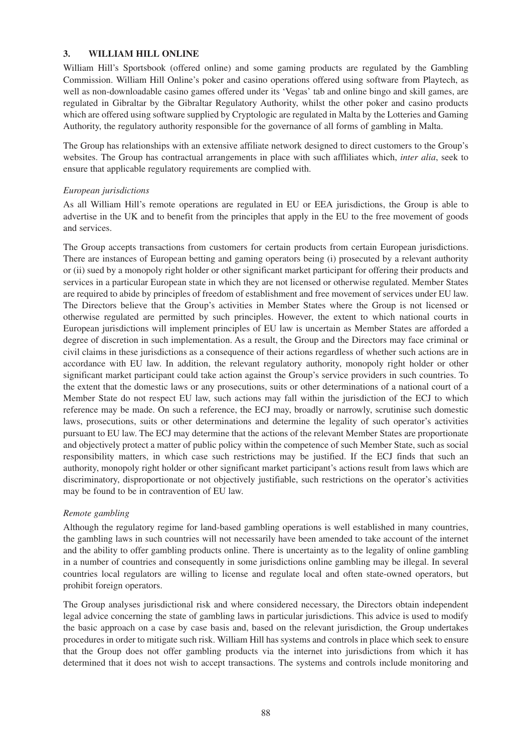### 3. WILLIAM HILL ONLINE

William Hill's Sportsbook (offered online) and some gaming products are regulated by the Gambling Commission. William Hill Online's poker and casino operations offered using software from Playtech, as well as non-downloadable casino games offered under its 'Vegas' tab and online bingo and skill games, are regulated in Gibraltar by the Gibraltar Regulatory Authority, whilst the other poker and casino products which are offered using software supplied by Cryptologic are regulated in Malta by the Lotteries and Gaming Authority, the regulatory authority responsible for the governance of all forms of gambling in Malta.

The Group has relationships with an extensive affiliate network designed to direct customers to the Group's websites. The Group has contractual arrangements in place with such affliliates which, *inter alia*, seek to ensure that applicable regulatory requirements are complied with.

*European jurisdictions*

As all William Hill's remote operations are regulated in EU or EEA jurisdictions, the Group is able to advertise in the UK and to benefit from the principles that apply in the EU to the free movement of goods and services.

The Group accepts transactions from customers for certain products from certain European jurisdictions. There are instances of European betting and gaming operators being (i) prosecuted by a relevant authority or (ii) sued by a monopoly right holder or other significant market participant for offering their products and services in a particular European state in which they are not licensed or otherwise regulated. Member States are required to abide by principles of freedom of establishment and free movement of services under EU law. The Directors believe that the Group's activities in Member States where the Group is not licensed or otherwise regulated are permitted by such principles. However, the extent to which national courts in European jurisdictions will implement principles of EU law is uncertain as Member States are afforded a degree of discretion in such implementation. As a result, the Group and the Directors may face criminal or civil claims in these jurisdictions as a consequence of their actions regardless of whether such actions are in accordance with EU law. In addition, the relevant regulatory authority, monopoly right holder or other significant market participant could take action against the Group's service providers in such countries. To the extent that the domestic laws or any prosecutions, suits or other determinations of a national court of a Member State do not respect EU law, such actions may fall within the jurisdiction of the ECJ to which reference may be made. On such a reference, the ECJ may, broadly or narrowly, scrutinise such domestic laws, prosecutions, suits or other determinations and determine the legality of such operator's activities pursuant to EU law. The ECJ may determine that the actions of the relevant Member States are proportionate and objectively protect a matter of public policy within the competence of such Member State, such as social responsibility matters, in which case such restrictions may be justified. If the ECJ finds that such an authority, monopoly right holder or other significant market participant's actions result from laws which are discriminatory, disproportionate or not objectively justifiable, such restrictions on the operator's activities may be found to be in contravention of EU law.

*Remote gambling*

Although the regulatory regime for land-based gambling operations is well established in many countries, the gambling laws in such countries will not necessarily have been amended to take account of the internet and the ability to offer gambling products online. There is uncertainty as to the legality of online gambling in a number of countries and consequently in some jurisdictions online gambling may be illegal. In several countries local regulators are willing to license and regulate local and often state-owned operators, but prohibit foreign operators.

The Group analyses jurisdictional risk and where considered necessary, the Directors obtain independent legal advice concerning the state of gambling laws in particular jurisdictions. This advice is used to modify the basic approach on a case by case basis and, based on the relevant jurisdiction, the Group undertakes procedures in order to mitigate such risk. William Hill has systems and controls in place which seek to ensure that the Group does not offer gambling products via the internet into jurisdictions from which it has determined that it does not wish to accept transactions. The systems and controls include monitoring and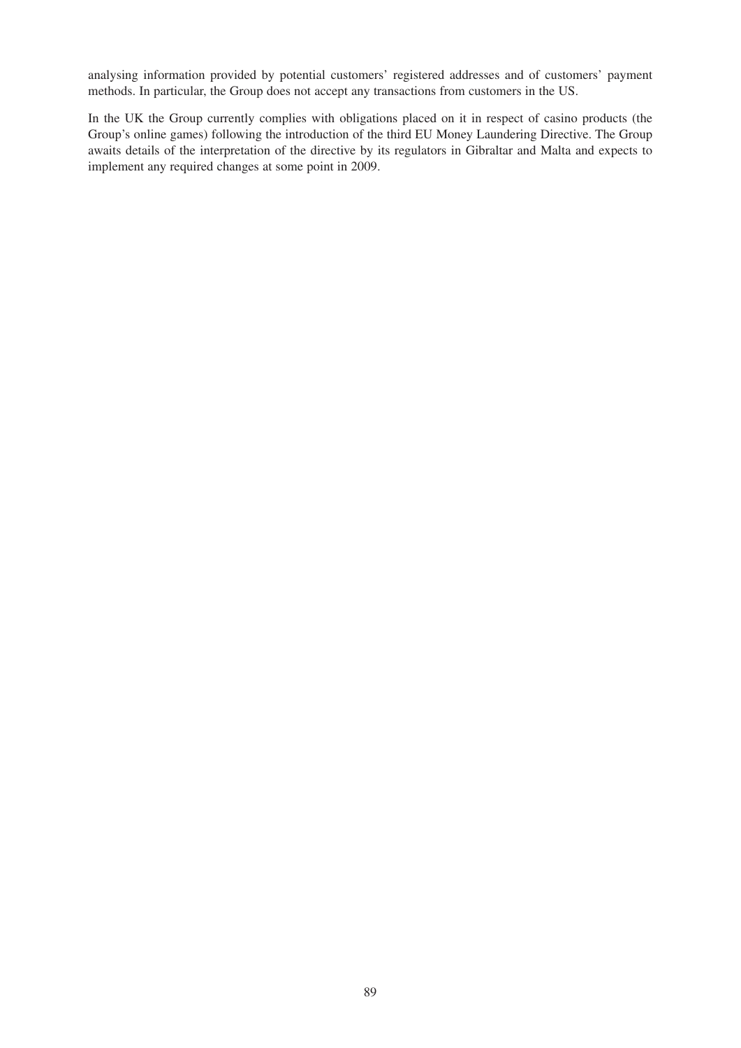analysing information provided by potential customers' registered addresses and of customers' payment methods. In particular, the Group does not accept any transactions from customers in the US.

In the UK the Group currently complies with obligations placed on it in respect of casino products (the Group's online games) following the introduction of the third EU Money Laundering Directive. The Group awaits details of the interpretation of the directive by its regulators in Gibraltar and Malta and expects to implement any required changes at some point in 2009.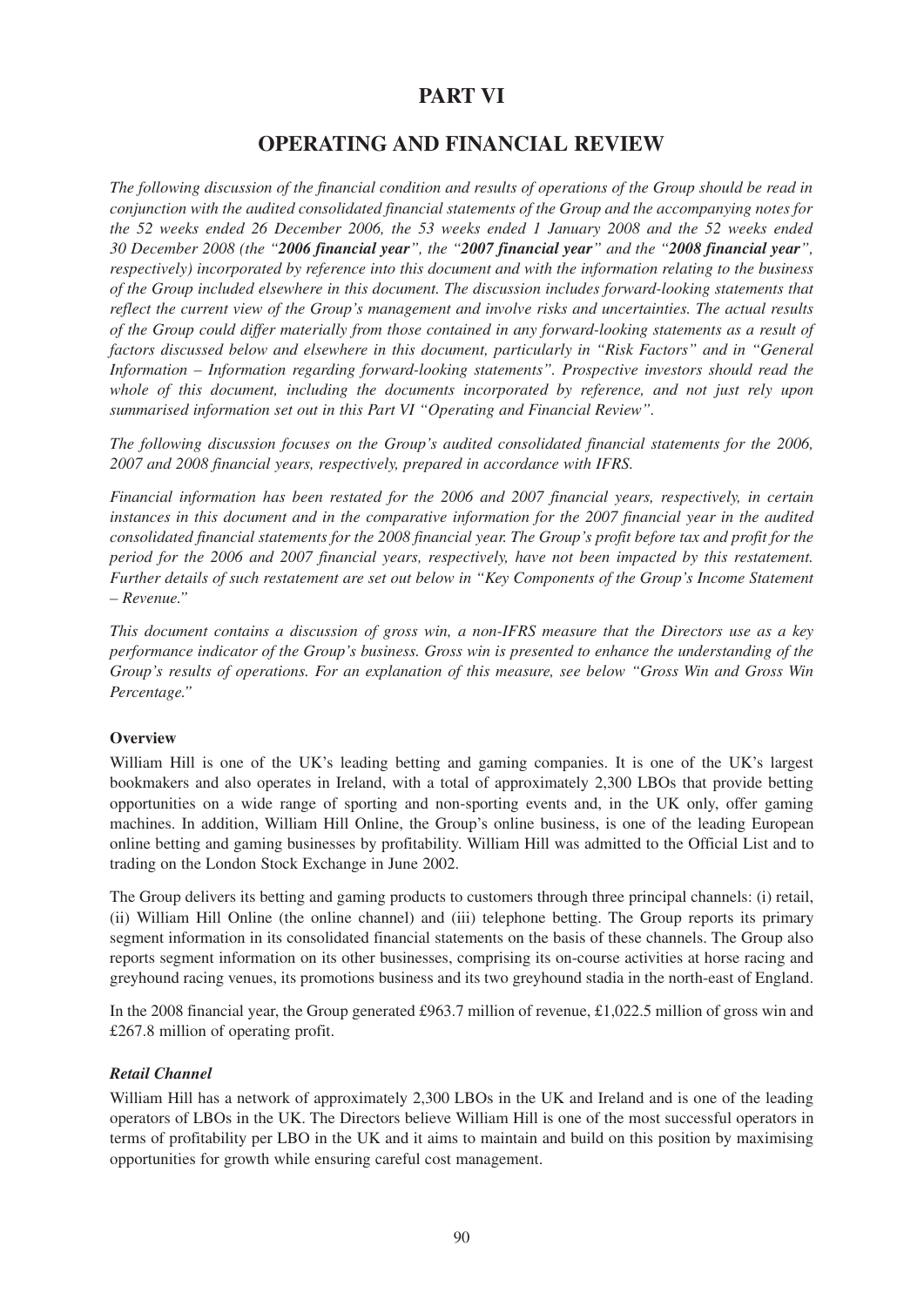# PART VI

## OPERATING AND FINANCIAL REVIEW

*The following discussion of the financial condition and results of operations of the Group should be read in conjunction with the audited consolidated financial statements of the Group and the accompanying notes for the 52 weeks ended 26 December 2006, the 53 weeks ended 1 January 2008 and the 52 weeks ended 30 December 2008 (the "**2006 financial year**", the "**2007 financial year**" and the "**2008 financial year**", respectively) incorporated by reference into this document and with the information relating to the business of the Group included elsewhere in this document. The discussion includes forward-looking statements that reflect the current view of the Group's management and involve risks and uncertainties. The actual results of the Group could differ materially from those contained in any forward-looking statements as a result of factors discussed below and elsewhere in this document, particularly in "Risk Factors" and in "General Information – Information regarding forward-looking statements". Prospective investors should read the whole of this document, including the documents incorporated by reference, and not just rely upon summarised information set out in this Part VI "Operating and Financial Review".*

*The following discussion focuses on the Group's audited consolidated financial statements for the 2006, 2007 and 2008 financial years, respectively, prepared in accordance with IFRS.*

*Financial information has been restated for the 2006 and 2007 financial years, respectively, in certain instances in this document and in the comparative information for the 2007 financial year in the audited consolidated financial statements for the 2008 financial year. The Group's profit before tax and profit for the period for the 2006 and 2007 financial years, respectively, have not been impacted by this restatement. Further details of such restatement are set out below in "Key Components of the Group's Income Statement – Revenue."*

*This document contains a discussion of gross win, a non-IFRS measure that the Directors use as a key performance indicator of the Group's business. Gross win is presented to enhance the understanding of the Group's results of operations. For an explanation of this measure, see below "Gross Win and Gross Win Percentage."*

### Overview

William Hill is one of the UK's leading betting and gaming companies. It is one of the UK's largest bookmakers and also operates in Ireland, with a total of approximately 2,300 LBOs that provide betting opportunities on a wide range of sporting and non-sporting events and, in the UK only, offer gaming machines. In addition, William Hill Online, the Group's online business, is one of the leading European online betting and gaming businesses by profitability. William Hill was admitted to the Official List and to trading on the London Stock Exchange in June 2002.

The Group delivers its betting and gaming products to customers through three principal channels: (i) retail, (ii) William Hill Online (the online channel) and (iii) telephone betting. The Group reports its primary segment information in its consolidated financial statements on the basis of these channels. The Group also reports segment information on its other businesses, comprising its on-course activities at horse racing and greyhound racing venues, its promotions business and its two greyhound stadia in the north-east of England.

In the 2008 financial year, the Group generated £963.7 million of revenue, £1,022.5 million of gross win and £267.8 million of operating profit.

#### *Retail Channel*

William Hill has a network of approximately 2,300 LBOs in the UK and Ireland and is one of the leading operators of LBOs in the UK. The Directors believe William Hill is one of the most successful operators in terms of profitability per LBO in the UK and it aims to maintain and build on this position by maximising opportunities for growth while ensuring careful cost management.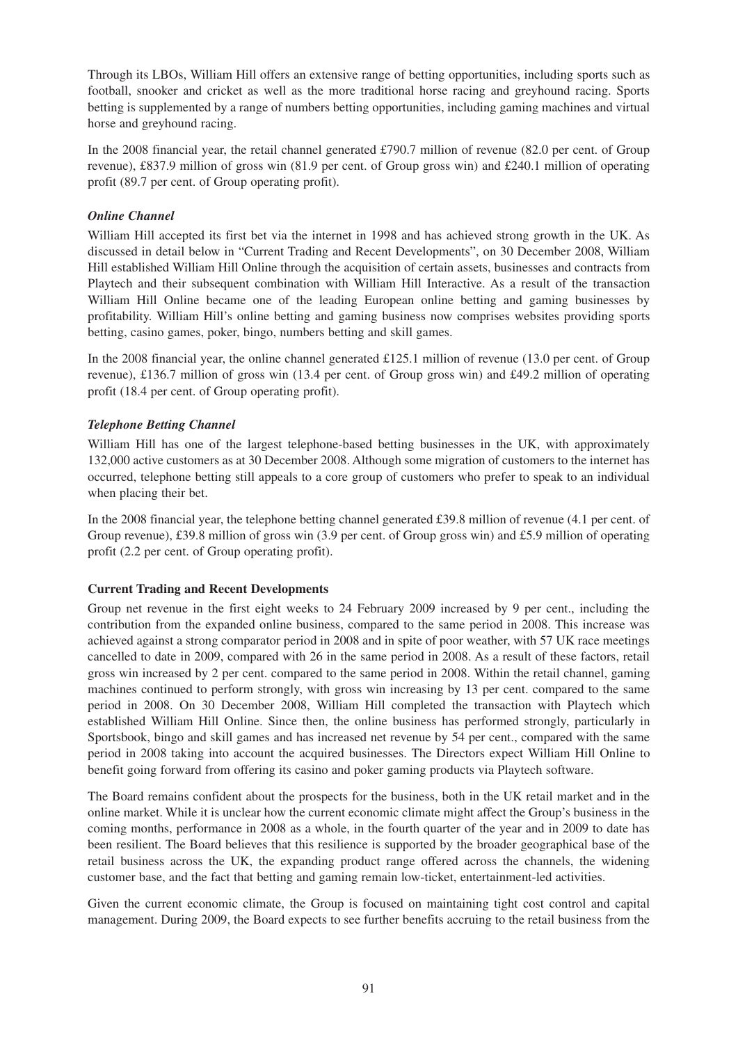Through its LBOs, William Hill offers an extensive range of betting opportunities, including sports such as football, snooker and cricket as well as the more traditional horse racing and greyhound racing. Sports betting is supplemented by a range of numbers betting opportunities, including gaming machines and virtual horse and greyhound racing.

In the 2008 financial year, the retail channel generated £790.7 million of revenue (82.0 per cent. of Group revenue), £837.9 million of gross win (81.9 per cent. of Group gross win) and £240.1 million of operating profit (89.7 per cent. of Group operating profit).

### *Online Channel*

William Hill accepted its first bet via the internet in 1998 and has achieved strong growth in the UK. As discussed in detail below in "Current Trading and Recent Developments", on 30 December 2008, William Hill established William Hill Online through the acquisition of certain assets, businesses and contracts from Playtech and their subsequent combination with William Hill Interactive. As a result of the transaction William Hill Online became one of the leading European online betting and gaming businesses by profitability. William Hill's online betting and gaming business now comprises websites providing sports betting, casino games, poker, bingo, numbers betting and skill games.

In the 2008 financial year, the online channel generated £125.1 million of revenue (13.0 per cent. of Group revenue), £136.7 million of gross win (13.4 per cent. of Group gross win) and £49.2 million of operating profit (18.4 per cent. of Group operating profit).

### *Telephone Betting Channel*

William Hill has one of the largest telephone-based betting businesses in the UK, with approximately 132,000 active customers as at 30 December 2008. Although some migration of customers to the internet has occurred, telephone betting still appeals to a core group of customers who prefer to speak to an individual when placing their bet.

In the 2008 financial year, the telephone betting channel generated £39.8 million of revenue (4.1 per cent. of Group revenue), £39.8 million of gross win (3.9 per cent. of Group gross win) and £5.9 million of operating profit (2.2 per cent. of Group operating profit).

## **Current Trading and Recent Developments**

Group net revenue in the first eight weeks to 24 February 2009 increased by 9 per cent., including the contribution from the expanded online business, compared to the same period in 2008. This increase was achieved against a strong comparator period in 2008 and in spite of poor weather, with 57 UK race meetings cancelled to date in 2009, compared with 26 in the same period in 2008. As a result of these factors, retail gross win increased by 2 per cent. compared to the same period in 2008. Within the retail channel, gaming machines continued to perform strongly, with gross win increasing by 13 per cent. compared to the same period in 2008. On 30 December 2008, William Hill completed the transaction with Playtech which established William Hill Online. Since then, the online business has performed strongly, particularly in Sportsbook, bingo and skill games and has increased net revenue by 54 per cent., compared with the same period in 2008 taking into account the acquired businesses. The Directors expect William Hill Online to benefit going forward from offering its casino and poker gaming products via Playtech software.

The Board remains confident about the prospects for the business, both in the UK retail market and in the online market. While it is unclear how the current economic climate might affect the Group's business in the coming months, performance in 2008 as a whole, in the fourth quarter of the year and in 2009 to date has been resilient. The Board believes that this resilience is supported by the broader geographical base of the retail business across the UK, the expanding product range offered across the channels, the widening customer base, and the fact that betting and gaming remain low-ticket, entertainment-led activities.

Given the current economic climate, the Group is focused on maintaining tight cost control and capital management. During 2009, the Board expects to see further benefits accruing to the retail business from the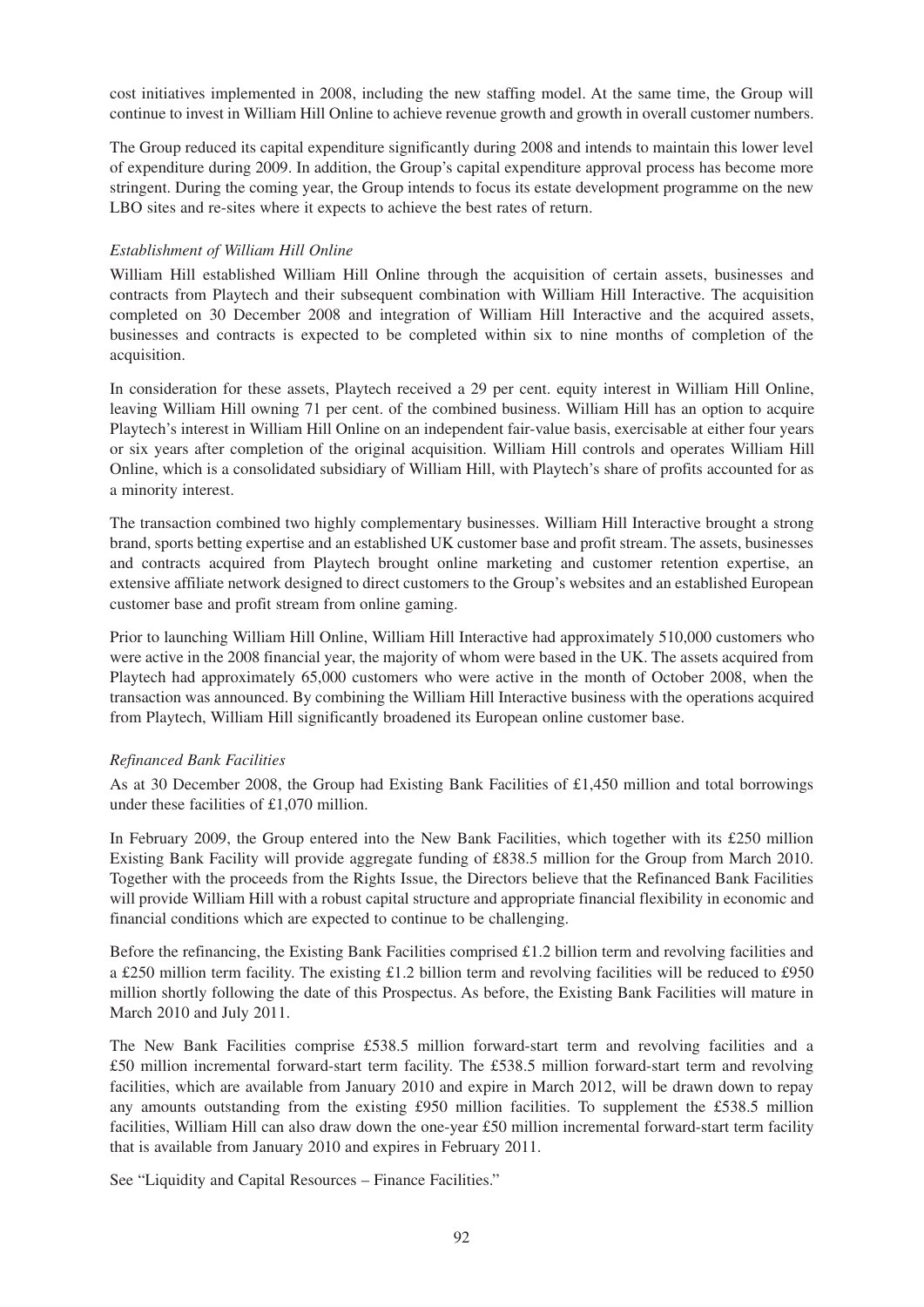cost initiatives implemented in 2008, including the new staffing model. At the same time, the Group will continue to invest in William Hill Online to achieve revenue growth and growth in overall customer numbers.

The Group reduced its capital expenditure significantly during 2008 and intends to maintain this lower level of expenditure during 2009. In addition, the Group's capital expenditure approval process has become more stringent. During the coming year, the Group intends to focus its estate development programme on the new LBO sites and re-sites where it expects to achieve the best rates of return.

*Establishment of William Hill Online*

William Hill established William Hill Online through the acquisition of certain assets, businesses and contracts from Playtech and their subsequent combination with William Hill Interactive. The acquisition completed on 30 December 2008 and integration of William Hill Interactive and the acquired assets, businesses and contracts is expected to be completed within six to nine months of completion of the acquisition.

In consideration for these assets, Playtech received a 29 per cent. equity interest in William Hill Online, leaving William Hill owning 71 per cent. of the combined business. William Hill has an option to acquire Playtech's interest in William Hill Online on an independent fair-value basis, exercisable at either four years or six years after completion of the original acquisition. William Hill controls and operates William Hill Online, which is a consolidated subsidiary of William Hill, with Playtech's share of profits accounted for as a minority interest.

The transaction combined two highly complementary businesses. William Hill Interactive brought a strong brand, sports betting expertise and an established UK customer base and profit stream. The assets, businesses and contracts acquired from Playtech brought online marketing and customer retention expertise, an extensive affiliate network designed to direct customers to the Group's websites and an established European customer base and profit stream from online gaming.

Prior to launching William Hill Online, William Hill Interactive had approximately 510,000 customers who were active in the 2008 financial year, the majority of whom were based in the UK. The assets acquired from Playtech had approximately 65,000 customers who were active in the month of October 2008, when the transaction was announced. By combining the William Hill Interactive business with the operations acquired from Playtech, William Hill significantly broadened its European online customer base.

*Refinanced Bank Facilities*

As at 30 December 2008, the Group had Existing Bank Facilities of £1,450 million and total borrowings under these facilities of £1,070 million.

In February 2009, the Group entered into the New Bank Facilities, which together with its £250 million Existing Bank Facility will provide aggregate funding of £838.5 million for the Group from March 2010. Together with the proceeds from the Rights Issue, the Directors believe that the Refinanced Bank Facilities will provide William Hill with a robust capital structure and appropriate financial flexibility in economic and financial conditions which are expected to continue to be challenging.

Before the refinancing, the Existing Bank Facilities comprised £1.2 billion term and revolving facilities and a £250 million term facility. The existing £1.2 billion term and revolving facilities will be reduced to £950 million shortly following the date of this Prospectus. As before, the Existing Bank Facilities will mature in March 2010 and July 2011.

The New Bank Facilities comprise £538.5 million forward-start term and revolving facilities and a £50 million incremental forward-start term facility. The £538.5 million forward-start term and revolving facilities, which are available from January 2010 and expire in March 2012, will be drawn down to repay any amounts outstanding from the existing £950 million facilities. To supplement the £538.5 million facilities, William Hill can also draw down the one-year £50 million incremental forward-start term facility that is available from January 2010 and expires in February 2011.

See "Liquidity and Capital Resources – Finance Facilities."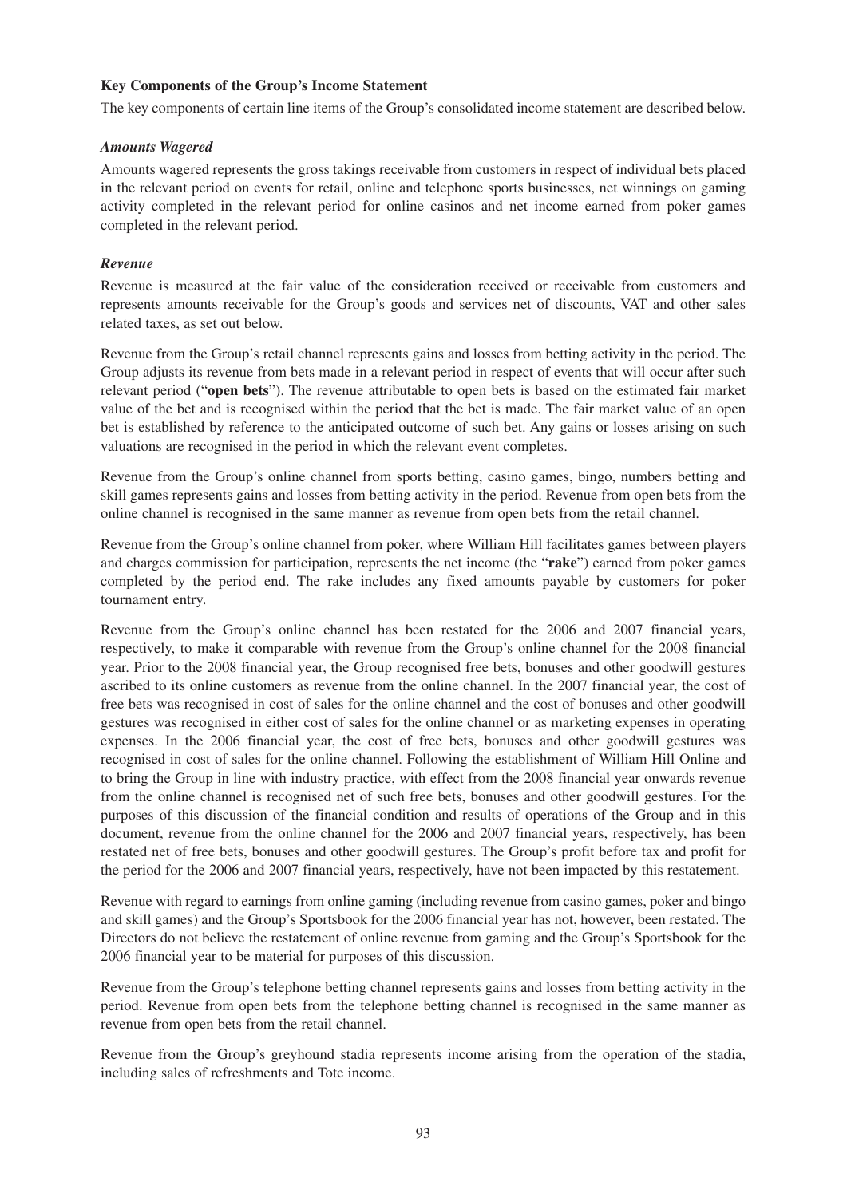### Key Components of the Group's Income Statement

The key components of certain line items of the Group's consolidated income statement are described below.

#### *Amounts Wagered*

Amounts wagered represents the gross takings receivable from customers in respect of individual bets placed in the relevant period on events for retail, online and telephone sports businesses, net winnings on gaming activity completed in the relevant period for online casinos and net income earned from poker games completed in the relevant period.

#### *Revenue*

Revenue is measured at the fair value of the consideration received or receivable from customers and represents amounts receivable for the Group's goods and services net of discounts, VAT and other sales related taxes, as set out below.

Revenue from the Group's retail channel represents gains and losses from betting activity in the period. The Group adjusts its revenue from bets made in a relevant period in respect of events that will occur after such relevant period ("**open bets**"). The revenue attributable to open bets is based on the estimated fair market value of the bet and is recognised within the period that the bet is made. The fair market value of an open bet is established by reference to the anticipated outcome of such bet. Any gains or losses arising on such valuations are recognised in the period in which the relevant event completes.

Revenue from the Group's online channel from sports betting, casino games, bingo, numbers betting and skill games represents gains and losses from betting activity in the period. Revenue from open bets from the online channel is recognised in the same manner as revenue from open bets from the retail channel.

Revenue from the Group's online channel from poker, where William Hill facilitates games between players and charges commission for participation, represents the net income (the "**rake**") earned from poker games completed by the period end. The rake includes any fixed amounts payable by customers for poker tournament entry.

Revenue from the Group's online channel has been restated for the 2006 and 2007 financial years, respectively, to make it comparable with revenue from the Group's online channel for the 2008 financial year. Prior to the 2008 financial year, the Group recognised free bets, bonuses and other goodwill gestures ascribed to its online customers as revenue from the online channel. In the 2007 financial year, the cost of free bets was recognised in cost of sales for the online channel and the cost of bonuses and other goodwill gestures was recognised in either cost of sales for the online channel or as marketing expenses in operating expenses. In the 2006 financial year, the cost of free bets, bonuses and other goodwill gestures was recognised in cost of sales for the online channel. Following the establishment of William Hill Online and to bring the Group in line with industry practice, with effect from the 2008 financial year onwards revenue from the online channel is recognised net of such free bets, bonuses and other goodwill gestures. For the purposes of this discussion of the financial condition and results of operations of the Group and in this document, revenue from the online channel for the 2006 and 2007 financial years, respectively, has been restated net of free bets, bonuses and other goodwill gestures. The Group's profit before tax and profit for the period for the 2006 and 2007 financial years, respectively, have not been impacted by this restatement.

Revenue with regard to earnings from online gaming (including revenue from casino games, poker and bingo and skill games) and the Group's Sportsbook for the 2006 financial year has not, however, been restated. The Directors do not believe the restatement of online revenue from gaming and the Group's Sportsbook for the 2006 financial year to be material for purposes of this discussion.

Revenue from the Group's telephone betting channel represents gains and losses from betting activity in the period. Revenue from open bets from the telephone betting channel is recognised in the same manner as revenue from open bets from the retail channel.

Revenue from the Group's greyhound stadia represents income arising from the operation of the stadia, including sales of refreshments and Tote income.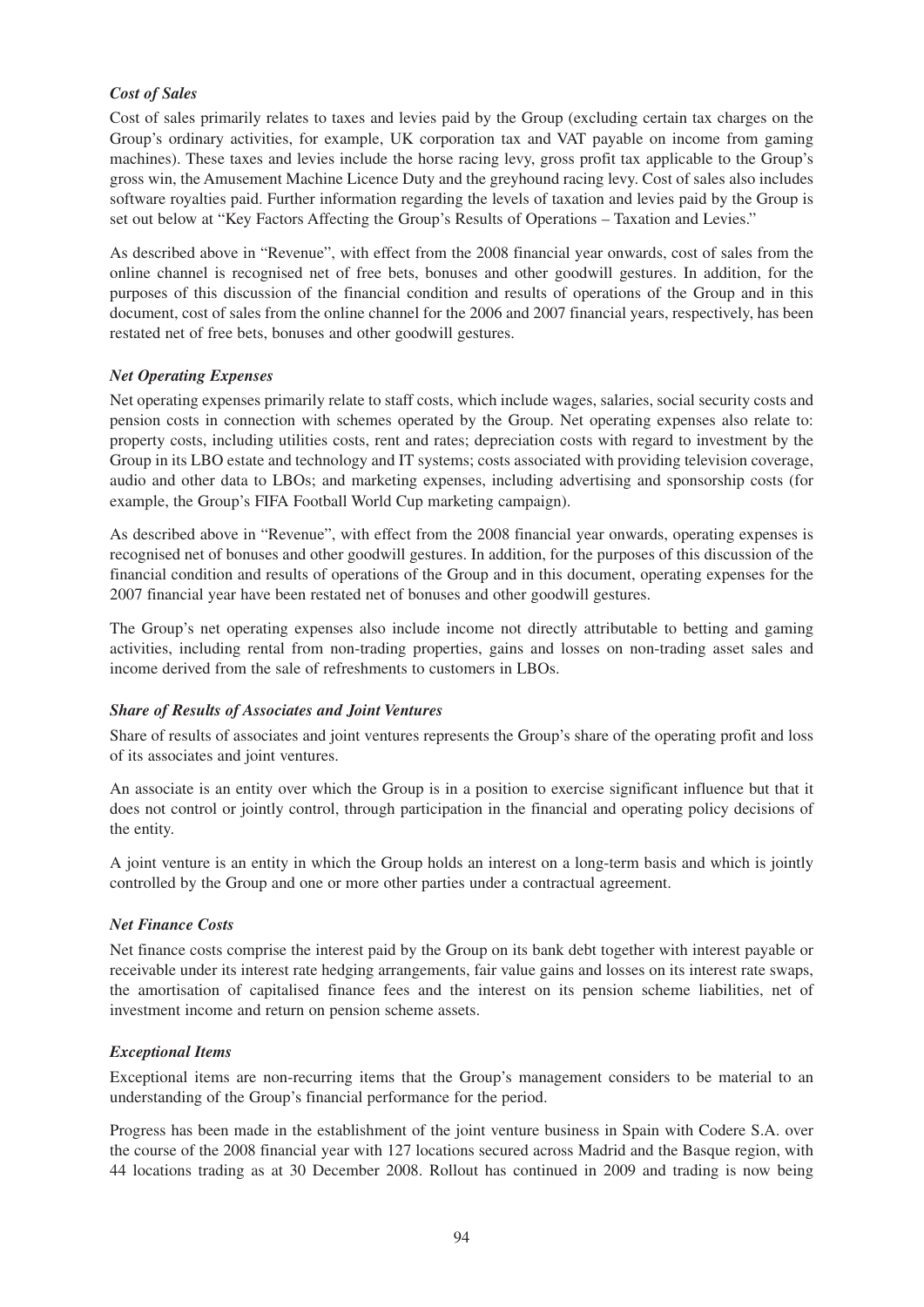***Cost of Sales***

Cost of sales primarily relates to taxes and levies paid by the Group (excluding certain tax charges on the Group's ordinary activities, for example, UK corporation tax and VAT payable on income from gaming machines). These taxes and levies include the horse racing levy, gross profit tax applicable to the Group's gross win, the Amusement Machine Licence Duty and the greyhound racing levy. Cost of sales also includes software royalties paid. Further information regarding the levels of taxation and levies paid by the Group is set out below at "Key Factors Affecting the Group's Results of Operations – Taxation and Levies."

As described above in "Revenue", with effect from the 2008 financial year onwards, cost of sales from the online channel is recognised net of free bets, bonuses and other goodwill gestures. In addition, for the purposes of this discussion of the financial condition and results of operations of the Group and in this document, cost of sales from the online channel for the 2006 and 2007 financial years, respectively, has been restated net of free bets, bonuses and other goodwill gestures.

***Net Operating Expenses***

Net operating expenses primarily relate to staff costs, which include wages, salaries, social security costs and pension costs in connection with schemes operated by the Group. Net operating expenses also relate to: property costs, including utilities costs, rent and rates; depreciation costs with regard to investment by the Group in its LBO estate and technology and IT systems; costs associated with providing television coverage, audio and other data to LBOs; and marketing expenses, including advertising and sponsorship costs (for example, the Group's FIFA Football World Cup marketing campaign).

As described above in "Revenue", with effect from the 2008 financial year onwards, operating expenses is recognised net of bonuses and other goodwill gestures. In addition, for the purposes of this discussion of the financial condition and results of operations of the Group and in this document, operating expenses for the 2007 financial year have been restated net of bonuses and other goodwill gestures.

The Group's net operating expenses also include income not directly attributable to betting and gaming activities, including rental from non-trading properties, gains and losses on non-trading asset sales and income derived from the sale of refreshments to customers in LBOs.

***Share of Results of Associates and Joint Ventures***

Share of results of associates and joint ventures represents the Group's share of the operating profit and loss of its associates and joint ventures.

An associate is an entity over which the Group is in a position to exercise significant influence but that it does not control or jointly control, through participation in the financial and operating policy decisions of the entity.

A joint venture is an entity in which the Group holds an interest on a long-term basis and which is jointly controlled by the Group and one or more other parties under a contractual agreement.

***Net Finance Costs***

Net finance costs comprise the interest paid by the Group on its bank debt together with interest payable or receivable under its interest rate hedging arrangements, fair value gains and losses on its interest rate swaps, the amortisation of capitalised finance fees and the interest on its pension scheme liabilities, net of investment income and return on pension scheme assets.

***Exceptional Items***

Exceptional items are non-recurring items that the Group's management considers to be material to an understanding of the Group's financial performance for the period.

Progress has been made in the establishment of the joint venture business in Spain with Codere S.A. over the course of the 2008 financial year with 127 locations secured across Madrid and the Basque region, with 44 locations trading as at 30 December 2008. Rollout has continued in 2009 and trading is now being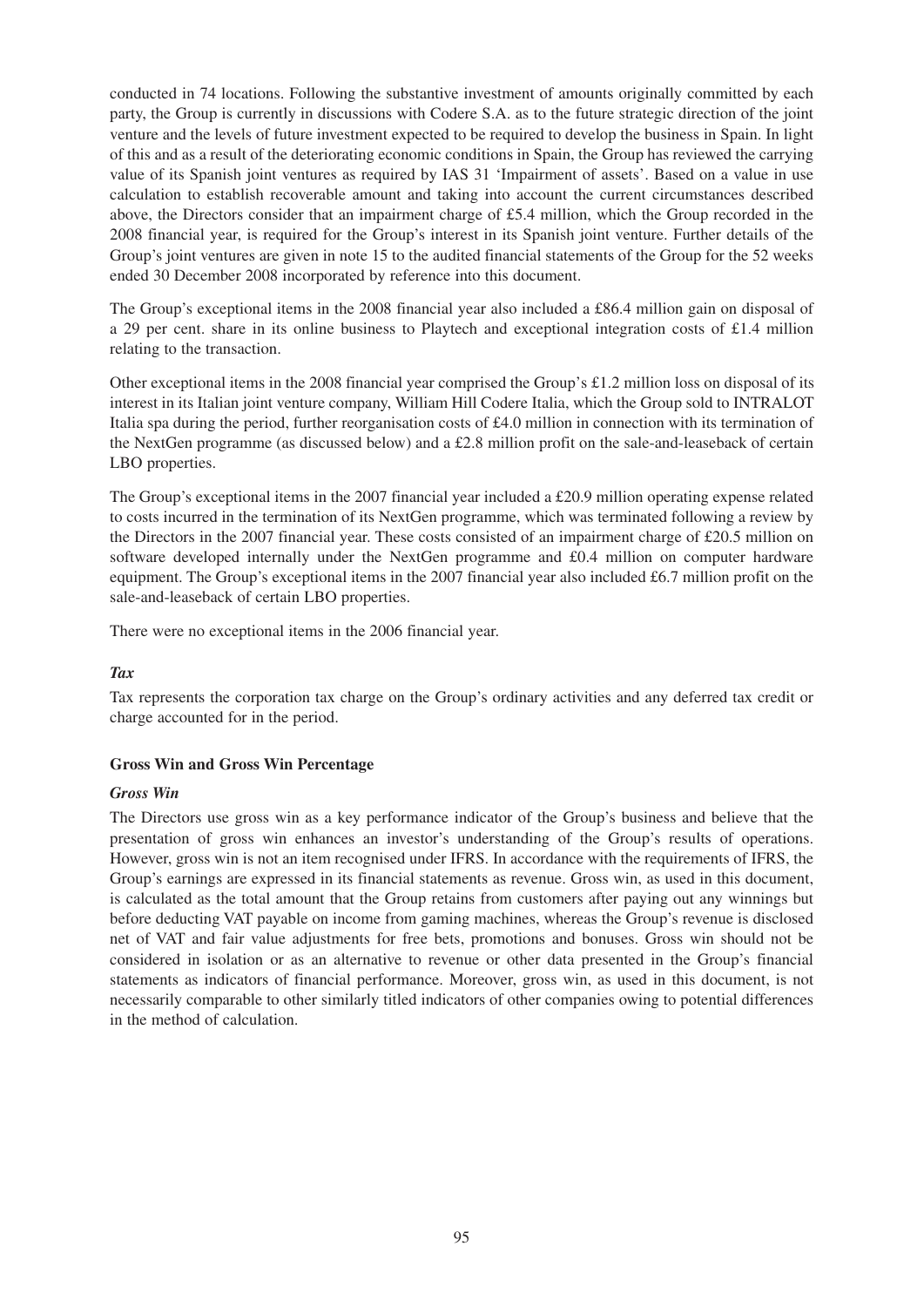conducted in 74 locations. Following the substantive investment of amounts originally committed by each party, the Group is currently in discussions with Codere S.A. as to the future strategic direction of the joint venture and the levels of future investment expected to be required to develop the business in Spain. In light of this and as a result of the deteriorating economic conditions in Spain, the Group has reviewed the carrying value of its Spanish joint ventures as required by IAS 31 'Impairment of assets'. Based on a value in use calculation to establish recoverable amount and taking into account the current circumstances described above, the Directors consider that an impairment charge of £5.4 million, which the Group recorded in the 2008 financial year, is required for the Group's interest in its Spanish joint venture. Further details of the Group's joint ventures are given in note 15 to the audited financial statements of the Group for the 52 weeks ended 30 December 2008 incorporated by reference into this document.

The Group's exceptional items in the 2008 financial year also included a £86.4 million gain on disposal of a 29 per cent. share in its online business to Playtech and exceptional integration costs of £1.4 million relating to the transaction.

Other exceptional items in the 2008 financial year comprised the Group's £1.2 million loss on disposal of its interest in its Italian joint venture company, William Hill Codere Italia, which the Group sold to INTRALOT Italia spa during the period, further reorganisation costs of £4.0 million in connection with its termination of the NextGen programme (as discussed below) and a £2.8 million profit on the sale-and-leaseback of certain LBO properties.

The Group's exceptional items in the 2007 financial year included a £20.9 million operating expense related to costs incurred in the termination of its NextGen programme, which was terminated following a review by the Directors in the 2007 financial year. These costs consisted of an impairment charge of £20.5 million on software developed internally under the NextGen programme and £0.4 million on computer hardware equipment. The Group's exceptional items in the 2007 financial year also included £6.7 million profit on the sale-and-leaseback of certain LBO properties.

There were no exceptional items in the 2006 financial year.

***Tax***

Tax represents the corporation tax charge on the Group's ordinary activities and any deferred tax credit or charge accounted for in the period.

**Gross Win and Gross Win Percentage**

***Gross Win***

The Directors use gross win as a key performance indicator of the Group's business and believe that the presentation of gross win enhances an investor's understanding of the Group's results of operations. However, gross win is not an item recognised under IFRS. In accordance with the requirements of IFRS, the Group's earnings are expressed in its financial statements as revenue. Gross win, as used in this document, is calculated as the total amount that the Group retains from customers after paying out any winnings but before deducting VAT payable on income from gaming machines, whereas the Group's revenue is disclosed net of VAT and fair value adjustments for free bets, promotions and bonuses. Gross win should not be considered in isolation or as an alternative to revenue or other data presented in the Group's financial statements as indicators of financial performance. Moreover, gross win, as used in this document, is not necessarily comparable to other similarly titled indicators of other companies owing to potential differences in the method of calculation.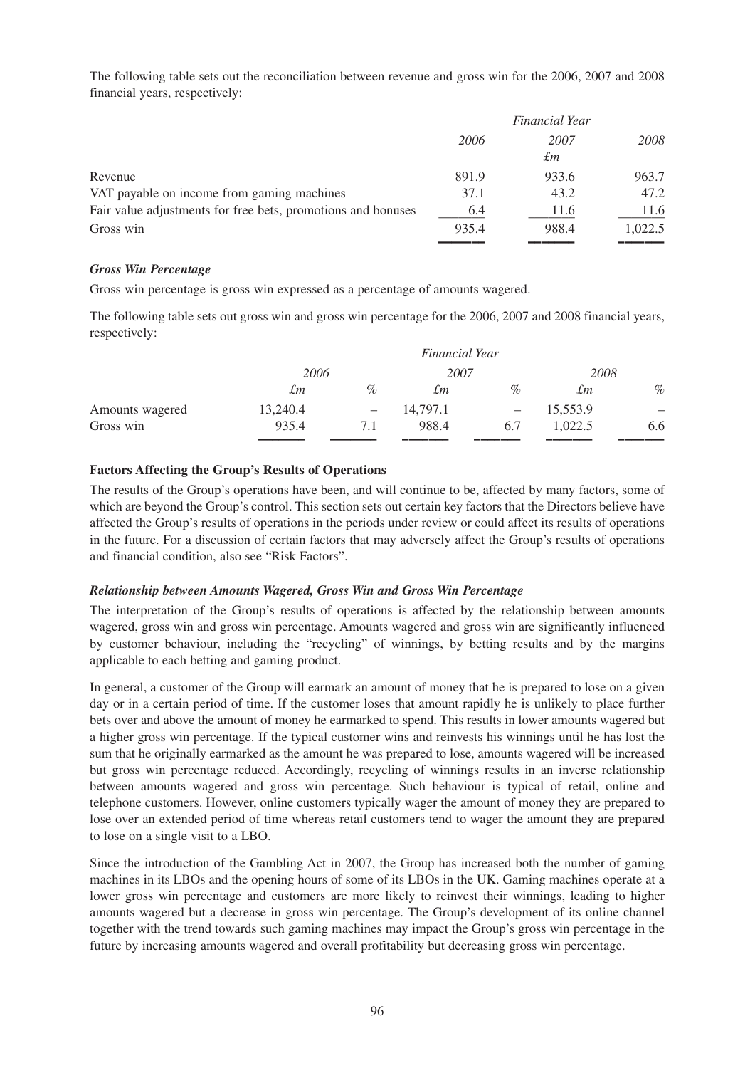The following table sets out the reconciliation between revenue and gross win for the 2006, 2007 and 2008 financial years, respectively:

| | *Financial Year* | | |
|---|---|---|---|
| | *2006* | *2007* | *2008* |
| | | *£m* | |
| Revenue | 891.9 | 933.6 | 963.7 |
| VAT payable on income from gaming machines | 37.1 | 43.2 | 47.2 |
| Fair value adjustments for free bets, promotions and bonuses | 6.4 | 11.6 | 11.6 |
| Gross win | 935.4 | 988.4 | 1,022.5 |

### *Gross Win Percentage*

Gross win percentage is gross win expressed as a percentage of amounts wagered.

The following table sets out gross win and gross win percentage for the 2006, 2007 and 2008 financial years, respectively:

| | *Financial Year* | | | | | |
|---|---|---|---|---|---|---|
| | *2006* | | *2007* | | *2008* | |
| | *£m* | *%* | *£m* | *%* | *£m* | *%* |
| Amounts wagered | 13,240.4 | – | 14,797.1 | – | 15,553.9 | – |
| Gross win | 935.4 | 7.1 | 988.4 | 6.7 | 1,022.5 | 6.6 |

## Factors Affecting the Group's Results of Operations

The results of the Group's operations have been, and will continue to be, affected by many factors, some of which are beyond the Group's control. This section sets out certain key factors that the Directors believe have affected the Group's results of operations in the periods under review or could affect its results of operations in the future. For a discussion of certain factors that may adversely affect the Group's results of operations and financial condition, also see "Risk Factors".

### *Relationship between Amounts Wagered, Gross Win and Gross Win Percentage*

The interpretation of the Group's results of operations is affected by the relationship between amounts wagered, gross win and gross win percentage. Amounts wagered and gross win are significantly influenced by customer behaviour, including the "recycling" of winnings, by betting results and by the margins applicable to each betting and gaming product.

In general, a customer of the Group will earmark an amount of money that he is prepared to lose on a given day or in a certain period of time. If the customer loses that amount rapidly he is unlikely to place further bets over and above the amount of money he earmarked to spend. This results in lower amounts wagered but a higher gross win percentage. If the typical customer wins and reinvests his winnings until he has lost the sum that he originally earmarked as the amount he was prepared to lose, amounts wagered will be increased but gross win percentage reduced. Accordingly, recycling of winnings results in an inverse relationship between amounts wagered and gross win percentage. Such behaviour is typical of retail, online and telephone customers. However, online customers typically wager the amount of money they are prepared to lose over an extended period of time whereas retail customers tend to wager the amount they are prepared to lose on a single visit to a LBO.

Since the introduction of the Gambling Act in 2007, the Group has increased both the number of gaming machines in its LBOs and the opening hours of some of its LBOs in the UK. Gaming machines operate at a lower gross win percentage and customers are more likely to reinvest their winnings, leading to higher amounts wagered but a decrease in gross win percentage. The Group's development of its online channel together with the trend towards such gaming machines may impact the Group's gross win percentage in the future by increasing amounts wagered and overall profitability but decreasing gross win percentage.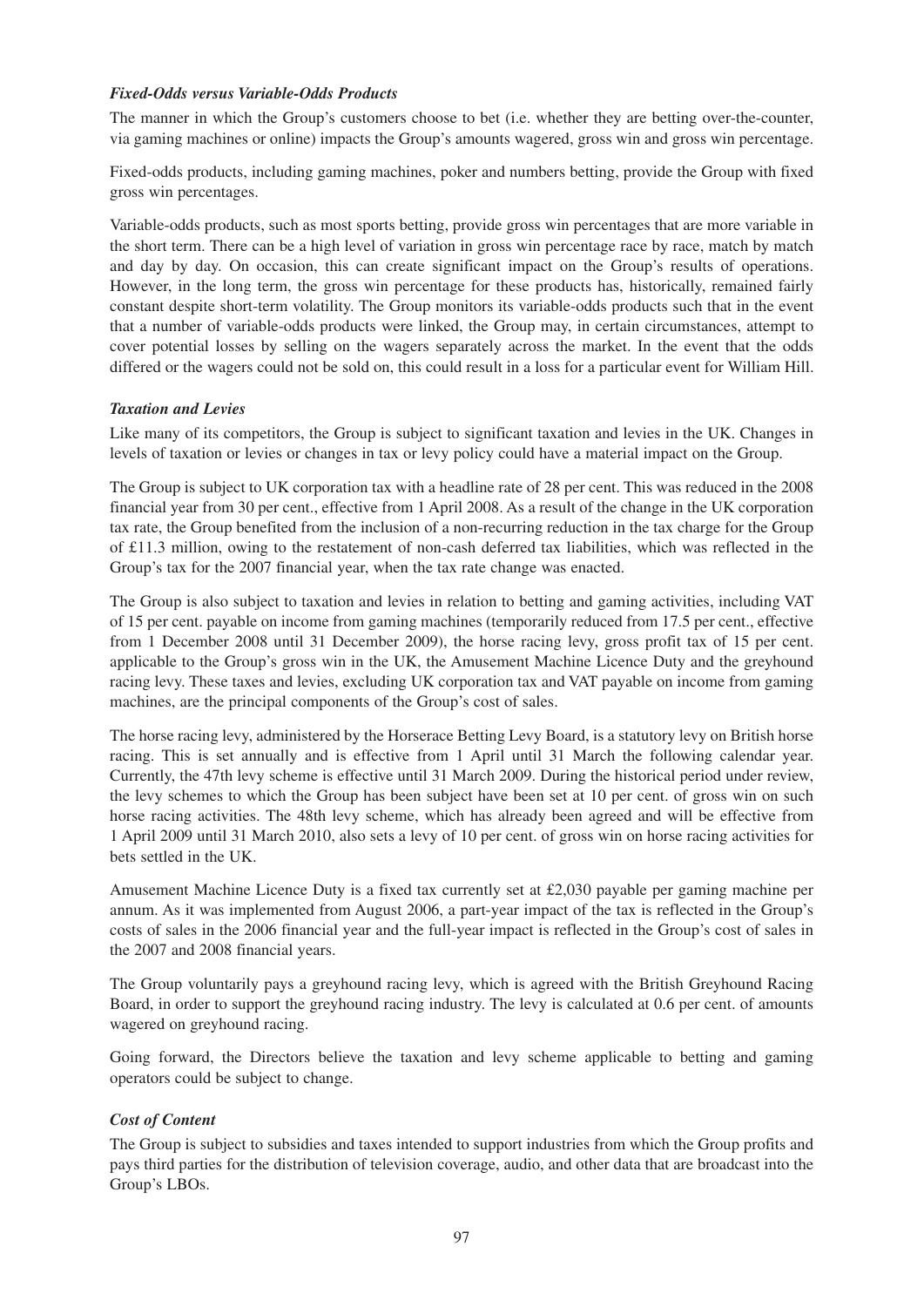### *Fixed-Odds versus Variable-Odds Products*

The manner in which the Group's customers choose to bet (i.e. whether they are betting over-the-counter, via gaming machines or online) impacts the Group's amounts wagered, gross win and gross win percentage.

Fixed-odds products, including gaming machines, poker and numbers betting, provide the Group with fixed gross win percentages.

Variable-odds products, such as most sports betting, provide gross win percentages that are more variable in the short term. There can be a high level of variation in gross win percentage race by race, match by match and day by day. On occasion, this can create significant impact on the Group's results of operations. However, in the long term, the gross win percentage for these products has, historically, remained fairly constant despite short-term volatility. The Group monitors its variable-odds products such that in the event that a number of variable-odds products were linked, the Group may, in certain circumstances, attempt to cover potential losses by selling on the wagers separately across the market. In the event that the odds differed or the wagers could not be sold on, this could result in a loss for a particular event for William Hill.

### *Taxation and Levies*

Like many of its competitors, the Group is subject to significant taxation and levies in the UK. Changes in levels of taxation or levies or changes in tax or levy policy could have a material impact on the Group.

The Group is subject to UK corporation tax with a headline rate of 28 per cent. This was reduced in the 2008 financial year from 30 per cent., effective from 1 April 2008. As a result of the change in the UK corporation tax rate, the Group benefited from the inclusion of a non-recurring reduction in the tax charge for the Group of £11.3 million, owing to the restatement of non-cash deferred tax liabilities, which was reflected in the Group's tax for the 2007 financial year, when the tax rate change was enacted.

The Group is also subject to taxation and levies in relation to betting and gaming activities, including VAT of 15 per cent. payable on income from gaming machines (temporarily reduced from 17.5 per cent., effective from 1 December 2008 until 31 December 2009), the horse racing levy, gross profit tax of 15 per cent. applicable to the Group's gross win in the UK, the Amusement Machine Licence Duty and the greyhound racing levy. These taxes and levies, excluding UK corporation tax and VAT payable on income from gaming machines, are the principal components of the Group's cost of sales.

The horse racing levy, administered by the Horserace Betting Levy Board, is a statutory levy on British horse racing. This is set annually and is effective from 1 April until 31 March the following calendar year. Currently, the 47th levy scheme is effective until 31 March 2009. During the historical period under review, the levy schemes to which the Group has been subject have been set at 10 per cent. of gross win on such horse racing activities. The 48th levy scheme, which has already been agreed and will be effective from 1 April 2009 until 31 March 2010, also sets a levy of 10 per cent. of gross win on horse racing activities for bets settled in the UK.

Amusement Machine Licence Duty is a fixed tax currently set at £2,030 payable per gaming machine per annum. As it was implemented from August 2006, a part-year impact of the tax is reflected in the Group's costs of sales in the 2006 financial year and the full-year impact is reflected in the Group's cost of sales in the 2007 and 2008 financial years.

The Group voluntarily pays a greyhound racing levy, which is agreed with the British Greyhound Racing Board, in order to support the greyhound racing industry. The levy is calculated at 0.6 per cent. of amounts wagered on greyhound racing.

Going forward, the Directors believe the taxation and levy scheme applicable to betting and gaming operators could be subject to change.

### *Cost of Content*

The Group is subject to subsidies and taxes intended to support industries from which the Group profits and pays third parties for the distribution of television coverage, audio, and other data that are broadcast into the Group's LBOs.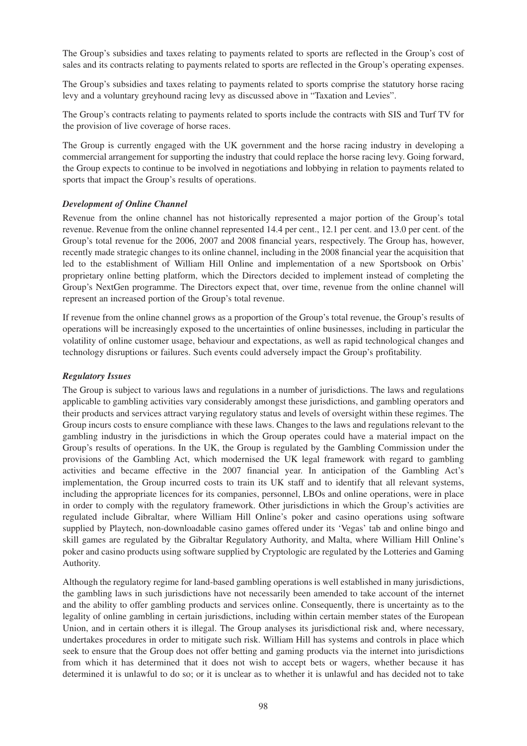The Group's subsidies and taxes relating to payments related to sports are reflected in the Group's cost of sales and its contracts relating to payments related to sports are reflected in the Group's operating expenses.

The Group's subsidies and taxes relating to payments related to sports comprise the statutory horse racing levy and a voluntary greyhound racing levy as discussed above in "Taxation and Levies".

The Group's contracts relating to payments related to sports include the contracts with SIS and Turf TV for the provision of live coverage of horse races.

The Group is currently engaged with the UK government and the horse racing industry in developing a commercial arrangement for supporting the industry that could replace the horse racing levy. Going forward, the Group expects to continue to be involved in negotiations and lobbying in relation to payments related to sports that impact the Group's results of operations.

***Development of Online Channel***

Revenue from the online channel has not historically represented a major portion of the Group's total revenue. Revenue from the online channel represented 14.4 per cent., 12.1 per cent. and 13.0 per cent. of the Group's total revenue for the 2006, 2007 and 2008 financial years, respectively. The Group has, however, recently made strategic changes to its online channel, including in the 2008 financial year the acquisition that led to the establishment of William Hill Online and implementation of a new Sportsbook on Orbis' proprietary online betting platform, which the Directors decided to implement instead of completing the Group's NextGen programme. The Directors expect that, over time, revenue from the online channel will represent an increased portion of the Group's total revenue.

If revenue from the online channel grows as a proportion of the Group's total revenue, the Group's results of operations will be increasingly exposed to the uncertainties of online businesses, including in particular the volatility of online customer usage, behaviour and expectations, as well as rapid technological changes and technology disruptions or failures. Such events could adversely impact the Group's profitability.

***Regulatory Issues***

The Group is subject to various laws and regulations in a number of jurisdictions. The laws and regulations applicable to gambling activities vary considerably amongst these jurisdictions, and gambling operators and their products and services attract varying regulatory status and levels of oversight within these regimes. The Group incurs costs to ensure compliance with these laws. Changes to the laws and regulations relevant to the gambling industry in the jurisdictions in which the Group operates could have a material impact on the Group's results of operations. In the UK, the Group is regulated by the Gambling Commission under the provisions of the Gambling Act, which modernised the UK legal framework with regard to gambling activities and became effective in the 2007 financial year. In anticipation of the Gambling Act's implementation, the Group incurred costs to train its UK staff and to identify that all relevant systems, including the appropriate licences for its companies, personnel, LBOs and online operations, were in place in order to comply with the regulatory framework. Other jurisdictions in which the Group's activities are regulated include Gibraltar, where William Hill Online's poker and casino operations using software supplied by Playtech, non-downloadable casino games offered under its 'Vegas' tab and online bingo and skill games are regulated by the Gibraltar Regulatory Authority, and Malta, where William Hill Online's poker and casino products using software supplied by Cryptologic are regulated by the Lotteries and Gaming Authority.

Although the regulatory regime for land-based gambling operations is well established in many jurisdictions, the gambling laws in such jurisdictions have not necessarily been amended to take account of the internet and the ability to offer gambling products and services online. Consequently, there is uncertainty as to the legality of online gambling in certain jurisdictions, including within certain member states of the European Union, and in certain others it is illegal. The Group analyses its jurisdictional risk and, where necessary, undertakes procedures in order to mitigate such risk. William Hill has systems and controls in place which seek to ensure that the Group does not offer betting and gaming products via the internet into jurisdictions from which it has determined that it does not wish to accept bets or wagers, whether because it has determined it is unlawful to do so; or it is unclear as to whether it is unlawful and has decided not to take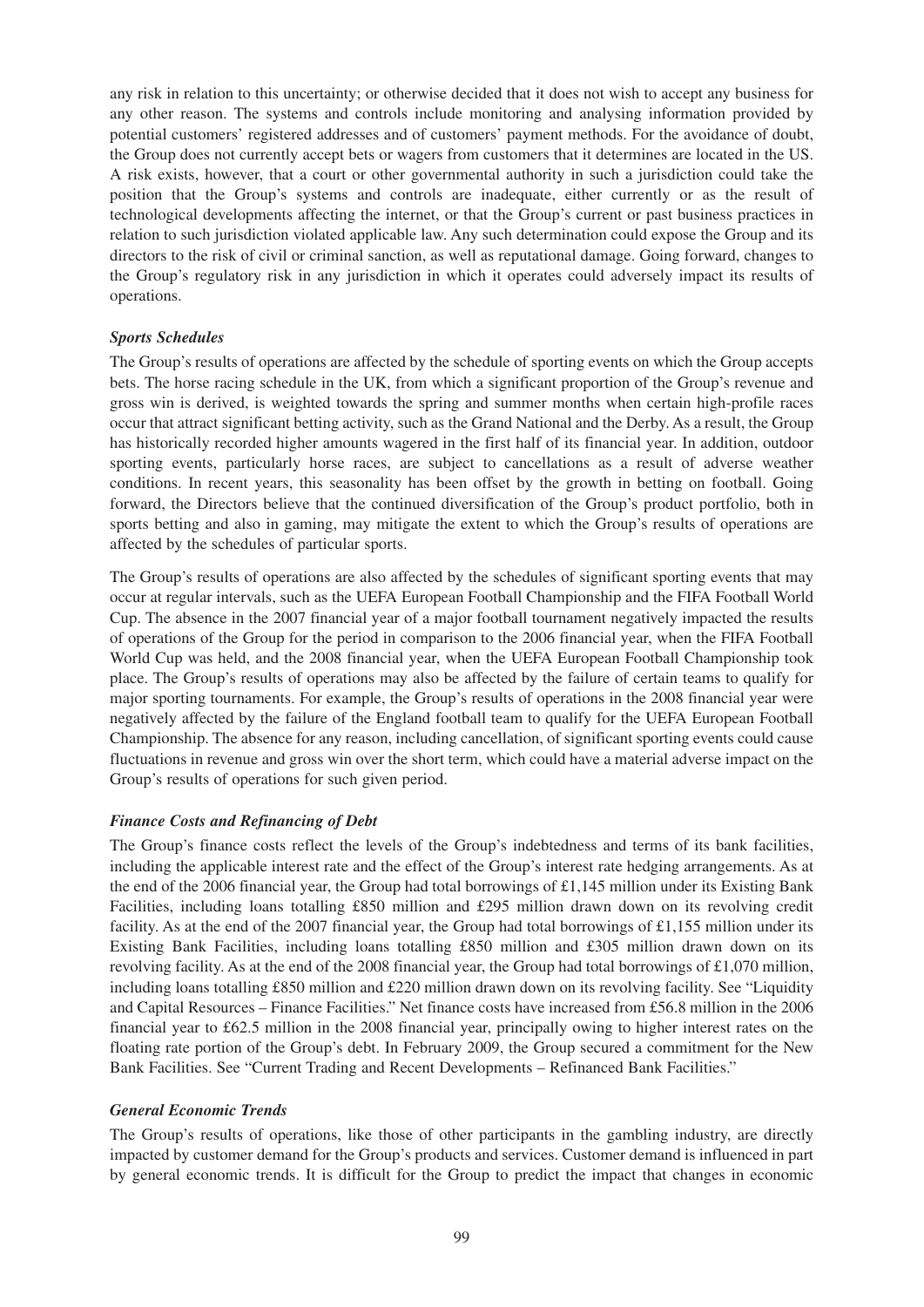any risk in relation to this uncertainty; or otherwise decided that it does not wish to accept any business for any other reason. The systems and controls include monitoring and analysing information provided by potential customers' registered addresses and of customers' payment methods. For the avoidance of doubt, the Group does not currently accept bets or wagers from customers that it determines are located in the US. A risk exists, however, that a court or other governmental authority in such a jurisdiction could take the position that the Group's systems and controls are inadequate, either currently or as the result of technological developments affecting the internet, or that the Group's current or past business practices in relation to such jurisdiction violated applicable law. Any such determination could expose the Group and its directors to the risk of civil or criminal sanction, as well as reputational damage. Going forward, changes to the Group's regulatory risk in any jurisdiction in which it operates could adversely impact its results of operations.

***Sports Schedules***

The Group's results of operations are affected by the schedule of sporting events on which the Group accepts bets. The horse racing schedule in the UK, from which a significant proportion of the Group's revenue and gross win is derived, is weighted towards the spring and summer months when certain high-profile races occur that attract significant betting activity, such as the Grand National and the Derby. As a result, the Group has historically recorded higher amounts wagered in the first half of its financial year. In addition, outdoor sporting events, particularly horse races, are subject to cancellations as a result of adverse weather conditions. In recent years, this seasonality has been offset by the growth in betting on football. Going forward, the Directors believe that the continued diversification of the Group's product portfolio, both in sports betting and also in gaming, may mitigate the extent to which the Group's results of operations are affected by the schedules of particular sports.

The Group's results of operations are also affected by the schedules of significant sporting events that may occur at regular intervals, such as the UEFA European Football Championship and the FIFA Football World Cup. The absence in the 2007 financial year of a major football tournament negatively impacted the results of operations of the Group for the period in comparison to the 2006 financial year, when the FIFA Football World Cup was held, and the 2008 financial year, when the UEFA European Football Championship took place. The Group's results of operations may also be affected by the failure of certain teams to qualify for major sporting tournaments. For example, the Group's results of operations in the 2008 financial year were negatively affected by the failure of the England football team to qualify for the UEFA European Football Championship. The absence for any reason, including cancellation, of significant sporting events could cause fluctuations in revenue and gross win over the short term, which could have a material adverse impact on the Group's results of operations for such given period.

***Finance Costs and Refinancing of Debt***

The Group's finance costs reflect the levels of the Group's indebtedness and terms of its bank facilities, including the applicable interest rate and the effect of the Group's interest rate hedging arrangements. As at the end of the 2006 financial year, the Group had total borrowings of £1,145 million under its Existing Bank Facilities, including loans totalling £850 million and £295 million drawn down on its revolving credit facility. As at the end of the 2007 financial year, the Group had total borrowings of £1,155 million under its Existing Bank Facilities, including loans totalling £850 million and £305 million drawn down on its revolving facility. As at the end of the 2008 financial year, the Group had total borrowings of £1,070 million, including loans totalling £850 million and £220 million drawn down on its revolving facility. See "Liquidity and Capital Resources – Finance Facilities." Net finance costs have increased from £56.8 million in the 2006 financial year to £62.5 million in the 2008 financial year, principally owing to higher interest rates on the floating rate portion of the Group's debt. In February 2009, the Group secured a commitment for the New Bank Facilities. See "Current Trading and Recent Developments – Refinanced Bank Facilities."

***General Economic Trends***

The Group's results of operations, like those of other participants in the gambling industry, are directly impacted by customer demand for the Group's products and services. Customer demand is influenced in part by general economic trends. It is difficult for the Group to predict the impact that changes in economic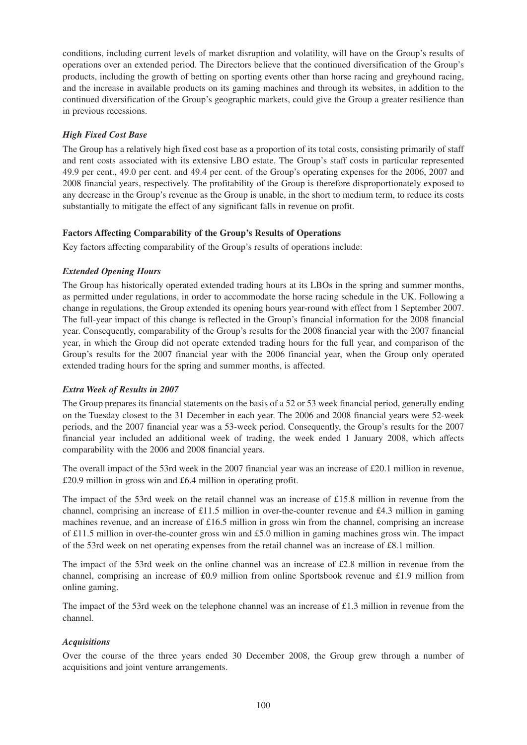conditions, including current levels of market disruption and volatility, will have on the Group's results of operations over an extended period. The Directors believe that the continued diversification of the Group's products, including the growth of betting on sporting events other than horse racing and greyhound racing, and the increase in available products on its gaming machines and through its websites, in addition to the continued diversification of the Group's geographic markets, could give the Group a greater resilience than in previous recessions.

#### *High Fixed Cost Base*

The Group has a relatively high fixed cost base as a proportion of its total costs, consisting primarily of staff and rent costs associated with its extensive LBO estate. The Group's staff costs in particular represented 49.9 per cent., 49.0 per cent. and 49.4 per cent. of the Group's operating expenses for the 2006, 2007 and 2008 financial years, respectively. The profitability of the Group is therefore disproportionately exposed to any decrease in the Group's revenue as the Group is unable, in the short to medium term, to reduce its costs substantially to mitigate the effect of any significant falls in revenue on profit.

### Factors Affecting Comparability of the Group's Results of Operations

Key factors affecting comparability of the Group's results of operations include:

#### *Extended Opening Hours*

The Group has historically operated extended trading hours at its LBOs in the spring and summer months, as permitted under regulations, in order to accommodate the horse racing schedule in the UK. Following a change in regulations, the Group extended its opening hours year-round with effect from 1 September 2007. The full-year impact of this change is reflected in the Group's financial information for the 2008 financial year. Consequently, comparability of the Group's results for the 2008 financial year with the 2007 financial year, in which the Group did not operate extended trading hours for the full year, and comparison of the Group's results for the 2007 financial year with the 2006 financial year, when the Group only operated extended trading hours for the spring and summer months, is affected.

#### *Extra Week of Results in 2007*

The Group prepares its financial statements on the basis of a 52 or 53 week financial period, generally ending on the Tuesday closest to the 31 December in each year. The 2006 and 2008 financial years were 52-week periods, and the 2007 financial year was a 53-week period. Consequently, the Group's results for the 2007 financial year included an additional week of trading, the week ended 1 January 2008, which affects comparability with the 2006 and 2008 financial years.

The overall impact of the 53rd week in the 2007 financial year was an increase of £20.1 million in revenue, £20.9 million in gross win and £6.4 million in operating profit.

The impact of the 53rd week on the retail channel was an increase of £15.8 million in revenue from the channel, comprising an increase of £11.5 million in over-the-counter revenue and £4.3 million in gaming machines revenue, and an increase of £16.5 million in gross win from the channel, comprising an increase of £11.5 million in over-the-counter gross win and £5.0 million in gaming machines gross win. The impact of the 53rd week on net operating expenses from the retail channel was an increase of £8.1 million.

The impact of the 53rd week on the online channel was an increase of £2.8 million in revenue from the channel, comprising an increase of £0.9 million from online Sportsbook revenue and £1.9 million from online gaming.

The impact of the 53rd week on the telephone channel was an increase of £1.3 million in revenue from the channel.

#### *Acquisitions*

Over the course of the three years ended 30 December 2008, the Group grew through a number of acquisitions and joint venture arrangements.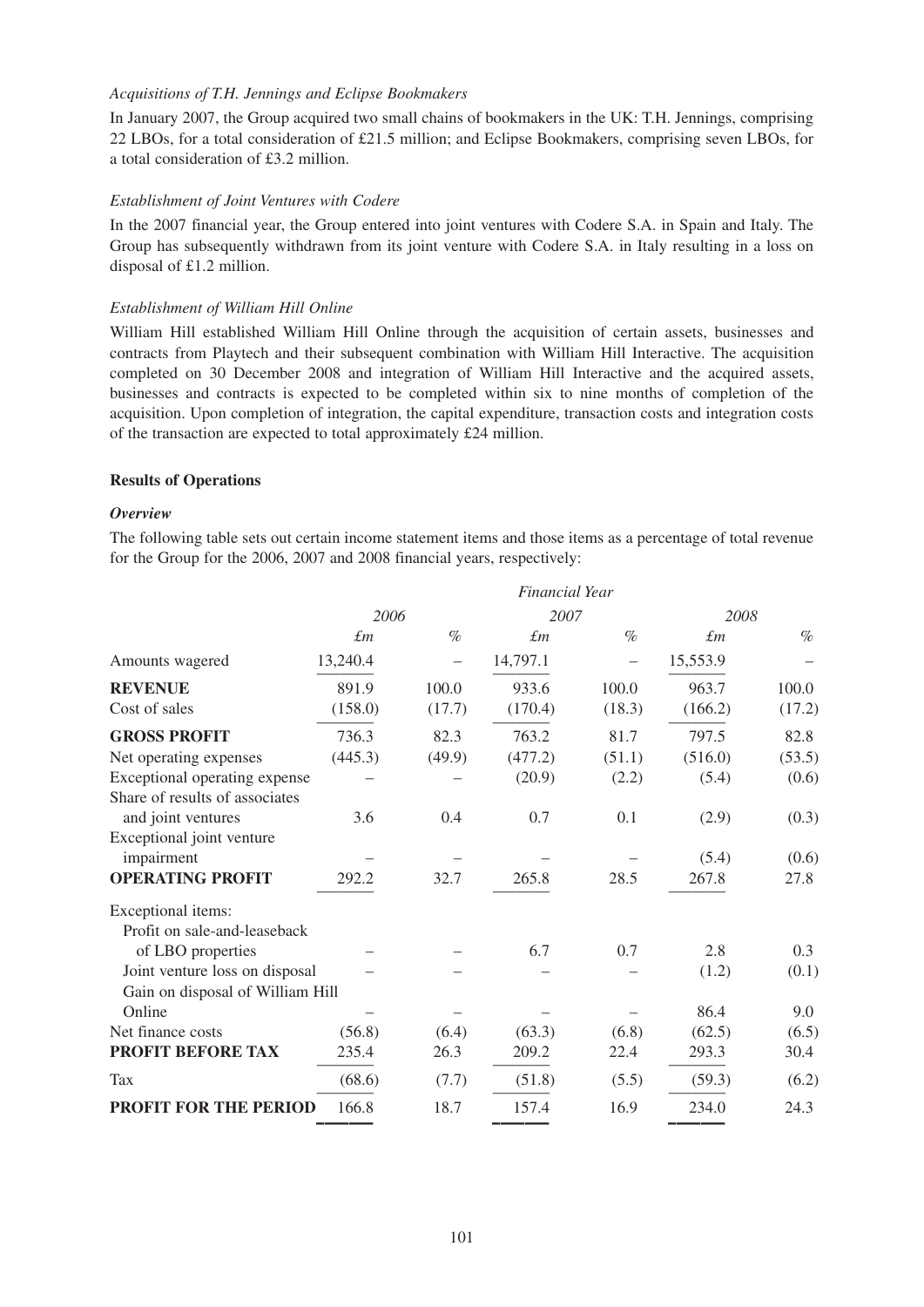*Acquisitions of T.H. Jennings and Eclipse Bookmakers*

In January 2007, the Group acquired two small chains of bookmakers in the UK: T.H. Jennings, comprising 22 LBOs, for a total consideration of £21.5 million; and Eclipse Bookmakers, comprising seven LBOs, for a total consideration of £3.2 million.

*Establishment of Joint Ventures with Codere*

In the 2007 financial year, the Group entered into joint ventures with Codere S.A. in Spain and Italy. The Group has subsequently withdrawn from its joint venture with Codere S.A. in Italy resulting in a loss on disposal of £1.2 million.

*Establishment of William Hill Online*

William Hill established William Hill Online through the acquisition of certain assets, businesses and contracts from Playtech and their subsequent combination with William Hill Interactive. The acquisition completed on 30 December 2008 and integration of William Hill Interactive and the acquired assets, businesses and contracts is expected to be completed within six to nine months of completion of the acquisition. Upon completion of integration, the capital expenditure, transaction costs and integration costs of the transaction are expected to total approximately £24 million.

**Results of Operations**

***Overview***

The following table sets out certain income statement items and those items as a percentage of total revenue for the Group for the 2006, 2007 and 2008 financial years, respectively:

| | *Financial Year* | | | | | |
|---|---|---|---|---|---|---|
| | *2006* | | *2007* | | *2008* | |
| | *£m* | *%* | *£m* | *%* | *£m* | *%* |
| Amounts wagered | 13,240.4 | – | 14,797.1 | – | 15,553.9 | – |
| **REVENUE** | 891.9 | 100.0 | 933.6 | 100.0 | 963.7 | 100.0 |
| Cost of sales | (158.0) | (17.7) | (170.4) | (18.3) | (166.2) | (17.2) |
| **GROSS PROFIT** | 736.3 | 82.3 | 763.2 | 81.7 | 797.5 | 82.8 |
| Net operating expenses | (445.3) | (49.9) | (477.2) | (51.1) | (516.0) | (53.5) |
| Exceptional operating expense | – | – | (20.9) | (2.2) | (5.4) | (0.6) |
| Share of results of associates and joint ventures | 3.6 | 0.4 | 0.7 | 0.1 | (2.9) | (0.3) |
| Exceptional joint venture impairment | – | – | – | – | (5.4) | (0.6) |
| **OPERATING PROFIT** | 292.2 | 32.7 | 265.8 | 28.5 | 267.8 | 27.8 |
| Exceptional items: | | | | | | |
| Profit on sale-and-leaseback of LBO properties | – | – | 6.7 | 0.7 | 2.8 | 0.3 |
| Joint venture loss on disposal | – | – | – | – | (1.2) | (0.1) |
| Gain on disposal of William Hill Online | – | – | – | – | 86.4 | 9.0 |
| Net finance costs | (56.8) | (6.4) | (63.3) | (6.8) | (62.5) | (6.5) |
| **PROFIT BEFORE TAX** | 235.4 | 26.3 | 209.2 | 22.4 | 293.3 | 30.4 |
| Tax | (68.6) | (7.7) | (51.8) | (5.5) | (59.3) | (6.2) |
| **PROFIT FOR THE PERIOD** | 166.8 | 18.7 | 157.4 | 16.9 | 234.0 | 24.3 |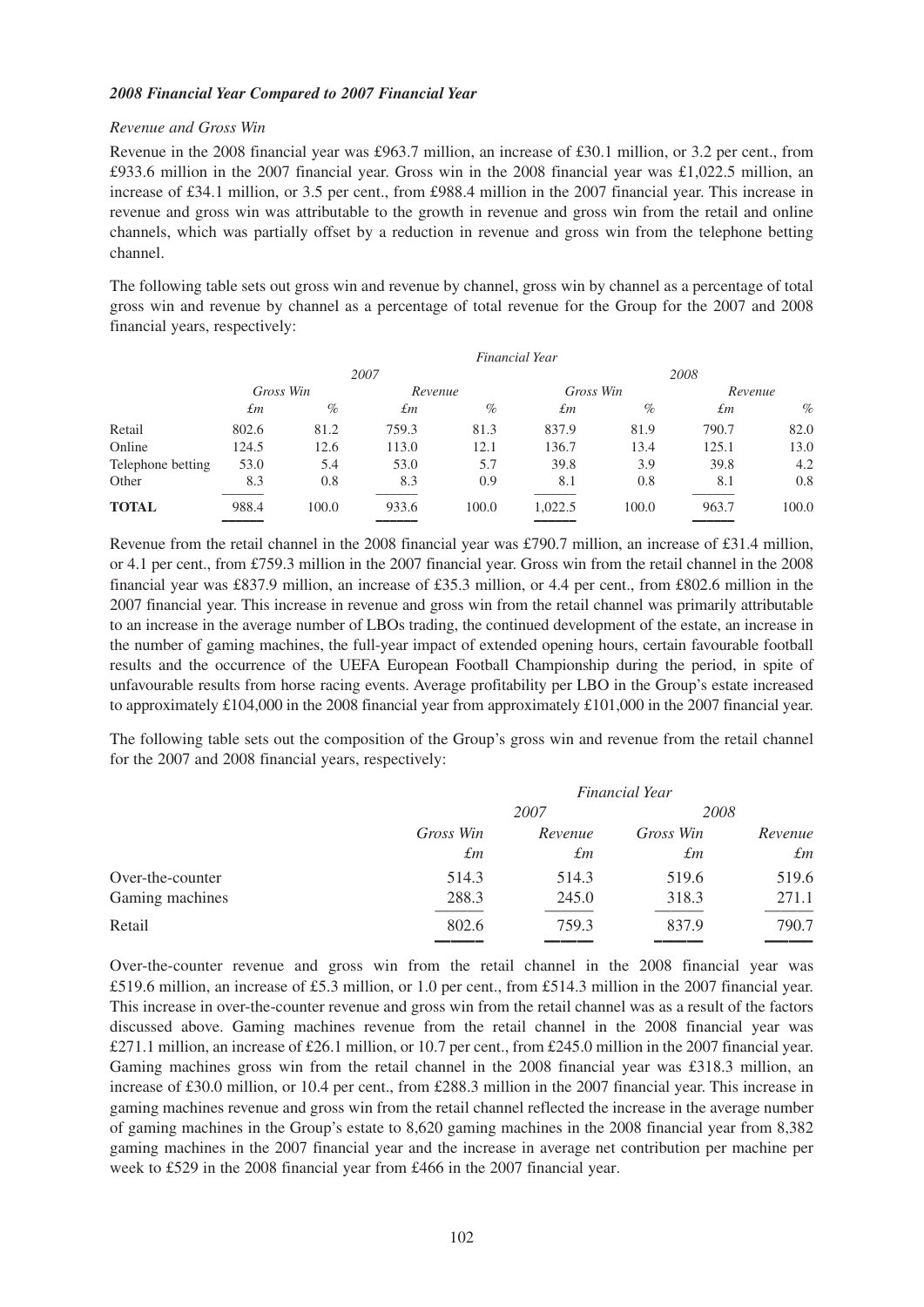***2008 Financial Year Compared to 2007 Financial Year***

*Revenue and Gross Win*

Revenue in the 2008 financial year was £963.7 million, an increase of £30.1 million, or 3.2 per cent., from £933.6 million in the 2007 financial year. Gross win in the 2008 financial year was £1,022.5 million, an increase of £34.1 million, or 3.5 per cent., from £988.4 million in the 2007 financial year. This increase in revenue and gross win was attributable to the growth in revenue and gross win from the retail and online channels, which was partially offset by a reduction in revenue and gross win from the telephone betting channel.

The following table sets out gross win and revenue by channel, gross win by channel as a percentage of total gross win and revenue by channel as a percentage of total revenue for the Group for the 2007 and 2008 financial years, respectively:

| | *Financial Year* | | | | | | | |
|---|---|---|---|---|---|---|---|---|
| | *2007* | | | | *2008* | | | |
| | *Gross Win* | | *Revenue* | | *Gross Win* | | *Revenue* | |
| | *£m* | *%* | *£m* | *%* | *£m* | *%* | *£m* | *%* |
| Retail | 802.6 | 81.2 | 759.3 | 81.3 | 837.9 | 81.9 | 790.7 | 82.0 |
| Online | 124.5 | 12.6 | 113.0 | 12.1 | 136.7 | 13.4 | 125.1 | 13.0 |
| Telephone betting | 53.0 | 5.4 | 53.0 | 5.7 | 39.8 | 3.9 | 39.8 | 4.2 |
| Other | 8.3 | 0.8 | 8.3 | 0.9 | 8.1 | 0.8 | 8.1 | 0.8 |
| **TOTAL** | 988.4 | 100.0 | 933.6 | 100.0 | 1,022.5 | 100.0 | 963.7 | 100.0 |

Revenue from the retail channel in the 2008 financial year was £790.7 million, an increase of £31.4 million, or 4.1 per cent., from £759.3 million in the 2007 financial year. Gross win from the retail channel in the 2008 financial year was £837.9 million, an increase of £35.3 million, or 4.4 per cent., from £802.6 million in the 2007 financial year. This increase in revenue and gross win from the retail channel was primarily attributable to an increase in the average number of LBOs trading, the continued development of the estate, an increase in the number of gaming machines, the full-year impact of extended opening hours, certain favourable football results and the occurrence of the UEFA European Football Championship during the period, in spite of unfavourable results from horse racing events. Average profitability per LBO in the Group's estate increased to approximately £104,000 in the 2008 financial year from approximately £101,000 in the 2007 financial year.

The following table sets out the composition of the Group's gross win and revenue from the retail channel for the 2007 and 2008 financial years, respectively:

| | *Financial Year* | | | |
|---|---|---|---|---|
| | *2007* | | *2008* | |
| | *Gross Win* | *Revenue* | *Gross Win* | *Revenue* |
| | *£m* | *£m* | *£m* | *£m* |
| Over-the-counter | 514.3 | 514.3 | 519.6 | 519.6 |
| Gaming machines | 288.3 | 245.0 | 318.3 | 271.1 |
| Retail | 802.6 | 759.3 | 837.9 | 790.7 |

Over-the-counter revenue and gross win from the retail channel in the 2008 financial year was £519.6 million, an increase of £5.3 million, or 1.0 per cent., from £514.3 million in the 2007 financial year. This increase in over-the-counter revenue and gross win from the retail channel was as a result of the factors discussed above. Gaming machines revenue from the retail channel in the 2008 financial year was £271.1 million, an increase of £26.1 million, or 10.7 per cent., from £245.0 million in the 2007 financial year. Gaming machines gross win from the retail channel in the 2008 financial year was £318.3 million, an increase of £30.0 million, or 10.4 per cent., from £288.3 million in the 2007 financial year. This increase in gaming machines revenue and gross win from the retail channel reflected the increase in the average number of gaming machines in the Group's estate to 8,620 gaming machines in the 2008 financial year from 8,382 gaming machines in the 2007 financial year and the increase in average net contribution per machine per week to £529 in the 2008 financial year from £466 in the 2007 financial year.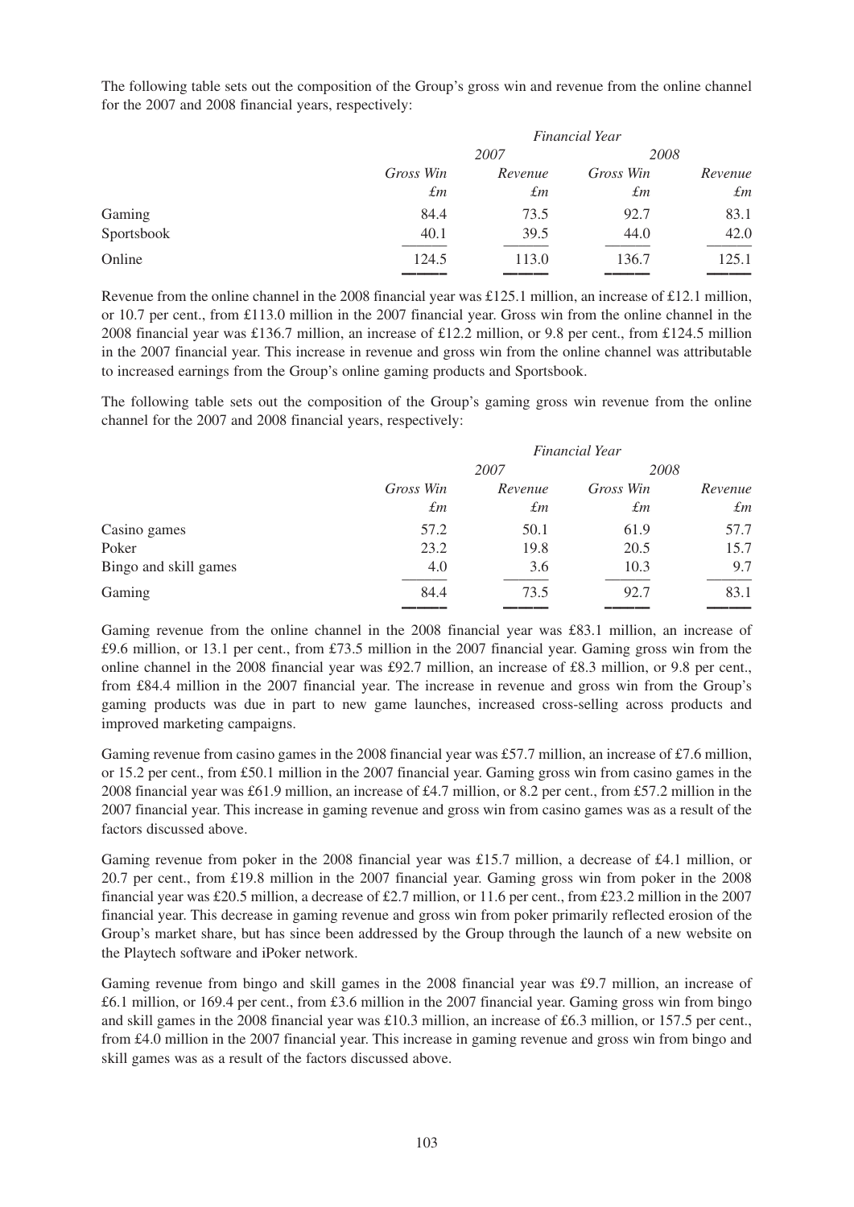The following table sets out the composition of the Group's gross win and revenue from the online channel for the 2007 and 2008 financial years, respectively:

| | *Financial Year* | | | |
|---|---|---|---|---|
| | *2007* | | *2008* | |
| | *Gross Win* | *Revenue* | *Gross Win* | *Revenue* |
| | *£m* | *£m* | *£m* | *£m* |
| Gaming | 84.4 | 73.5 | 92.7 | 83.1 |
| Sportsbook | 40.1 | 39.5 | 44.0 | 42.0 |
| Online | 124.5 | 113.0 | 136.7 | 125.1 |

Revenue from the online channel in the 2008 financial year was £125.1 million, an increase of £12.1 million, or 10.7 per cent., from £113.0 million in the 2007 financial year. Gross win from the online channel in the 2008 financial year was £136.7 million, an increase of £12.2 million, or 9.8 per cent., from £124.5 million in the 2007 financial year. This increase in revenue and gross win from the online channel was attributable to increased earnings from the Group's online gaming products and Sportsbook.

The following table sets out the composition of the Group's gaming gross win revenue from the online channel for the 2007 and 2008 financial years, respectively:

| | *Financial Year* | | | |
|---|---|---|---|---|
| | *2007* | | *2008* | |
| | *Gross Win* | *Revenue* | *Gross Win* | *Revenue* |
| | *£m* | *£m* | *£m* | *£m* |
| Casino games | 57.2 | 50.1 | 61.9 | 57.7 |
| Poker | 23.2 | 19.8 | 20.5 | 15.7 |
| Bingo and skill games | 4.0 | 3.6 | 10.3 | 9.7 |
| Gaming | 84.4 | 73.5 | 92.7 | 83.1 |

Gaming revenue from the online channel in the 2008 financial year was £83.1 million, an increase of £9.6 million, or 13.1 per cent., from £73.5 million in the 2007 financial year. Gaming gross win from the online channel in the 2008 financial year was £92.7 million, an increase of £8.3 million, or 9.8 per cent., from £84.4 million in the 2007 financial year. The increase in revenue and gross win from the Group's gaming products was due in part to new game launches, increased cross-selling across products and improved marketing campaigns.

Gaming revenue from casino games in the 2008 financial year was £57.7 million, an increase of £7.6 million, or 15.2 per cent., from £50.1 million in the 2007 financial year. Gaming gross win from casino games in the 2008 financial year was £61.9 million, an increase of £4.7 million, or 8.2 per cent., from £57.2 million in the 2007 financial year. This increase in gaming revenue and gross win from casino games was as a result of the factors discussed above.

Gaming revenue from poker in the 2008 financial year was £15.7 million, a decrease of £4.1 million, or 20.7 per cent., from £19.8 million in the 2007 financial year. Gaming gross win from poker in the 2008 financial year was £20.5 million, a decrease of £2.7 million, or 11.6 per cent., from £23.2 million in the 2007 financial year. This decrease in gaming revenue and gross win from poker primarily reflected erosion of the Group's market share, but has since been addressed by the Group through the launch of a new website on the Playtech software and iPoker network.

Gaming revenue from bingo and skill games in the 2008 financial year was £9.7 million, an increase of £6.1 million, or 169.4 per cent., from £3.6 million in the 2007 financial year. Gaming gross win from bingo and skill games in the 2008 financial year was £10.3 million, an increase of £6.3 million, or 157.5 per cent., from £4.0 million in the 2007 financial year. This increase in gaming revenue and gross win from bingo and skill games was as a result of the factors discussed above.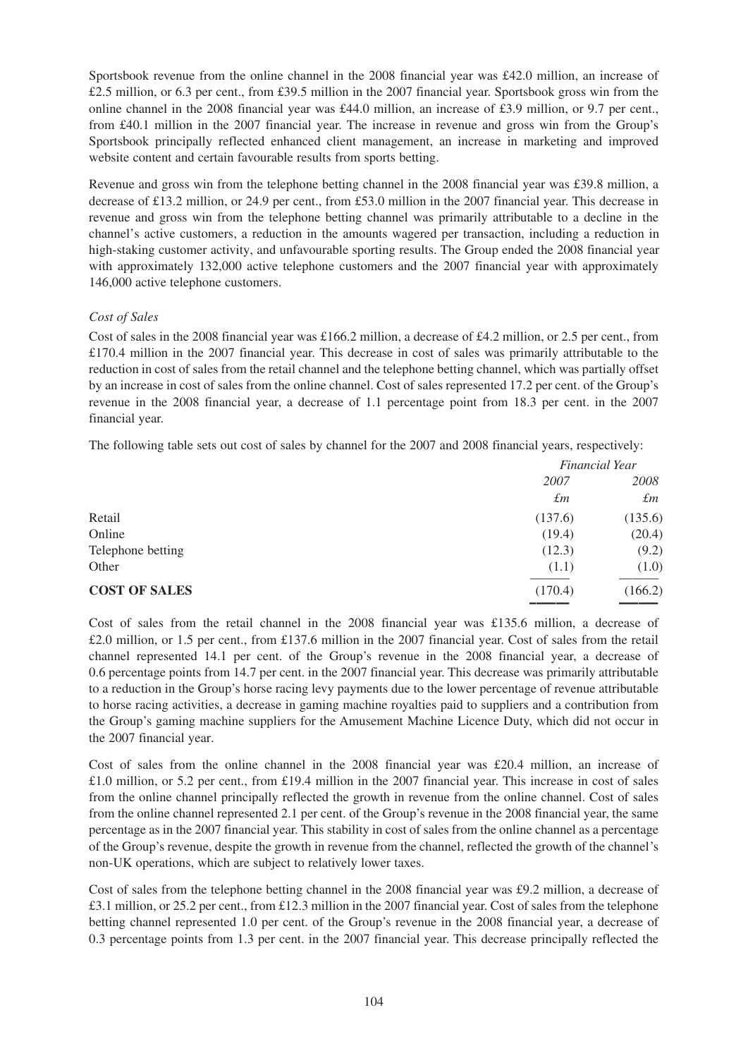Sportsbook revenue from the online channel in the 2008 financial year was £42.0 million, an increase of £2.5 million, or 6.3 per cent., from £39.5 million in the 2007 financial year. Sportsbook gross win from the online channel in the 2008 financial year was £44.0 million, an increase of £3.9 million, or 9.7 per cent., from £40.1 million in the 2007 financial year. The increase in revenue and gross win from the Group's Sportsbook principally reflected enhanced client management, an increase in marketing and improved website content and certain favourable results from sports betting.

Revenue and gross win from the telephone betting channel in the 2008 financial year was £39.8 million, a decrease of £13.2 million, or 24.9 per cent., from £53.0 million in the 2007 financial year. This decrease in revenue and gross win from the telephone betting channel was primarily attributable to a decline in the channel's active customers, a reduction in the amounts wagered per transaction, including a reduction in high-staking customer activity, and unfavourable sporting results. The Group ended the 2008 financial year with approximately 132,000 active telephone customers and the 2007 financial year with approximately 146,000 active telephone customers.

*Cost of Sales*

Cost of sales in the 2008 financial year was £166.2 million, a decrease of £4.2 million, or 2.5 per cent., from £170.4 million in the 2007 financial year. This decrease in cost of sales was primarily attributable to the reduction in cost of sales from the retail channel and the telephone betting channel, which was partially offset by an increase in cost of sales from the online channel. Cost of sales represented 17.2 per cent. of the Group's revenue in the 2008 financial year, a decrease of 1.1 percentage point from 18.3 per cent. in the 2007 financial year.

The following table sets out cost of sales by channel for the 2007 and 2008 financial years, respectively:

| | *Financial Year* | |
|---|---|---|
| | *2007* | *2008* |
| | *£m* | *£m* |
| Retail | (137.6) | (135.6) |
| Online | (19.4) | (20.4) |
| Telephone betting | (12.3) | (9.2) |
| Other | (1.1) | (1.0) |
| **COST OF SALES** | (170.4) | (166.2) |

Cost of sales from the retail channel in the 2008 financial year was £135.6 million, a decrease of £2.0 million, or 1.5 per cent., from £137.6 million in the 2007 financial year. Cost of sales from the retail channel represented 14.1 per cent. of the Group's revenue in the 2008 financial year, a decrease of 0.6 percentage points from 14.7 per cent. in the 2007 financial year. This decrease was primarily attributable to a reduction in the Group's horse racing levy payments due to the lower percentage of revenue attributable to horse racing activities, a decrease in gaming machine royalties paid to suppliers and a contribution from the Group's gaming machine suppliers for the Amusement Machine Licence Duty, which did not occur in the 2007 financial year.

Cost of sales from the online channel in the 2008 financial year was £20.4 million, an increase of £1.0 million, or 5.2 per cent., from £19.4 million in the 2007 financial year. This increase in cost of sales from the online channel principally reflected the growth in revenue from the online channel. Cost of sales from the online channel represented 2.1 per cent. of the Group's revenue in the 2008 financial year, the same percentage as in the 2007 financial year. This stability in cost of sales from the online channel as a percentage of the Group's revenue, despite the growth in revenue from the channel, reflected the growth of the channel's non-UK operations, which are subject to relatively lower taxes.

Cost of sales from the telephone betting channel in the 2008 financial year was £9.2 million, a decrease of £3.1 million, or 25.2 per cent., from £12.3 million in the 2007 financial year. Cost of sales from the telephone betting channel represented 1.0 per cent. of the Group's revenue in the 2008 financial year, a decrease of 0.3 percentage points from 1.3 per cent. in the 2007 financial year. This decrease principally reflected the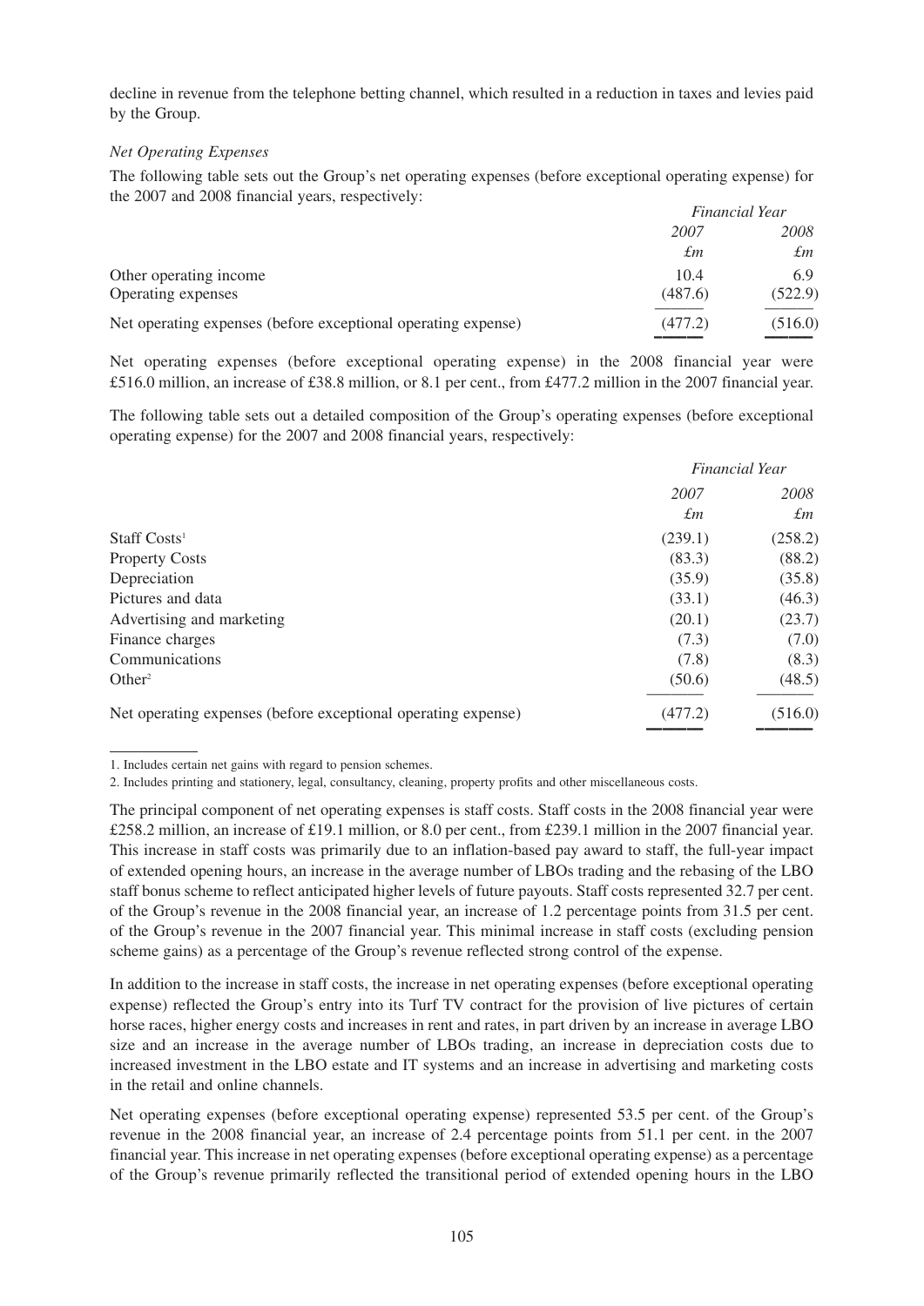decline in revenue from the telephone betting channel, which resulted in a reduction in taxes and levies paid by the Group.

*Net Operating Expenses*

The following table sets out the Group's net operating expenses (before exceptional operating expense) for the 2007 and 2008 financial years, respectively:

| | *Financial Year* | |
|---|---|---|
| | *2007* | *2008* |
| | *£m* | *£m* |
| Other operating income | 10.4 | 6.9 |
| Operating expenses | (487.6) | (522.9) |
| Net operating expenses (before exceptional operating expense) | (477.2) | (516.0) |

Net operating expenses (before exceptional operating expense) in the 2008 financial year were £516.0 million, an increase of £38.8 million, or 8.1 per cent., from £477.2 million in the 2007 financial year.

The following table sets out a detailed composition of the Group's operating expenses (before exceptional operating expense) for the 2007 and 2008 financial years, respectively:

| | *Financial Year* | |
|---|---|---|
| | *2007* | *2008* |
| | *£m* | *£m* |
| Staff Costs[1] | (239.1) | (258.2) |
| Property Costs | (83.3) | (88.2) |
| Depreciation | (35.9) | (35.8) |
| Pictures and data | (33.1) | (46.3) |
| Advertising and marketing | (20.1) | (23.7) |
| Finance charges | (7.3) | (7.0) |
| Communications | (7.8) | (8.3) |
| Other[2] | (50.6) | (48.5) |
| Net operating expenses (before exceptional operating expense) | (477.2) | (516.0) |

1. Includes certain net gains with regard to pension schemes.

2. Includes printing and stationery, legal, consultancy, cleaning, property profits and other miscellaneous costs.

The principal component of net operating expenses is staff costs. Staff costs in the 2008 financial year were £258.2 million, an increase of £19.1 million, or 8.0 per cent., from £239.1 million in the 2007 financial year. This increase in staff costs was primarily due to an inflation-based pay award to staff, the full-year impact of extended opening hours, an increase in the average number of LBOs trading and the rebasing of the LBO staff bonus scheme to reflect anticipated higher levels of future payouts. Staff costs represented 32.7 per cent. of the Group's revenue in the 2008 financial year, an increase of 1.2 percentage points from 31.5 per cent. of the Group's revenue in the 2007 financial year. This minimal increase in staff costs (excluding pension scheme gains) as a percentage of the Group's revenue reflected strong control of the expense.

In addition to the increase in staff costs, the increase in net operating expenses (before exceptional operating expense) reflected the Group's entry into its Turf TV contract for the provision of live pictures of certain horse races, higher energy costs and increases in rent and rates, in part driven by an increase in average LBO size and an increase in the average number of LBOs trading, an increase in depreciation costs due to increased investment in the LBO estate and IT systems and an increase in advertising and marketing costs in the retail and online channels.

Net operating expenses (before exceptional operating expense) represented 53.5 per cent. of the Group's revenue in the 2008 financial year, an increase of 2.4 percentage points from 51.1 per cent. in the 2007 financial year. This increase in net operating expenses (before exceptional operating expense) as a percentage of the Group's revenue primarily reflected the transitional period of extended opening hours in the LBO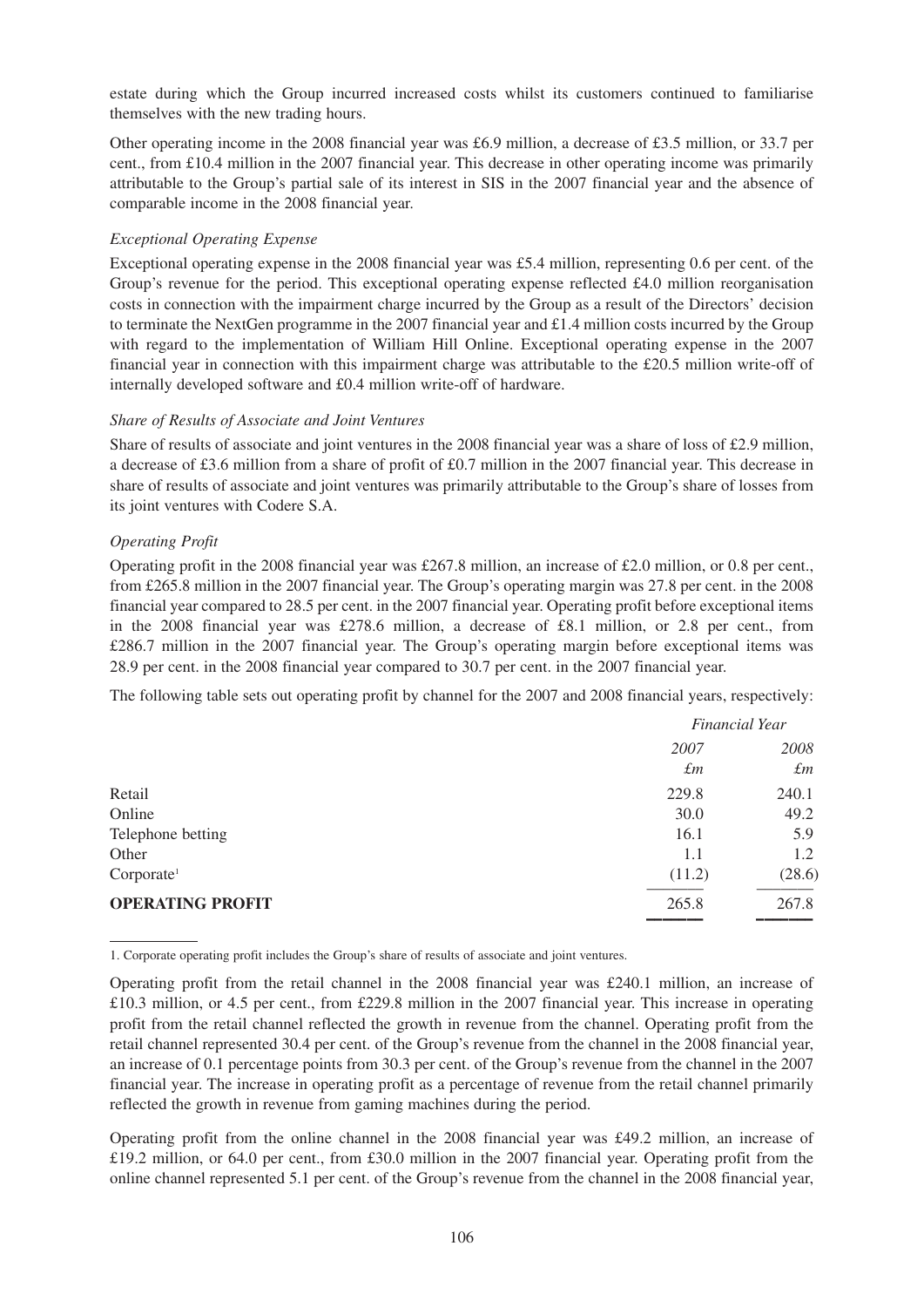estate during which the Group incurred increased costs whilst its customers continued to familiarise themselves with the new trading hours.

Other operating income in the 2008 financial year was £6.9 million, a decrease of £3.5 million, or 33.7 per cent., from £10.4 million in the 2007 financial year. This decrease in other operating income was primarily attributable to the Group's partial sale of its interest in SIS in the 2007 financial year and the absence of comparable income in the 2008 financial year.

*Exceptional Operating Expense*

Exceptional operating expense in the 2008 financial year was £5.4 million, representing 0.6 per cent. of the Group's revenue for the period. This exceptional operating expense reflected £4.0 million reorganisation costs in connection with the impairment charge incurred by the Group as a result of the Directors' decision to terminate the NextGen programme in the 2007 financial year and £1.4 million costs incurred by the Group with regard to the implementation of William Hill Online. Exceptional operating expense in the 2007 financial year in connection with this impairment charge was attributable to the £20.5 million write-off of internally developed software and £0.4 million write-off of hardware.

*Share of Results of Associate and Joint Ventures*

Share of results of associate and joint ventures in the 2008 financial year was a share of loss of £2.9 million, a decrease of £3.6 million from a share of profit of £0.7 million in the 2007 financial year. This decrease in share of results of associate and joint ventures was primarily attributable to the Group's share of losses from its joint ventures with Codere S.A.

*Operating Profit*

Operating profit in the 2008 financial year was £267.8 million, an increase of £2.0 million, or 0.8 per cent., from £265.8 million in the 2007 financial year. The Group's operating margin was 27.8 per cent. in the 2008 financial year compared to 28.5 per cent. in the 2007 financial year. Operating profit before exceptional items in the 2008 financial year was £278.6 million, a decrease of £8.1 million, or 2.8 per cent., from £286.7 million in the 2007 financial year. The Group's operating margin before exceptional items was 28.9 per cent. in the 2008 financial year compared to 30.7 per cent. in the 2007 financial year.

The following table sets out operating profit by channel for the 2007 and 2008 financial years, respectively:

| | *Financial Year* | |
|---|---|---|
| | *2007* | *2008* |
| | *£m* | *£m* |
| Retail | 229.8 | 240.1 |
| Online | 30.0 | 49.2 |
| Telephone betting | 16.1 | 5.9 |
| Other | 1.1 | 1.2 |
| Corporate[1] | (11.2) | (28.6) |
| **OPERATING PROFIT** | 265.8 | 267.8 |

1. Corporate operating profit includes the Group's share of results of associate and joint ventures.

Operating profit from the retail channel in the 2008 financial year was £240.1 million, an increase of £10.3 million, or 4.5 per cent., from £229.8 million in the 2007 financial year. This increase in operating profit from the retail channel reflected the growth in revenue from the channel. Operating profit from the retail channel represented 30.4 per cent. of the Group's revenue from the channel in the 2008 financial year, an increase of 0.1 percentage points from 30.3 per cent. of the Group's revenue from the channel in the 2007 financial year. The increase in operating profit as a percentage of revenue from the retail channel primarily reflected the growth in revenue from gaming machines during the period.

Operating profit from the online channel in the 2008 financial year was £49.2 million, an increase of £19.2 million, or 64.0 per cent., from £30.0 million in the 2007 financial year. Operating profit from the online channel represented 5.1 per cent. of the Group's revenue from the channel in the 2008 financial year,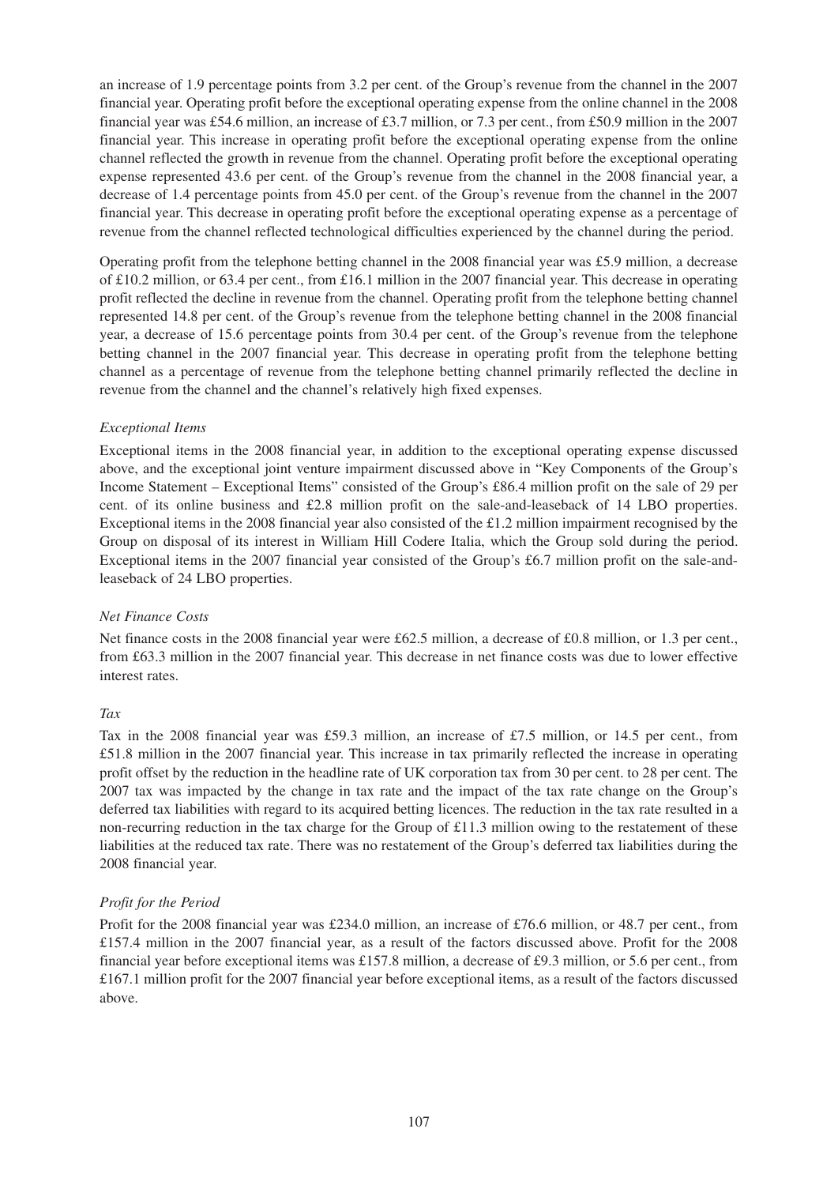an increase of 1.9 percentage points from 3.2 per cent. of the Group's revenue from the channel in the 2007 financial year. Operating profit before the exceptional operating expense from the online channel in the 2008 financial year was £54.6 million, an increase of £3.7 million, or 7.3 per cent., from £50.9 million in the 2007 financial year. This increase in operating profit before the exceptional operating expense from the online channel reflected the growth in revenue from the channel. Operating profit before the exceptional operating expense represented 43.6 per cent. of the Group's revenue from the channel in the 2008 financial year, a decrease of 1.4 percentage points from 45.0 per cent. of the Group's revenue from the channel in the 2007 financial year. This decrease in operating profit before the exceptional operating expense as a percentage of revenue from the channel reflected technological difficulties experienced by the channel during the period.

Operating profit from the telephone betting channel in the 2008 financial year was £5.9 million, a decrease of £10.2 million, or 63.4 per cent., from £16.1 million in the 2007 financial year. This decrease in operating profit reflected the decline in revenue from the channel. Operating profit from the telephone betting channel represented 14.8 per cent. of the Group's revenue from the telephone betting channel in the 2008 financial year, a decrease of 15.6 percentage points from 30.4 per cent. of the Group's revenue from the telephone betting channel in the 2007 financial year. This decrease in operating profit from the telephone betting channel as a percentage of revenue from the telephone betting channel primarily reflected the decline in revenue from the channel and the channel's relatively high fixed expenses.

*Exceptional Items*

Exceptional items in the 2008 financial year, in addition to the exceptional operating expense discussed above, and the exceptional joint venture impairment discussed above in "Key Components of the Group's Income Statement – Exceptional Items" consisted of the Group's £86.4 million profit on the sale of 29 per cent. of its online business and £2.8 million profit on the sale-and-leaseback of 14 LBO properties. Exceptional items in the 2008 financial year also consisted of the £1.2 million impairment recognised by the Group on disposal of its interest in William Hill Codere Italia, which the Group sold during the period. Exceptional items in the 2007 financial year consisted of the Group's £6.7 million profit on the sale-and-leaseback of 24 LBO properties.

*Net Finance Costs*

Net finance costs in the 2008 financial year were £62.5 million, a decrease of £0.8 million, or 1.3 per cent., from £63.3 million in the 2007 financial year. This decrease in net finance costs was due to lower effective interest rates.

*Tax*

Tax in the 2008 financial year was £59.3 million, an increase of £7.5 million, or 14.5 per cent., from £51.8 million in the 2007 financial year. This increase in tax primarily reflected the increase in operating profit offset by the reduction in the headline rate of UK corporation tax from 30 per cent. to 28 per cent. The 2007 tax was impacted by the change in tax rate and the impact of the tax rate change on the Group's deferred tax liabilities with regard to its acquired betting licences. The reduction in the tax rate resulted in a non-recurring reduction in the tax charge for the Group of £11.3 million owing to the restatement of these liabilities at the reduced tax rate. There was no restatement of the Group's deferred tax liabilities during the 2008 financial year.

*Profit for the Period*

Profit for the 2008 financial year was £234.0 million, an increase of £76.6 million, or 48.7 per cent., from £157.4 million in the 2007 financial year, as a result of the factors discussed above. Profit for the 2008 financial year before exceptional items was £157.8 million, a decrease of £9.3 million, or 5.6 per cent., from £167.1 million profit for the 2007 financial year before exceptional items, as a result of the factors discussed above.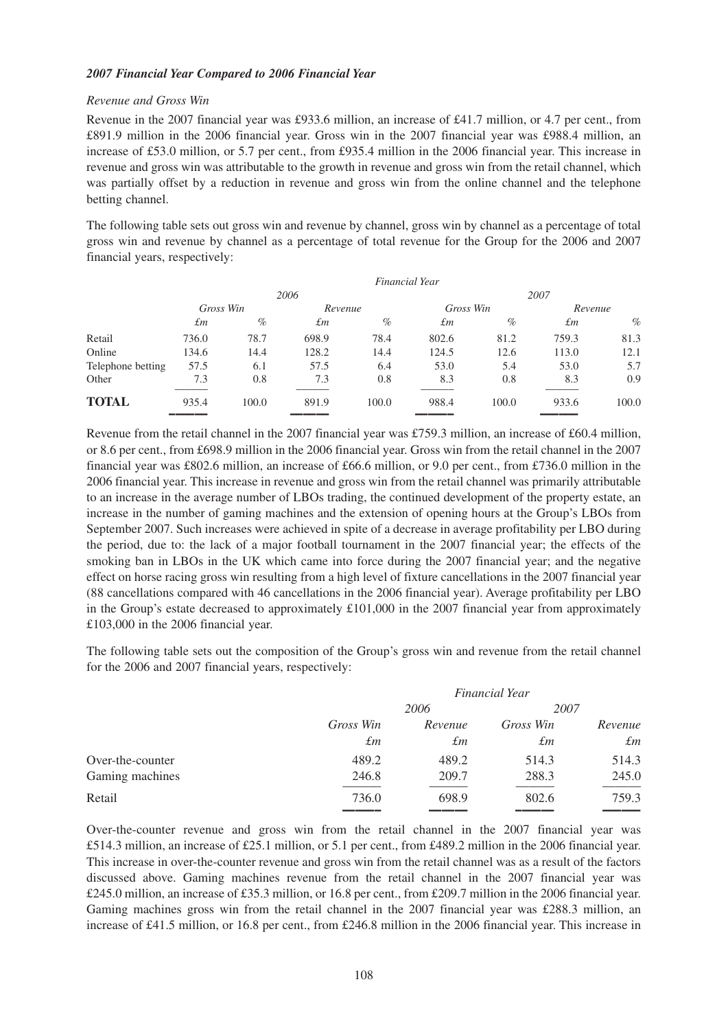***2007 Financial Year Compared to 2006 Financial Year***

*Revenue and Gross Win*

Revenue in the 2007 financial year was £933.6 million, an increase of £41.7 million, or 4.7 per cent., from £891.9 million in the 2006 financial year. Gross win in the 2007 financial year was £988.4 million, an increase of £53.0 million, or 5.7 per cent., from £935.4 million in the 2006 financial year. This increase in revenue and gross win was attributable to the growth in revenue and gross win from the retail channel, which was partially offset by a reduction in revenue and gross win from the online channel and the telephone betting channel.

The following table sets out gross win and revenue by channel, gross win by channel as a percentage of total gross win and revenue by channel as a percentage of total revenue for the Group for the 2006 and 2007 financial years, respectively:

| | *Financial Year* | | | | | | | |
|---|---|---|---|---|---|---|---|---|
| | *2006* | | | | *2007* | | | |
| | *Gross Win* | | *Revenue* | | *Gross Win* | | *Revenue* | |
| | *£m* | *%* | *£m* | *%* | *£m* | *%* | *£m* | *%* |
| Retail | 736.0 | 78.7 | 698.9 | 78.4 | 802.6 | 81.2 | 759.3 | 81.3 |
| Online | 134.6 | 14.4 | 128.2 | 14.4 | 124.5 | 12.6 | 113.0 | 12.1 |
| Telephone betting | 57.5 | 6.1 | 57.5 | 6.4 | 53.0 | 5.4 | 53.0 | 5.7 |
| Other | 7.3 | 0.8 | 7.3 | 0.8 | 8.3 | 0.8 | 8.3 | 0.9 |
| **TOTAL** | 935.4 | 100.0 | 891.9 | 100.0 | 988.4 | 100.0 | 933.6 | 100.0 |

Revenue from the retail channel in the 2007 financial year was £759.3 million, an increase of £60.4 million, or 8.6 per cent., from £698.9 million in the 2006 financial year. Gross win from the retail channel in the 2007 financial year was £802.6 million, an increase of £66.6 million, or 9.0 per cent., from £736.0 million in the 2006 financial year. This increase in revenue and gross win from the retail channel was primarily attributable to an increase in the average number of LBOs trading, the continued development of the property estate, an increase in the number of gaming machines and the extension of opening hours at the Group's LBOs from September 2007. Such increases were achieved in spite of a decrease in average profitability per LBO during the period, due to: the lack of a major football tournament in the 2007 financial year; the effects of the smoking ban in LBOs in the UK which came into force during the 2007 financial year; and the negative effect on horse racing gross win resulting from a high level of fixture cancellations in the 2007 financial year (88 cancellations compared with 46 cancellations in the 2006 financial year). Average profitability per LBO in the Group's estate decreased to approximately £101,000 in the 2007 financial year from approximately £103,000 in the 2006 financial year.

The following table sets out the composition of the Group's gross win and revenue from the retail channel for the 2006 and 2007 financial years, respectively:

| | *Financial Year* | | | |
|---|---|---|---|---|
| | *2006* | | *2007* | |
| | *Gross Win* | *Revenue* | *Gross Win* | *Revenue* |
| | *£m* | *£m* | *£m* | *£m* |
| Over-the-counter | 489.2 | 489.2 | 514.3 | 514.3 |
| Gaming machines | 246.8 | 209.7 | 288.3 | 245.0 |
| Retail | 736.0 | 698.9 | 802.6 | 759.3 |

Over-the-counter revenue and gross win from the retail channel in the 2007 financial year was £514.3 million, an increase of £25.1 million, or 5.1 per cent., from £489.2 million in the 2006 financial year. This increase in over-the-counter revenue and gross win from the retail channel was as a result of the factors discussed above. Gaming machines revenue from the retail channel in the 2007 financial year was £245.0 million, an increase of £35.3 million, or 16.8 per cent., from £209.7 million in the 2006 financial year. Gaming machines gross win from the retail channel in the 2007 financial year was £288.3 million, an increase of £41.5 million, or 16.8 per cent., from £246.8 million in the 2006 financial year. This increase in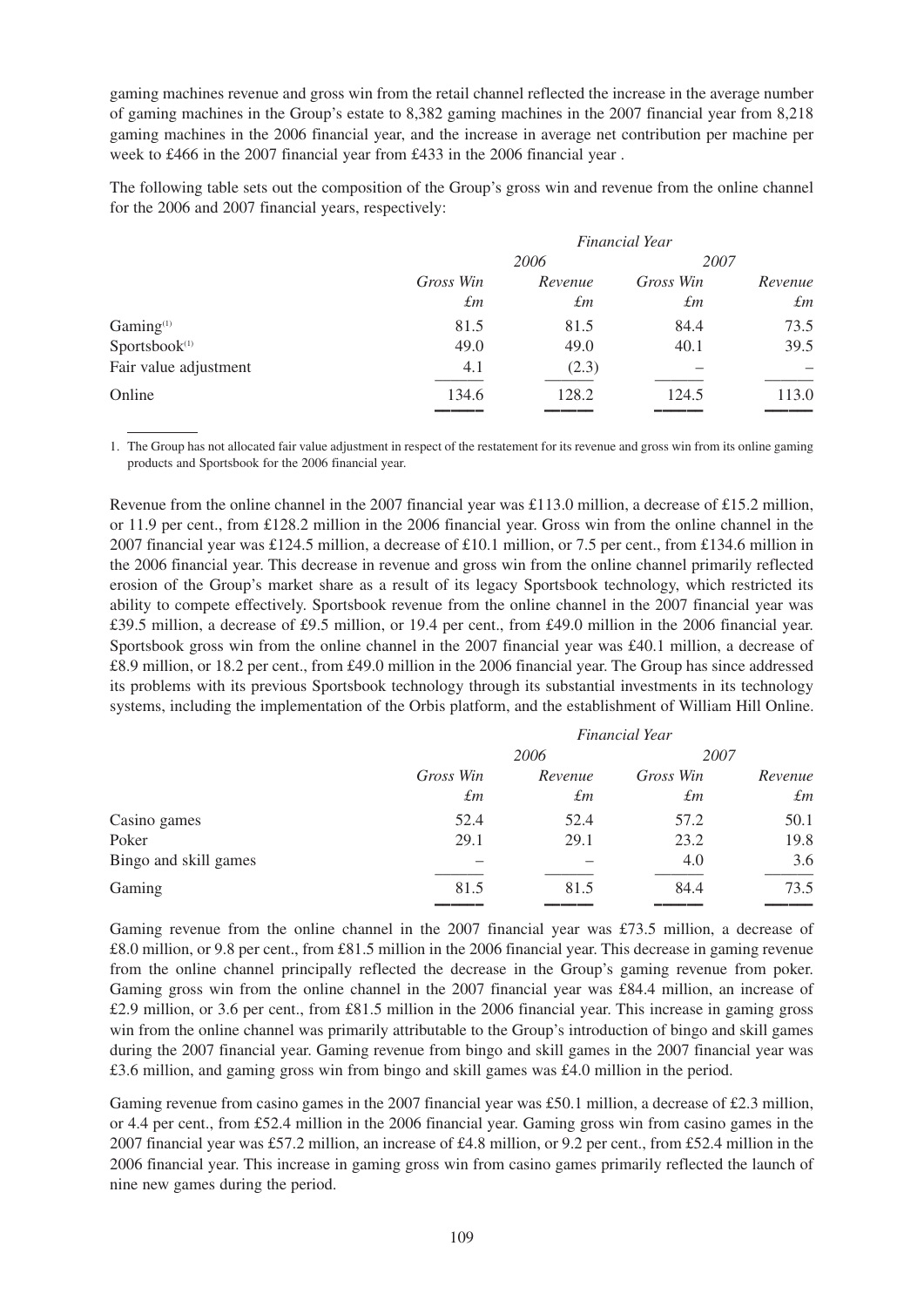gaming machines revenue and gross win from the retail channel reflected the increase in the average number of gaming machines in the Group's estate to 8,382 gaming machines in the 2007 financial year from 8,218 gaming machines in the 2006 financial year, and the increase in average net contribution per machine per week to £466 in the 2007 financial year from £433 in the 2006 financial year .

The following table sets out the composition of the Group's gross win and revenue from the online channel for the 2006 and 2007 financial years, respectively:

| | *Financial Year* | | | |
|---|---|---|---|---|
| | *2006* | | *2007* | |
| | *Gross Win* | *Revenue* | *Gross Win* | *Revenue* |
| | *£m* | *£m* | *£m* | *£m* |
| Gaming[1] | 81.5 | 81.5 | 84.4 | 73.5 |
| Sportsbook[1] | 49.0 | 49.0 | 40.1 | 39.5 |
| Fair value adjustment | 4.1 | (2.3) | – | – |
| Online | 134.6 | 128.2 | 124.5 | 113.0 |

1. The Group has not allocated fair value adjustment in respect of the restatement for its revenue and gross win from its online gaming products and Sportsbook for the 2006 financial year.

Revenue from the online channel in the 2007 financial year was £113.0 million, a decrease of £15.2 million, or 11.9 per cent., from £128.2 million in the 2006 financial year. Gross win from the online channel in the 2007 financial year was £124.5 million, a decrease of £10.1 million, or 7.5 per cent., from £134.6 million in the 2006 financial year. This decrease in revenue and gross win from the online channel primarily reflected erosion of the Group's market share as a result of its legacy Sportsbook technology, which restricted its ability to compete effectively. Sportsbook revenue from the online channel in the 2007 financial year was £39.5 million, a decrease of £9.5 million, or 19.4 per cent., from £49.0 million in the 2006 financial year. Sportsbook gross win from the online channel in the 2007 financial year was £40.1 million, a decrease of £8.9 million, or 18.2 per cent., from £49.0 million in the 2006 financial year. The Group has since addressed its problems with its previous Sportsbook technology through its substantial investments in its technology systems, including the implementation of the Orbis platform, and the establishment of William Hill Online.

| | *Financial Year* | | | |
|---|---|---|---|---|
| | *2006* | | *2007* | |
| | *Gross Win* | *Revenue* | *Gross Win* | *Revenue* |
| | *£m* | *£m* | *£m* | *£m* |
| Casino games | 52.4 | 52.4 | 57.2 | 50.1 |
| Poker | 29.1 | 29.1 | 23.2 | 19.8 |
| Bingo and skill games | – | – | 4.0 | 3.6 |
| Gaming | 81.5 | 81.5 | 84.4 | 73.5 |

Gaming revenue from the online channel in the 2007 financial year was £73.5 million, a decrease of £8.0 million, or 9.8 per cent., from £81.5 million in the 2006 financial year. This decrease in gaming revenue from the online channel principally reflected the decrease in the Group's gaming revenue from poker. Gaming gross win from the online channel in the 2007 financial year was £84.4 million, an increase of £2.9 million, or 3.6 per cent., from £81.5 million in the 2006 financial year. This increase in gaming gross win from the online channel was primarily attributable to the Group's introduction of bingo and skill games during the 2007 financial year. Gaming revenue from bingo and skill games in the 2007 financial year was £3.6 million, and gaming gross win from bingo and skill games was £4.0 million in the period.

Gaming revenue from casino games in the 2007 financial year was £50.1 million, a decrease of £2.3 million, or 4.4 per cent., from £52.4 million in the 2006 financial year. Gaming gross win from casino games in the 2007 financial year was £57.2 million, an increase of £4.8 million, or 9.2 per cent., from £52.4 million in the 2006 financial year. This increase in gaming gross win from casino games primarily reflected the launch of nine new games during the period.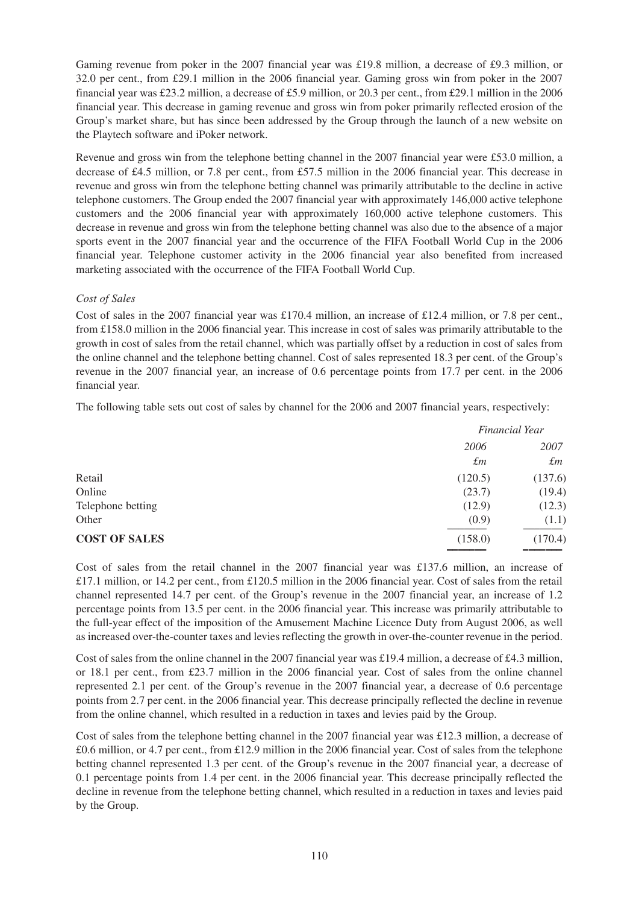Gaming revenue from poker in the 2007 financial year was £19.8 million, a decrease of £9.3 million, or 32.0 per cent., from £29.1 million in the 2006 financial year. Gaming gross win from poker in the 2007 financial year was £23.2 million, a decrease of £5.9 million, or 20.3 per cent., from £29.1 million in the 2006 financial year. This decrease in gaming revenue and gross win from poker primarily reflected erosion of the Group's market share, but has since been addressed by the Group through the launch of a new website on the Playtech software and iPoker network.

Revenue and gross win from the telephone betting channel in the 2007 financial year were £53.0 million, a decrease of £4.5 million, or 7.8 per cent., from £57.5 million in the 2006 financial year. This decrease in revenue and gross win from the telephone betting channel was primarily attributable to the decline in active telephone customers. The Group ended the 2007 financial year with approximately 146,000 active telephone customers and the 2006 financial year with approximately 160,000 active telephone customers. This decrease in revenue and gross win from the telephone betting channel was also due to the absence of a major sports event in the 2007 financial year and the occurrence of the FIFA Football World Cup in the 2006 financial year. Telephone customer activity in the 2006 financial year also benefited from increased marketing associated with the occurrence of the FIFA Football World Cup.

*Cost of Sales*

Cost of sales in the 2007 financial year was £170.4 million, an increase of £12.4 million, or 7.8 per cent., from £158.0 million in the 2006 financial year. This increase in cost of sales was primarily attributable to the growth in cost of sales from the retail channel, which was partially offset by a reduction in cost of sales from the online channel and the telephone betting channel. Cost of sales represented 18.3 per cent. of the Group's revenue in the 2007 financial year, an increase of 0.6 percentage points from 17.7 per cent. in the 2006 financial year.

The following table sets out cost of sales by channel for the 2006 and 2007 financial years, respectively:

| | *Financial Year* | |
|---|---|---|
| | *2006* | *2007* |
| | *£m* | *£m* |
| Retail | (120.5) | (137.6) |
| Online | (23.7) | (19.4) |
| Telephone betting | (12.9) | (12.3) |
| Other | (0.9) | (1.1) |
| **COST OF SALES** | (158.0) | (170.4) |

Cost of sales from the retail channel in the 2007 financial year was £137.6 million, an increase of £17.1 million, or 14.2 per cent., from £120.5 million in the 2006 financial year. Cost of sales from the retail channel represented 14.7 per cent. of the Group's revenue in the 2007 financial year, an increase of 1.2 percentage points from 13.5 per cent. in the 2006 financial year. This increase was primarily attributable to the full-year effect of the imposition of the Amusement Machine Licence Duty from August 2006, as well as increased over-the-counter taxes and levies reflecting the growth in over-the-counter revenue in the period.

Cost of sales from the online channel in the 2007 financial year was £19.4 million, a decrease of £4.3 million, or 18.1 per cent., from £23.7 million in the 2006 financial year. Cost of sales from the online channel represented 2.1 per cent. of the Group's revenue in the 2007 financial year, a decrease of 0.6 percentage points from 2.7 per cent. in the 2006 financial year. This decrease principally reflected the decline in revenue from the online channel, which resulted in a reduction in taxes and levies paid by the Group.

Cost of sales from the telephone betting channel in the 2007 financial year was £12.3 million, a decrease of £0.6 million, or 4.7 per cent., from £12.9 million in the 2006 financial year. Cost of sales from the telephone betting channel represented 1.3 per cent. of the Group's revenue in the 2007 financial year, a decrease of 0.1 percentage points from 1.4 per cent. in the 2006 financial year. This decrease principally reflected the decline in revenue from the telephone betting channel, which resulted in a reduction in taxes and levies paid by the Group.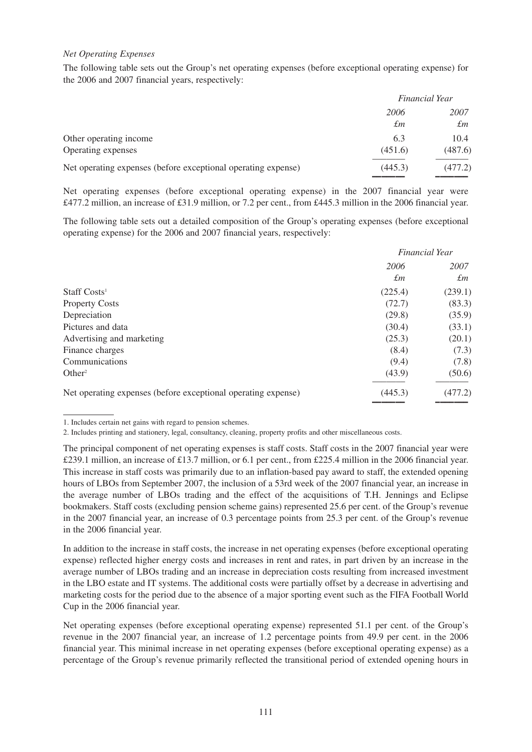*Net Operating Expenses*

The following table sets out the Group's net operating expenses (before exceptional operating expense) for the 2006 and 2007 financial years, respectively:

| | *Financial Year* | |
|---|---|---|
| | *2006* | *2007* |
| | *£m* | *£m* |
| Other operating income | 6.3 | 10.4 |
| Operating expenses | (451.6) | (487.6) |
| Net operating expenses (before exceptional operating expense) | (445.3) | (477.2) |

Net operating expenses (before exceptional operating expense) in the 2007 financial year were £477.2 million, an increase of £31.9 million, or 7.2 per cent., from £445.3 million in the 2006 financial year.

The following table sets out a detailed composition of the Group's operating expenses (before exceptional operating expense) for the 2006 and 2007 financial years, respectively:

| | *Financial Year* | |
|---|---|---|
| | *2006* | *2007* |
| | *£m* | *£m* |
| Staff Costs[1] | (225.4) | (239.1) |
| Property Costs | (72.7) | (83.3) |
| Depreciation | (29.8) | (35.9) |
| Pictures and data | (30.4) | (33.1) |
| Advertising and marketing | (25.3) | (20.1) |
| Finance charges | (8.4) | (7.3) |
| Communications | (9.4) | (7.8) |
| Other[2] | (43.9) | (50.6) |
| Net operating expenses (before exceptional operating expense) | (445.3) | (477.2) |

1. Includes certain net gains with regard to pension schemes.

2. Includes printing and stationery, legal, consultancy, cleaning, property profits and other miscellaneous costs.

The principal component of net operating expenses is staff costs. Staff costs in the 2007 financial year were £239.1 million, an increase of £13.7 million, or 6.1 per cent., from £225.4 million in the 2006 financial year. This increase in staff costs was primarily due to an inflation-based pay award to staff, the extended opening hours of LBOs from September 2007, the inclusion of a 53rd week of the 2007 financial year, an increase in the average number of LBOs trading and the effect of the acquisitions of T.H. Jennings and Eclipse bookmakers. Staff costs (excluding pension scheme gains) represented 25.6 per cent. of the Group's revenue in the 2007 financial year, an increase of 0.3 percentage points from 25.3 per cent. of the Group's revenue in the 2006 financial year.

In addition to the increase in staff costs, the increase in net operating expenses (before exceptional operating expense) reflected higher energy costs and increases in rent and rates, in part driven by an increase in the average number of LBOs trading and an increase in depreciation costs resulting from increased investment in the LBO estate and IT systems. The additional costs were partially offset by a decrease in advertising and marketing costs for the period due to the absence of a major sporting event such as the FIFA Football World Cup in the 2006 financial year.

Net operating expenses (before exceptional operating expense) represented 51.1 per cent. of the Group's revenue in the 2007 financial year, an increase of 1.2 percentage points from 49.9 per cent. in the 2006 financial year. This minimal increase in net operating expenses (before exceptional operating expense) as a percentage of the Group's revenue primarily reflected the transitional period of extended opening hours in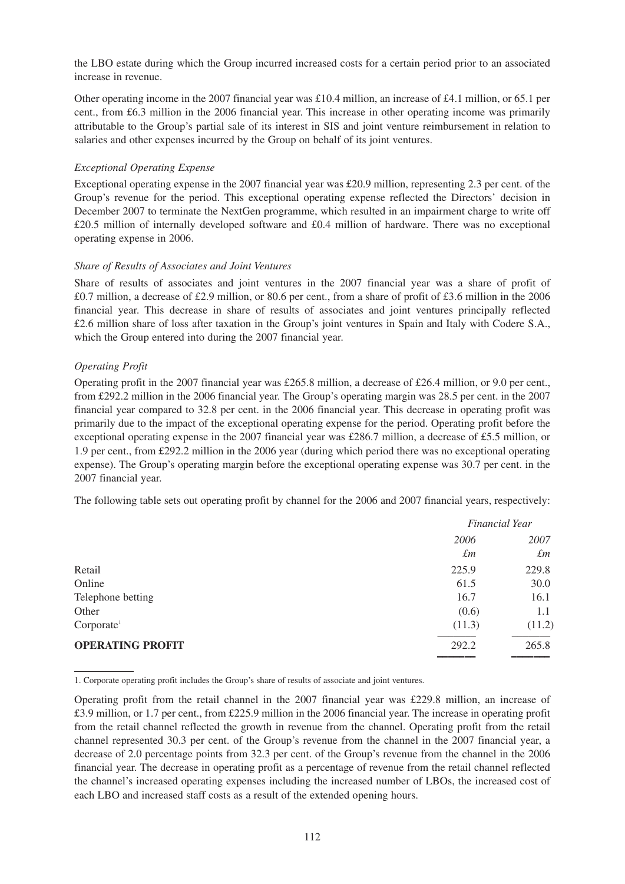the LBO estate during which the Group incurred increased costs for a certain period prior to an associated increase in revenue.

Other operating income in the 2007 financial year was £10.4 million, an increase of £4.1 million, or 65.1 per cent., from £6.3 million in the 2006 financial year. This increase in other operating income was primarily attributable to the Group's partial sale of its interest in SIS and joint venture reimbursement in relation to salaries and other expenses incurred by the Group on behalf of its joint ventures.

*Exceptional Operating Expense*

Exceptional operating expense in the 2007 financial year was £20.9 million, representing 2.3 per cent. of the Group's revenue for the period. This exceptional operating expense reflected the Directors' decision in December 2007 to terminate the NextGen programme, which resulted in an impairment charge to write off £20.5 million of internally developed software and £0.4 million of hardware. There was no exceptional operating expense in 2006.

*Share of Results of Associates and Joint Ventures*

Share of results of associates and joint ventures in the 2007 financial year was a share of profit of £0.7 million, a decrease of £2.9 million, or 80.6 per cent., from a share of profit of £3.6 million in the 2006 financial year. This decrease in share of results of associates and joint ventures principally reflected £2.6 million share of loss after taxation in the Group's joint ventures in Spain and Italy with Codere S.A., which the Group entered into during the 2007 financial year.

*Operating Profit*

Operating profit in the 2007 financial year was £265.8 million, a decrease of £26.4 million, or 9.0 per cent., from £292.2 million in the 2006 financial year. The Group's operating margin was 28.5 per cent. in the 2007 financial year compared to 32.8 per cent. in the 2006 financial year. This decrease in operating profit was primarily due to the impact of the exceptional operating expense for the period. Operating profit before the exceptional operating expense in the 2007 financial year was £286.7 million, a decrease of £5.5 million, or 1.9 per cent., from £292.2 million in the 2006 year (during which period there was no exceptional operating expense). The Group's operating margin before the exceptional operating expense was 30.7 per cent. in the 2007 financial year.

The following table sets out operating profit by channel for the 2006 and 2007 financial years, respectively:

| | *Financial Year* | |
|---|---|---|
| | *2006* | *2007* |
| | *£m* | *£m* |
| Retail | 225.9 | 229.8 |
| Online | 61.5 | 30.0 |
| Telephone betting | 16.7 | 16.1 |
| Other | (0.6) | 1.1 |
| Corporate[1] | (11.3) | (11.2) |
| **OPERATING PROFIT** | 292.2 | 265.8 |

1. Corporate operating profit includes the Group's share of results of associate and joint ventures.

Operating profit from the retail channel in the 2007 financial year was £229.8 million, an increase of £3.9 million, or 1.7 per cent., from £225.9 million in the 2006 financial year. The increase in operating profit from the retail channel reflected the growth in revenue from the channel. Operating profit from the retail channel represented 30.3 per cent. of the Group's revenue from the channel in the 2007 financial year, a decrease of 2.0 percentage points from 32.3 per cent. of the Group's revenue from the channel in the 2006 financial year. The decrease in operating profit as a percentage of revenue from the retail channel reflected the channel's increased operating expenses including the increased number of LBOs, the increased cost of each LBO and increased staff costs as a result of the extended opening hours.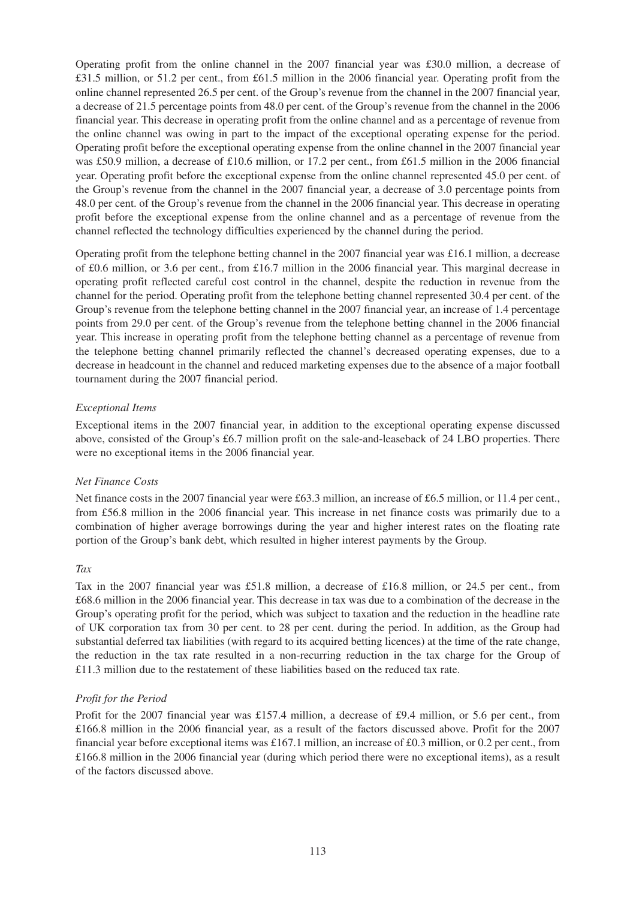Operating profit from the online channel in the 2007 financial year was £30.0 million, a decrease of £31.5 million, or 51.2 per cent., from £61.5 million in the 2006 financial year. Operating profit from the online channel represented 26.5 per cent. of the Group's revenue from the channel in the 2007 financial year, a decrease of 21.5 percentage points from 48.0 per cent. of the Group's revenue from the channel in the 2006 financial year. This decrease in operating profit from the online channel and as a percentage of revenue from the online channel was owing in part to the impact of the exceptional operating expense for the period. Operating profit before the exceptional operating expense from the online channel in the 2007 financial year was £50.9 million, a decrease of £10.6 million, or 17.2 per cent., from £61.5 million in the 2006 financial year. Operating profit before the exceptional expense from the online channel represented 45.0 per cent. of the Group's revenue from the channel in the 2007 financial year, a decrease of 3.0 percentage points from 48.0 per cent. of the Group's revenue from the channel in the 2006 financial year. This decrease in operating profit before the exceptional expense from the online channel and as a percentage of revenue from the channel reflected the technology difficulties experienced by the channel during the period.

Operating profit from the telephone betting channel in the 2007 financial year was £16.1 million, a decrease of £0.6 million, or 3.6 per cent., from £16.7 million in the 2006 financial year. This marginal decrease in operating profit reflected careful cost control in the channel, despite the reduction in revenue from the channel for the period. Operating profit from the telephone betting channel represented 30.4 per cent. of the Group's revenue from the telephone betting channel in the 2007 financial year, an increase of 1.4 percentage points from 29.0 per cent. of the Group's revenue from the telephone betting channel in the 2006 financial year. This increase in operating profit from the telephone betting channel as a percentage of revenue from the telephone betting channel primarily reflected the channel's decreased operating expenses, due to a decrease in headcount in the channel and reduced marketing expenses due to the absence of a major football tournament during the 2007 financial period.

*Exceptional Items*

Exceptional items in the 2007 financial year, in addition to the exceptional operating expense discussed above, consisted of the Group's £6.7 million profit on the sale-and-leaseback of 24 LBO properties. There were no exceptional items in the 2006 financial year.

*Net Finance Costs*

Net finance costs in the 2007 financial year were £63.3 million, an increase of £6.5 million, or 11.4 per cent., from £56.8 million in the 2006 financial year. This increase in net finance costs was primarily due to a combination of higher average borrowings during the year and higher interest rates on the floating rate portion of the Group's bank debt, which resulted in higher interest payments by the Group.

*Tax*

Tax in the 2007 financial year was £51.8 million, a decrease of £16.8 million, or 24.5 per cent., from £68.6 million in the 2006 financial year. This decrease in tax was due to a combination of the decrease in the Group's operating profit for the period, which was subject to taxation and the reduction in the headline rate of UK corporation tax from 30 per cent. to 28 per cent. during the period. In addition, as the Group had substantial deferred tax liabilities (with regard to its acquired betting licences) at the time of the rate change, the reduction in the tax rate resulted in a non-recurring reduction in the tax charge for the Group of £11.3 million due to the restatement of these liabilities based on the reduced tax rate.

*Profit for the Period*

Profit for the 2007 financial year was £157.4 million, a decrease of £9.4 million, or 5.6 per cent., from £166.8 million in the 2006 financial year, as a result of the factors discussed above. Profit for the 2007 financial year before exceptional items was £167.1 million, an increase of £0.3 million, or 0.2 per cent., from £166.8 million in the 2006 financial year (during which period there were no exceptional items), as a result of the factors discussed above.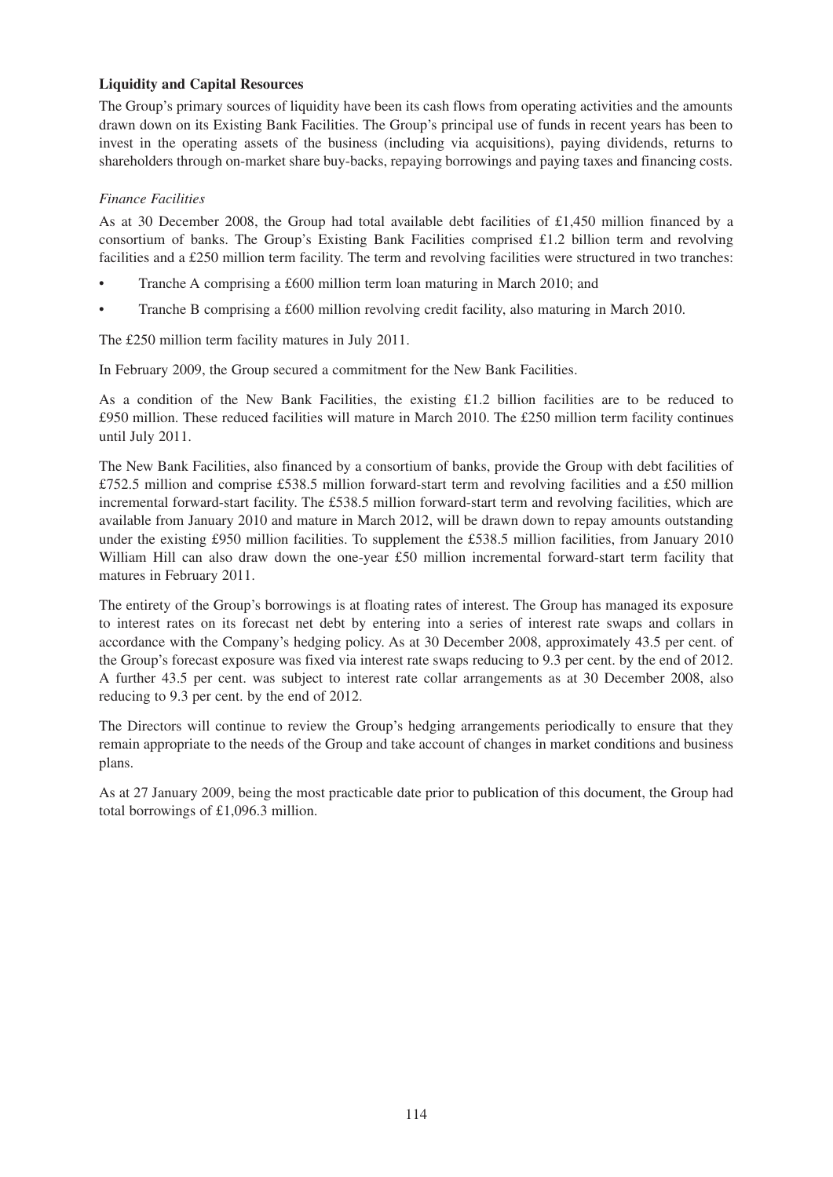## Liquidity and Capital Resources

The Group's primary sources of liquidity have been its cash flows from operating activities and the amounts drawn down on its Existing Bank Facilities. The Group's principal use of funds in recent years has been to invest in the operating assets of the business (including via acquisitions), paying dividends, returns to shareholders through on-market share buy-backs, repaying borrowings and paying taxes and financing costs.

### *Finance Facilities*

As at 30 December 2008, the Group had total available debt facilities of £1,450 million financed by a consortium of banks. The Group's Existing Bank Facilities comprised £1.2 billion term and revolving facilities and a £250 million term facility. The term and revolving facilities were structured in two tranches:

- Tranche A comprising a £600 million term loan maturing in March 2010; and
- Tranche B comprising a £600 million revolving credit facility, also maturing in March 2010.

The £250 million term facility matures in July 2011.

In February 2009, the Group secured a commitment for the New Bank Facilities.

As a condition of the New Bank Facilities, the existing £1.2 billion facilities are to be reduced to £950 million. These reduced facilities will mature in March 2010. The £250 million term facility continues until July 2011.

The New Bank Facilities, also financed by a consortium of banks, provide the Group with debt facilities of £752.5 million and comprise £538.5 million forward-start term and revolving facilities and a £50 million incremental forward-start facility. The £538.5 million forward-start term and revolving facilities, which are available from January 2010 and mature in March 2012, will be drawn down to repay amounts outstanding under the existing £950 million facilities. To supplement the £538.5 million facilities, from January 2010 William Hill can also draw down the one-year £50 million incremental forward-start term facility that matures in February 2011.

The entirety of the Group's borrowings is at floating rates of interest. The Group has managed its exposure to interest rates on its forecast net debt by entering into a series of interest rate swaps and collars in accordance with the Company's hedging policy. As at 30 December 2008, approximately 43.5 per cent. of the Group's forecast exposure was fixed via interest rate swaps reducing to 9.3 per cent. by the end of 2012. A further 43.5 per cent. was subject to interest rate collar arrangements as at 30 December 2008, also reducing to 9.3 per cent. by the end of 2012.

The Directors will continue to review the Group's hedging arrangements periodically to ensure that they remain appropriate to the needs of the Group and take account of changes in market conditions and business plans.

As at 27 January 2009, being the most practicable date prior to publication of this document, the Group had total borrowings of £1,096.3 million.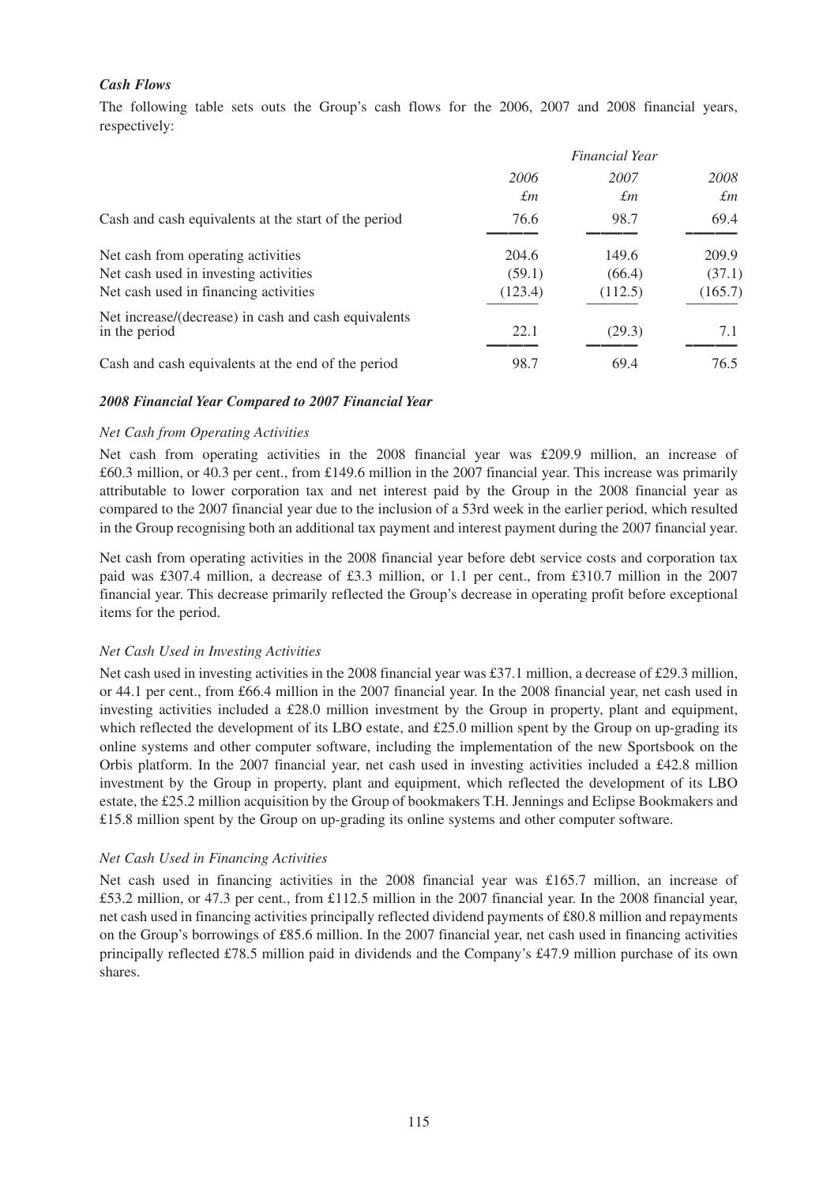### *Cash Flows*

The following table sets outs the Group's cash flows for the 2006, 2007 and 2008 financial years, respectively:

| | *Financial Year* | | |
|---|---|---|---|
| | *2006* | *2007* | *2008* |
| | *£m* | *£m* | *£m* |
| Cash and cash equivalents at the start of the period | 76.6 | 98.7 | 69.4 |
| Net cash from operating activities | 204.6 | 149.6 | 209.9 |
| Net cash used in investing activities | (59.1) | (66.4) | (37.1) |
| Net cash used in financing activities | (123.4) | (112.5) | (165.7) |
| Net increase/(decrease) in cash and cash equivalents in the period | 22.1 | (29.3) | 7.1 |
| Cash and cash equivalents at the end of the period | 98.7 | 69.4 | 76.5 |

### *2008 Financial Year Compared to 2007 Financial Year*

#### *Net Cash from Operating Activities*

Net cash from operating activities in the 2008 financial year was £209.9 million, an increase of £60.3 million, or 40.3 per cent., from £149.6 million in the 2007 financial year. This increase was primarily attributable to lower corporation tax and net interest paid by the Group in the 2008 financial year as compared to the 2007 financial year due to the inclusion of a 53rd week in the earlier period, which resulted in the Group recognising both an additional tax payment and interest payment during the 2007 financial year.

Net cash from operating activities in the 2008 financial year before debt service costs and corporation tax paid was £307.4 million, a decrease of £3.3 million, or 1.1 per cent., from £310.7 million in the 2007 financial year. This decrease primarily reflected the Group's decrease in operating profit before exceptional items for the period.

#### *Net Cash Used in Investing Activities*

Net cash used in investing activities in the 2008 financial year was £37.1 million, a decrease of £29.3 million, or 44.1 per cent., from £66.4 million in the 2007 financial year. In the 2008 financial year, net cash used in investing activities included a £28.0 million investment by the Group in property, plant and equipment, which reflected the development of its LBO estate, and £25.0 million spent by the Group on up-grading its online systems and other computer software, including the implementation of the new Sportsbook on the Orbis platform. In the 2007 financial year, net cash used in investing activities included a £42.8 million investment by the Group in property, plant and equipment, which reflected the development of its LBO estate, the £25.2 million acquisition by the Group of bookmakers T.H. Jennings and Eclipse Bookmakers and £15.8 million spent by the Group on up-grading its online systems and other computer software.

#### *Net Cash Used in Financing Activities*

Net cash used in financing activities in the 2008 financial year was £165.7 million, an increase of £53.2 million, or 47.3 per cent., from £112.5 million in the 2007 financial year. In the 2008 financial year, net cash used in financing activities principally reflected dividend payments of £80.8 million and repayments on the Group's borrowings of £85.6 million. In the 2007 financial year, net cash used in financing activities principally reflected £78.5 million paid in dividends and the Company's £47.9 million purchase of its own shares.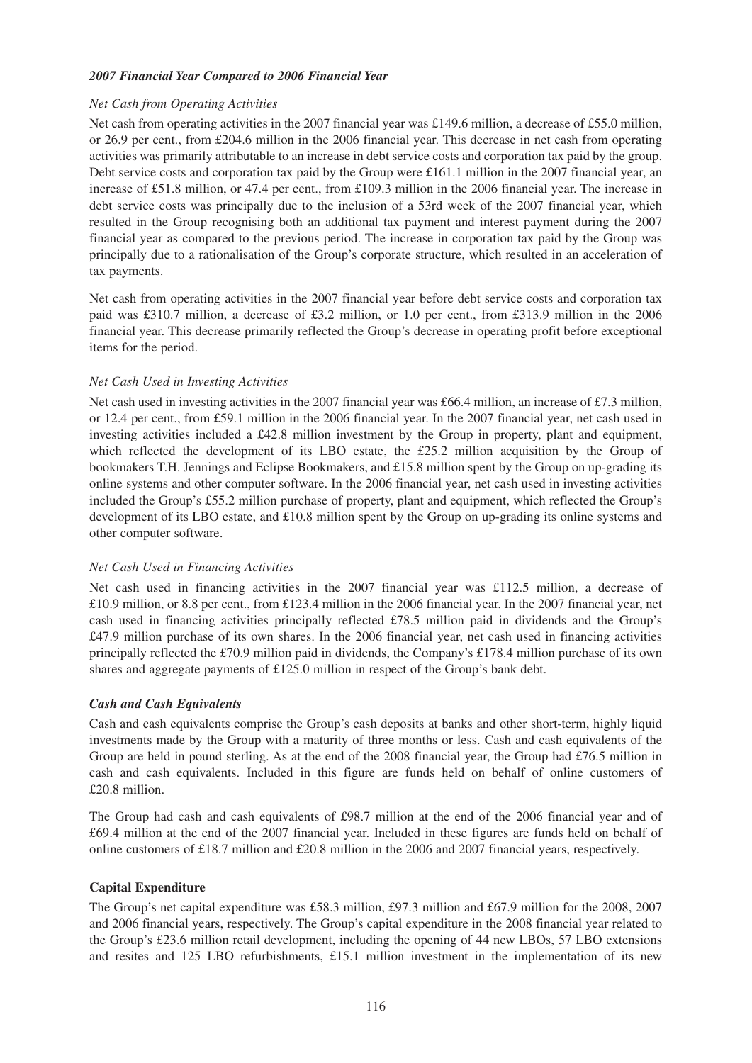### *2007 Financial Year Compared to 2006 Financial Year*

*Net Cash from Operating Activities*

Net cash from operating activities in the 2007 financial year was £149.6 million, a decrease of £55.0 million, or 26.9 per cent., from £204.6 million in the 2006 financial year. This decrease in net cash from operating activities was primarily attributable to an increase in debt service costs and corporation tax paid by the group. Debt service costs and corporation tax paid by the Group were £161.1 million in the 2007 financial year, an increase of £51.8 million, or 47.4 per cent., from £109.3 million in the 2006 financial year. The increase in debt service costs was principally due to the inclusion of a 53rd week of the 2007 financial year, which resulted in the Group recognising both an additional tax payment and interest payment during the 2007 financial year as compared to the previous period. The increase in corporation tax paid by the Group was principally due to a rationalisation of the Group's corporate structure, which resulted in an acceleration of tax payments.

Net cash from operating activities in the 2007 financial year before debt service costs and corporation tax paid was £310.7 million, a decrease of £3.2 million, or 1.0 per cent., from £313.9 million in the 2006 financial year. This decrease primarily reflected the Group's decrease in operating profit before exceptional items for the period.

*Net Cash Used in Investing Activities*

Net cash used in investing activities in the 2007 financial year was £66.4 million, an increase of £7.3 million, or 12.4 per cent., from £59.1 million in the 2006 financial year. In the 2007 financial year, net cash used in investing activities included a £42.8 million investment by the Group in property, plant and equipment, which reflected the development of its LBO estate, the £25.2 million acquisition by the Group of bookmakers T.H. Jennings and Eclipse Bookmakers, and £15.8 million spent by the Group on up-grading its online systems and other computer software. In the 2006 financial year, net cash used in investing activities included the Group's £55.2 million purchase of property, plant and equipment, which reflected the Group's development of its LBO estate, and £10.8 million spent by the Group on up-grading its online systems and other computer software.

*Net Cash Used in Financing Activities*

Net cash used in financing activities in the 2007 financial year was £112.5 million, a decrease of £10.9 million, or 8.8 per cent., from £123.4 million in the 2006 financial year. In the 2007 financial year, net cash used in financing activities principally reflected £78.5 million paid in dividends and the Group's £47.9 million purchase of its own shares. In the 2006 financial year, net cash used in financing activities principally reflected the £70.9 million paid in dividends, the Company's £178.4 million purchase of its own shares and aggregate payments of £125.0 million in respect of the Group's bank debt.

### *Cash and Cash Equivalents*

Cash and cash equivalents comprise the Group's cash deposits at banks and other short-term, highly liquid investments made by the Group with a maturity of three months or less. Cash and cash equivalents of the Group are held in pound sterling. As at the end of the 2008 financial year, the Group had £76.5 million in cash and cash equivalents. Included in this figure are funds held on behalf of online customers of £20.8 million.

The Group had cash and cash equivalents of £98.7 million at the end of the 2006 financial year and of £69.4 million at the end of the 2007 financial year. Included in these figures are funds held on behalf of online customers of £18.7 million and £20.8 million in the 2006 and 2007 financial years, respectively.

### **Capital Expenditure**

The Group's net capital expenditure was £58.3 million, £97.3 million and £67.9 million for the 2008, 2007 and 2006 financial years, respectively. The Group's capital expenditure in the 2008 financial year related to the Group's £23.6 million retail development, including the opening of 44 new LBOs, 57 LBO extensions and resites and 125 LBO refurbishments, £15.1 million investment in the implementation of its new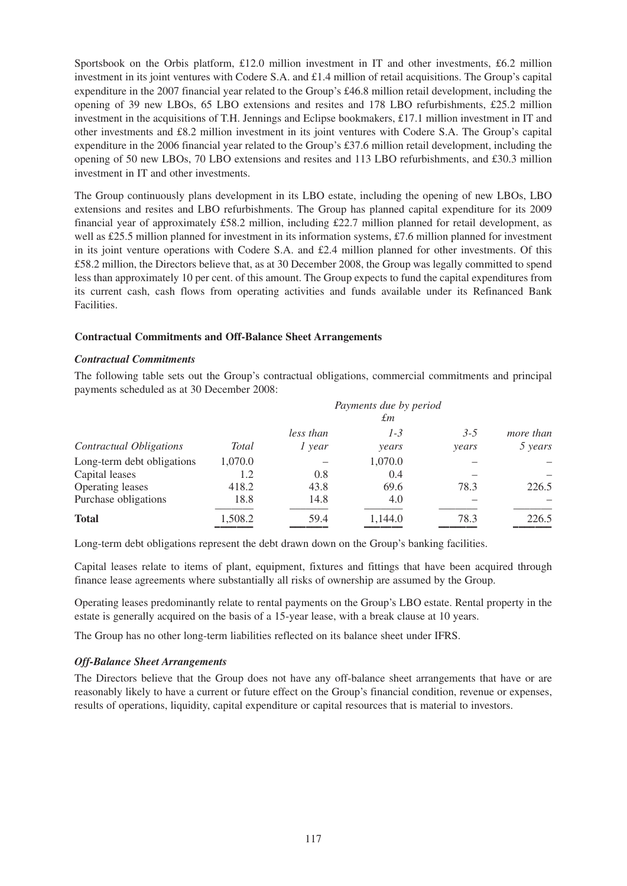Sportsbook on the Orbis platform, £12.0 million investment in IT and other investments, £6.2 million investment in its joint ventures with Codere S.A. and £1.4 million of retail acquisitions. The Group's capital expenditure in the 2007 financial year related to the Group's £46.8 million retail development, including the opening of 39 new LBOs, 65 LBO extensions and resites and 178 LBO refurbishments, £25.2 million investment in the acquisitions of T.H. Jennings and Eclipse bookmakers, £17.1 million investment in IT and other investments and £8.2 million investment in its joint ventures with Codere S.A. The Group's capital expenditure in the 2006 financial year related to the Group's £37.6 million retail development, including the opening of 50 new LBOs, 70 LBO extensions and resites and 113 LBO refurbishments, and £30.3 million investment in IT and other investments.

The Group continuously plans development in its LBO estate, including the opening of new LBOs, LBO extensions and resites and LBO refurbishments. The Group has planned capital expenditure for its 2009 financial year of approximately £58.2 million, including £22.7 million planned for retail development, as well as £25.5 million planned for investment in its information systems, £7.6 million planned for investment in its joint venture operations with Codere S.A. and £2.4 million planned for other investments. Of this £58.2 million, the Directors believe that, as at 30 December 2008, the Group was legally committed to spend less than approximately 10 per cent. of this amount. The Group expects to fund the capital expenditures from its current cash, cash flows from operating activities and funds available under its Refinanced Bank Facilities.

**Contractual Commitments and Off-Balance Sheet Arrangements**

***Contractual Commitments***

The following table sets out the Group's contractual obligations, commercial commitments and principal payments scheduled as at 30 December 2008:

| | | *Payments due by period £m* | | | |
|---|---|---|---|---|---|
| *Contractual Obligations* | *Total* | *less than 1 year* | *1-3 years* | *3-5 years* | *more than 5 years* |
| Long-term debt obligations | 1,070.0 | – | 1,070.0 | – | – |
| Capital leases | 1.2 | 0.8 | 0.4 | – | – |
| Operating leases | 418.2 | 43.8 | 69.6 | 78.3 | 226.5 |
| Purchase obligations | 18.8 | 14.8 | 4.0 | – | – |
| **Total** | 1,508.2 | 59.4 | 1,144.0 | 78.3 | 226.5 |

Long-term debt obligations represent the debt drawn down on the Group's banking facilities.

Capital leases relate to items of plant, equipment, fixtures and fittings that have been acquired through finance lease agreements where substantially all risks of ownership are assumed by the Group.

Operating leases predominantly relate to rental payments on the Group's LBO estate. Rental property in the estate is generally acquired on the basis of a 15-year lease, with a break clause at 10 years.

The Group has no other long-term liabilities reflected on its balance sheet under IFRS.

***Off-Balance Sheet Arrangements***

The Directors believe that the Group does not have any off-balance sheet arrangements that have or are reasonably likely to have a current or future effect on the Group's financial condition, revenue or expenses, results of operations, liquidity, capital expenditure or capital resources that is material to investors.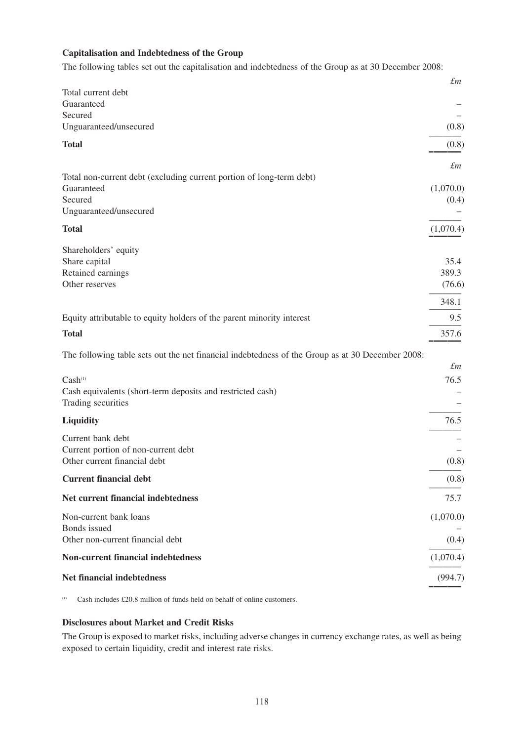**Capitalisation and Indebtedness of the Group**

The following tables set out the capitalisation and indebtedness of the Group as at 30 December 2008:

| | *£m* |
|---|---|
| Total current debt | |
| Guaranteed | – |
| Secured | – |
| Unguaranteed/unsecured | (0.8) |
| **Total** | (0.8) |

| | *£m* |
|---|---|
| Total non-current debt (excluding current portion of long-term debt) | |
| Guaranteed | (1,070.0) |
| Secured | (0.4) |
| Unguaranteed/unsecured | – |
| **Total** | (1,070.4) |
| Shareholders' equity | |
| Share capital | 35.4 |
| Retained earnings | 389.3 |
| Other reserves | (76.6) |
| | 348.1 |
| Equity attributable to equity holders of the parent minority interest | 9.5 |
| **Total** | 357.6 |

The following table sets out the net financial indebtedness of the Group as at 30 December 2008:

| | *£m* |
|---|---|
| Cash[1] | 76.5 |
| Cash equivalents (short-term deposits and restricted cash) | – |
| Trading securities | – |
| **Liquidity** | 76.5 |
| Current bank debt | – |
| Current portion of non-current debt | – |
| Other current financial debt | (0.8) |
| **Current financial debt** | (0.8) |
| **Net current financial indebtedness** | 75.7 |
| Non-current bank loans | (1,070.0) |
| Bonds issued | – |
| Other non-current financial debt | (0.4) |
| **Non-current financial indebtedness** | (1,070.4) |
| **Net financial indebtedness** | (994.7) |

[1] Cash includes £20.8 million of funds held on behalf of online customers.

**Disclosures about Market and Credit Risks**

The Group is exposed to market risks, including adverse changes in currency exchange rates, as well as being exposed to certain liquidity, credit and interest rate risks.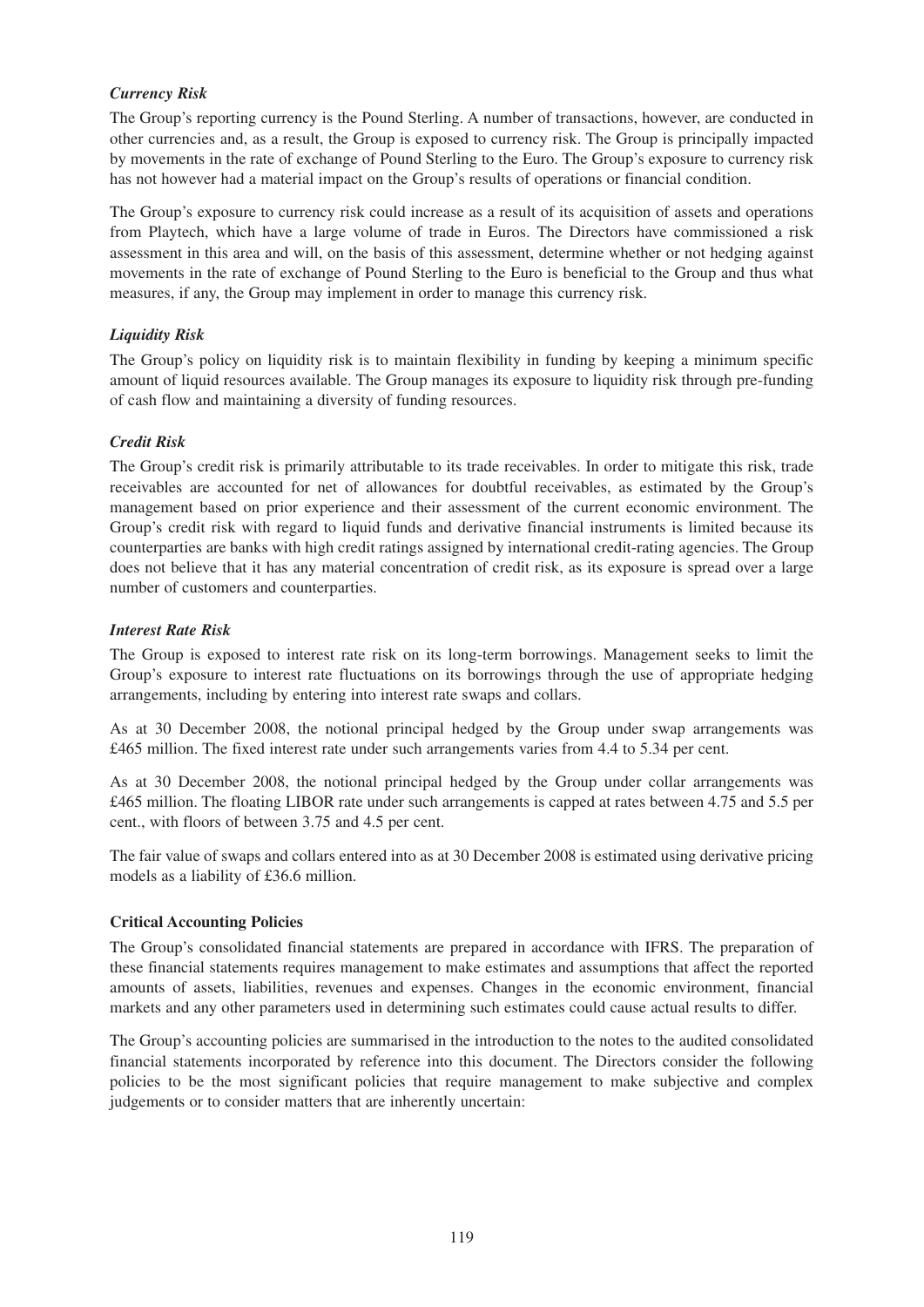### *Currency Risk*

The Group's reporting currency is the Pound Sterling. A number of transactions, however, are conducted in other currencies and, as a result, the Group is exposed to currency risk. The Group is principally impacted by movements in the rate of exchange of Pound Sterling to the Euro. The Group's exposure to currency risk has not however had a material impact on the Group's results of operations or financial condition.

The Group's exposure to currency risk could increase as a result of its acquisition of assets and operations from Playtech, which have a large volume of trade in Euros. The Directors have commissioned a risk assessment in this area and will, on the basis of this assessment, determine whether or not hedging against movements in the rate of exchange of Pound Sterling to the Euro is beneficial to the Group and thus what measures, if any, the Group may implement in order to manage this currency risk.

### *Liquidity Risk*

The Group's policy on liquidity risk is to maintain flexibility in funding by keeping a minimum specific amount of liquid resources available. The Group manages its exposure to liquidity risk through pre-funding of cash flow and maintaining a diversity of funding resources.

### *Credit Risk*

The Group's credit risk is primarily attributable to its trade receivables. In order to mitigate this risk, trade receivables are accounted for net of allowances for doubtful receivables, as estimated by the Group's management based on prior experience and their assessment of the current economic environment. The Group's credit risk with regard to liquid funds and derivative financial instruments is limited because its counterparties are banks with high credit ratings assigned by international credit-rating agencies. The Group does not believe that it has any material concentration of credit risk, as its exposure is spread over a large number of customers and counterparties.

### *Interest Rate Risk*

The Group is exposed to interest rate risk on its long-term borrowings. Management seeks to limit the Group's exposure to interest rate fluctuations on its borrowings through the use of appropriate hedging arrangements, including by entering into interest rate swaps and collars.

As at 30 December 2008, the notional principal hedged by the Group under swap arrangements was £465 million. The fixed interest rate under such arrangements varies from 4.4 to 5.34 per cent.

As at 30 December 2008, the notional principal hedged by the Group under collar arrangements was £465 million. The floating LIBOR rate under such arrangements is capped at rates between 4.75 and 5.5 per cent., with floors of between 3.75 and 4.5 per cent.

The fair value of swaps and collars entered into as at 30 December 2008 is estimated using derivative pricing models as a liability of £36.6 million.

## **Critical Accounting Policies**

The Group's consolidated financial statements are prepared in accordance with IFRS. The preparation of these financial statements requires management to make estimates and assumptions that affect the reported amounts of assets, liabilities, revenues and expenses. Changes in the economic environment, financial markets and any other parameters used in determining such estimates could cause actual results to differ.

The Group's accounting policies are summarised in the introduction to the notes to the audited consolidated financial statements incorporated by reference into this document. The Directors consider the following policies to be the most significant policies that require management to make subjective and complex judgements or to consider matters that are inherently uncertain: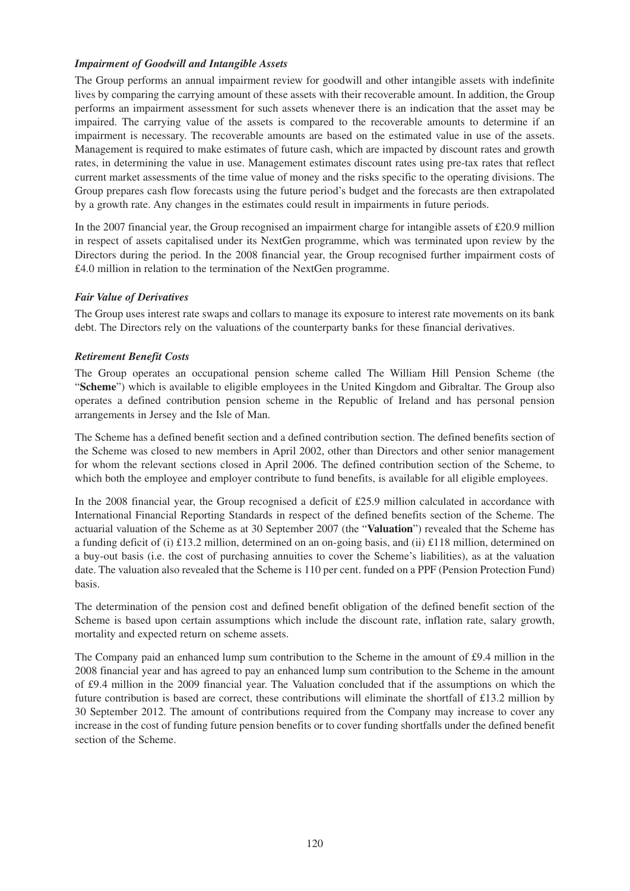### *Impairment of Goodwill and Intangible Assets*

The Group performs an annual impairment review for goodwill and other intangible assets with indefinite lives by comparing the carrying amount of these assets with their recoverable amount. In addition, the Group performs an impairment assessment for such assets whenever there is an indication that the asset may be impaired. The carrying value of the assets is compared to the recoverable amounts to determine if an impairment is necessary. The recoverable amounts are based on the estimated value in use of the assets. Management is required to make estimates of future cash, which are impacted by discount rates and growth rates, in determining the value in use. Management estimates discount rates using pre-tax rates that reflect current market assessments of the time value of money and the risks specific to the operating divisions. The Group prepares cash flow forecasts using the future period's budget and the forecasts are then extrapolated by a growth rate. Any changes in the estimates could result in impairments in future periods.

In the 2007 financial year, the Group recognised an impairment charge for intangible assets of £20.9 million in respect of assets capitalised under its NextGen programme, which was terminated upon review by the Directors during the period. In the 2008 financial year, the Group recognised further impairment costs of £4.0 million in relation to the termination of the NextGen programme.

### *Fair Value of Derivatives*

The Group uses interest rate swaps and collars to manage its exposure to interest rate movements on its bank debt. The Directors rely on the valuations of the counterparty banks for these financial derivatives.

### *Retirement Benefit Costs*

The Group operates an occupational pension scheme called The William Hill Pension Scheme (the "**Scheme**") which is available to eligible employees in the United Kingdom and Gibraltar. The Group also operates a defined contribution pension scheme in the Republic of Ireland and has personal pension arrangements in Jersey and the Isle of Man.

The Scheme has a defined benefit section and a defined contribution section. The defined benefits section of the Scheme was closed to new members in April 2002, other than Directors and other senior management for whom the relevant sections closed in April 2006. The defined contribution section of the Scheme, to which both the employee and employer contribute to fund benefits, is available for all eligible employees.

In the 2008 financial year, the Group recognised a deficit of £25.9 million calculated in accordance with International Financial Reporting Standards in respect of the defined benefits section of the Scheme. The actuarial valuation of the Scheme as at 30 September 2007 (the "**Valuation**") revealed that the Scheme has a funding deficit of (i) £13.2 million, determined on an on-going basis, and (ii) £118 million, determined on a buy-out basis (i.e. the cost of purchasing annuities to cover the Scheme's liabilities), as at the valuation date. The valuation also revealed that the Scheme is 110 per cent. funded on a PPF (Pension Protection Fund) basis.

The determination of the pension cost and defined benefit obligation of the defined benefit section of the Scheme is based upon certain assumptions which include the discount rate, inflation rate, salary growth, mortality and expected return on scheme assets.

The Company paid an enhanced lump sum contribution to the Scheme in the amount of £9.4 million in the 2008 financial year and has agreed to pay an enhanced lump sum contribution to the Scheme in the amount of £9.4 million in the 2009 financial year. The Valuation concluded that if the assumptions on which the future contribution is based are correct, these contributions will eliminate the shortfall of £13.2 million by 30 September 2012. The amount of contributions required from the Company may increase to cover any increase in the cost of funding future pension benefits or to cover funding shortfalls under the defined benefit section of the Scheme.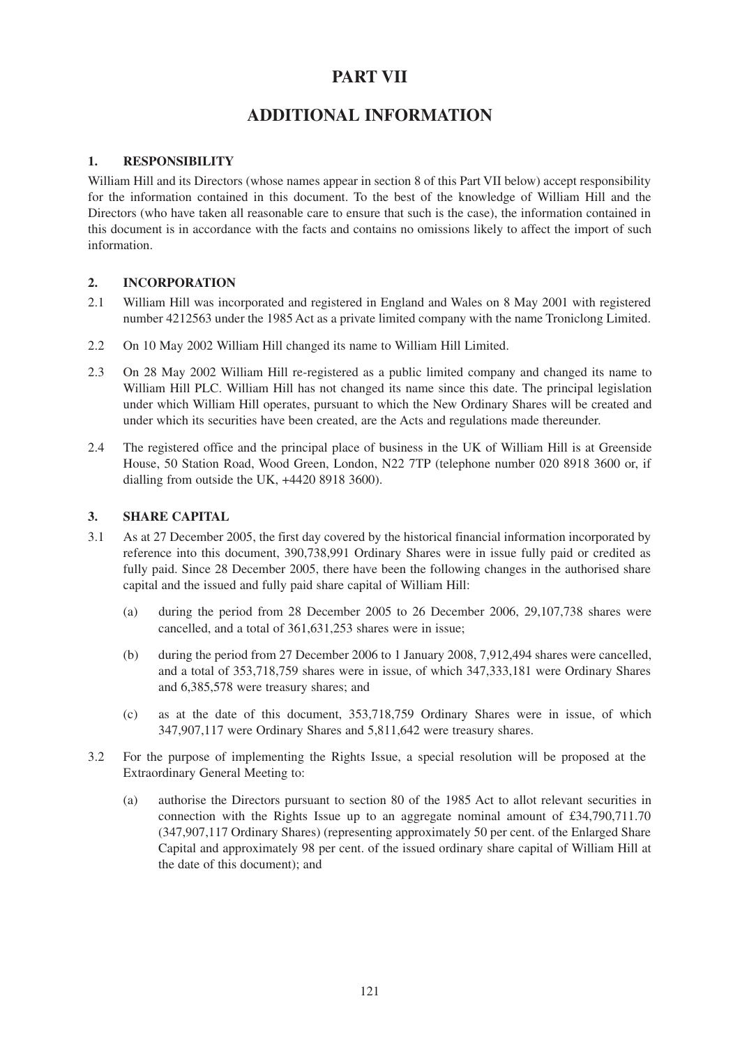# PART VII

# ADDITIONAL INFORMATION

## 1. RESPONSIBILITY

William Hill and its Directors (whose names appear in section 8 of this Part VII below) accept responsibility for the information contained in this document. To the best of the knowledge of William Hill and the Directors (who have taken all reasonable care to ensure that such is the case), the information contained in this document is in accordance with the facts and contains no omissions likely to affect the import of such information.

## 2. INCORPORATION

2.1 William Hill was incorporated and registered in England and Wales on 8 May 2001 with registered number 4212563 under the 1985 Act as a private limited company with the name Troniclong Limited.

2.2 On 10 May 2002 William Hill changed its name to William Hill Limited.

2.3 On 28 May 2002 William Hill re-registered as a public limited company and changed its name to William Hill PLC. William Hill has not changed its name since this date. The principal legislation under which William Hill operates, pursuant to which the New Ordinary Shares will be created and under which its securities have been created, are the Acts and regulations made thereunder.

2.4 The registered office and the principal place of business in the UK of William Hill is at Greenside House, 50 Station Road, Wood Green, London, N22 7TP (telephone number 020 8918 3600 or, if dialling from outside the UK, +4420 8918 3600).

## 3. SHARE CAPITAL

3.1 As at 27 December 2005, the first day covered by the historical financial information incorporated by reference into this document, 390,738,991 Ordinary Shares were in issue fully paid or credited as fully paid. Since 28 December 2005, there have been the following changes in the authorised share capital and the issued and fully paid share capital of William Hill:

(a) during the period from 28 December 2005 to 26 December 2006, 29,107,738 shares were cancelled, and a total of 361,631,253 shares were in issue;

(b) during the period from 27 December 2006 to 1 January 2008, 7,912,494 shares were cancelled, and a total of 353,718,759 shares were in issue, of which 347,333,181 were Ordinary Shares and 6,385,578 were treasury shares; and

(c) as at the date of this document, 353,718,759 Ordinary Shares were in issue, of which 347,907,117 were Ordinary Shares and 5,811,642 were treasury shares.

3.2 For the purpose of implementing the Rights Issue, a special resolution will be proposed at the Extraordinary General Meeting to:

(a) authorise the Directors pursuant to section 80 of the 1985 Act to allot relevant securities in connection with the Rights Issue up to an aggregate nominal amount of £34,790,711.70 (347,907,117 Ordinary Shares) (representing approximately 50 per cent. of the Enlarged Share Capital and approximately 98 per cent. of the issued ordinary share capital of William Hill at the date of this document); and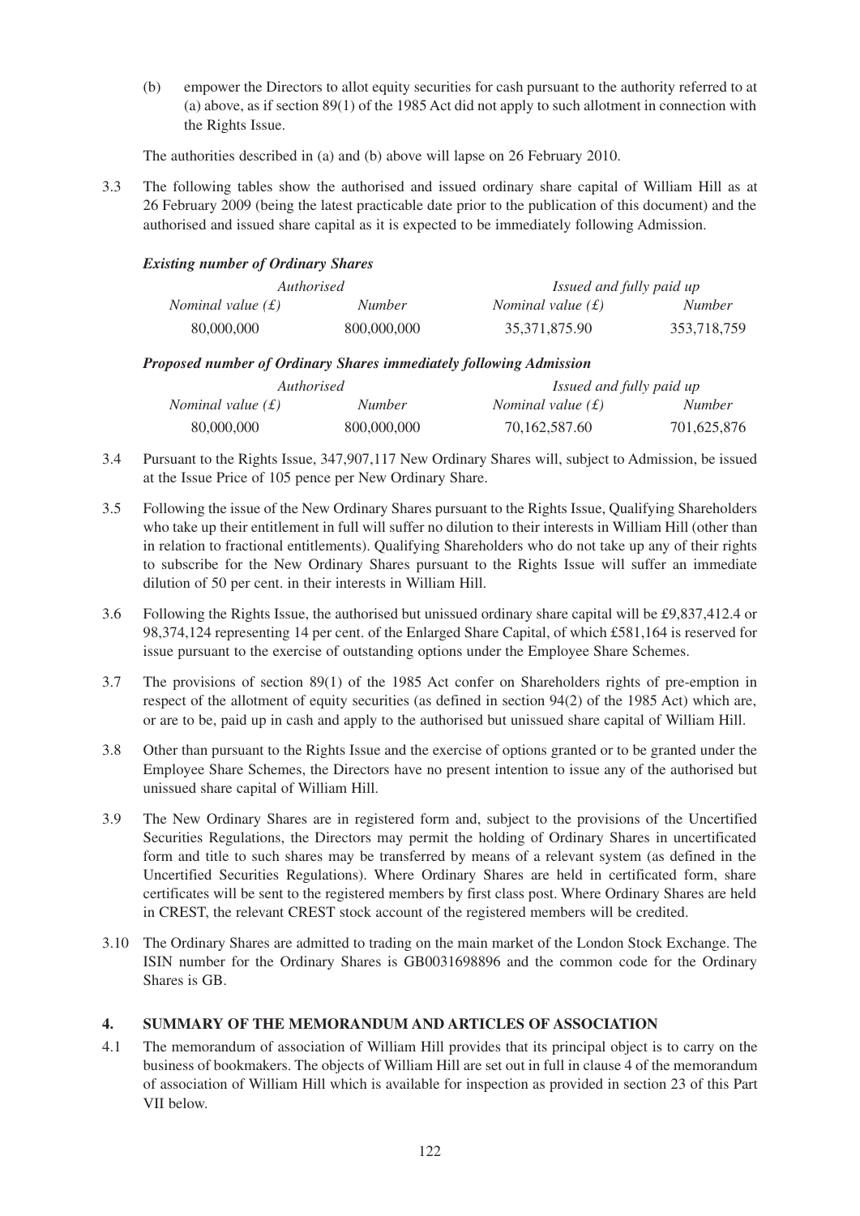(b) empower the Directors to allot equity securities for cash pursuant to the authority referred to at (a) above, as if section 89(1) of the 1985 Act did not apply to such allotment in connection with the Rights Issue.

The authorities described in (a) and (b) above will lapse on 26 February 2010.

3.3 The following tables show the authorised and issued ordinary share capital of William Hill as at 26 February 2009 (being the latest practicable date prior to the publication of this document) and the authorised and issued share capital as it is expected to be immediately following Admission.

***Existing number of Ordinary Shares***

| *Authorised* | | *Issued and fully paid up* | |
|---|---|---|---|
| *Nominal value (£)* | *Number* | *Nominal value (£)* | *Number* |
| 80,000,000 | 800,000,000 | 35,371,875.90 | 353,718,759 |

***Proposed number of Ordinary Shares immediately following Admission***

| *Authorised* | | *Issued and fully paid up* | |
|---|---|---|---|
| *Nominal value (£)* | *Number* | *Nominal value (£)* | *Number* |
| 80,000,000 | 800,000,000 | 70,162,587.60 | 701,625,876 |

3.4 Pursuant to the Rights Issue, 347,907,117 New Ordinary Shares will, subject to Admission, be issued at the Issue Price of 105 pence per New Ordinary Share.

3.5 Following the issue of the New Ordinary Shares pursuant to the Rights Issue, Qualifying Shareholders who take up their entitlement in full will suffer no dilution to their interests in William Hill (other than in relation to fractional entitlements). Qualifying Shareholders who do not take up any of their rights to subscribe for the New Ordinary Shares pursuant to the Rights Issue will suffer an immediate dilution of 50 per cent. in their interests in William Hill.

3.6 Following the Rights Issue, the authorised but unissued ordinary share capital will be £9,837,412.4 or 98,374,124 representing 14 per cent. of the Enlarged Share Capital, of which £581,164 is reserved for issue pursuant to the exercise of outstanding options under the Employee Share Schemes.

3.7 The provisions of section 89(1) of the 1985 Act confer on Shareholders rights of pre-emption in respect of the allotment of equity securities (as defined in section 94(2) of the 1985 Act) which are, or are to be, paid up in cash and apply to the authorised but unissued share capital of William Hill.

3.8 Other than pursuant to the Rights Issue and the exercise of options granted or to be granted under the Employee Share Schemes, the Directors have no present intention to issue any of the authorised but unissued share capital of William Hill.

3.9 The New Ordinary Shares are in registered form and, subject to the provisions of the Uncertified Securities Regulations, the Directors may permit the holding of Ordinary Shares in uncertificated form and title to such shares may be transferred by means of a relevant system (as defined in the Uncertified Securities Regulations). Where Ordinary Shares are held in certificated form, share certificates will be sent to the registered members by first class post. Where Ordinary Shares are held in CREST, the relevant CREST stock account of the registered members will be credited.

3.10 The Ordinary Shares are admitted to trading on the main market of the London Stock Exchange. The ISIN number for the Ordinary Shares is GB0031698896 and the common code for the Ordinary Shares is GB.

## 4. SUMMARY OF THE MEMORANDUM AND ARTICLES OF ASSOCIATION

4.1 The memorandum of association of William Hill provides that its principal object is to carry on the business of bookmakers. The objects of William Hill are set out in full in clause 4 of the memorandum of association of William Hill which is available for inspection as provided in section 23 of this Part VII below.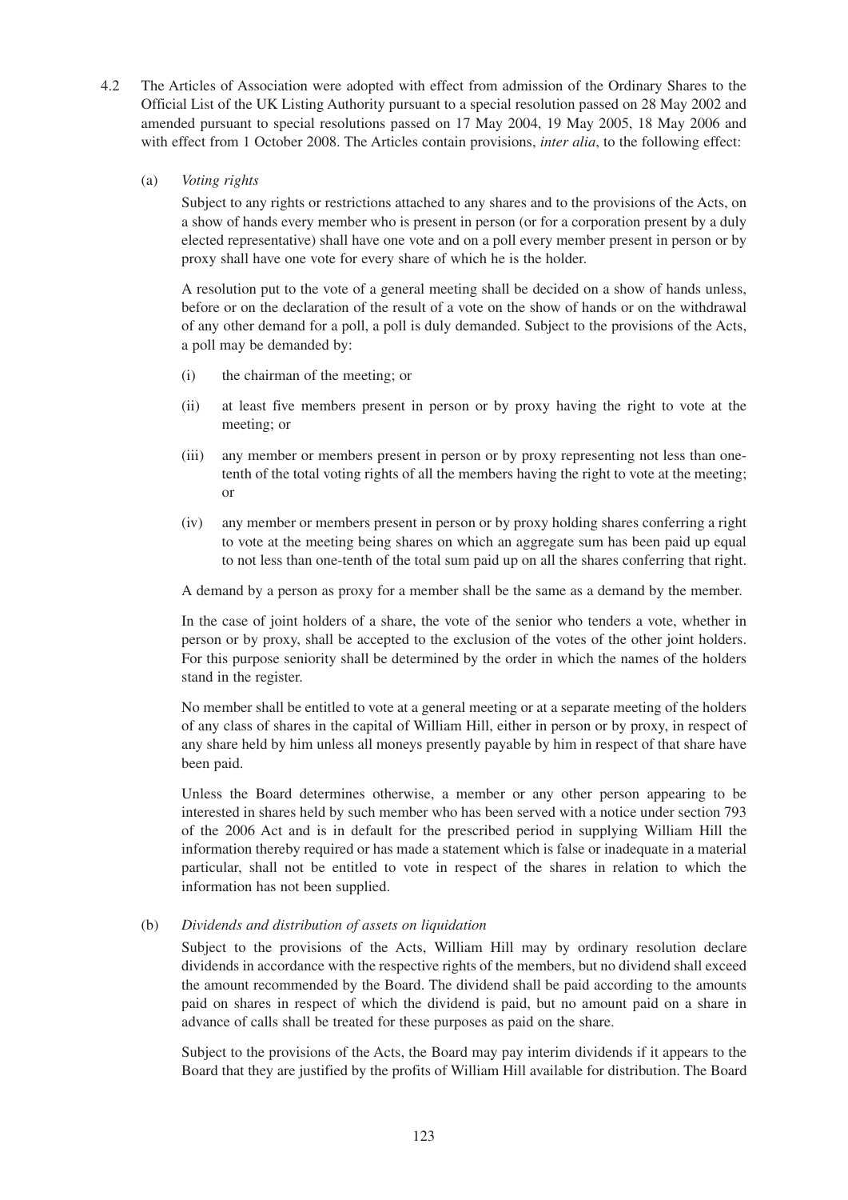4.2 The Articles of Association were adopted with effect from admission of the Ordinary Shares to the Official List of the UK Listing Authority pursuant to a special resolution passed on 28 May 2002 and amended pursuant to special resolutions passed on 17 May 2004, 19 May 2005, 18 May 2006 and with effect from 1 October 2008. The Articles contain provisions, *inter alia*, to the following effect:

(a) *Voting rights*

Subject to any rights or restrictions attached to any shares and to the provisions of the Acts, on a show of hands every member who is present in person (or for a corporation present by a duly elected representative) shall have one vote and on a poll every member present in person or by proxy shall have one vote for every share of which he is the holder.

A resolution put to the vote of a general meeting shall be decided on a show of hands unless, before or on the declaration of the result of a vote on the show of hands or on the withdrawal of any other demand for a poll, a poll is duly demanded. Subject to the provisions of the Acts, a poll may be demanded by:

(i) the chairman of the meeting; or

(ii) at least five members present in person or by proxy having the right to vote at the meeting; or

(iii) any member or members present in person or by proxy representing not less than one-tenth of the total voting rights of all the members having the right to vote at the meeting; or

(iv) any member or members present in person or by proxy holding shares conferring a right to vote at the meeting being shares on which an aggregate sum has been paid up equal to not less than one-tenth of the total sum paid up on all the shares conferring that right.

A demand by a person as proxy for a member shall be the same as a demand by the member.

In the case of joint holders of a share, the vote of the senior who tenders a vote, whether in person or by proxy, shall be accepted to the exclusion of the votes of the other joint holders. For this purpose seniority shall be determined by the order in which the names of the holders stand in the register.

No member shall be entitled to vote at a general meeting or at a separate meeting of the holders of any class of shares in the capital of William Hill, either in person or by proxy, in respect of any share held by him unless all moneys presently payable by him in respect of that share have been paid.

Unless the Board determines otherwise, a member or any other person appearing to be interested in shares held by such member who has been served with a notice under section 793 of the 2006 Act and is in default for the prescribed period in supplying William Hill the information thereby required or has made a statement which is false or inadequate in a material particular, shall not be entitled to vote in respect of the shares in relation to which the information has not been supplied.

(b) *Dividends and distribution of assets on liquidation*

Subject to the provisions of the Acts, William Hill may by ordinary resolution declare dividends in accordance with the respective rights of the members, but no dividend shall exceed the amount recommended by the Board. The dividend shall be paid according to the amounts paid on shares in respect of which the dividend is paid, but no amount paid on a share in advance of calls shall be treated for these purposes as paid on the share.

Subject to the provisions of the Acts, the Board may pay interim dividends if it appears to the Board that they are justified by the profits of William Hill available for distribution. The Board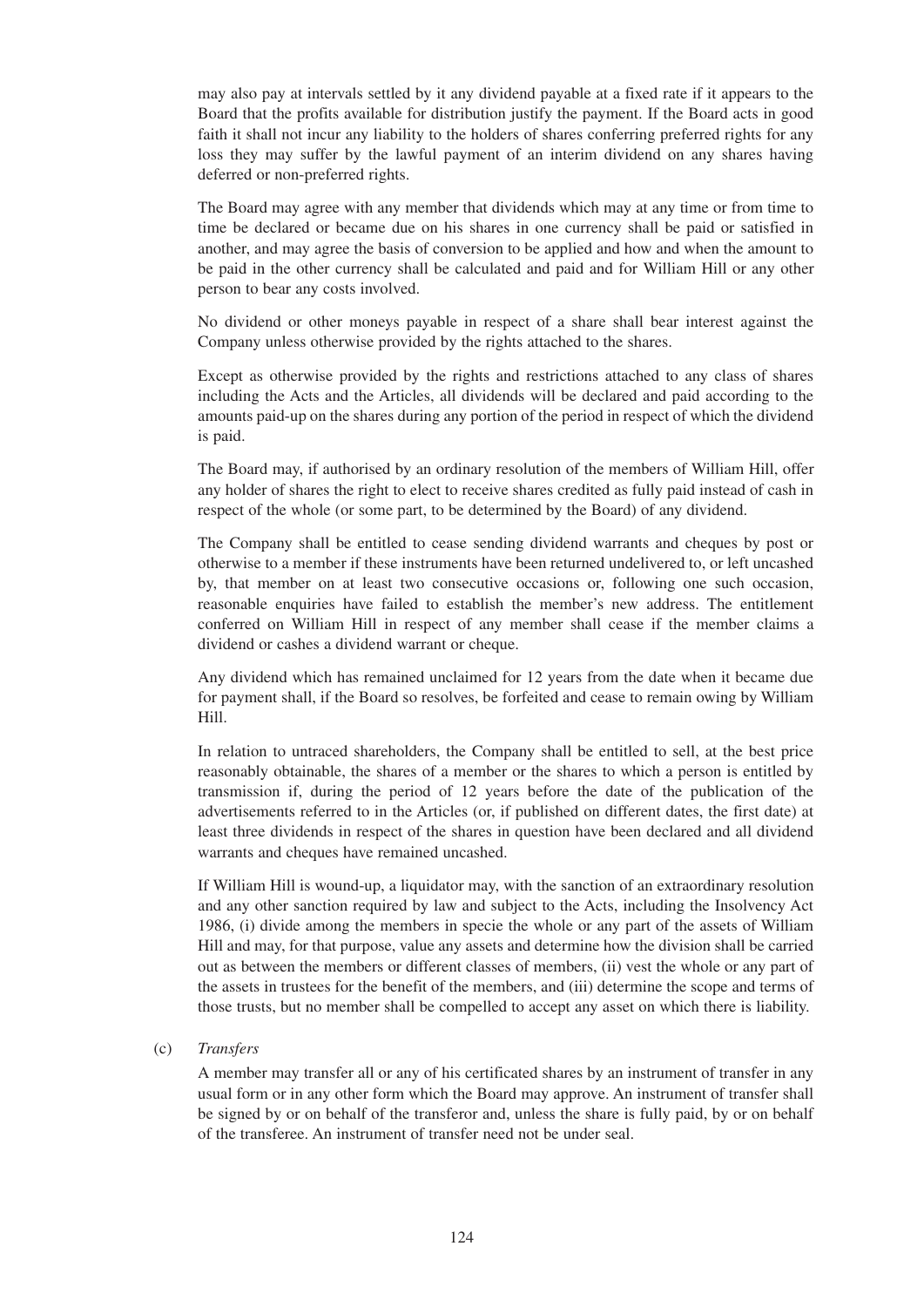may also pay at intervals settled by it any dividend payable at a fixed rate if it appears to the Board that the profits available for distribution justify the payment. If the Board acts in good faith it shall not incur any liability to the holders of shares conferring preferred rights for any loss they may suffer by the lawful payment of an interim dividend on any shares having deferred or non-preferred rights.

The Board may agree with any member that dividends which may at any time or from time to time be declared or became due on his shares in one currency shall be paid or satisfied in another, and may agree the basis of conversion to be applied and how and when the amount to be paid in the other currency shall be calculated and paid and for William Hill or any other person to bear any costs involved.

No dividend or other moneys payable in respect of a share shall bear interest against the Company unless otherwise provided by the rights attached to the shares.

Except as otherwise provided by the rights and restrictions attached to any class of shares including the Acts and the Articles, all dividends will be declared and paid according to the amounts paid-up on the shares during any portion of the period in respect of which the dividend is paid.

The Board may, if authorised by an ordinary resolution of the members of William Hill, offer any holder of shares the right to elect to receive shares credited as fully paid instead of cash in respect of the whole (or some part, to be determined by the Board) of any dividend.

The Company shall be entitled to cease sending dividend warrants and cheques by post or otherwise to a member if these instruments have been returned undelivered to, or left uncashed by, that member on at least two consecutive occasions or, following one such occasion, reasonable enquiries have failed to establish the member's new address. The entitlement conferred on William Hill in respect of any member shall cease if the member claims a dividend or cashes a dividend warrant or cheque.

Any dividend which has remained unclaimed for 12 years from the date when it became due for payment shall, if the Board so resolves, be forfeited and cease to remain owing by William Hill.

In relation to untraced shareholders, the Company shall be entitled to sell, at the best price reasonably obtainable, the shares of a member or the shares to which a person is entitled by transmission if, during the period of 12 years before the date of the publication of the advertisements referred to in the Articles (or, if published on different dates, the first date) at least three dividends in respect of the shares in question have been declared and all dividend warrants and cheques have remained uncashed.

If William Hill is wound-up, a liquidator may, with the sanction of an extraordinary resolution and any other sanction required by law and subject to the Acts, including the Insolvency Act 1986, (i) divide among the members in specie the whole or any part of the assets of William Hill and may, for that purpose, value any assets and determine how the division shall be carried out as between the members or different classes of members, (ii) vest the whole or any part of the assets in trustees for the benefit of the members, and (iii) determine the scope and terms of those trusts, but no member shall be compelled to accept any asset on which there is liability.

(c) *Transfers*

A member may transfer all or any of his certificated shares by an instrument of transfer in any usual form or in any other form which the Board may approve. An instrument of transfer shall be signed by or on behalf of the transferor and, unless the share is fully paid, by or on behalf of the transferee. An instrument of transfer need not be under seal.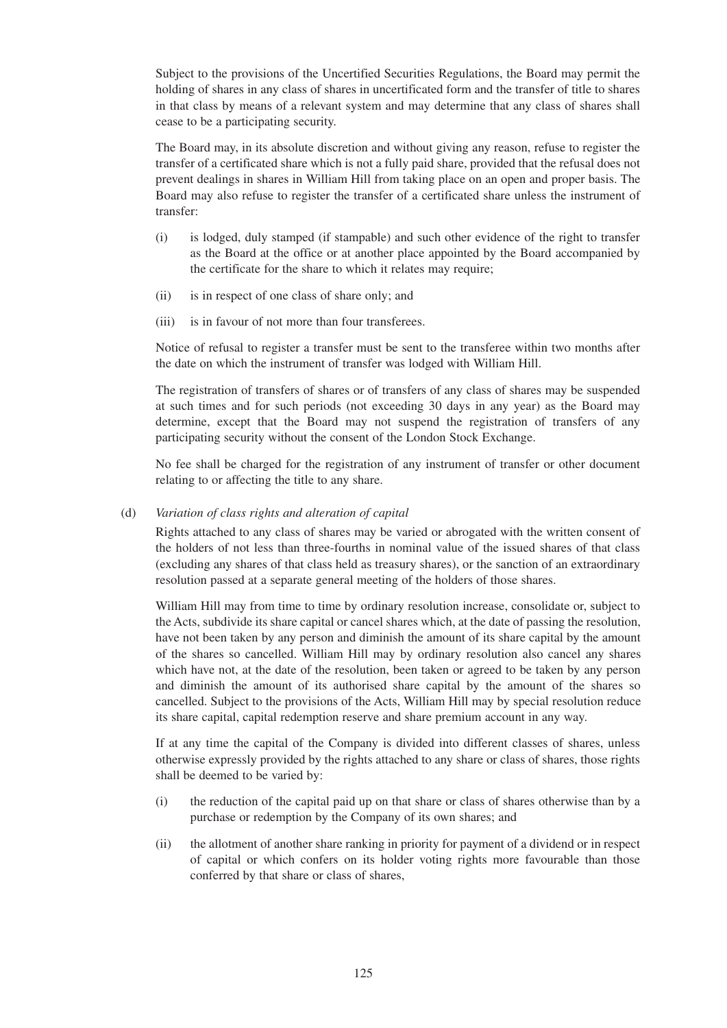Subject to the provisions of the Uncertified Securities Regulations, the Board may permit the holding of shares in any class of shares in uncertificated form and the transfer of title to shares in that class by means of a relevant system and may determine that any class of shares shall cease to be a participating security.

The Board may, in its absolute discretion and without giving any reason, refuse to register the transfer of a certificated share which is not a fully paid share, provided that the refusal does not prevent dealings in shares in William Hill from taking place on an open and proper basis. The Board may also refuse to register the transfer of a certificated share unless the instrument of transfer:

(i) is lodged, duly stamped (if stampable) and such other evidence of the right to transfer as the Board at the office or at another place appointed by the Board accompanied by the certificate for the share to which it relates may require;

(ii) is in respect of one class of share only; and

(iii) is in favour of not more than four transferees.

Notice of refusal to register a transfer must be sent to the transferee within two months after the date on which the instrument of transfer was lodged with William Hill.

The registration of transfers of shares or of transfers of any class of shares may be suspended at such times and for such periods (not exceeding 30 days in any year) as the Board may determine, except that the Board may not suspend the registration of transfers of any participating security without the consent of the London Stock Exchange.

No fee shall be charged for the registration of any instrument of transfer or other document relating to or affecting the title to any share.

(d) *Variation of class rights and alteration of capital*

Rights attached to any class of shares may be varied or abrogated with the written consent of the holders of not less than three-fourths in nominal value of the issued shares of that class (excluding any shares of that class held as treasury shares), or the sanction of an extraordinary resolution passed at a separate general meeting of the holders of those shares.

William Hill may from time to time by ordinary resolution increase, consolidate or, subject to the Acts, subdivide its share capital or cancel shares which, at the date of passing the resolution, have not been taken by any person and diminish the amount of its share capital by the amount of the shares so cancelled. William Hill may by ordinary resolution also cancel any shares which have not, at the date of the resolution, been taken or agreed to be taken by any person and diminish the amount of its authorised share capital by the amount of the shares so cancelled. Subject to the provisions of the Acts, William Hill may by special resolution reduce its share capital, capital redemption reserve and share premium account in any way.

If at any time the capital of the Company is divided into different classes of shares, unless otherwise expressly provided by the rights attached to any share or class of shares, those rights shall be deemed to be varied by:

(i) the reduction of the capital paid up on that share or class of shares otherwise than by a purchase or redemption by the Company of its own shares; and

(ii) the allotment of another share ranking in priority for payment of a dividend or in respect of capital or which confers on its holder voting rights more favourable than those conferred by that share or class of shares,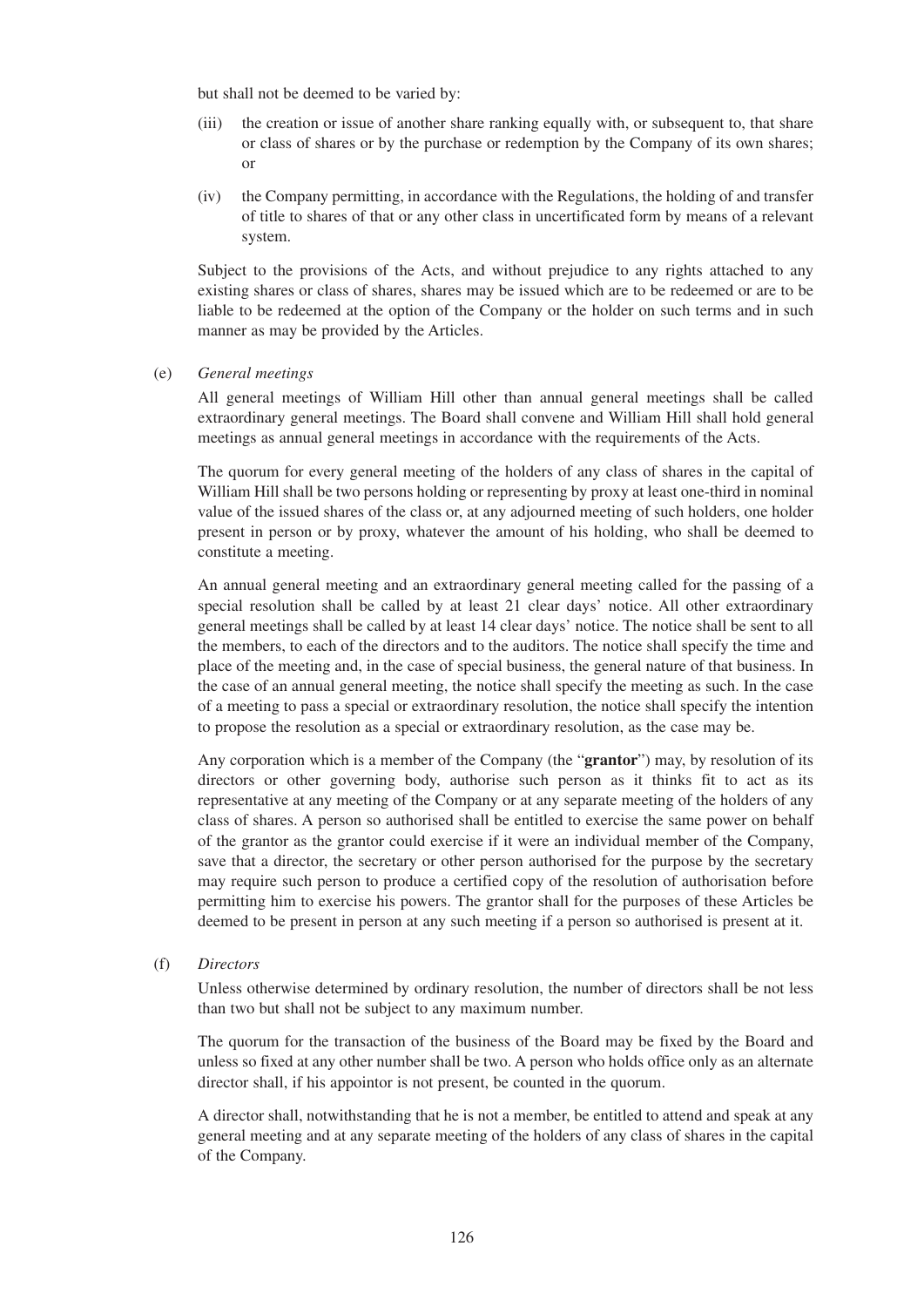but shall not be deemed to be varied by:

(iii) the creation or issue of another share ranking equally with, or subsequent to, that share or class of shares or by the purchase or redemption by the Company of its own shares; or

(iv) the Company permitting, in accordance with the Regulations, the holding of and transfer of title to shares of that or any other class in uncertificated form by means of a relevant system.

Subject to the provisions of the Acts, and without prejudice to any rights attached to any existing shares or class of shares, shares may be issued which are to be redeemed or are to be liable to be redeemed at the option of the Company or the holder on such terms and in such manner as may be provided by the Articles.

(e) *General meetings*

All general meetings of William Hill other than annual general meetings shall be called extraordinary general meetings. The Board shall convene and William Hill shall hold general meetings as annual general meetings in accordance with the requirements of the Acts.

The quorum for every general meeting of the holders of any class of shares in the capital of William Hill shall be two persons holding or representing by proxy at least one-third in nominal value of the issued shares of the class or, at any adjourned meeting of such holders, one holder present in person or by proxy, whatever the amount of his holding, who shall be deemed to constitute a meeting.

An annual general meeting and an extraordinary general meeting called for the passing of a special resolution shall be called by at least 21 clear days' notice. All other extraordinary general meetings shall be called by at least 14 clear days' notice. The notice shall be sent to all the members, to each of the directors and to the auditors. The notice shall specify the time and place of the meeting and, in the case of special business, the general nature of that business. In the case of an annual general meeting, the notice shall specify the meeting as such. In the case of a meeting to pass a special or extraordinary resolution, the notice shall specify the intention to propose the resolution as a special or extraordinary resolution, as the case may be.

Any corporation which is a member of the Company (the "**grantor**") may, by resolution of its directors or other governing body, authorise such person as it thinks fit to act as its representative at any meeting of the Company or at any separate meeting of the holders of any class of shares. A person so authorised shall be entitled to exercise the same power on behalf of the grantor as the grantor could exercise if it were an individual member of the Company, save that a director, the secretary or other person authorised for the purpose by the secretary may require such person to produce a certified copy of the resolution of authorisation before permitting him to exercise his powers. The grantor shall for the purposes of these Articles be deemed to be present in person at any such meeting if a person so authorised is present at it.

(f) *Directors*

Unless otherwise determined by ordinary resolution, the number of directors shall be not less than two but shall not be subject to any maximum number.

The quorum for the transaction of the business of the Board may be fixed by the Board and unless so fixed at any other number shall be two. A person who holds office only as an alternate director shall, if his appointor is not present, be counted in the quorum.

A director shall, notwithstanding that he is not a member, be entitled to attend and speak at any general meeting and at any separate meeting of the holders of any class of shares in the capital of the Company.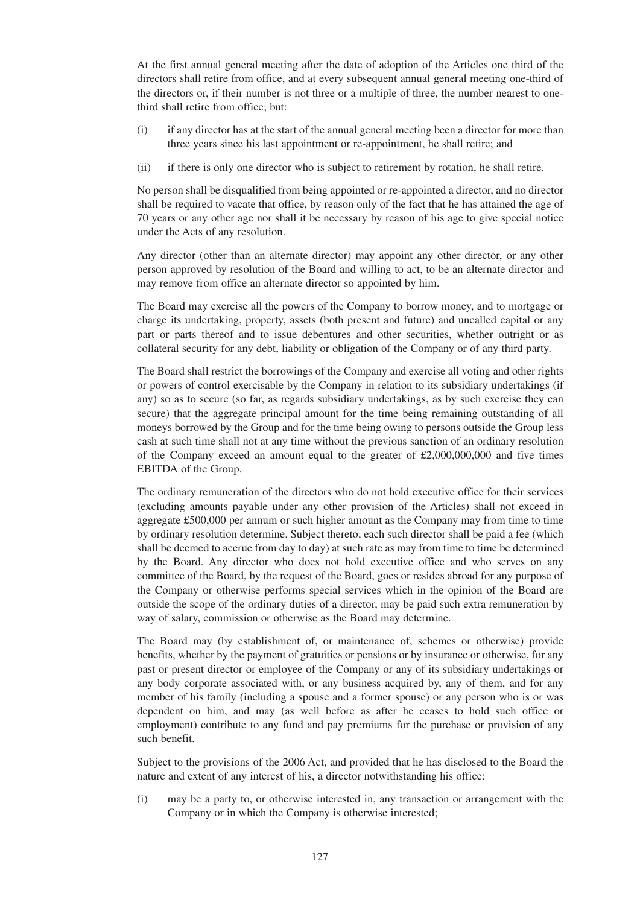At the first annual general meeting after the date of adoption of the Articles one third of the directors shall retire from office, and at every subsequent annual general meeting one-third of the directors or, if their number is not three or a multiple of three, the number nearest to one-third shall retire from office; but:

(i) if any director has at the start of the annual general meeting been a director for more than three years since his last appointment or re-appointment, he shall retire; and

(ii) if there is only one director who is subject to retirement by rotation, he shall retire.

No person shall be disqualified from being appointed or re-appointed a director, and no director shall be required to vacate that office, by reason only of the fact that he has attained the age of 70 years or any other age nor shall it be necessary by reason of his age to give special notice under the Acts of any resolution.

Any director (other than an alternate director) may appoint any other director, or any other person approved by resolution of the Board and willing to act, to be an alternate director and may remove from office an alternate director so appointed by him.

The Board may exercise all the powers of the Company to borrow money, and to mortgage or charge its undertaking, property, assets (both present and future) and uncalled capital or any part or parts thereof and to issue debentures and other securities, whether outright or as collateral security for any debt, liability or obligation of the Company or of any third party.

The Board shall restrict the borrowings of the Company and exercise all voting and other rights or powers of control exercisable by the Company in relation to its subsidiary undertakings (if any) so as to secure (so far, as regards subsidiary undertakings, as by such exercise they can secure) that the aggregate principal amount for the time being remaining outstanding of all moneys borrowed by the Group and for the time being owing to persons outside the Group less cash at such time shall not at any time without the previous sanction of an ordinary resolution of the Company exceed an amount equal to the greater of £2,000,000,000 and five times EBITDA of the Group.

The ordinary remuneration of the directors who do not hold executive office for their services (excluding amounts payable under any other provision of the Articles) shall not exceed in aggregate £500,000 per annum or such higher amount as the Company may from time to time by ordinary resolution determine. Subject thereto, each such director shall be paid a fee (which shall be deemed to accrue from day to day) at such rate as may from time to time be determined by the Board. Any director who does not hold executive office and who serves on any committee of the Board, by the request of the Board, goes or resides abroad for any purpose of the Company or otherwise performs special services which in the opinion of the Board are outside the scope of the ordinary duties of a director, may be paid such extra remuneration by way of salary, commission or otherwise as the Board may determine.

The Board may (by establishment of, or maintenance of, schemes or otherwise) provide benefits, whether by the payment of gratuities or pensions or by insurance or otherwise, for any past or present director or employee of the Company or any of its subsidiary undertakings or any body corporate associated with, or any business acquired by, any of them, and for any member of his family (including a spouse and a former spouse) or any person who is or was dependent on him, and may (as well before as after he ceases to hold such office or employment) contribute to any fund and pay premiums for the purchase or provision of any such benefit.

Subject to the provisions of the 2006 Act, and provided that he has disclosed to the Board the nature and extent of any interest of his, a director notwithstanding his office:

(i) may be a party to, or otherwise interested in, any transaction or arrangement with the Company or in which the Company is otherwise interested;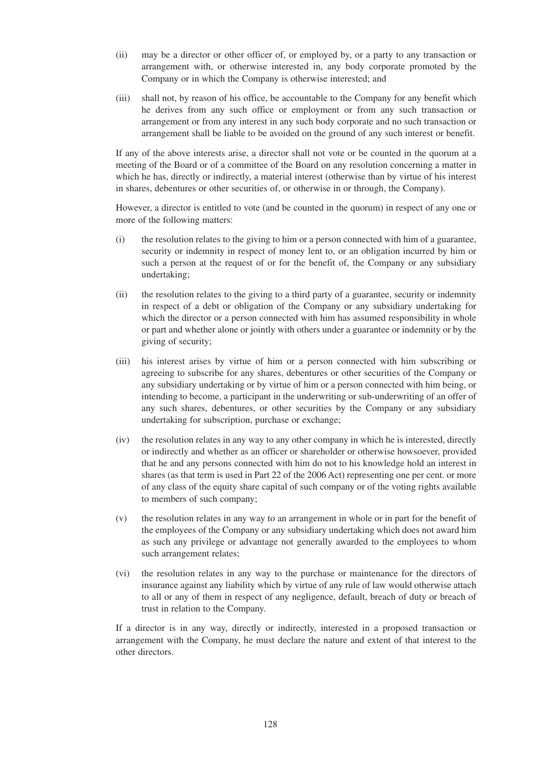(ii) may be a director or other officer of, or employed by, or a party to any transaction or arrangement with, or otherwise interested in, any body corporate promoted by the Company or in which the Company is otherwise interested; and

(iii) shall not, by reason of his office, be accountable to the Company for any benefit which he derives from any such office or employment or from any such transaction or arrangement or from any interest in any such body corporate and no such transaction or arrangement shall be liable to be avoided on the ground of any such interest or benefit.

If any of the above interests arise, a director shall not vote or be counted in the quorum at a meeting of the Board or of a committee of the Board on any resolution concerning a matter in which he has, directly or indirectly, a material interest (otherwise than by virtue of his interest in shares, debentures or other securities of, or otherwise in or through, the Company).

However, a director is entitled to vote (and be counted in the quorum) in respect of any one or more of the following matters:

(i) the resolution relates to the giving to him or a person connected with him of a guarantee, security or indemnity in respect of money lent to, or an obligation incurred by him or such a person at the request of or for the benefit of, the Company or any subsidiary undertaking;

(ii) the resolution relates to the giving to a third party of a guarantee, security or indemnity in respect of a debt or obligation of the Company or any subsidiary undertaking for which the director or a person connected with him has assumed responsibility in whole or part and whether alone or jointly with others under a guarantee or indemnity or by the giving of security;

(iii) his interest arises by virtue of him or a person connected with him subscribing or agreeing to subscribe for any shares, debentures or other securities of the Company or any subsidiary undertaking or by virtue of him or a person connected with him being, or intending to become, a participant in the underwriting or sub-underwriting of an offer of any such shares, debentures, or other securities by the Company or any subsidiary undertaking for subscription, purchase or exchange;

(iv) the resolution relates in any way to any other company in which he is interested, directly or indirectly and whether as an officer or shareholder or otherwise howsoever, provided that he and any persons connected with him do not to his knowledge hold an interest in shares (as that term is used in Part 22 of the 2006 Act) representing one per cent. or more of any class of the equity share capital of such company or of the voting rights available to members of such company;

(v) the resolution relates in any way to an arrangement in whole or in part for the benefit of the employees of the Company or any subsidiary undertaking which does not award him as such any privilege or advantage not generally awarded to the employees to whom such arrangement relates;

(vi) the resolution relates in any way to the purchase or maintenance for the directors of insurance against any liability which by virtue of any rule of law would otherwise attach to all or any of them in respect of any negligence, default, breach of duty or breach of trust in relation to the Company.

If a director is in any way, directly or indirectly, interested in a proposed transaction or arrangement with the Company, he must declare the nature and extent of that interest to the other directors.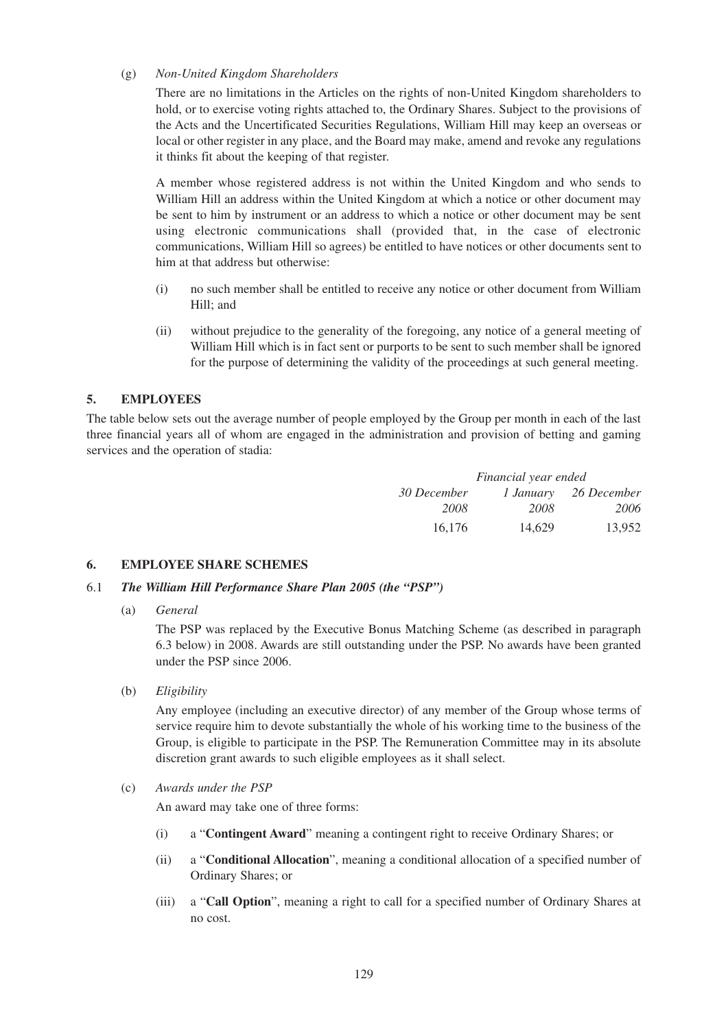(g) *Non-United Kingdom Shareholders*

There are no limitations in the Articles on the rights of non-United Kingdom shareholders to hold, or to exercise voting rights attached to, the Ordinary Shares. Subject to the provisions of the Acts and the Uncertificated Securities Regulations, William Hill may keep an overseas or local or other register in any place, and the Board may make, amend and revoke any regulations it thinks fit about the keeping of that register.

A member whose registered address is not within the United Kingdom and who sends to William Hill an address within the United Kingdom at which a notice or other document may be sent to him by instrument or an address to which a notice or other document may be sent using electronic communications shall (provided that, in the case of electronic communications, William Hill so agrees) be entitled to have notices or other documents sent to him at that address but otherwise:

(i) no such member shall be entitled to receive any notice or other document from William Hill; and

(ii) without prejudice to the generality of the foregoing, any notice of a general meeting of William Hill which is in fact sent or purports to be sent to such member shall be ignored for the purpose of determining the validity of the proceedings at such general meeting.

## 5. EMPLOYEES

The table below sets out the average number of people employed by the Group per month in each of the last three financial years all of whom are engaged in the administration and provision of betting and gaming services and the operation of stadia:

| *Financial year ended* | | |
|---|---|---|
| *30 December 2008* | *1 January 2008* | *26 December 2006* |
| 16,176 | 14,629 | 13,952 |

## 6. EMPLOYEE SHARE SCHEMES

### 6.1 *The William Hill Performance Share Plan 2005 (the "PSP")*

(a) *General*

The PSP was replaced by the Executive Bonus Matching Scheme (as described in paragraph 6.3 below) in 2008. Awards are still outstanding under the PSP. No awards have been granted under the PSP since 2006.

(b) *Eligibility*

Any employee (including an executive director) of any member of the Group whose terms of service require him to devote substantially the whole of his working time to the business of the Group, is eligible to participate in the PSP. The Remuneration Committee may in its absolute discretion grant awards to such eligible employees as it shall select.

(c) *Awards under the PSP*

An award may take one of three forms:

(i) a "**Contingent Award**" meaning a contingent right to receive Ordinary Shares; or

(ii) a "**Conditional Allocation**", meaning a conditional allocation of a specified number of Ordinary Shares; or

(iii) a "**Call Option**", meaning a right to call for a specified number of Ordinary Shares at no cost.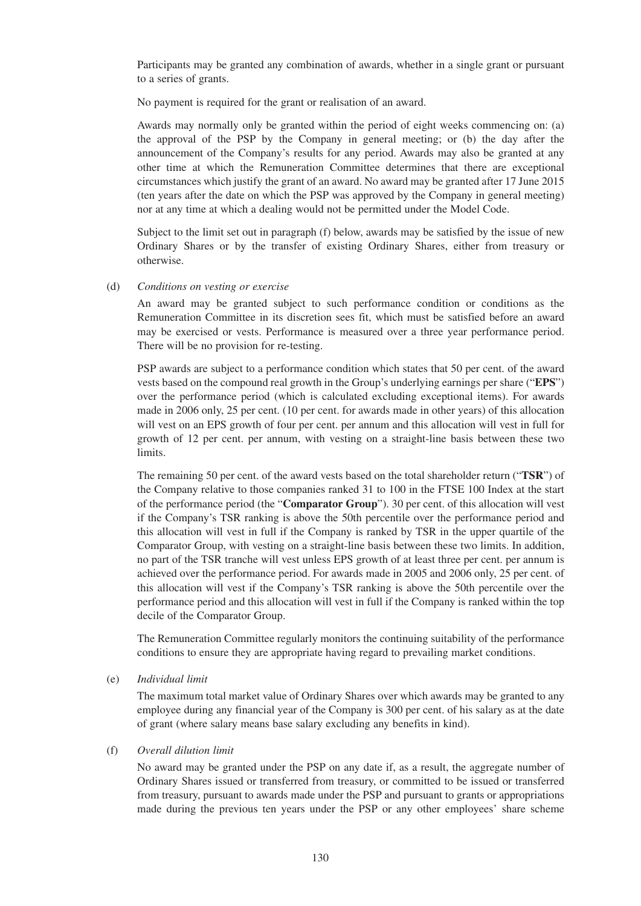Participants may be granted any combination of awards, whether in a single grant or pursuant to a series of grants.

No payment is required for the grant or realisation of an award.

Awards may normally only be granted within the period of eight weeks commencing on: (a) the approval of the PSP by the Company in general meeting; or (b) the day after the announcement of the Company's results for any period. Awards may also be granted at any other time at which the Remuneration Committee determines that there are exceptional circumstances which justify the grant of an award. No award may be granted after 17 June 2015 (ten years after the date on which the PSP was approved by the Company in general meeting) nor at any time at which a dealing would not be permitted under the Model Code.

Subject to the limit set out in paragraph (f) below, awards may be satisfied by the issue of new Ordinary Shares or by the transfer of existing Ordinary Shares, either from treasury or otherwise.

(d) *Conditions on vesting or exercise*

An award may be granted subject to such performance condition or conditions as the Remuneration Committee in its discretion sees fit, which must be satisfied before an award may be exercised or vests. Performance is measured over a three year performance period. There will be no provision for re-testing.

PSP awards are subject to a performance condition which states that 50 per cent. of the award vests based on the compound real growth in the Group's underlying earnings per share ("**EPS**") over the performance period (which is calculated excluding exceptional items). For awards made in 2006 only, 25 per cent. (10 per cent. for awards made in other years) of this allocation will vest on an EPS growth of four per cent. per annum and this allocation will vest in full for growth of 12 per cent. per annum, with vesting on a straight-line basis between these two limits.

The remaining 50 per cent. of the award vests based on the total shareholder return ("**TSR**") of the Company relative to those companies ranked 31 to 100 in the FTSE 100 Index at the start of the performance period (the "**Comparator Group**"). 30 per cent. of this allocation will vest if the Company's TSR ranking is above the 50th percentile over the performance period and this allocation will vest in full if the Company is ranked by TSR in the upper quartile of the Comparator Group, with vesting on a straight-line basis between these two limits. In addition, no part of the TSR tranche will vest unless EPS growth of at least three per cent. per annum is achieved over the performance period. For awards made in 2005 and 2006 only, 25 per cent. of this allocation will vest if the Company's TSR ranking is above the 50th percentile over the performance period and this allocation will vest in full if the Company is ranked within the top decile of the Comparator Group.

The Remuneration Committee regularly monitors the continuing suitability of the performance conditions to ensure they are appropriate having regard to prevailing market conditions.

(e) *Individual limit*

The maximum total market value of Ordinary Shares over which awards may be granted to any employee during any financial year of the Company is 300 per cent. of his salary as at the date of grant (where salary means base salary excluding any benefits in kind).

(f) *Overall dilution limit*

No award may be granted under the PSP on any date if, as a result, the aggregate number of Ordinary Shares issued or transferred from treasury, or committed to be issued or transferred from treasury, pursuant to awards made under the PSP and pursuant to grants or appropriations made during the previous ten years under the PSP or any other employees' share scheme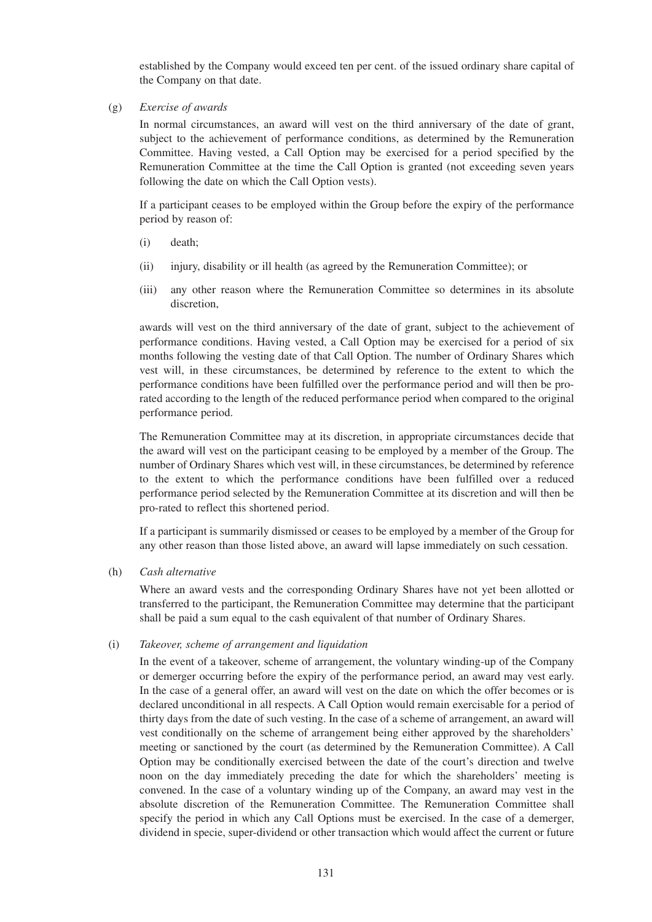established by the Company would exceed ten per cent. of the issued ordinary share capital of the Company on that date.

(g) *Exercise of awards*

In normal circumstances, an award will vest on the third anniversary of the date of grant, subject to the achievement of performance conditions, as determined by the Remuneration Committee. Having vested, a Call Option may be exercised for a period specified by the Remuneration Committee at the time the Call Option is granted (not exceeding seven years following the date on which the Call Option vests).

If a participant ceases to be employed within the Group before the expiry of the performance period by reason of:

(i) death;

(ii) injury, disability or ill health (as agreed by the Remuneration Committee); or

(iii) any other reason where the Remuneration Committee so determines in its absolute discretion,

awards will vest on the third anniversary of the date of grant, subject to the achievement of performance conditions. Having vested, a Call Option may be exercised for a period of six months following the vesting date of that Call Option. The number of Ordinary Shares which vest will, in these circumstances, be determined by reference to the extent to which the performance conditions have been fulfilled over the performance period and will then be pro-rated according to the length of the reduced performance period when compared to the original performance period.

The Remuneration Committee may at its discretion, in appropriate circumstances decide that the award will vest on the participant ceasing to be employed by a member of the Group. The number of Ordinary Shares which vest will, in these circumstances, be determined by reference to the extent to which the performance conditions have been fulfilled over a reduced performance period selected by the Remuneration Committee at its discretion and will then be pro-rated to reflect this shortened period.

If a participant is summarily dismissed or ceases to be employed by a member of the Group for any other reason than those listed above, an award will lapse immediately on such cessation.

(h) *Cash alternative*

Where an award vests and the corresponding Ordinary Shares have not yet been allotted or transferred to the participant, the Remuneration Committee may determine that the participant shall be paid a sum equal to the cash equivalent of that number of Ordinary Shares.

(i) *Takeover, scheme of arrangement and liquidation*

In the event of a takeover, scheme of arrangement, the voluntary winding-up of the Company or demerger occurring before the expiry of the performance period, an award may vest early. In the case of a general offer, an award will vest on the date on which the offer becomes or is declared unconditional in all respects. A Call Option would remain exercisable for a period of thirty days from the date of such vesting. In the case of a scheme of arrangement, an award will vest conditionally on the scheme of arrangement being either approved by the shareholders' meeting or sanctioned by the court (as determined by the Remuneration Committee). A Call Option may be conditionally exercised between the date of the court's direction and twelve noon on the day immediately preceding the date for which the shareholders' meeting is convened. In the case of a voluntary winding up of the Company, an award may vest in the absolute discretion of the Remuneration Committee. The Remuneration Committee shall specify the period in which any Call Options must be exercised. In the case of a demerger, dividend in specie, super-dividend or other transaction which would affect the current or future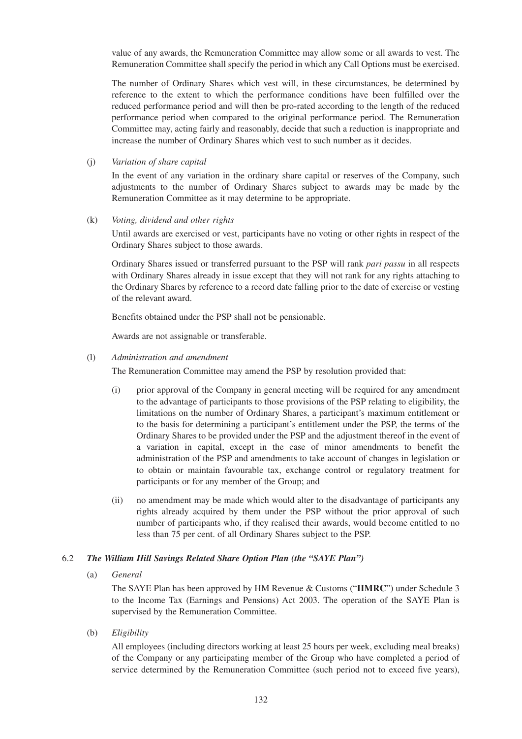value of any awards, the Remuneration Committee may allow some or all awards to vest. The Remuneration Committee shall specify the period in which any Call Options must be exercised.

The number of Ordinary Shares which vest will, in these circumstances, be determined by reference to the extent to which the performance conditions have been fulfilled over the reduced performance period and will then be pro-rated according to the length of the reduced performance period when compared to the original performance period. The Remuneration Committee may, acting fairly and reasonably, decide that such a reduction is inappropriate and increase the number of Ordinary Shares which vest to such number as it decides.

(j) *Variation of share capital*

In the event of any variation in the ordinary share capital or reserves of the Company, such adjustments to the number of Ordinary Shares subject to awards may be made by the Remuneration Committee as it may determine to be appropriate.

(k) *Voting, dividend and other rights*

Until awards are exercised or vest, participants have no voting or other rights in respect of the Ordinary Shares subject to those awards.

Ordinary Shares issued or transferred pursuant to the PSP will rank *pari passu* in all respects with Ordinary Shares already in issue except that they will not rank for any rights attaching to the Ordinary Shares by reference to a record date falling prior to the date of exercise or vesting of the relevant award.

Benefits obtained under the PSP shall not be pensionable.

Awards are not assignable or transferable.

(l) *Administration and amendment*

The Remuneration Committee may amend the PSP by resolution provided that:

(i) prior approval of the Company in general meeting will be required for any amendment to the advantage of participants to those provisions of the PSP relating to eligibility, the limitations on the number of Ordinary Shares, a participant's maximum entitlement or to the basis for determining a participant's entitlement under the PSP, the terms of the Ordinary Shares to be provided under the PSP and the adjustment thereof in the event of a variation in capital, except in the case of minor amendments to benefit the administration of the PSP and amendments to take account of changes in legislation or to obtain or maintain favourable tax, exchange control or regulatory treatment for participants or for any member of the Group; and

(ii) no amendment may be made which would alter to the disadvantage of participants any rights already acquired by them under the PSP without the prior approval of such number of participants who, if they realised their awards, would become entitled to no less than 75 per cent. of all Ordinary Shares subject to the PSP.

### 6.2 *The William Hill Savings Related Share Option Plan (the "SAYE Plan")*

(a) *General*

The SAYE Plan has been approved by HM Revenue & Customs ("**HMRC**") under Schedule 3 to the Income Tax (Earnings and Pensions) Act 2003. The operation of the SAYE Plan is supervised by the Remuneration Committee.

(b) *Eligibility*

All employees (including directors working at least 25 hours per week, excluding meal breaks) of the Company or any participating member of the Group who have completed a period of service determined by the Remuneration Committee (such period not to exceed five years),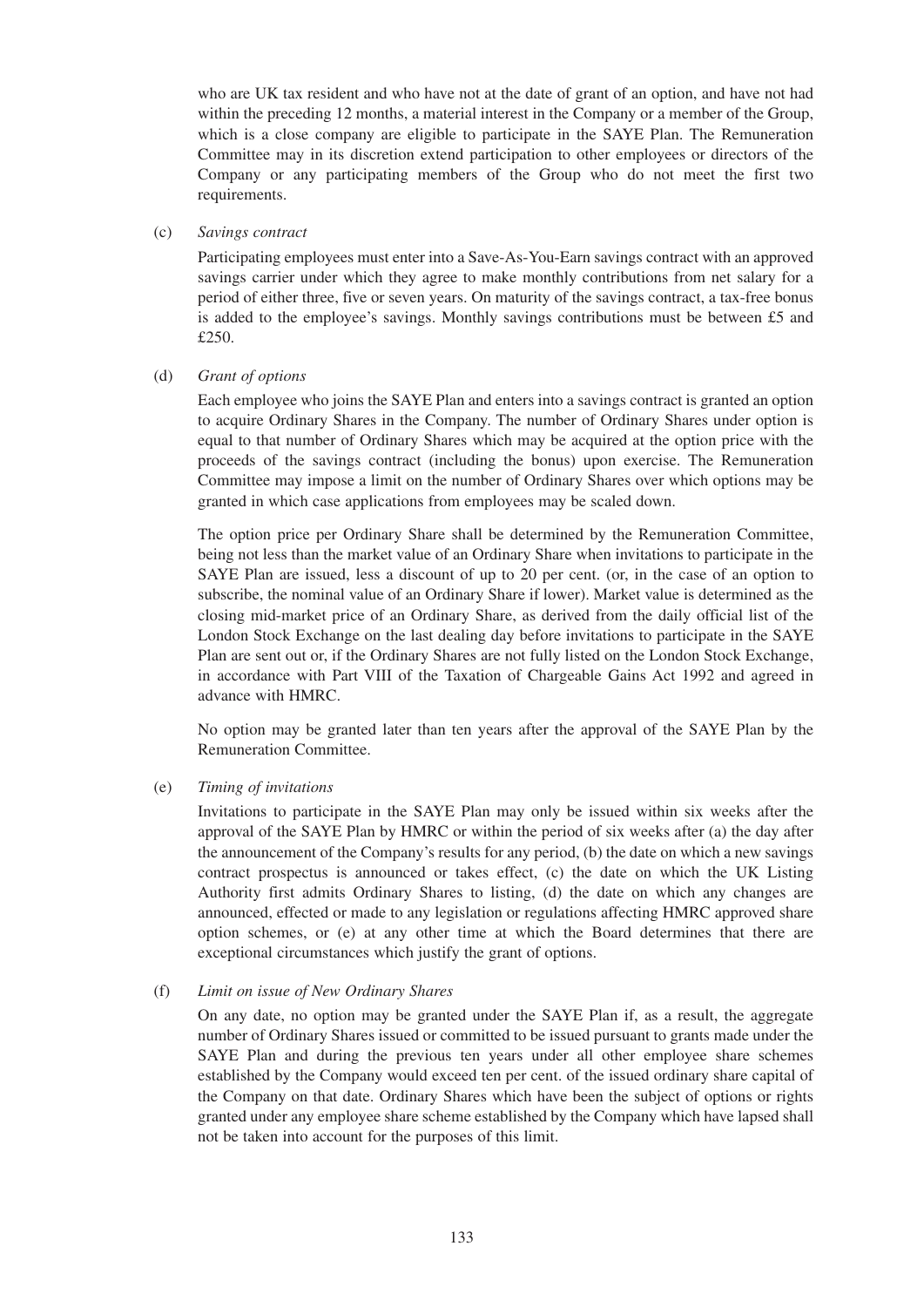who are UK tax resident and who have not at the date of grant of an option, and have not had within the preceding 12 months, a material interest in the Company or a member of the Group, which is a close company are eligible to participate in the SAYE Plan. The Remuneration Committee may in its discretion extend participation to other employees or directors of the Company or any participating members of the Group who do not meet the first two requirements.

(c) *Savings contract*

Participating employees must enter into a Save-As-You-Earn savings contract with an approved savings carrier under which they agree to make monthly contributions from net salary for a period of either three, five or seven years. On maturity of the savings contract, a tax-free bonus is added to the employee's savings. Monthly savings contributions must be between £5 and £250.

(d) *Grant of options*

Each employee who joins the SAYE Plan and enters into a savings contract is granted an option to acquire Ordinary Shares in the Company. The number of Ordinary Shares under option is equal to that number of Ordinary Shares which may be acquired at the option price with the proceeds of the savings contract (including the bonus) upon exercise. The Remuneration Committee may impose a limit on the number of Ordinary Shares over which options may be granted in which case applications from employees may be scaled down.

The option price per Ordinary Share shall be determined by the Remuneration Committee, being not less than the market value of an Ordinary Share when invitations to participate in the SAYE Plan are issued, less a discount of up to 20 per cent. (or, in the case of an option to subscribe, the nominal value of an Ordinary Share if lower). Market value is determined as the closing mid-market price of an Ordinary Share, as derived from the daily official list of the London Stock Exchange on the last dealing day before invitations to participate in the SAYE Plan are sent out or, if the Ordinary Shares are not fully listed on the London Stock Exchange, in accordance with Part VIII of the Taxation of Chargeable Gains Act 1992 and agreed in advance with HMRC.

No option may be granted later than ten years after the approval of the SAYE Plan by the Remuneration Committee.

(e) *Timing of invitations*

Invitations to participate in the SAYE Plan may only be issued within six weeks after the approval of the SAYE Plan by HMRC or within the period of six weeks after (a) the day after the announcement of the Company's results for any period, (b) the date on which a new savings contract prospectus is announced or takes effect, (c) the date on which the UK Listing Authority first admits Ordinary Shares to listing, (d) the date on which any changes are announced, effected or made to any legislation or regulations affecting HMRC approved share option schemes, or (e) at any other time at which the Board determines that there are exceptional circumstances which justify the grant of options.

(f) *Limit on issue of New Ordinary Shares*

On any date, no option may be granted under the SAYE Plan if, as a result, the aggregate number of Ordinary Shares issued or committed to be issued pursuant to grants made under the SAYE Plan and during the previous ten years under all other employee share schemes established by the Company would exceed ten per cent. of the issued ordinary share capital of the Company on that date. Ordinary Shares which have been the subject of options or rights granted under any employee share scheme established by the Company which have lapsed shall not be taken into account for the purposes of this limit.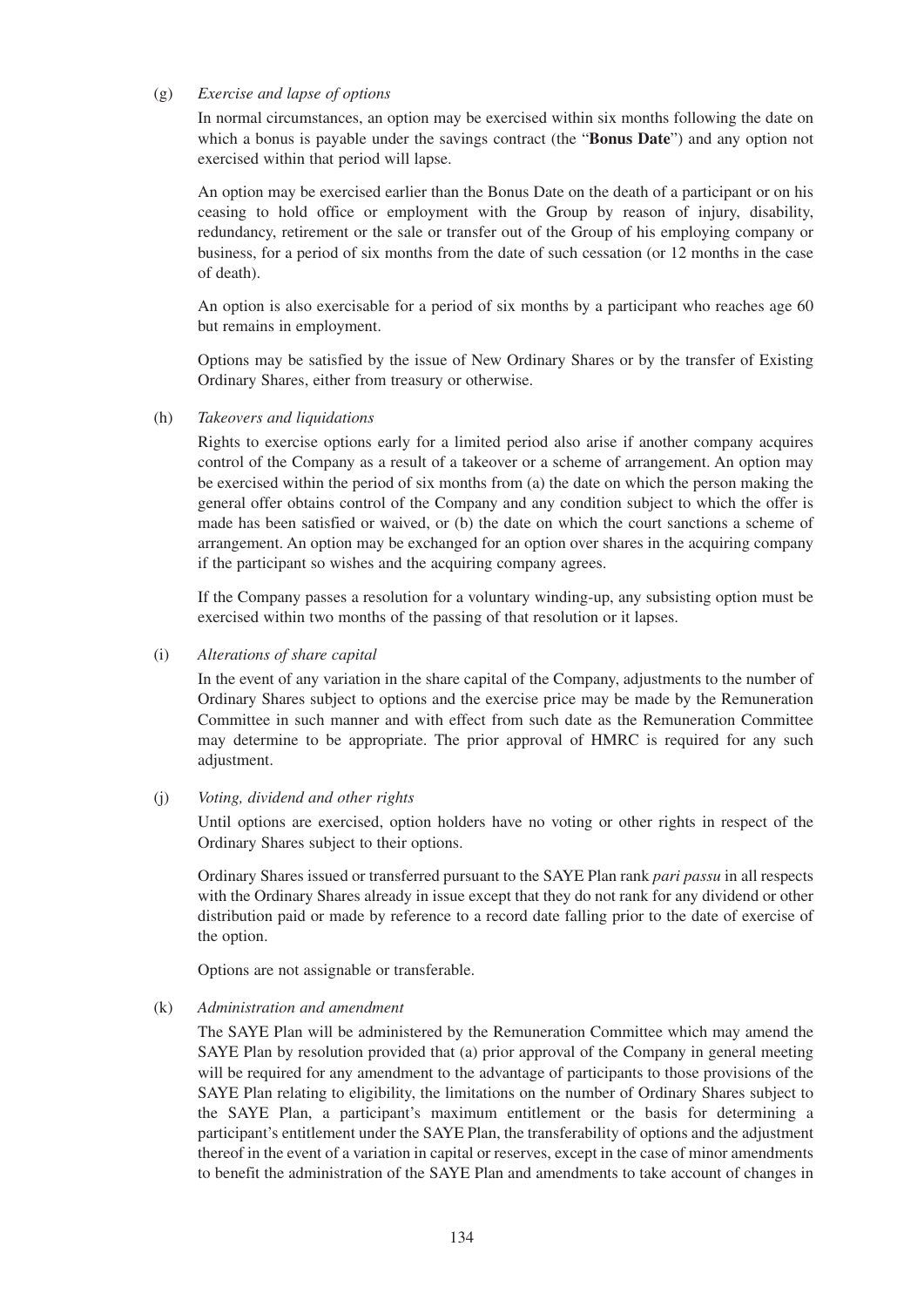(g) *Exercise and lapse of options*

In normal circumstances, an option may be exercised within six months following the date on which a bonus is payable under the savings contract (the "**Bonus Date**") and any option not exercised within that period will lapse.

An option may be exercised earlier than the Bonus Date on the death of a participant or on his ceasing to hold office or employment with the Group by reason of injury, disability, redundancy, retirement or the sale or transfer out of the Group of his employing company or business, for a period of six months from the date of such cessation (or 12 months in the case of death).

An option is also exercisable for a period of six months by a participant who reaches age 60 but remains in employment.

Options may be satisfied by the issue of New Ordinary Shares or by the transfer of Existing Ordinary Shares, either from treasury or otherwise.

(h) *Takeovers and liquidations*

Rights to exercise options early for a limited period also arise if another company acquires control of the Company as a result of a takeover or a scheme of arrangement. An option may be exercised within the period of six months from (a) the date on which the person making the general offer obtains control of the Company and any condition subject to which the offer is made has been satisfied or waived, or (b) the date on which the court sanctions a scheme of arrangement. An option may be exchanged for an option over shares in the acquiring company if the participant so wishes and the acquiring company agrees.

If the Company passes a resolution for a voluntary winding-up, any subsisting option must be exercised within two months of the passing of that resolution or it lapses.

(i) *Alterations of share capital*

In the event of any variation in the share capital of the Company, adjustments to the number of Ordinary Shares subject to options and the exercise price may be made by the Remuneration Committee in such manner and with effect from such date as the Remuneration Committee may determine to be appropriate. The prior approval of HMRC is required for any such adjustment.

(j) *Voting, dividend and other rights*

Until options are exercised, option holders have no voting or other rights in respect of the Ordinary Shares subject to their options.

Ordinary Shares issued or transferred pursuant to the SAYE Plan rank *pari passu* in all respects with the Ordinary Shares already in issue except that they do not rank for any dividend or other distribution paid or made by reference to a record date falling prior to the date of exercise of the option.

Options are not assignable or transferable.

(k) *Administration and amendment*

The SAYE Plan will be administered by the Remuneration Committee which may amend the SAYE Plan by resolution provided that (a) prior approval of the Company in general meeting will be required for any amendment to the advantage of participants to those provisions of the SAYE Plan relating to eligibility, the limitations on the number of Ordinary Shares subject to the SAYE Plan, a participant's maximum entitlement or the basis for determining a participant's entitlement under the SAYE Plan, the transferability of options and the adjustment thereof in the event of a variation in capital or reserves, except in the case of minor amendments to benefit the administration of the SAYE Plan and amendments to take account of changes in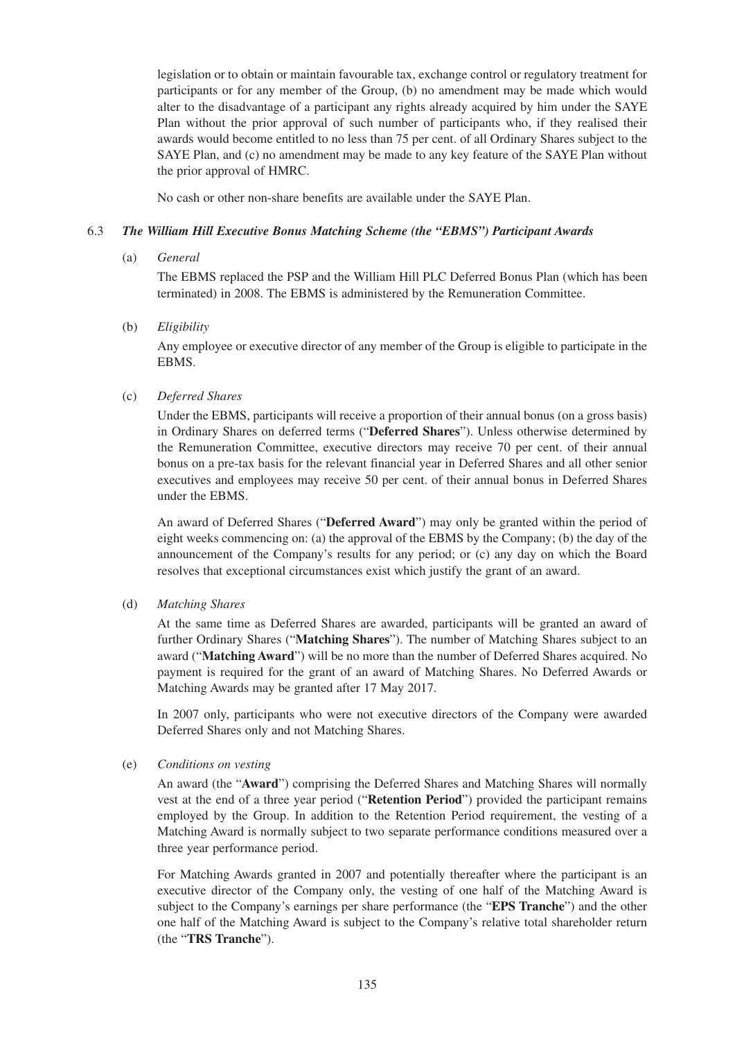legislation or to obtain or maintain favourable tax, exchange control or regulatory treatment for participants or for any member of the Group, (b) no amendment may be made which would alter to the disadvantage of a participant any rights already acquired by him under the SAYE Plan without the prior approval of such number of participants who, if they realised their awards would become entitled to no less than 75 per cent. of all Ordinary Shares subject to the SAYE Plan, and (c) no amendment may be made to any key feature of the SAYE Plan without the prior approval of HMRC.

No cash or other non-share benefits are available under the SAYE Plan.

### 6.3 *The William Hill Executive Bonus Matching Scheme (the "EBMS") Participant Awards*

(a) *General*

The EBMS replaced the PSP and the William Hill PLC Deferred Bonus Plan (which has been terminated) in 2008. The EBMS is administered by the Remuneration Committee.

(b) *Eligibility*

Any employee or executive director of any member of the Group is eligible to participate in the EBMS.

(c) *Deferred Shares*

Under the EBMS, participants will receive a proportion of their annual bonus (on a gross basis) in Ordinary Shares on deferred terms ("**Deferred Shares**"). Unless otherwise determined by the Remuneration Committee, executive directors may receive 70 per cent. of their annual bonus on a pre-tax basis for the relevant financial year in Deferred Shares and all other senior executives and employees may receive 50 per cent. of their annual bonus in Deferred Shares under the EBMS.

An award of Deferred Shares ("**Deferred Award**") may only be granted within the period of eight weeks commencing on: (a) the approval of the EBMS by the Company; (b) the day of the announcement of the Company's results for any period; or (c) any day on which the Board resolves that exceptional circumstances exist which justify the grant of an award.

(d) *Matching Shares*

At the same time as Deferred Shares are awarded, participants will be granted an award of further Ordinary Shares ("**Matching Shares**"). The number of Matching Shares subject to an award ("**Matching Award**") will be no more than the number of Deferred Shares acquired. No payment is required for the grant of an award of Matching Shares. No Deferred Awards or Matching Awards may be granted after 17 May 2017.

In 2007 only, participants who were not executive directors of the Company were awarded Deferred Shares only and not Matching Shares.

(e) *Conditions on vesting*

An award (the "**Award**") comprising the Deferred Shares and Matching Shares will normally vest at the end of a three year period ("**Retention Period**") provided the participant remains employed by the Group. In addition to the Retention Period requirement, the vesting of a Matching Award is normally subject to two separate performance conditions measured over a three year performance period.

For Matching Awards granted in 2007 and potentially thereafter where the participant is an executive director of the Company only, the vesting of one half of the Matching Award is subject to the Company's earnings per share performance (the "**EPS Tranche**") and the other one half of the Matching Award is subject to the Company's relative total shareholder return (the "**TRS Tranche**").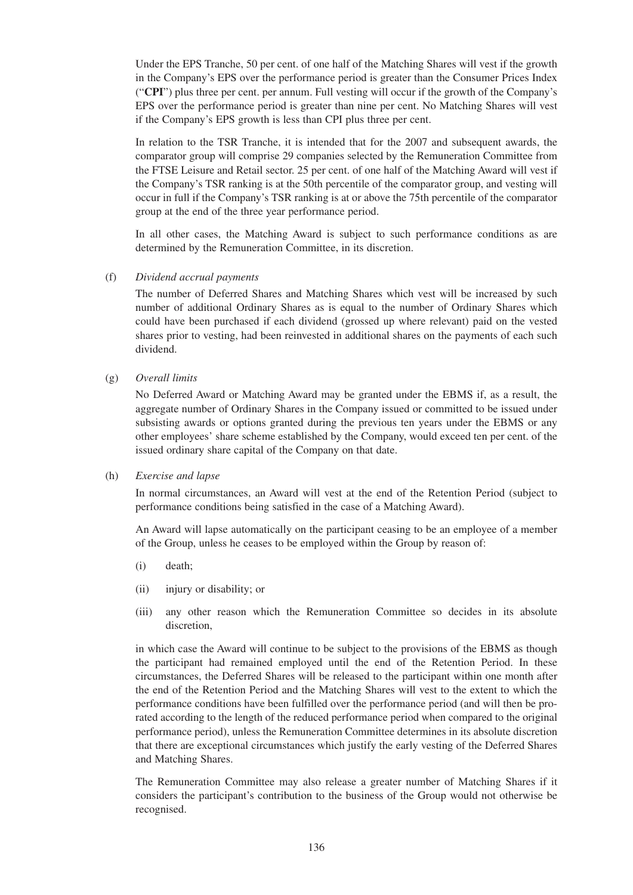Under the EPS Tranche, 50 per cent. of one half of the Matching Shares will vest if the growth in the Company's EPS over the performance period is greater than the Consumer Prices Index ("**CPI**") plus three per cent. per annum. Full vesting will occur if the growth of the Company's EPS over the performance period is greater than nine per cent. No Matching Shares will vest if the Company's EPS growth is less than CPI plus three per cent.

In relation to the TSR Tranche, it is intended that for the 2007 and subsequent awards, the comparator group will comprise 29 companies selected by the Remuneration Committee from the FTSE Leisure and Retail sector. 25 per cent. of one half of the Matching Award will vest if the Company's TSR ranking is at the 50th percentile of the comparator group, and vesting will occur in full if the Company's TSR ranking is at or above the 75th percentile of the comparator group at the end of the three year performance period.

In all other cases, the Matching Award is subject to such performance conditions as are determined by the Remuneration Committee, in its discretion.

(f) *Dividend accrual payments*

The number of Deferred Shares and Matching Shares which vest will be increased by such number of additional Ordinary Shares as is equal to the number of Ordinary Shares which could have been purchased if each dividend (grossed up where relevant) paid on the vested shares prior to vesting, had been reinvested in additional shares on the payments of each such dividend.

(g) *Overall limits*

No Deferred Award or Matching Award may be granted under the EBMS if, as a result, the aggregate number of Ordinary Shares in the Company issued or committed to be issued under subsisting awards or options granted during the previous ten years under the EBMS or any other employees' share scheme established by the Company, would exceed ten per cent. of the issued ordinary share capital of the Company on that date.

(h) *Exercise and lapse*

In normal circumstances, an Award will vest at the end of the Retention Period (subject to performance conditions being satisfied in the case of a Matching Award).

An Award will lapse automatically on the participant ceasing to be an employee of a member of the Group, unless he ceases to be employed within the Group by reason of:

(i) death;

(ii) injury or disability; or

(iii) any other reason which the Remuneration Committee so decides in its absolute discretion,

in which case the Award will continue to be subject to the provisions of the EBMS as though the participant had remained employed until the end of the Retention Period. In these circumstances, the Deferred Shares will be released to the participant within one month after the end of the Retention Period and the Matching Shares will vest to the extent to which the performance conditions have been fulfilled over the performance period (and will then be pro-rated according to the length of the reduced performance period when compared to the original performance period), unless the Remuneration Committee determines in its absolute discretion that there are exceptional circumstances which justify the early vesting of the Deferred Shares and Matching Shares.

The Remuneration Committee may also release a greater number of Matching Shares if it considers the participant's contribution to the business of the Group would not otherwise be recognised.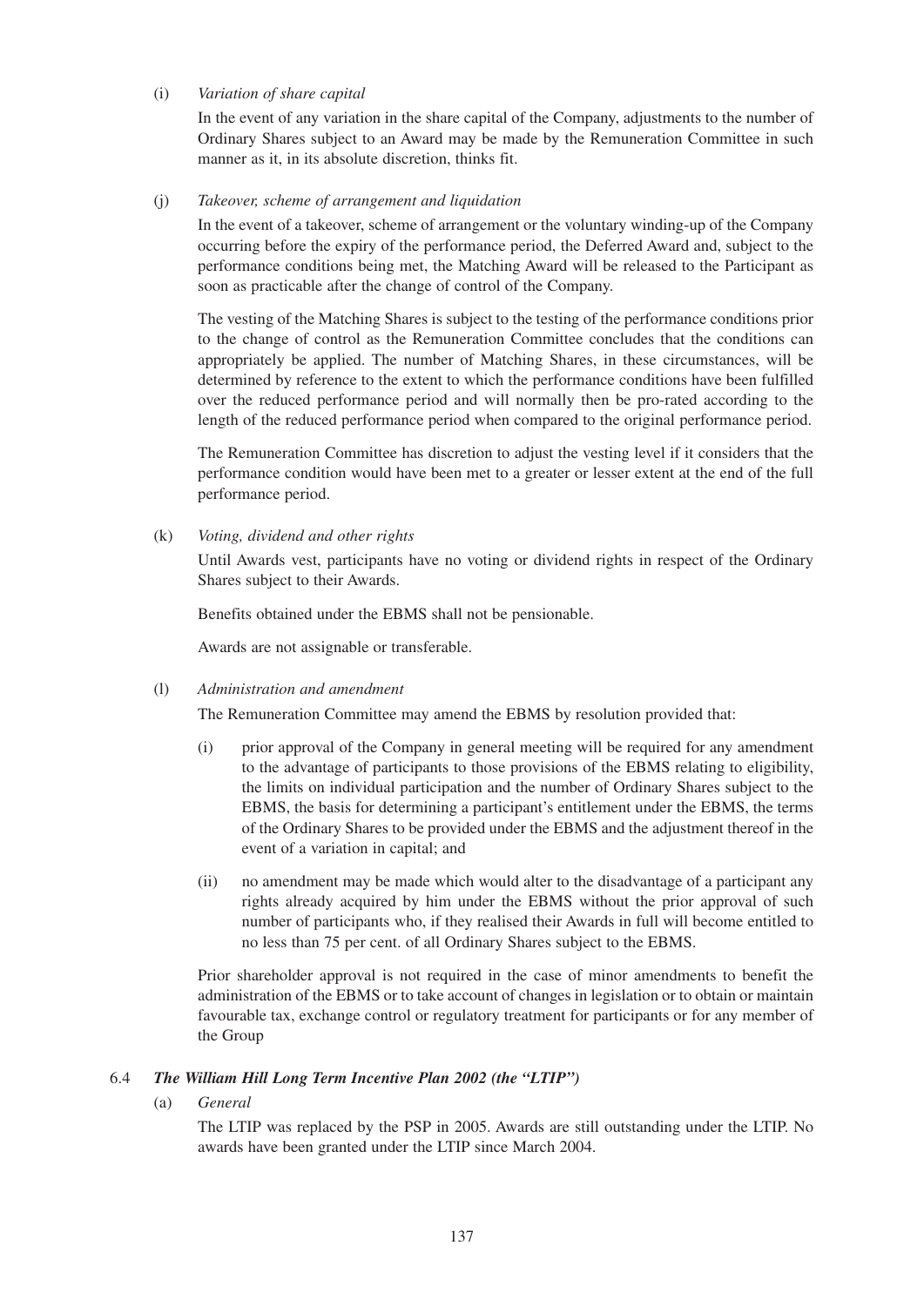(i) *Variation of share capital*

In the event of any variation in the share capital of the Company, adjustments to the number of Ordinary Shares subject to an Award may be made by the Remuneration Committee in such manner as it, in its absolute discretion, thinks fit.

(j) *Takeover, scheme of arrangement and liquidation*

In the event of a takeover, scheme of arrangement or the voluntary winding-up of the Company occurring before the expiry of the performance period, the Deferred Award and, subject to the performance conditions being met, the Matching Award will be released to the Participant as soon as practicable after the change of control of the Company.

The vesting of the Matching Shares is subject to the testing of the performance conditions prior to the change of control as the Remuneration Committee concludes that the conditions can appropriately be applied. The number of Matching Shares, in these circumstances, will be determined by reference to the extent to which the performance conditions have been fulfilled over the reduced performance period and will normally then be pro-rated according to the length of the reduced performance period when compared to the original performance period.

The Remuneration Committee has discretion to adjust the vesting level if it considers that the performance condition would have been met to a greater or lesser extent at the end of the full performance period.

(k) *Voting, dividend and other rights*

Until Awards vest, participants have no voting or dividend rights in respect of the Ordinary Shares subject to their Awards.

Benefits obtained under the EBMS shall not be pensionable.

Awards are not assignable or transferable.

(l) *Administration and amendment*

The Remuneration Committee may amend the EBMS by resolution provided that:

(i) prior approval of the Company in general meeting will be required for any amendment to the advantage of participants to those provisions of the EBMS relating to eligibility, the limits on individual participation and the number of Ordinary Shares subject to the EBMS, the basis for determining a participant's entitlement under the EBMS, the terms of the Ordinary Shares to be provided under the EBMS and the adjustment thereof in the event of a variation in capital; and

(ii) no amendment may be made which would alter to the disadvantage of a participant any rights already acquired by him under the EBMS without the prior approval of such number of participants who, if they realised their Awards in full will become entitled to no less than 75 per cent. of all Ordinary Shares subject to the EBMS.

Prior shareholder approval is not required in the case of minor amendments to benefit the administration of the EBMS or to take account of changes in legislation or to obtain or maintain favourable tax, exchange control or regulatory treatment for participants or for any member of the Group

### 6.4 *The William Hill Long Term Incentive Plan 2002 (the "LTIP")*

(a) *General*

The LTIP was replaced by the PSP in 2005. Awards are still outstanding under the LTIP. No awards have been granted under the LTIP since March 2004.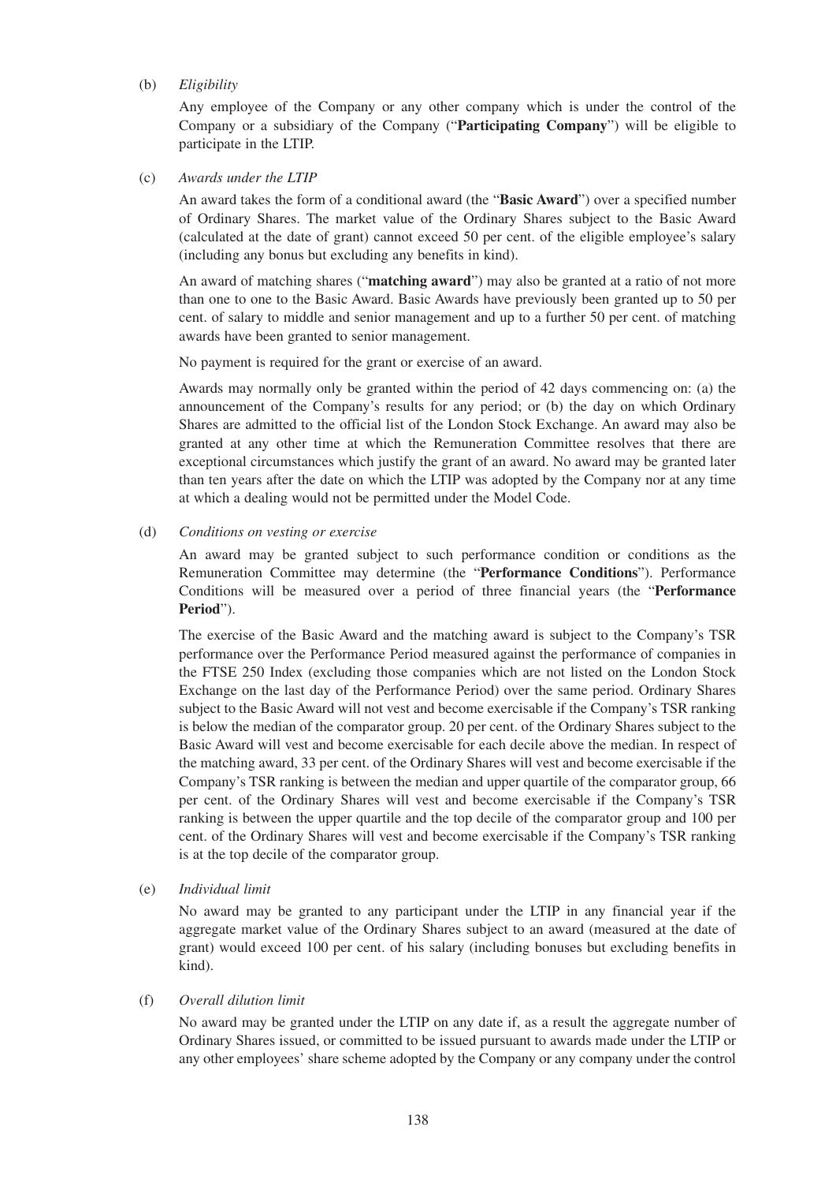(b) *Eligibility*

Any employee of the Company or any other company which is under the control of the Company or a subsidiary of the Company ("**Participating Company**") will be eligible to participate in the LTIP.

(c) *Awards under the LTIP*

An award takes the form of a conditional award (the "**Basic Award**") over a specified number of Ordinary Shares. The market value of the Ordinary Shares subject to the Basic Award (calculated at the date of grant) cannot exceed 50 per cent. of the eligible employee's salary (including any bonus but excluding any benefits in kind).

An award of matching shares ("**matching award**") may also be granted at a ratio of not more than one to one to the Basic Award. Basic Awards have previously been granted up to 50 per cent. of salary to middle and senior management and up to a further 50 per cent. of matching awards have been granted to senior management.

No payment is required for the grant or exercise of an award.

Awards may normally only be granted within the period of 42 days commencing on: (a) the announcement of the Company's results for any period; or (b) the day on which Ordinary Shares are admitted to the official list of the London Stock Exchange. An award may also be granted at any other time at which the Remuneration Committee resolves that there are exceptional circumstances which justify the grant of an award. No award may be granted later than ten years after the date on which the LTIP was adopted by the Company nor at any time at which a dealing would not be permitted under the Model Code.

(d) *Conditions on vesting or exercise*

An award may be granted subject to such performance condition or conditions as the Remuneration Committee may determine (the "**Performance Conditions**"). Performance Conditions will be measured over a period of three financial years (the "**Performance Period**").

The exercise of the Basic Award and the matching award is subject to the Company's TSR performance over the Performance Period measured against the performance of companies in the FTSE 250 Index (excluding those companies which are not listed on the London Stock Exchange on the last day of the Performance Period) over the same period. Ordinary Shares subject to the Basic Award will not vest and become exercisable if the Company's TSR ranking is below the median of the comparator group. 20 per cent. of the Ordinary Shares subject to the Basic Award will vest and become exercisable for each decile above the median. In respect of the matching award, 33 per cent. of the Ordinary Shares will vest and become exercisable if the Company's TSR ranking is between the median and upper quartile of the comparator group, 66 per cent. of the Ordinary Shares will vest and become exercisable if the Company's TSR ranking is between the upper quartile and the top decile of the comparator group and 100 per cent. of the Ordinary Shares will vest and become exercisable if the Company's TSR ranking is at the top decile of the comparator group.

(e) *Individual limit*

No award may be granted to any participant under the LTIP in any financial year if the aggregate market value of the Ordinary Shares subject to an award (measured at the date of grant) would exceed 100 per cent. of his salary (including bonuses but excluding benefits in kind).

(f) *Overall dilution limit*

No award may be granted under the LTIP on any date if, as a result the aggregate number of Ordinary Shares issued, or committed to be issued pursuant to awards made under the LTIP or any other employees' share scheme adopted by the Company or any company under the control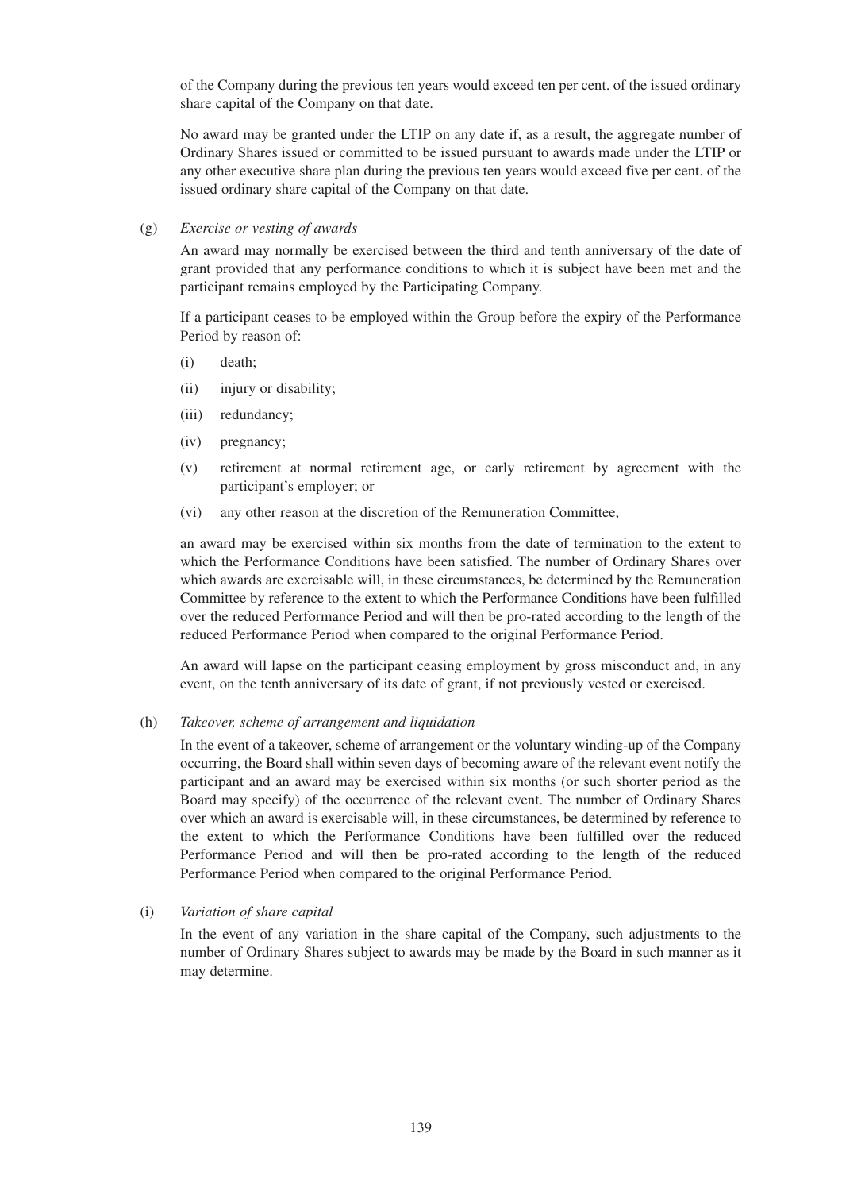of the Company during the previous ten years would exceed ten per cent. of the issued ordinary share capital of the Company on that date.

No award may be granted under the LTIP on any date if, as a result, the aggregate number of Ordinary Shares issued or committed to be issued pursuant to awards made under the LTIP or any other executive share plan during the previous ten years would exceed five per cent. of the issued ordinary share capital of the Company on that date.

(g) *Exercise or vesting of awards*

An award may normally be exercised between the third and tenth anniversary of the date of grant provided that any performance conditions to which it is subject have been met and the participant remains employed by the Participating Company.

If a participant ceases to be employed within the Group before the expiry of the Performance Period by reason of:

(i) death;

(ii) injury or disability;

(iii) redundancy;

(iv) pregnancy;

(v) retirement at normal retirement age, or early retirement by agreement with the participant's employer; or

(vi) any other reason at the discretion of the Remuneration Committee,

an award may be exercised within six months from the date of termination to the extent to which the Performance Conditions have been satisfied. The number of Ordinary Shares over which awards are exercisable will, in these circumstances, be determined by the Remuneration Committee by reference to the extent to which the Performance Conditions have been fulfilled over the reduced Performance Period and will then be pro-rated according to the length of the reduced Performance Period when compared to the original Performance Period.

An award will lapse on the participant ceasing employment by gross misconduct and, in any event, on the tenth anniversary of its date of grant, if not previously vested or exercised.

(h) *Takeover, scheme of arrangement and liquidation*

In the event of a takeover, scheme of arrangement or the voluntary winding-up of the Company occurring, the Board shall within seven days of becoming aware of the relevant event notify the participant and an award may be exercised within six months (or such shorter period as the Board may specify) of the occurrence of the relevant event. The number of Ordinary Shares over which an award is exercisable will, in these circumstances, be determined by reference to the extent to which the Performance Conditions have been fulfilled over the reduced Performance Period and will then be pro-rated according to the length of the reduced Performance Period when compared to the original Performance Period.

(i) *Variation of share capital*

In the event of any variation in the share capital of the Company, such adjustments to the number of Ordinary Shares subject to awards may be made by the Board in such manner as it may determine.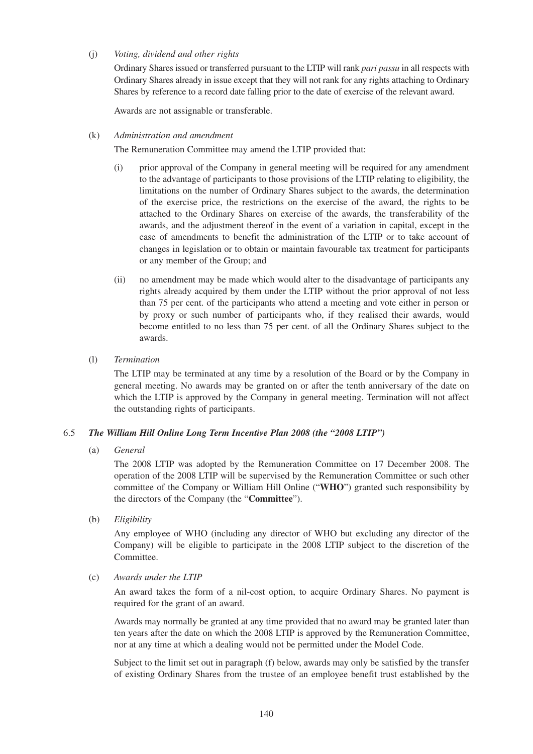(j) *Voting, dividend and other rights*

Ordinary Shares issued or transferred pursuant to the LTIP will rank *pari passu* in all respects with Ordinary Shares already in issue except that they will not rank for any rights attaching to Ordinary Shares by reference to a record date falling prior to the date of exercise of the relevant award.

Awards are not assignable or transferable.

(k) *Administration and amendment*

The Remuneration Committee may amend the LTIP provided that:

(i) prior approval of the Company in general meeting will be required for any amendment to the advantage of participants to those provisions of the LTIP relating to eligibility, the limitations on the number of Ordinary Shares subject to the awards, the determination of the exercise price, the restrictions on the exercise of the award, the rights to be attached to the Ordinary Shares on exercise of the awards, the transferability of the awards, and the adjustment thereof in the event of a variation in capital, except in the case of amendments to benefit the administration of the LTIP or to take account of changes in legislation or to obtain or maintain favourable tax treatment for participants or any member of the Group; and

(ii) no amendment may be made which would alter to the disadvantage of participants any rights already acquired by them under the LTIP without the prior approval of not less than 75 per cent. of the participants who attend a meeting and vote either in person or by proxy or such number of participants who, if they realised their awards, would become entitled to no less than 75 per cent. of all the Ordinary Shares subject to the awards.

(l) *Termination*

The LTIP may be terminated at any time by a resolution of the Board or by the Company in general meeting. No awards may be granted on or after the tenth anniversary of the date on which the LTIP is approved by the Company in general meeting. Termination will not affect the outstanding rights of participants.

### 6.5 *The William Hill Online Long Term Incentive Plan 2008 (the "2008 LTIP")*

(a) *General*

The 2008 LTIP was adopted by the Remuneration Committee on 17 December 2008. The operation of the 2008 LTIP will be supervised by the Remuneration Committee or such other committee of the Company or William Hill Online ("**WHO**") granted such responsibility by the directors of the Company (the "**Committee**").

(b) *Eligibility*

Any employee of WHO (including any director of WHO but excluding any director of the Company) will be eligible to participate in the 2008 LTIP subject to the discretion of the Committee.

(c) *Awards under the LTIP*

An award takes the form of a nil-cost option, to acquire Ordinary Shares. No payment is required for the grant of an award.

Awards may normally be granted at any time provided that no award may be granted later than ten years after the date on which the 2008 LTIP is approved by the Remuneration Committee, nor at any time at which a dealing would not be permitted under the Model Code.

Subject to the limit set out in paragraph (f) below, awards may only be satisfied by the transfer of existing Ordinary Shares from the trustee of an employee benefit trust established by the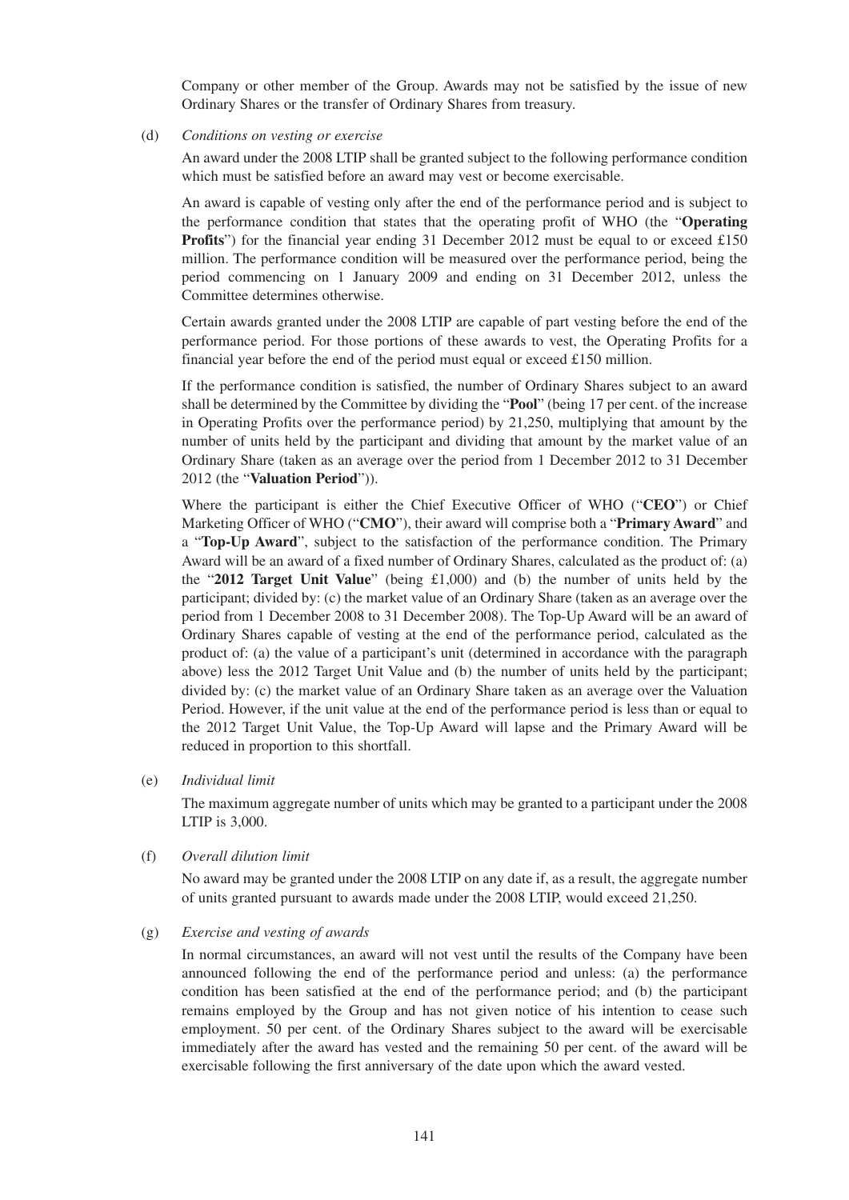Company or other member of the Group. Awards may not be satisfied by the issue of new Ordinary Shares or the transfer of Ordinary Shares from treasury.

(d) *Conditions on vesting or exercise*

An award under the 2008 LTIP shall be granted subject to the following performance condition which must be satisfied before an award may vest or become exercisable.

An award is capable of vesting only after the end of the performance period and is subject to the performance condition that states that the operating profit of WHO (the "**Operating Profits**") for the financial year ending 31 December 2012 must be equal to or exceed £150 million. The performance condition will be measured over the performance period, being the period commencing on 1 January 2009 and ending on 31 December 2012, unless the Committee determines otherwise.

Certain awards granted under the 2008 LTIP are capable of part vesting before the end of the performance period. For those portions of these awards to vest, the Operating Profits for a financial year before the end of the period must equal or exceed £150 million.

If the performance condition is satisfied, the number of Ordinary Shares subject to an award shall be determined by the Committee by dividing the "**Pool**" (being 17 per cent. of the increase in Operating Profits over the performance period) by 21,250, multiplying that amount by the number of units held by the participant and dividing that amount by the market value of an Ordinary Share (taken as an average over the period from 1 December 2012 to 31 December 2012 (the "**Valuation Period**")).

Where the participant is either the Chief Executive Officer of WHO ("**CEO**") or Chief Marketing Officer of WHO ("**CMO**"), their award will comprise both a "**Primary Award**" and a "**Top-Up Award**", subject to the satisfaction of the performance condition. The Primary Award will be an award of a fixed number of Ordinary Shares, calculated as the product of: (a) the "**2012 Target Unit Value**" (being £1,000) and (b) the number of units held by the participant; divided by: (c) the market value of an Ordinary Share (taken as an average over the period from 1 December 2008 to 31 December 2008). The Top-Up Award will be an award of Ordinary Shares capable of vesting at the end of the performance period, calculated as the product of: (a) the value of a participant's unit (determined in accordance with the paragraph above) less the 2012 Target Unit Value and (b) the number of units held by the participant; divided by: (c) the market value of an Ordinary Share taken as an average over the Valuation Period. However, if the unit value at the end of the performance period is less than or equal to the 2012 Target Unit Value, the Top-Up Award will lapse and the Primary Award will be reduced in proportion to this shortfall.

(e) *Individual limit*

The maximum aggregate number of units which may be granted to a participant under the 2008 LTIP is 3,000.

(f) *Overall dilution limit*

No award may be granted under the 2008 LTIP on any date if, as a result, the aggregate number of units granted pursuant to awards made under the 2008 LTIP, would exceed 21,250.

(g) *Exercise and vesting of awards*

In normal circumstances, an award will not vest until the results of the Company have been announced following the end of the performance period and unless: (a) the performance condition has been satisfied at the end of the performance period; and (b) the participant remains employed by the Group and has not given notice of his intention to cease such employment. 50 per cent. of the Ordinary Shares subject to the award will be exercisable immediately after the award has vested and the remaining 50 per cent. of the award will be exercisable following the first anniversary of the date upon which the award vested.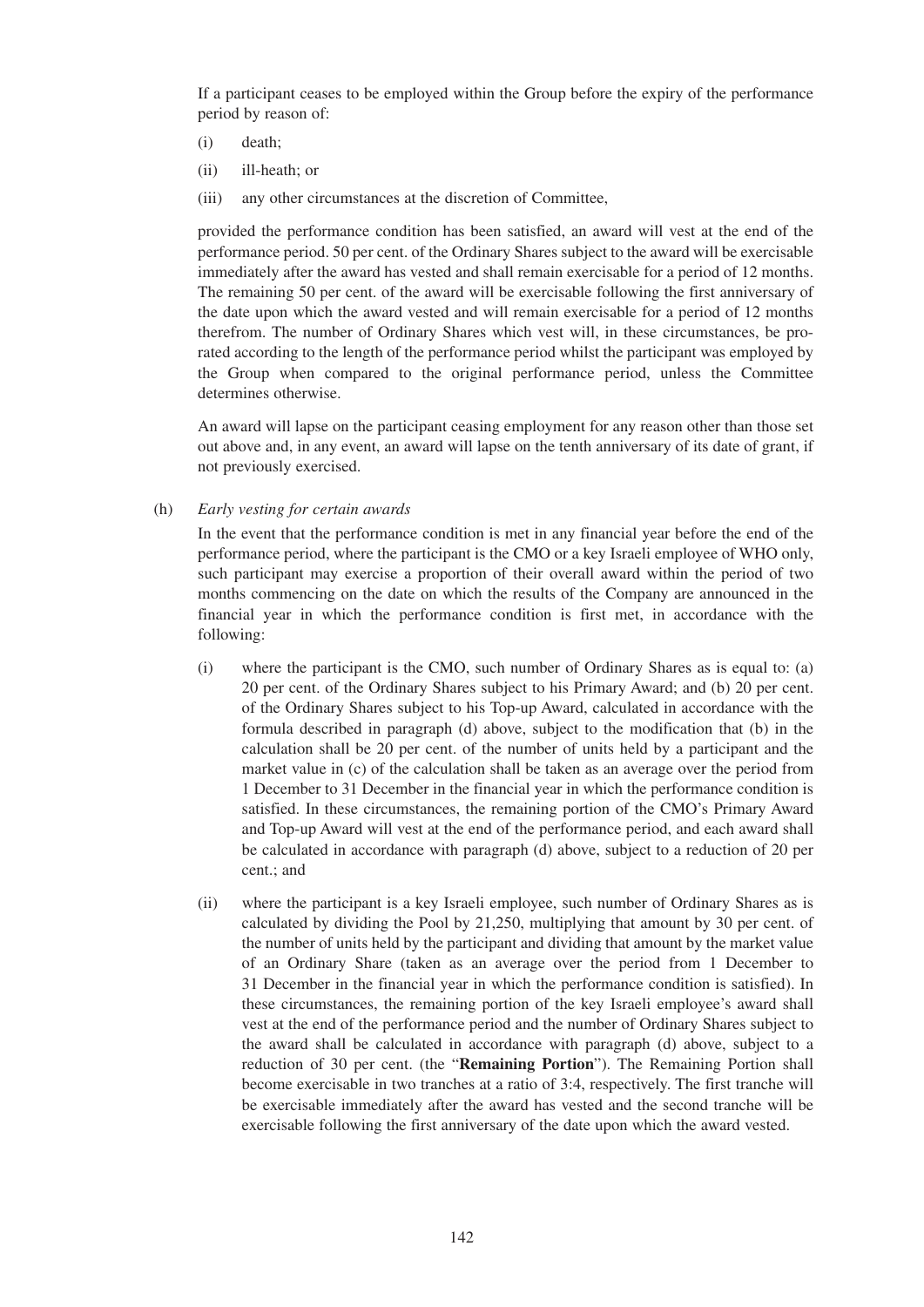If a participant ceases to be employed within the Group before the expiry of the performance period by reason of:

(i) death;

(ii) ill-heath; or

(iii) any other circumstances at the discretion of Committee,

provided the performance condition has been satisfied, an award will vest at the end of the performance period. 50 per cent. of the Ordinary Shares subject to the award will be exercisable immediately after the award has vested and shall remain exercisable for a period of 12 months. The remaining 50 per cent. of the award will be exercisable following the first anniversary of the date upon which the award vested and will remain exercisable for a period of 12 months therefrom. The number of Ordinary Shares which vest will, in these circumstances, be pro-rated according to the length of the performance period whilst the participant was employed by the Group when compared to the original performance period, unless the Committee determines otherwise.

An award will lapse on the participant ceasing employment for any reason other than those set out above and, in any event, an award will lapse on the tenth anniversary of its date of grant, if not previously exercised.

(h) *Early vesting for certain awards*

In the event that the performance condition is met in any financial year before the end of the performance period, where the participant is the CMO or a key Israeli employee of WHO only, such participant may exercise a proportion of their overall award within the period of two months commencing on the date on which the results of the Company are announced in the financial year in which the performance condition is first met, in accordance with the following:

(i) where the participant is the CMO, such number of Ordinary Shares as is equal to: (a) 20 per cent. of the Ordinary Shares subject to his Primary Award; and (b) 20 per cent. of the Ordinary Shares subject to his Top-up Award, calculated in accordance with the formula described in paragraph (d) above, subject to the modification that (b) in the calculation shall be 20 per cent. of the number of units held by a participant and the market value in (c) of the calculation shall be taken as an average over the period from 1 December to 31 December in the financial year in which the performance condition is satisfied. In these circumstances, the remaining portion of the CMO's Primary Award and Top-up Award will vest at the end of the performance period, and each award shall be calculated in accordance with paragraph (d) above, subject to a reduction of 20 per cent.; and

(ii) where the participant is a key Israeli employee, such number of Ordinary Shares as is calculated by dividing the Pool by 21,250, multiplying that amount by 30 per cent. of the number of units held by the participant and dividing that amount by the market value of an Ordinary Share (taken as an average over the period from 1 December to 31 December in the financial year in which the performance condition is satisfied). In these circumstances, the remaining portion of the key Israeli employee's award shall vest at the end of the performance period and the number of Ordinary Shares subject to the award shall be calculated in accordance with paragraph (d) above, subject to a reduction of 30 per cent. (the "**Remaining Portion**"). The Remaining Portion shall become exercisable in two tranches at a ratio of 3:4, respectively. The first tranche will be exercisable immediately after the award has vested and the second tranche will be exercisable following the first anniversary of the date upon which the award vested.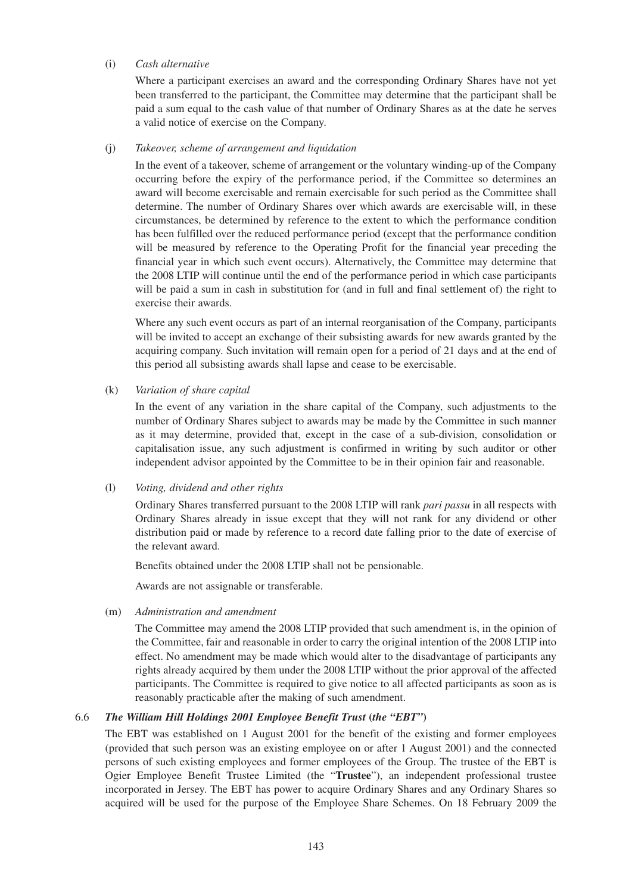(i) *Cash alternative*

Where a participant exercises an award and the corresponding Ordinary Shares have not yet been transferred to the participant, the Committee may determine that the participant shall be paid a sum equal to the cash value of that number of Ordinary Shares as at the date he serves a valid notice of exercise on the Company.

(j) *Takeover, scheme of arrangement and liquidation*

In the event of a takeover, scheme of arrangement or the voluntary winding-up of the Company occurring before the expiry of the performance period, if the Committee so determines an award will become exercisable and remain exercisable for such period as the Committee shall determine. The number of Ordinary Shares over which awards are exercisable will, in these circumstances, be determined by reference to the extent to which the performance condition has been fulfilled over the reduced performance period (except that the performance condition will be measured by reference to the Operating Profit for the financial year preceding the financial year in which such event occurs). Alternatively, the Committee may determine that the 2008 LTIP will continue until the end of the performance period in which case participants will be paid a sum in cash in substitution for (and in full and final settlement of) the right to exercise their awards.

Where any such event occurs as part of an internal reorganisation of the Company, participants will be invited to accept an exchange of their subsisting awards for new awards granted by the acquiring company. Such invitation will remain open for a period of 21 days and at the end of this period all subsisting awards shall lapse and cease to be exercisable.

(k) *Variation of share capital*

In the event of any variation in the share capital of the Company, such adjustments to the number of Ordinary Shares subject to awards may be made by the Committee in such manner as it may determine, provided that, except in the case of a sub-division, consolidation or capitalisation issue, any such adjustment is confirmed in writing by such auditor or other independent advisor appointed by the Committee to be in their opinion fair and reasonable.

(l) *Voting, dividend and other rights*

Ordinary Shares transferred pursuant to the 2008 LTIP will rank *pari passu* in all respects with Ordinary Shares already in issue except that they will not rank for any dividend or other distribution paid or made by reference to a record date falling prior to the date of exercise of the relevant award.

Benefits obtained under the 2008 LTIP shall not be pensionable.

Awards are not assignable or transferable.

(m) *Administration and amendment*

The Committee may amend the 2008 LTIP provided that such amendment is, in the opinion of the Committee, fair and reasonable in order to carry the original intention of the 2008 LTIP into effect. No amendment may be made which would alter to the disadvantage of participants any rights already acquired by them under the 2008 LTIP without the prior approval of the affected participants. The Committee is required to give notice to all affected participants as soon as is reasonably practicable after the making of such amendment.

6.6 ***The William Hill Holdings 2001 Employee Benefit Trust (the "EBT")***

The EBT was established on 1 August 2001 for the benefit of the existing and former employees (provided that such person was an existing employee on or after 1 August 2001) and the connected persons of such existing employees and former employees of the Group. The trustee of the EBT is Ogier Employee Benefit Trustee Limited (the "**Trustee**"), an independent professional trustee incorporated in Jersey. The EBT has power to acquire Ordinary Shares and any Ordinary Shares so acquired will be used for the purpose of the Employee Share Schemes. On 18 February 2009 the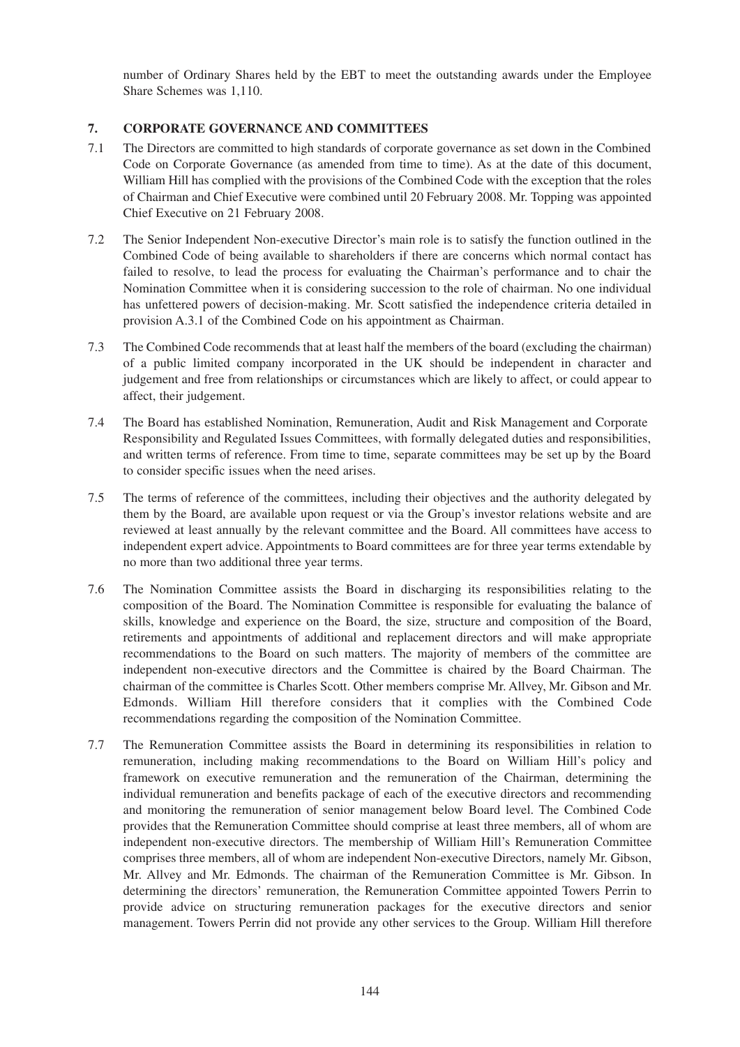number of Ordinary Shares held by the EBT to meet the outstanding awards under the Employee Share Schemes was 1,110.

## 7. CORPORATE GOVERNANCE AND COMMITTEES

7.1 The Directors are committed to high standards of corporate governance as set down in the Combined Code on Corporate Governance (as amended from time to time). As at the date of this document, William Hill has complied with the provisions of the Combined Code with the exception that the roles of Chairman and Chief Executive were combined until 20 February 2008. Mr. Topping was appointed Chief Executive on 21 February 2008.

7.2 The Senior Independent Non-executive Director's main role is to satisfy the function outlined in the Combined Code of being available to shareholders if there are concerns which normal contact has failed to resolve, to lead the process for evaluating the Chairman's performance and to chair the Nomination Committee when it is considering succession to the role of chairman. No one individual has unfettered powers of decision-making. Mr. Scott satisfied the independence criteria detailed in provision A.3.1 of the Combined Code on his appointment as Chairman.

7.3 The Combined Code recommends that at least half the members of the board (excluding the chairman) of a public limited company incorporated in the UK should be independent in character and judgement and free from relationships or circumstances which are likely to affect, or could appear to affect, their judgement.

7.4 The Board has established Nomination, Remuneration, Audit and Risk Management and Corporate Responsibility and Regulated Issues Committees, with formally delegated duties and responsibilities, and written terms of reference. From time to time, separate committees may be set up by the Board to consider specific issues when the need arises.

7.5 The terms of reference of the committees, including their objectives and the authority delegated by them by the Board, are available upon request or via the Group's investor relations website and are reviewed at least annually by the relevant committee and the Board. All committees have access to independent expert advice. Appointments to Board committees are for three year terms extendable by no more than two additional three year terms.

7.6 The Nomination Committee assists the Board in discharging its responsibilities relating to the composition of the Board. The Nomination Committee is responsible for evaluating the balance of skills, knowledge and experience on the Board, the size, structure and composition of the Board, retirements and appointments of additional and replacement directors and will make appropriate recommendations to the Board on such matters. The majority of members of the committee are independent non-executive directors and the Committee is chaired by the Board Chairman. The chairman of the committee is Charles Scott. Other members comprise Mr. Allvey, Mr. Gibson and Mr. Edmonds. William Hill therefore considers that it complies with the Combined Code recommendations regarding the composition of the Nomination Committee.

7.7 The Remuneration Committee assists the Board in determining its responsibilities in relation to remuneration, including making recommendations to the Board on William Hill's policy and framework on executive remuneration and the remuneration of the Chairman, determining the individual remuneration and benefits package of each of the executive directors and recommending and monitoring the remuneration of senior management below Board level. The Combined Code provides that the Remuneration Committee should comprise at least three members, all of whom are independent non-executive directors. The membership of William Hill's Remuneration Committee comprises three members, all of whom are independent Non-executive Directors, namely Mr. Gibson, Mr. Allvey and Mr. Edmonds. The chairman of the Remuneration Committee is Mr. Gibson. In determining the directors' remuneration, the Remuneration Committee appointed Towers Perrin to provide advice on structuring remuneration packages for the executive directors and senior management. Towers Perrin did not provide any other services to the Group. William Hill therefore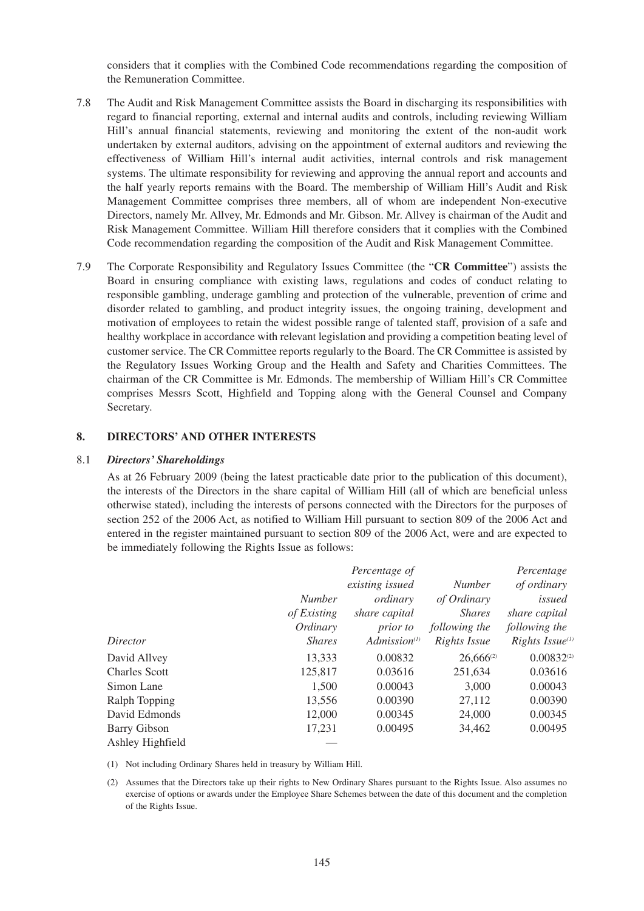considers that it complies with the Combined Code recommendations regarding the composition of the Remuneration Committee.

7.8 The Audit and Risk Management Committee assists the Board in discharging its responsibilities with regard to financial reporting, external and internal audits and controls, including reviewing William Hill's annual financial statements, reviewing and monitoring the extent of the non-audit work undertaken by external auditors, advising on the appointment of external auditors and reviewing the effectiveness of William Hill's internal audit activities, internal controls and risk management systems. The ultimate responsibility for reviewing and approving the annual report and accounts and the half yearly reports remains with the Board. The membership of William Hill's Audit and Risk Management Committee comprises three members, all of whom are independent Non-executive Directors, namely Mr. Allvey, Mr. Edmonds and Mr. Gibson. Mr. Allvey is chairman of the Audit and Risk Management Committee. William Hill therefore considers that it complies with the Combined Code recommendation regarding the composition of the Audit and Risk Management Committee.

7.9 The Corporate Responsibility and Regulatory Issues Committee (the "**CR Committee**") assists the Board in ensuring compliance with existing laws, regulations and codes of conduct relating to responsible gambling, underage gambling and protection of the vulnerable, prevention of crime and disorder related to gambling, and product integrity issues, the ongoing training, development and motivation of employees to retain the widest possible range of talented staff, provision of a safe and healthy workplace in accordance with relevant legislation and providing a competition beating level of customer service. The CR Committee reports regularly to the Board. The CR Committee is assisted by the Regulatory Issues Working Group and the Health and Safety and Charities Committees. The chairman of the CR Committee is Mr. Edmonds. The membership of William Hill's CR Committee comprises Messrs Scott, Highfield and Topping along with the General Counsel and Company Secretary.

## 8. DIRECTORS' AND OTHER INTERESTS

### 8.1 *Directors' Shareholdings*

As at 26 February 2009 (being the latest practicable date prior to the publication of this document), the interests of the Directors in the share capital of William Hill (all of which are beneficial unless otherwise stated), including the interests of persons connected with the Directors for the purposes of section 252 of the 2006 Act, as notified to William Hill pursuant to section 809 of the 2006 Act and entered in the register maintained pursuant to section 809 of the 2006 Act, were and are expected to be immediately following the Rights Issue as follows:

| *Director* | *Number of Existing Ordinary Shares* | *Percentage of existing issued ordinary share capital prior to Admission*(1) | *Number of Ordinary Shares following the Rights Issue* | *Percentage of ordinary issued share capital following the Rights Issue*(1) |
|---|---|---|---|---|
| David Allvey | 13,333 | 0.00832 | 26,666(2) | 0.00832(2) |
| Charles Scott | 125,817 | 0.03616 | 251,634 | 0.03616 |
| Simon Lane | 1,500 | 0.00043 | 3,000 | 0.00043 |
| Ralph Topping | 13,556 | 0.00390 | 27,112 | 0.00390 |
| David Edmonds | 12,000 | 0.00345 | 24,000 | 0.00345 |
| Barry Gibson | 17,231 | 0.00495 | 34,462 | 0.00495 |
| Ashley Highfield | — | | | |

(1) Not including Ordinary Shares held in treasury by William Hill.

(2) Assumes that the Directors take up their rights to New Ordinary Shares pursuant to the Rights Issue. Also assumes no exercise of options or awards under the Employee Share Schemes between the date of this document and the completion of the Rights Issue.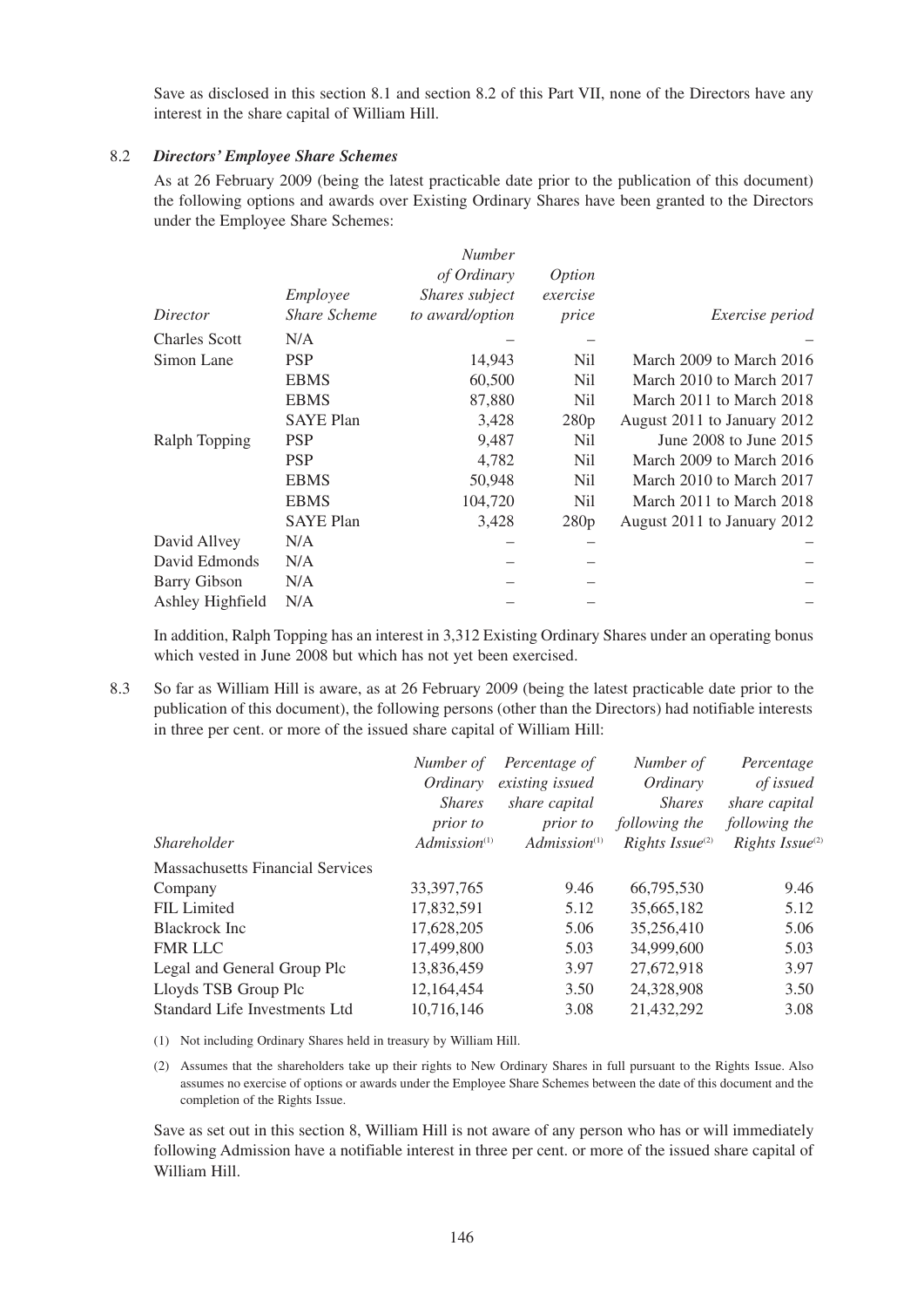Save as disclosed in this section 8.1 and section 8.2 of this Part VII, none of the Directors have any interest in the share capital of William Hill.

8.2 ***Directors' Employee Share Schemes***

As at 26 February 2009 (being the latest practicable date prior to the publication of this document) the following options and awards over Existing Ordinary Shares have been granted to the Directors under the Employee Share Schemes:

| *Director* | *Employee Share Scheme* | *Number of Ordinary Shares subject to award/option* | *Option exercise price* | *Exercise period* |
|---|---|---|---|---|
| Charles Scott | N/A | – | – | – |
| Simon Lane | PSP | 14,943 | Nil | March 2009 to March 2016 |
| | EBMS | 60,500 | Nil | March 2010 to March 2017 |
| | EBMS | 87,880 | Nil | March 2011 to March 2018 |
| | SAYE Plan | 3,428 | 280p | August 2011 to January 2012 |
| Ralph Topping | PSP | 9,487 | Nil | June 2008 to June 2015 |
| | PSP | 4,782 | Nil | March 2009 to March 2016 |
| | EBMS | 50,948 | Nil | March 2010 to March 2017 |
| | EBMS | 104,720 | Nil | March 2011 to March 2018 |
| | SAYE Plan | 3,428 | 280p | August 2011 to January 2012 |
| David Allvey | N/A | – | – | – |
| David Edmonds | N/A | – | – | – |
| Barry Gibson | N/A | – | – | – |
| Ashley Highfield | N/A | – | – | – |

In addition, Ralph Topping has an interest in 3,312 Existing Ordinary Shares under an operating bonus which vested in June 2008 but which has not yet been exercised.

8.3 So far as William Hill is aware, as at 26 February 2009 (being the latest practicable date prior to the publication of this document), the following persons (other than the Directors) had notifiable interests in three per cent. or more of the issued share capital of William Hill:

| *Shareholder* | *Number of Ordinary Shares prior to Admission*(1) | *Percentage of existing issued share capital prior to Admission*(1) | *Number of Ordinary Shares following the Rights Issue*(2) | *Percentage of issued share capital following the Rights Issue*(2) |
|---|---|---|---|---|
| Massachusetts Financial Services Company | 33,397,765 | 9.46 | 66,795,530 | 9.46 |
| FIL Limited | 17,832,591 | 5.12 | 35,665,182 | 5.12 |
| Blackrock Inc | 17,628,205 | 5.06 | 35,256,410 | 5.06 |
| FMR LLC | 17,499,800 | 5.03 | 34,999,600 | 5.03 |
| Legal and General Group Plc | 13,836,459 | 3.97 | 27,672,918 | 3.97 |
| Lloyds TSB Group Plc | 12,164,454 | 3.50 | 24,328,908 | 3.50 |
| Standard Life Investments Ltd | 10,716,146 | 3.08 | 21,432,292 | 3.08 |

(1) Not including Ordinary Shares held in treasury by William Hill.

(2) Assumes that the shareholders take up their rights to New Ordinary Shares in full pursuant to the Rights Issue. Also assumes no exercise of options or awards under the Employee Share Schemes between the date of this document and the completion of the Rights Issue.

Save as set out in this section 8, William Hill is not aware of any person who has or will immediately following Admission have a notifiable interest in three per cent. or more of the issued share capital of William Hill.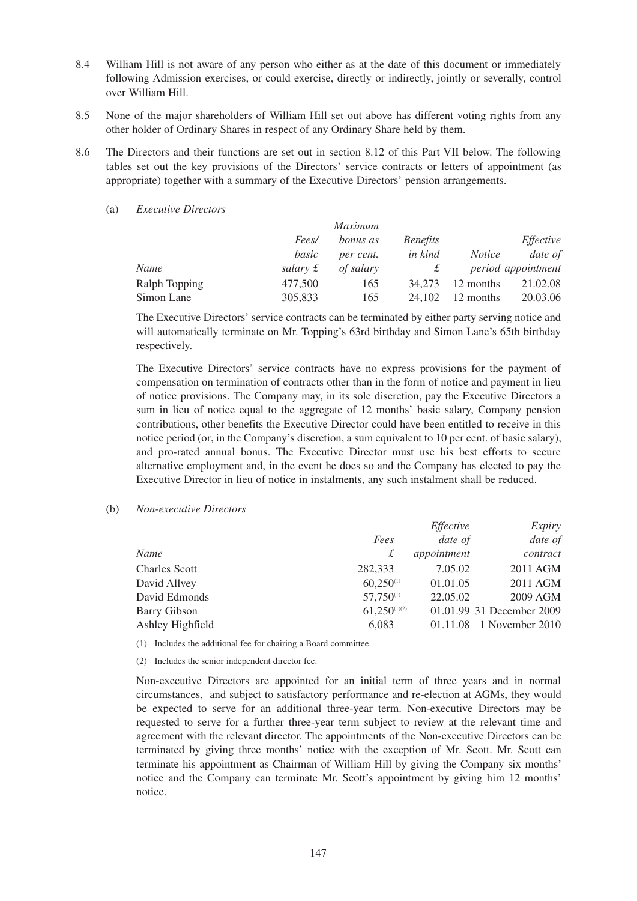8.4 William Hill is not aware of any person who either as at the date of this document or immediately following Admission exercises, or could exercise, directly or indirectly, jointly or severally, control over William Hill.

8.5 None of the major shareholders of William Hill set out above has different voting rights from any other holder of Ordinary Shares in respect of any Ordinary Share held by them.

8.6 The Directors and their functions are set out in section 8.12 of this Part VII below. The following tables set out the key provisions of the Directors' service contracts or letters of appointment (as appropriate) together with a summary of the Executive Directors' pension arrangements.

(a) *Executive Directors*

| *Name* | *Fees/ basic salary £* | *Maximum bonus as per cent. of salary* | *Benefits in kind £* | *Notice period* | *Effective date of appointment* |
|---|---|---|---|---|---|
| Ralph Topping | 477,500 | 165 | 34,273 | 12 months | 21.02.08 |
| Simon Lane | 305,833 | 165 | 24,102 | 12 months | 20.03.06 |

The Executive Directors' service contracts can be terminated by either party serving notice and will automatically terminate on Mr. Topping's 63rd birthday and Simon Lane's 65th birthday respectively.

The Executive Directors' service contracts have no express provisions for the payment of compensation on termination of contracts other than in the form of notice and payment in lieu of notice provisions. The Company may, in its sole discretion, pay the Executive Directors a sum in lieu of notice equal to the aggregate of 12 months' basic salary, Company pension contributions, other benefits the Executive Director could have been entitled to receive in this notice period (or, in the Company's discretion, a sum equivalent to 10 per cent. of basic salary), and pro-rated annual bonus. The Executive Director must use his best efforts to secure alternative employment and, in the event he does so and the Company has elected to pay the Executive Director in lieu of notice in instalments, any such instalment shall be reduced.

(b) *Non-executive Directors*

| *Name* | *Fees £* | *Effective date of appointment* | *Expiry date of contract* |
|---|---|---|---|
| Charles Scott | 282,333 | 7.05.02 | 2011 AGM |
| David Allvey | 60,250[(1)] | 01.01.05 | 2011 AGM |
| David Edmonds | 57,750[(1)] | 22.05.02 | 2009 AGM |
| Barry Gibson | 61,250[(1)(2)] | 01.01.99 | 31 December 2009 |
| Ashley Highfield | 6,083 | 01.11.08 | 1 November 2010 |

(1) Includes the additional fee for chairing a Board committee.

(2) Includes the senior independent director fee.

Non-executive Directors are appointed for an initial term of three years and in normal circumstances, and subject to satisfactory performance and re-election at AGMs, they would be expected to serve for an additional three-year term. Non-executive Directors may be requested to serve for a further three-year term subject to review at the relevant time and agreement with the relevant director. The appointments of the Non-executive Directors can be terminated by giving three months' notice with the exception of Mr. Scott. Mr. Scott can terminate his appointment as Chairman of William Hill by giving the Company six months' notice and the Company can terminate Mr. Scott's appointment by giving him 12 months' notice.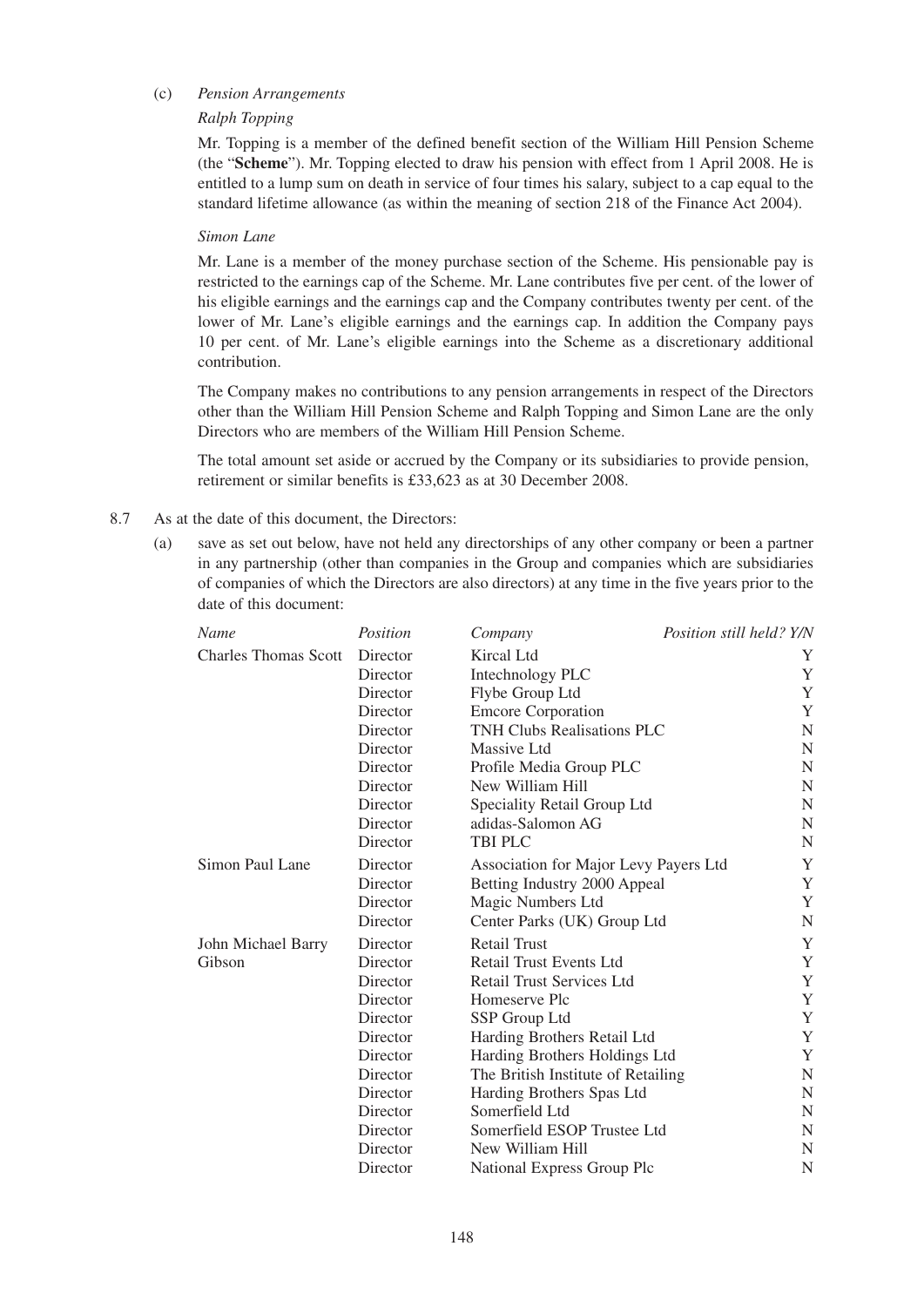(c) *Pension Arrangements*

*Ralph Topping*

Mr. Topping is a member of the defined benefit section of the William Hill Pension Scheme (the "**Scheme**"). Mr. Topping elected to draw his pension with effect from 1 April 2008. He is entitled to a lump sum on death in service of four times his salary, subject to a cap equal to the standard lifetime allowance (as within the meaning of section 218 of the Finance Act 2004).

*Simon Lane*

Mr. Lane is a member of the money purchase section of the Scheme. His pensionable pay is restricted to the earnings cap of the Scheme. Mr. Lane contributes five per cent. of the lower of his eligible earnings and the earnings cap and the Company contributes twenty per cent. of the lower of Mr. Lane's eligible earnings and the earnings cap. In addition the Company pays 10 per cent. of Mr. Lane's eligible earnings into the Scheme as a discretionary additional contribution.

The Company makes no contributions to any pension arrangements in respect of the Directors other than the William Hill Pension Scheme and Ralph Topping and Simon Lane are the only Directors who are members of the William Hill Pension Scheme.

The total amount set aside or accrued by the Company or its subsidiaries to provide pension, retirement or similar benefits is £33,623 as at 30 December 2008.

8.7 As at the date of this document, the Directors:

(a) save as set out below, have not held any directorships of any other company or been a partner in any partnership (other than companies in the Group and companies which are subsidiaries of companies of which the Directors are also directors) at any time in the five years prior to the date of this document:

| *Name* | *Position* | *Company* | *Position still held? Y/N* |
|---|---|---|---|
| Charles Thomas Scott | Director | Kircal Ltd | Y |
| | Director | Intechnology PLC | Y |
| | Director | Flybe Group Ltd | Y |
| | Director | Emcore Corporation | Y |
| | Director | TNH Clubs Realisations PLC | N |
| | Director | Massive Ltd | N |
| | Director | Profile Media Group PLC | N |
| | Director | New William Hill | N |
| | Director | Speciality Retail Group Ltd | N |
| | Director | adidas-Salomon AG | N |
| | Director | TBI PLC | N |
| Simon Paul Lane | Director | Association for Major Levy Payers Ltd | Y |
| | Director | Betting Industry 2000 Appeal | Y |
| | Director | Magic Numbers Ltd | Y |
| | Director | Center Parks (UK) Group Ltd | N |
| John Michael Barry Gibson | Director | Retail Trust | Y |
| | Director | Retail Trust Events Ltd | Y |
| | Director | Retail Trust Services Ltd | Y |
| | Director | Homeserve Plc | Y |
| | Director | SSP Group Ltd | Y |
| | Director | Harding Brothers Retail Ltd | Y |
| | Director | Harding Brothers Holdings Ltd | Y |
| | Director | The British Institute of Retailing | N |
| | Director | Harding Brothers Spas Ltd | N |
| | Director | Somerfield Ltd | N |
| | Director | Somerfield ESOP Trustee Ltd | N |
| | Director | New William Hill | N |
| | Director | National Express Group Plc | N |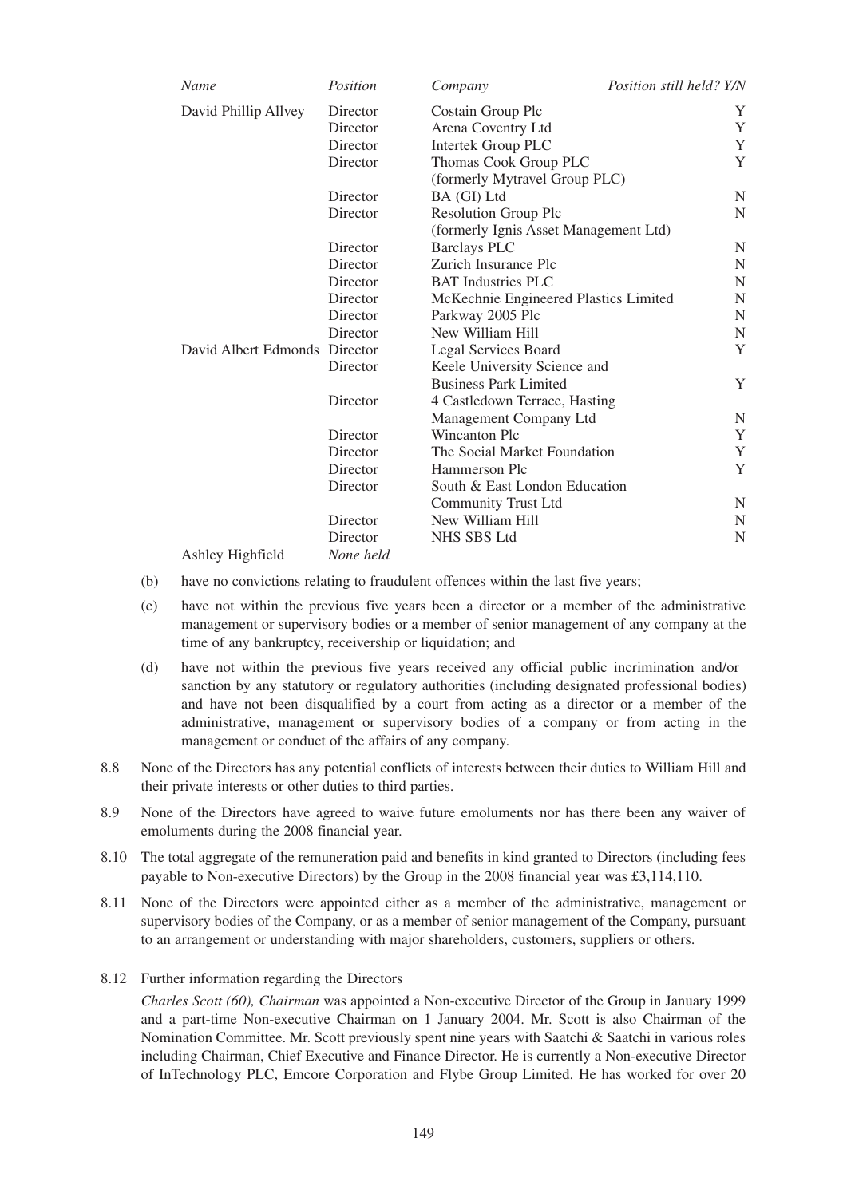| *Name* | *Position* | *Company* | *Position still held? Y/N* |
|---|---|---|---|
| David Phillip Allvey | Director | Costain Group Plc | Y |
| | Director | Arena Coventry Ltd | Y |
| | Director | Intertek Group PLC | Y |
| | Director | Thomas Cook Group PLC (formerly Mytravel Group PLC) | Y |
| | Director | BA (GI) Ltd | N |
| | Director | Resolution Group Plc (formerly Ignis Asset Management Ltd) | N |
| | Director | Barclays PLC | N |
| | Director | Zurich Insurance Plc | N |
| | Director | BAT Industries PLC | N |
| | Director | McKechnie Engineered Plastics Limited | N |
| | Director | Parkway 2005 Plc | N |
| | Director | New William Hill | N |
| David Albert Edmonds | Director | Legal Services Board | Y |
| | Director | Keele University Science and Business Park Limited | Y |
| | Director | 4 Castledown Terrace, Hasting Management Company Ltd | N |
| | Director | Wincanton Plc | Y |
| | Director | The Social Market Foundation | Y |
| | Director | Hammerson Plc | Y |
| | Director | South & East London Education Community Trust Ltd | N |
| | Director | New William Hill | N |
| | Director | NHS SBS Ltd | N |
| Ashley Highfield | *None held* | | |

(b) have no convictions relating to fraudulent offences within the last five years;

(c) have not within the previous five years been a director or a member of the administrative management or supervisory bodies or a member of senior management of any company at the time of any bankruptcy, receivership or liquidation; and

(d) have not within the previous five years received any official public incrimination and/or sanction by any statutory or regulatory authorities (including designated professional bodies) and have not been disqualified by a court from acting as a director or a member of the administrative, management or supervisory bodies of a company or from acting in the management or conduct of the affairs of any company.

8.8 None of the Directors has any potential conflicts of interests between their duties to William Hill and their private interests or other duties to third parties.

8.9 None of the Directors have agreed to waive future emoluments nor has there been any waiver of emoluments during the 2008 financial year.

8.10 The total aggregate of the remuneration paid and benefits in kind granted to Directors (including fees payable to Non-executive Directors) by the Group in the 2008 financial year was £3,114,110.

8.11 None of the Directors were appointed either as a member of the administrative, management or supervisory bodies of the Company, or as a member of senior management of the Company, pursuant to an arrangement or understanding with major shareholders, customers, suppliers or others.

8.12 Further information regarding the Directors

*Charles Scott (60), Chairman* was appointed a Non-executive Director of the Group in January 1999 and a part-time Non-executive Chairman on 1 January 2004. Mr. Scott is also Chairman of the Nomination Committee. Mr. Scott previously spent nine years with Saatchi & Saatchi in various roles including Chairman, Chief Executive and Finance Director. He is currently a Non-executive Director of InTechnology PLC, Emcore Corporation and Flybe Group Limited. He has worked for over 20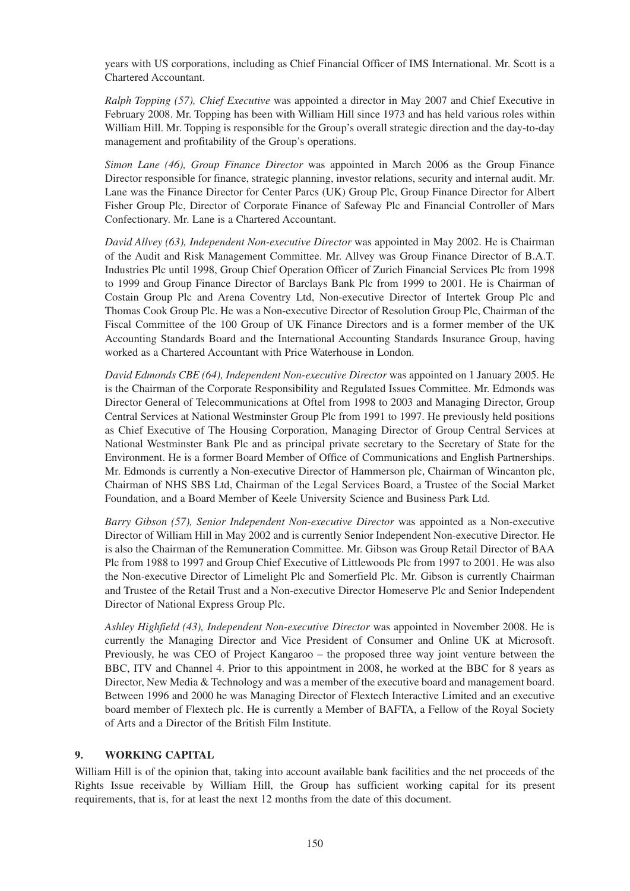years with US corporations, including as Chief Financial Officer of IMS International. Mr. Scott is a Chartered Accountant.

*Ralph Topping (57), Chief Executive* was appointed a director in May 2007 and Chief Executive in February 2008. Mr. Topping has been with William Hill since 1973 and has held various roles within William Hill. Mr. Topping is responsible for the Group's overall strategic direction and the day-to-day management and profitability of the Group's operations.

*Simon Lane (46), Group Finance Director* was appointed in March 2006 as the Group Finance Director responsible for finance, strategic planning, investor relations, security and internal audit. Mr. Lane was the Finance Director for Center Parcs (UK) Group Plc, Group Finance Director for Albert Fisher Group Plc, Director of Corporate Finance of Safeway Plc and Financial Controller of Mars Confectionary. Mr. Lane is a Chartered Accountant.

*David Allvey (63), Independent Non-executive Director* was appointed in May 2002. He is Chairman of the Audit and Risk Management Committee. Mr. Allvey was Group Finance Director of B.A.T. Industries Plc until 1998, Group Chief Operation Officer of Zurich Financial Services Plc from 1998 to 1999 and Group Finance Director of Barclays Bank Plc from 1999 to 2001. He is Chairman of Costain Group Plc and Arena Coventry Ltd, Non-executive Director of Intertek Group Plc and Thomas Cook Group Plc. He was a Non-executive Director of Resolution Group Plc, Chairman of the Fiscal Committee of the 100 Group of UK Finance Directors and is a former member of the UK Accounting Standards Board and the International Accounting Standards Insurance Group, having worked as a Chartered Accountant with Price Waterhouse in London.

*David Edmonds CBE (64), Independent Non-executive Director* was appointed on 1 January 2005. He is the Chairman of the Corporate Responsibility and Regulated Issues Committee. Mr. Edmonds was Director General of Telecommunications at Oftel from 1998 to 2003 and Managing Director, Group Central Services at National Westminster Group Plc from 1991 to 1997. He previously held positions as Chief Executive of The Housing Corporation, Managing Director of Group Central Services at National Westminster Bank Plc and as principal private secretary to the Secretary of State for the Environment. He is a former Board Member of Office of Communications and English Partnerships. Mr. Edmonds is currently a Non-executive Director of Hammerson plc, Chairman of Wincanton plc, Chairman of NHS SBS Ltd, Chairman of the Legal Services Board, a Trustee of the Social Market Foundation, and a Board Member of Keele University Science and Business Park Ltd.

*Barry Gibson (57), Senior Independent Non-executive Director* was appointed as a Non-executive Director of William Hill in May 2002 and is currently Senior Independent Non-executive Director. He is also the Chairman of the Remuneration Committee. Mr. Gibson was Group Retail Director of BAA Plc from 1988 to 1997 and Group Chief Executive of Littlewoods Plc from 1997 to 2001. He was also the Non-executive Director of Limelight Plc and Somerfield Plc. Mr. Gibson is currently Chairman and Trustee of the Retail Trust and a Non-executive Director Homeserve Plc and Senior Independent Director of National Express Group Plc.

*Ashley Highfield (43), Independent Non-executive Director* was appointed in November 2008. He is currently the Managing Director and Vice President of Consumer and Online UK at Microsoft. Previously, he was CEO of Project Kangaroo – the proposed three way joint venture between the BBC, ITV and Channel 4. Prior to this appointment in 2008, he worked at the BBC for 8 years as Director, New Media & Technology and was a member of the executive board and management board. Between 1996 and 2000 he was Managing Director of Flextech Interactive Limited and an executive board member of Flextech plc. He is currently a Member of BAFTA, a Fellow of the Royal Society of Arts and a Director of the British Film Institute.

## 9. WORKING CAPITAL

William Hill is of the opinion that, taking into account available bank facilities and the net proceeds of the Rights Issue receivable by William Hill, the Group has sufficient working capital for its present requirements, that is, for at least the next 12 months from the date of this document.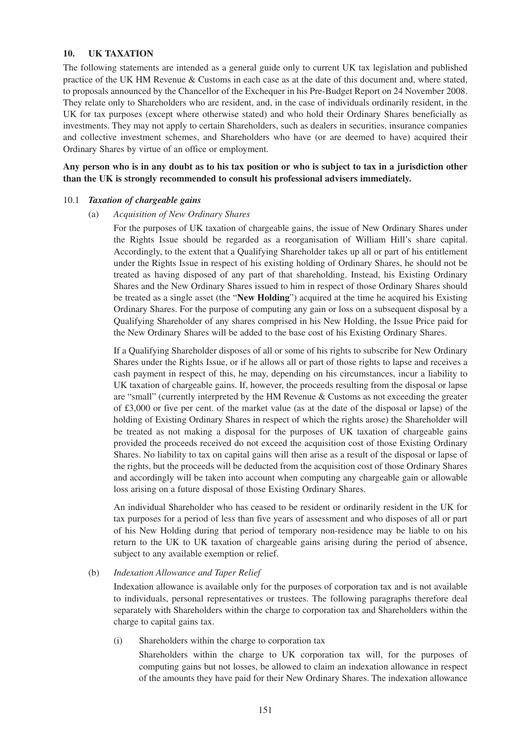## 10. UK TAXATION

The following statements are intended as a general guide only to current UK tax legislation and published practice of the UK HM Revenue & Customs in each case as at the date of this document and, where stated, to proposals announced by the Chancellor of the Exchequer in his Pre-Budget Report on 24 November 2008. They relate only to Shareholders who are resident, and, in the case of individuals ordinarily resident, in the UK for tax purposes (except where otherwise stated) and who hold their Ordinary Shares beneficially as investments. They may not apply to certain Shareholders, such as dealers in securities, insurance companies and collective investment schemes, and Shareholders who have (or are deemed to have) acquired their Ordinary Shares by virtue of an office or employment.

**Any person who is in any doubt as to his tax position or who is subject to tax in a jurisdiction other than the UK is strongly recommended to consult his professional advisers immediately.**

### 10.1 *Taxation of chargeable gains*

(a) *Acquisition of New Ordinary Shares*

For the purposes of UK taxation of chargeable gains, the issue of New Ordinary Shares under the Rights Issue should be regarded as a reorganisation of William Hill's share capital. Accordingly, to the extent that a Qualifying Shareholder takes up all or part of his entitlement under the Rights Issue in respect of his existing holding of Ordinary Shares, he should not be treated as having disposed of any part of that shareholding. Instead, his Existing Ordinary Shares and the New Ordinary Shares issued to him in respect of those Ordinary Shares should be treated as a single asset (the "**New Holding**") acquired at the time he acquired his Existing Ordinary Shares. For the purpose of computing any gain or loss on a subsequent disposal by a Qualifying Shareholder of any shares comprised in his New Holding, the Issue Price paid for the New Ordinary Shares will be added to the base cost of his Existing Ordinary Shares.

If a Qualifying Shareholder disposes of all or some of his rights to subscribe for New Ordinary Shares under the Rights Issue, or if he allows all or part of those rights to lapse and receives a cash payment in respect of this, he may, depending on his circumstances, incur a liability to UK taxation of chargeable gains. If, however, the proceeds resulting from the disposal or lapse are "small" (currently interpreted by the HM Revenue & Customs as not exceeding the greater of £3,000 or five per cent. of the market value (as at the date of the disposal or lapse) of the holding of Existing Ordinary Shares in respect of which the rights arose) the Shareholder will be treated as not making a disposal for the purposes of UK taxation of chargeable gains provided the proceeds received do not exceed the acquisition cost of those Existing Ordinary Shares. No liability to tax on capital gains will then arise as a result of the disposal or lapse of the rights, but the proceeds will be deducted from the acquisition cost of those Ordinary Shares and accordingly will be taken into account when computing any chargeable gain or allowable loss arising on a future disposal of those Existing Ordinary Shares.

An individual Shareholder who has ceased to be resident or ordinarily resident in the UK for tax purposes for a period of less than five years of assessment and who disposes of all or part of his New Holding during that period of temporary non-residence may be liable to on his return to the UK to UK taxation of chargeable gains arising during the period of absence, subject to any available exemption or relief.

(b) *Indexation Allowance and Taper Relief*

Indexation allowance is available only for the purposes of corporation tax and is not available to individuals, personal representatives or trustees. The following paragraphs therefore deal separately with Shareholders within the charge to corporation tax and Shareholders within the charge to capital gains tax.

(i) Shareholders within the charge to corporation tax

Shareholders within the charge to UK corporation tax will, for the purposes of computing gains but not losses, be allowed to claim an indexation allowance in respect of the amounts they have paid for their New Ordinary Shares. The indexation allowance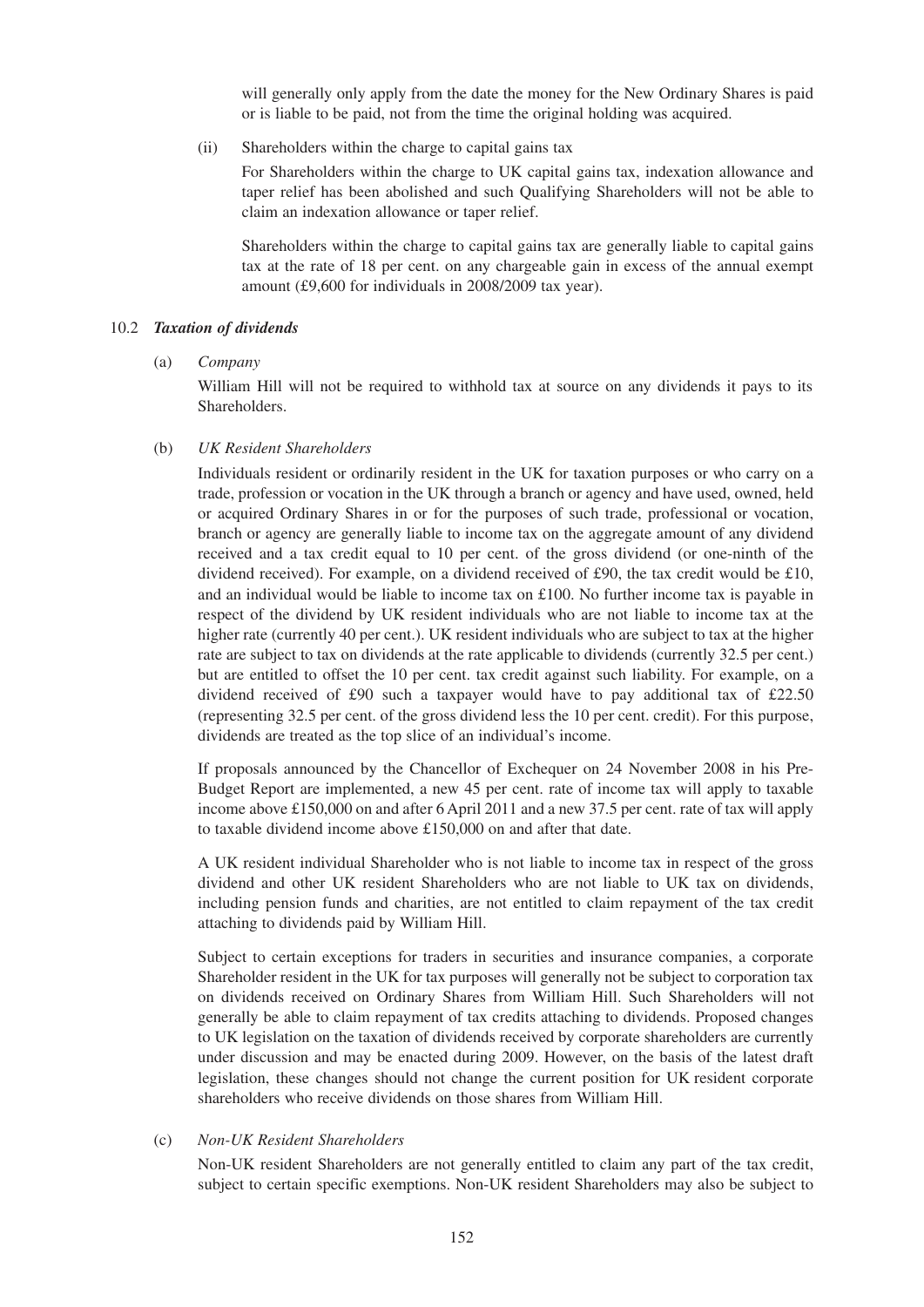will generally only apply from the date the money for the New Ordinary Shares is paid or is liable to be paid, not from the time the original holding was acquired.

(ii) Shareholders within the charge to capital gains tax

For Shareholders within the charge to UK capital gains tax, indexation allowance and taper relief has been abolished and such Qualifying Shareholders will not be able to claim an indexation allowance or taper relief.

Shareholders within the charge to capital gains tax are generally liable to capital gains tax at the rate of 18 per cent. on any chargeable gain in excess of the annual exempt amount (£9,600 for individuals in 2008/2009 tax year).

### 10.2 *Taxation of dividends*

(a) *Company*

William Hill will not be required to withhold tax at source on any dividends it pays to its Shareholders.

(b) *UK Resident Shareholders*

Individuals resident or ordinarily resident in the UK for taxation purposes or who carry on a trade, profession or vocation in the UK through a branch or agency and have used, owned, held or acquired Ordinary Shares in or for the purposes of such trade, professional or vocation, branch or agency are generally liable to income tax on the aggregate amount of any dividend received and a tax credit equal to 10 per cent. of the gross dividend (or one-ninth of the dividend received). For example, on a dividend received of £90, the tax credit would be £10, and an individual would be liable to income tax on £100. No further income tax is payable in respect of the dividend by UK resident individuals who are not liable to income tax at the higher rate (currently 40 per cent.). UK resident individuals who are subject to tax at the higher rate are subject to tax on dividends at the rate applicable to dividends (currently 32.5 per cent.) but are entitled to offset the 10 per cent. tax credit against such liability. For example, on a dividend received of £90 such a taxpayer would have to pay additional tax of £22.50 (representing 32.5 per cent. of the gross dividend less the 10 per cent. credit). For this purpose, dividends are treated as the top slice of an individual's income.

If proposals announced by the Chancellor of Exchequer on 24 November 2008 in his Pre-Budget Report are implemented, a new 45 per cent. rate of income tax will apply to taxable income above £150,000 on and after 6 April 2011 and a new 37.5 per cent. rate of tax will apply to taxable dividend income above £150,000 on and after that date.

A UK resident individual Shareholder who is not liable to income tax in respect of the gross dividend and other UK resident Shareholders who are not liable to UK tax on dividends, including pension funds and charities, are not entitled to claim repayment of the tax credit attaching to dividends paid by William Hill.

Subject to certain exceptions for traders in securities and insurance companies, a corporate Shareholder resident in the UK for tax purposes will generally not be subject to corporation tax on dividends received on Ordinary Shares from William Hill. Such Shareholders will not generally be able to claim repayment of tax credits attaching to dividends. Proposed changes to UK legislation on the taxation of dividends received by corporate shareholders are currently under discussion and may be enacted during 2009. However, on the basis of the latest draft legislation, these changes should not change the current position for UK resident corporate shareholders who receive dividends on those shares from William Hill.

(c) *Non-UK Resident Shareholders*

Non-UK resident Shareholders are not generally entitled to claim any part of the tax credit, subject to certain specific exemptions. Non-UK resident Shareholders may also be subject to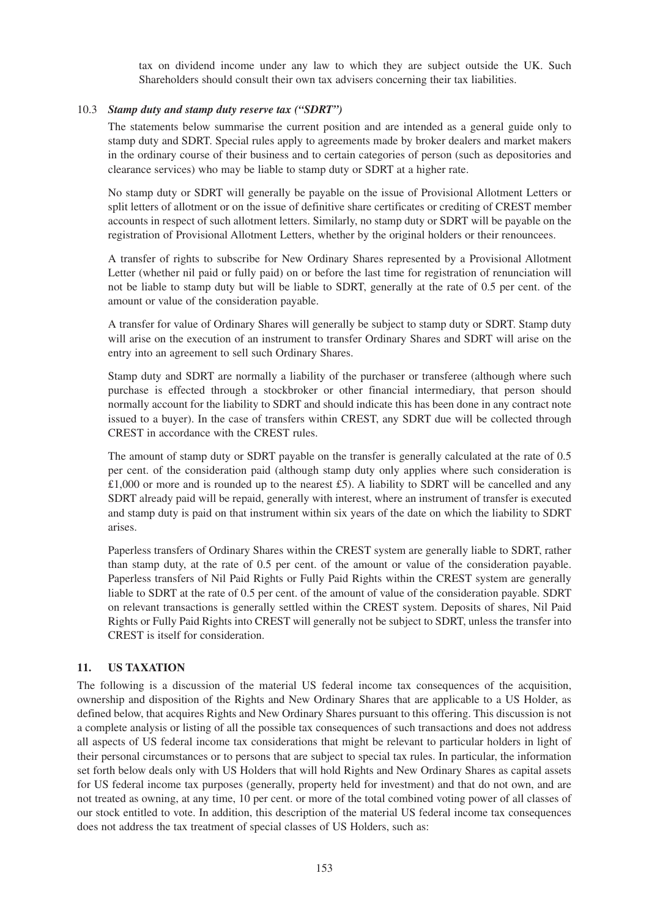tax on dividend income under any law to which they are subject outside the UK. Such Shareholders should consult their own tax advisers concerning their tax liabilities.

### 10.3 *Stamp duty and stamp duty reserve tax ("SDRT")*

The statements below summarise the current position and are intended as a general guide only to stamp duty and SDRT. Special rules apply to agreements made by broker dealers and market makers in the ordinary course of their business and to certain categories of person (such as depositories and clearance services) who may be liable to stamp duty or SDRT at a higher rate.

No stamp duty or SDRT will generally be payable on the issue of Provisional Allotment Letters or split letters of allotment or on the issue of definitive share certificates or crediting of CREST member accounts in respect of such allotment letters. Similarly, no stamp duty or SDRT will be payable on the registration of Provisional Allotment Letters, whether by the original holders or their renouncees.

A transfer of rights to subscribe for New Ordinary Shares represented by a Provisional Allotment Letter (whether nil paid or fully paid) on or before the last time for registration of renunciation will not be liable to stamp duty but will be liable to SDRT, generally at the rate of 0.5 per cent. of the amount or value of the consideration payable.

A transfer for value of Ordinary Shares will generally be subject to stamp duty or SDRT. Stamp duty will arise on the execution of an instrument to transfer Ordinary Shares and SDRT will arise on the entry into an agreement to sell such Ordinary Shares.

Stamp duty and SDRT are normally a liability of the purchaser or transferee (although where such purchase is effected through a stockbroker or other financial intermediary, that person should normally account for the liability to SDRT and should indicate this has been done in any contract note issued to a buyer). In the case of transfers within CREST, any SDRT due will be collected through CREST in accordance with the CREST rules.

The amount of stamp duty or SDRT payable on the transfer is generally calculated at the rate of 0.5 per cent. of the consideration paid (although stamp duty only applies where such consideration is £1,000 or more and is rounded up to the nearest £5). A liability to SDRT will be cancelled and any SDRT already paid will be repaid, generally with interest, where an instrument of transfer is executed and stamp duty is paid on that instrument within six years of the date on which the liability to SDRT arises.

Paperless transfers of Ordinary Shares within the CREST system are generally liable to SDRT, rather than stamp duty, at the rate of 0.5 per cent. of the amount or value of the consideration payable. Paperless transfers of Nil Paid Rights or Fully Paid Rights within the CREST system are generally liable to SDRT at the rate of 0.5 per cent. of the amount of value of the consideration payable. SDRT on relevant transactions is generally settled within the CREST system. Deposits of shares, Nil Paid Rights or Fully Paid Rights into CREST will generally not be subject to SDRT, unless the transfer into CREST is itself for consideration.

## 11. US TAXATION

The following is a discussion of the material US federal income tax consequences of the acquisition, ownership and disposition of the Rights and New Ordinary Shares that are applicable to a US Holder, as defined below, that acquires Rights and New Ordinary Shares pursuant to this offering. This discussion is not a complete analysis or listing of all the possible tax consequences of such transactions and does not address all aspects of US federal income tax considerations that might be relevant to particular holders in light of their personal circumstances or to persons that are subject to special tax rules. In particular, the information set forth below deals only with US Holders that will hold Rights and New Ordinary Shares as capital assets for US federal income tax purposes (generally, property held for investment) and that do not own, and are not treated as owning, at any time, 10 per cent. or more of the total combined voting power of all classes of our stock entitled to vote. In addition, this description of the material US federal income tax consequences does not address the tax treatment of special classes of US Holders, such as: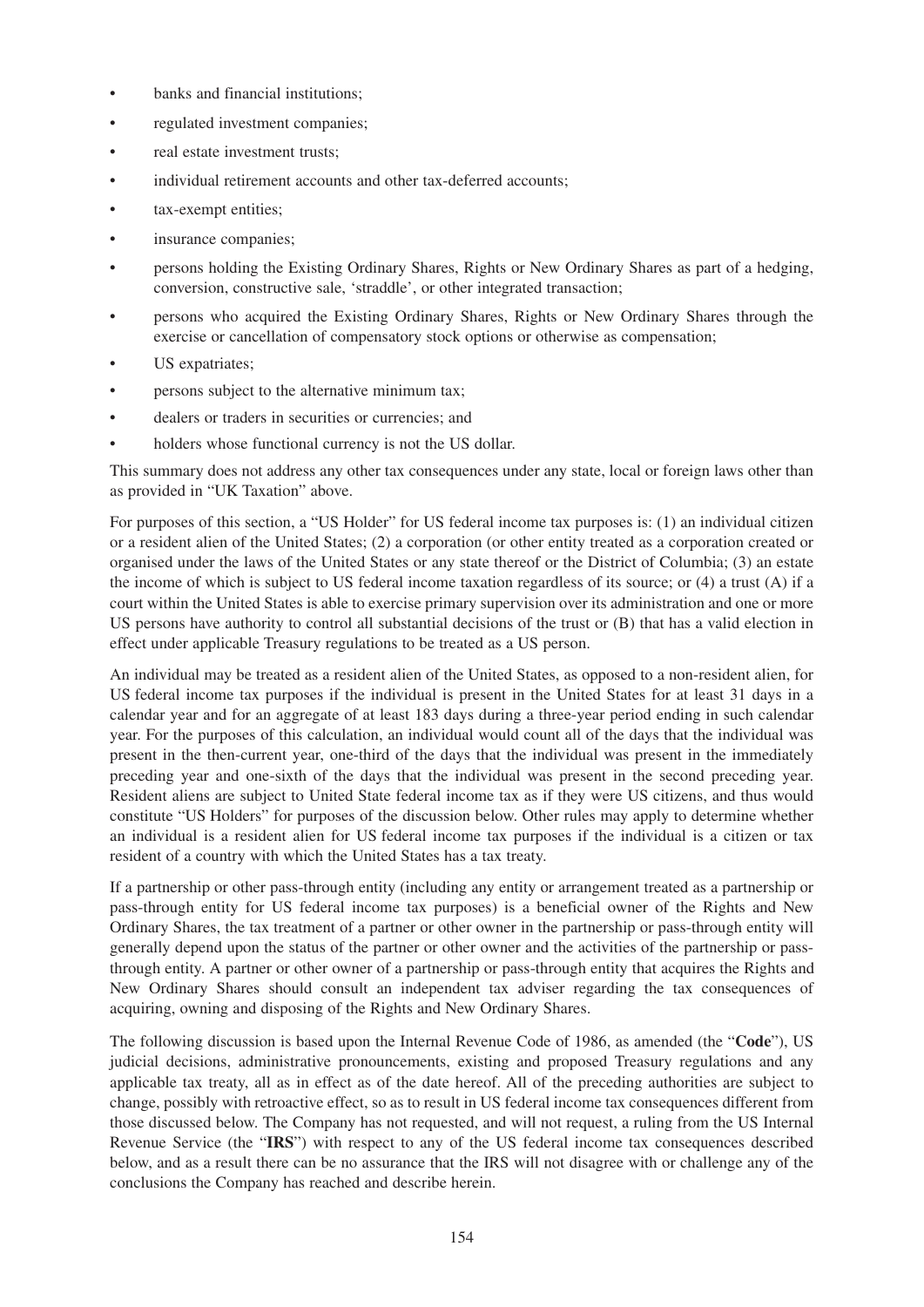- banks and financial institutions;
- regulated investment companies;
- real estate investment trusts;
- individual retirement accounts and other tax-deferred accounts;
- tax-exempt entities;
- insurance companies;
- persons holding the Existing Ordinary Shares, Rights or New Ordinary Shares as part of a hedging, conversion, constructive sale, 'straddle', or other integrated transaction;
- persons who acquired the Existing Ordinary Shares, Rights or New Ordinary Shares through the exercise or cancellation of compensatory stock options or otherwise as compensation;
- US expatriates;
- persons subject to the alternative minimum tax;
- dealers or traders in securities or currencies; and
- holders whose functional currency is not the US dollar.

This summary does not address any other tax consequences under any state, local or foreign laws other than as provided in "UK Taxation" above.

For purposes of this section, a "US Holder" for US federal income tax purposes is: (1) an individual citizen or a resident alien of the United States; (2) a corporation (or other entity treated as a corporation created or organised under the laws of the United States or any state thereof or the District of Columbia; (3) an estate the income of which is subject to US federal income taxation regardless of its source; or (4) a trust (A) if a court within the United States is able to exercise primary supervision over its administration and one or more US persons have authority to control all substantial decisions of the trust or (B) that has a valid election in effect under applicable Treasury regulations to be treated as a US person.

An individual may be treated as a resident alien of the United States, as opposed to a non-resident alien, for US federal income tax purposes if the individual is present in the United States for at least 31 days in a calendar year and for an aggregate of at least 183 days during a three-year period ending in such calendar year. For the purposes of this calculation, an individual would count all of the days that the individual was present in the then-current year, one-third of the days that the individual was present in the immediately preceding year and one-sixth of the days that the individual was present in the second preceding year. Resident aliens are subject to United State federal income tax as if they were US citizens, and thus would constitute "US Holders" for purposes of the discussion below. Other rules may apply to determine whether an individual is a resident alien for US federal income tax purposes if the individual is a citizen or tax resident of a country with which the United States has a tax treaty.

If a partnership or other pass-through entity (including any entity or arrangement treated as a partnership or pass-through entity for US federal income tax purposes) is a beneficial owner of the Rights and New Ordinary Shares, the tax treatment of a partner or other owner in the partnership or pass-through entity will generally depend upon the status of the partner or other owner and the activities of the partnership or pass-through entity. A partner or other owner of a partnership or pass-through entity that acquires the Rights and New Ordinary Shares should consult an independent tax adviser regarding the tax consequences of acquiring, owning and disposing of the Rights and New Ordinary Shares.

The following discussion is based upon the Internal Revenue Code of 1986, as amended (the "**Code**"), US judicial decisions, administrative pronouncements, existing and proposed Treasury regulations and any applicable tax treaty, all as in effect as of the date hereof. All of the preceding authorities are subject to change, possibly with retroactive effect, so as to result in US federal income tax consequences different from those discussed below. The Company has not requested, and will not request, a ruling from the US Internal Revenue Service (the "**IRS**") with respect to any of the US federal income tax consequences described below, and as a result there can be no assurance that the IRS will not disagree with or challenge any of the conclusions the Company has reached and describe herein.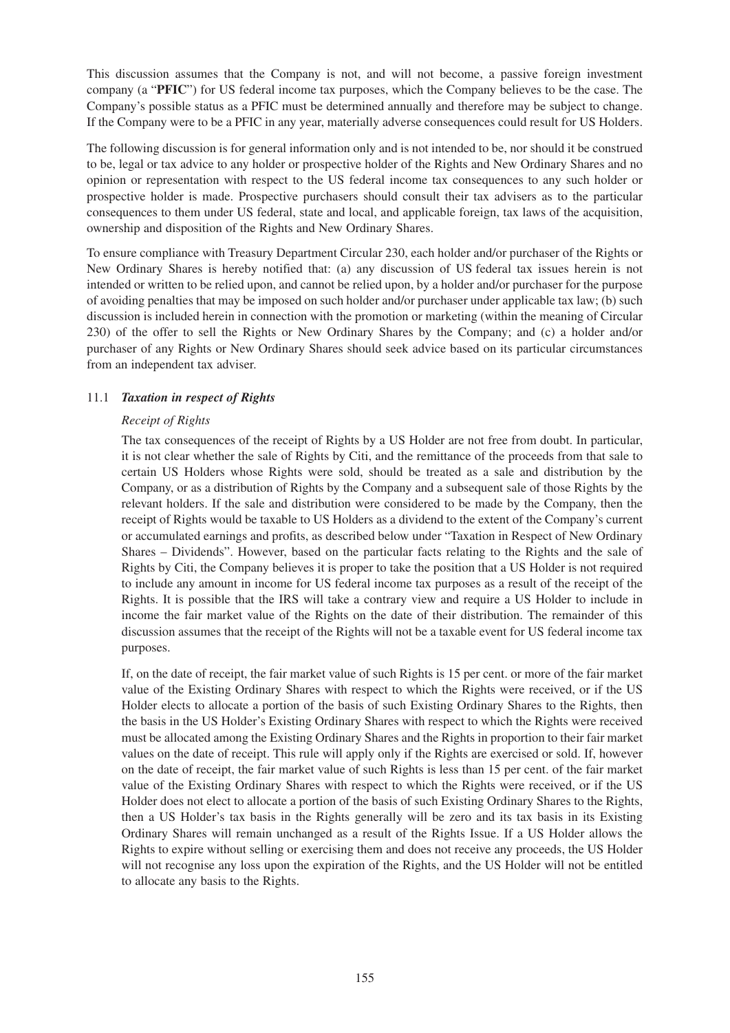This discussion assumes that the Company is not, and will not become, a passive foreign investment company (a "**PFIC**") for US federal income tax purposes, which the Company believes to be the case. The Company's possible status as a PFIC must be determined annually and therefore may be subject to change. If the Company were to be a PFIC in any year, materially adverse consequences could result for US Holders.

The following discussion is for general information only and is not intended to be, nor should it be construed to be, legal or tax advice to any holder or prospective holder of the Rights and New Ordinary Shares and no opinion or representation with respect to the US federal income tax consequences to any such holder or prospective holder is made. Prospective purchasers should consult their tax advisers as to the particular consequences to them under US federal, state and local, and applicable foreign, tax laws of the acquisition, ownership and disposition of the Rights and New Ordinary Shares.

To ensure compliance with Treasury Department Circular 230, each holder and/or purchaser of the Rights or New Ordinary Shares is hereby notified that: (a) any discussion of US federal tax issues herein is not intended or written to be relied upon, and cannot be relied upon, by a holder and/or purchaser for the purpose of avoiding penalties that may be imposed on such holder and/or purchaser under applicable tax law; (b) such discussion is included herein in connection with the promotion or marketing (within the meaning of Circular 230) of the offer to sell the Rights or New Ordinary Shares by the Company; and (c) a holder and/or purchaser of any Rights or New Ordinary Shares should seek advice based on its particular circumstances from an independent tax adviser.

### 11.1 *Taxation in respect of Rights*

*Receipt of Rights*

The tax consequences of the receipt of Rights by a US Holder are not free from doubt. In particular, it is not clear whether the sale of Rights by Citi, and the remittance of the proceeds from that sale to certain US Holders whose Rights were sold, should be treated as a sale and distribution by the Company, or as a distribution of Rights by the Company and a subsequent sale of those Rights by the relevant holders. If the sale and distribution were considered to be made by the Company, then the receipt of Rights would be taxable to US Holders as a dividend to the extent of the Company's current or accumulated earnings and profits, as described below under "Taxation in Respect of New Ordinary Shares – Dividends". However, based on the particular facts relating to the Rights and the sale of Rights by Citi, the Company believes it is proper to take the position that a US Holder is not required to include any amount in income for US federal income tax purposes as a result of the receipt of the Rights. It is possible that the IRS will take a contrary view and require a US Holder to include in income the fair market value of the Rights on the date of their distribution. The remainder of this discussion assumes that the receipt of the Rights will not be a taxable event for US federal income tax purposes.

If, on the date of receipt, the fair market value of such Rights is 15 per cent. or more of the fair market value of the Existing Ordinary Shares with respect to which the Rights were received, or if the US Holder elects to allocate a portion of the basis of such Existing Ordinary Shares to the Rights, then the basis in the US Holder's Existing Ordinary Shares with respect to which the Rights were received must be allocated among the Existing Ordinary Shares and the Rights in proportion to their fair market values on the date of receipt. This rule will apply only if the Rights are exercised or sold. If, however on the date of receipt, the fair market value of such Rights is less than 15 per cent. of the fair market value of the Existing Ordinary Shares with respect to which the Rights were received, or if the US Holder does not elect to allocate a portion of the basis of such Existing Ordinary Shares to the Rights, then a US Holder's tax basis in the Rights generally will be zero and its tax basis in its Existing Ordinary Shares will remain unchanged as a result of the Rights Issue. If a US Holder allows the Rights to expire without selling or exercising them and does not receive any proceeds, the US Holder will not recognise any loss upon the expiration of the Rights, and the US Holder will not be entitled to allocate any basis to the Rights.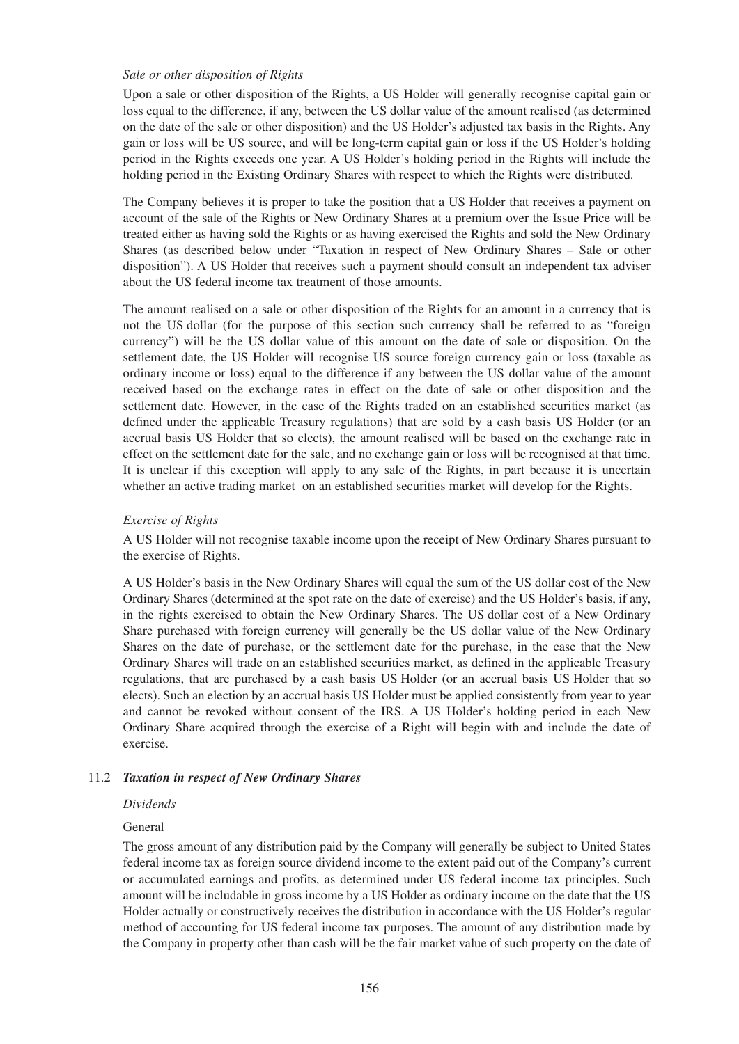*Sale or other disposition of Rights*

Upon a sale or other disposition of the Rights, a US Holder will generally recognise capital gain or loss equal to the difference, if any, between the US dollar value of the amount realised (as determined on the date of the sale or other disposition) and the US Holder's adjusted tax basis in the Rights. Any gain or loss will be US source, and will be long-term capital gain or loss if the US Holder's holding period in the Rights exceeds one year. A US Holder's holding period in the Rights will include the holding period in the Existing Ordinary Shares with respect to which the Rights were distributed.

The Company believes it is proper to take the position that a US Holder that receives a payment on account of the sale of the Rights or New Ordinary Shares at a premium over the Issue Price will be treated either as having sold the Rights or as having exercised the Rights and sold the New Ordinary Shares (as described below under "Taxation in respect of New Ordinary Shares – Sale or other disposition"). A US Holder that receives such a payment should consult an independent tax adviser about the US federal income tax treatment of those amounts.

The amount realised on a sale or other disposition of the Rights for an amount in a currency that is not the US dollar (for the purpose of this section such currency shall be referred to as "foreign currency") will be the US dollar value of this amount on the date of sale or disposition. On the settlement date, the US Holder will recognise US source foreign currency gain or loss (taxable as ordinary income or loss) equal to the difference if any between the US dollar value of the amount received based on the exchange rates in effect on the date of sale or other disposition and the settlement date. However, in the case of the Rights traded on an established securities market (as defined under the applicable Treasury regulations) that are sold by a cash basis US Holder (or an accrual basis US Holder that so elects), the amount realised will be based on the exchange rate in effect on the settlement date for the sale, and no exchange gain or loss will be recognised at that time. It is unclear if this exception will apply to any sale of the Rights, in part because it is uncertain whether an active trading market on an established securities market will develop for the Rights.

*Exercise of Rights*

A US Holder will not recognise taxable income upon the receipt of New Ordinary Shares pursuant to the exercise of Rights.

A US Holder's basis in the New Ordinary Shares will equal the sum of the US dollar cost of the New Ordinary Shares (determined at the spot rate on the date of exercise) and the US Holder's basis, if any, in the rights exercised to obtain the New Ordinary Shares. The US dollar cost of a New Ordinary Share purchased with foreign currency will generally be the US dollar value of the New Ordinary Shares on the date of purchase, or the settlement date for the purchase, in the case that the New Ordinary Shares will trade on an established securities market, as defined in the applicable Treasury regulations, that are purchased by a cash basis US Holder (or an accrual basis US Holder that so elects). Such an election by an accrual basis US Holder must be applied consistently from year to year and cannot be revoked without consent of the IRS. A US Holder's holding period in each New Ordinary Share acquired through the exercise of a Right will begin with and include the date of exercise.

### 11.2 ***Taxation in respect of New Ordinary Shares***

*Dividends*

General

The gross amount of any distribution paid by the Company will generally be subject to United States federal income tax as foreign source dividend income to the extent paid out of the Company's current or accumulated earnings and profits, as determined under US federal income tax principles. Such amount will be includable in gross income by a US Holder as ordinary income on the date that the US Holder actually or constructively receives the distribution in accordance with the US Holder's regular method of accounting for US federal income tax purposes. The amount of any distribution made by the Company in property other than cash will be the fair market value of such property on the date of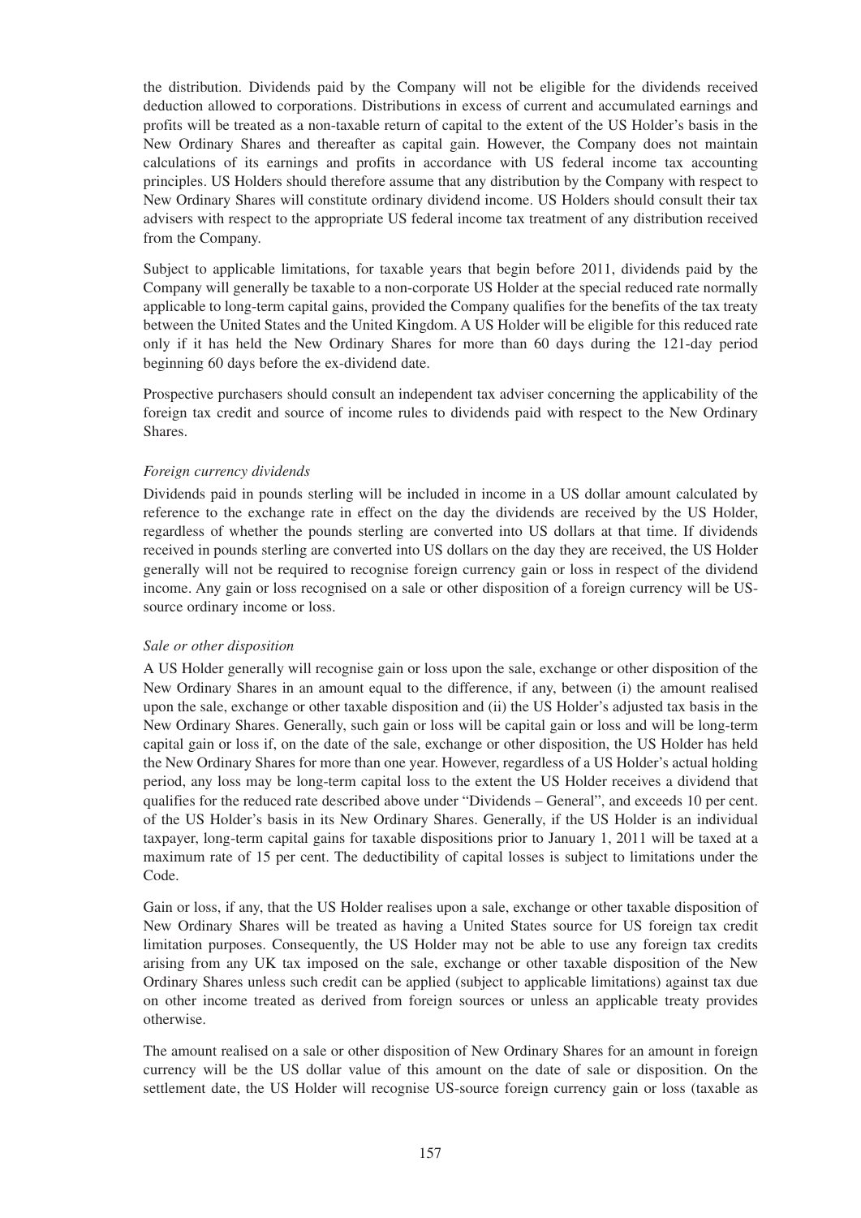the distribution. Dividends paid by the Company will not be eligible for the dividends received deduction allowed to corporations. Distributions in excess of current and accumulated earnings and profits will be treated as a non-taxable return of capital to the extent of the US Holder's basis in the New Ordinary Shares and thereafter as capital gain. However, the Company does not maintain calculations of its earnings and profits in accordance with US federal income tax accounting principles. US Holders should therefore assume that any distribution by the Company with respect to New Ordinary Shares will constitute ordinary dividend income. US Holders should consult their tax advisers with respect to the appropriate US federal income tax treatment of any distribution received from the Company.

Subject to applicable limitations, for taxable years that begin before 2011, dividends paid by the Company will generally be taxable to a non-corporate US Holder at the special reduced rate normally applicable to long-term capital gains, provided the Company qualifies for the benefits of the tax treaty between the United States and the United Kingdom. A US Holder will be eligible for this reduced rate only if it has held the New Ordinary Shares for more than 60 days during the 121-day period beginning 60 days before the ex-dividend date.

Prospective purchasers should consult an independent tax adviser concerning the applicability of the foreign tax credit and source of income rules to dividends paid with respect to the New Ordinary Shares.

*Foreign currency dividends*

Dividends paid in pounds sterling will be included in income in a US dollar amount calculated by reference to the exchange rate in effect on the day the dividends are received by the US Holder, regardless of whether the pounds sterling are converted into US dollars at that time. If dividends received in pounds sterling are converted into US dollars on the day they are received, the US Holder generally will not be required to recognise foreign currency gain or loss in respect of the dividend income. Any gain or loss recognised on a sale or other disposition of a foreign currency will be US-source ordinary income or loss.

*Sale or other disposition*

A US Holder generally will recognise gain or loss upon the sale, exchange or other disposition of the New Ordinary Shares in an amount equal to the difference, if any, between (i) the amount realised upon the sale, exchange or other taxable disposition and (ii) the US Holder's adjusted tax basis in the New Ordinary Shares. Generally, such gain or loss will be capital gain or loss and will be long-term capital gain or loss if, on the date of the sale, exchange or other disposition, the US Holder has held the New Ordinary Shares for more than one year. However, regardless of a US Holder's actual holding period, any loss may be long-term capital loss to the extent the US Holder receives a dividend that qualifies for the reduced rate described above under "Dividends – General", and exceeds 10 per cent. of the US Holder's basis in its New Ordinary Shares. Generally, if the US Holder is an individual taxpayer, long-term capital gains for taxable dispositions prior to January 1, 2011 will be taxed at a maximum rate of 15 per cent. The deductibility of capital losses is subject to limitations under the Code.

Gain or loss, if any, that the US Holder realises upon a sale, exchange or other taxable disposition of New Ordinary Shares will be treated as having a United States source for US foreign tax credit limitation purposes. Consequently, the US Holder may not be able to use any foreign tax credits arising from any UK tax imposed on the sale, exchange or other taxable disposition of the New Ordinary Shares unless such credit can be applied (subject to applicable limitations) against tax due on other income treated as derived from foreign sources or unless an applicable treaty provides otherwise.

The amount realised on a sale or other disposition of New Ordinary Shares for an amount in foreign currency will be the US dollar value of this amount on the date of sale or disposition. On the settlement date, the US Holder will recognise US-source foreign currency gain or loss (taxable as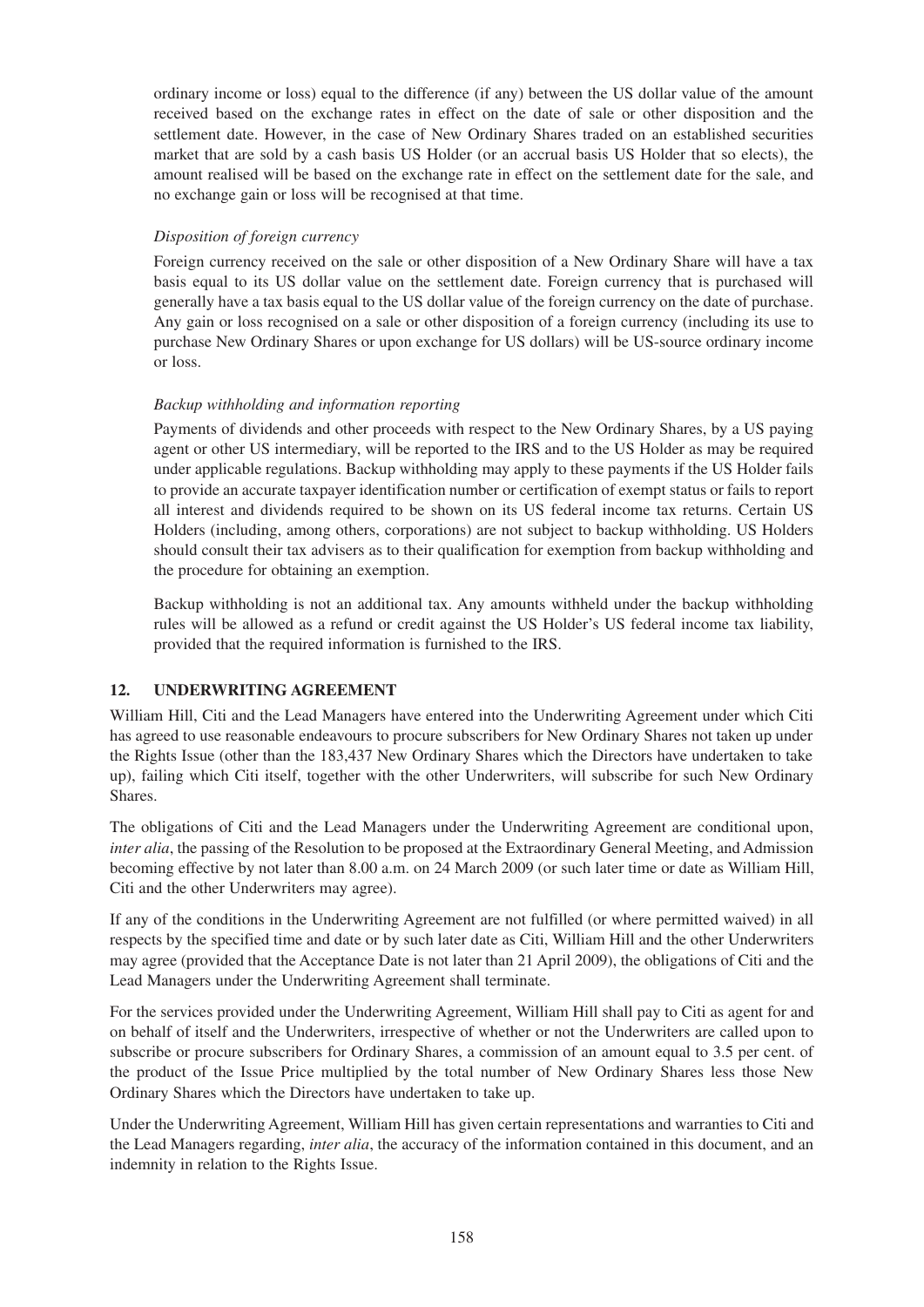ordinary income or loss) equal to the difference (if any) between the US dollar value of the amount received based on the exchange rates in effect on the date of sale or other disposition and the settlement date. However, in the case of New Ordinary Shares traded on an established securities market that are sold by a cash basis US Holder (or an accrual basis US Holder that so elects), the amount realised will be based on the exchange rate in effect on the settlement date for the sale, and no exchange gain or loss will be recognised at that time.

*Disposition of foreign currency*

Foreign currency received on the sale or other disposition of a New Ordinary Share will have a tax basis equal to its US dollar value on the settlement date. Foreign currency that is purchased will generally have a tax basis equal to the US dollar value of the foreign currency on the date of purchase. Any gain or loss recognised on a sale or other disposition of a foreign currency (including its use to purchase New Ordinary Shares or upon exchange for US dollars) will be US-source ordinary income or loss.

*Backup withholding and information reporting*

Payments of dividends and other proceeds with respect to the New Ordinary Shares, by a US paying agent or other US intermediary, will be reported to the IRS and to the US Holder as may be required under applicable regulations. Backup withholding may apply to these payments if the US Holder fails to provide an accurate taxpayer identification number or certification of exempt status or fails to report all interest and dividends required to be shown on its US federal income tax returns. Certain US Holders (including, among others, corporations) are not subject to backup withholding. US Holders should consult their tax advisers as to their qualification for exemption from backup withholding and the procedure for obtaining an exemption.

Backup withholding is not an additional tax. Any amounts withheld under the backup withholding rules will be allowed as a refund or credit against the US Holder's US federal income tax liability, provided that the required information is furnished to the IRS.

## 12. UNDERWRITING AGREEMENT

William Hill, Citi and the Lead Managers have entered into the Underwriting Agreement under which Citi has agreed to use reasonable endeavours to procure subscribers for New Ordinary Shares not taken up under the Rights Issue (other than the 183,437 New Ordinary Shares which the Directors have undertaken to take up), failing which Citi itself, together with the other Underwriters, will subscribe for such New Ordinary Shares.

The obligations of Citi and the Lead Managers under the Underwriting Agreement are conditional upon, *inter alia*, the passing of the Resolution to be proposed at the Extraordinary General Meeting, and Admission becoming effective by not later than 8.00 a.m. on 24 March 2009 (or such later time or date as William Hill, Citi and the other Underwriters may agree).

If any of the conditions in the Underwriting Agreement are not fulfilled (or where permitted waived) in all respects by the specified time and date or by such later date as Citi, William Hill and the other Underwriters may agree (provided that the Acceptance Date is not later than 21 April 2009), the obligations of Citi and the Lead Managers under the Underwriting Agreement shall terminate.

For the services provided under the Underwriting Agreement, William Hill shall pay to Citi as agent for and on behalf of itself and the Underwriters, irrespective of whether or not the Underwriters are called upon to subscribe or procure subscribers for Ordinary Shares, a commission of an amount equal to 3.5 per cent. of the product of the Issue Price multiplied by the total number of New Ordinary Shares less those New Ordinary Shares which the Directors have undertaken to take up.

Under the Underwriting Agreement, William Hill has given certain representations and warranties to Citi and the Lead Managers regarding, *inter alia*, the accuracy of the information contained in this document, and an indemnity in relation to the Rights Issue.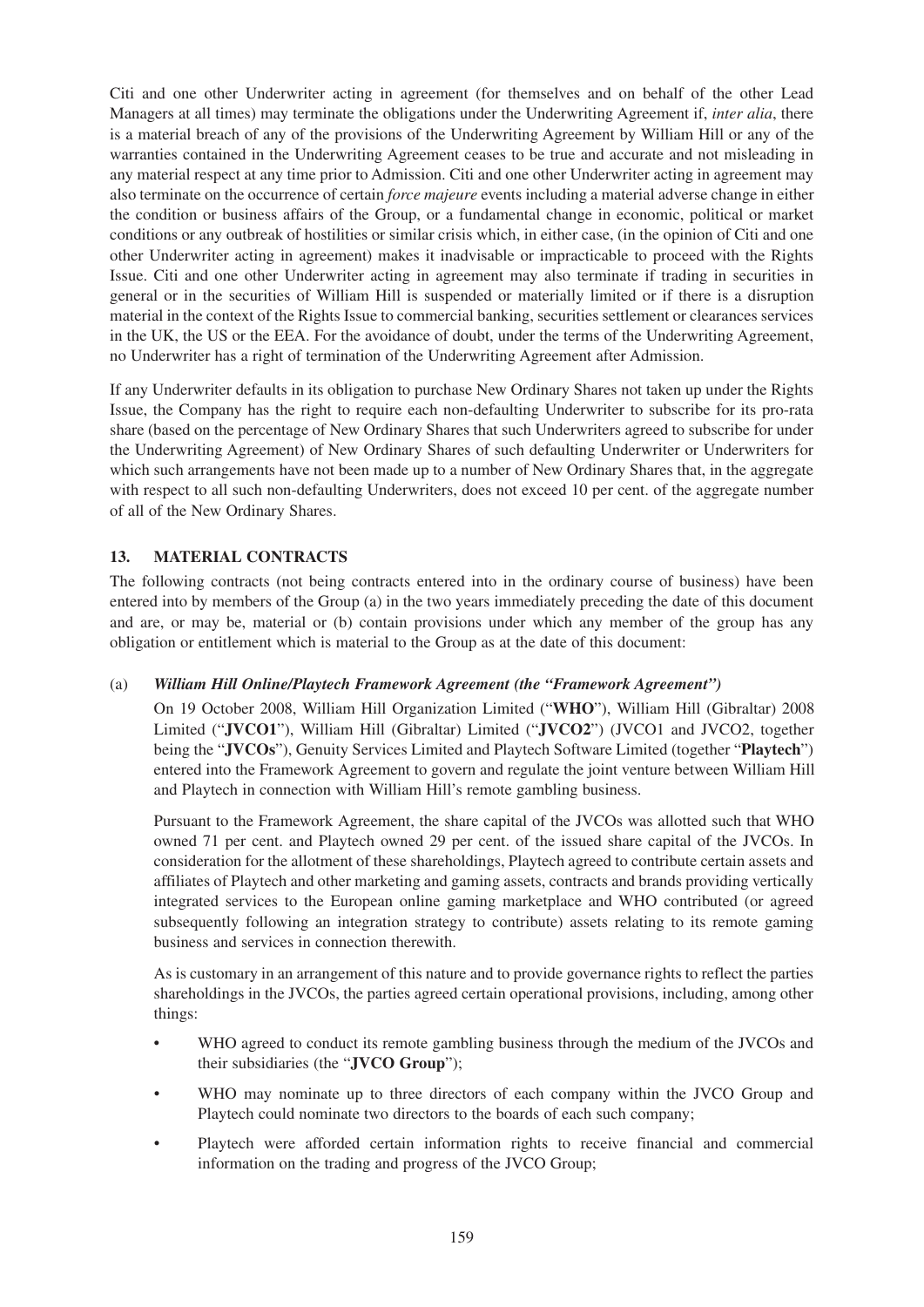Citi and one other Underwriter acting in agreement (for themselves and on behalf of the other Lead Managers at all times) may terminate the obligations under the Underwriting Agreement if, *inter alia*, there is a material breach of any of the provisions of the Underwriting Agreement by William Hill or any of the warranties contained in the Underwriting Agreement ceases to be true and accurate and not misleading in any material respect at any time prior to Admission. Citi and one other Underwriter acting in agreement may also terminate on the occurrence of certain *force majeure* events including a material adverse change in either the condition or business affairs of the Group, or a fundamental change in economic, political or market conditions or any outbreak of hostilities or similar crisis which, in either case, (in the opinion of Citi and one other Underwriter acting in agreement) makes it inadvisable or impracticable to proceed with the Rights Issue. Citi and one other Underwriter acting in agreement may also terminate if trading in securities in general or in the securities of William Hill is suspended or materially limited or if there is a disruption material in the context of the Rights Issue to commercial banking, securities settlement or clearances services in the UK, the US or the EEA. For the avoidance of doubt, under the terms of the Underwriting Agreement, no Underwriter has a right of termination of the Underwriting Agreement after Admission.

If any Underwriter defaults in its obligation to purchase New Ordinary Shares not taken up under the Rights Issue, the Company has the right to require each non-defaulting Underwriter to subscribe for its pro-rata share (based on the percentage of New Ordinary Shares that such Underwriters agreed to subscribe for under the Underwriting Agreement) of New Ordinary Shares of such defaulting Underwriter or Underwriters for which such arrangements have not been made up to a number of New Ordinary Shares that, in the aggregate with respect to all such non-defaulting Underwriters, does not exceed 10 per cent. of the aggregate number of all of the New Ordinary Shares.

## 13. MATERIAL CONTRACTS

The following contracts (not being contracts entered into in the ordinary course of business) have been entered into by members of the Group (a) in the two years immediately preceding the date of this document and are, or may be, material or (b) contain provisions under which any member of the group has any obligation or entitlement which is material to the Group as at the date of this document:

(a) ***William Hill Online/Playtech Framework Agreement (the "Framework Agreement")***

On 19 October 2008, William Hill Organization Limited ("**WHO**"), William Hill (Gibraltar) 2008 Limited ("**JVCO1**"), William Hill (Gibraltar) Limited ("**JVCO2**") (JVCO1 and JVCO2, together being the "**JVCOs**"), Genuity Services Limited and Playtech Software Limited (together "**Playtech**") entered into the Framework Agreement to govern and regulate the joint venture between William Hill and Playtech in connection with William Hill's remote gambling business.

Pursuant to the Framework Agreement, the share capital of the JVCOs was allotted such that WHO owned 71 per cent. and Playtech owned 29 per cent. of the issued share capital of the JVCOs. In consideration for the allotment of these shareholdings, Playtech agreed to contribute certain assets and affiliates of Playtech and other marketing and gaming assets, contracts and brands providing vertically integrated services to the European online gaming marketplace and WHO contributed (or agreed subsequently following an integration strategy to contribute) assets relating to its remote gaming business and services in connection therewith.

As is customary in an arrangement of this nature and to provide governance rights to reflect the parties shareholdings in the JVCOs, the parties agreed certain operational provisions, including, among other things:

- WHO agreed to conduct its remote gambling business through the medium of the JVCOs and their subsidiaries (the "**JVCO Group**");
- WHO may nominate up to three directors of each company within the JVCO Group and Playtech could nominate two directors to the boards of each such company;
- Playtech were afforded certain information rights to receive financial and commercial information on the trading and progress of the JVCO Group;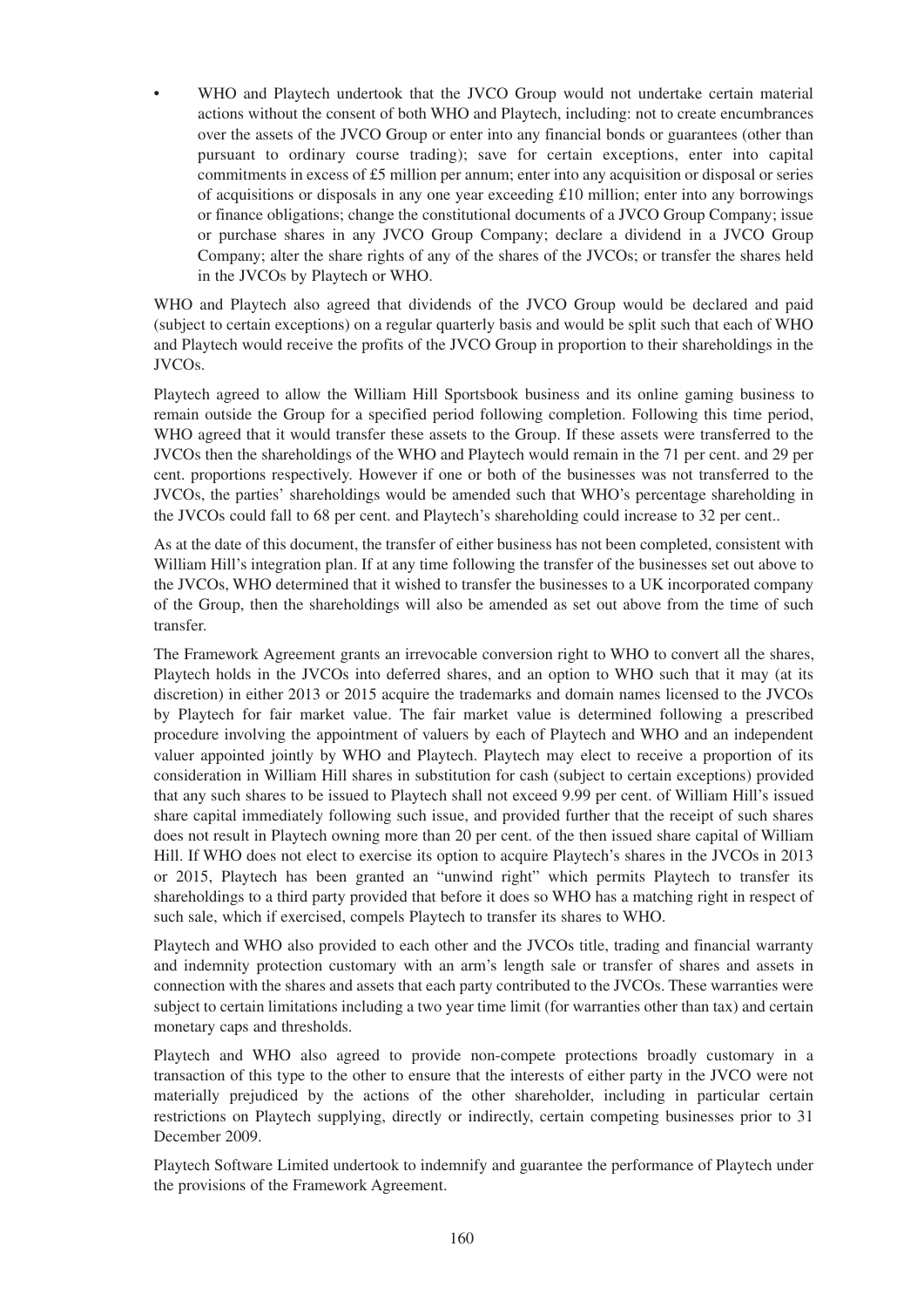- WHO and Playtech undertook that the JVCO Group would not undertake certain material actions without the consent of both WHO and Playtech, including: not to create encumbrances over the assets of the JVCO Group or enter into any financial bonds or guarantees (other than pursuant to ordinary course trading); save for certain exceptions, enter into capital commitments in excess of £5 million per annum; enter into any acquisition or disposal or series of acquisitions or disposals in any one year exceeding £10 million; enter into any borrowings or finance obligations; change the constitutional documents of a JVCO Group Company; issue or purchase shares in any JVCO Group Company; declare a dividend in a JVCO Group Company; alter the share rights of any of the shares of the JVCOs; or transfer the shares held in the JVCOs by Playtech or WHO.

WHO and Playtech also agreed that dividends of the JVCO Group would be declared and paid (subject to certain exceptions) on a regular quarterly basis and would be split such that each of WHO and Playtech would receive the profits of the JVCO Group in proportion to their shareholdings in the JVCOs.

Playtech agreed to allow the William Hill Sportsbook business and its online gaming business to remain outside the Group for a specified period following completion. Following this time period, WHO agreed that it would transfer these assets to the Group. If these assets were transferred to the JVCOs then the shareholdings of the WHO and Playtech would remain in the 71 per cent. and 29 per cent. proportions respectively. However if one or both of the businesses was not transferred to the JVCOs, the parties' shareholdings would be amended such that WHO's percentage shareholding in the JVCOs could fall to 68 per cent. and Playtech's shareholding could increase to 32 per cent..

As at the date of this document, the transfer of either business has not been completed, consistent with William Hill's integration plan. If at any time following the transfer of the businesses set out above to the JVCOs, WHO determined that it wished to transfer the businesses to a UK incorporated company of the Group, then the shareholdings will also be amended as set out above from the time of such transfer.

The Framework Agreement grants an irrevocable conversion right to WHO to convert all the shares, Playtech holds in the JVCOs into deferred shares, and an option to WHO such that it may (at its discretion) in either 2013 or 2015 acquire the trademarks and domain names licensed to the JVCOs by Playtech for fair market value. The fair market value is determined following a prescribed procedure involving the appointment of valuers by each of Playtech and WHO and an independent valuer appointed jointly by WHO and Playtech. Playtech may elect to receive a proportion of its consideration in William Hill shares in substitution for cash (subject to certain exceptions) provided that any such shares to be issued to Playtech shall not exceed 9.99 per cent. of William Hill's issued share capital immediately following such issue, and provided further that the receipt of such shares does not result in Playtech owning more than 20 per cent. of the then issued share capital of William Hill. If WHO does not elect to exercise its option to acquire Playtech's shares in the JVCOs in 2013 or 2015, Playtech has been granted an "unwind right" which permits Playtech to transfer its shareholdings to a third party provided that before it does so WHO has a matching right in respect of such sale, which if exercised, compels Playtech to transfer its shares to WHO.

Playtech and WHO also provided to each other and the JVCOs title, trading and financial warranty and indemnity protection customary with an arm's length sale or transfer of shares and assets in connection with the shares and assets that each party contributed to the JVCOs. These warranties were subject to certain limitations including a two year time limit (for warranties other than tax) and certain monetary caps and thresholds.

Playtech and WHO also agreed to provide non-compete protections broadly customary in a transaction of this type to the other to ensure that the interests of either party in the JVCO were not materially prejudiced by the actions of the other shareholder, including in particular certain restrictions on Playtech supplying, directly or indirectly, certain competing businesses prior to 31 December 2009.

Playtech Software Limited undertook to indemnify and guarantee the performance of Playtech under the provisions of the Framework Agreement.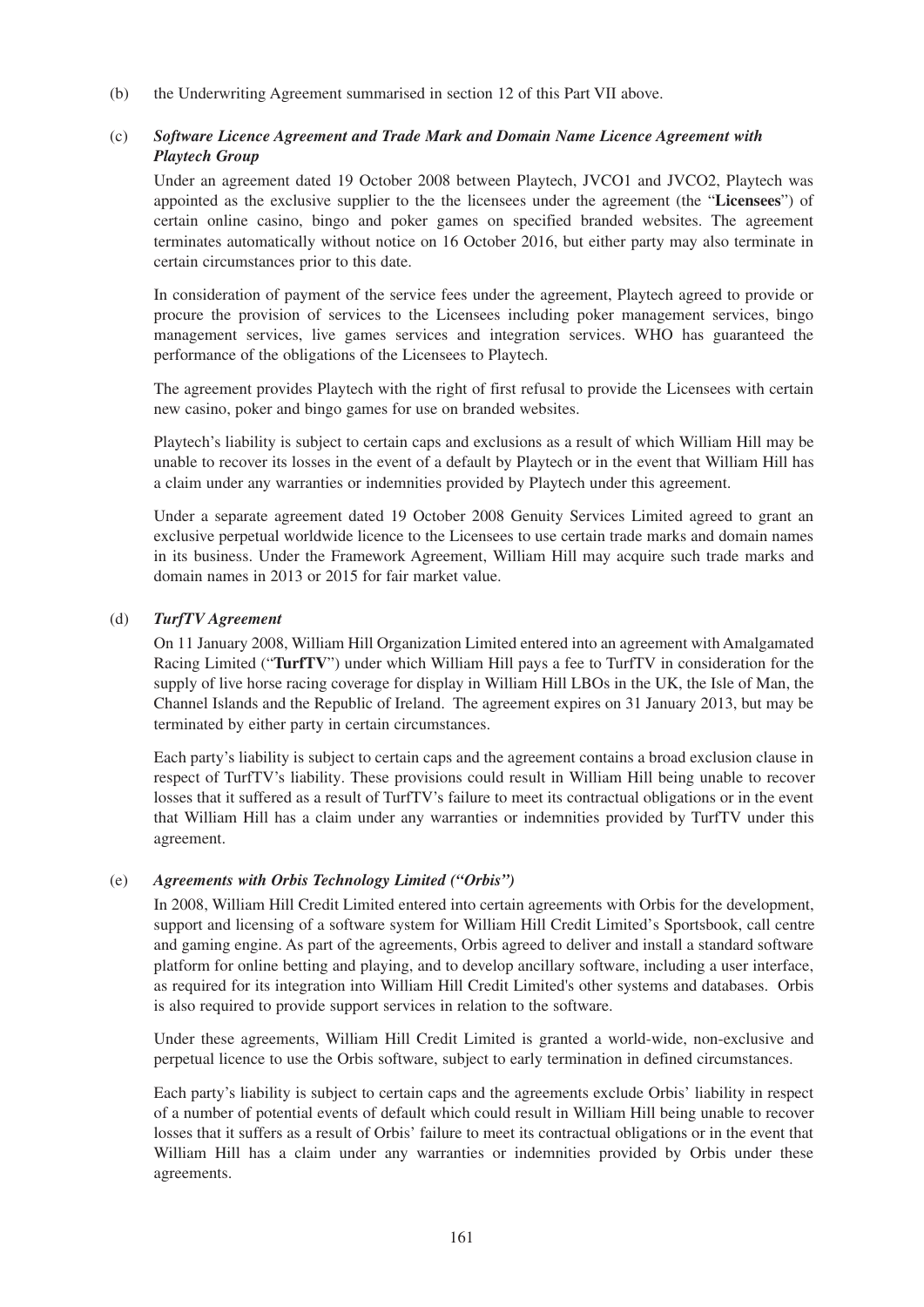(b) the Underwriting Agreement summarised in section 12 of this Part VII above.

(c) ***Software Licence Agreement and Trade Mark and Domain Name Licence Agreement with Playtech Group***

Under an agreement dated 19 October 2008 between Playtech, JVCO1 and JVCO2, Playtech was appointed as the exclusive supplier to the the licensees under the agreement (the "**Licensees**") of certain online casino, bingo and poker games on specified branded websites. The agreement terminates automatically without notice on 16 October 2016, but either party may also terminate in certain circumstances prior to this date.

In consideration of payment of the service fees under the agreement, Playtech agreed to provide or procure the provision of services to the Licensees including poker management services, bingo management services, live games services and integration services. WHO has guaranteed the performance of the obligations of the Licensees to Playtech.

The agreement provides Playtech with the right of first refusal to provide the Licensees with certain new casino, poker and bingo games for use on branded websites.

Playtech's liability is subject to certain caps and exclusions as a result of which William Hill may be unable to recover its losses in the event of a default by Playtech or in the event that William Hill has a claim under any warranties or indemnities provided by Playtech under this agreement.

Under a separate agreement dated 19 October 2008 Genuity Services Limited agreed to grant an exclusive perpetual worldwide licence to the Licensees to use certain trade marks and domain names in its business. Under the Framework Agreement, William Hill may acquire such trade marks and domain names in 2013 or 2015 for fair market value.

(d) ***TurfTV Agreement***

On 11 January 2008, William Hill Organization Limited entered into an agreement with Amalgamated Racing Limited ("**TurfTV**") under which William Hill pays a fee to TurfTV in consideration for the supply of live horse racing coverage for display in William Hill LBOs in the UK, the Isle of Man, the Channel Islands and the Republic of Ireland. The agreement expires on 31 January 2013, but may be terminated by either party in certain circumstances.

Each party's liability is subject to certain caps and the agreement contains a broad exclusion clause in respect of TurfTV's liability. These provisions could result in William Hill being unable to recover losses that it suffered as a result of TurfTV's failure to meet its contractual obligations or in the event that William Hill has a claim under any warranties or indemnities provided by TurfTV under this agreement.

(e) ***Agreements with Orbis Technology Limited ("Orbis")***

In 2008, William Hill Credit Limited entered into certain agreements with Orbis for the development, support and licensing of a software system for William Hill Credit Limited's Sportsbook, call centre and gaming engine. As part of the agreements, Orbis agreed to deliver and install a standard software platform for online betting and playing, and to develop ancillary software, including a user interface, as required for its integration into William Hill Credit Limited's other systems and databases. Orbis is also required to provide support services in relation to the software.

Under these agreements, William Hill Credit Limited is granted a world-wide, non-exclusive and perpetual licence to use the Orbis software, subject to early termination in defined circumstances.

Each party's liability is subject to certain caps and the agreements exclude Orbis' liability in respect of a number of potential events of default which could result in William Hill being unable to recover losses that it suffers as a result of Orbis' failure to meet its contractual obligations or in the event that William Hill has a claim under any warranties or indemnities provided by Orbis under these agreements.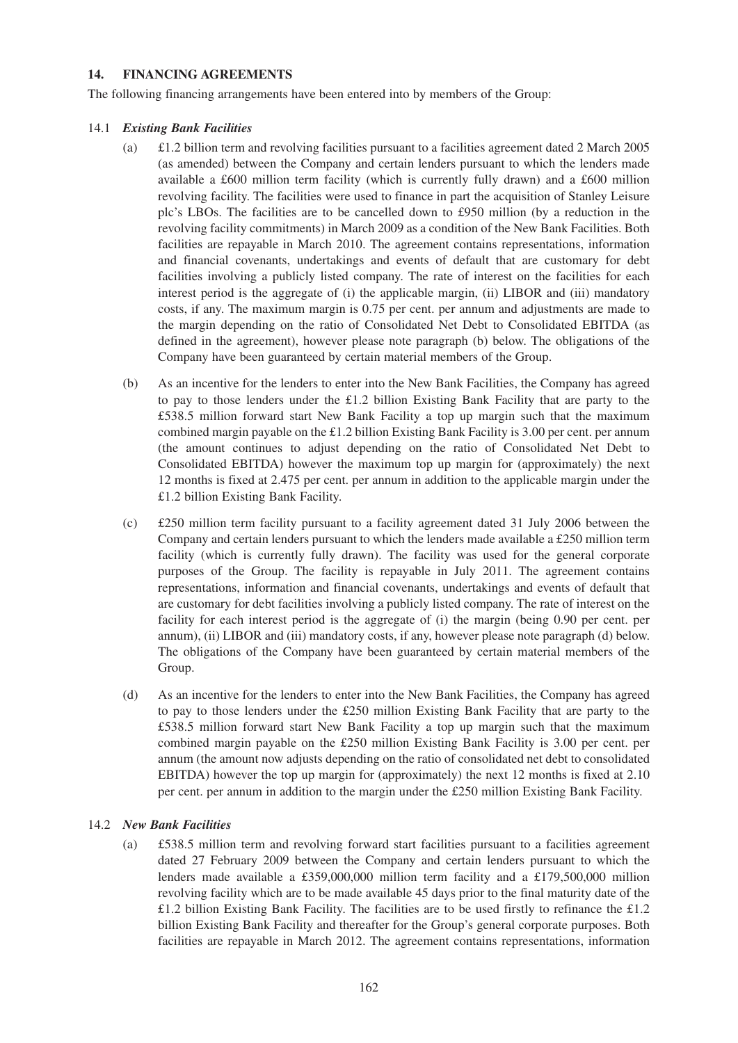## 14. FINANCING AGREEMENTS

The following financing arrangements have been entered into by members of the Group:

### 14.1 *Existing Bank Facilities*

(a) £1.2 billion term and revolving facilities pursuant to a facilities agreement dated 2 March 2005 (as amended) between the Company and certain lenders pursuant to which the lenders made available a £600 million term facility (which is currently fully drawn) and a £600 million revolving facility. The facilities were used to finance in part the acquisition of Stanley Leisure plc's LBOs. The facilities are to be cancelled down to £950 million (by a reduction in the revolving facility commitments) in March 2009 as a condition of the New Bank Facilities. Both facilities are repayable in March 2010. The agreement contains representations, information and financial covenants, undertakings and events of default that are customary for debt facilities involving a publicly listed company. The rate of interest on the facilities for each interest period is the aggregate of (i) the applicable margin, (ii) LIBOR and (iii) mandatory costs, if any. The maximum margin is 0.75 per cent. per annum and adjustments are made to the margin depending on the ratio of Consolidated Net Debt to Consolidated EBITDA (as defined in the agreement), however please note paragraph (b) below. The obligations of the Company have been guaranteed by certain material members of the Group.

(b) As an incentive for the lenders to enter into the New Bank Facilities, the Company has agreed to pay to those lenders under the £1.2 billion Existing Bank Facility that are party to the £538.5 million forward start New Bank Facility a top up margin such that the maximum combined margin payable on the £1.2 billion Existing Bank Facility is 3.00 per cent. per annum (the amount continues to adjust depending on the ratio of Consolidated Net Debt to Consolidated EBITDA) however the maximum top up margin for (approximately) the next 12 months is fixed at 2.475 per cent. per annum in addition to the applicable margin under the £1.2 billion Existing Bank Facility.

(c) £250 million term facility pursuant to a facility agreement dated 31 July 2006 between the Company and certain lenders pursuant to which the lenders made available a £250 million term facility (which is currently fully drawn). The facility was used for the general corporate purposes of the Group. The facility is repayable in July 2011. The agreement contains representations, information and financial covenants, undertakings and events of default that are customary for debt facilities involving a publicly listed company. The rate of interest on the facility for each interest period is the aggregate of (i) the margin (being 0.90 per cent. per annum), (ii) LIBOR and (iii) mandatory costs, if any, however please note paragraph (d) below. The obligations of the Company have been guaranteed by certain material members of the Group.

(d) As an incentive for the lenders to enter into the New Bank Facilities, the Company has agreed to pay to those lenders under the £250 million Existing Bank Facility that are party to the £538.5 million forward start New Bank Facility a top up margin such that the maximum combined margin payable on the £250 million Existing Bank Facility is 3.00 per cent. per annum (the amount now adjusts depending on the ratio of consolidated net debt to consolidated EBITDA) however the top up margin for (approximately) the next 12 months is fixed at 2.10 per cent. per annum in addition to the margin under the £250 million Existing Bank Facility.

### 14.2 *New Bank Facilities*

(a) £538.5 million term and revolving forward start facilities pursuant to a facilities agreement dated 27 February 2009 between the Company and certain lenders pursuant to which the lenders made available a £359,000,000 million term facility and a £179,500,000 million revolving facility which are to be made available 45 days prior to the final maturity date of the £1.2 billion Existing Bank Facility. The facilities are to be used firstly to refinance the £1.2 billion Existing Bank Facility and thereafter for the Group's general corporate purposes. Both facilities are repayable in March 2012. The agreement contains representations, information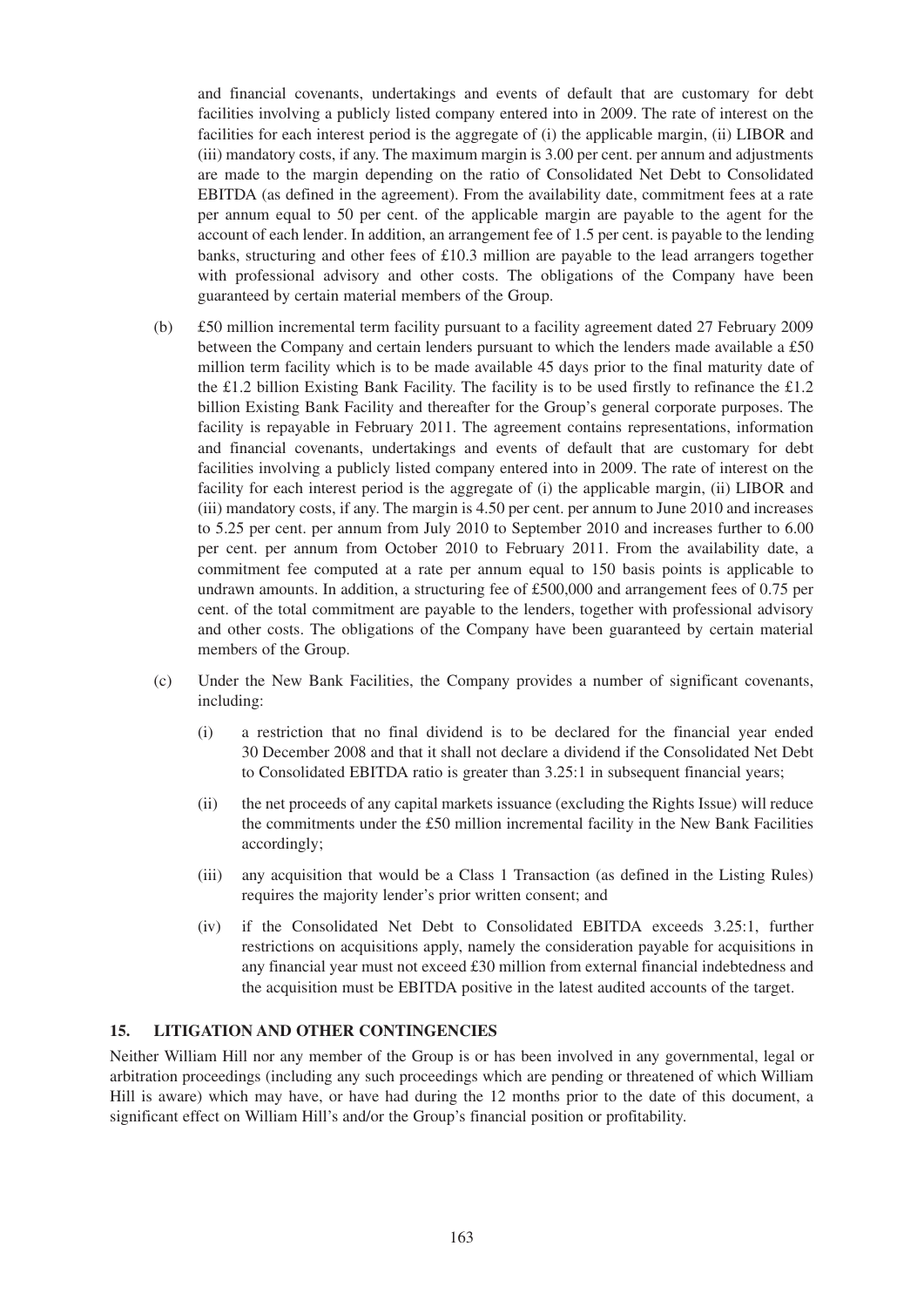and financial covenants, undertakings and events of default that are customary for debt facilities involving a publicly listed company entered into in 2009. The rate of interest on the facilities for each interest period is the aggregate of (i) the applicable margin, (ii) LIBOR and (iii) mandatory costs, if any. The maximum margin is 3.00 per cent. per annum and adjustments are made to the margin depending on the ratio of Consolidated Net Debt to Consolidated EBITDA (as defined in the agreement). From the availability date, commitment fees at a rate per annum equal to 50 per cent. of the applicable margin are payable to the agent for the account of each lender. In addition, an arrangement fee of 1.5 per cent. is payable to the lending banks, structuring and other fees of £10.3 million are payable to the lead arrangers together with professional advisory and other costs. The obligations of the Company have been guaranteed by certain material members of the Group.

(b) £50 million incremental term facility pursuant to a facility agreement dated 27 February 2009 between the Company and certain lenders pursuant to which the lenders made available a £50 million term facility which is to be made available 45 days prior to the final maturity date of the £1.2 billion Existing Bank Facility. The facility is to be used firstly to refinance the £1.2 billion Existing Bank Facility and thereafter for the Group's general corporate purposes. The facility is repayable in February 2011. The agreement contains representations, information and financial covenants, undertakings and events of default that are customary for debt facilities involving a publicly listed company entered into in 2009. The rate of interest on the facility for each interest period is the aggregate of (i) the applicable margin, (ii) LIBOR and (iii) mandatory costs, if any. The margin is 4.50 per cent. per annum to June 2010 and increases to 5.25 per cent. per annum from July 2010 to September 2010 and increases further to 6.00 per cent. per annum from October 2010 to February 2011. From the availability date, a commitment fee computed at a rate per annum equal to 150 basis points is applicable to undrawn amounts. In addition, a structuring fee of £500,000 and arrangement fees of 0.75 per cent. of the total commitment are payable to the lenders, together with professional advisory and other costs. The obligations of the Company have been guaranteed by certain material members of the Group.

(c) Under the New Bank Facilities, the Company provides a number of significant covenants, including:

   (i) a restriction that no final dividend is to be declared for the financial year ended 30 December 2008 and that it shall not declare a dividend if the Consolidated Net Debt to Consolidated EBITDA ratio is greater than 3.25:1 in subsequent financial years;

   (ii) the net proceeds of any capital markets issuance (excluding the Rights Issue) will reduce the commitments under the £50 million incremental facility in the New Bank Facilities accordingly;

   (iii) any acquisition that would be a Class 1 Transaction (as defined in the Listing Rules) requires the majority lender's prior written consent; and

   (iv) if the Consolidated Net Debt to Consolidated EBITDA exceeds 3.25:1, further restrictions on acquisitions apply, namely the consideration payable for acquisitions in any financial year must not exceed £30 million from external financial indebtedness and the acquisition must be EBITDA positive in the latest audited accounts of the target.

## 15. LITIGATION AND OTHER CONTINGENCIES

Neither William Hill nor any member of the Group is or has been involved in any governmental, legal or arbitration proceedings (including any such proceedings which are pending or threatened of which William Hill is aware) which may have, or have had during the 12 months prior to the date of this document, a significant effect on William Hill's and/or the Group's financial position or profitability.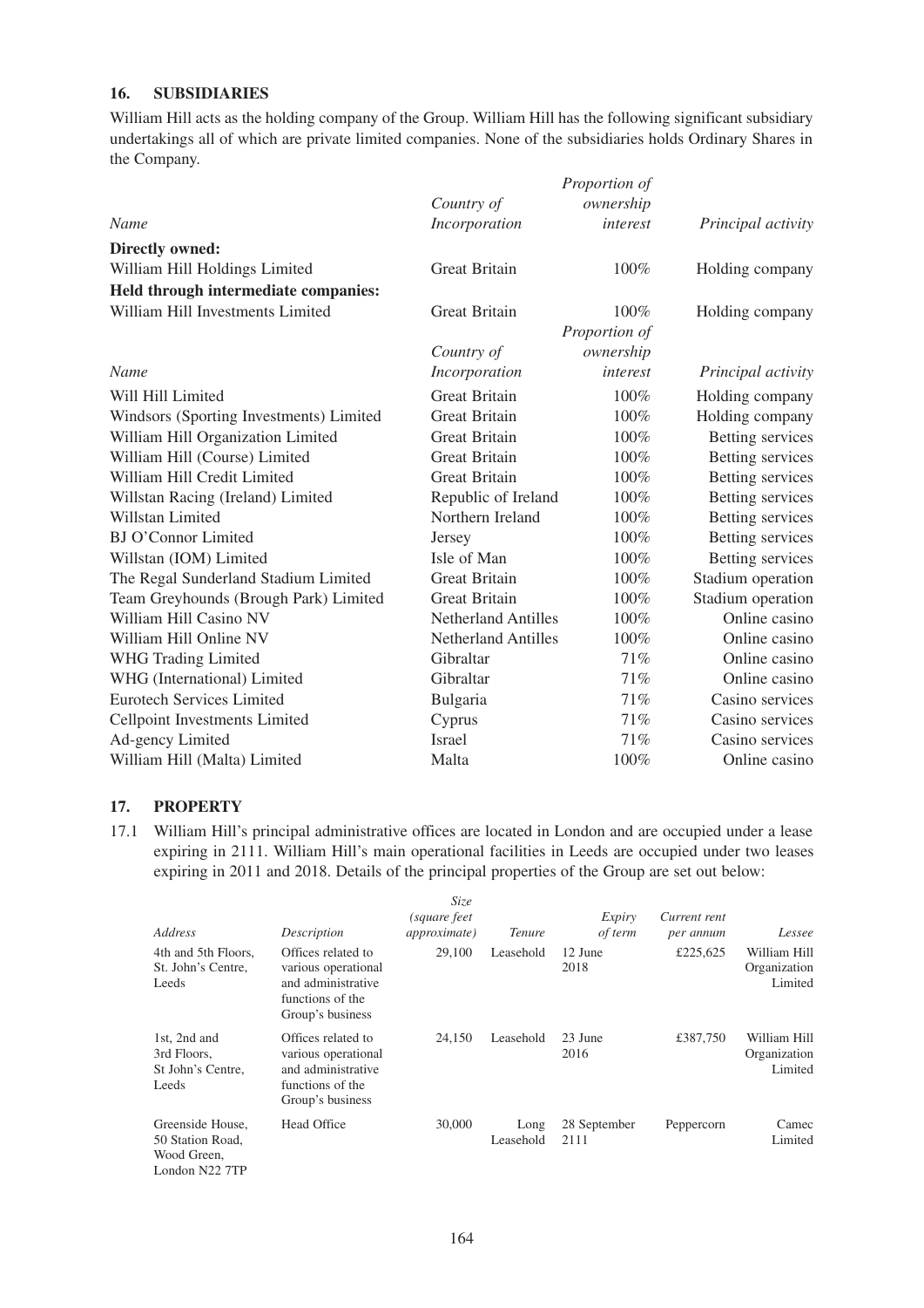## 16. SUBSIDIARIES

William Hill acts as the holding company of the Group. William Hill has the following significant subsidiary undertakings all of which are private limited companies. None of the subsidiaries holds Ordinary Shares in the Company.

| *Name* | *Country of Incorporation* | *Proportion of ownership interest* | *Principal activity* |
|---|---|---|---|
| **Directly owned:** | | | |
| William Hill Holdings Limited | Great Britain | 100% | Holding company |
| **Held through intermediate companies:** | | | |
| William Hill Investments Limited | Great Britain | 100% | Holding company |

| *Name* | *Country of Incorporation* | *Proportion of ownership interest* | *Principal activity* |
|---|---|---|---|
| Will Hill Limited | Great Britain | 100% | Holding company |
| Windsors (Sporting Investments) Limited | Great Britain | 100% | Holding company |
| William Hill Organization Limited | Great Britain | 100% | Betting services |
| William Hill (Course) Limited | Great Britain | 100% | Betting services |
| William Hill Credit Limited | Great Britain | 100% | Betting services |
| Willstan Racing (Ireland) Limited | Republic of Ireland | 100% | Betting services |
| Willstan Limited | Northern Ireland | 100% | Betting services |
| BJ O'Connor Limited | Jersey | 100% | Betting services |
| Willstan (IOM) Limited | Isle of Man | 100% | Betting services |
| The Regal Sunderland Stadium Limited | Great Britain | 100% | Stadium operation |
| Team Greyhounds (Brough Park) Limited | Great Britain | 100% | Stadium operation |
| William Hill Casino NV | Netherland Antilles | 100% | Online casino |
| William Hill Online NV | Netherland Antilles | 100% | Online casino |
| WHG Trading Limited | Gibraltar | 71% | Online casino |
| WHG (International) Limited | Gibraltar | 71% | Online casino |
| Eurotech Services Limited | Bulgaria | 71% | Casino services |
| Cellpoint Investments Limited | Cyprus | 71% | Casino services |
| Ad-gency Limited | Israel | 71% | Casino services |
| William Hill (Malta) Limited | Malta | 100% | Online casino |

## 17. PROPERTY

17.1 William Hill's principal administrative offices are located in London and are occupied under a lease expiring in 2111. William Hill's main operational facilities in Leeds are occupied under two leases expiring in 2011 and 2018. Details of the principal properties of the Group are set out below:

| *Address* | *Description* | *Size (square feet approximate)* | *Tenure* | *Expiry of term* | *Current rent per annum* | *Lessee* |
|---|---|---|---|---|---|---|
| 4th and 5th Floors, St. John's Centre, Leeds | Offices related to various operational and administrative functions of the Group's business | 29,100 | Leasehold | 12 June 2018 | £225,625 | William Hill Organization Limited |
| 1st, 2nd and 3rd Floors, St John's Centre, Leeds | Offices related to various operational and administrative functions of the Group's business | 24,150 | Leasehold | 23 June 2016 | £387,750 | William Hill Organization Limited |
| Greenside House, 50 Station Road, Wood Green, London N22 7TP | Head Office | 30,000 | Long Leasehold | 28 September 2111 | Peppercorn | Camec Limited |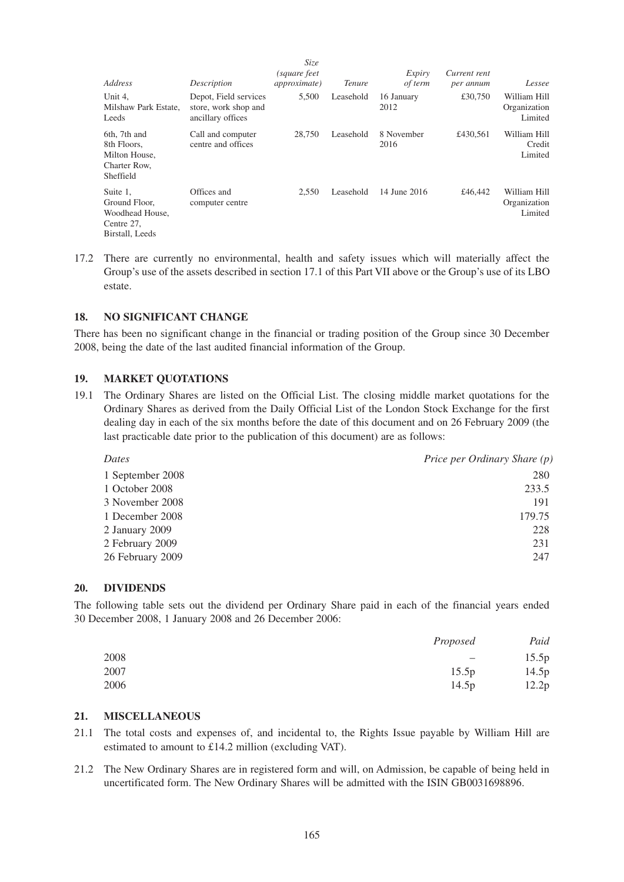| *Address* | *Description* | *Size (square feet approximate)* | *Tenure* | *Expiry of term* | *Current rent per annum* | *Lessee* |
|---|---|---|---|---|---|---|
| Unit 4, Milshaw Park Estate, Leeds | Depot, Field services store, work shop and ancillary offices | 5,500 | Leasehold | 16 January 2012 | £30,750 | William Hill Organization Limited |
| 6th, 7th and 8th Floors, Milton House, Charter Row, Sheffield | Call and computer centre and offices | 28,750 | Leasehold | 8 November 2016 | £430,561 | William Hill Credit Limited |
| Suite 1, Ground Floor, Woodhead House, Centre 27, Birstall, Leeds | Offices and computer centre | 2,550 | Leasehold | 14 June 2016 | £46,442 | William Hill Organization Limited |

17.2 There are currently no environmental, health and safety issues which will materially affect the Group's use of the assets described in section 17.1 of this Part VII above or the Group's use of its LBO estate.

## 18. NO SIGNIFICANT CHANGE

There has been no significant change in the financial or trading position of the Group since 30 December 2008, being the date of the last audited financial information of the Group.

## 19. MARKET QUOTATIONS

19.1 The Ordinary Shares are listed on the Official List. The closing middle market quotations for the Ordinary Shares as derived from the Daily Official List of the London Stock Exchange for the first dealing day in each of the six months before the date of this document and on 26 February 2009 (the last practicable date prior to the publication of this document) are as follows:

| *Dates* | *Price per Ordinary Share (p)* |
|---|---|
| 1 September 2008 | 280 |
| 1 October 2008 | 233.5 |
| 3 November 2008 | 191 |
| 1 December 2008 | 179.75 |
| 2 January 2009 | 228 |
| 2 February 2009 | 231 |
| 26 February 2009 | 247 |

## 20. DIVIDENDS

The following table sets out the dividend per Ordinary Share paid in each of the financial years ended 30 December 2008, 1 January 2008 and 26 December 2006:

| | *Proposed* | *Paid* |
|---|---|---|
| 2008 | – | 15.5p |
| 2007 | 15.5p | 14.5p |
| 2006 | 14.5p | 12.2p |

## 21. MISCELLANEOUS

21.1 The total costs and expenses of, and incidental to, the Rights Issue payable by William Hill are estimated to amount to £14.2 million (excluding VAT).

21.2 The New Ordinary Shares are in registered form and will, on Admission, be capable of being held in uncertificated form. The New Ordinary Shares will be admitted with the ISIN GB0031698896.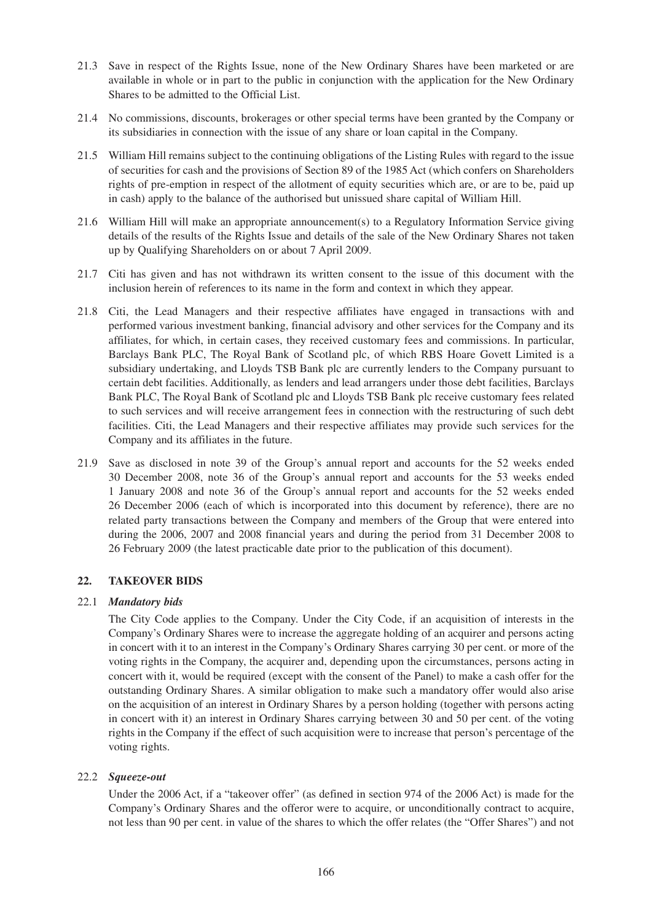21.3 Save in respect of the Rights Issue, none of the New Ordinary Shares have been marketed or are available in whole or in part to the public in conjunction with the application for the New Ordinary Shares to be admitted to the Official List.

21.4 No commissions, discounts, brokerages or other special terms have been granted by the Company or its subsidiaries in connection with the issue of any share or loan capital in the Company.

21.5 William Hill remains subject to the continuing obligations of the Listing Rules with regard to the issue of securities for cash and the provisions of Section 89 of the 1985 Act (which confers on Shareholders rights of pre-emption in respect of the allotment of equity securities which are, or are to be, paid up in cash) apply to the balance of the authorised but unissued share capital of William Hill.

21.6 William Hill will make an appropriate announcement(s) to a Regulatory Information Service giving details of the results of the Rights Issue and details of the sale of the New Ordinary Shares not taken up by Qualifying Shareholders on or about 7 April 2009.

21.7 Citi has given and has not withdrawn its written consent to the issue of this document with the inclusion herein of references to its name in the form and context in which they appear.

21.8 Citi, the Lead Managers and their respective affiliates have engaged in transactions with and performed various investment banking, financial advisory and other services for the Company and its affiliates, for which, in certain cases, they received customary fees and commissions. In particular, Barclays Bank PLC, The Royal Bank of Scotland plc, of which RBS Hoare Govett Limited is a subsidiary undertaking, and Lloyds TSB Bank plc are currently lenders to the Company pursuant to certain debt facilities. Additionally, as lenders and lead arrangers under those debt facilities, Barclays Bank PLC, The Royal Bank of Scotland plc and Lloyds TSB Bank plc receive customary fees related to such services and will receive arrangement fees in connection with the restructuring of such debt facilities. Citi, the Lead Managers and their respective affiliates may provide such services for the Company and its affiliates in the future.

21.9 Save as disclosed in note 39 of the Group's annual report and accounts for the 52 weeks ended 30 December 2008, note 36 of the Group's annual report and accounts for the 53 weeks ended 1 January 2008 and note 36 of the Group's annual report and accounts for the 52 weeks ended 26 December 2006 (each of which is incorporated into this document by reference), there are no related party transactions between the Company and members of the Group that were entered into during the 2006, 2007 and 2008 financial years and during the period from 31 December 2008 to 26 February 2009 (the latest practicable date prior to the publication of this document).

## 22. TAKEOVER BIDS

22.1 ***Mandatory bids***

The City Code applies to the Company. Under the City Code, if an acquisition of interests in the Company's Ordinary Shares were to increase the aggregate holding of an acquirer and persons acting in concert with it to an interest in the Company's Ordinary Shares carrying 30 per cent. or more of the voting rights in the Company, the acquirer and, depending upon the circumstances, persons acting in concert with it, would be required (except with the consent of the Panel) to make a cash offer for the outstanding Ordinary Shares. A similar obligation to make such a mandatory offer would also arise on the acquisition of an interest in Ordinary Shares by a person holding (together with persons acting in concert with it) an interest in Ordinary Shares carrying between 30 and 50 per cent. of the voting rights in the Company if the effect of such acquisition were to increase that person's percentage of the voting rights.

22.2 ***Squeeze-out***

Under the 2006 Act, if a "takeover offer" (as defined in section 974 of the 2006 Act) is made for the Company's Ordinary Shares and the offeror were to acquire, or unconditionally contract to acquire, not less than 90 per cent. in value of the shares to which the offer relates (the "Offer Shares") and not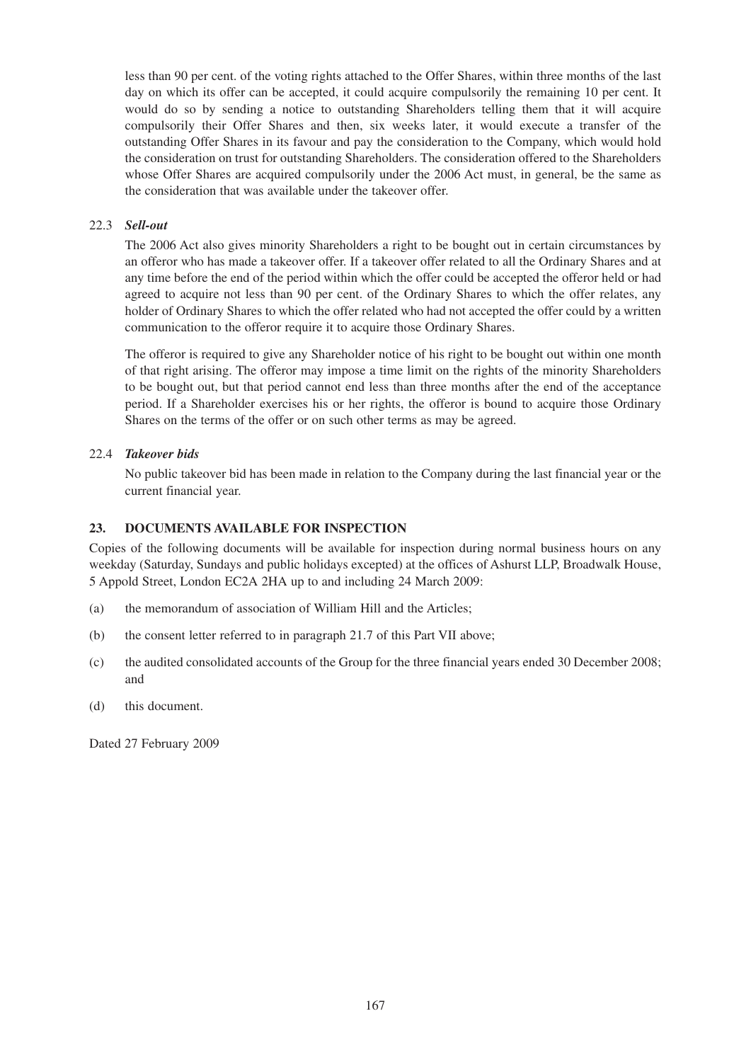less than 90 per cent. of the voting rights attached to the Offer Shares, within three months of the last day on which its offer can be accepted, it could acquire compulsorily the remaining 10 per cent. It would do so by sending a notice to outstanding Shareholders telling them that it will acquire compulsorily their Offer Shares and then, six weeks later, it would execute a transfer of the outstanding Offer Shares in its favour and pay the consideration to the Company, which would hold the consideration on trust for outstanding Shareholders. The consideration offered to the Shareholders whose Offer Shares are acquired compulsorily under the 2006 Act must, in general, be the same as the consideration that was available under the takeover offer.

22.3 ***Sell-out***

The 2006 Act also gives minority Shareholders a right to be bought out in certain circumstances by an offeror who has made a takeover offer. If a takeover offer related to all the Ordinary Shares and at any time before the end of the period within which the offer could be accepted the offeror held or had agreed to acquire not less than 90 per cent. of the Ordinary Shares to which the offer relates, any holder of Ordinary Shares to which the offer related who had not accepted the offer could by a written communication to the offeror require it to acquire those Ordinary Shares.

The offeror is required to give any Shareholder notice of his right to be bought out within one month of that right arising. The offeror may impose a time limit on the rights of the minority Shareholders to be bought out, but that period cannot end less than three months after the end of the acceptance period. If a Shareholder exercises his or her rights, the offeror is bound to acquire those Ordinary Shares on the terms of the offer or on such other terms as may be agreed.

22.4 ***Takeover bids***

No public takeover bid has been made in relation to the Company during the last financial year or the current financial year.

## 23. DOCUMENTS AVAILABLE FOR INSPECTION

Copies of the following documents will be available for inspection during normal business hours on any weekday (Saturday, Sundays and public holidays excepted) at the offices of Ashurst LLP, Broadwalk House, 5 Appold Street, London EC2A 2HA up to and including 24 March 2009:

(a) the memorandum of association of William Hill and the Articles;

(b) the consent letter referred to in paragraph 21.7 of this Part VII above;

(c) the audited consolidated accounts of the Group for the three financial years ended 30 December 2008; and

(d) this document.

Dated 27 February 2009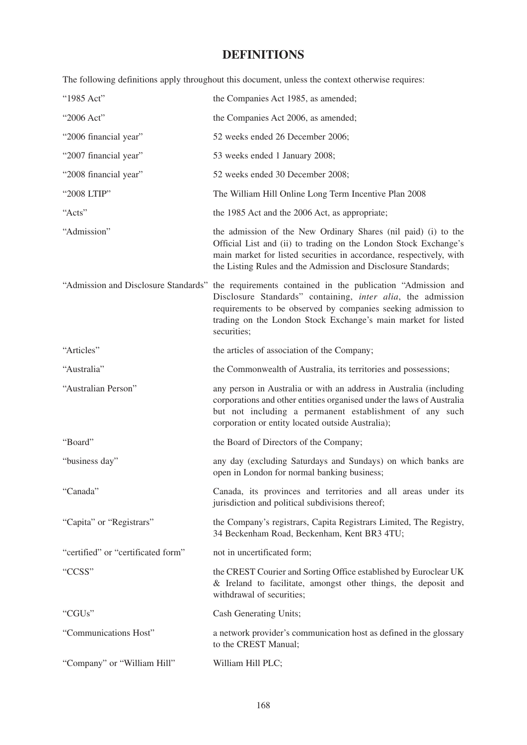# DEFINITIONS

The following definitions apply throughout this document, unless the context otherwise requires:

| | |
|---|---|
| "1985 Act" | the Companies Act 1985, as amended; |
| "2006 Act" | the Companies Act 2006, as amended; |
| "2006 financial year" | 52 weeks ended 26 December 2006; |
| "2007 financial year" | 53 weeks ended 1 January 2008; |
| "2008 financial year" | 52 weeks ended 30 December 2008; |
| "2008 LTIP" | The William Hill Online Long Term Incentive Plan 2008 |
| "Acts" | the 1985 Act and the 2006 Act, as appropriate; |
| "Admission" | the admission of the New Ordinary Shares (nil paid) (i) to the Official List and (ii) to trading on the London Stock Exchange's main market for listed securities in accordance, respectively, with the Listing Rules and the Admission and Disclosure Standards; |
| "Admission and Disclosure Standards" | the requirements contained in the publication "Admission and Disclosure Standards" containing, *inter alia*, the admission requirements to be observed by companies seeking admission to trading on the London Stock Exchange's main market for listed securities; |
| "Articles" | the articles of association of the Company; |
| "Australia" | the Commonwealth of Australia, its territories and possessions; |
| "Australian Person" | any person in Australia or with an address in Australia (including corporations and other entities organised under the laws of Australia but not including a permanent establishment of any such corporation or entity located outside Australia); |
| "Board" | the Board of Directors of the Company; |
| "business day" | any day (excluding Saturdays and Sundays) on which banks are open in London for normal banking business; |
| "Canada" | Canada, its provinces and territories and all areas under its jurisdiction and political subdivisions thereof; |
| "Capita" or "Registrars" | the Company's registrars, Capita Registrars Limited, The Registry, 34 Beckenham Road, Beckenham, Kent BR3 4TU; |
| "certified" or "certificated form" | not in uncertificated form; |
| "CCSS" | the CREST Courier and Sorting Office established by Euroclear UK & Ireland to facilitate, amongst other things, the deposit and withdrawal of securities; |
| "CGUs" | Cash Generating Units; |
| "Communications Host" | a network provider's communication host as defined in the glossary to the CREST Manual; |
| "Company" or "William Hill" | William Hill PLC; |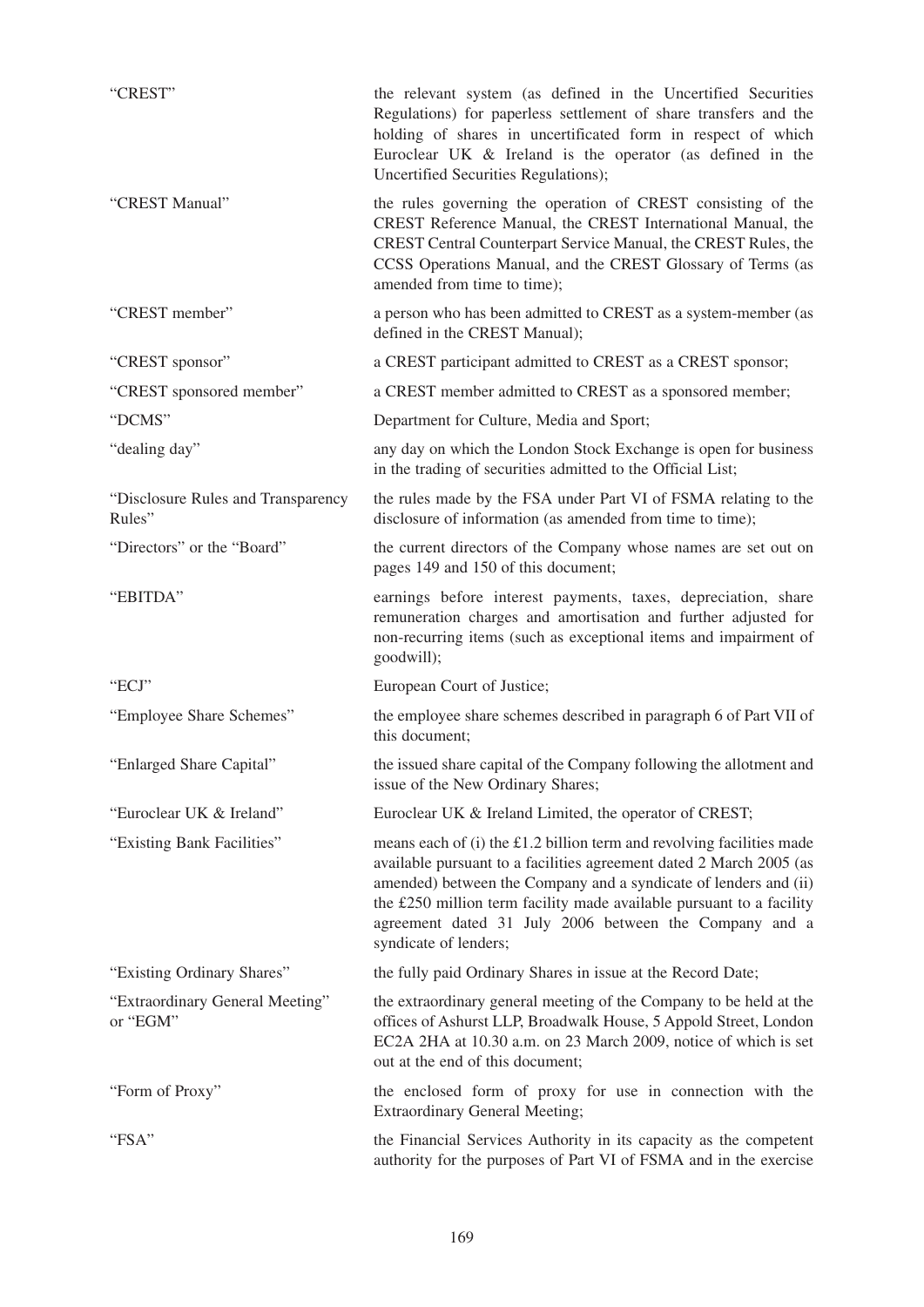| | |
|---|---|
| "CREST" | the relevant system (as defined in the Uncertified Securities Regulations) for paperless settlement of share transfers and the holding of shares in uncertificated form in respect of which Euroclear UK & Ireland is the operator (as defined in the Uncertified Securities Regulations); |
| "CREST Manual" | the rules governing the operation of CREST consisting of the CREST Reference Manual, the CREST International Manual, the CREST Central Counterpart Service Manual, the CREST Rules, the CCSS Operations Manual, and the CREST Glossary of Terms (as amended from time to time); |
| "CREST member" | a person who has been admitted to CREST as a system-member (as defined in the CREST Manual); |
| "CREST sponsor" | a CREST participant admitted to CREST as a CREST sponsor; |
| "CREST sponsored member" | a CREST member admitted to CREST as a sponsored member; |
| "DCMS" | Department for Culture, Media and Sport; |
| "dealing day" | any day on which the London Stock Exchange is open for business in the trading of securities admitted to the Official List; |
| "Disclosure Rules and Transparency Rules" | the rules made by the FSA under Part VI of FSMA relating to the disclosure of information (as amended from time to time); |
| "Directors" or the "Board" | the current directors of the Company whose names are set out on pages 149 and 150 of this document; |
| "EBITDA" | earnings before interest payments, taxes, depreciation, share remuneration charges and amortisation and further adjusted for non-recurring items (such as exceptional items and impairment of goodwill); |
| "ECJ" | European Court of Justice; |
| "Employee Share Schemes" | the employee share schemes described in paragraph 6 of Part VII of this document; |
| "Enlarged Share Capital" | the issued share capital of the Company following the allotment and issue of the New Ordinary Shares; |
| "Euroclear UK & Ireland" | Euroclear UK & Ireland Limited, the operator of CREST; |
| "Existing Bank Facilities" | means each of (i) the £1.2 billion term and revolving facilities made available pursuant to a facilities agreement dated 2 March 2005 (as amended) between the Company and a syndicate of lenders and (ii) the £250 million term facility made available pursuant to a facility agreement dated 31 July 2006 between the Company and a syndicate of lenders; |
| "Existing Ordinary Shares" | the fully paid Ordinary Shares in issue at the Record Date; |
| "Extraordinary General Meeting" or "EGM" | the extraordinary general meeting of the Company to be held at the offices of Ashurst LLP, Broadwalk House, 5 Appold Street, London EC2A 2HA at 10.30 a.m. on 23 March 2009, notice of which is set out at the end of this document; |
| "Form of Proxy" | the enclosed form of proxy for use in connection with the Extraordinary General Meeting; |
| "FSA" | the Financial Services Authority in its capacity as the competent authority for the purposes of Part VI of FSMA and in the exercise |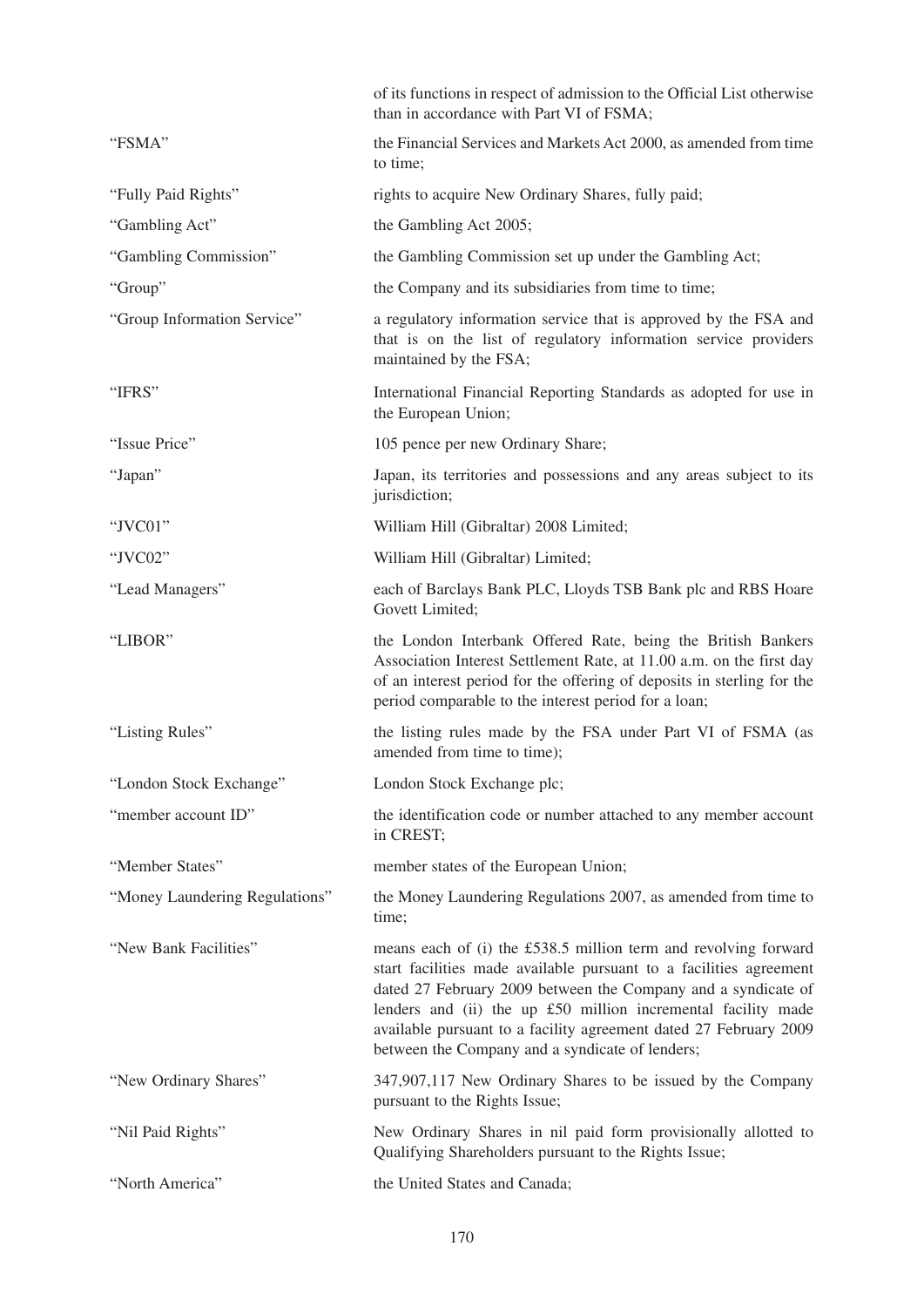|  |  |
| --- | --- |
|  | of its functions in respect of admission to the Official List otherwise than in accordance with Part VI of FSMA; |
| "FSMA" | the Financial Services and Markets Act 2000, as amended from time to time; |
| "Fully Paid Rights" | rights to acquire New Ordinary Shares, fully paid; |
| "Gambling Act" | the Gambling Act 2005; |
| "Gambling Commission" | the Gambling Commission set up under the Gambling Act; |
| "Group" | the Company and its subsidiaries from time to time; |
| "Group Information Service" | a regulatory information service that is approved by the FSA and that is on the list of regulatory information service providers maintained by the FSA; |
| "IFRS" | International Financial Reporting Standards as adopted for use in the European Union; |
| "Issue Price" | 105 pence per new Ordinary Share; |
| "Japan" | Japan, its territories and possessions and any areas subject to its jurisdiction; |
| "JVC01" | William Hill (Gibraltar) 2008 Limited; |
| "JVC02" | William Hill (Gibraltar) Limited; |
| "Lead Managers" | each of Barclays Bank PLC, Lloyds TSB Bank plc and RBS Hoare Govett Limited; |
| "LIBOR" | the London Interbank Offered Rate, being the British Bankers Association Interest Settlement Rate, at 11.00 a.m. on the first day of an interest period for the offering of deposits in sterling for the period comparable to the interest period for a loan; |
| "Listing Rules" | the listing rules made by the FSA under Part VI of FSMA (as amended from time to time); |
| "London Stock Exchange" | London Stock Exchange plc; |
| "member account ID" | the identification code or number attached to any member account in CREST; |
| "Member States" | member states of the European Union; |
| "Money Laundering Regulations" | the Money Laundering Regulations 2007, as amended from time to time; |
| "New Bank Facilities" | means each of (i) the £538.5 million term and revolving forward start facilities made available pursuant to a facilities agreement dated 27 February 2009 between the Company and a syndicate of lenders and (ii) the up £50 million incremental facility made available pursuant to a facility agreement dated 27 February 2009 between the Company and a syndicate of lenders; |
| "New Ordinary Shares" | 347,907,117 New Ordinary Shares to be issued by the Company pursuant to the Rights Issue; |
| "Nil Paid Rights" | New Ordinary Shares in nil paid form provisionally allotted to Qualifying Shareholders pursuant to the Rights Issue; |
| "North America" | the United States and Canada; |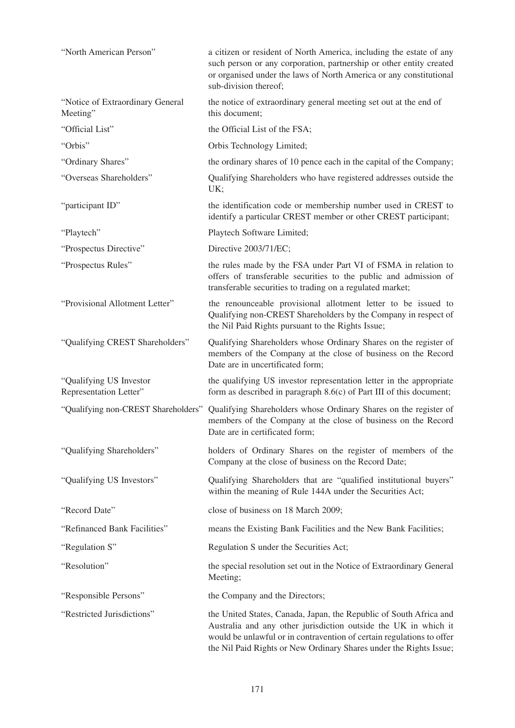| | |
|---|---|
| "North American Person" | a citizen or resident of North America, including the estate of any such person or any corporation, partnership or other entity created or organised under the laws of North America or any constitutional sub-division thereof; |
| "Notice of Extraordinary General Meeting" | the notice of extraordinary general meeting set out at the end of this document; |
| "Official List" | the Official List of the FSA; |
| "Orbis" | Orbis Technology Limited; |
| "Ordinary Shares" | the ordinary shares of 10 pence each in the capital of the Company; |
| "Overseas Shareholders" | Qualifying Shareholders who have registered addresses outside the UK; |
| "participant ID" | the identification code or membership number used in CREST to identify a particular CREST member or other CREST participant; |
| "Playtech" | Playtech Software Limited; |
| "Prospectus Directive" | Directive 2003/71/EC; |
| "Prospectus Rules" | the rules made by the FSA under Part VI of FSMA in relation to offers of transferable securities to the public and admission of transferable securities to trading on a regulated market; |
| "Provisional Allotment Letter" | the renounceable provisional allotment letter to be issued to Qualifying non-CREST Shareholders by the Company in respect of the Nil Paid Rights pursuant to the Rights Issue; |
| "Qualifying CREST Shareholders" | Qualifying Shareholders whose Ordinary Shares on the register of members of the Company at the close of business on the Record Date are in uncertificated form; |
| "Qualifying US Investor Representation Letter" | the qualifying US investor representation letter in the appropriate form as described in paragraph 8.6(c) of Part III of this document; |
| "Qualifying non-CREST Shareholders" | Qualifying Shareholders whose Ordinary Shares on the register of members of the Company at the close of business on the Record Date are in certificated form; |
| "Qualifying Shareholders" | holders of Ordinary Shares on the register of members of the Company at the close of business on the Record Date; |
| "Qualifying US Investors" | Qualifying Shareholders that are "qualified institutional buyers" within the meaning of Rule 144A under the Securities Act; |
| "Record Date" | close of business on 18 March 2009; |
| "Refinanced Bank Facilities" | means the Existing Bank Facilities and the New Bank Facilities; |
| "Regulation S" | Regulation S under the Securities Act; |
| "Resolution" | the special resolution set out in the Notice of Extraordinary General Meeting; |
| "Responsible Persons" | the Company and the Directors; |
| "Restricted Jurisdictions" | the United States, Canada, Japan, the Republic of South Africa and Australia and any other jurisdiction outside the UK in which it would be unlawful or in contravention of certain regulations to offer the Nil Paid Rights or New Ordinary Shares under the Rights Issue; |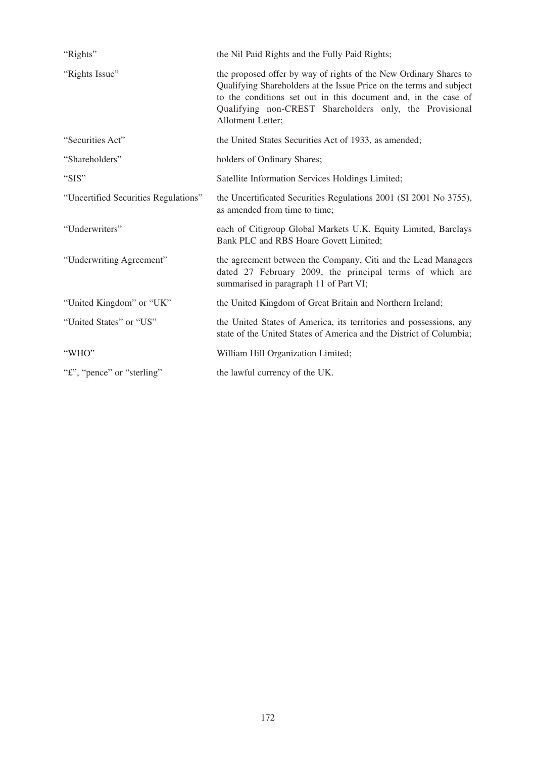| | |
|---|---|
| "Rights" | the Nil Paid Rights and the Fully Paid Rights; |
| "Rights Issue" | the proposed offer by way of rights of the New Ordinary Shares to Qualifying Shareholders at the Issue Price on the terms and subject to the conditions set out in this document and, in the case of Qualifying non-CREST Shareholders only, the Provisional Allotment Letter; |
| "Securities Act" | the United States Securities Act of 1933, as amended; |
| "Shareholders" | holders of Ordinary Shares; |
| "SIS" | Satellite Information Services Holdings Limited; |
| "Uncertified Securities Regulations" | the Uncertificated Securities Regulations 2001 (SI 2001 No 3755), as amended from time to time; |
| "Underwriters" | each of Citigroup Global Markets U.K. Equity Limited, Barclays Bank PLC and RBS Hoare Govett Limited; |
| "Underwriting Agreement" | the agreement between the Company, Citi and the Lead Managers dated 27 February 2009, the principal terms of which are summarised in paragraph 11 of Part VI; |
| "United Kingdom" or "UK" | the United Kingdom of Great Britain and Northern Ireland; |
| "United States" or "US" | the United States of America, its territories and possessions, any state of the United States of America and the District of Columbia; |
| "WHO" | William Hill Organization Limited; |
| "£", "pence" or "sterling" | the lawful currency of the UK. |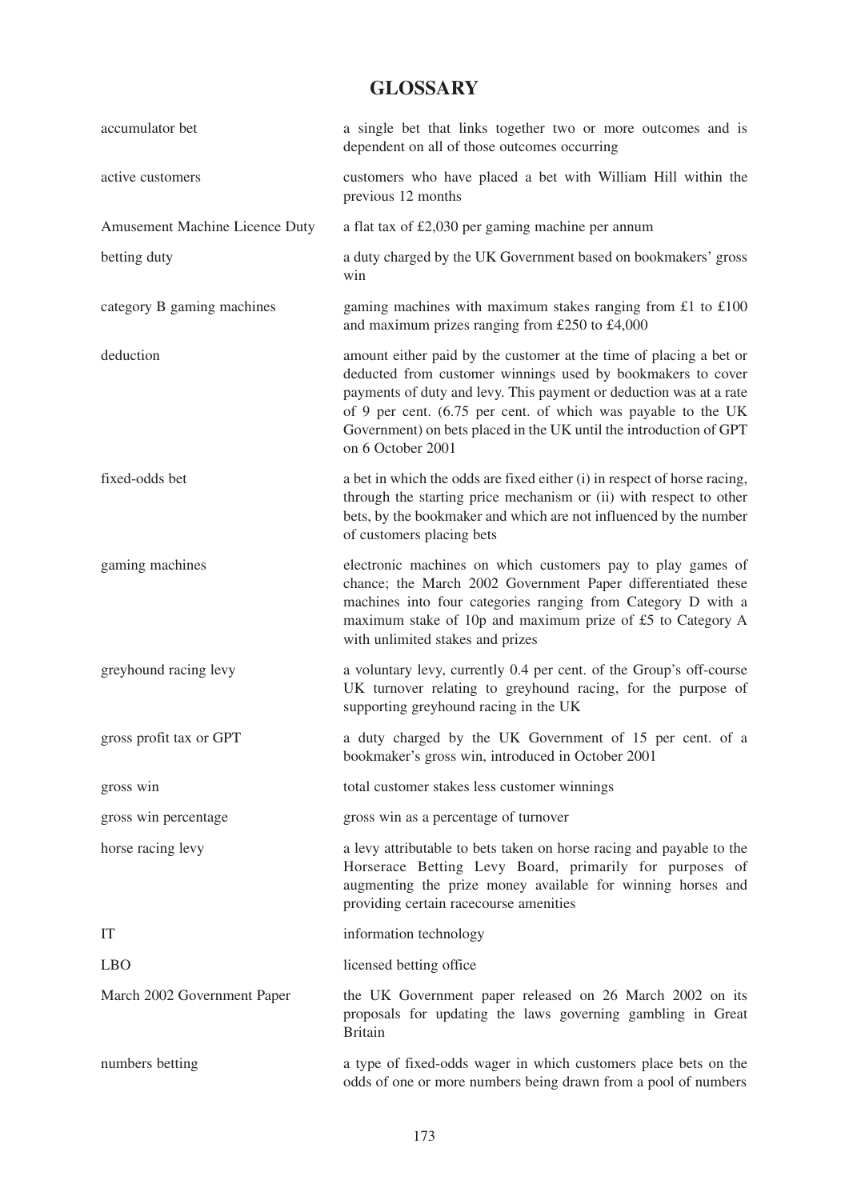# GLOSSARY

| | |
|---|---|
| accumulator bet | a single bet that links together two or more outcomes and is dependent on all of those outcomes occurring |
| active customers | customers who have placed a bet with William Hill within the previous 12 months |
| Amusement Machine Licence Duty | a flat tax of £2,030 per gaming machine per annum |
| betting duty | a duty charged by the UK Government based on bookmakers' gross win |
| category B gaming machines | gaming machines with maximum stakes ranging from £1 to £100 and maximum prizes ranging from £250 to £4,000 |
| deduction | amount either paid by the customer at the time of placing a bet or deducted from customer winnings used by bookmakers to cover payments of duty and levy. This payment or deduction was at a rate of 9 per cent. (6.75 per cent. of which was payable to the UK Government) on bets placed in the UK until the introduction of GPT on 6 October 2001 |
| fixed-odds bet | a bet in which the odds are fixed either (i) in respect of horse racing, through the starting price mechanism or (ii) with respect to other bets, by the bookmaker and which are not influenced by the number of customers placing bets |
| gaming machines | electronic machines on which customers pay to play games of chance; the March 2002 Government Paper differentiated these machines into four categories ranging from Category D with a maximum stake of 10p and maximum prize of £5 to Category A with unlimited stakes and prizes |
| greyhound racing levy | a voluntary levy, currently 0.4 per cent. of the Group's off-course UK turnover relating to greyhound racing, for the purpose of supporting greyhound racing in the UK |
| gross profit tax or GPT | a duty charged by the UK Government of 15 per cent. of a bookmaker's gross win, introduced in October 2001 |
| gross win | total customer stakes less customer winnings |
| gross win percentage | gross win as a percentage of turnover |
| horse racing levy | a levy attributable to bets taken on horse racing and payable to the Horserace Betting Levy Board, primarily for purposes of augmenting the prize money available for winning horses and providing certain racecourse amenities |
| IT | information technology |
| LBO | licensed betting office |
| March 2002 Government Paper | the UK Government paper released on 26 March 2002 on its proposals for updating the laws governing gambling in Great Britain |
| numbers betting | a type of fixed-odds wager in which customers place bets on the odds of one or more numbers being drawn from a pool of numbers |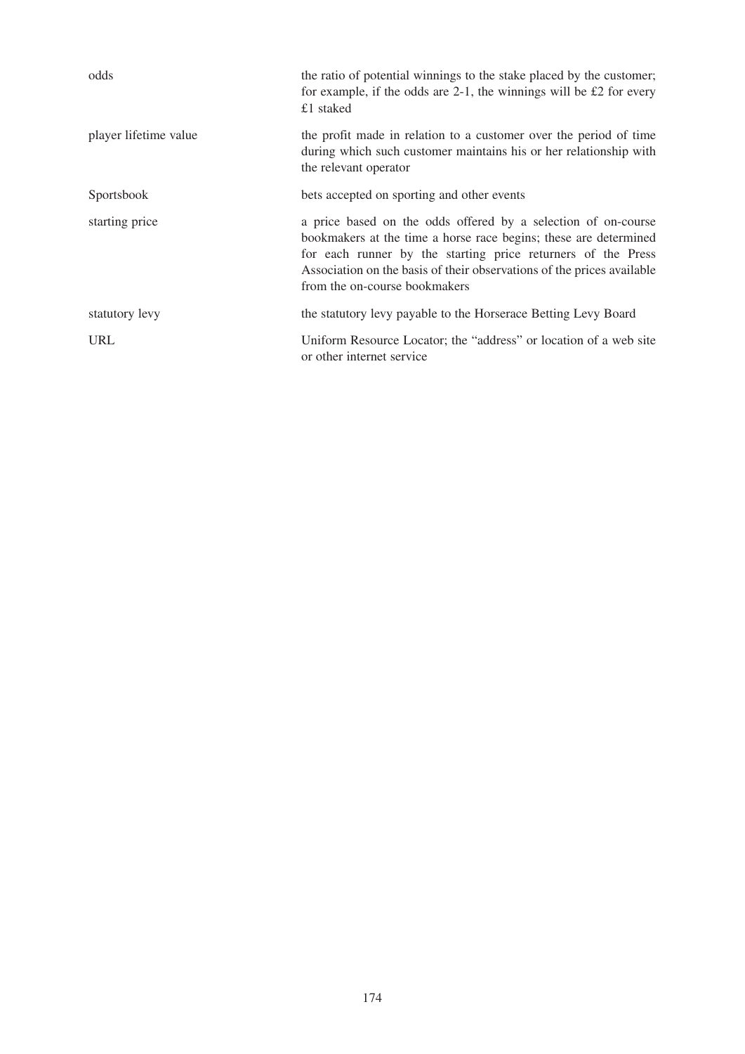| | |
|---|---|
| odds | the ratio of potential winnings to the stake placed by the customer; for example, if the odds are 2-1, the winnings will be £2 for every £1 staked |
| player lifetime value | the profit made in relation to a customer over the period of time during which such customer maintains his or her relationship with the relevant operator |
| Sportsbook | bets accepted on sporting and other events |
| starting price | a price based on the odds offered by a selection of on-course bookmakers at the time a horse race begins; these are determined for each runner by the starting price returners of the Press Association on the basis of their observations of the prices available from the on-course bookmakers |
| statutory levy | the statutory levy payable to the Horserace Betting Levy Board |
| URL | Uniform Resource Locator; the "address" or location of a web site or other internet service |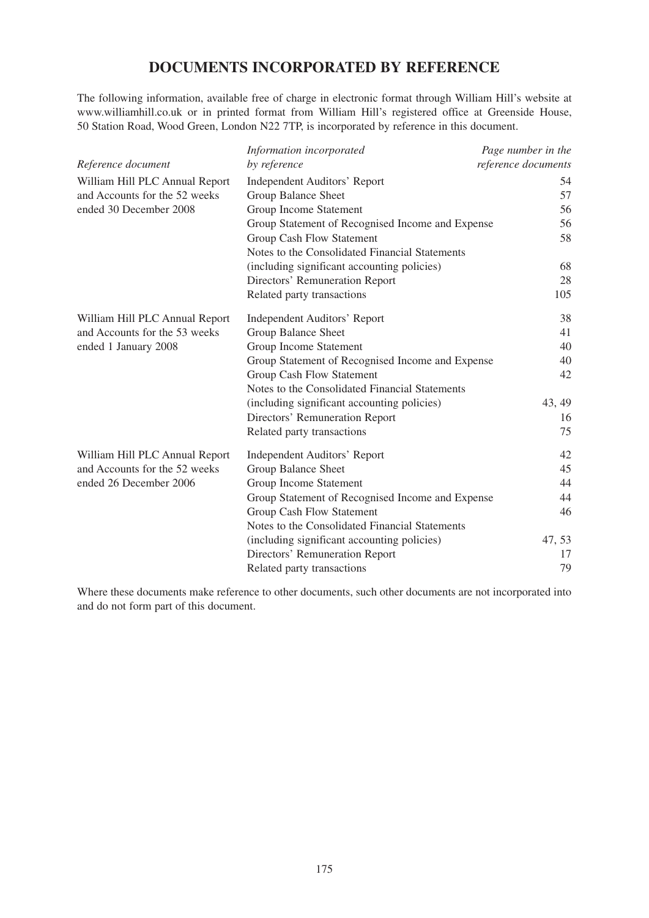# DOCUMENTS INCORPORATED BY REFERENCE

The following information, available free of charge in electronic format through William Hill's website at www.williamhill.co.uk or in printed format from William Hill's registered office at Greenside House, 50 Station Road, Wood Green, London N22 7TP, is incorporated by reference in this document.

| *Reference document* | *Information incorporated by reference* | *Page number in the reference documents* |
|---|---|---|
| William Hill PLC Annual Report and Accounts for the 52 weeks ended 30 December 2008 | Independent Auditors' Report | 54 |
| | Group Balance Sheet | 57 |
| | Group Income Statement | 56 |
| | Group Statement of Recognised Income and Expense | 56 |
| | Group Cash Flow Statement | 58 |
| | Notes to the Consolidated Financial Statements (including significant accounting policies) | 68 |
| | Directors' Remuneration Report | 28 |
| | Related party transactions | 105 |
| William Hill PLC Annual Report and Accounts for the 53 weeks ended 1 January 2008 | Independent Auditors' Report | 38 |
| | Group Balance Sheet | 41 |
| | Group Income Statement | 40 |
| | Group Statement of Recognised Income and Expense | 40 |
| | Group Cash Flow Statement | 42 |
| | Notes to the Consolidated Financial Statements (including significant accounting policies) | 43, 49 |
| | Directors' Remuneration Report | 16 |
| | Related party transactions | 75 |
| William Hill PLC Annual Report and Accounts for the 52 weeks ended 26 December 2006 | Independent Auditors' Report | 42 |
| | Group Balance Sheet | 45 |
| | Group Income Statement | 44 |
| | Group Statement of Recognised Income and Expense | 44 |
| | Group Cash Flow Statement | 46 |
| | Notes to the Consolidated Financial Statements (including significant accounting policies) | 47, 53 |
| | Directors' Remuneration Report | 17 |
| | Related party transactions | 79 |

Where these documents make reference to other documents, such other documents are not incorporated into and do not form part of this document.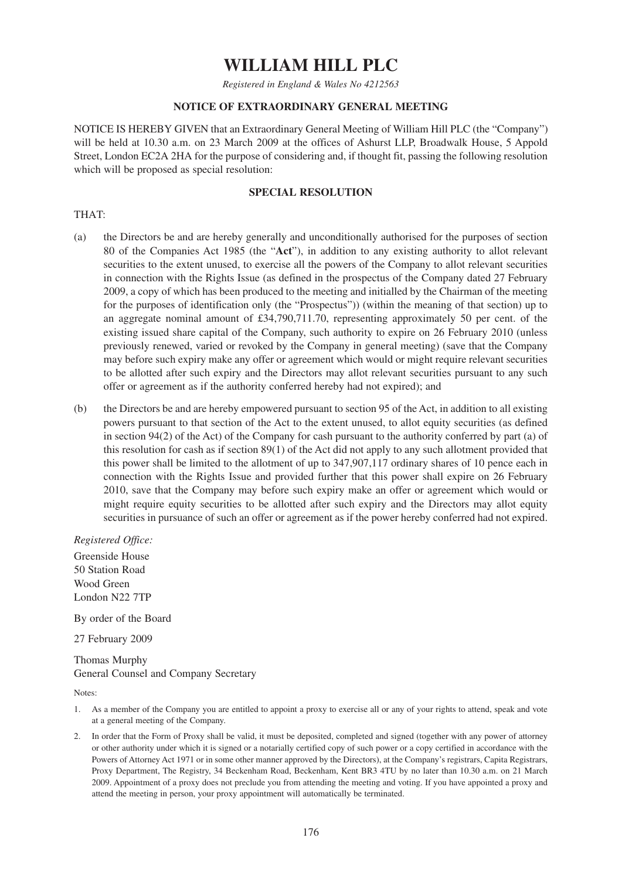# WILLIAM HILL PLC

*Registered in England & Wales No 4212563*

## NOTICE OF EXTRAORDINARY GENERAL MEETING

NOTICE IS HEREBY GIVEN that an Extraordinary General Meeting of William Hill PLC (the "Company") will be held at 10.30 a.m. on 23 March 2009 at the offices of Ashurst LLP, Broadwalk House, 5 Appold Street, London EC2A 2HA for the purpose of considering and, if thought fit, passing the following resolution which will be proposed as special resolution:

## SPECIAL RESOLUTION

THAT:

(a) the Directors be and are hereby generally and unconditionally authorised for the purposes of section 80 of the Companies Act 1985 (the "**Act**"), in addition to any existing authority to allot relevant securities to the extent unused, to exercise all the powers of the Company to allot relevant securities in connection with the Rights Issue (as defined in the prospectus of the Company dated 27 February 2009, a copy of which has been produced to the meeting and initialled by the Chairman of the meeting for the purposes of identification only (the "Prospectus")) (within the meaning of that section) up to an aggregate nominal amount of £34,790,711.70, representing approximately 50 per cent. of the existing issued share capital of the Company, such authority to expire on 26 February 2010 (unless previously renewed, varied or revoked by the Company in general meeting) (save that the Company may before such expiry make any offer or agreement which would or might require relevant securities to be allotted after such expiry and the Directors may allot relevant securities pursuant to any such offer or agreement as if the authority conferred hereby had not expired); and

(b) the Directors be and are hereby empowered pursuant to section 95 of the Act, in addition to all existing powers pursuant to that section of the Act to the extent unused, to allot equity securities (as defined in section 94(2) of the Act) of the Company for cash pursuant to the authority conferred by part (a) of this resolution for cash as if section 89(1) of the Act did not apply to any such allotment provided that this power shall be limited to the allotment of up to 347,907,117 ordinary shares of 10 pence each in connection with the Rights Issue and provided further that this power shall expire on 26 February 2010, save that the Company may before such expiry make an offer or agreement which would or might require equity securities to be allotted after such expiry and the Directors may allot equity securities in pursuance of such an offer or agreement as if the power hereby conferred had not expired.

*Registered Office:*

Greenside House
50 Station Road
Wood Green
London N22 7TP

By order of the Board

27 February 2009

Thomas Murphy
General Counsel and Company Secretary

Notes:

1. As a member of the Company you are entitled to appoint a proxy to exercise all or any of your rights to attend, speak and vote at a general meeting of the Company.
2. In order that the Form of Proxy shall be valid, it must be deposited, completed and signed (together with any power of attorney or other authority under which it is signed or a notarially certified copy of such power or a copy certified in accordance with the Powers of Attorney Act 1971 or in some other manner approved by the Directors), at the Company's registrars, Capita Registrars, Proxy Department, The Registry, 34 Beckenham Road, Beckenham, Kent BR3 4TU by no later than 10.30 a.m. on 21 March 2009. Appointment of a proxy does not preclude you from attending the meeting and voting. If you have appointed a proxy and attend the meeting in person, your proxy appointment will automatically be terminated.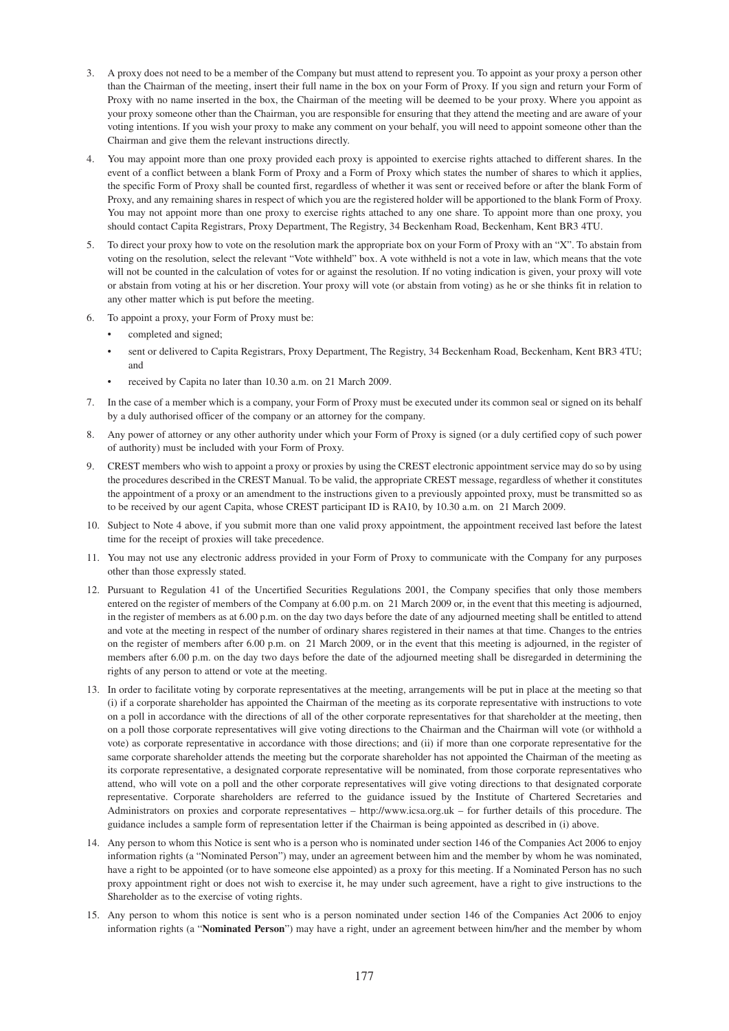3. A proxy does not need to be a member of the Company but must attend to represent you. To appoint as your proxy a person other than the Chairman of the meeting, insert their full name in the box on your Form of Proxy. If you sign and return your Form of Proxy with no name inserted in the box, the Chairman of the meeting will be deemed to be your proxy. Where you appoint as your proxy someone other than the Chairman, you are responsible for ensuring that they attend the meeting and are aware of your voting intentions. If you wish your proxy to make any comment on your behalf, you will need to appoint someone other than the Chairman and give them the relevant instructions directly.

4. You may appoint more than one proxy provided each proxy is appointed to exercise rights attached to different shares. In the event of a conflict between a blank Form of Proxy and a Form of Proxy which states the number of shares to which it applies, the specific Form of Proxy shall be counted first, regardless of whether it was sent or received before or after the blank Form of Proxy, and any remaining shares in respect of which you are the registered holder will be apportioned to the blank Form of Proxy. You may not appoint more than one proxy to exercise rights attached to any one share. To appoint more than one proxy, you should contact Capita Registrars, Proxy Department, The Registry, 34 Beckenham Road, Beckenham, Kent BR3 4TU.

5. To direct your proxy how to vote on the resolution mark the appropriate box on your Form of Proxy with an "X". To abstain from voting on the resolution, select the relevant "Vote withheld" box. A vote withheld is not a vote in law, which means that the vote will not be counted in the calculation of votes for or against the resolution. If no voting indication is given, your proxy will vote or abstain from voting at his or her discretion. Your proxy will vote (or abstain from voting) as he or she thinks fit in relation to any other matter which is put before the meeting.

6. To appoint a proxy, your Form of Proxy must be:
   - completed and signed;
   - sent or delivered to Capita Registrars, Proxy Department, The Registry, 34 Beckenham Road, Beckenham, Kent BR3 4TU; and
   - received by Capita no later than 10.30 a.m. on 21 March 2009.

7. In the case of a member which is a company, your Form of Proxy must be executed under its common seal or signed on its behalf by a duly authorised officer of the company or an attorney for the company.

8. Any power of attorney or any other authority under which your Form of Proxy is signed (or a duly certified copy of such power of authority) must be included with your Form of Proxy.

9. CREST members who wish to appoint a proxy or proxies by using the CREST electronic appointment service may do so by using the procedures described in the CREST Manual. To be valid, the appropriate CREST message, regardless of whether it constitutes the appointment of a proxy or an amendment to the instructions given to a previously appointed proxy, must be transmitted so as to be received by our agent Capita, whose CREST participant ID is RA10, by 10.30 a.m. on 21 March 2009.

10. Subject to Note 4 above, if you submit more than one valid proxy appointment, the appointment received last before the latest time for the receipt of proxies will take precedence.

11. You may not use any electronic address provided in your Form of Proxy to communicate with the Company for any purposes other than those expressly stated.

12. Pursuant to Regulation 41 of the Uncertified Securities Regulations 2001, the Company specifies that only those members entered on the register of members of the Company at 6.00 p.m. on 21 March 2009 or, in the event that this meeting is adjourned, in the register of members as at 6.00 p.m. on the day two days before the date of any adjourned meeting shall be entitled to attend and vote at the meeting in respect of the number of ordinary shares registered in their names at that time. Changes to the entries on the register of members after 6.00 p.m. on 21 March 2009, or in the event that this meeting is adjourned, in the register of members after 6.00 p.m. on the day two days before the date of the adjourned meeting shall be disregarded in determining the rights of any person to attend or vote at the meeting.

13. In order to facilitate voting by corporate representatives at the meeting, arrangements will be put in place at the meeting so that (i) if a corporate shareholder has appointed the Chairman of the meeting as its corporate representative with instructions to vote on a poll in accordance with the directions of all of the other corporate representatives for that shareholder at the meeting, then on a poll those corporate representatives will give voting directions to the Chairman and the Chairman will vote (or withhold a vote) as corporate representative in accordance with those directions; and (ii) if more than one corporate representative for the same corporate shareholder attends the meeting but the corporate shareholder has not appointed the Chairman of the meeting as its corporate representative, a designated corporate representative will be nominated, from those corporate representatives who attend, who will vote on a poll and the other corporate representatives will give voting directions to that designated corporate representative. Corporate shareholders are referred to the guidance issued by the Institute of Chartered Secretaries and Administrators on proxies and corporate representatives – http://www.icsa.org.uk – for further details of this procedure. The guidance includes a sample form of representation letter if the Chairman is being appointed as described in (i) above.

14. Any person to whom this Notice is sent who is a person who is nominated under section 146 of the Companies Act 2006 to enjoy information rights (a "Nominated Person") may, under an agreement between him and the member by whom he was nominated, have a right to be appointed (or to have someone else appointed) as a proxy for this meeting. If a Nominated Person has no such proxy appointment right or does not wish to exercise it, he may under such agreement, have a right to give instructions to the Shareholder as to the exercise of voting rights.

15. Any person to whom this notice is sent who is a person nominated under section 146 of the Companies Act 2006 to enjoy information rights (a "**Nominated Person**") may have a right, under an agreement between him/her and the member by whom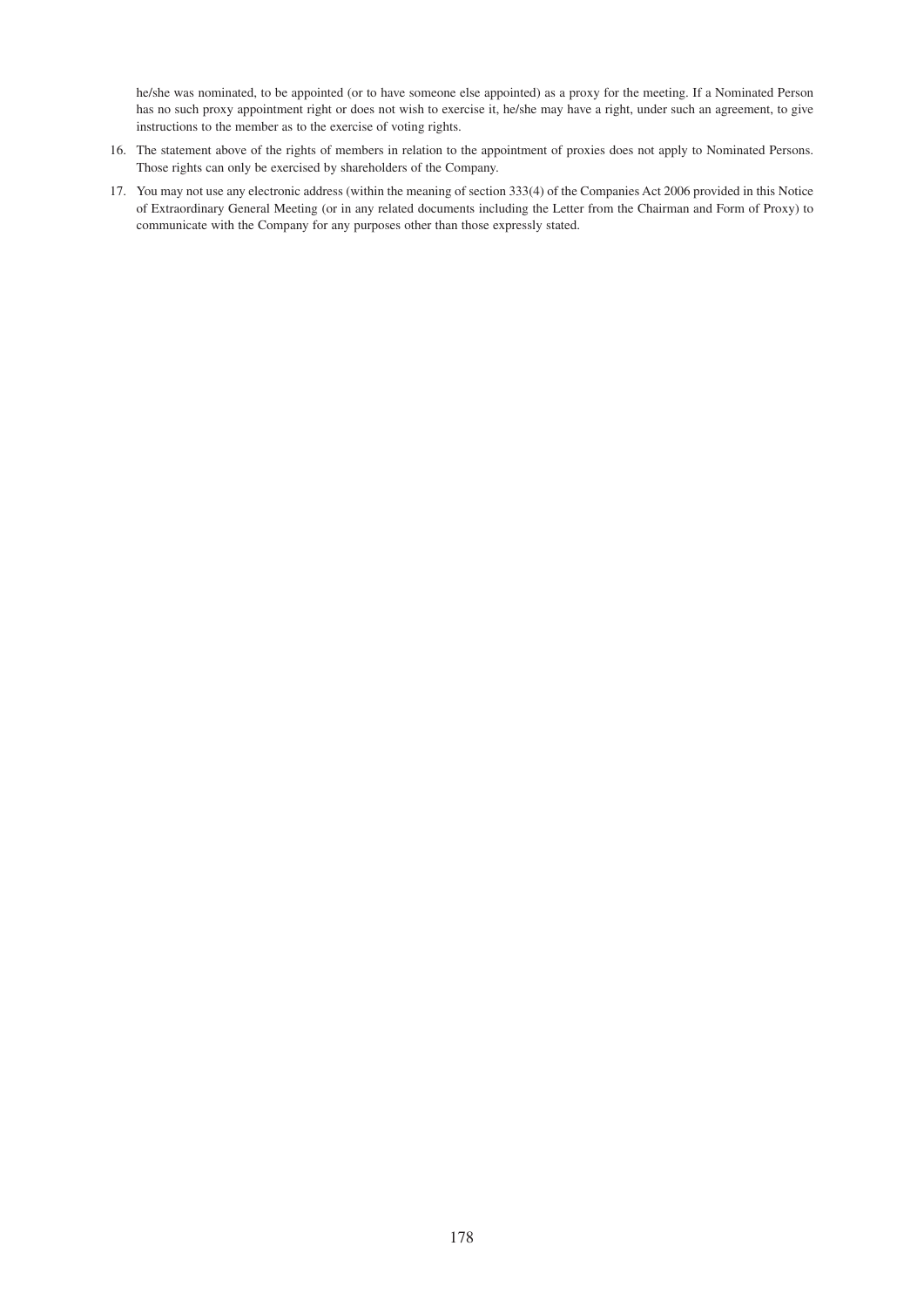he/she was nominated, to be appointed (or to have someone else appointed) as a proxy for the meeting. If a Nominated Person has no such proxy appointment right or does not wish to exercise it, he/she may have a right, under such an agreement, to give instructions to the member as to the exercise of voting rights.

16. The statement above of the rights of members in relation to the appointment of proxies does not apply to Nominated Persons. Those rights can only be exercised by shareholders of the Company.
17. You may not use any electronic address (within the meaning of section 333(4) of the Companies Act 2006 provided in this Notice of Extraordinary General Meeting (or in any related documents including the Letter from the Chairman and Form of Proxy) to communicate with the Company for any purposes other than those expressly stated.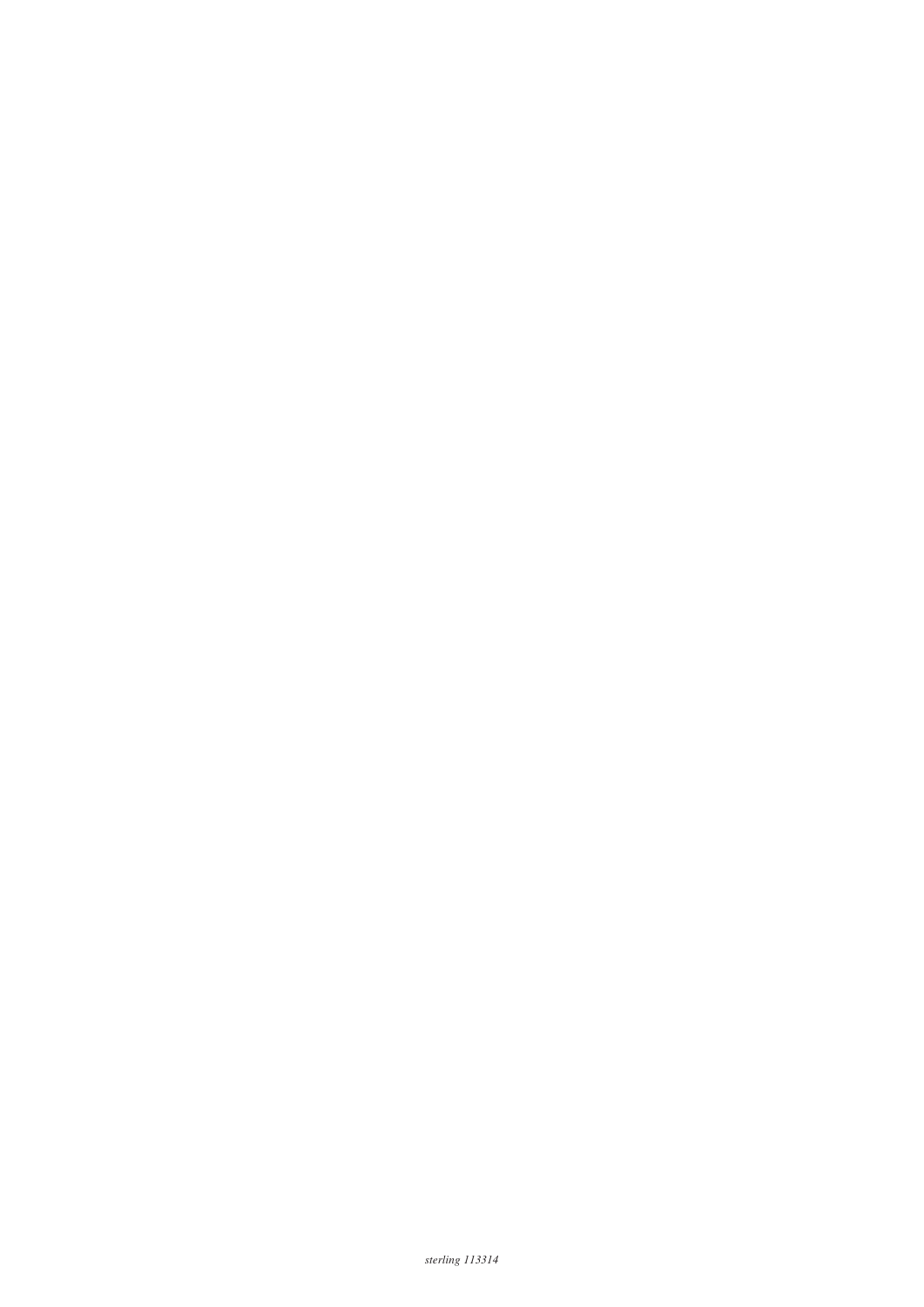*sterling 113314*